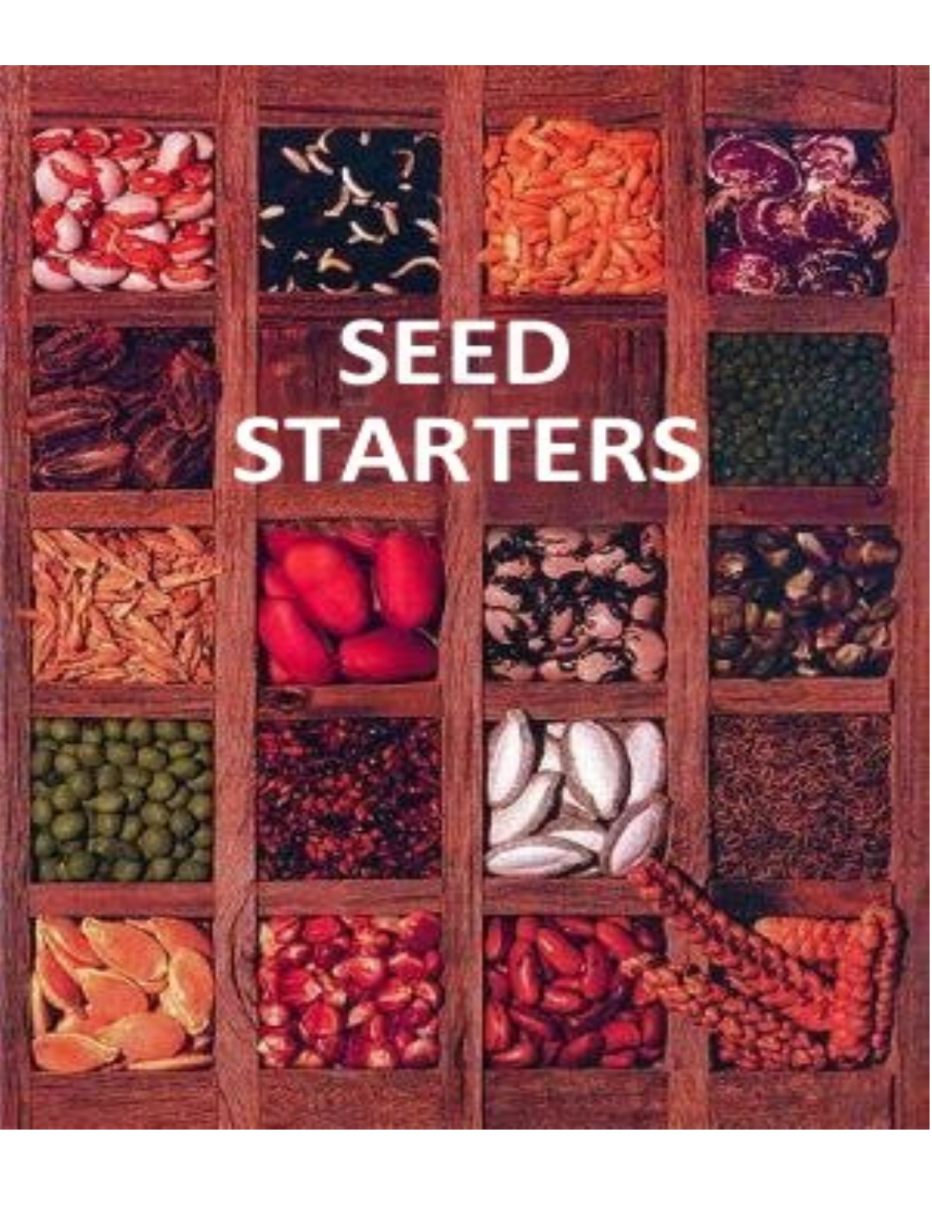# SEED STARTERS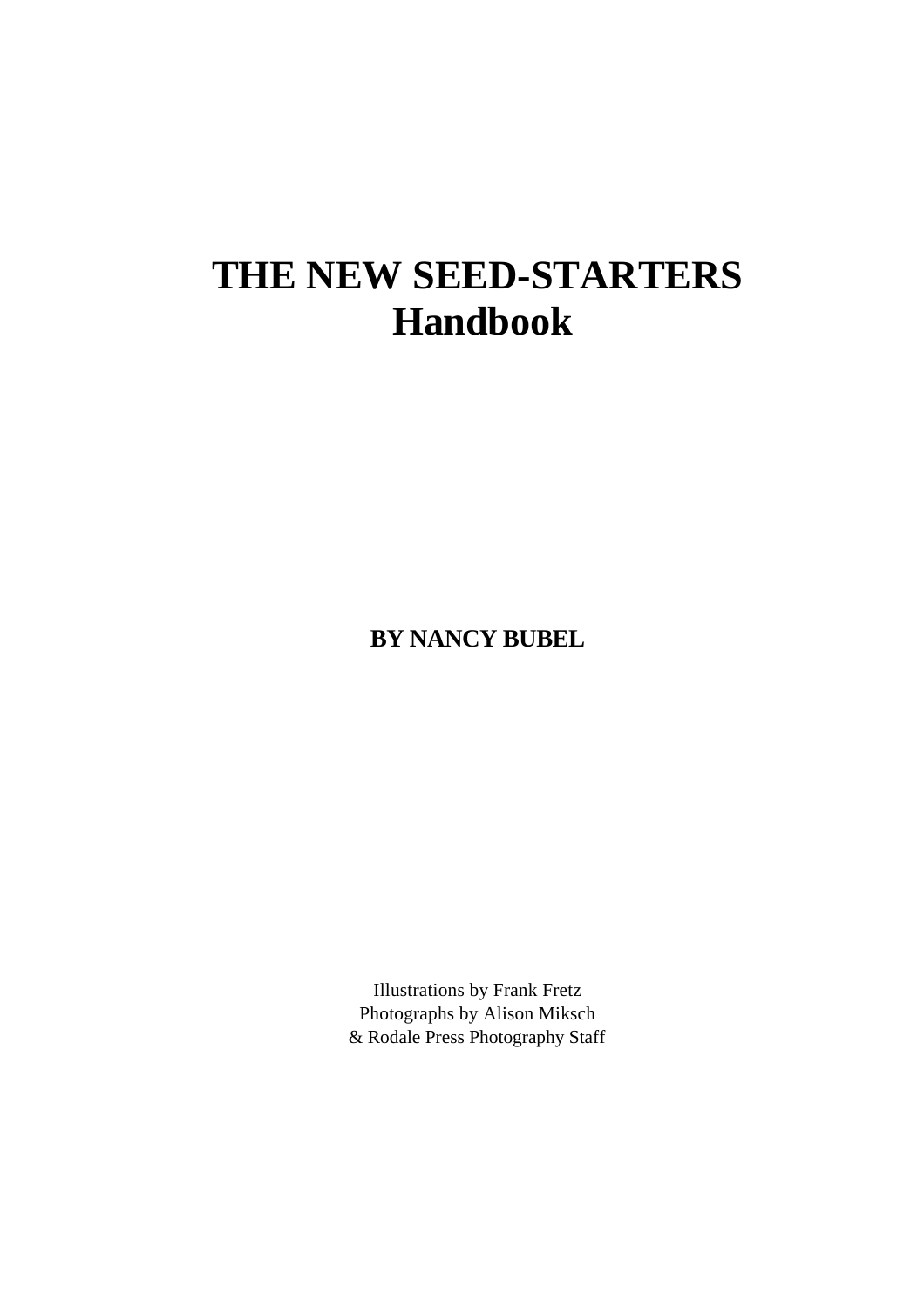# THE NEW SEED-STARTERS Handbook

**BY NANCY BUBEL**

Illustrations by Frank Fretz
Photographs by Alison Miksch
& Rodale Press Photography Staff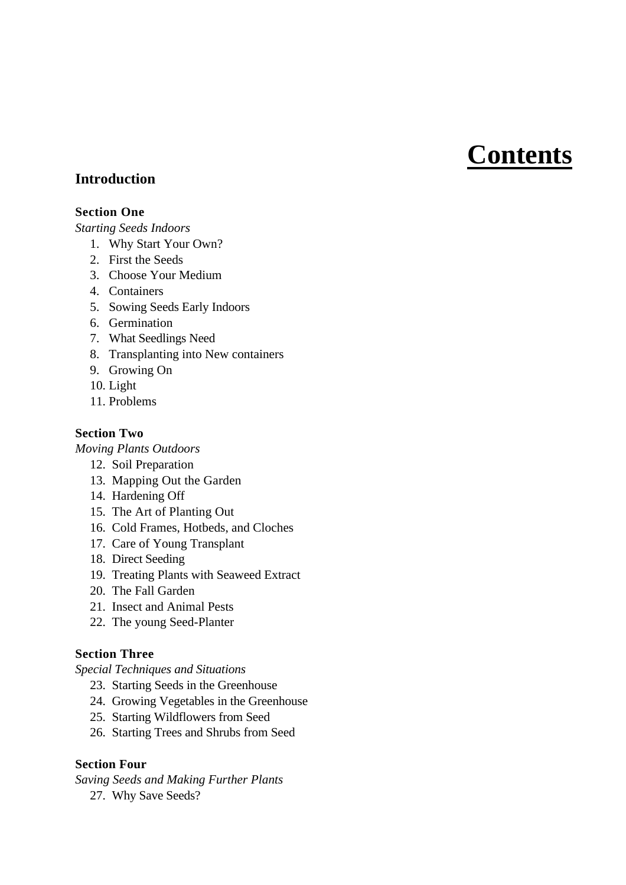# Contents

## Introduction

**Section One**

*Starting Seeds Indoors*

1. Why Start Your Own?
2. First the Seeds
3. Choose Your Medium
4. Containers
5. Sowing Seeds Early Indoors
6. Germination
7. What Seedlings Need
8. Transplanting into New containers
9. Growing On
10. Light
11. Problems

**Section Two**

*Moving Plants Outdoors*

12. Soil Preparation
13. Mapping Out the Garden
14. Hardening Off
15. The Art of Planting Out
16. Cold Frames, Hotbeds, and Cloches
17. Care of Young Transplant
18. Direct Seeding
19. Treating Plants with Seaweed Extract
20. The Fall Garden
21. Insect and Animal Pests
22. The young Seed-Planter

**Section Three**

*Special Techniques and Situations*

23. Starting Seeds in the Greenhouse
24. Growing Vegetables in the Greenhouse
25. Starting Wildflowers from Seed
26. Starting Trees and Shrubs from Seed

**Section Four**

*Saving Seeds and Making Further Plants*

27. Why Save Seeds?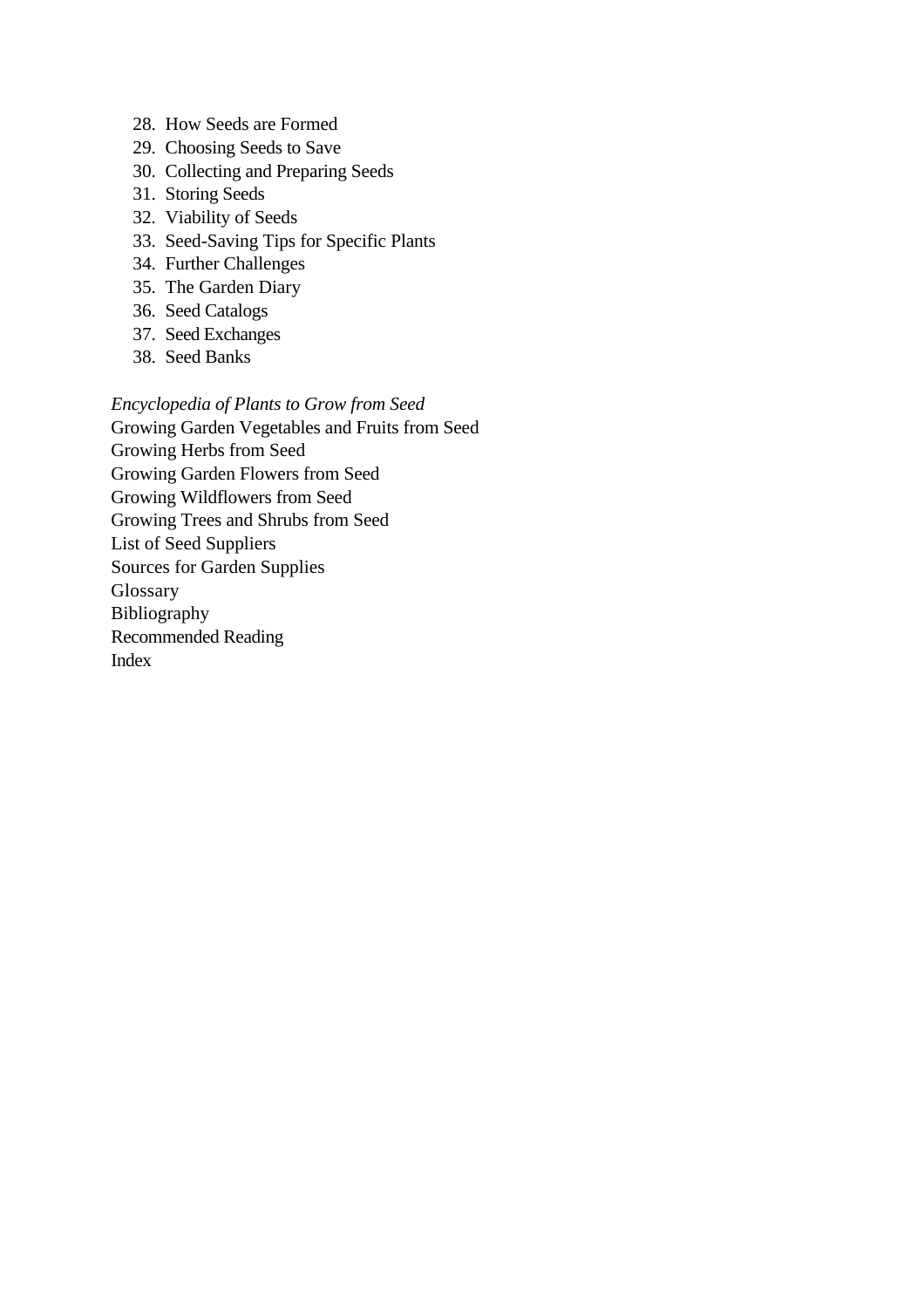28. How Seeds are Formed
29. Choosing Seeds to Save
30. Collecting and Preparing Seeds
31. Storing Seeds
32. Viability of Seeds
33. Seed-Saving Tips for Specific Plants
34. Further Challenges
35. The Garden Diary
36. Seed Catalogs
37. Seed Exchanges
38. Seed Banks

*Encyclopedia of Plants to Grow from Seed*
Growing Garden Vegetables and Fruits from Seed
Growing Herbs from Seed
Growing Garden Flowers from Seed
Growing Wildflowers from Seed
Growing Trees and Shrubs from Seed
List of Seed Suppliers
Sources for Garden Supplies
Glossary
Bibliography
Recommended Reading
Index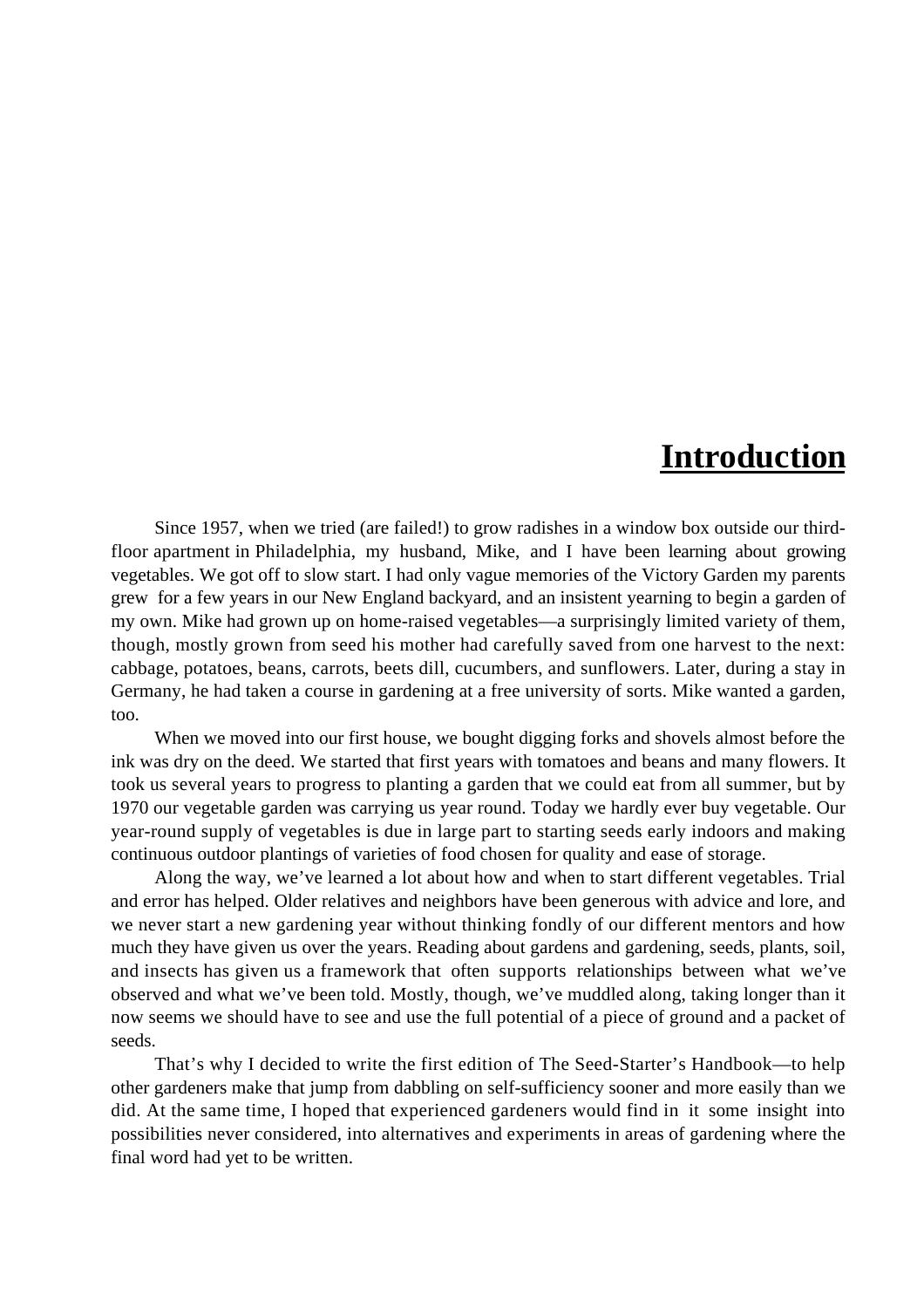# Introduction

Since 1957, when we tried (are failed!) to grow radishes in a window box outside our third-floor apartment in Philadelphia, my husband, Mike, and I have been learning about growing vegetables. We got off to slow start. I had only vague memories of the Victory Garden my parents grew for a few years in our New England backyard, and an insistent yearning to begin a garden of my own. Mike had grown up on home-raised vegetables—a surprisingly limited variety of them, though, mostly grown from seed his mother had carefully saved from one harvest to the next: cabbage, potatoes, beans, carrots, beets dill, cucumbers, and sunflowers. Later, during a stay in Germany, he had taken a course in gardening at a free university of sorts. Mike wanted a garden, too.

When we moved into our first house, we bought digging forks and shovels almost before the ink was dry on the deed. We started that first years with tomatoes and beans and many flowers. It took us several years to progress to planting a garden that we could eat from all summer, but by 1970 our vegetable garden was carrying us year round. Today we hardly ever buy vegetable. Our year-round supply of vegetables is due in large part to starting seeds early indoors and making continuous outdoor plantings of varieties of food chosen for quality and ease of storage.

Along the way, we've learned a lot about how and when to start different vegetables. Trial and error has helped. Older relatives and neighbors have been generous with advice and lore, and we never start a new gardening year without thinking fondly of our different mentors and how much they have given us over the years. Reading about gardens and gardening, seeds, plants, soil, and insects has given us a framework that often supports relationships between what we've observed and what we've been told. Mostly, though, we've muddled along, taking longer than it now seems we should have to see and use the full potential of a piece of ground and a packet of seeds.

That's why I decided to write the first edition of The Seed-Starter's Handbook—to help other gardeners make that jump from dabbling on self-sufficiency sooner and more easily than we did. At the same time, I hoped that experienced gardeners would find in it some insight into possibilities never considered, into alternatives and experiments in areas of gardening where the final word had yet to be written.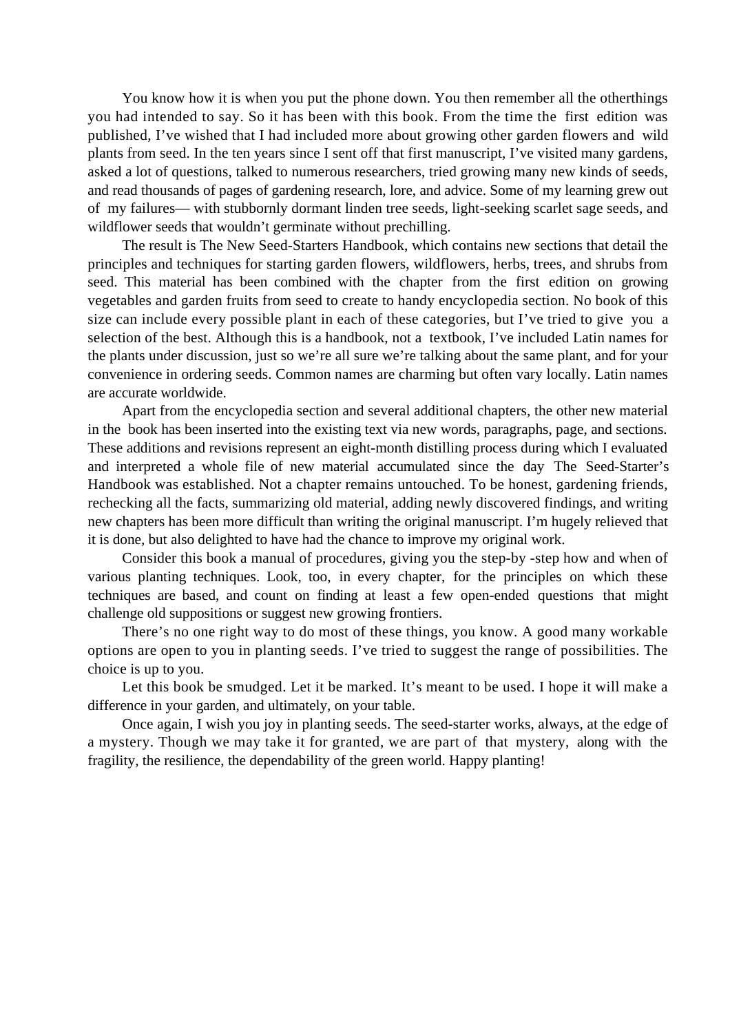You know how it is when you put the phone down. You then remember all the otherthings you had intended to say. So it has been with this book. From the time the first edition was published, I've wished that I had included more about growing other garden flowers and wild plants from seed. In the ten years since I sent off that first manuscript, I've visited many gardens, asked a lot of questions, talked to numerous researchers, tried growing many new kinds of seeds, and read thousands of pages of gardening research, lore, and advice. Some of my learning grew out of my failures— with stubbornly dormant linden tree seeds, light-seeking scarlet sage seeds, and wildflower seeds that wouldn't germinate without prechilling.

The result is The New Seed-Starters Handbook, which contains new sections that detail the principles and techniques for starting garden flowers, wildflowers, herbs, trees, and shrubs from seed. This material has been combined with the chapter from the first edition on growing vegetables and garden fruits from seed to create to handy encyclopedia section. No book of this size can include every possible plant in each of these categories, but I've tried to give you a selection of the best. Although this is a handbook, not a textbook, I've included Latin names for the plants under discussion, just so we're all sure we're talking about the same plant, and for your convenience in ordering seeds. Common names are charming but often vary locally. Latin names are accurate worldwide.

Apart from the encyclopedia section and several additional chapters, the other new material in the book has been inserted into the existing text via new words, paragraphs, page, and sections. These additions and revisions represent an eight-month distilling process during which I evaluated and interpreted a whole file of new material accumulated since the day The Seed-Starter's Handbook was established. Not a chapter remains untouched. To be honest, gardening friends, rechecking all the facts, summarizing old material, adding newly discovered findings, and writing new chapters has been more difficult than writing the original manuscript. I'm hugely relieved that it is done, but also delighted to have had the chance to improve my original work.

Consider this book a manual of procedures, giving you the step-by -step how and when of various planting techniques. Look, too, in every chapter, for the principles on which these techniques are based, and count on finding at least a few open-ended questions that might challenge old suppositions or suggest new growing frontiers.

There's no one right way to do most of these things, you know. A good many workable options are open to you in planting seeds. I've tried to suggest the range of possibilities. The choice is up to you.

Let this book be smudged. Let it be marked. It's meant to be used. I hope it will make a difference in your garden, and ultimately, on your table.

Once again, I wish you joy in planting seeds. The seed-starter works, always, at the edge of a mystery. Though we may take it for granted, we are part of that mystery, along with the fragility, the resilience, the dependability of the green world. Happy planting!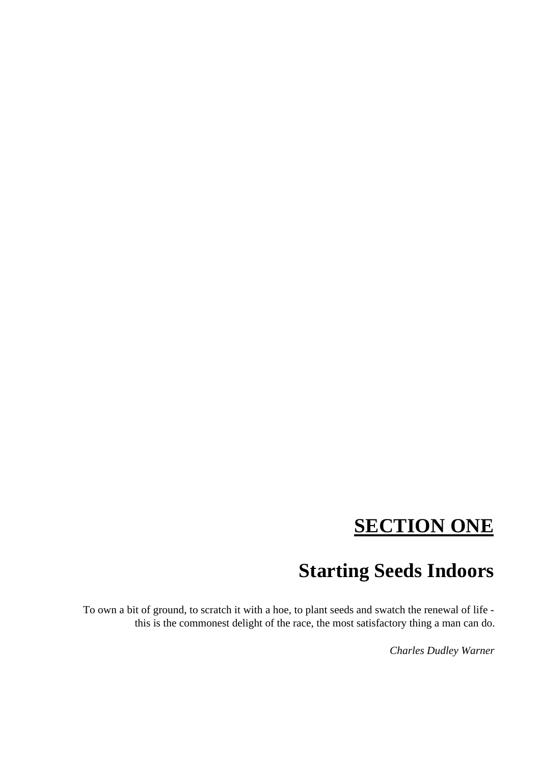# **<u>SECTION ONE</u>**

## Starting Seeds Indoors

To own a bit of ground, to scratch it with a hoe, to plant seeds and swatch the renewal of life - this is the commonest delight of the race, the most satisfactory thing a man can do.

*Charles Dudley Warner*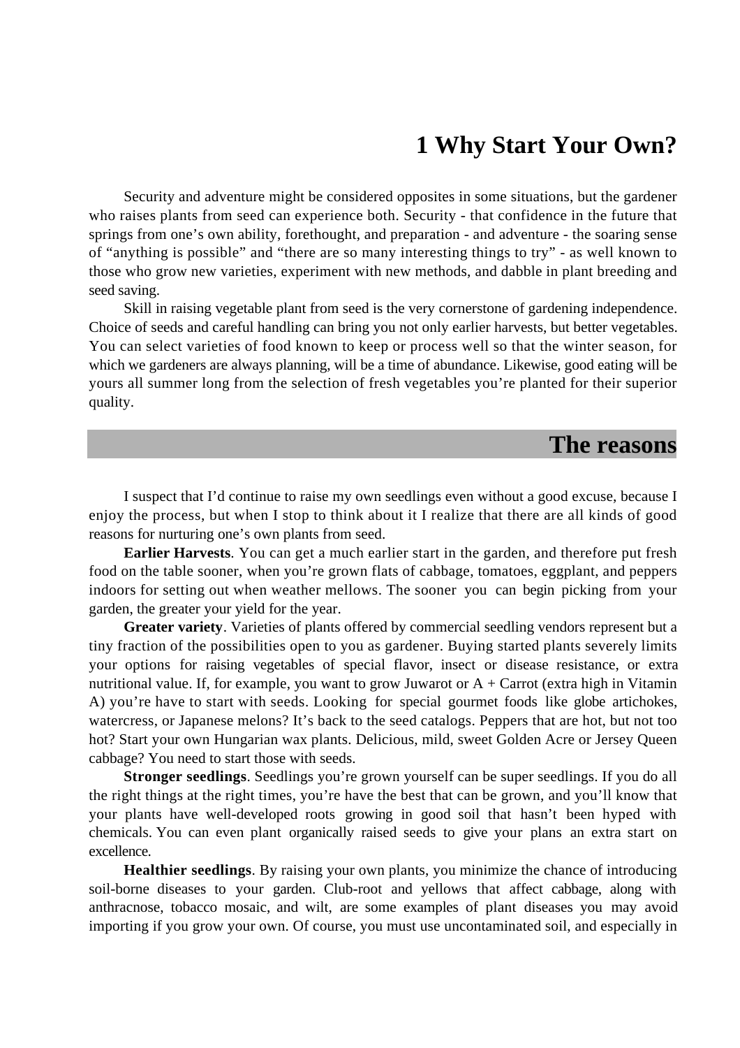# 1 Why Start Your Own?

Security and adventure might be considered opposites in some situations, but the gardener who raises plants from seed can experience both. Security - that confidence in the future that springs from one's own ability, forethought, and preparation - and adventure - the soaring sense of "anything is possible" and "there are so many interesting things to try" - as well known to those who grow new varieties, experiment with new methods, and dabble in plant breeding and seed saving.

Skill in raising vegetable plant from seed is the very cornerstone of gardening independence. Choice of seeds and careful handling can bring you not only earlier harvests, but better vegetables. You can select varieties of food known to keep or process well so that the winter season, for which we gardeners are always planning, will be a time of abundance. Likewise, good eating will be yours all summer long from the selection of fresh vegetables you're planted for their superior quality.

## The reasons

I suspect that I'd continue to raise my own seedlings even without a good excuse, because I enjoy the process, but when I stop to think about it I realize that there are all kinds of good reasons for nurturing one's own plants from seed.

**Earlier Harvests**. You can get a much earlier start in the garden, and therefore put fresh food on the table sooner, when you're grown flats of cabbage, tomatoes, eggplant, and peppers indoors for setting out when weather mellows. The sooner you can begin picking from your garden, the greater your yield for the year.

**Greater variety**. Varieties of plants offered by commercial seedling vendors represent but a tiny fraction of the possibilities open to you as gardener. Buying started plants severely limits your options for raising vegetables of special flavor, insect or disease resistance, or extra nutritional value. If, for example, you want to grow Juwarot or A + Carrot (extra high in Vitamin A) you're have to start with seeds. Looking for special gourmet foods like globe artichokes, watercress, or Japanese melons? It's back to the seed catalogs. Peppers that are hot, but not too hot? Start your own Hungarian wax plants. Delicious, mild, sweet Golden Acre or Jersey Queen cabbage? You need to start those with seeds.

**Stronger seedlings**. Seedlings you're grown yourself can be super seedlings. If you do all the right things at the right times, you're have the best that can be grown, and you'll know that your plants have well-developed roots growing in good soil that hasn't been hyped with chemicals. You can even plant organically raised seeds to give your plans an extra start on excellence.

**Healthier seedlings**. By raising your own plants, you minimize the chance of introducing soil-borne diseases to your garden. Club-root and yellows that affect cabbage, along with anthracnose, tobacco mosaic, and wilt, are some examples of plant diseases you may avoid importing if you grow your own. Of course, you must use uncontaminated soil, and especially in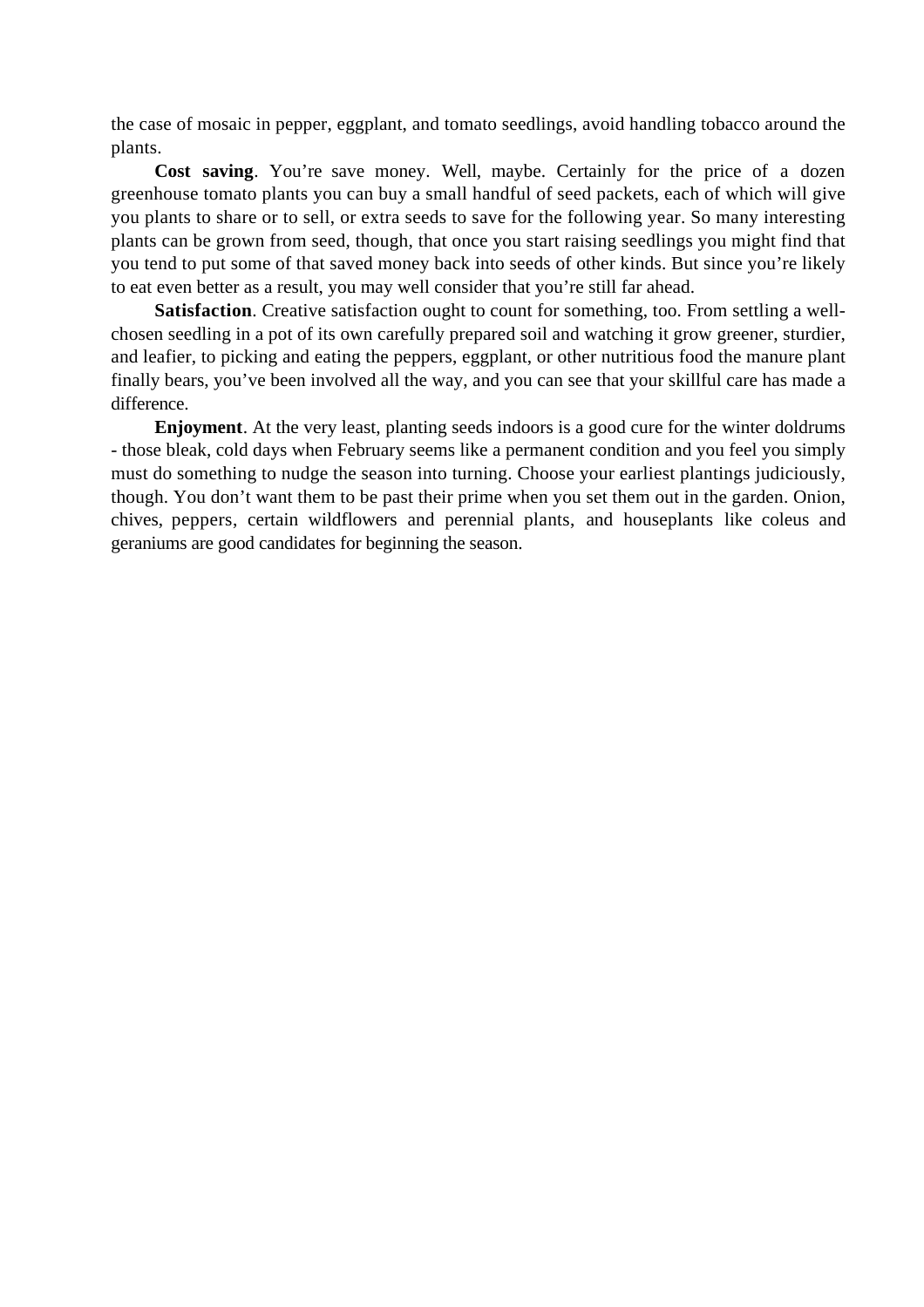the case of mosaic in pepper, eggplant, and tomato seedlings, avoid handling tobacco around the plants.

**Cost saving**. You're save money. Well, maybe. Certainly for the price of a dozen greenhouse tomato plants you can buy a small handful of seed packets, each of which will give you plants to share or to sell, or extra seeds to save for the following year. So many interesting plants can be grown from seed, though, that once you start raising seedlings you might find that you tend to put some of that saved money back into seeds of other kinds. But since you're likely to eat even better as a result, you may well consider that you're still far ahead.

**Satisfaction**. Creative satisfaction ought to count for something, too. From settling a well-chosen seedling in a pot of its own carefully prepared soil and watching it grow greener, sturdier, and leafier, to picking and eating the peppers, eggplant, or other nutritious food the manure plant finally bears, you've been involved all the way, and you can see that your skillful care has made a difference.

**Enjoyment**. At the very least, planting seeds indoors is a good cure for the winter doldrums - those bleak, cold days when February seems like a permanent condition and you feel you simply must do something to nudge the season into turning. Choose your earliest plantings judiciously, though. You don't want them to be past their prime when you set them out in the garden. Onion, chives, peppers, certain wildflowers and perennial plants, and houseplants like coleus and geraniums are good candidates for beginning the season.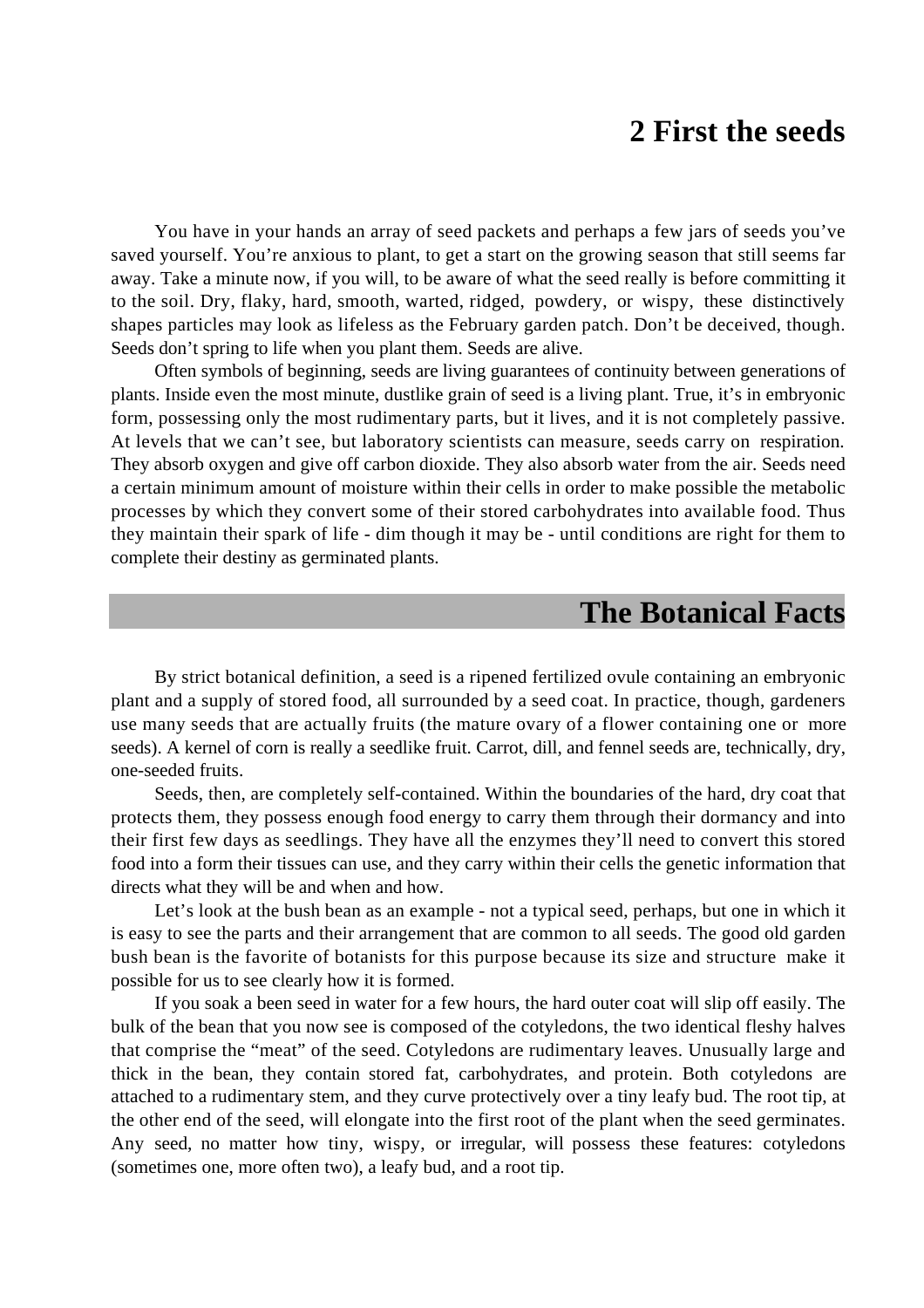# 2 First the seeds

You have in your hands an array of seed packets and perhaps a few jars of seeds you've saved yourself. You're anxious to plant, to get a start on the growing season that still seems far away. Take a minute now, if you will, to be aware of what the seed really is before committing it to the soil. Dry, flaky, hard, smooth, warted, ridged, powdery, or wispy, these distinctively shapes particles may look as lifeless as the February garden patch. Don't be deceived, though. Seeds don't spring to life when you plant them. Seeds are alive.

Often symbols of beginning, seeds are living guarantees of continuity between generations of plants. Inside even the most minute, dustlike grain of seed is a living plant. True, it's in embryonic form, possessing only the most rudimentary parts, but it lives, and it is not completely passive. At levels that we can't see, but laboratory scientists can measure, seeds carry on respiration. They absorb oxygen and give off carbon dioxide. They also absorb water from the air. Seeds need a certain minimum amount of moisture within their cells in order to make possible the metabolic processes by which they convert some of their stored carbohydrates into available food. Thus they maintain their spark of life - dim though it may be - until conditions are right for them to complete their destiny as germinated plants.

## The Botanical Facts

By strict botanical definition, a seed is a ripened fertilized ovule containing an embryonic plant and a supply of stored food, all surrounded by a seed coat. In practice, though, gardeners use many seeds that are actually fruits (the mature ovary of a flower containing one or more seeds). A kernel of corn is really a seedlike fruit. Carrot, dill, and fennel seeds are, technically, dry, one-seeded fruits.

Seeds, then, are completely self-contained. Within the boundaries of the hard, dry coat that protects them, they possess enough food energy to carry them through their dormancy and into their first few days as seedlings. They have all the enzymes they'll need to convert this stored food into a form their tissues can use, and they carry within their cells the genetic information that directs what they will be and when and how.

Let's look at the bush bean as an example - not a typical seed, perhaps, but one in which it is easy to see the parts and their arrangement that are common to all seeds. The good old garden bush bean is the favorite of botanists for this purpose because its size and structure make it possible for us to see clearly how it is formed.

If you soak a been seed in water for a few hours, the hard outer coat will slip off easily. The bulk of the bean that you now see is composed of the cotyledons, the two identical fleshy halves that comprise the "meat" of the seed. Cotyledons are rudimentary leaves. Unusually large and thick in the bean, they contain stored fat, carbohydrates, and protein. Both cotyledons are attached to a rudimentary stem, and they curve protectively over a tiny leafy bud. The root tip, at the other end of the seed, will elongate into the first root of the plant when the seed germinates. Any seed, no matter how tiny, wispy, or irregular, will possess these features: cotyledons (sometimes one, more often two), a leafy bud, and a root tip.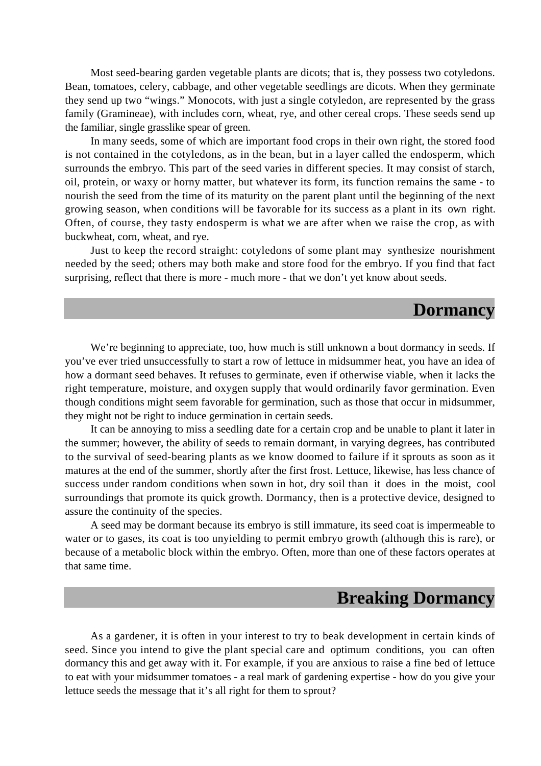Most seed-bearing garden vegetable plants are dicots; that is, they possess two cotyledons. Bean, tomatoes, celery, cabbage, and other vegetable seedlings are dicots. When they germinate they send up two “wings.” Monocots, with just a single cotyledon, are represented by the grass family (Gramineae), with includes corn, wheat, rye, and other cereal crops. These seeds send up the familiar, single grasslike spear of green.

In many seeds, some of which are important food crops in their own right, the stored food is not contained in the cotyledons, as in the bean, but in a layer called the endosperm, which surrounds the embryo. This part of the seed varies in different species. It may consist of starch, oil, protein, or waxy or horny matter, but whatever its form, its function remains the same - to nourish the seed from the time of its maturity on the parent plant until the beginning of the next growing season, when conditions will be favorable for its success as a plant in its own right. Often, of course, they tasty endosperm is what we are after when we raise the crop, as with buckwheat, corn, wheat, and rye.

Just to keep the record straight: cotyledons of some plant may synthesize nourishment needed by the seed; others may both make and store food for the embryo. If you find that fact surprising, reflect that there is more - much more - that we don’t yet know about seeds.

## Dormancy

We’re beginning to appreciate, too, how much is still unknown a bout dormancy in seeds. If you’ve ever tried unsuccessfully to start a row of lettuce in midsummer heat, you have an idea of how a dormant seed behaves. It refuses to germinate, even if otherwise viable, when it lacks the right temperature, moisture, and oxygen supply that would ordinarily favor germination. Even though conditions might seem favorable for germination, such as those that occur in midsummer, they might not be right to induce germination in certain seeds.

It can be annoying to miss a seedling date for a certain crop and be unable to plant it later in the summer; however, the ability of seeds to remain dormant, in varying degrees, has contributed to the survival of seed-bearing plants as we know doomed to failure if it sprouts as soon as it matures at the end of the summer, shortly after the first frost. Lettuce, likewise, has less chance of success under random conditions when sown in hot, dry soil than it does in the moist, cool surroundings that promote its quick growth. Dormancy, then is a protective device, designed to assure the continuity of the species.

A seed may be dormant because its embryo is still immature, its seed coat is impermeable to water or to gases, its coat is too unyielding to permit embryo growth (although this is rare), or because of a metabolic block within the embryo. Often, more than one of these factors operates at that same time.

## Breaking Dormancy

As a gardener, it is often in your interest to try to beak development in certain kinds of seed. Since you intend to give the plant special care and optimum conditions, you can often dormancy this and get away with it. For example, if you are anxious to raise a fine bed of lettuce to eat with your midsummer tomatoes - a real mark of gardening expertise - how do you give your lettuce seeds the message that it’s all right for them to sprout?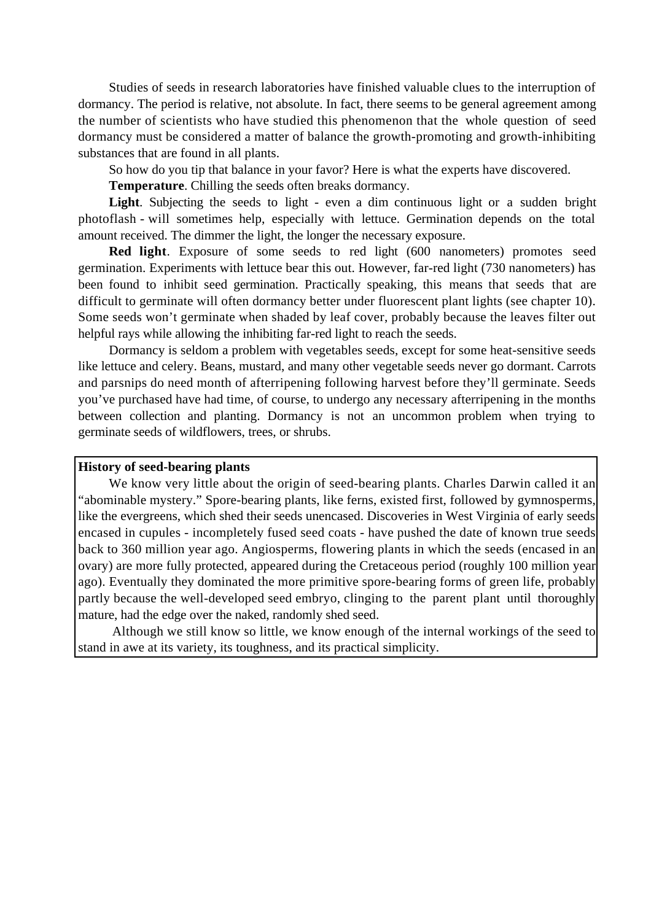Studies of seeds in research laboratories have finished valuable clues to the interruption of dormancy. The period is relative, not absolute. In fact, there seems to be general agreement among the number of scientists who have studied this phenomenon that the whole question of seed dormancy must be considered a matter of balance the growth-promoting and growth-inhibiting substances that are found in all plants.

So how do you tip that balance in your favor? Here is what the experts have discovered.

**Temperature**. Chilling the seeds often breaks dormancy.

**Light**. Subjecting the seeds to light - even a dim continuous light or a sudden bright photoflash - will sometimes help, especially with lettuce. Germination depends on the total amount received. The dimmer the light, the longer the necessary exposure.

**Red light**. Exposure of some seeds to red light (600 nanometers) promotes seed germination. Experiments with lettuce bear this out. However, far-red light (730 nanometers) has been found to inhibit seed germination. Practically speaking, this means that seeds that are difficult to germinate will often dormancy better under fluorescent plant lights (see chapter 10). Some seeds won't germinate when shaded by leaf cover, probably because the leaves filter out helpful rays while allowing the inhibiting far-red light to reach the seeds.

Dormancy is seldom a problem with vegetables seeds, except for some heat-sensitive seeds like lettuce and celery. Beans, mustard, and many other vegetable seeds never go dormant. Carrots and parsnips do need month of afterripening following harvest before they'll germinate. Seeds you've purchased have had time, of course, to undergo any necessary afterripening in the months between collection and planting. Dormancy is not an uncommon problem when trying to germinate seeds of wildflowers, trees, or shrubs.

**History of seed-bearing plants**

We know very little about the origin of seed-bearing plants. Charles Darwin called it an "abominable mystery." Spore-bearing plants, like ferns, existed first, followed by gymnosperms, like the evergreens, which shed their seeds unencased. Discoveries in West Virginia of early seeds encased in cupules - incompletely fused seed coats - have pushed the date of known true seeds back to 360 million year ago. Angiosperms, flowering plants in which the seeds (encased in an ovary) are more fully protected, appeared during the Cretaceous period (roughly 100 million year ago). Eventually they dominated the more primitive spore-bearing forms of green life, probably partly because the well-developed seed embryo, clinging to the parent plant until thoroughly mature, had the edge over the naked, randomly shed seed.

Although we still know so little, we know enough of the internal workings of the seed to stand in awe at its variety, its toughness, and its practical simplicity.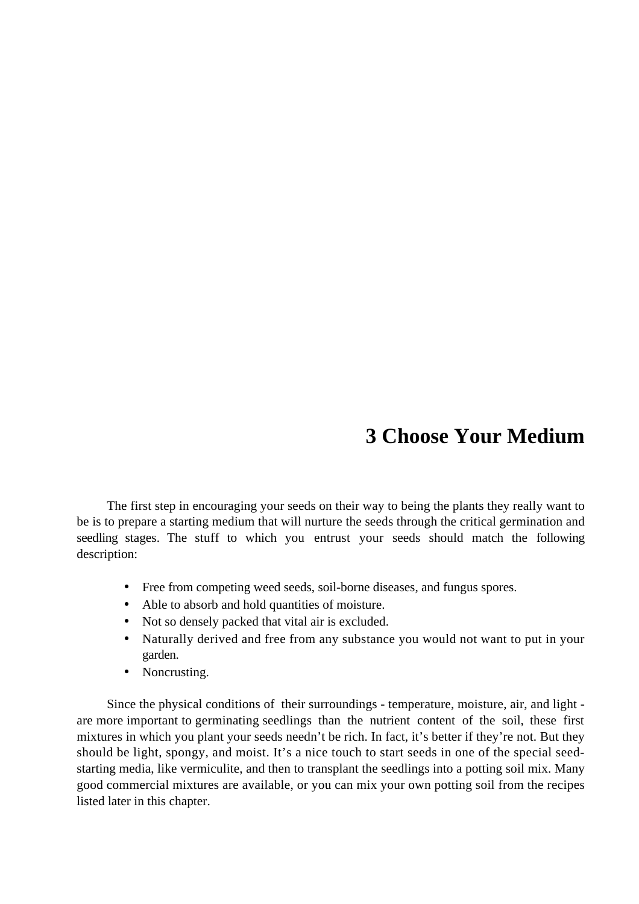# 3 Choose Your Medium

The first step in encouraging your seeds on their way to being the plants they really want to be is to prepare a starting medium that will nurture the seeds through the critical germination and seedling stages. The stuff to which you entrust your seeds should match the following description:

- Free from competing weed seeds, soil-borne diseases, and fungus spores.
- Able to absorb and hold quantities of moisture.
- Not so densely packed that vital air is excluded.
- Naturally derived and free from any substance you would not want to put in your garden.
- Noncrusting.

Since the physical conditions of their surroundings - temperature, moisture, air, and light - are more important to germinating seedlings than the nutrient content of the soil, these first mixtures in which you plant your seeds needn't be rich. In fact, it's better if they're not. But they should be light, spongy, and moist. It's a nice touch to start seeds in one of the special seed-starting media, like vermiculite, and then to transplant the seedlings into a potting soil mix. Many good commercial mixtures are available, or you can mix your own potting soil from the recipes listed later in this chapter.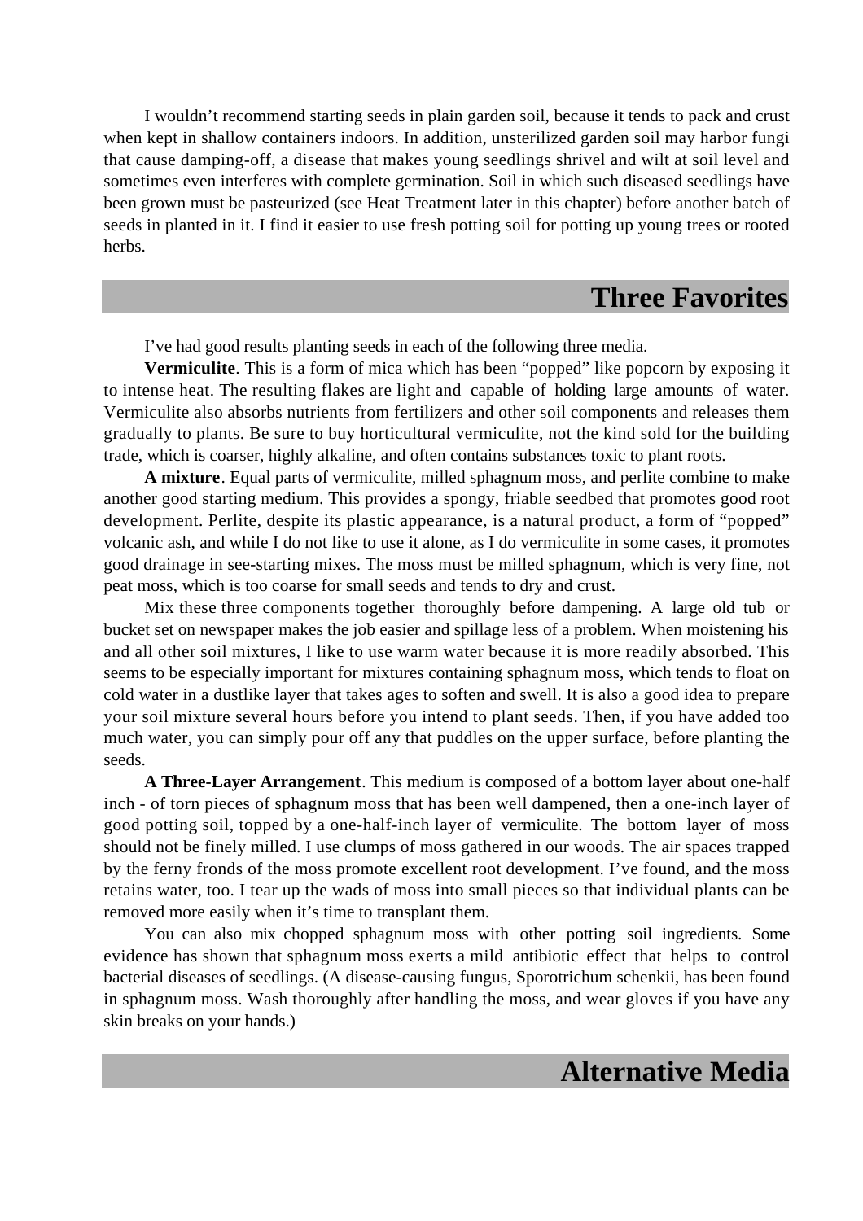I wouldn't recommend starting seeds in plain garden soil, because it tends to pack and crust when kept in shallow containers indoors. In addition, unsterilized garden soil may harbor fungi that cause damping-off, a disease that makes young seedlings shrivel and wilt at soil level and sometimes even interferes with complete germination. Soil in which such diseased seedlings have been grown must be pasteurized (see Heat Treatment later in this chapter) before another batch of seeds in planted in it. I find it easier to use fresh potting soil for potting up young trees or rooted herbs.

## Three Favorites

I've had good results planting seeds in each of the following three media.

**Vermiculite**. This is a form of mica which has been "popped" like popcorn by exposing it to intense heat. The resulting flakes are light and capable of holding large amounts of water. Vermiculite also absorbs nutrients from fertilizers and other soil components and releases them gradually to plants. Be sure to buy horticultural vermiculite, not the kind sold for the building trade, which is coarser, highly alkaline, and often contains substances toxic to plant roots.

**A mixture**. Equal parts of vermiculite, milled sphagnum moss, and perlite combine to make another good starting medium. This provides a spongy, friable seedbed that promotes good root development. Perlite, despite its plastic appearance, is a natural product, a form of "popped" volcanic ash, and while I do not like to use it alone, as I do vermiculite in some cases, it promotes good drainage in see-starting mixes. The moss must be milled sphagnum, which is very fine, not peat moss, which is too coarse for small seeds and tends to dry and crust.

Mix these three components together thoroughly before dampening. A large old tub or bucket set on newspaper makes the job easier and spillage less of a problem. When moistening his and all other soil mixtures, I like to use warm water because it is more readily absorbed. This seems to be especially important for mixtures containing sphagnum moss, which tends to float on cold water in a dustlike layer that takes ages to soften and swell. It is also a good idea to prepare your soil mixture several hours before you intend to plant seeds. Then, if you have added too much water, you can simply pour off any that puddles on the upper surface, before planting the seeds.

**A Three-Layer Arrangement**. This medium is composed of a bottom layer about one-half inch - of torn pieces of sphagnum moss that has been well dampened, then a one-inch layer of good potting soil, topped by a one-half-inch layer of vermiculite. The bottom layer of moss should not be finely milled. I use clumps of moss gathered in our woods. The air spaces trapped by the ferny fronds of the moss promote excellent root development. I've found, and the moss retains water, too. I tear up the wads of moss into small pieces so that individual plants can be removed more easily when it's time to transplant them.

You can also mix chopped sphagnum moss with other potting soil ingredients. Some evidence has shown that sphagnum moss exerts a mild antibiotic effect that helps to control bacterial diseases of seedlings. (A disease-causing fungus, Sporotrichum schenkii, has been found in sphagnum moss. Wash thoroughly after handling the moss, and wear gloves if you have any skin breaks on your hands.)

## Alternative Media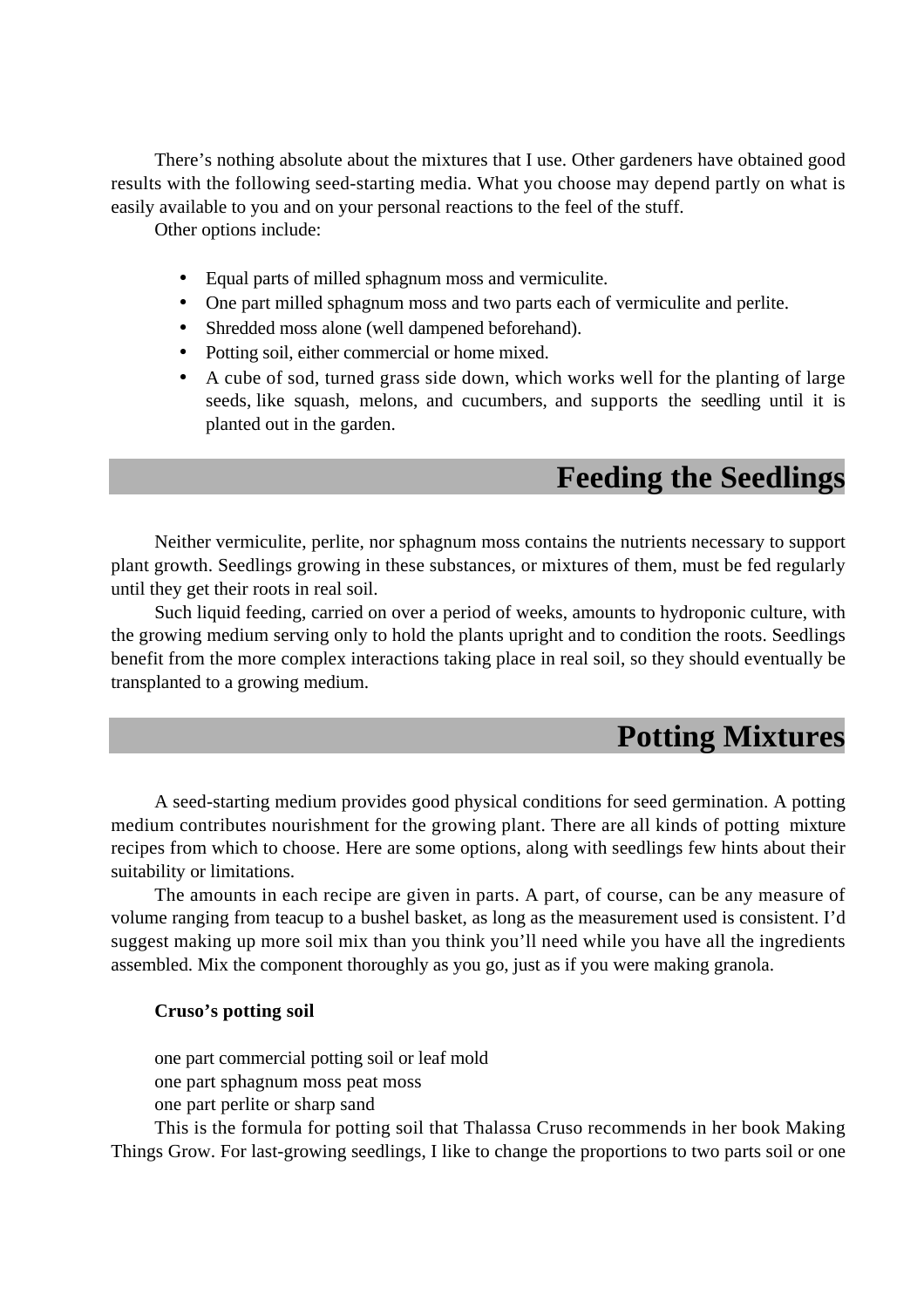There's nothing absolute about the mixtures that I use. Other gardeners have obtained good results with the following seed-starting media. What you choose may depend partly on what is easily available to you and on your personal reactions to the feel of the stuff.

Other options include:

- Equal parts of milled sphagnum moss and vermiculite.
- One part milled sphagnum moss and two parts each of vermiculite and perlite.
- Shredded moss alone (well dampened beforehand).
- Potting soil, either commercial or home mixed.
- A cube of sod, turned grass side down, which works well for the planting of large seeds, like squash, melons, and cucumbers, and supports the seedling until it is planted out in the garden.

## Feeding the Seedlings

Neither vermiculite, perlite, nor sphagnum moss contains the nutrients necessary to support plant growth. Seedlings growing in these substances, or mixtures of them, must be fed regularly until they get their roots in real soil.

Such liquid feeding, carried on over a period of weeks, amounts to hydroponic culture, with the growing medium serving only to hold the plants upright and to condition the roots. Seedlings benefit from the more complex interactions taking place in real soil, so they should eventually be transplanted to a growing medium.

## Potting Mixtures

A seed-starting medium provides good physical conditions for seed germination. A potting medium contributes nourishment for the growing plant. There are all kinds of potting mixture recipes from which to choose. Here are some options, along with seedlings few hints about their suitability or limitations.

The amounts in each recipe are given in parts. A part, of course, can be any measure of volume ranging from teacup to a bushel basket, as long as the measurement used is consistent. I'd suggest making up more soil mix than you think you'll need while you have all the ingredients assembled. Mix the component thoroughly as you go, just as if you were making granola.

**Cruso's potting soil**

one part commercial potting soil or leaf mold
one part sphagnum moss peat moss
one part perlite or sharp sand

This is the formula for potting soil that Thalassa Cruso recommends in her book Making Things Grow. For last-growing seedlings, I like to change the proportions to two parts soil or one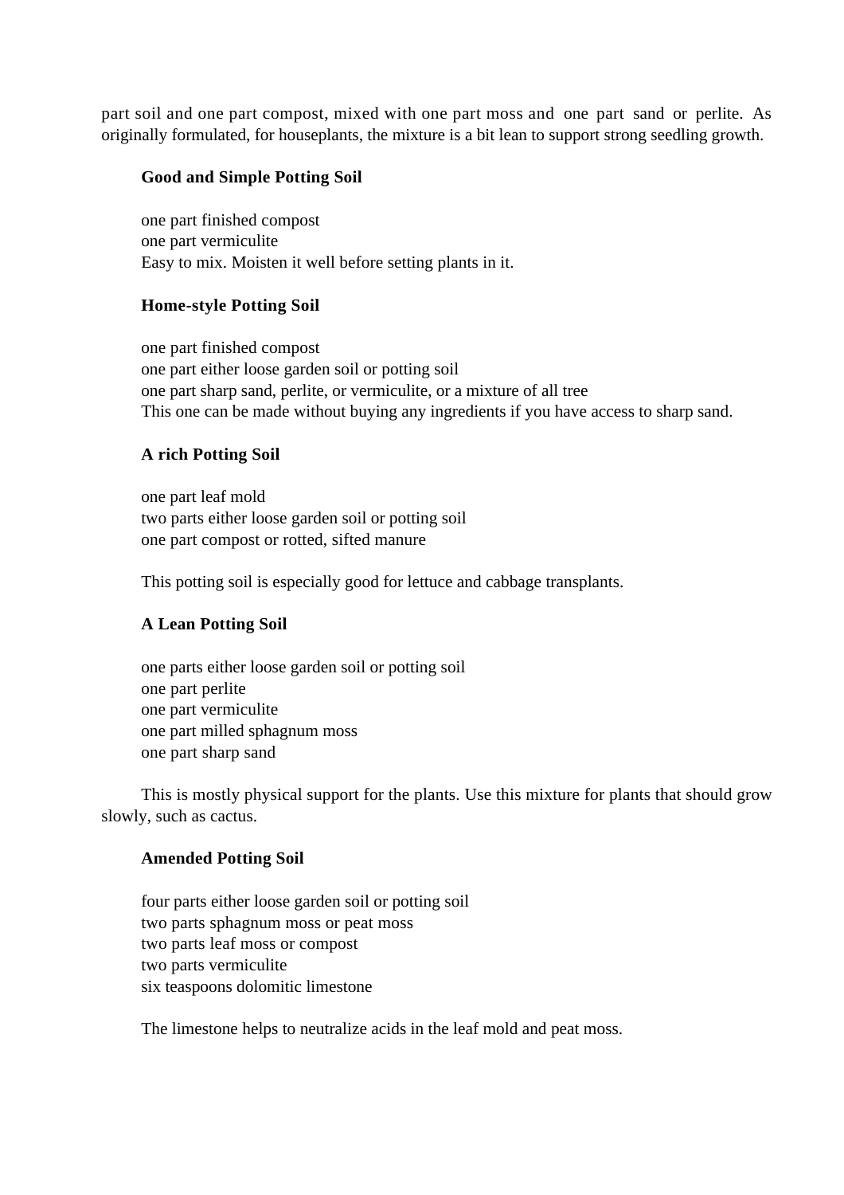part soil and one part compost, mixed with one part moss and one part sand or perlite. As originally formulated, for houseplants, the mixture is a bit lean to support strong seedling growth.

**Good and Simple Potting Soil**

one part finished compost
one part vermiculite
Easy to mix. Moisten it well before setting plants in it.

**Home-style Potting Soil**

one part finished compost
one part either loose garden soil or potting soil
one part sharp sand, perlite, or vermiculite, or a mixture of all tree
This one can be made without buying any ingredients if you have access to sharp sand.

**A rich Potting Soil**

one part leaf mold
two parts either loose garden soil or potting soil
one part compost or rotted, sifted manure

This potting soil is especially good for lettuce and cabbage transplants.

**A Lean Potting Soil**

one parts either loose garden soil or potting soil
one part perlite
one part vermiculite
one part milled sphagnum moss
one part sharp sand

This is mostly physical support for the plants. Use this mixture for plants that should grow slowly, such as cactus.

**Amended Potting Soil**

four parts either loose garden soil or potting soil
two parts sphagnum moss or peat moss
two parts leaf moss or compost
two parts vermiculite
six teaspoons dolomitic limestone

The limestone helps to neutralize acids in the leaf mold and peat moss.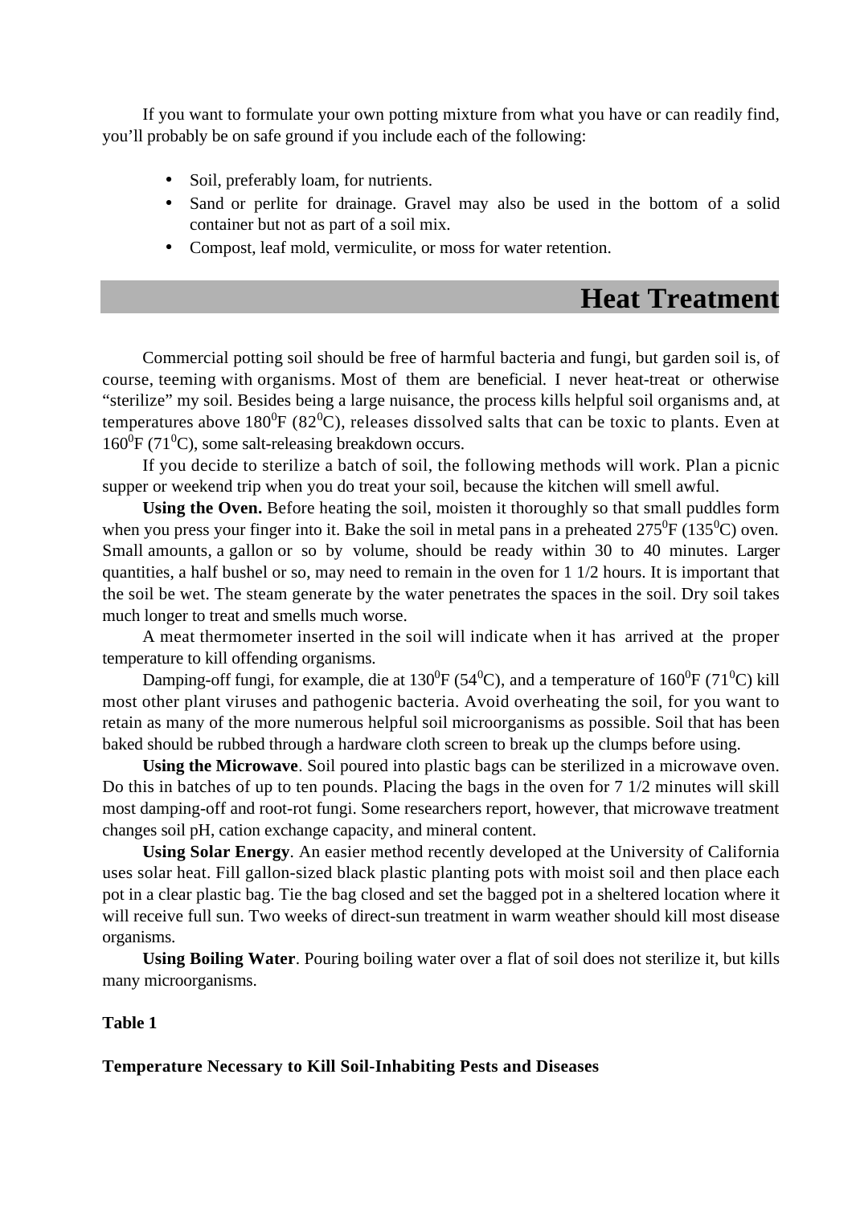If you want to formulate your own potting mixture from what you have or can readily find, you'll probably be on safe ground if you include each of the following:

- Soil, preferably loam, for nutrients.
- Sand or perlite for drainage. Gravel may also be used in the bottom of a solid container but not as part of a soil mix.
- Compost, leaf mold, vermiculite, or moss for water retention.

## Heat Treatment

Commercial potting soil should be free of harmful bacteria and fungi, but garden soil is, of course, teeming with organisms. Most of them are beneficial. I never heat-treat or otherwise "sterilize" my soil. Besides being a large nuisance, the process kills helpful soil organisms and, at temperatures above 180$^0$F (82$^0$C), releases dissolved salts that can be toxic to plants. Even at 160$^0$F (71$^0$C), some salt-releasing breakdown occurs.

If you decide to sterilize a batch of soil, the following methods will work. Plan a picnic supper or weekend trip when you do treat your soil, because the kitchen will smell awful.

**Using the Oven.** Before heating the soil, moisten it thoroughly so that small puddles form when you press your finger into it. Bake the soil in metal pans in a preheated 275$^0$F (135$^0$C) oven. Small amounts, a gallon or so by volume, should be ready within 30 to 40 minutes. Larger quantities, a half bushel or so, may need to remain in the oven for 1 1/2 hours. It is important that the soil be wet. The steam generate by the water penetrates the spaces in the soil. Dry soil takes much longer to treat and smells much worse.

A meat thermometer inserted in the soil will indicate when it has arrived at the proper temperature to kill offending organisms.

Damping-off fungi, for example, die at 130$^0$F (54$^0$C), and a temperature of 160$^0$F (71$^0$C) kill most other plant viruses and pathogenic bacteria. Avoid overheating the soil, for you want to retain as many of the more numerous helpful soil microorganisms as possible. Soil that has been baked should be rubbed through a hardware cloth screen to break up the clumps before using.

**Using the Microwave**. Soil poured into plastic bags can be sterilized in a microwave oven. Do this in batches of up to ten pounds. Placing the bags in the oven for 7 1/2 minutes will skill most damping-off and root-rot fungi. Some researchers report, however, that microwave treatment changes soil pH, cation exchange capacity, and mineral content.

**Using Solar Energy**. An easier method recently developed at the University of California uses solar heat. Fill gallon-sized black plastic planting pots with moist soil and then place each pot in a clear plastic bag. Tie the bag closed and set the bagged pot in a sheltered location where it will receive full sun. Two weeks of direct-sun treatment in warm weather should kill most disease organisms.

**Using Boiling Water**. Pouring boiling water over a flat of soil does not sterilize it, but kills many microorganisms.

**Table 1**

**Temperature Necessary to Kill Soil-Inhabiting Pests and Diseases**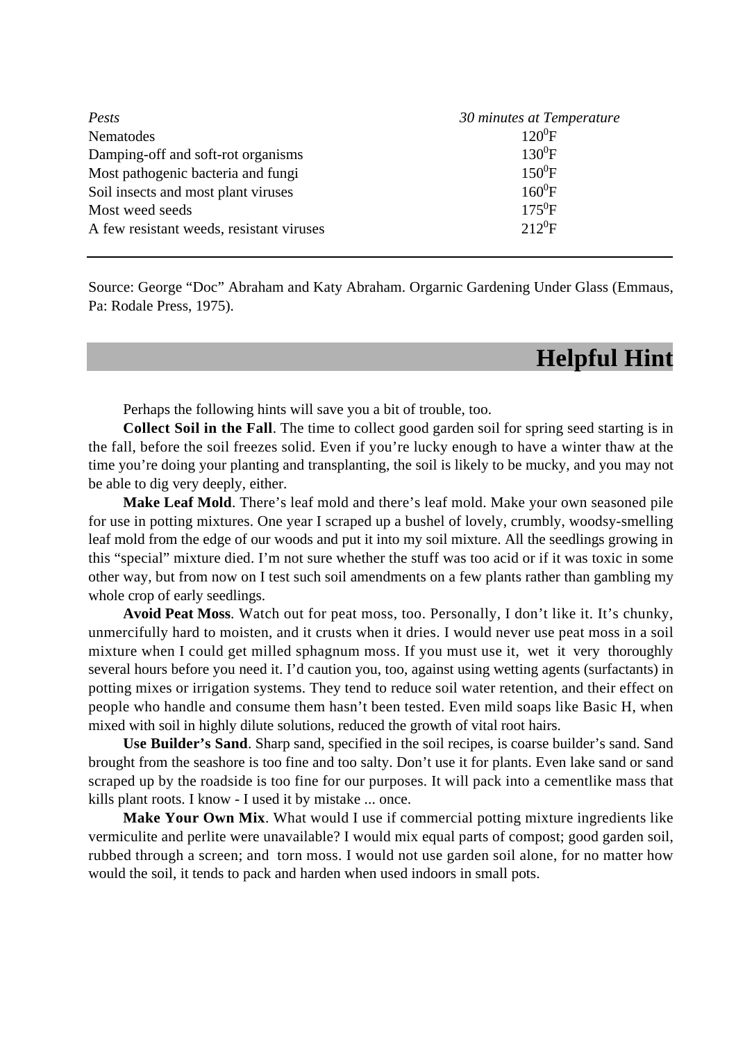| *Pests* | *30 minutes at Temperature* |
| --- | --- |
| Nematodes | $120^0$F |
| Damping-off and soft-rot organisms | $130^0$F |
| Most pathogenic bacteria and fungi | $150^0$F |
| Soil insects and most plant viruses | $160^0$F |
| Most weed seeds | $175^0$F |
| A few resistant weeds, resistant viruses | $212^0$F |

Source: George "Doc" Abraham and Katy Abraham. Orgarnic Gardening Under Glass (Emmaus, Pa: Rodale Press, 1975).

## Helpful Hint

Perhaps the following hints will save you a bit of trouble, too.

**Collect Soil in the Fall**. The time to collect good garden soil for spring seed starting is in the fall, before the soil freezes solid. Even if you're lucky enough to have a winter thaw at the time you're doing your planting and transplanting, the soil is likely to be mucky, and you may not be able to dig very deeply, either.

**Make Leaf Mold**. There's leaf mold and there's leaf mold. Make your own seasoned pile for use in potting mixtures. One year I scraped up a bushel of lovely, crumbly, woodsy-smelling leaf mold from the edge of our woods and put it into my soil mixture. All the seedlings growing in this "special" mixture died. I'm not sure whether the stuff was too acid or if it was toxic in some other way, but from now on I test such soil amendments on a few plants rather than gambling my whole crop of early seedlings.

**Avoid Peat Moss**. Watch out for peat moss, too. Personally, I don't like it. It's chunky, unmercifully hard to moisten, and it crusts when it dries. I would never use peat moss in a soil mixture when I could get milled sphagnum moss. If you must use it, wet it very thoroughly several hours before you need it. I'd caution you, too, against using wetting agents (surfactants) in potting mixes or irrigation systems. They tend to reduce soil water retention, and their effect on people who handle and consume them hasn't been tested. Even mild soaps like Basic H, when mixed with soil in highly dilute solutions, reduced the growth of vital root hairs.

**Use Builder's Sand**. Sharp sand, specified in the soil recipes, is coarse builder's sand. Sand brought from the seashore is too fine and too salty. Don't use it for plants. Even lake sand or sand scraped up by the roadside is too fine for our purposes. It will pack into a cementlike mass that kills plant roots. I know - I used it by mistake ... once.

**Make Your Own Mix**. What would I use if commercial potting mixture ingredients like vermiculite and perlite were unavailable? I would mix equal parts of compost; good garden soil, rubbed through a screen; and torn moss. I would not use garden soil alone, for no matter how would the soil, it tends to pack and harden when used indoors in small pots.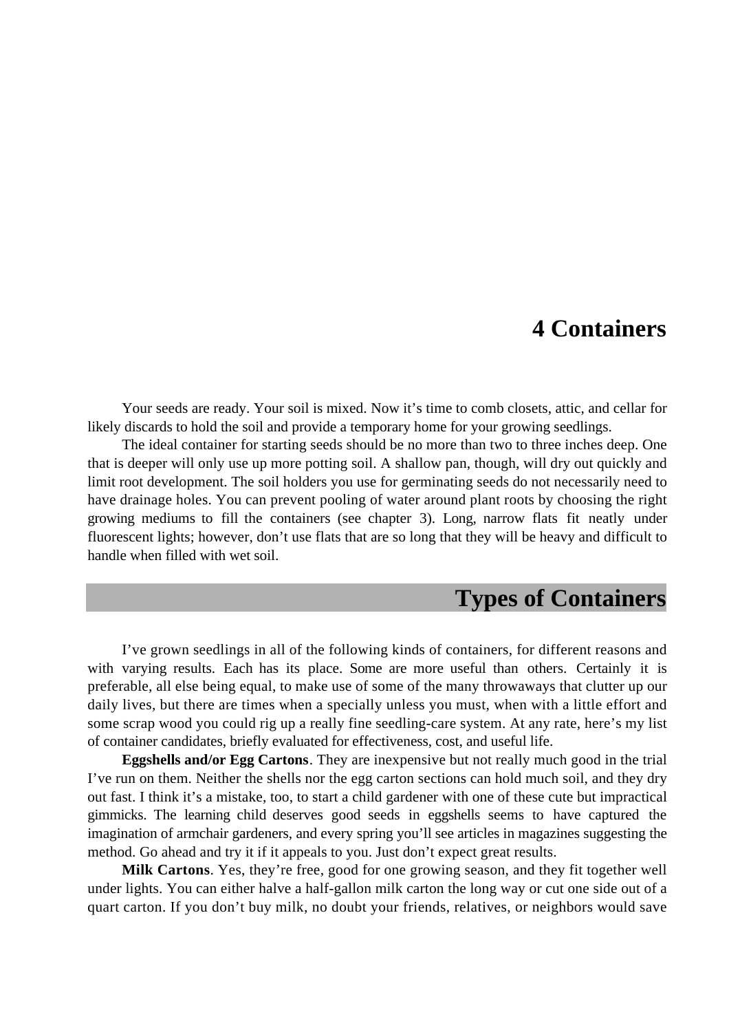# 4 Containers

Your seeds are ready. Your soil is mixed. Now it's time to comb closets, attic, and cellar for likely discards to hold the soil and provide a temporary home for your growing seedlings.

The ideal container for starting seeds should be no more than two to three inches deep. One that is deeper will only use up more potting soil. A shallow pan, though, will dry out quickly and limit root development. The soil holders you use for germinating seeds do not necessarily need to have drainage holes. You can prevent pooling of water around plant roots by choosing the right growing mediums to fill the containers (see chapter 3). Long, narrow flats fit neatly under fluorescent lights; however, don't use flats that are so long that they will be heavy and difficult to handle when filled with wet soil.

## Types of Containers

I've grown seedlings in all of the following kinds of containers, for different reasons and with varying results. Each has its place. Some are more useful than others. Certainly it is preferable, all else being equal, to make use of some of the many throwaways that clutter up our daily lives, but there are times when a specially unless you must, when with a little effort and some scrap wood you could rig up a really fine seedling-care system. At any rate, here's my list of container candidates, briefly evaluated for effectiveness, cost, and useful life.

**Eggshells and/or Egg Cartons**. They are inexpensive but not really much good in the trial I've run on them. Neither the shells nor the egg carton sections can hold much soil, and they dry out fast. I think it's a mistake, too, to start a child gardener with one of these cute but impractical gimmicks. The learning child deserves good seeds in eggshells seems to have captured the imagination of armchair gardeners, and every spring you'll see articles in magazines suggesting the method. Go ahead and try it if it appeals to you. Just don't expect great results.

**Milk Cartons**. Yes, they're free, good for one growing season, and they fit together well under lights. You can either halve a half-gallon milk carton the long way or cut one side out of a quart carton. If you don't buy milk, no doubt your friends, relatives, or neighbors would save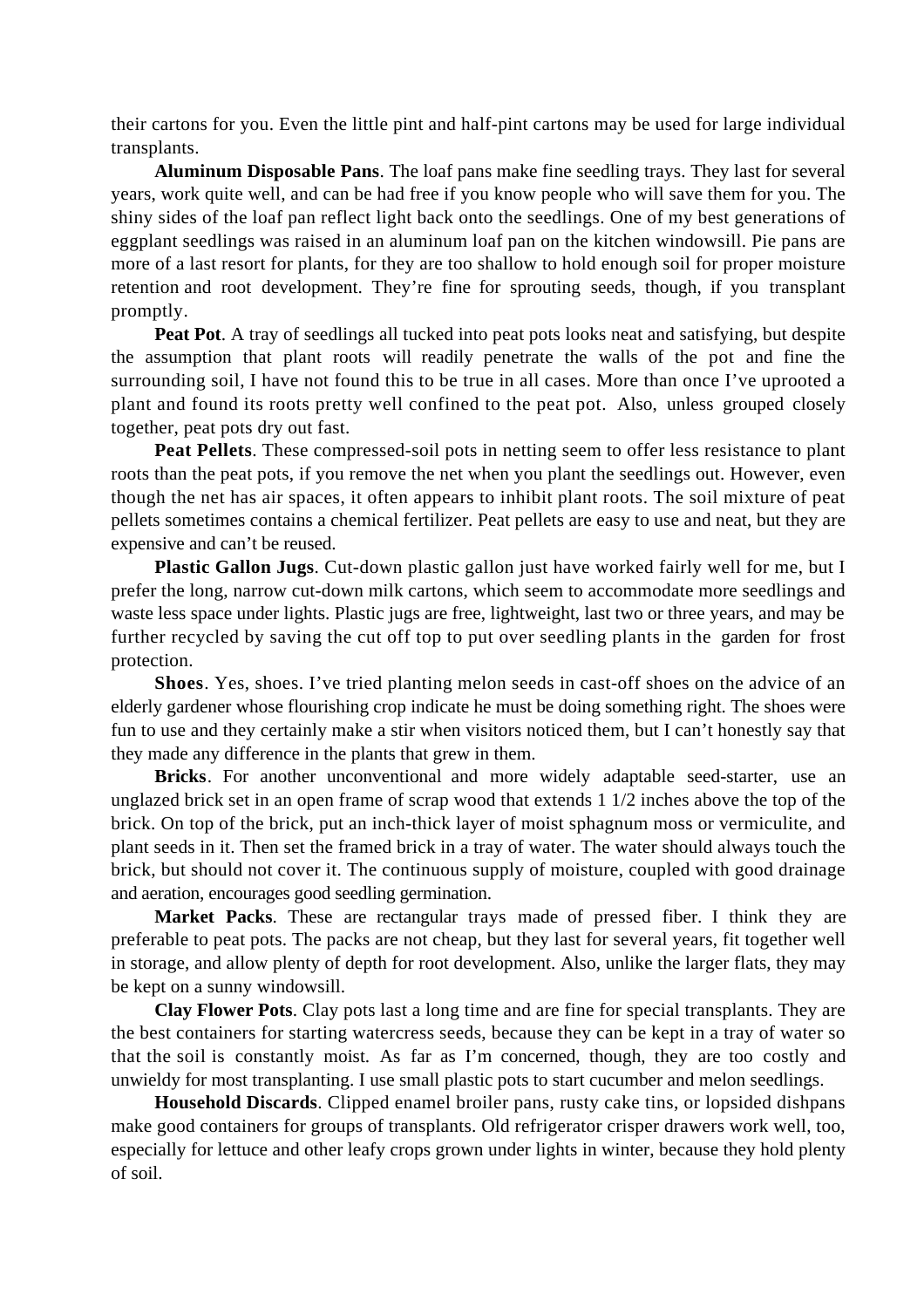their cartons for you. Even the little pint and half-pint cartons may be used for large individual transplants.

**Aluminum Disposable Pans**. The loaf pans make fine seedling trays. They last for several years, work quite well, and can be had free if you know people who will save them for you. The shiny sides of the loaf pan reflect light back onto the seedlings. One of my best generations of eggplant seedlings was raised in an aluminum loaf pan on the kitchen windowsill. Pie pans are more of a last resort for plants, for they are too shallow to hold enough soil for proper moisture retention and root development. They're fine for sprouting seeds, though, if you transplant promptly.

**Peat Pot**. A tray of seedlings all tucked into peat pots looks neat and satisfying, but despite the assumption that plant roots will readily penetrate the walls of the pot and fine the surrounding soil, I have not found this to be true in all cases. More than once I've uprooted a plant and found its roots pretty well confined to the peat pot. Also, unless grouped closely together, peat pots dry out fast.

**Peat Pellets**. These compressed-soil pots in netting seem to offer less resistance to plant roots than the peat pots, if you remove the net when you plant the seedlings out. However, even though the net has air spaces, it often appears to inhibit plant roots. The soil mixture of peat pellets sometimes contains a chemical fertilizer. Peat pellets are easy to use and neat, but they are expensive and can't be reused.

**Plastic Gallon Jugs**. Cut-down plastic gallon just have worked fairly well for me, but I prefer the long, narrow cut-down milk cartons, which seem to accommodate more seedlings and waste less space under lights. Plastic jugs are free, lightweight, last two or three years, and may be further recycled by saving the cut off top to put over seedling plants in the garden for frost protection.

**Shoes**. Yes, shoes. I've tried planting melon seeds in cast-off shoes on the advice of an elderly gardener whose flourishing crop indicate he must be doing something right. The shoes were fun to use and they certainly make a stir when visitors noticed them, but I can't honestly say that they made any difference in the plants that grew in them.

**Bricks**. For another unconventional and more widely adaptable seed-starter, use an unglazed brick set in an open frame of scrap wood that extends 1 1/2 inches above the top of the brick. On top of the brick, put an inch-thick layer of moist sphagnum moss or vermiculite, and plant seeds in it. Then set the framed brick in a tray of water. The water should always touch the brick, but should not cover it. The continuous supply of moisture, coupled with good drainage and aeration, encourages good seedling germination.

**Market Packs**. These are rectangular trays made of pressed fiber. I think they are preferable to peat pots. The packs are not cheap, but they last for several years, fit together well in storage, and allow plenty of depth for root development. Also, unlike the larger flats, they may be kept on a sunny windowsill.

**Clay Flower Pots**. Clay pots last a long time and are fine for special transplants. They are the best containers for starting watercress seeds, because they can be kept in a tray of water so that the soil is constantly moist. As far as I'm concerned, though, they are too costly and unwieldy for most transplanting. I use small plastic pots to start cucumber and melon seedlings.

**Household Discards**. Clipped enamel broiler pans, rusty cake tins, or lopsided dishpans make good containers for groups of transplants. Old refrigerator crisper drawers work well, too, especially for lettuce and other leafy crops grown under lights in winter, because they hold plenty of soil.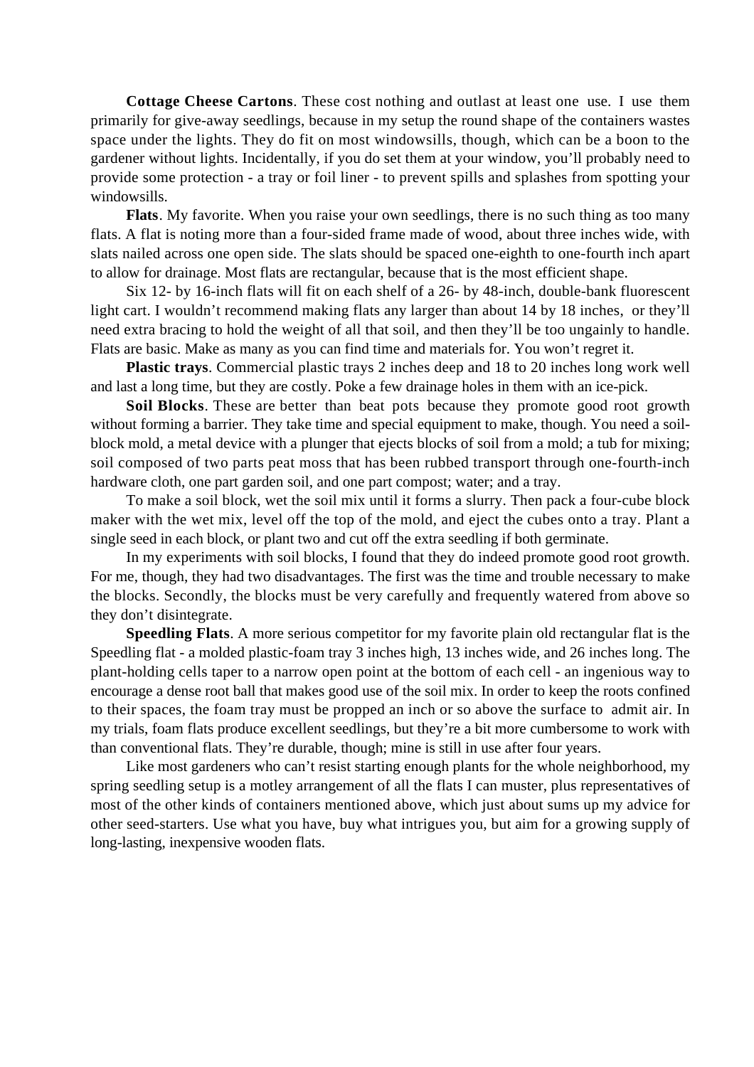**Cottage Cheese Cartons**. These cost nothing and outlast at least one use. I use them primarily for give-away seedlings, because in my setup the round shape of the containers wastes space under the lights. They do fit on most windowsills, though, which can be a boon to the gardener without lights. Incidentally, if you do set them at your window, you'll probably need to provide some protection - a tray or foil liner - to prevent spills and splashes from spotting your windowsills.

**Flats**. My favorite. When you raise your own seedlings, there is no such thing as too many flats. A flat is noting more than a four-sided frame made of wood, about three inches wide, with slats nailed across one open side. The slats should be spaced one-eighth to one-fourth inch apart to allow for drainage. Most flats are rectangular, because that is the most efficient shape.

Six 12- by 16-inch flats will fit on each shelf of a 26- by 48-inch, double-bank fluorescent light cart. I wouldn't recommend making flats any larger than about 14 by 18 inches, or they'll need extra bracing to hold the weight of all that soil, and then they'll be too ungainly to handle. Flats are basic. Make as many as you can find time and materials for. You won't regret it.

**Plastic trays**. Commercial plastic trays 2 inches deep and 18 to 20 inches long work well and last a long time, but they are costly. Poke a few drainage holes in them with an ice-pick.

**Soil Blocks**. These are better than beat pots because they promote good root growth without forming a barrier. They take time and special equipment to make, though. You need a soil-block mold, a metal device with a plunger that ejects blocks of soil from a mold; a tub for mixing; soil composed of two parts peat moss that has been rubbed transport through one-fourth-inch hardware cloth, one part garden soil, and one part compost; water; and a tray.

To make a soil block, wet the soil mix until it forms a slurry. Then pack a four-cube block maker with the wet mix, level off the top of the mold, and eject the cubes onto a tray. Plant a single seed in each block, or plant two and cut off the extra seedling if both germinate.

In my experiments with soil blocks, I found that they do indeed promote good root growth. For me, though, they had two disadvantages. The first was the time and trouble necessary to make the blocks. Secondly, the blocks must be very carefully and frequently watered from above so they don't disintegrate.

**Speedling Flats**. A more serious competitor for my favorite plain old rectangular flat is the Speedling flat - a molded plastic-foam tray 3 inches high, 13 inches wide, and 26 inches long. The plant-holding cells taper to a narrow open point at the bottom of each cell - an ingenious way to encourage a dense root ball that makes good use of the soil mix. In order to keep the roots confined to their spaces, the foam tray must be propped an inch or so above the surface to admit air. In my trials, foam flats produce excellent seedlings, but they're a bit more cumbersome to work with than conventional flats. They're durable, though; mine is still in use after four years.

Like most gardeners who can't resist starting enough plants for the whole neighborhood, my spring seedling setup is a motley arrangement of all the flats I can muster, plus representatives of most of the other kinds of containers mentioned above, which just about sums up my advice for other seed-starters. Use what you have, buy what intrigues you, but aim for a growing supply of long-lasting, inexpensive wooden flats.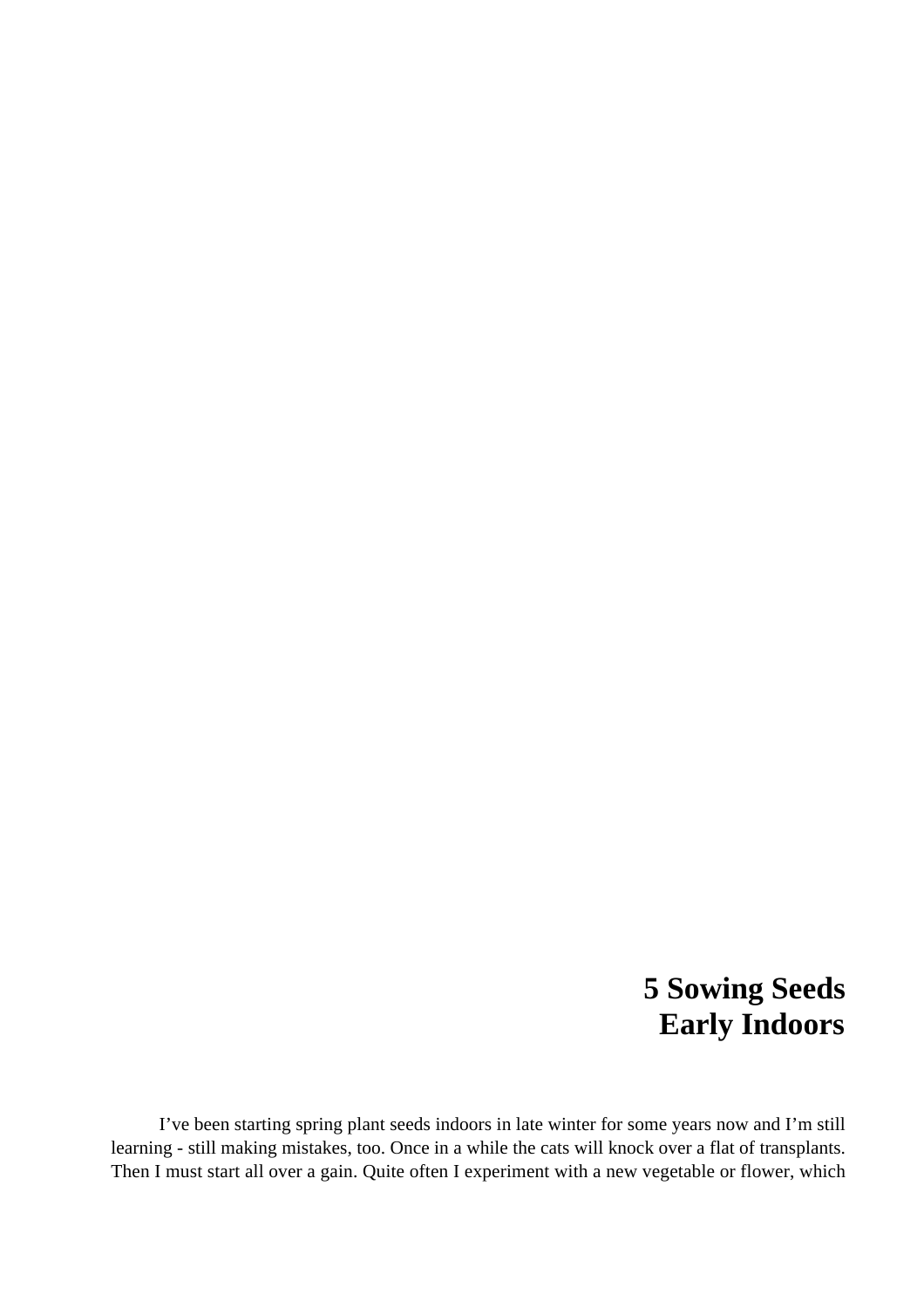# 5 Sowing Seeds Early Indoors

I've been starting spring plant seeds indoors in late winter for some years now and I'm still learning - still making mistakes, too. Once in a while the cats will knock over a flat of transplants. Then I must start all over a gain. Quite often I experiment with a new vegetable or flower, which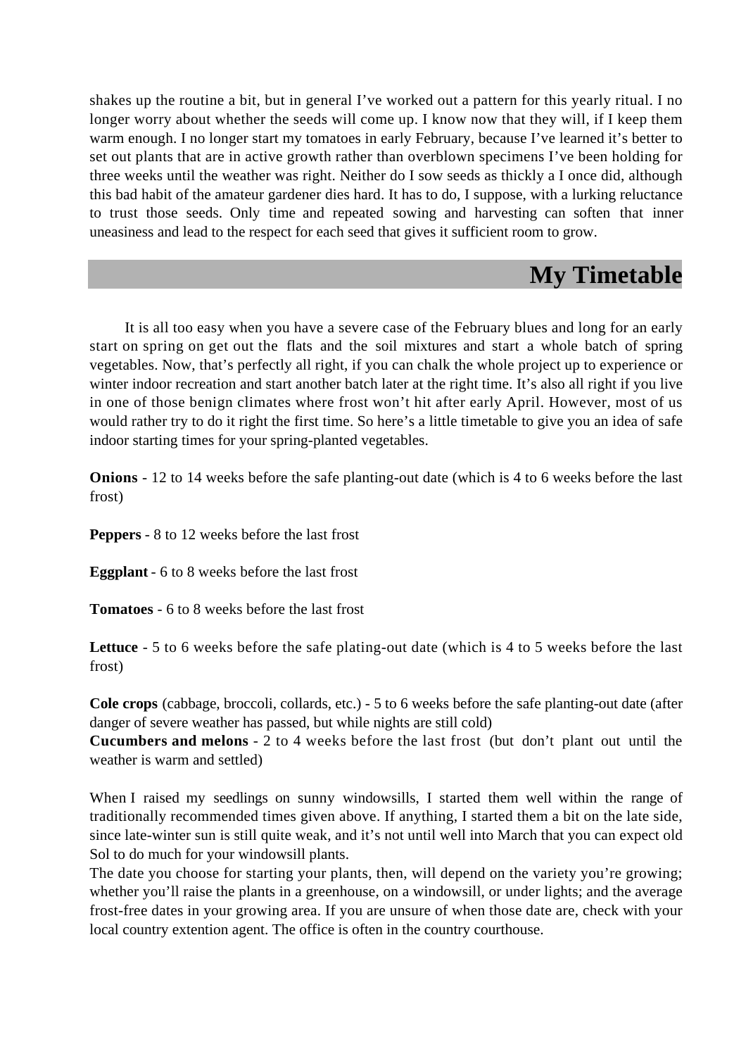shakes up the routine a bit, but in general I've worked out a pattern for this yearly ritual. I no longer worry about whether the seeds will come up. I know now that they will, if I keep them warm enough. I no longer start my tomatoes in early February, because I've learned it's better to set out plants that are in active growth rather than overblown specimens I've been holding for three weeks until the weather was right. Neither do I sow seeds as thickly a I once did, although this bad habit of the amateur gardener dies hard. It has to do, I suppose, with a lurking reluctance to trust those seeds. Only time and repeated sowing and harvesting can soften that inner uneasiness and lead to the respect for each seed that gives it sufficient room to grow.

## My Timetable

It is all too easy when you have a severe case of the February blues and long for an early start on spring on get out the flats and the soil mixtures and start a whole batch of spring vegetables. Now, that's perfectly all right, if you can chalk the whole project up to experience or winter indoor recreation and start another batch later at the right time. It's also all right if you live in one of those benign climates where frost won't hit after early April. However, most of us would rather try to do it right the first time. So here's a little timetable to give you an idea of safe indoor starting times for your spring-planted vegetables.

**Onions** - 12 to 14 weeks before the safe planting-out date (which is 4 to 6 weeks before the last frost)

**Peppers** - 8 to 12 weeks before the last frost

**Eggplant** - 6 to 8 weeks before the last frost

**Tomatoes** - 6 to 8 weeks before the last frost

**Lettuce** - 5 to 6 weeks before the safe plating-out date (which is 4 to 5 weeks before the last frost)

**Cole crops** (cabbage, broccoli, collards, etc.) - 5 to 6 weeks before the safe planting-out date (after danger of severe weather has passed, but while nights are still cold)

**Cucumbers and melons** - 2 to 4 weeks before the last frost (but don't plant out until the weather is warm and settled)

When I raised my seedlings on sunny windowsills, I started them well within the range of traditionally recommended times given above. If anything, I started them a bit on the late side, since late-winter sun is still quite weak, and it's not until well into March that you can expect old Sol to do much for your windowsill plants.

The date you choose for starting your plants, then, will depend on the variety you're growing; whether you'll raise the plants in a greenhouse, on a windowsill, or under lights; and the average frost-free dates in your growing area. If you are unsure of when those date are, check with your local country extention agent. The office is often in the country courthouse.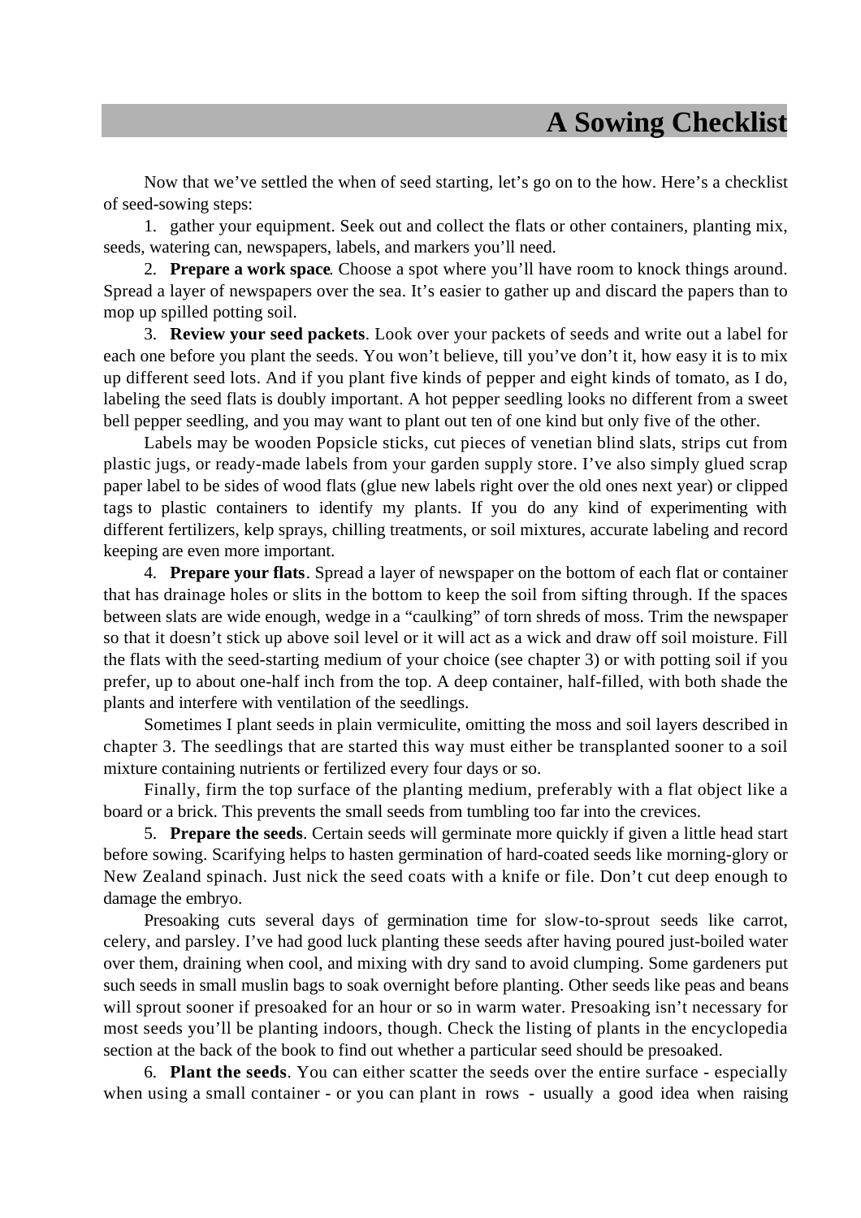## A Sowing Checklist

Now that we've settled the when of seed starting, let's go on to the how. Here's a checklist of seed-sowing steps:

1. gather your equipment. Seek out and collect the flats or other containers, planting mix, seeds, watering can, newspapers, labels, and markers you'll need.

2. **Prepare a work space**. Choose a spot where you'll have room to knock things around. Spread a layer of newspapers over the sea. It's easier to gather up and discard the papers than to mop up spilled potting soil.

3. **Review your seed packets**. Look over your packets of seeds and write out a label for each one before you plant the seeds. You won't believe, till you've don't it, how easy it is to mix up different seed lots. And if you plant five kinds of pepper and eight kinds of tomato, as I do, labeling the seed flats is doubly important. A hot pepper seedling looks no different from a sweet bell pepper seedling, and you may want to plant out ten of one kind but only five of the other.

Labels may be wooden Popsicle sticks, cut pieces of venetian blind slats, strips cut from plastic jugs, or ready-made labels from your garden supply store. I've also simply glued scrap paper label to be sides of wood flats (glue new labels right over the old ones next year) or clipped tags to plastic containers to identify my plants. If you do any kind of experimenting with different fertilizers, kelp sprays, chilling treatments, or soil mixtures, accurate labeling and record keeping are even more important.

4. **Prepare your flats**. Spread a layer of newspaper on the bottom of each flat or container that has drainage holes or slits in the bottom to keep the soil from sifting through. If the spaces between slats are wide enough, wedge in a "caulking" of torn shreds of moss. Trim the newspaper so that it doesn't stick up above soil level or it will act as a wick and draw off soil moisture. Fill the flats with the seed-starting medium of your choice (see chapter 3) or with potting soil if you prefer, up to about one-half inch from the top. A deep container, half-filled, with both shade the plants and interfere with ventilation of the seedlings.

Sometimes I plant seeds in plain vermiculite, omitting the moss and soil layers described in chapter 3. The seedlings that are started this way must either be transplanted sooner to a soil mixture containing nutrients or fertilized every four days or so.

Finally, firm the top surface of the planting medium, preferably with a flat object like a board or a brick. This prevents the small seeds from tumbling too far into the crevices.

5. **Prepare the seeds**. Certain seeds will germinate more quickly if given a little head start before sowing. Scarifying helps to hasten germination of hard-coated seeds like morning-glory or New Zealand spinach. Just nick the seed coats with a knife or file. Don't cut deep enough to damage the embryo.

Presoaking cuts several days of germination time for slow-to-sprout seeds like carrot, celery, and parsley. I've had good luck planting these seeds after having poured just-boiled water over them, draining when cool, and mixing with dry sand to avoid clumping. Some gardeners put such seeds in small muslin bags to soak overnight before planting. Other seeds like peas and beans will sprout sooner if presoaked for an hour or so in warm water. Presoaking isn't necessary for most seeds you'll be planting indoors, though. Check the listing of plants in the encyclopedia section at the back of the book to find out whether a particular seed should be presoaked.

6. **Plant the seeds**. You can either scatter the seeds over the entire surface - especially when using a small container - or you can plant in rows - usually a good idea when raising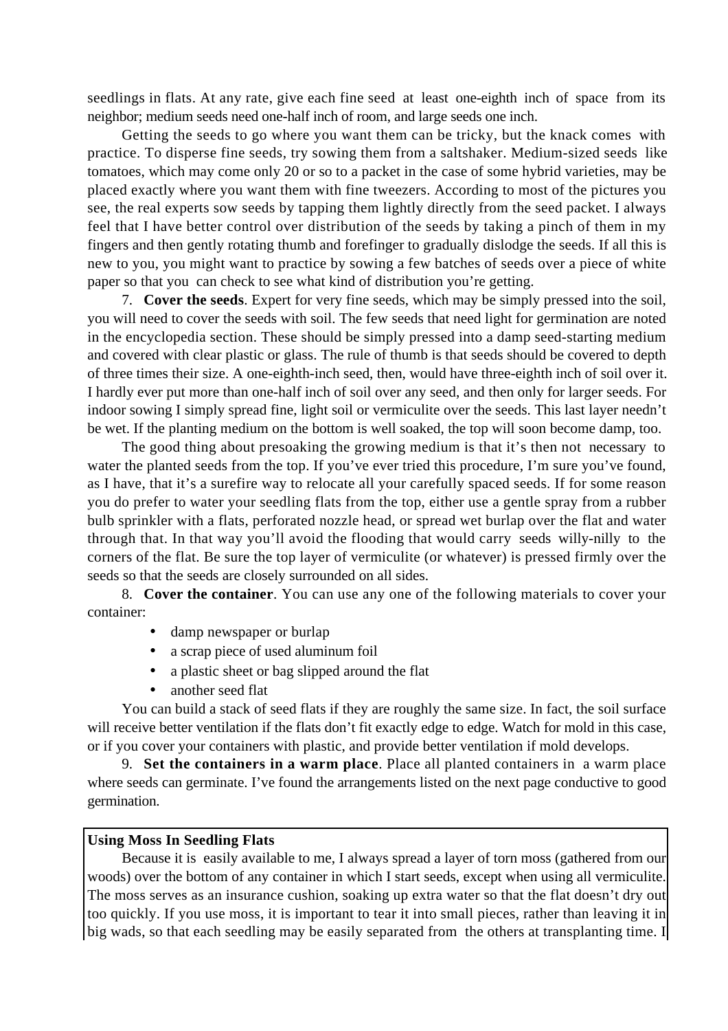seedlings in flats. At any rate, give each fine seed at least one-eighth inch of space from its neighbor; medium seeds need one-half inch of room, and large seeds one inch.

Getting the seeds to go where you want them can be tricky, but the knack comes with practice. To disperse fine seeds, try sowing them from a saltshaker. Medium-sized seeds like tomatoes, which may come only 20 or so to a packet in the case of some hybrid varieties, may be placed exactly where you want them with fine tweezers. According to most of the pictures you see, the real experts sow seeds by tapping them lightly directly from the seed packet. I always feel that I have better control over distribution of the seeds by taking a pinch of them in my fingers and then gently rotating thumb and forefinger to gradually dislodge the seeds. If all this is new to you, you might want to practice by sowing a few batches of seeds over a piece of white paper so that you can check to see what kind of distribution you're getting.

7. **Cover the seeds**. Expert for very fine seeds, which may be simply pressed into the soil, you will need to cover the seeds with soil. The few seeds that need light for germination are noted in the encyclopedia section. These should be simply pressed into a damp seed-starting medium and covered with clear plastic or glass. The rule of thumb is that seeds should be covered to depth of three times their size. A one-eighth-inch seed, then, would have three-eighth inch of soil over it. I hardly ever put more than one-half inch of soil over any seed, and then only for larger seeds. For indoor sowing I simply spread fine, light soil or vermiculite over the seeds. This last layer needn't be wet. If the planting medium on the bottom is well soaked, the top will soon become damp, too.

The good thing about presoaking the growing medium is that it's then not necessary to water the planted seeds from the top. If you've ever tried this procedure, I'm sure you've found, as I have, that it's a surefire way to relocate all your carefully spaced seeds. If for some reason you do prefer to water your seedling flats from the top, either use a gentle spray from a rubber bulb sprinkler with a flats, perforated nozzle head, or spread wet burlap over the flat and water through that. In that way you'll avoid the flooding that would carry seeds willy-nilly to the corners of the flat. Be sure the top layer of vermiculite (or whatever) is pressed firmly over the seeds so that the seeds are closely surrounded on all sides.

8. **Cover the container**. You can use any one of the following materials to cover your container:

- damp newspaper or burlap
- a scrap piece of used aluminum foil
- a plastic sheet or bag slipped around the flat
- another seed flat

You can build a stack of seed flats if they are roughly the same size. In fact, the soil surface will receive better ventilation if the flats don't fit exactly edge to edge. Watch for mold in this case, or if you cover your containers with plastic, and provide better ventilation if mold develops.

9. **Set the containers in a warm place**. Place all planted containers in a warm place where seeds can germinate. I've found the arrangements listed on the next page conductive to good germination.

**Using Moss In Seedling Flats**

Because it is easily available to me, I always spread a layer of torn moss (gathered from our woods) over the bottom of any container in which I start seeds, except when using all vermiculite. The moss serves as an insurance cushion, soaking up extra water so that the flat doesn't dry out too quickly. If you use moss, it is important to tear it into small pieces, rather than leaving it in big wads, so that each seedling may be easily separated from the others at transplanting time. I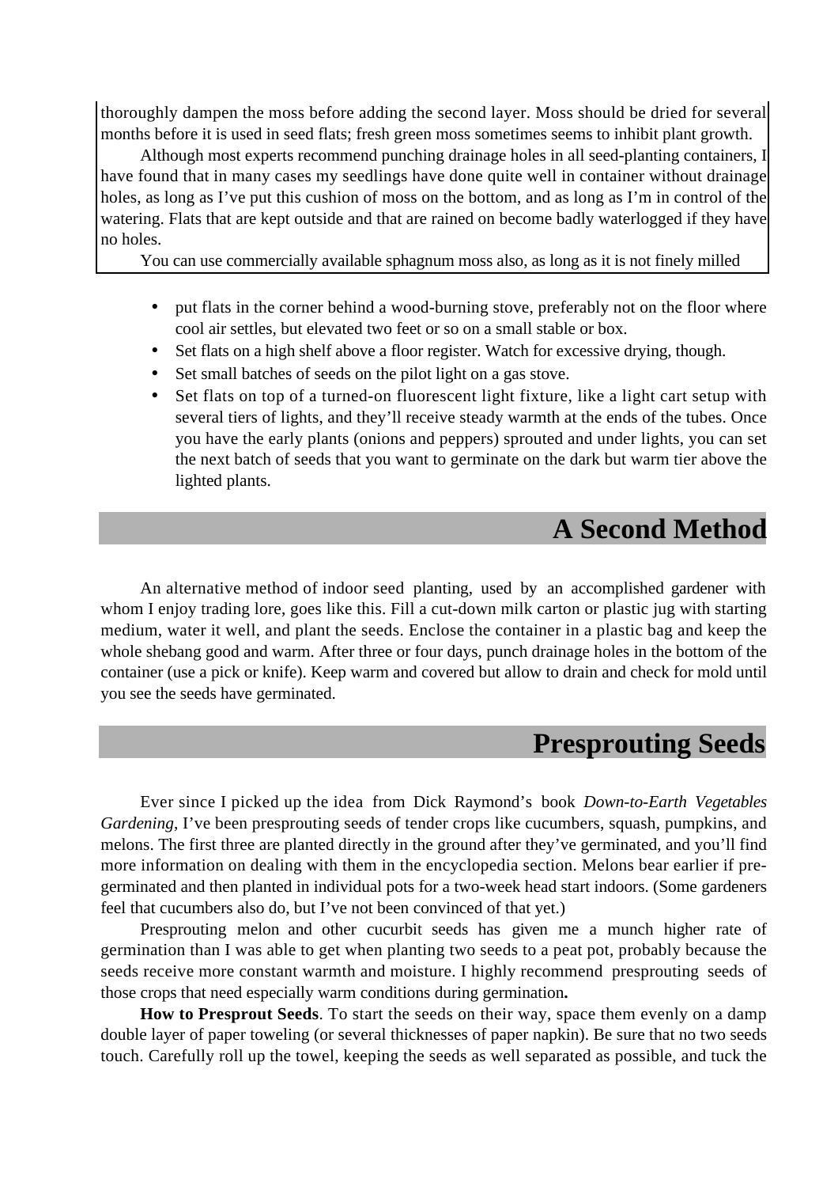thoroughly dampen the moss before adding the second layer. Moss should be dried for several months before it is used in seed flats; fresh green moss sometimes seems to inhibit plant growth.

Although most experts recommend punching drainage holes in all seed-planting containers, I have found that in many cases my seedlings have done quite well in container without drainage holes, as long as I've put this cushion of moss on the bottom, and as long as I'm in control of the watering. Flats that are kept outside and that are rained on become badly waterlogged if they have no holes.

You can use commercially available sphagnum moss also, as long as it is not finely milled

- put flats in the corner behind a wood-burning stove, preferably not on the floor where cool air settles, but elevated two feet or so on a small stable or box.
- Set flats on a high shelf above a floor register. Watch for excessive drying, though.
- Set small batches of seeds on the pilot light on a gas stove.
- Set flats on top of a turned-on fluorescent light fixture, like a light cart setup with several tiers of lights, and they'll receive steady warmth at the ends of the tubes. Once you have the early plants (onions and peppers) sprouted and under lights, you can set the next batch of seeds that you want to germinate on the dark but warm tier above the lighted plants.

## A Second Method

An alternative method of indoor seed planting, used by an accomplished gardener with whom I enjoy trading lore, goes like this. Fill a cut-down milk carton or plastic jug with starting medium, water it well, and plant the seeds. Enclose the container in a plastic bag and keep the whole shebang good and warm. After three or four days, punch drainage holes in the bottom of the container (use a pick or knife). Keep warm and covered but allow to drain and check for mold until you see the seeds have germinated.

## Presprouting Seeds

Ever since I picked up the idea from Dick Raymond's book *Down-to-Earth Vegetables Gardening*, I've been presprouting seeds of tender crops like cucumbers, squash, pumpkins, and melons. The first three are planted directly in the ground after they've germinated, and you'll find more information on dealing with them in the encyclopedia section. Melons bear earlier if pre-germinated and then planted in individual pots for a two-week head start indoors. (Some gardeners feel that cucumbers also do, but I've not been convinced of that yet.)

Presprouting melon and other cucurbit seeds has given me a munch higher rate of germination than I was able to get when planting two seeds to a peat pot, probably because the seeds receive more constant warmth and moisture. I highly recommend presprouting seeds of those crops that need especially warm conditions during germination**.**

**How to Presprout Seeds**. To start the seeds on their way, space them evenly on a damp double layer of paper toweling (or several thicknesses of paper napkin). Be sure that no two seeds touch. Carefully roll up the towel, keeping the seeds as well separated as possible, and tuck the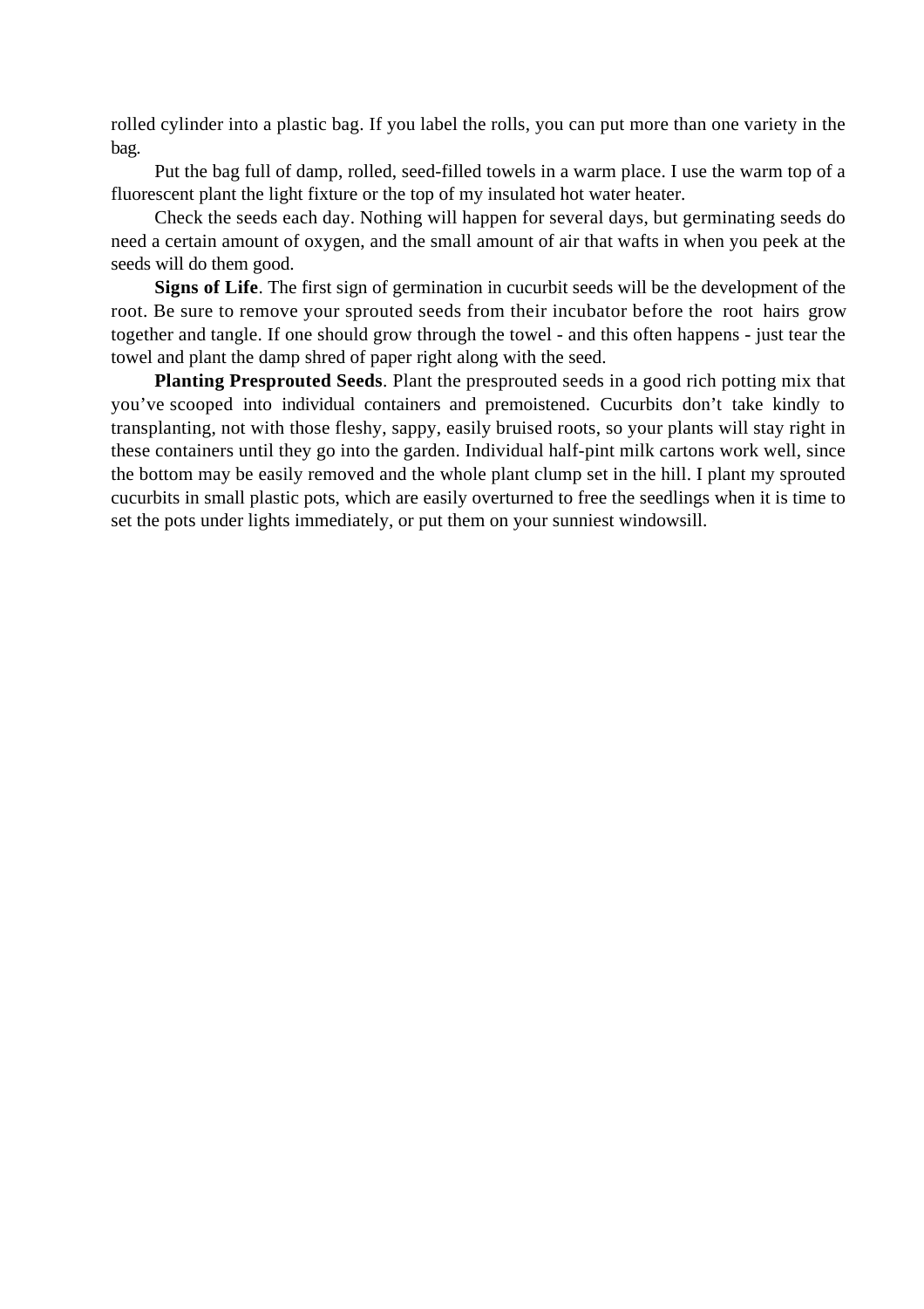rolled cylinder into a plastic bag. If you label the rolls, you can put more than one variety in the bag.

Put the bag full of damp, rolled, seed-filled towels in a warm place. I use the warm top of a fluorescent plant the light fixture or the top of my insulated hot water heater.

Check the seeds each day. Nothing will happen for several days, but germinating seeds do need a certain amount of oxygen, and the small amount of air that wafts in when you peek at the seeds will do them good.

**Signs of Life**. The first sign of germination in cucurbit seeds will be the development of the root. Be sure to remove your sprouted seeds from their incubator before the root hairs grow together and tangle. If one should grow through the towel - and this often happens - just tear the towel and plant the damp shred of paper right along with the seed.

**Planting Presprouted Seeds**. Plant the presprouted seeds in a good rich potting mix that you've scooped into individual containers and premoistened. Cucurbits don't take kindly to transplanting, not with those fleshy, sappy, easily bruised roots, so your plants will stay right in these containers until they go into the garden. Individual half-pint milk cartons work well, since the bottom may be easily removed and the whole plant clump set in the hill. I plant my sprouted cucurbits in small plastic pots, which are easily overturned to free the seedlings when it is time to set the pots under lights immediately, or put them on your sunniest windowsill.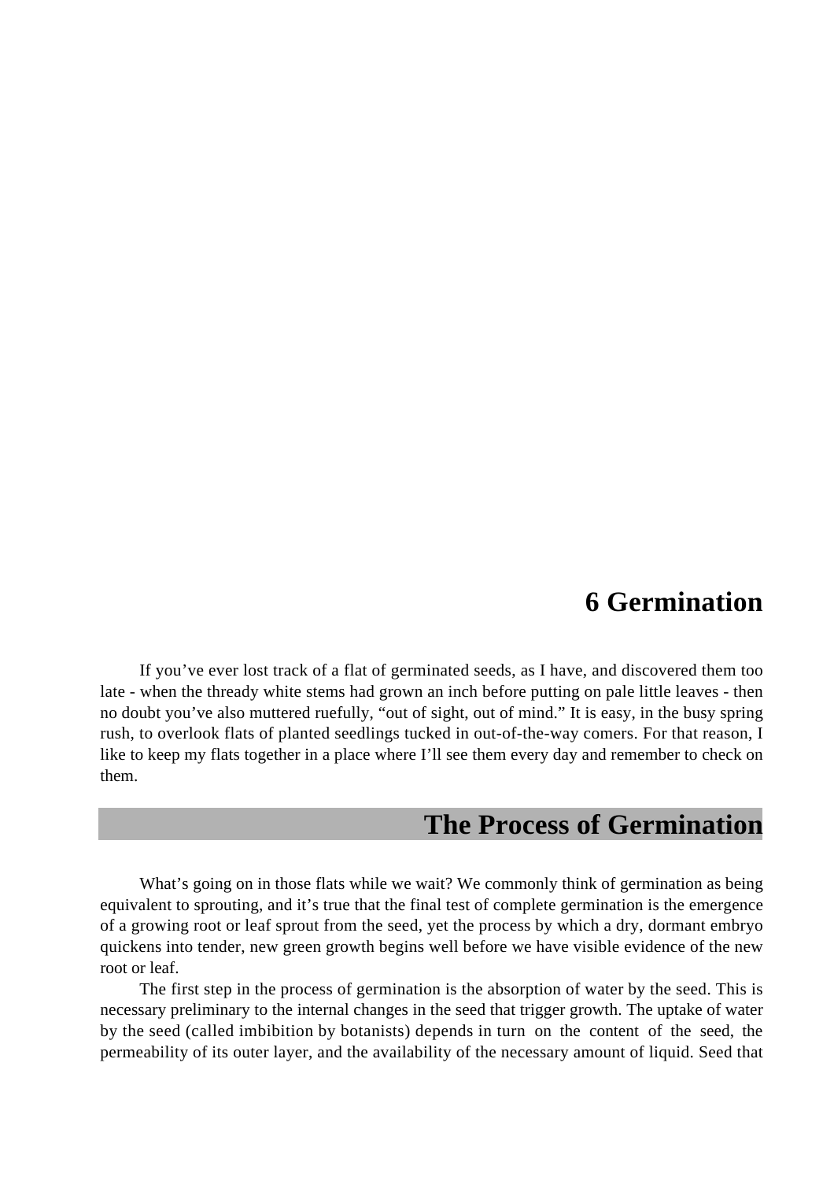# 6 Germination

If you’ve ever lost track of a flat of germinated seeds, as I have, and discovered them too late - when the thready white stems had grown an inch before putting on pale little leaves - then no doubt you’ve also muttered ruefully, “out of sight, out of mind.” It is easy, in the busy spring rush, to overlook flats of planted seedlings tucked in out-of-the-way comers. For that reason, I like to keep my flats together in a place where I’ll see them every day and remember to check on them.

## The Process of Germination

What’s going on in those flats while we wait? We commonly think of germination as being equivalent to sprouting, and it’s true that the final test of complete germination is the emergence of a growing root or leaf sprout from the seed, yet the process by which a dry, dormant embryo quickens into tender, new green growth begins well before we have visible evidence of the new root or leaf.

The first step in the process of germination is the absorption of water by the seed. This is necessary preliminary to the internal changes in the seed that trigger growth. The uptake of water by the seed (called imbibition by botanists) depends in turn on the content of the seed, the permeability of its outer layer, and the availability of the necessary amount of liquid. Seed that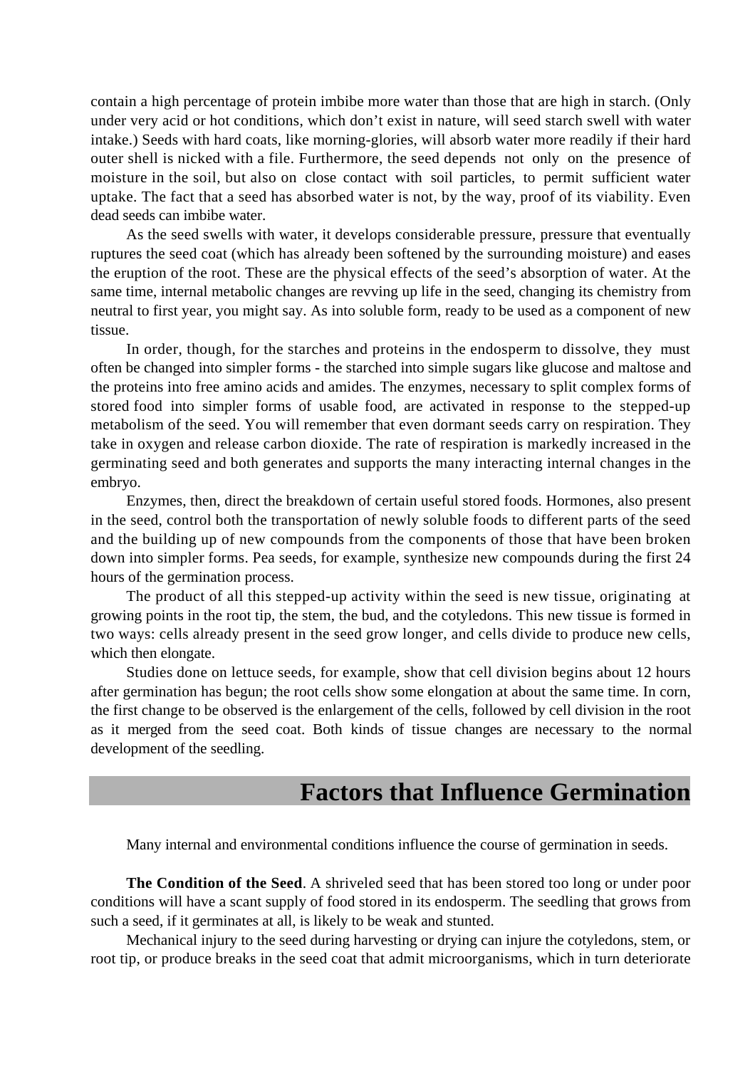contain a high percentage of protein imbibe more water than those that are high in starch. (Only under very acid or hot conditions, which don't exist in nature, will seed starch swell with water intake.) Seeds with hard coats, like morning-glories, will absorb water more readily if their hard outer shell is nicked with a file. Furthermore, the seed depends not only on the presence of moisture in the soil, but also on close contact with soil particles, to permit sufficient water uptake. The fact that a seed has absorbed water is not, by the way, proof of its viability. Even dead seeds can imbibe water.

As the seed swells with water, it develops considerable pressure, pressure that eventually ruptures the seed coat (which has already been softened by the surrounding moisture) and eases the eruption of the root. These are the physical effects of the seed's absorption of water. At the same time, internal metabolic changes are revving up life in the seed, changing its chemistry from neutral to first year, you might say. As into soluble form, ready to be used as a component of new tissue.

In order, though, for the starches and proteins in the endosperm to dissolve, they must often be changed into simpler forms - the starched into simple sugars like glucose and maltose and the proteins into free amino acids and amides. The enzymes, necessary to split complex forms of stored food into simpler forms of usable food, are activated in response to the stepped-up metabolism of the seed. You will remember that even dormant seeds carry on respiration. They take in oxygen and release carbon dioxide. The rate of respiration is markedly increased in the germinating seed and both generates and supports the many interacting internal changes in the embryo.

Enzymes, then, direct the breakdown of certain useful stored foods. Hormones, also present in the seed, control both the transportation of newly soluble foods to different parts of the seed and the building up of new compounds from the components of those that have been broken down into simpler forms. Pea seeds, for example, synthesize new compounds during the first 24 hours of the germination process.

The product of all this stepped-up activity within the seed is new tissue, originating at growing points in the root tip, the stem, the bud, and the cotyledons. This new tissue is formed in two ways: cells already present in the seed grow longer, and cells divide to produce new cells, which then elongate.

Studies done on lettuce seeds, for example, show that cell division begins about 12 hours after germination has begun; the root cells show some elongation at about the same time. In corn, the first change to be observed is the enlargement of the cells, followed by cell division in the root as it merged from the seed coat. Both kinds of tissue changes are necessary to the normal development of the seedling.

## Factors that Influence Germination

Many internal and environmental conditions influence the course of germination in seeds.

**The Condition of the Seed**. A shriveled seed that has been stored too long or under poor conditions will have a scant supply of food stored in its endosperm. The seedling that grows from such a seed, if it germinates at all, is likely to be weak and stunted.

Mechanical injury to the seed during harvesting or drying can injure the cotyledons, stem, or root tip, or produce breaks in the seed coat that admit microorganisms, which in turn deteriorate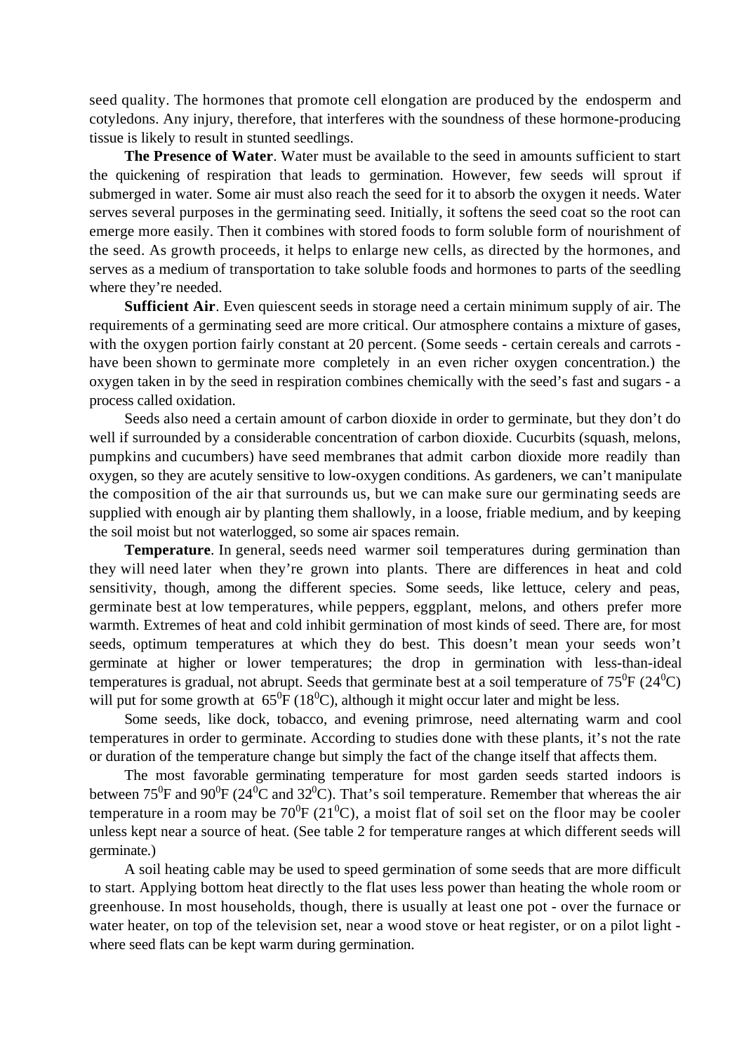seed quality. The hormones that promote cell elongation are produced by the endosperm and cotyledons. Any injury, therefore, that interferes with the soundness of these hormone-producing tissue is likely to result in stunted seedlings.

**The Presence of Water**. Water must be available to the seed in amounts sufficient to start the quickening of respiration that leads to germination. However, few seeds will sprout if submerged in water. Some air must also reach the seed for it to absorb the oxygen it needs. Water serves several purposes in the germinating seed. Initially, it softens the seed coat so the root can emerge more easily. Then it combines with stored foods to form soluble form of nourishment of the seed. As growth proceeds, it helps to enlarge new cells, as directed by the hormones, and serves as a medium of transportation to take soluble foods and hormones to parts of the seedling where they're needed.

**Sufficient Air**. Even quiescent seeds in storage need a certain minimum supply of air. The requirements of a germinating seed are more critical. Our atmosphere contains a mixture of gases, with the oxygen portion fairly constant at 20 percent. (Some seeds - certain cereals and carrots - have been shown to germinate more completely in an even richer oxygen concentration.) the oxygen taken in by the seed in respiration combines chemically with the seed's fast and sugars - a process called oxidation.

Seeds also need a certain amount of carbon dioxide in order to germinate, but they don't do well if surrounded by a considerable concentration of carbon dioxide. Cucurbits (squash, melons, pumpkins and cucumbers) have seed membranes that admit carbon dioxide more readily than oxygen, so they are acutely sensitive to low-oxygen conditions. As gardeners, we can't manipulate the composition of the air that surrounds us, but we can make sure our germinating seeds are supplied with enough air by planting them shallowly, in a loose, friable medium, and by keeping the soil moist but not waterlogged, so some air spaces remain.

**Temperature**. In general, seeds need warmer soil temperatures during germination than they will need later when they're grown into plants. There are differences in heat and cold sensitivity, though, among the different species. Some seeds, like lettuce, celery and peas, germinate best at low temperatures, while peppers, eggplant, melons, and others prefer more warmth. Extremes of heat and cold inhibit germination of most kinds of seed. There are, for most seeds, optimum temperatures at which they do best. This doesn't mean your seeds won't germinate at higher or lower temperatures; the drop in germination with less-than-ideal temperatures is gradual, not abrupt. Seeds that germinate best at a soil temperature of $75^0$F ($24^0$C) will put for some growth at $65^0$F ($18^0$C), although it might occur later and might be less.

Some seeds, like dock, tobacco, and evening primrose, need alternating warm and cool temperatures in order to germinate. According to studies done with these plants, it's not the rate or duration of the temperature change but simply the fact of the change itself that affects them.

The most favorable germinating temperature for most garden seeds started indoors is between $75^0$F and $90^0$F ($24^0$C and $32^0$C). That's soil temperature. Remember that whereas the air temperature in a room may be $70^0$F ($21^0$C), a moist flat of soil set on the floor may be cooler unless kept near a source of heat. (See table 2 for temperature ranges at which different seeds will germinate.)

A soil heating cable may be used to speed germination of some seeds that are more difficult to start. Applying bottom heat directly to the flat uses less power than heating the whole room or greenhouse. In most households, though, there is usually at least one pot - over the furnace or water heater, on top of the television set, near a wood stove or heat register, or on a pilot light - where seed flats can be kept warm during germination.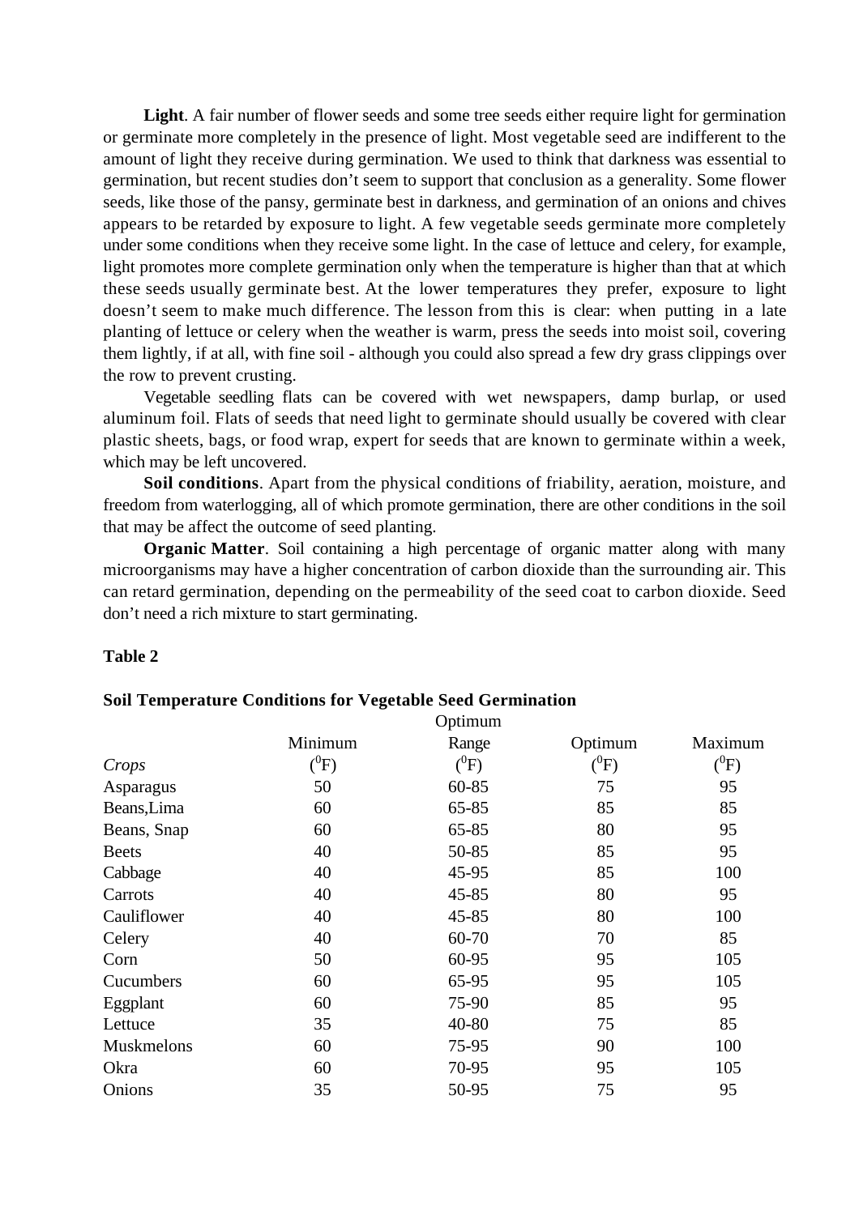**Light**. A fair number of flower seeds and some tree seeds either require light for germination or germinate more completely in the presence of light. Most vegetable seed are indifferent to the amount of light they receive during germination. We used to think that darkness was essential to germination, but recent studies don't seem to support that conclusion as a generality. Some flower seeds, like those of the pansy, germinate best in darkness, and germination of an onions and chives appears to be retarded by exposure to light. A few vegetable seeds germinate more completely under some conditions when they receive some light. In the case of lettuce and celery, for example, light promotes more complete germination only when the temperature is higher than that at which these seeds usually germinate best. At the lower temperatures they prefer, exposure to light doesn't seem to make much difference. The lesson from this is clear: when putting in a late planting of lettuce or celery when the weather is warm, press the seeds into moist soil, covering them lightly, if at all, with fine soil - although you could also spread a few dry grass clippings over the row to prevent crusting.

Vegetable seedling flats can be covered with wet newspapers, damp burlap, or used aluminum foil. Flats of seeds that need light to germinate should usually be covered with clear plastic sheets, bags, or food wrap, expert for seeds that are known to germinate within a week, which may be left uncovered.

**Soil conditions**. Apart from the physical conditions of friability, aeration, moisture, and freedom from waterlogging, all of which promote germination, there are other conditions in the soil that may be affect the outcome of seed planting.

**Organic Matter**. Soil containing a high percentage of organic matter along with many microorganisms may have a higher concentration of carbon dioxide than the surrounding air. This can retard germination, depending on the permeability of the seed coat to carbon dioxide. Seed don't need a rich mixture to start germinating.

**Table 2**

**Soil Temperature Conditions for Vegetable Seed Germination**

| *Crops* | Minimum ($^0$F) | Optimum Range ($^0$F) | Optimum ($^0$F) | Maximum ($^0$F) |
|---|---|---|---|---|
| Asparagus | 50 | 60-85 | 75 | 95 |
| Beans,Lima | 60 | 65-85 | 85 | 85 |
| Beans, Snap | 60 | 65-85 | 80 | 95 |
| Beets | 40 | 50-85 | 85 | 95 |
| Cabbage | 40 | 45-95 | 85 | 100 |
| Carrots | 40 | 45-85 | 80 | 95 |
| Cauliflower | 40 | 45-85 | 80 | 100 |
| Celery | 40 | 60-70 | 70 | 85 |
| Corn | 50 | 60-95 | 95 | 105 |
| Cucumbers | 60 | 65-95 | 95 | 105 |
| Eggplant | 60 | 75-90 | 85 | 95 |
| Lettuce | 35 | 40-80 | 75 | 85 |
| Muskmelons | 60 | 75-95 | 90 | 100 |
| Okra | 60 | 70-95 | 95 | 105 |
| Onions | 35 | 50-95 | 75 | 95 |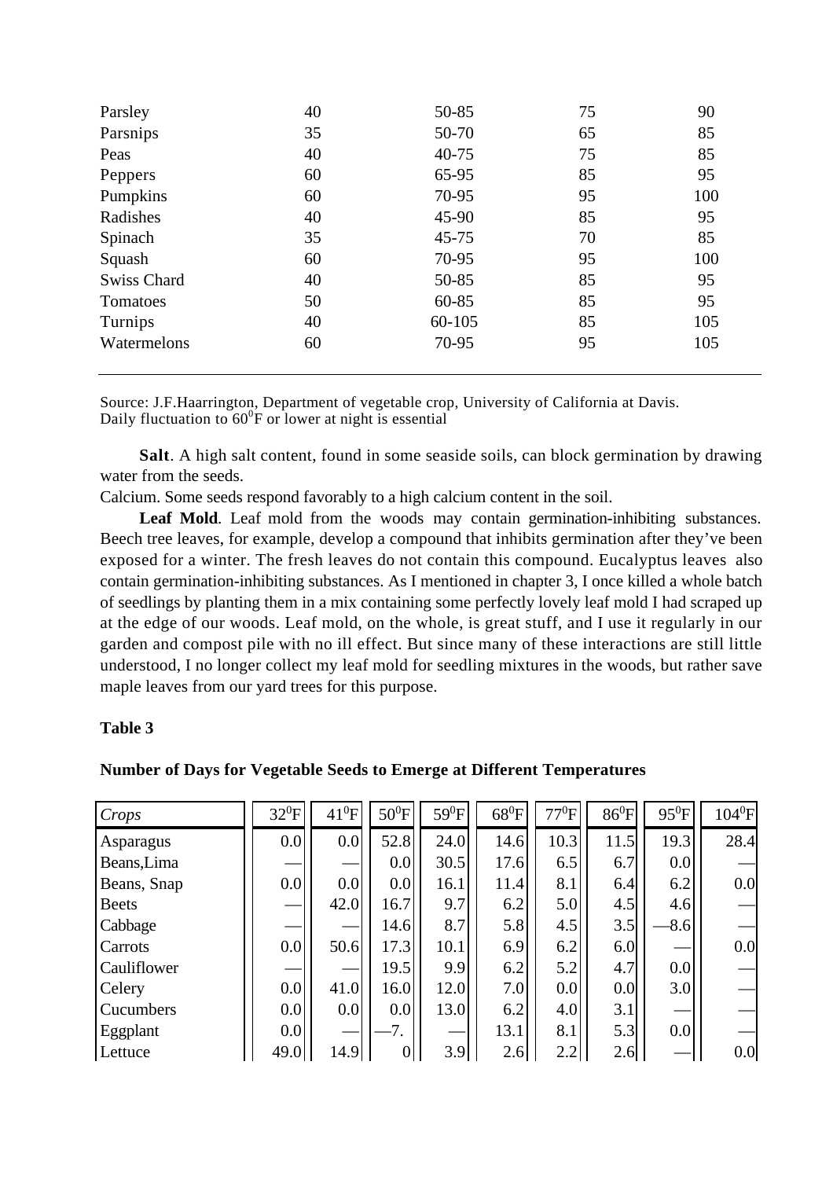| | | | | |
|---|---|---|---|---|
| Parsley | 40 | 50-85 | 75 | 90 |
| Parsnips | 35 | 50-70 | 65 | 85 |
| Peas | 40 | 40-75 | 75 | 85 |
| Peppers | 60 | 65-95 | 85 | 95 |
| Pumpkins | 60 | 70-95 | 95 | 100 |
| Radishes | 40 | 45-90 | 85 | 95 |
| Spinach | 35 | 45-75 | 70 | 85 |
| Squash | 60 | 70-95 | 95 | 100 |
| Swiss Chard | 40 | 50-85 | 85 | 95 |
| Tomatoes | 50 | 60-85 | 85 | 95 |
| Turnips | 40 | 60-105 | 85 | 105 |
| Watermelons | 60 | 70-95 | 95 | 105 |

Source: J.F.Haarrington, Department of vegetable crop, University of California at Davis.
Daily fluctuation to $60^0$F or lower at night is essential

**Salt**. A high salt content, found in some seaside soils, can block germination by drawing water from the seeds.

Calcium. Some seeds respond favorably to a high calcium content in the soil.

**Leaf Mold**. Leaf mold from the woods may contain germination-inhibiting substances. Beech tree leaves, for example, develop a compound that inhibits germination after they've been exposed for a winter. The fresh leaves do not contain this compound. Eucalyptus leaves also contain germination-inhibiting substances. As I mentioned in chapter 3, I once killed a whole batch of seedlings by planting them in a mix containing some perfectly lovely leaf mold I had scraped up at the edge of our woods. Leaf mold, on the whole, is great stuff, and I use it regularly in our garden and compost pile with no ill effect. But since many of these interactions are still little understood, I no longer collect my leaf mold for seedling mixtures in the woods, but rather save maple leaves from our yard trees for this purpose.

**Table 3**

**Number of Days for Vegetable Seeds to Emerge at Different Temperatures**

| *Crops* | $32^0$F | $41^0$F | $50^0$F | $59^0$F | $68^0$F | $77^0$F | $86^0$F | $95^0$F | $104^0$F |
|---|---|---|---|---|---|---|---|---|---|
| Asparagus | 0.0 | 0.0 | 52.8 | 24.0 | 14.6 | 10.3 | 11.5 | 19.3 | 28.4 |
| Beans,Lima | — | — | 0.0 | 30.5 | 17.6 | 6.5 | 6.7 | 0.0 | — |
| Beans, Snap | 0.0 | 0.0 | 0.0 | 16.1 | 11.4 | 8.1 | 6.4 | 6.2 | 0.0 |
| Beets | — | 42.0 | 16.7 | 9.7 | 6.2 | 5.0 | 4.5 | 4.6 | — |
| Cabbage | — | — | 14.6 | 8.7 | 5.8 | 4.5 | 3.5 | —8.6 | — |
| Carrots | 0.0 | 50.6 | 17.3 | 10.1 | 6.9 | 6.2 | 6.0 | — | 0.0 |
| Cauliflower | — | — | 19.5 | 9.9 | 6.2 | 5.2 | 4.7 | 0.0 | — |
| Celery | 0.0 | 41.0 | 16.0 | 12.0 | 7.0 | 0.0 | 0.0 | 3.0 | — |
| Cucumbers | 0.0 | 0.0 | 0.0 | 13.0 | 6.2 | 4.0 | 3.1 | — | — |
| Eggplant | 0.0 | — | —7. | — | 13.1 | 8.1 | 5.3 | 0.0 | — |
| Lettuce | 49.0 | 14.9 | 0 | 3.9 | 2.6 | 2.2 | 2.6 | — | 0.0 |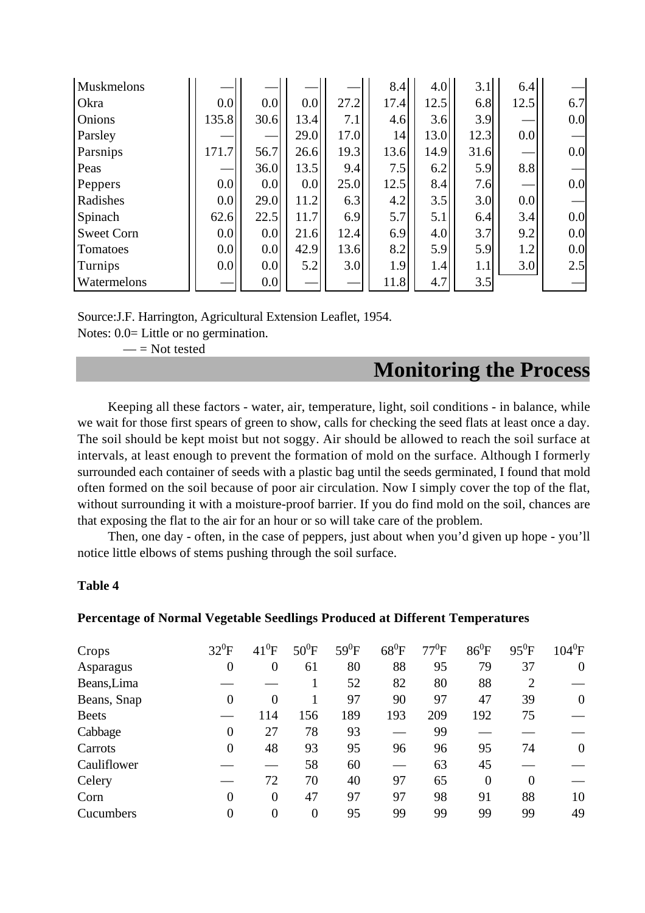| | | | | | | | | | |
|---|---|---|---|---|---|---|---|---|---|
| Muskmelons | — | — | — | — | 8.4 | 4.0 | 3.1 | 6.4 | — |
| Okra | 0.0 | 0.0 | 0.0 | 27.2 | 17.4 | 12.5 | 6.8 | 12.5 | 6.7 |
| Onions | 135.8 | 30.6 | 13.4 | 7.1 | 4.6 | 3.6 | 3.9 | — | 0.0 |
| Parsley | — | — | 29.0 | 17.0 | 14 | 13.0 | 12.3 | 0.0 | — |
| Parsnips | 171.7 | 56.7 | 26.6 | 19.3 | 13.6 | 14.9 | 31.6 | — | 0.0 |
| Peas | — | 36.0 | 13.5 | 9.4 | 7.5 | 6.2 | 5.9 | 8.8 | — |
| Peppers | 0.0 | 0.0 | 0.0 | 25.0 | 12.5 | 8.4 | 7.6 | — | 0.0 |
| Radishes | 0.0 | 29.0 | 11.2 | 6.3 | 4.2 | 3.5 | 3.0 | 0.0 | — |
| Spinach | 62.6 | 22.5 | 11.7 | 6.9 | 5.7 | 5.1 | 6.4 | 3.4 | 0.0 |
| Sweet Corn | 0.0 | 0.0 | 21.6 | 12.4 | 6.9 | 4.0 | 3.7 | 9.2 | 0.0 |
| Tomatoes | 0.0 | 0.0 | 42.9 | 13.6 | 8.2 | 5.9 | 5.9 | 1.2 | 0.0 |
| Turnips | 0.0 | 0.0 | 5.2 | 3.0 | 1.9 | 1.4 | 1.1 | 3.0 | 2.5 |
| Watermelons | — | 0.0 | — | — | 11.8 | 4.7 | 3.5 | | — |

Source:J.F. Harrington, Agricultural Extension Leaflet, 1954.

Notes: 0.0= Little or no germination.

— = Not tested

## Monitoring the Process

Keeping all these factors - water, air, temperature, light, soil conditions - in balance, while we wait for those first spears of green to show, calls for checking the seed flats at least once a day. The soil should be kept moist but not soggy. Air should be allowed to reach the soil surface at intervals, at least enough to prevent the formation of mold on the surface. Although I formerly surrounded each container of seeds with a plastic bag until the seeds germinated, I found that mold often formed on the soil because of poor air circulation. Now I simply cover the top of the flat, without surrounding it with a moisture-proof barrier. If you do find mold on the soil, chances are that exposing the flat to the air for an hour or so will take care of the problem.

Then, one day - often, in the case of peppers, just about when you'd given up hope - you'll notice little elbows of stems pushing through the soil surface.

**Table 4**

**Percentage of Normal Vegetable Seedlings Produced at Different Temperatures**

| Crops | $32^{0}$F | $41^{0}$F | $50^{0}$F | $59^{0}$F | $68^{0}$F | $77^{0}$F | $86^{0}$F | $95^{0}$F | $104^{0}$F |
|---|---|---|---|---|---|---|---|---|---|
| Asparagus | 0 | 0 | 61 | 80 | 88 | 95 | 79 | 37 | 0 |
| Beans,Lima | — | — | 1 | 52 | 82 | 80 | 88 | 2 | — |
| Beans, Snap | 0 | 0 | 1 | 97 | 90 | 97 | 47 | 39 | 0 |
| Beets | — | 114 | 156 | 189 | 193 | 209 | 192 | 75 | — |
| Cabbage | 0 | 27 | 78 | 93 | — | 99 | — | — | — |
| Carrots | 0 | 48 | 93 | 95 | 96 | 96 | 95 | 74 | 0 |
| Cauliflower | — | — | 58 | 60 | — | 63 | 45 | — | — |
| Celery | — | 72 | 70 | 40 | 97 | 65 | 0 | 0 | — |
| Corn | 0 | 0 | 47 | 97 | 97 | 98 | 91 | 88 | 10 |
| Cucumbers | 0 | 0 | 0 | 95 | 99 | 99 | 99 | 99 | 49 |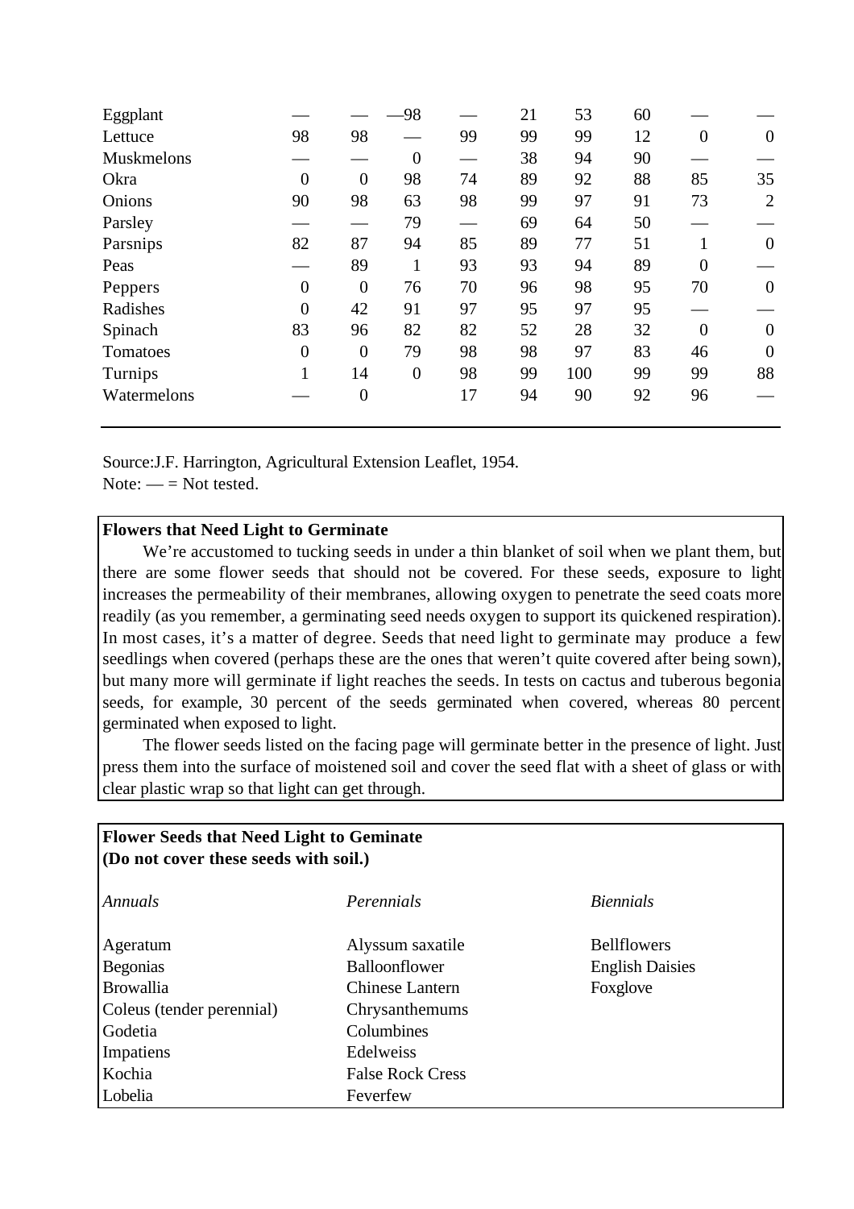| | | | | | | | | | |
|---|---|---|---|---|---|---|---|---|---|
| Eggplant | — | — | —98 | — | 21 | 53 | 60 | — | — |
| Lettuce | 98 | 98 | — | 99 | 99 | 99 | 12 | 0 | 0 |
| Muskmelons | — | — | 0 | — | 38 | 94 | 90 | — | — |
| Okra | 0 | 0 | 98 | 74 | 89 | 92 | 88 | 85 | 35 |
| Onions | 90 | 98 | 63 | 98 | 99 | 97 | 91 | 73 | 2 |
| Parsley | — | — | 79 | — | 69 | 64 | 50 | — | — |
| Parsnips | 82 | 87 | 94 | 85 | 89 | 77 | 51 | 1 | 0 |
| Peas | — | 89 | 1 | 93 | 93 | 94 | 89 | 0 | — |
| Peppers | 0 | 0 | 76 | 70 | 96 | 98 | 95 | 70 | 0 |
| Radishes | 0 | 42 | 91 | 97 | 95 | 97 | 95 | — | — |
| Spinach | 83 | 96 | 82 | 82 | 52 | 28 | 32 | 0 | 0 |
| Tomatoes | 0 | 0 | 79 | 98 | 98 | 97 | 83 | 46 | 0 |
| Turnips | 1 | 14 | 0 | 98 | 99 | 100 | 99 | 99 | 88 |
| Watermelons | — | 0 | | 17 | 94 | 90 | 92 | 96 | — |

Source:J.F. Harrington, Agricultural Extension Leaflet, 1954.
Note: — = Not tested.

**Flowers that Need Light to Germinate**

We're accustomed to tucking seeds in under a thin blanket of soil when we plant them, but there are some flower seeds that should not be covered. For these seeds, exposure to light increases the permeability of their membranes, allowing oxygen to penetrate the seed coats more readily (as you remember, a germinating seed needs oxygen to support its quickened respiration). In most cases, it's a matter of degree. Seeds that need light to germinate may produce a few seedlings when covered (perhaps these are the ones that weren't quite covered after being sown), but many more will germinate if light reaches the seeds. In tests on cactus and tuberous begonia seeds, for example, 30 percent of the seeds germinated when covered, whereas 80 percent germinated when exposed to light.

The flower seeds listed on the facing page will germinate better in the presence of light. Just press them into the surface of moistened soil and cover the seed flat with a sheet of glass or with clear plastic wrap so that light can get through.

**Flower Seeds that Need Light to Geminate**
**(Do not cover these seeds with soil.)**

| *Annuals* | *Perennials* | *Biennials* |
|---|---|---|
| Ageratum | Alyssum saxatile | Bellflowers |
| Begonias | Balloonflower | English Daisies |
| Browallia | Chinese Lantern | Foxglove |
| Coleus (tender perennial) | Chrysanthemums | |
| Godetia | Columbines | |
| Impatiens | Edelweiss | |
| Kochia | False Rock Cress | |
| Lobelia | Feverfew | |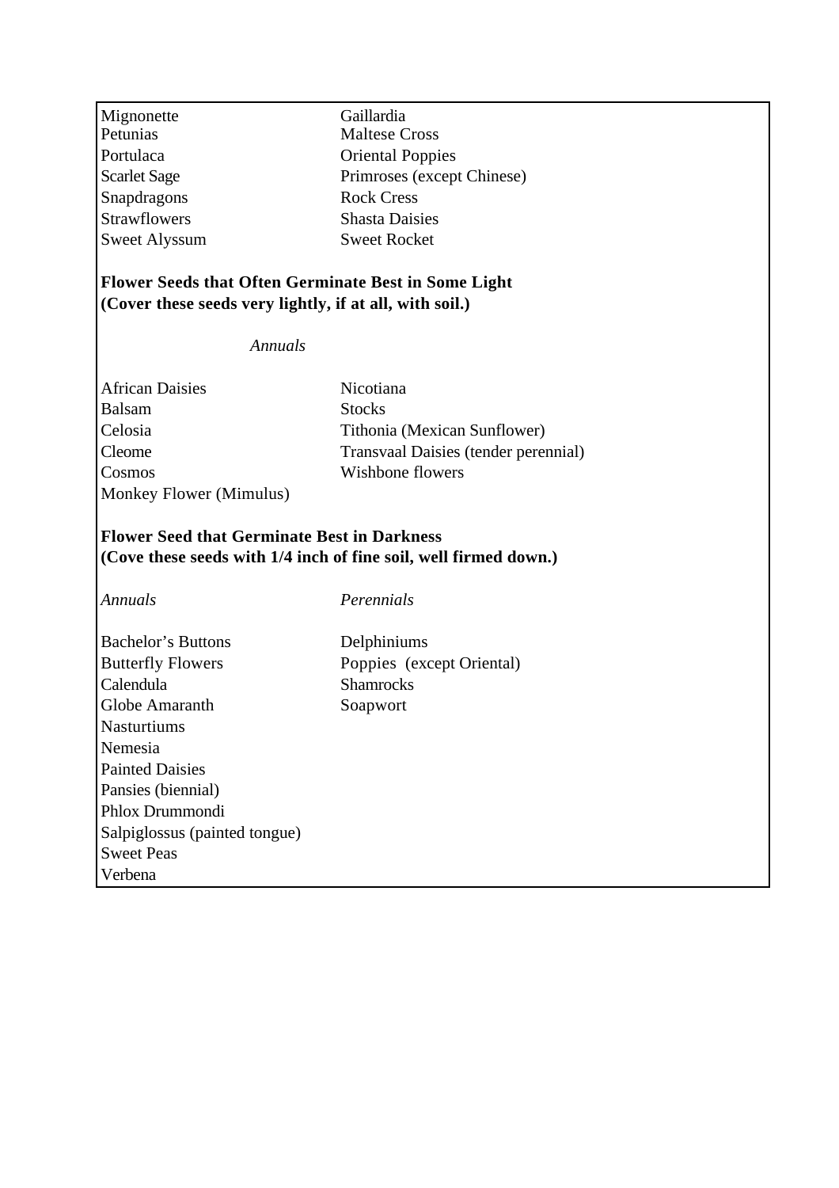| | |
|---|---|
| Mignonette | Gaillardia |
| Petunias | Maltese Cross |
| Portulaca | Oriental Poppies |
| Scarlet Sage | Primroses (except Chinese) |
| Snapdragons | Rock Cress |
| Strawflowers | Shasta Daisies |
| Sweet Alyssum | Sweet Rocket |

**Flower Seeds that Often Germinate Best in Some Light**
**(Cover these seeds very lightly, if at all, with soil.)**

*Annuals*

| | |
|---|---|
| African Daisies | Nicotiana |
| Balsam | Stocks |
| Celosia | Tithonia (Mexican Sunflower) |
| Cleome | Transvaal Daisies (tender perennial) |
| Cosmos | Wishbone flowers |
| Monkey Flower (Mimulus) | |

**Flower Seed that Germinate Best in Darkness**
**(Cove these seeds with 1/4 inch of fine soil, well firmed down.)**

| *Annuals* | *Perennials* |
|---|---|
| Bachelor's Buttons | Delphiniums |
| Butterfly Flowers | Poppies (except Oriental) |
| Calendula | Shamrocks |
| Globe Amaranth | Soapwort |
| Nasturtiums | |
| Nemesia | |
| Painted Daisies | |
| Pansies (biennial) | |
| Phlox Drummondi | |
| Salpiglossus (painted tongue) | |
| Sweet Peas | |
| Verbena | |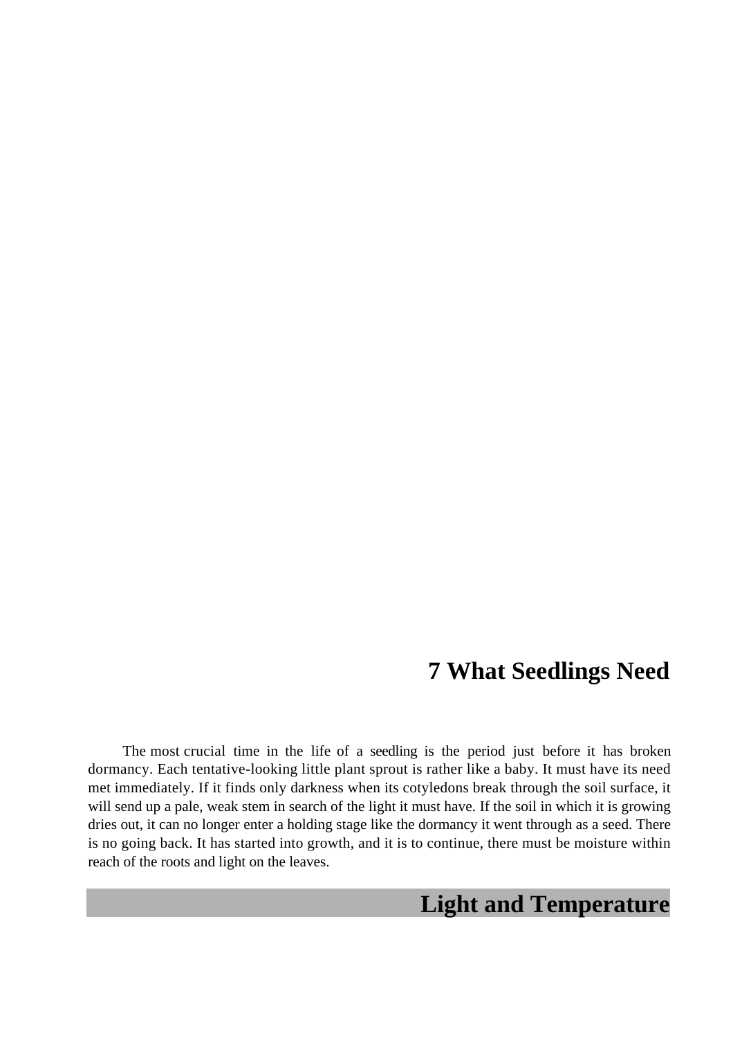# 7 What Seedlings Need

The most crucial time in the life of a seedling is the period just before it has broken dormancy. Each tentative-looking little plant sprout is rather like a baby. It must have its need met immediately. If it finds only darkness when its cotyledons break through the soil surface, it will send up a pale, weak stem in search of the light it must have. If the soil in which it is growing dries out, it can no longer enter a holding stage like the dormancy it went through as a seed. There is no going back. It has started into growth, and it is to continue, there must be moisture within reach of the roots and light on the leaves.

## Light and Temperature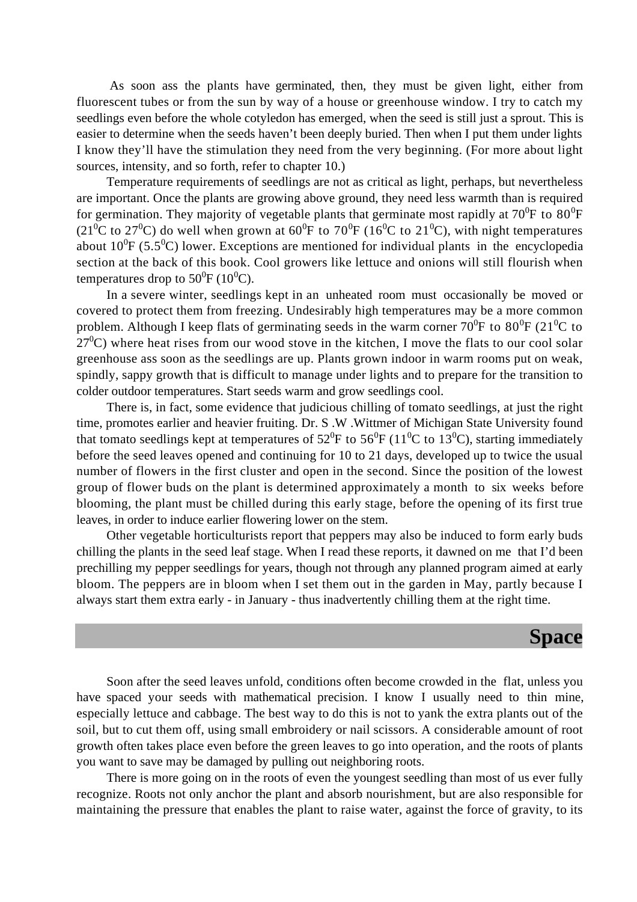As soon ass the plants have germinated, then, they must be given light, either from fluorescent tubes or from the sun by way of a house or greenhouse window. I try to catch my seedlings even before the whole cotyledon has emerged, when the seed is still just a sprout. This is easier to determine when the seeds haven't been deeply buried. Then when I put them under lights I know they'll have the stimulation they need from the very beginning. (For more about light sources, intensity, and so forth, refer to chapter 10.)

Temperature requirements of seedlings are not as critical as light, perhaps, but nevertheless are important. Once the plants are growing above ground, they need less warmth than is required for germination. They majority of vegetable plants that germinate most rapidly at $70^0$F to $80^0$F ($21^0$C to $27^0$C) do well when grown at $60^0$F to $70^0$F ($16^0$C to $21^0$C), with night temperatures about $10^0$F ($5.5^0$C) lower. Exceptions are mentioned for individual plants in the encyclopedia section at the back of this book. Cool growers like lettuce and onions will still flourish when temperatures drop to $50^0$F ($10^0$C).

In a severe winter, seedlings kept in an unheated room must occasionally be moved or covered to protect them from freezing. Undesirably high temperatures may be a more common problem. Although I keep flats of germinating seeds in the warm corner $70^0$F to $80^0$F ($21^0$C to $27^0$C) where heat rises from our wood stove in the kitchen, I move the flats to our cool solar greenhouse ass soon as the seedlings are up. Plants grown indoor in warm rooms put on weak, spindly, sappy growth that is difficult to manage under lights and to prepare for the transition to colder outdoor temperatures. Start seeds warm and grow seedlings cool.

There is, in fact, some evidence that judicious chilling of tomato seedlings, at just the right time, promotes earlier and heavier fruiting. Dr. S .W .Wittmer of Michigan State University found that tomato seedlings kept at temperatures of $52^0$F to $56^0$F ($11^0$C to $13^0$C), starting immediately before the seed leaves opened and continuing for 10 to 21 days, developed up to twice the usual number of flowers in the first cluster and open in the second. Since the position of the lowest group of flower buds on the plant is determined approximately a month to six weeks before blooming, the plant must be chilled during this early stage, before the opening of its first true leaves, in order to induce earlier flowering lower on the stem.

Other vegetable horticulturists report that peppers may also be induced to form early buds chilling the plants in the seed leaf stage. When I read these reports, it dawned on me that I'd been prechilling my pepper seedlings for years, though not through any planned program aimed at early bloom. The peppers are in bloom when I set them out in the garden in May, partly because I always start them extra early - in January - thus inadvertently chilling them at the right time.

## Space

Soon after the seed leaves unfold, conditions often become crowded in the flat, unless you have spaced your seeds with mathematical precision. I know I usually need to thin mine, especially lettuce and cabbage. The best way to do this is not to yank the extra plants out of the soil, but to cut them off, using small embroidery or nail scissors. A considerable amount of root growth often takes place even before the green leaves to go into operation, and the roots of plants you want to save may be damaged by pulling out neighboring roots.

There is more going on in the roots of even the youngest seedling than most of us ever fully recognize. Roots not only anchor the plant and absorb nourishment, but are also responsible for maintaining the pressure that enables the plant to raise water, against the force of gravity, to its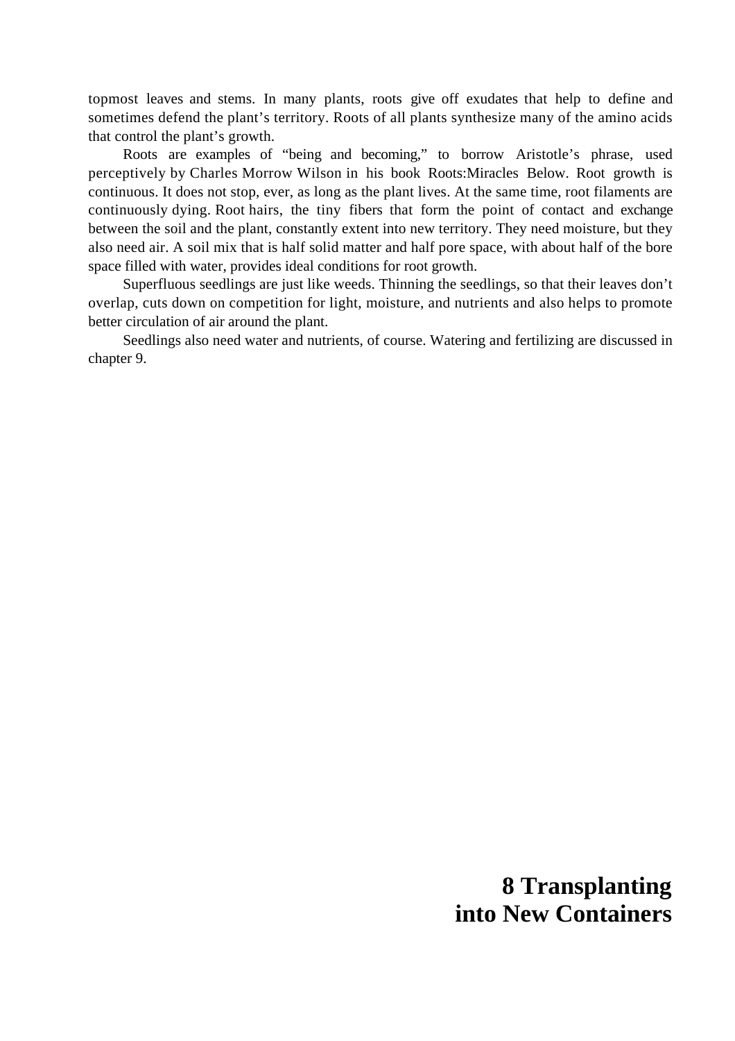topmost leaves and stems. In many plants, roots give off exudates that help to define and sometimes defend the plant's territory. Roots of all plants synthesize many of the amino acids that control the plant's growth.

Roots are examples of "being and becoming," to borrow Aristotle's phrase, used perceptively by Charles Morrow Wilson in his book Roots:Miracles Below. Root growth is continuous. It does not stop, ever, as long as the plant lives. At the same time, root filaments are continuously dying. Root hairs, the tiny fibers that form the point of contact and exchange between the soil and the plant, constantly extent into new territory. They need moisture, but they also need air. A soil mix that is half solid matter and half pore space, with about half of the bore space filled with water, provides ideal conditions for root growth.

Superfluous seedlings are just like weeds. Thinning the seedlings, so that their leaves don't overlap, cuts down on competition for light, moisture, and nutrients and also helps to promote better circulation of air around the plant.

Seedlings also need water and nutrients, of course. Watering and fertilizing are discussed in chapter 9.

# 8 Transplanting into New Containers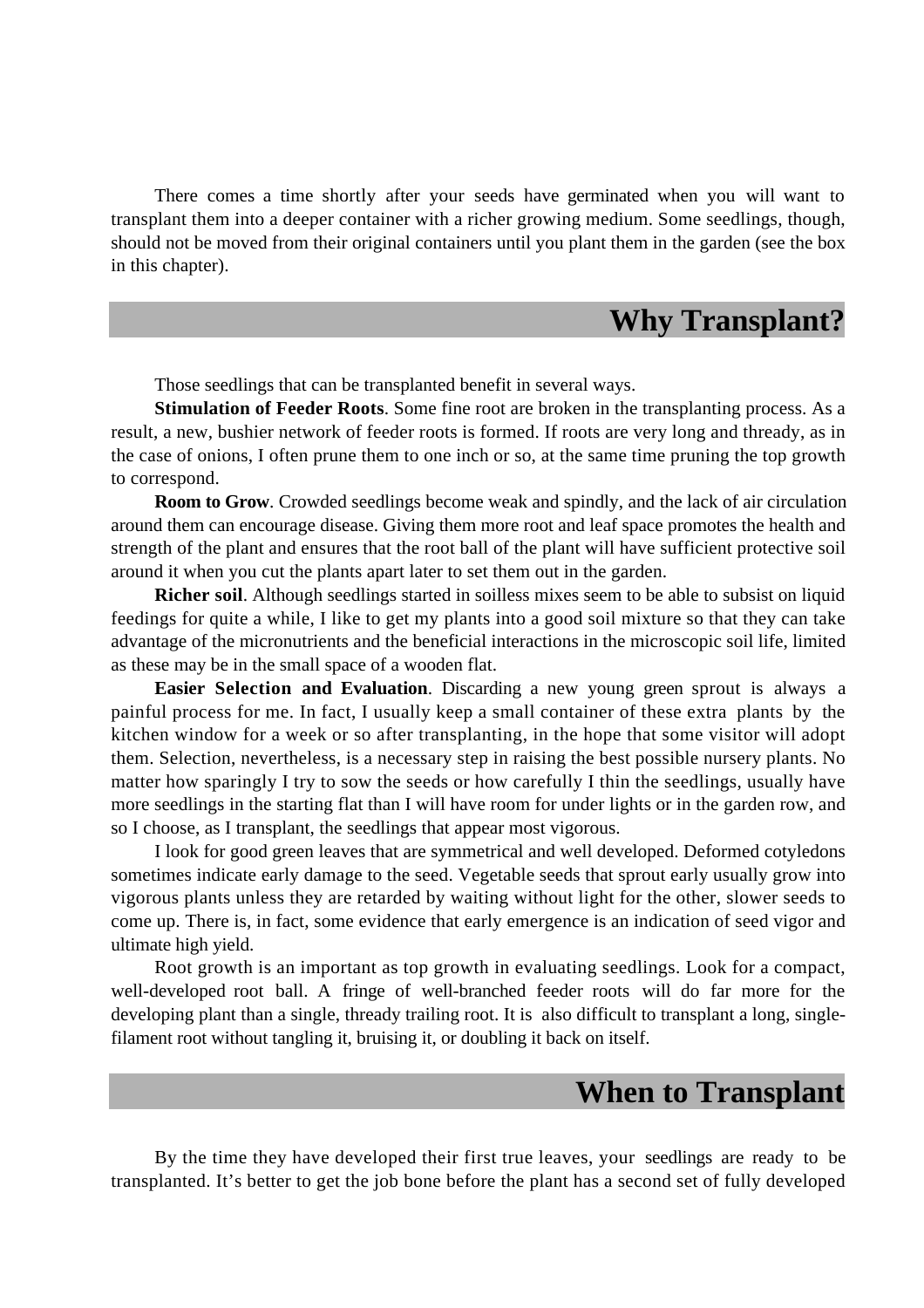There comes a time shortly after your seeds have germinated when you will want to transplant them into a deeper container with a richer growing medium. Some seedlings, though, should not be moved from their original containers until you plant them in the garden (see the box in this chapter).

## Why Transplant?

Those seedlings that can be transplanted benefit in several ways.

**Stimulation of Feeder Roots**. Some fine root are broken in the transplanting process. As a result, a new, bushier network of feeder roots is formed. If roots are very long and thready, as in the case of onions, I often prune them to one inch or so, at the same time pruning the top growth to correspond.

**Room to Grow**. Crowded seedlings become weak and spindly, and the lack of air circulation around them can encourage disease. Giving them more root and leaf space promotes the health and strength of the plant and ensures that the root ball of the plant will have sufficient protective soil around it when you cut the plants apart later to set them out in the garden.

**Richer soil**. Although seedlings started in soilless mixes seem to be able to subsist on liquid feedings for quite a while, I like to get my plants into a good soil mixture so that they can take advantage of the micronutrients and the beneficial interactions in the microscopic soil life, limited as these may be in the small space of a wooden flat.

**Easier Selection and Evaluation**. Discarding a new young green sprout is always a painful process for me. In fact, I usually keep a small container of these extra plants by the kitchen window for a week or so after transplanting, in the hope that some visitor will adopt them. Selection, nevertheless, is a necessary step in raising the best possible nursery plants. No matter how sparingly I try to sow the seeds or how carefully I thin the seedlings, usually have more seedlings in the starting flat than I will have room for under lights or in the garden row, and so I choose, as I transplant, the seedlings that appear most vigorous.

I look for good green leaves that are symmetrical and well developed. Deformed cotyledons sometimes indicate early damage to the seed. Vegetable seeds that sprout early usually grow into vigorous plants unless they are retarded by waiting without light for the other, slower seeds to come up. There is, in fact, some evidence that early emergence is an indication of seed vigor and ultimate high yield.

Root growth is an important as top growth in evaluating seedlings. Look for a compact, well-developed root ball. A fringe of well-branched feeder roots will do far more for the developing plant than a single, thready trailing root. It is also difficult to transplant a long, single-filament root without tangling it, bruising it, or doubling it back on itself.

## When to Transplant

By the time they have developed their first true leaves, your seedlings are ready to be transplanted. It's better to get the job bone before the plant has a second set of fully developed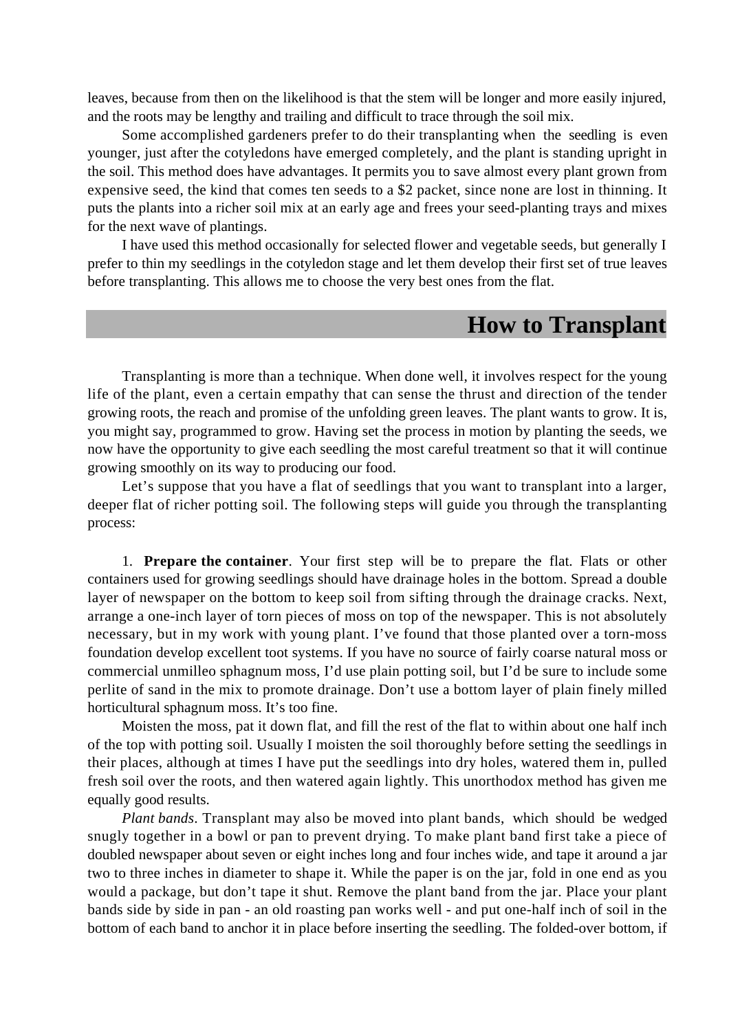leaves, because from then on the likelihood is that the stem will be longer and more easily injured, and the roots may be lengthy and trailing and difficult to trace through the soil mix.

Some accomplished gardeners prefer to do their transplanting when the seedling is even younger, just after the cotyledons have emerged completely, and the plant is standing upright in the soil. This method does have advantages. It permits you to save almost every plant grown from expensive seed, the kind that comes ten seeds to a $2 packet, since none are lost in thinning. It puts the plants into a richer soil mix at an early age and frees your seed-planting trays and mixes for the next wave of plantings.

I have used this method occasionally for selected flower and vegetable seeds, but generally I prefer to thin my seedlings in the cotyledon stage and let them develop their first set of true leaves before transplanting. This allows me to choose the very best ones from the flat.

## How to Transplant

Transplanting is more than a technique. When done well, it involves respect for the young life of the plant, even a certain empathy that can sense the thrust and direction of the tender growing roots, the reach and promise of the unfolding green leaves. The plant wants to grow. It is, you might say, programmed to grow. Having set the process in motion by planting the seeds, we now have the opportunity to give each seedling the most careful treatment so that it will continue growing smoothly on its way to producing our food.

Let's suppose that you have a flat of seedlings that you want to transplant into a larger, deeper flat of richer potting soil. The following steps will guide you through the transplanting process:

1. **Prepare the container**. Your first step will be to prepare the flat. Flats or other containers used for growing seedlings should have drainage holes in the bottom. Spread a double layer of newspaper on the bottom to keep soil from sifting through the drainage cracks. Next, arrange a one-inch layer of torn pieces of moss on top of the newspaper. This is not absolutely necessary, but in my work with young plant. I've found that those planted over a torn-moss foundation develop excellent toot systems. If you have no source of fairly coarse natural moss or commercial unmilleo sphagnum moss, I'd use plain potting soil, but I'd be sure to include some perlite of sand in the mix to promote drainage. Don't use a bottom layer of plain finely milled horticultural sphagnum moss. It's too fine.

Moisten the moss, pat it down flat, and fill the rest of the flat to within about one half inch of the top with potting soil. Usually I moisten the soil thoroughly before setting the seedlings in their places, although at times I have put the seedlings into dry holes, watered them in, pulled fresh soil over the roots, and then watered again lightly. This unorthodox method has given me equally good results.

*Plant bands*. Transplant may also be moved into plant bands, which should be wedged snugly together in a bowl or pan to prevent drying. To make plant band first take a piece of doubled newspaper about seven or eight inches long and four inches wide, and tape it around a jar two to three inches in diameter to shape it. While the paper is on the jar, fold in one end as you would a package, but don't tape it shut. Remove the plant band from the jar. Place your plant bands side by side in pan - an old roasting pan works well - and put one-half inch of soil in the bottom of each band to anchor it in place before inserting the seedling. The folded-over bottom, if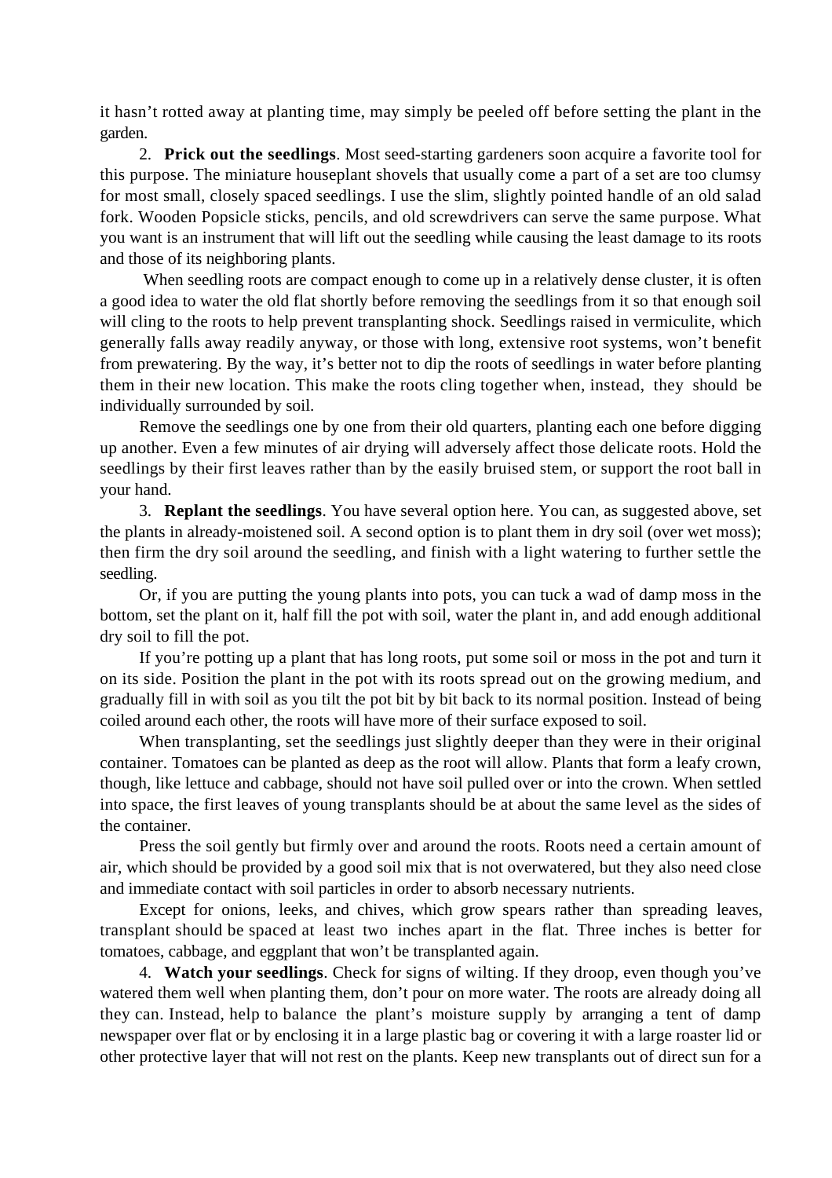it hasn't rotted away at planting time, may simply be peeled off before setting the plant in the garden.

2. **Prick out the seedlings**. Most seed-starting gardeners soon acquire a favorite tool for this purpose. The miniature houseplant shovels that usually come a part of a set are too clumsy for most small, closely spaced seedlings. I use the slim, slightly pointed handle of an old salad fork. Wooden Popsicle sticks, pencils, and old screwdrivers can serve the same purpose. What you want is an instrument that will lift out the seedling while causing the least damage to its roots and those of its neighboring plants.

When seedling roots are compact enough to come up in a relatively dense cluster, it is often a good idea to water the old flat shortly before removing the seedlings from it so that enough soil will cling to the roots to help prevent transplanting shock. Seedlings raised in vermiculite, which generally falls away readily anyway, or those with long, extensive root systems, won't benefit from prewatering. By the way, it's better not to dip the roots of seedlings in water before planting them in their new location. This make the roots cling together when, instead, they should be individually surrounded by soil.

Remove the seedlings one by one from their old quarters, planting each one before digging up another. Even a few minutes of air drying will adversely affect those delicate roots. Hold the seedlings by their first leaves rather than by the easily bruised stem, or support the root ball in your hand.

3. **Replant the seedlings**. You have several option here. You can, as suggested above, set the plants in already-moistened soil. A second option is to plant them in dry soil (over wet moss); then firm the dry soil around the seedling, and finish with a light watering to further settle the seedling.

Or, if you are putting the young plants into pots, you can tuck a wad of damp moss in the bottom, set the plant on it, half fill the pot with soil, water the plant in, and add enough additional dry soil to fill the pot.

If you're potting up a plant that has long roots, put some soil or moss in the pot and turn it on its side. Position the plant in the pot with its roots spread out on the growing medium, and gradually fill in with soil as you tilt the pot bit by bit back to its normal position. Instead of being coiled around each other, the roots will have more of their surface exposed to soil.

When transplanting, set the seedlings just slightly deeper than they were in their original container. Tomatoes can be planted as deep as the root will allow. Plants that form a leafy crown, though, like lettuce and cabbage, should not have soil pulled over or into the crown. When settled into space, the first leaves of young transplants should be at about the same level as the sides of the container.

Press the soil gently but firmly over and around the roots. Roots need a certain amount of air, which should be provided by a good soil mix that is not overwatered, but they also need close and immediate contact with soil particles in order to absorb necessary nutrients.

Except for onions, leeks, and chives, which grow spears rather than spreading leaves, transplant should be spaced at least two inches apart in the flat. Three inches is better for tomatoes, cabbage, and eggplant that won't be transplanted again.

4. **Watch your seedlings**. Check for signs of wilting. If they droop, even though you've watered them well when planting them, don't pour on more water. The roots are already doing all they can. Instead, help to balance the plant's moisture supply by arranging a tent of damp newspaper over flat or by enclosing it in a large plastic bag or covering it with a large roaster lid or other protective layer that will not rest on the plants. Keep new transplants out of direct sun for a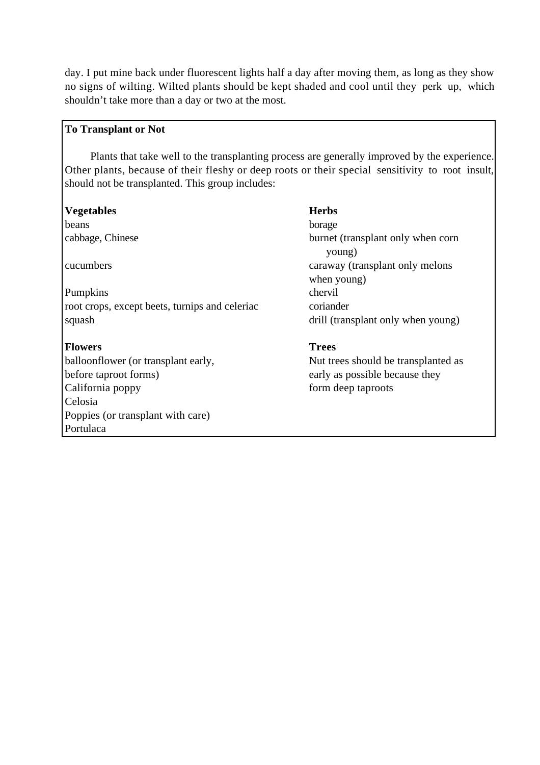day. I put mine back under fluorescent lights half a day after moving them, as long as they show no signs of wilting. Wilted plants should be kept shaded and cool until they perk up, which shouldn't take more than a day or two at the most.

**To Transplant or Not**

Plants that take well to the transplanting process are generally improved by the experience. Other plants, because of their fleshy or deep roots or their special sensitivity to root insult, should not be transplanted. This group includes:

**Vegetables**

beans
cabbage, Chinese
cucumbers
Pumpkins
root crops, except beets, turnips and celeriac
squash

**Herbs**

borage
burnet (transplant only when corn young)
caraway (transplant only melons when young)
chervil
coriander
drill (transplant only when young)

**Flowers**

balloonflower (or transplant early, before taproot forms)
California poppy
Celosia
Poppies (or transplant with care)
Portulaca

**Trees**

Nut trees should be transplanted as early as possible because they form deep taproots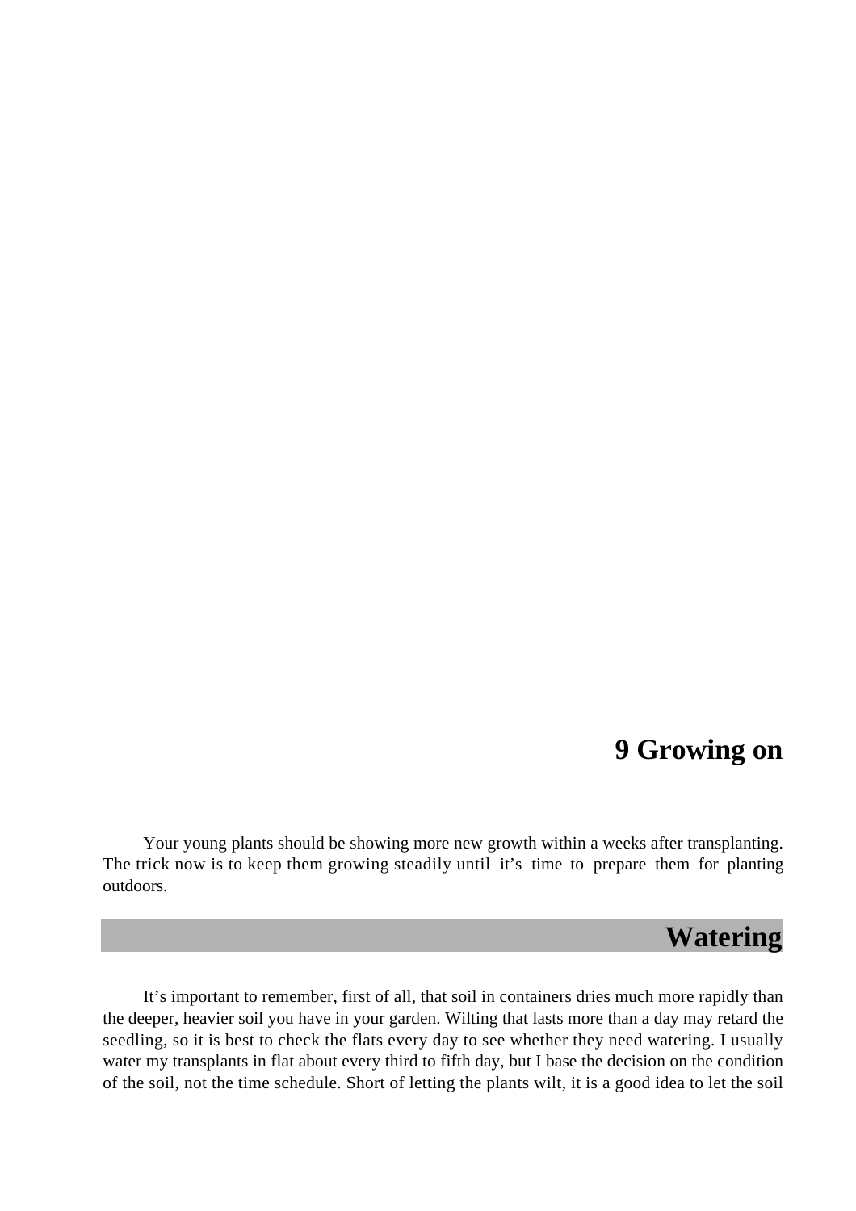# 9 Growing on

Your young plants should be showing more new growth within a weeks after transplanting. The trick now is to keep them growing steadily until it's time to prepare them for planting outdoors.

## Watering

It's important to remember, first of all, that soil in containers dries much more rapidly than the deeper, heavier soil you have in your garden. Wilting that lasts more than a day may retard the seedling, so it is best to check the flats every day to see whether they need watering. I usually water my transplants in flat about every third to fifth day, but I base the decision on the condition of the soil, not the time schedule. Short of letting the plants wilt, it is a good idea to let the soil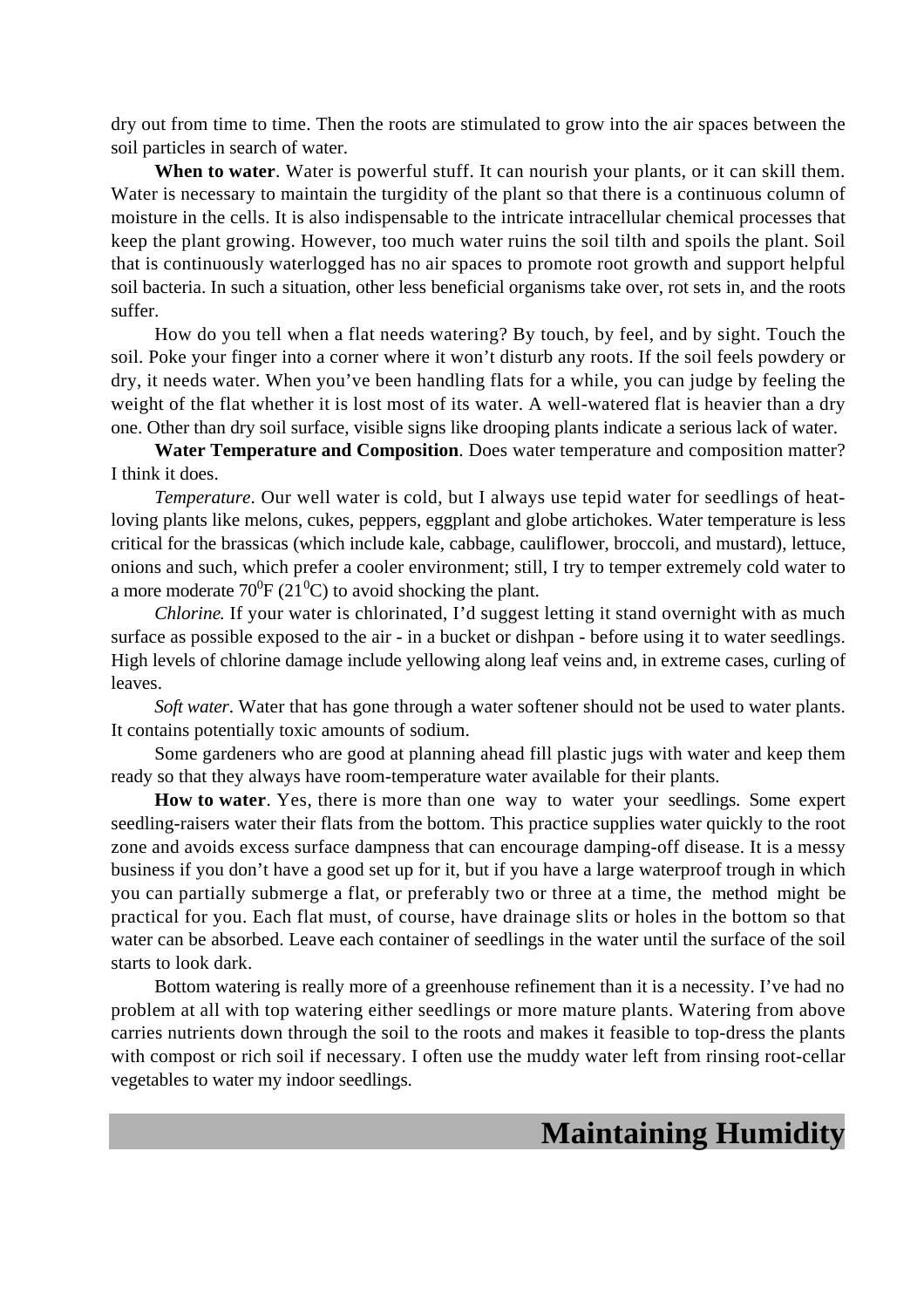dry out from time to time. Then the roots are stimulated to grow into the air spaces between the soil particles in search of water.

**When to water**. Water is powerful stuff. It can nourish your plants, or it can skill them. Water is necessary to maintain the turgidity of the plant so that there is a continuous column of moisture in the cells. It is also indispensable to the intricate intracellular chemical processes that keep the plant growing. However, too much water ruins the soil tilth and spoils the plant. Soil that is continuously waterlogged has no air spaces to promote root growth and support helpful soil bacteria. In such a situation, other less beneficial organisms take over, rot sets in, and the roots suffer.

How do you tell when a flat needs watering? By touch, by feel, and by sight. Touch the soil. Poke your finger into a corner where it won't disturb any roots. If the soil feels powdery or dry, it needs water. When you've been handling flats for a while, you can judge by feeling the weight of the flat whether it is lost most of its water. A well-watered flat is heavier than a dry one. Other than dry soil surface, visible signs like drooping plants indicate a serious lack of water.

**Water Temperature and Composition**. Does water temperature and composition matter? I think it does.

*Temperature*. Our well water is cold, but I always use tepid water for seedlings of heat-loving plants like melons, cukes, peppers, eggplant and globe artichokes. Water temperature is less critical for the brassicas (which include kale, cabbage, cauliflower, broccoli, and mustard), lettuce, onions and such, which prefer a cooler environment; still, I try to temper extremely cold water to a more moderate $70^0$F ($21^0$C) to avoid shocking the plant.

*Chlorine*. If your water is chlorinated, I'd suggest letting it stand overnight with as much surface as possible exposed to the air - in a bucket or dishpan - before using it to water seedlings. High levels of chlorine damage include yellowing along leaf veins and, in extreme cases, curling of leaves.

*Soft water*. Water that has gone through a water softener should not be used to water plants. It contains potentially toxic amounts of sodium.

Some gardeners who are good at planning ahead fill plastic jugs with water and keep them ready so that they always have room-temperature water available for their plants.

**How to water**. Yes, there is more than one way to water your seedlings. Some expert seedling-raisers water their flats from the bottom. This practice supplies water quickly to the root zone and avoids excess surface dampness that can encourage damping-off disease. It is a messy business if you don't have a good set up for it, but if you have a large waterproof trough in which you can partially submerge a flat, or preferably two or three at a time, the method might be practical for you. Each flat must, of course, have drainage slits or holes in the bottom so that water can be absorbed. Leave each container of seedlings in the water until the surface of the soil starts to look dark.

Bottom watering is really more of a greenhouse refinement than it is a necessity. I've had no problem at all with top watering either seedlings or more mature plants. Watering from above carries nutrients down through the soil to the roots and makes it feasible to top-dress the plants with compost or rich soil if necessary. I often use the muddy water left from rinsing root-cellar vegetables to water my indoor seedlings.

## Maintaining Humidity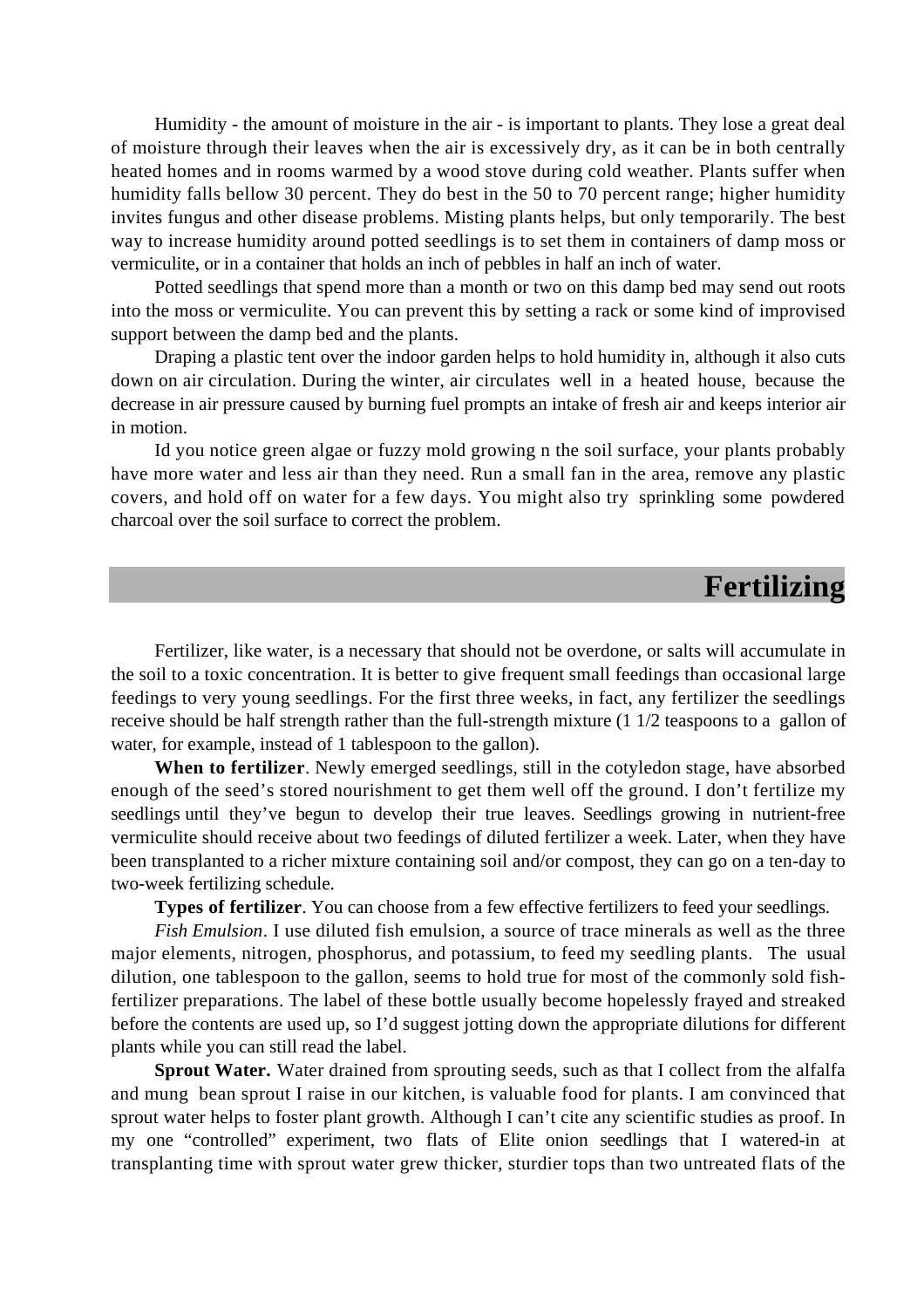Humidity - the amount of moisture in the air - is important to plants. They lose a great deal of moisture through their leaves when the air is excessively dry, as it can be in both centrally heated homes and in rooms warmed by a wood stove during cold weather. Plants suffer when humidity falls bellow 30 percent. They do best in the 50 to 70 percent range; higher humidity invites fungus and other disease problems. Misting plants helps, but only temporarily. The best way to increase humidity around potted seedlings is to set them in containers of damp moss or vermiculite, or in a container that holds an inch of pebbles in half an inch of water.

Potted seedlings that spend more than a month or two on this damp bed may send out roots into the moss or vermiculite. You can prevent this by setting a rack or some kind of improvised support between the damp bed and the plants.

Draping a plastic tent over the indoor garden helps to hold humidity in, although it also cuts down on air circulation. During the winter, air circulates well in a heated house, because the decrease in air pressure caused by burning fuel prompts an intake of fresh air and keeps interior air in motion.

Id you notice green algae or fuzzy mold growing n the soil surface, your plants probably have more water and less air than they need. Run a small fan in the area, remove any plastic covers, and hold off on water for a few days. You might also try sprinkling some powdered charcoal over the soil surface to correct the problem.

## Fertilizing

Fertilizer, like water, is a necessary that should not be overdone, or salts will accumulate in the soil to a toxic concentration. It is better to give frequent small feedings than occasional large feedings to very young seedlings. For the first three weeks, in fact, any fertilizer the seedlings receive should be half strength rather than the full-strength mixture (1 1/2 teaspoons to a gallon of water, for example, instead of 1 tablespoon to the gallon).

**When to fertilizer**. Newly emerged seedlings, still in the cotyledon stage, have absorbed enough of the seed's stored nourishment to get them well off the ground. I don't fertilize my seedlings until they've begun to develop their true leaves. Seedlings growing in nutrient-free vermiculite should receive about two feedings of diluted fertilizer a week. Later, when they have been transplanted to a richer mixture containing soil and/or compost, they can go on a ten-day to two-week fertilizing schedule.

**Types of fertilizer**. You can choose from a few effective fertilizers to feed your seedlings.

*Fish Emulsion*. I use diluted fish emulsion, a source of trace minerals as well as the three major elements, nitrogen, phosphorus, and potassium, to feed my seedling plants. The usual dilution, one tablespoon to the gallon, seems to hold true for most of the commonly sold fish-fertilizer preparations. The label of these bottle usually become hopelessly frayed and streaked before the contents are used up, so I'd suggest jotting down the appropriate dilutions for different plants while you can still read the label.

**Sprout Water.** Water drained from sprouting seeds, such as that I collect from the alfalfa and mung bean sprout I raise in our kitchen, is valuable food for plants. I am convinced that sprout water helps to foster plant growth. Although I can't cite any scientific studies as proof. In my one "controlled" experiment, two flats of Elite onion seedlings that I watered-in at transplanting time with sprout water grew thicker, sturdier tops than two untreated flats of the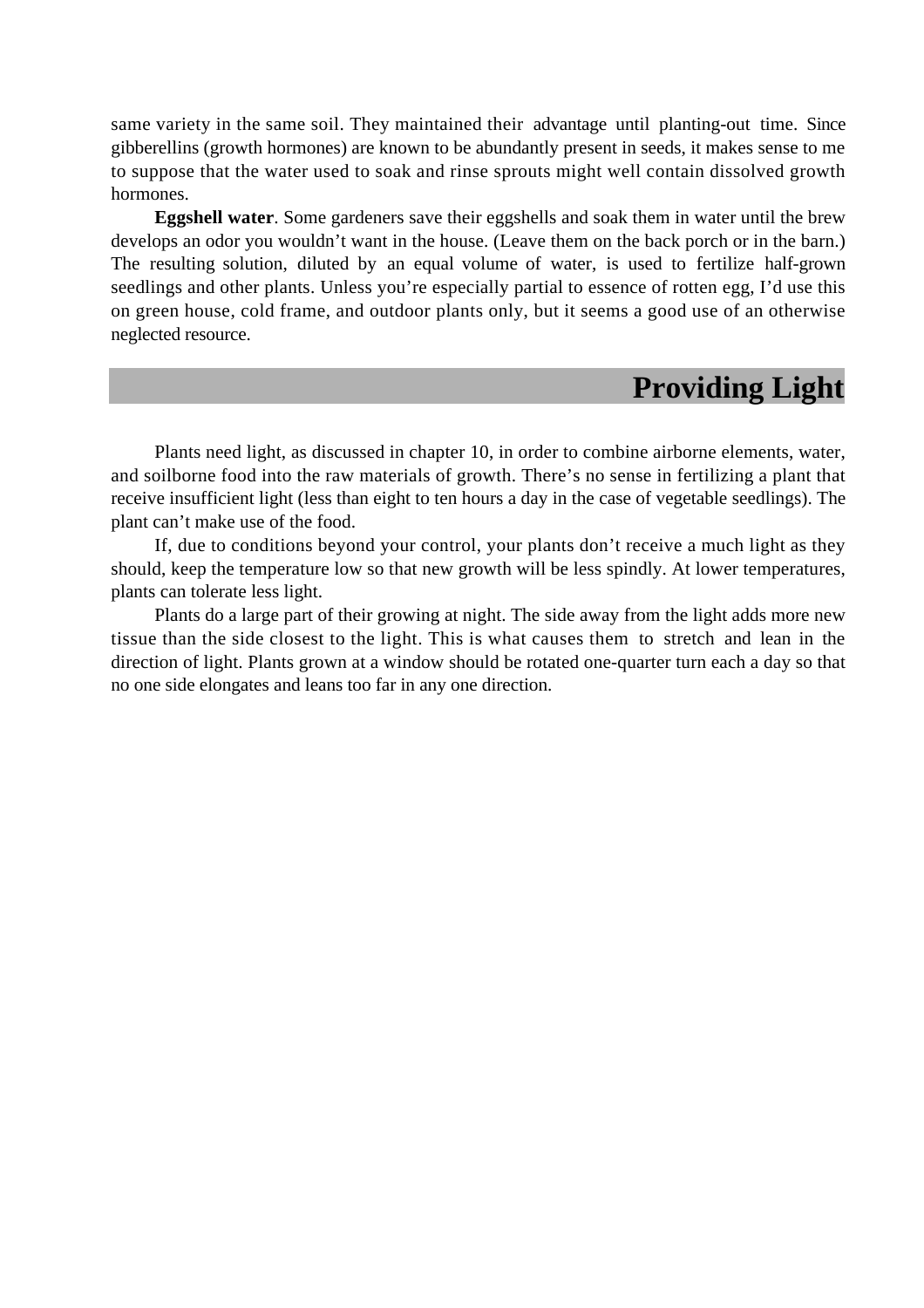same variety in the same soil. They maintained their advantage until planting-out time. Since gibberellins (growth hormones) are known to be abundantly present in seeds, it makes sense to me to suppose that the water used to soak and rinse sprouts might well contain dissolved growth hormones.

**Eggshell water**. Some gardeners save their eggshells and soak them in water until the brew develops an odor you wouldn't want in the house. (Leave them on the back porch or in the barn.) The resulting solution, diluted by an equal volume of water, is used to fertilize half-grown seedlings and other plants. Unless you're especially partial to essence of rotten egg, I'd use this on green house, cold frame, and outdoor plants only, but it seems a good use of an otherwise neglected resource.

## Providing Light

Plants need light, as discussed in chapter 10, in order to combine airborne elements, water, and soilborne food into the raw materials of growth. There's no sense in fertilizing a plant that receive insufficient light (less than eight to ten hours a day in the case of vegetable seedlings). The plant can't make use of the food.

If, due to conditions beyond your control, your plants don't receive a much light as they should, keep the temperature low so that new growth will be less spindly. At lower temperatures, plants can tolerate less light.

Plants do a large part of their growing at night. The side away from the light adds more new tissue than the side closest to the light. This is what causes them to stretch and lean in the direction of light. Plants grown at a window should be rotated one-quarter turn each a day so that no one side elongates and leans too far in any one direction.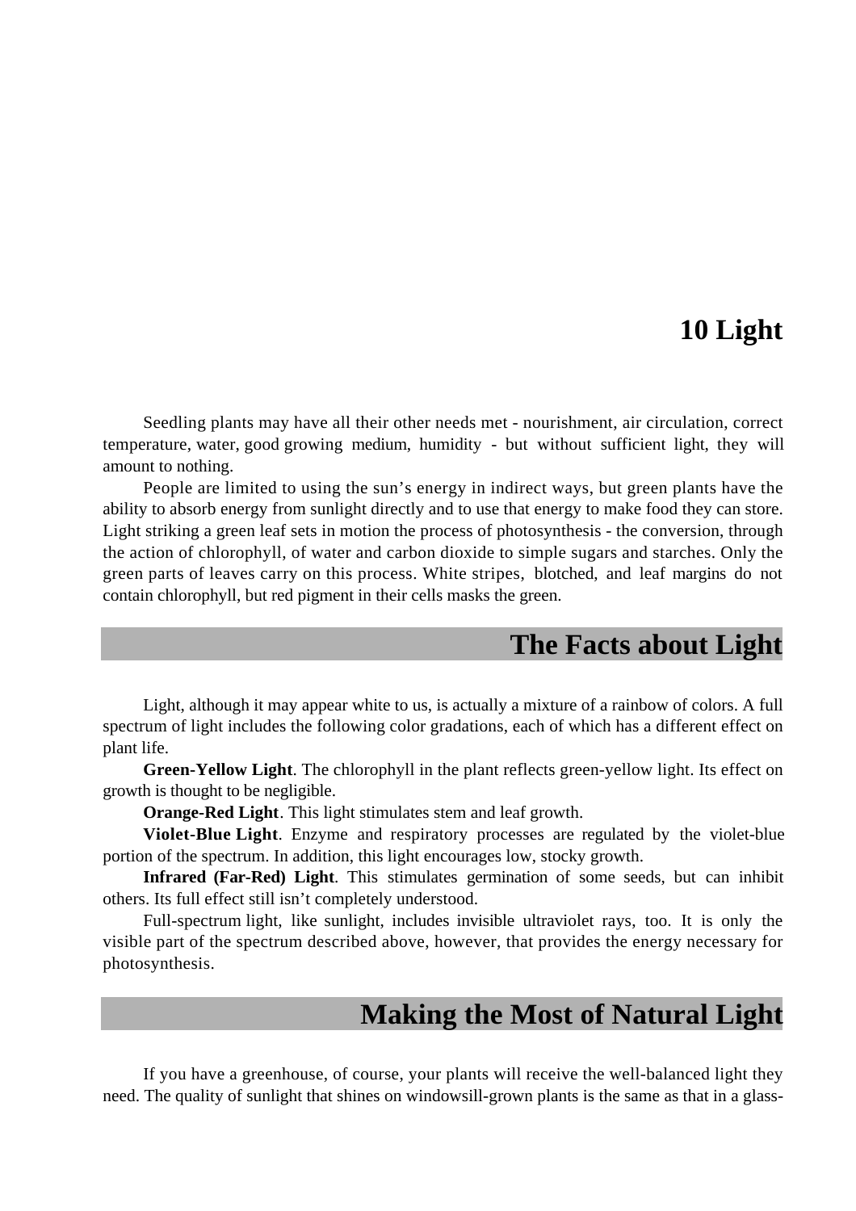# 10 Light

Seedling plants may have all their other needs met - nourishment, air circulation, correct temperature, water, good growing medium, humidity - but without sufficient light, they will amount to nothing.

People are limited to using the sun's energy in indirect ways, but green plants have the ability to absorb energy from sunlight directly and to use that energy to make food they can store. Light striking a green leaf sets in motion the process of photosynthesis - the conversion, through the action of chlorophyll, of water and carbon dioxide to simple sugars and starches. Only the green parts of leaves carry on this process. White stripes, blotched, and leaf margins do not contain chlorophyll, but red pigment in their cells masks the green.

## The Facts about Light

Light, although it may appear white to us, is actually a mixture of a rainbow of colors. A full spectrum of light includes the following color gradations, each of which has a different effect on plant life.

**Green-Yellow Light**. The chlorophyll in the plant reflects green-yellow light. Its effect on growth is thought to be negligible.

**Orange-Red Light**. This light stimulates stem and leaf growth.

**Violet-Blue Light**. Enzyme and respiratory processes are regulated by the violet-blue portion of the spectrum. In addition, this light encourages low, stocky growth.

**Infrared (Far-Red) Light**. This stimulates germination of some seeds, but can inhibit others. Its full effect still isn't completely understood.

Full-spectrum light, like sunlight, includes invisible ultraviolet rays, too. It is only the visible part of the spectrum described above, however, that provides the energy necessary for photosynthesis.

## Making the Most of Natural Light

If you have a greenhouse, of course, your plants will receive the well-balanced light they need. The quality of sunlight that shines on windowsill-grown plants is the same as that in a glass-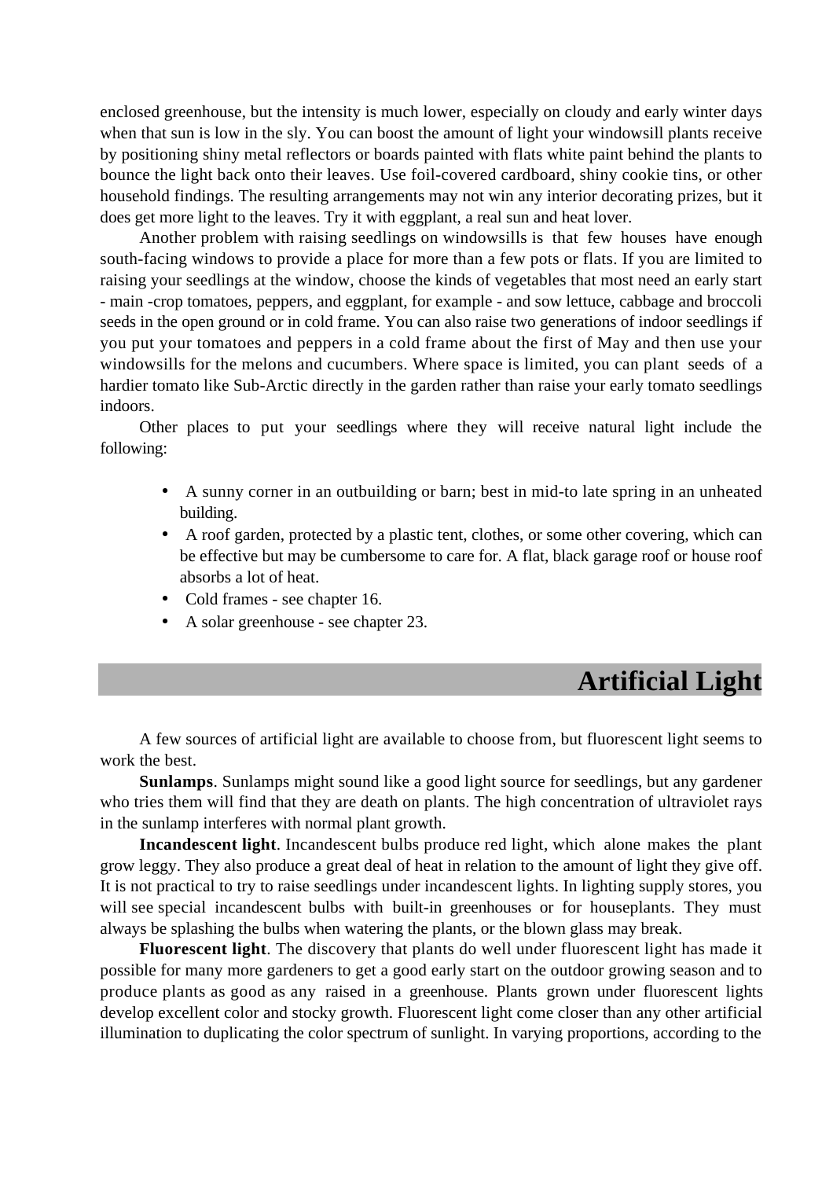enclosed greenhouse, but the intensity is much lower, especially on cloudy and early winter days when that sun is low in the sly. You can boost the amount of light your windowsill plants receive by positioning shiny metal reflectors or boards painted with flats white paint behind the plants to bounce the light back onto their leaves. Use foil-covered cardboard, shiny cookie tins, or other household findings. The resulting arrangements may not win any interior decorating prizes, but it does get more light to the leaves. Try it with eggplant, a real sun and heat lover.

Another problem with raising seedlings on windowsills is that few houses have enough south-facing windows to provide a place for more than a few pots or flats. If you are limited to raising your seedlings at the window, choose the kinds of vegetables that most need an early start - main -crop tomatoes, peppers, and eggplant, for example - and sow lettuce, cabbage and broccoli seeds in the open ground or in cold frame. You can also raise two generations of indoor seedlings if you put your tomatoes and peppers in a cold frame about the first of May and then use your windowsills for the melons and cucumbers. Where space is limited, you can plant seeds of a hardier tomato like Sub-Arctic directly in the garden rather than raise your early tomato seedlings indoors.

Other places to put your seedlings where they will receive natural light include the following:

- A sunny corner in an outbuilding or barn; best in mid-to late spring in an unheated building.
- A roof garden, protected by a plastic tent, clothes, or some other covering, which can be effective but may be cumbersome to care for. A flat, black garage roof or house roof absorbs a lot of heat.
- Cold frames - see chapter 16.
- A solar greenhouse - see chapter 23.

## Artificial Light

A few sources of artificial light are available to choose from, but fluorescent light seems to work the best.

**Sunlamps**. Sunlamps might sound like a good light source for seedlings, but any gardener who tries them will find that they are death on plants. The high concentration of ultraviolet rays in the sunlamp interferes with normal plant growth.

**Incandescent light**. Incandescent bulbs produce red light, which alone makes the plant grow leggy. They also produce a great deal of heat in relation to the amount of light they give off. It is not practical to try to raise seedlings under incandescent lights. In lighting supply stores, you will see special incandescent bulbs with built-in greenhouses or for houseplants. They must always be splashing the bulbs when watering the plants, or the blown glass may break.

**Fluorescent light**. The discovery that plants do well under fluorescent light has made it possible for many more gardeners to get a good early start on the outdoor growing season and to produce plants as good as any raised in a greenhouse. Plants grown under fluorescent lights develop excellent color and stocky growth. Fluorescent light come closer than any other artificial illumination to duplicating the color spectrum of sunlight. In varying proportions, according to the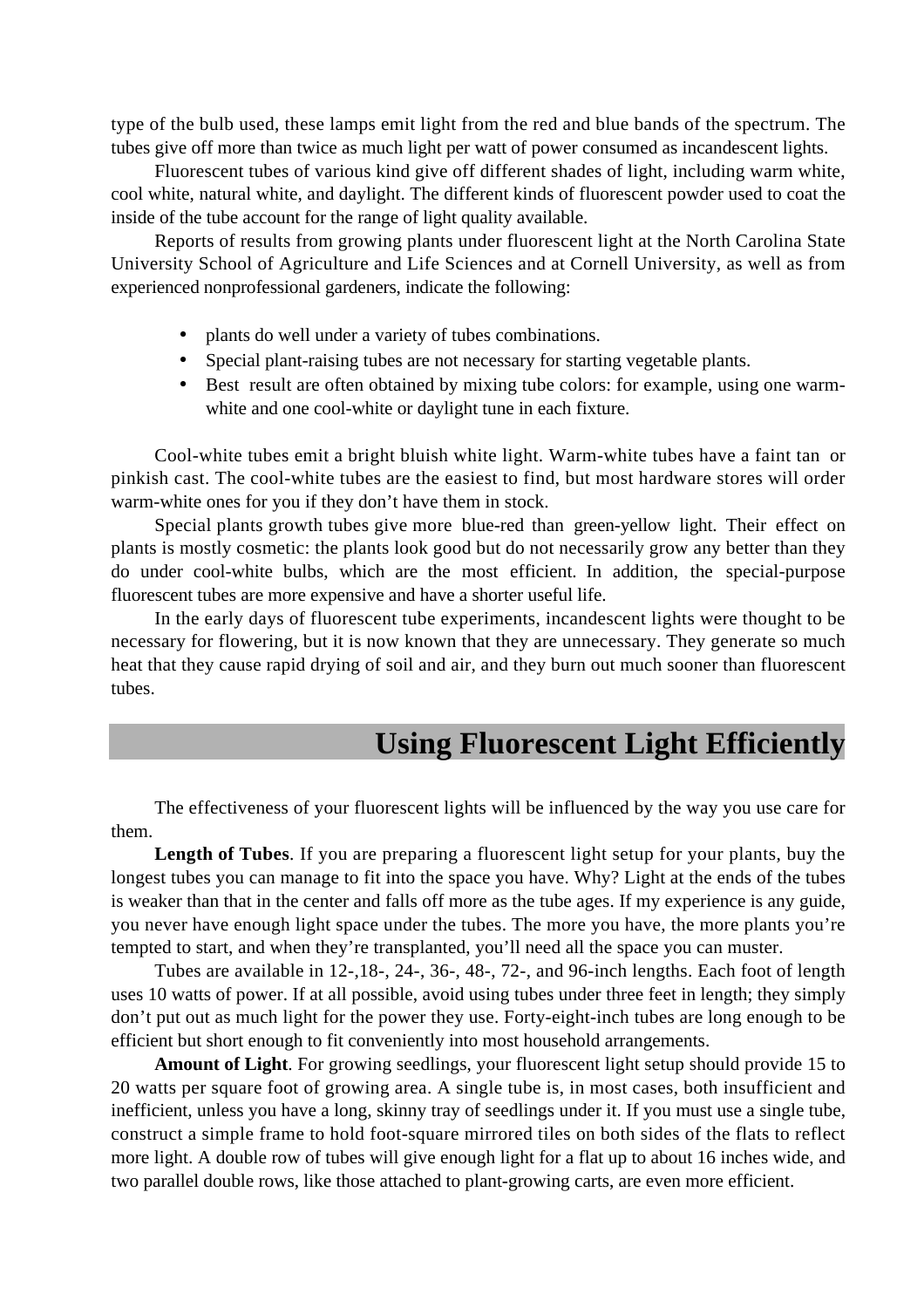type of the bulb used, these lamps emit light from the red and blue bands of the spectrum. The tubes give off more than twice as much light per watt of power consumed as incandescent lights.

Fluorescent tubes of various kind give off different shades of light, including warm white, cool white, natural white, and daylight. The different kinds of fluorescent powder used to coat the inside of the tube account for the range of light quality available.

Reports of results from growing plants under fluorescent light at the North Carolina State University School of Agriculture and Life Sciences and at Cornell University, as well as from experienced nonprofessional gardeners, indicate the following:

- plants do well under a variety of tubes combinations.
- Special plant-raising tubes are not necessary for starting vegetable plants.
- Best result are often obtained by mixing tube colors: for example, using one warm-white and one cool-white or daylight tune in each fixture.

Cool-white tubes emit a bright bluish white light. Warm-white tubes have a faint tan or pinkish cast. The cool-white tubes are the easiest to find, but most hardware stores will order warm-white ones for you if they don't have them in stock.

Special plants growth tubes give more blue-red than green-yellow light. Their effect on plants is mostly cosmetic: the plants look good but do not necessarily grow any better than they do under cool-white bulbs, which are the most efficient. In addition, the special-purpose fluorescent tubes are more expensive and have a shorter useful life.

In the early days of fluorescent tube experiments, incandescent lights were thought to be necessary for flowering, but it is now known that they are unnecessary. They generate so much heat that they cause rapid drying of soil and air, and they burn out much sooner than fluorescent tubes.

## Using Fluorescent Light Efficiently

The effectiveness of your fluorescent lights will be influenced by the way you use care for them.

**Length of Tubes**. If you are preparing a fluorescent light setup for your plants, buy the longest tubes you can manage to fit into the space you have. Why? Light at the ends of the tubes is weaker than that in the center and falls off more as the tube ages. If my experience is any guide, you never have enough light space under the tubes. The more you have, the more plants you're tempted to start, and when they're transplanted, you'll need all the space you can muster.

Tubes are available in 12-,18-, 24-, 36-, 48-, 72-, and 96-inch lengths. Each foot of length uses 10 watts of power. If at all possible, avoid using tubes under three feet in length; they simply don't put out as much light for the power they use. Forty-eight-inch tubes are long enough to be efficient but short enough to fit conveniently into most household arrangements.

**Amount of Light**. For growing seedlings, your fluorescent light setup should provide 15 to 20 watts per square foot of growing area. A single tube is, in most cases, both insufficient and inefficient, unless you have a long, skinny tray of seedlings under it. If you must use a single tube, construct a simple frame to hold foot-square mirrored tiles on both sides of the flats to reflect more light. A double row of tubes will give enough light for a flat up to about 16 inches wide, and two parallel double rows, like those attached to plant-growing carts, are even more efficient.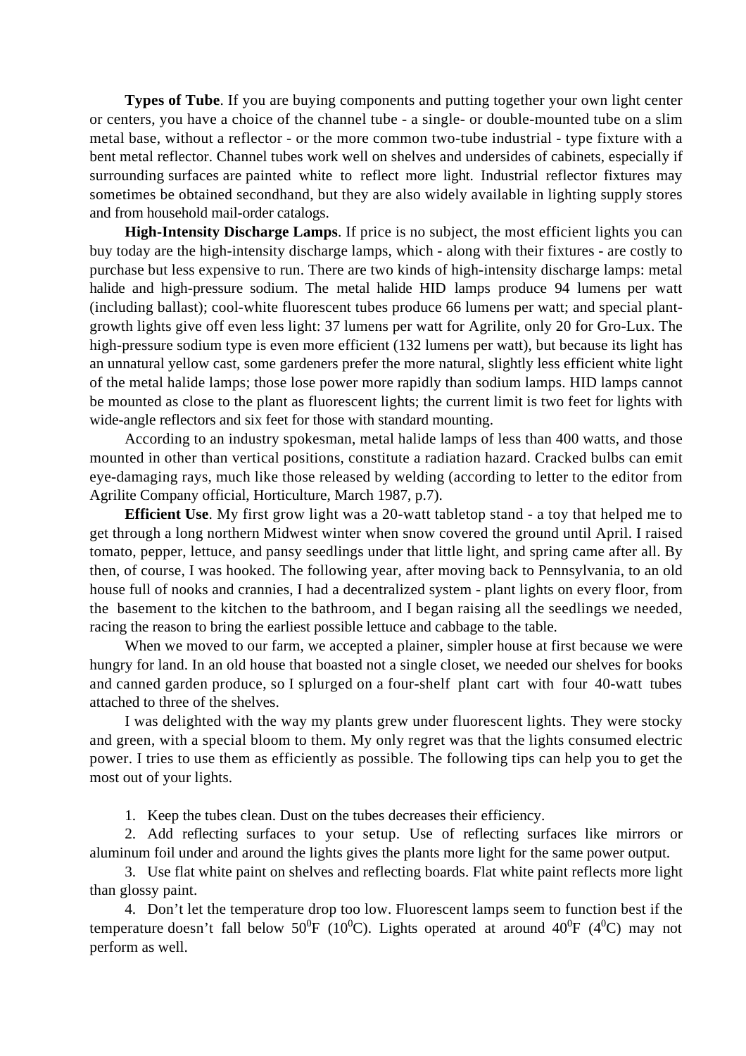**Types of Tube**. If you are buying components and putting together your own light center or centers, you have a choice of the channel tube - a single- or double-mounted tube on a slim metal base, without a reflector - or the more common two-tube industrial - type fixture with a bent metal reflector. Channel tubes work well on shelves and undersides of cabinets, especially if surrounding surfaces are painted white to reflect more light. Industrial reflector fixtures may sometimes be obtained secondhand, but they are also widely available in lighting supply stores and from household mail-order catalogs.

**High-Intensity Discharge Lamps**. If price is no subject, the most efficient lights you can buy today are the high-intensity discharge lamps, which - along with their fixtures - are costly to purchase but less expensive to run. There are two kinds of high-intensity discharge lamps: metal halide and high-pressure sodium. The metal halide HID lamps produce 94 lumens per watt (including ballast); cool-white fluorescent tubes produce 66 lumens per watt; and special plant-growth lights give off even less light: 37 lumens per watt for Agrilite, only 20 for Gro-Lux. The high-pressure sodium type is even more efficient (132 lumens per watt), but because its light has an unnatural yellow cast, some gardeners prefer the more natural, slightly less efficient white light of the metal halide lamps; those lose power more rapidly than sodium lamps. HID lamps cannot be mounted as close to the plant as fluorescent lights; the current limit is two feet for lights with wide-angle reflectors and six feet for those with standard mounting.

According to an industry spokesman, metal halide lamps of less than 400 watts, and those mounted in other than vertical positions, constitute a radiation hazard. Cracked bulbs can emit eye-damaging rays, much like those released by welding (according to letter to the editor from Agrilite Company official, Horticulture, March 1987, p.7).

**Efficient Use**. My first grow light was a 20-watt tabletop stand - a toy that helped me to get through a long northern Midwest winter when snow covered the ground until April. I raised tomato, pepper, lettuce, and pansy seedlings under that little light, and spring came after all. By then, of course, I was hooked. The following year, after moving back to Pennsylvania, to an old house full of nooks and crannies, I had a decentralized system - plant lights on every floor, from the basement to the kitchen to the bathroom, and I began raising all the seedlings we needed, racing the reason to bring the earliest possible lettuce and cabbage to the table.

When we moved to our farm, we accepted a plainer, simpler house at first because we were hungry for land. In an old house that boasted not a single closet, we needed our shelves for books and canned garden produce, so I splurged on a four-shelf plant cart with four 40-watt tubes attached to three of the shelves.

I was delighted with the way my plants grew under fluorescent lights. They were stocky and green, with a special bloom to them. My only regret was that the lights consumed electric power. I tries to use them as efficiently as possible. The following tips can help you to get the most out of your lights.

1. Keep the tubes clean. Dust on the tubes decreases their efficiency.
2. Add reflecting surfaces to your setup. Use of reflecting surfaces like mirrors or aluminum foil under and around the lights gives the plants more light for the same power output.
3. Use flat white paint on shelves and reflecting boards. Flat white paint reflects more light than glossy paint.
4. Don't let the temperature drop too low. Fluorescent lamps seem to function best if the temperature doesn't fall below 50$^0$F (10$^0$C). Lights operated at around 40$^0$F (4$^0$C) may not perform as well.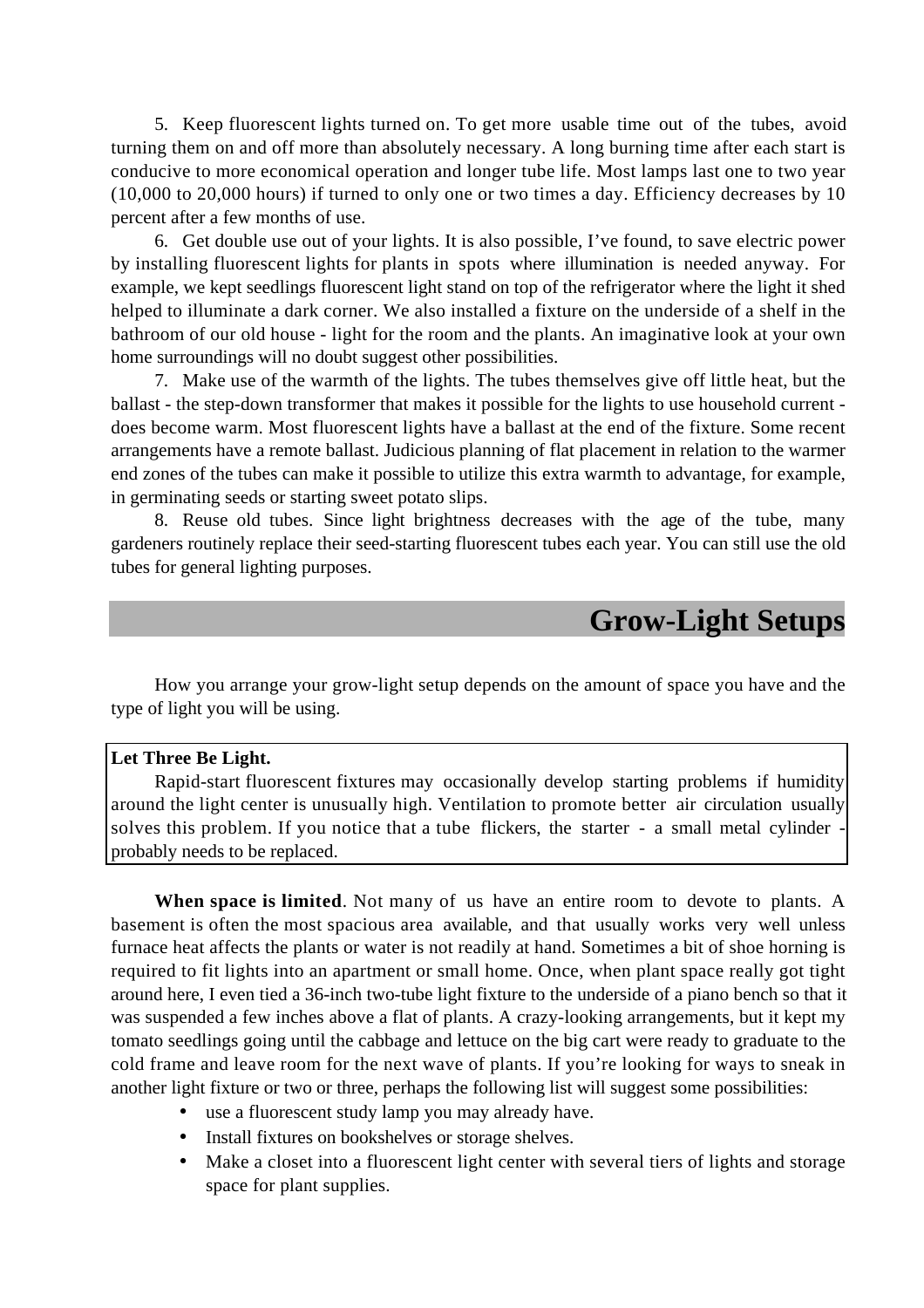5. Keep fluorescent lights turned on. To get more usable time out of the tubes, avoid turning them on and off more than absolutely necessary. A long burning time after each start is conducive to more economical operation and longer tube life. Most lamps last one to two year (10,000 to 20,000 hours) if turned to only one or two times a day. Efficiency decreases by 10 percent after a few months of use.

6. Get double use out of your lights. It is also possible, I've found, to save electric power by installing fluorescent lights for plants in spots where illumination is needed anyway. For example, we kept seedlings fluorescent light stand on top of the refrigerator where the light it shed helped to illuminate a dark corner. We also installed a fixture on the underside of a shelf in the bathroom of our old house - light for the room and the plants. An imaginative look at your own home surroundings will no doubt suggest other possibilities.

7. Make use of the warmth of the lights. The tubes themselves give off little heat, but the ballast - the step-down transformer that makes it possible for the lights to use household current - does become warm. Most fluorescent lights have a ballast at the end of the fixture. Some recent arrangements have a remote ballast. Judicious planning of flat placement in relation to the warmer end zones of the tubes can make it possible to utilize this extra warmth to advantage, for example, in germinating seeds or starting sweet potato slips.

8. Reuse old tubes. Since light brightness decreases with the age of the tube, many gardeners routinely replace their seed-starting fluorescent tubes each year. You can still use the old tubes for general lighting purposes.

## Grow-Light Setups

How you arrange your grow-light setup depends on the amount of space you have and the type of light you will be using.

**Let Three Be Light.**

Rapid-start fluorescent fixtures may occasionally develop starting problems if humidity around the light center is unusually high. Ventilation to promote better air circulation usually solves this problem. If you notice that a tube flickers, the starter - a small metal cylinder - probably needs to be replaced.

**When space is limited**. Not many of us have an entire room to devote to plants. A basement is often the most spacious area available, and that usually works very well unless furnace heat affects the plants or water is not readily at hand. Sometimes a bit of shoe horning is required to fit lights into an apartment or small home. Once, when plant space really got tight around here, I even tied a 36-inch two-tube light fixture to the underside of a piano bench so that it was suspended a few inches above a flat of plants. A crazy-looking arrangements, but it kept my tomato seedlings going until the cabbage and lettuce on the big cart were ready to graduate to the cold frame and leave room for the next wave of plants. If you're looking for ways to sneak in another light fixture or two or three, perhaps the following list will suggest some possibilities:

- use a fluorescent study lamp you may already have.
- Install fixtures on bookshelves or storage shelves.
- Make a closet into a fluorescent light center with several tiers of lights and storage space for plant supplies.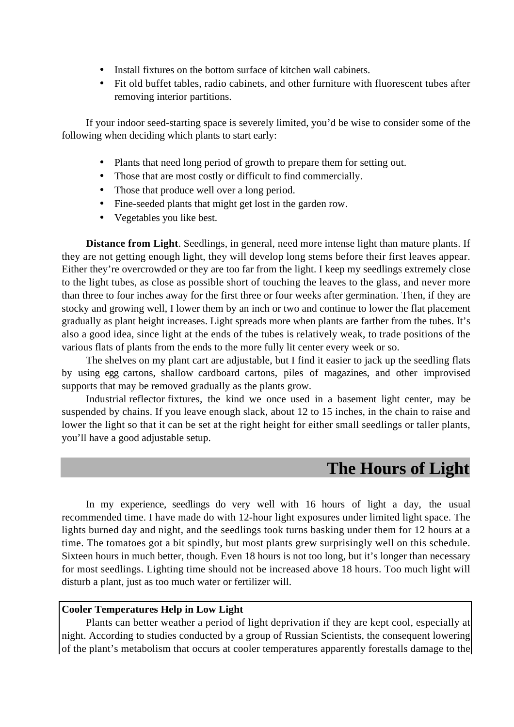- Install fixtures on the bottom surface of kitchen wall cabinets.
- Fit old buffet tables, radio cabinets, and other furniture with fluorescent tubes after removing interior partitions.

If your indoor seed-starting space is severely limited, you'd be wise to consider some of the following when deciding which plants to start early:

- Plants that need long period of growth to prepare them for setting out.
- Those that are most costly or difficult to find commercially.
- Those that produce well over a long period.
- Fine-seeded plants that might get lost in the garden row.
- Vegetables you like best.

**Distance from Light**. Seedlings, in general, need more intense light than mature plants. If they are not getting enough light, they will develop long stems before their first leaves appear. Either they're overcrowded or they are too far from the light. I keep my seedlings extremely close to the light tubes, as close as possible short of touching the leaves to the glass, and never more than three to four inches away for the first three or four weeks after germination. Then, if they are stocky and growing well, I lower them by an inch or two and continue to lower the flat placement gradually as plant height increases. Light spreads more when plants are farther from the tubes. It's also a good idea, since light at the ends of the tubes is relatively weak, to trade positions of the various flats of plants from the ends to the more fully lit center every week or so.

The shelves on my plant cart are adjustable, but I find it easier to jack up the seedling flats by using egg cartons, shallow cardboard cartons, piles of magazines, and other improvised supports that may be removed gradually as the plants grow.

Industrial reflector fixtures, the kind we once used in a basement light center, may be suspended by chains. If you leave enough slack, about 12 to 15 inches, in the chain to raise and lower the light so that it can be set at the right height for either small seedlings or taller plants, you'll have a good adjustable setup.

## The Hours of Light

In my experience, seedlings do very well with 16 hours of light a day, the usual recommended time. I have made do with 12-hour light exposures under limited light space. The lights burned day and night, and the seedlings took turns basking under them for 12 hours at a time. The tomatoes got a bit spindly, but most plants grew surprisingly well on this schedule. Sixteen hours in much better, though. Even 18 hours is not too long, but it's longer than necessary for most seedlings. Lighting time should not be increased above 18 hours. Too much light will disturb a plant, just as too much water or fertilizer will.

**Cooler Temperatures Help in Low Light**

Plants can better weather a period of light deprivation if they are kept cool, especially at night. According to studies conducted by a group of Russian Scientists, the consequent lowering of the plant's metabolism that occurs at cooler temperatures apparently forestalls damage to the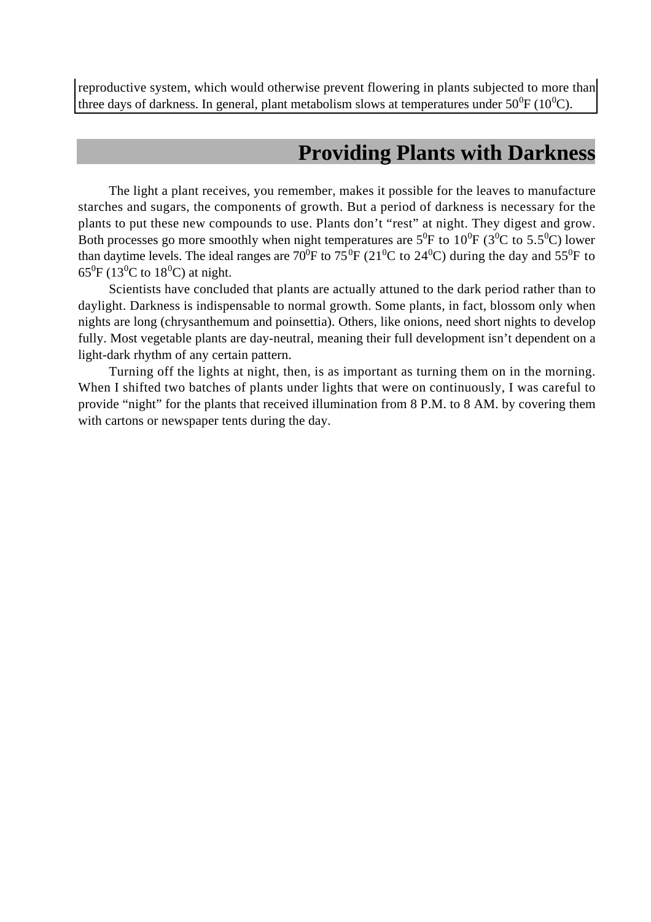reproductive system, which would otherwise prevent flowering in plants subjected to more than three days of darkness. In general, plant metabolism slows at temperatures under $50^0$F ($10^0$C).

## Providing Plants with Darkness

The light a plant receives, you remember, makes it possible for the leaves to manufacture starches and sugars, the components of growth. But a period of darkness is necessary for the plants to put these new compounds to use. Plants don't "rest" at night. They digest and grow. Both processes go more smoothly when night temperatures are $5^0$F to $10^0$F ($3^0$C to $5.5^0$C) lower than daytime levels. The ideal ranges are $70^0$F to $75^0$F ($21^0$C to $24^0$C) during the day and $55^0$F to $65^0$F ($13^0$C to $18^0$C) at night.

Scientists have concluded that plants are actually attuned to the dark period rather than to daylight. Darkness is indispensable to normal growth. Some plants, in fact, blossom only when nights are long (chrysanthemum and poinsettia). Others, like onions, need short nights to develop fully. Most vegetable plants are day-neutral, meaning their full development isn't dependent on a light-dark rhythm of any certain pattern.

Turning off the lights at night, then, is as important as turning them on in the morning. When I shifted two batches of plants under lights that were on continuously, I was careful to provide "night" for the plants that received illumination from 8 P.M. to 8 AM. by covering them with cartons or newspaper tents during the day.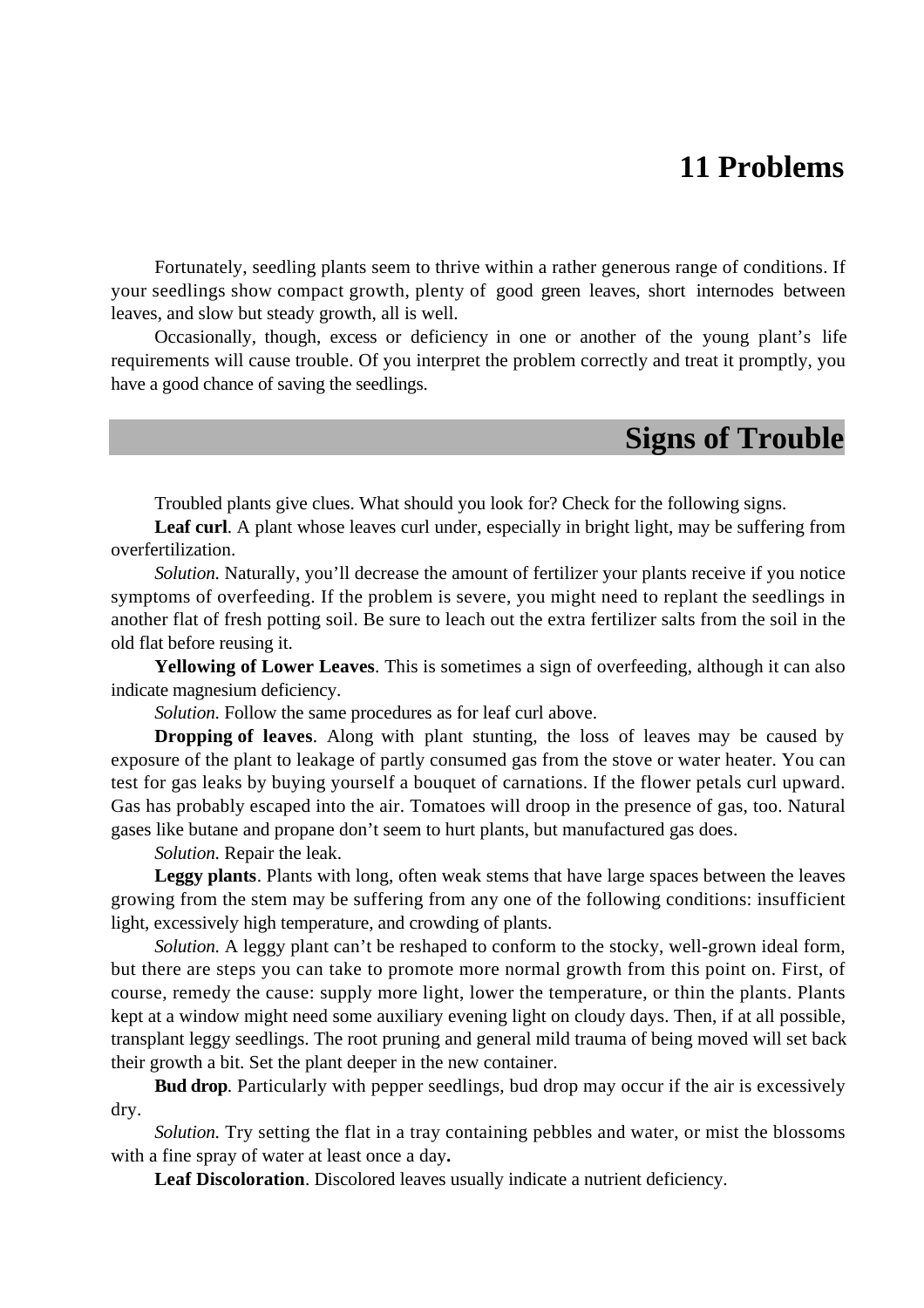# 11 Problems

Fortunately, seedling plants seem to thrive within a rather generous range of conditions. If your seedlings show compact growth, plenty of good green leaves, short internodes between leaves, and slow but steady growth, all is well.

Occasionally, though, excess or deficiency in one or another of the young plant's life requirements will cause trouble. Of you interpret the problem correctly and treat it promptly, you have a good chance of saving the seedlings.

## Signs of Trouble

Troubled plants give clues. What should you look for? Check for the following signs.

**Leaf curl**. A plant whose leaves curl under, especially in bright light, may be suffering from overfertilization.

*Solution.* Naturally, you'll decrease the amount of fertilizer your plants receive if you notice symptoms of overfeeding. If the problem is severe, you might need to replant the seedlings in another flat of fresh potting soil. Be sure to leach out the extra fertilizer salts from the soil in the old flat before reusing it.

**Yellowing of Lower Leaves**. This is sometimes a sign of overfeeding, although it can also indicate magnesium deficiency.

*Solution.* Follow the same procedures as for leaf curl above.

**Dropping of leaves**. Along with plant stunting, the loss of leaves may be caused by exposure of the plant to leakage of partly consumed gas from the stove or water heater. You can test for gas leaks by buying yourself a bouquet of carnations. If the flower petals curl upward. Gas has probably escaped into the air. Tomatoes will droop in the presence of gas, too. Natural gases like butane and propane don't seem to hurt plants, but manufactured gas does.

*Solution.* Repair the leak.

**Leggy plants**. Plants with long, often weak stems that have large spaces between the leaves growing from the stem may be suffering from any one of the following conditions: insufficient light, excessively high temperature, and crowding of plants.

*Solution.* A leggy plant can't be reshaped to conform to the stocky, well-grown ideal form, but there are steps you can take to promote more normal growth from this point on. First, of course, remedy the cause: supply more light, lower the temperature, or thin the plants. Plants kept at a window might need some auxiliary evening light on cloudy days. Then, if at all possible, transplant leggy seedlings. The root pruning and general mild trauma of being moved will set back their growth a bit. Set the plant deeper in the new container.

**Bud drop**. Particularly with pepper seedlings, bud drop may occur if the air is excessively dry.

*Solution.* Try setting the flat in a tray containing pebbles and water, or mist the blossoms with a fine spray of water at least once a day.

**Leaf Discoloration**. Discolored leaves usually indicate a nutrient deficiency.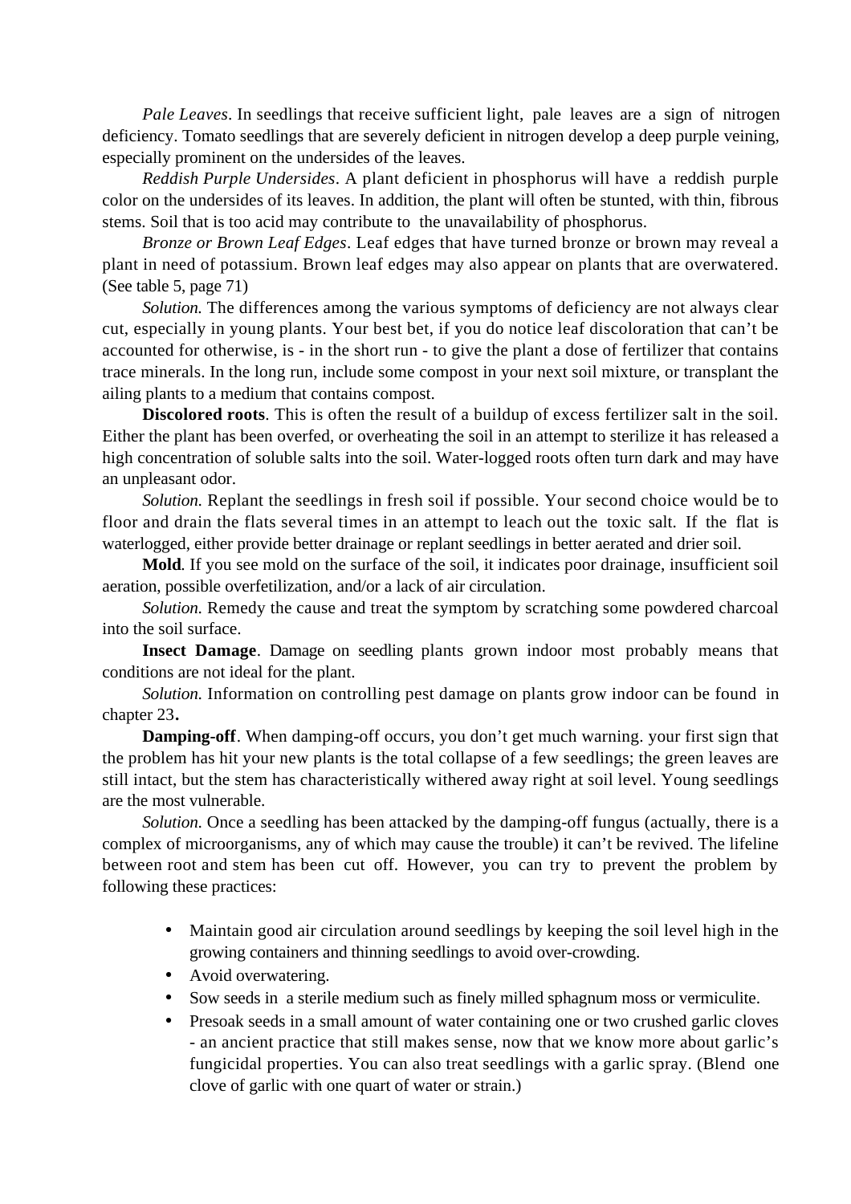*Pale Leaves*. In seedlings that receive sufficient light, pale leaves are a sign of nitrogen deficiency. Tomato seedlings that are severely deficient in nitrogen develop a deep purple veining, especially prominent on the undersides of the leaves.

*Reddish Purple Undersides*. A plant deficient in phosphorus will have a reddish purple color on the undersides of its leaves. In addition, the plant will often be stunted, with thin, fibrous stems. Soil that is too acid may contribute to the unavailability of phosphorus.

*Bronze or Brown Leaf Edges*. Leaf edges that have turned bronze or brown may reveal a plant in need of potassium. Brown leaf edges may also appear on plants that are overwatered. (See table 5, page 71)

*Solution.* The differences among the various symptoms of deficiency are not always clear cut, especially in young plants. Your best bet, if you do notice leaf discoloration that can't be accounted for otherwise, is - in the short run - to give the plant a dose of fertilizer that contains trace minerals. In the long run, include some compost in your next soil mixture, or transplant the ailing plants to a medium that contains compost.

**Discolored roots**. This is often the result of a buildup of excess fertilizer salt in the soil. Either the plant has been overfed, or overheating the soil in an attempt to sterilize it has released a high concentration of soluble salts into the soil. Water-logged roots often turn dark and may have an unpleasant odor.

*Solution.* Replant the seedlings in fresh soil if possible. Your second choice would be to floor and drain the flats several times in an attempt to leach out the toxic salt. If the flat is waterlogged, either provide better drainage or replant seedlings in better aerated and drier soil.

**Mold**. If you see mold on the surface of the soil, it indicates poor drainage, insufficient soil aeration, possible overfetilization, and/or a lack of air circulation.

*Solution.* Remedy the cause and treat the symptom by scratching some powdered charcoal into the soil surface.

**Insect Damage**. Damage on seedling plants grown indoor most probably means that conditions are not ideal for the plant.

*Solution.* Information on controlling pest damage on plants grow indoor can be found in chapter 23**.**

**Damping-off**. When damping-off occurs, you don't get much warning. your first sign that the problem has hit your new plants is the total collapse of a few seedlings; the green leaves are still intact, but the stem has characteristically withered away right at soil level. Young seedlings are the most vulnerable.

*Solution.* Once a seedling has been attacked by the damping-off fungus (actually, there is a complex of microorganisms, any of which may cause the trouble) it can't be revived. The lifeline between root and stem has been cut off. However, you can try to prevent the problem by following these practices:

- Maintain good air circulation around seedlings by keeping the soil level high in the growing containers and thinning seedlings to avoid over-crowding.
- Avoid overwatering.
- Sow seeds in a sterile medium such as finely milled sphagnum moss or vermiculite.
- Presoak seeds in a small amount of water containing one or two crushed garlic cloves - an ancient practice that still makes sense, now that we know more about garlic's fungicidal properties. You can also treat seedlings with a garlic spray. (Blend one clove of garlic with one quart of water or strain.)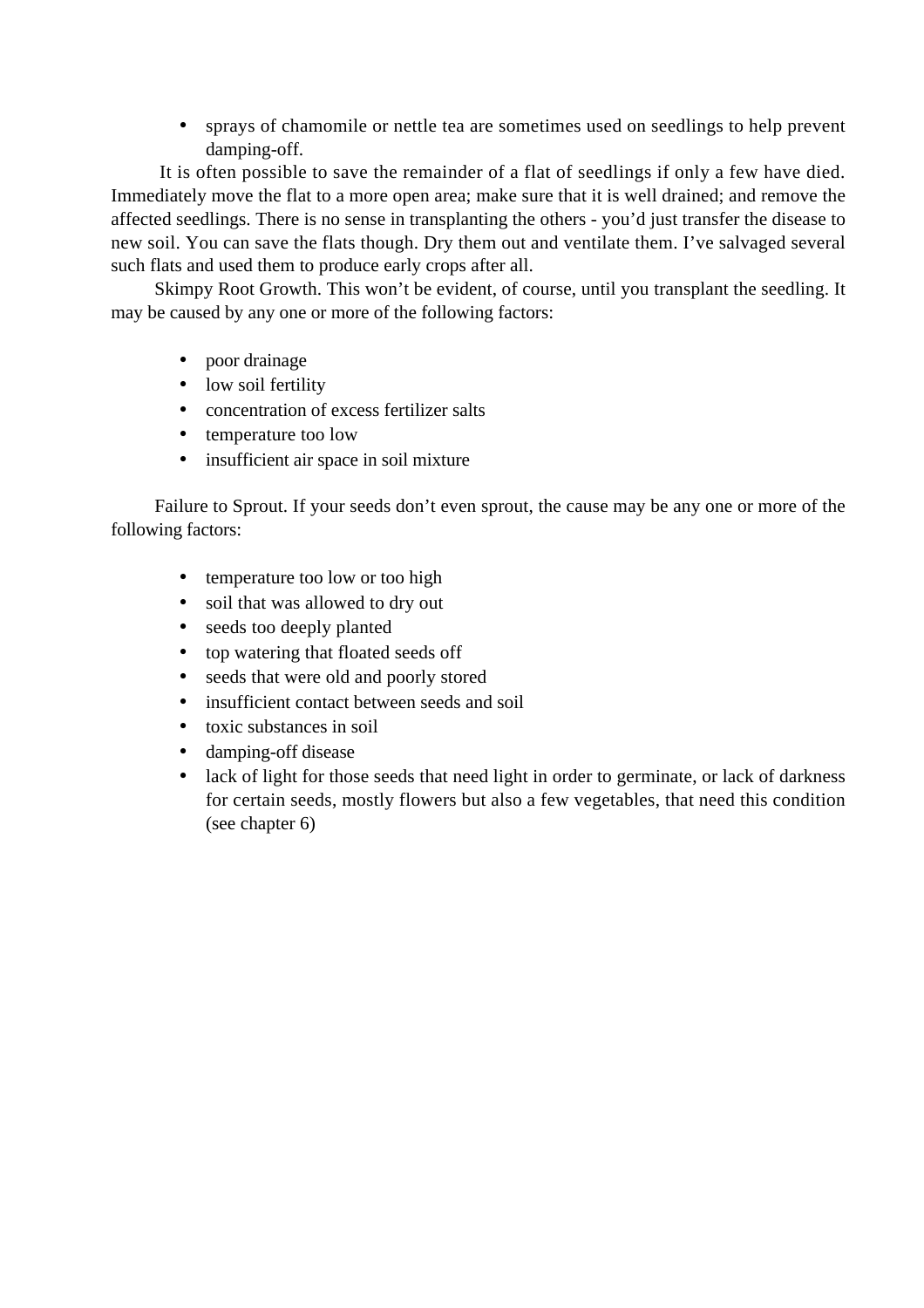- sprays of chamomile or nettle tea are sometimes used on seedlings to help prevent damping-off.

It is often possible to save the remainder of a flat of seedlings if only a few have died. Immediately move the flat to a more open area; make sure that it is well drained; and remove the affected seedlings. There is no sense in transplanting the others - you'd just transfer the disease to new soil. You can save the flats though. Dry them out and ventilate them. I've salvaged several such flats and used them to produce early crops after all.

Skimpy Root Growth. This won't be evident, of course, until you transplant the seedling. It may be caused by any one or more of the following factors:

- poor drainage
- low soil fertility
- concentration of excess fertilizer salts
- temperature too low
- insufficient air space in soil mixture

Failure to Sprout. If your seeds don't even sprout, the cause may be any one or more of the following factors:

- temperature too low or too high
- soil that was allowed to dry out
- seeds too deeply planted
- top watering that floated seeds off
- seeds that were old and poorly stored
- insufficient contact between seeds and soil
- toxic substances in soil
- damping-off disease
- lack of light for those seeds that need light in order to germinate, or lack of darkness for certain seeds, mostly flowers but also a few vegetables, that need this condition (see chapter 6)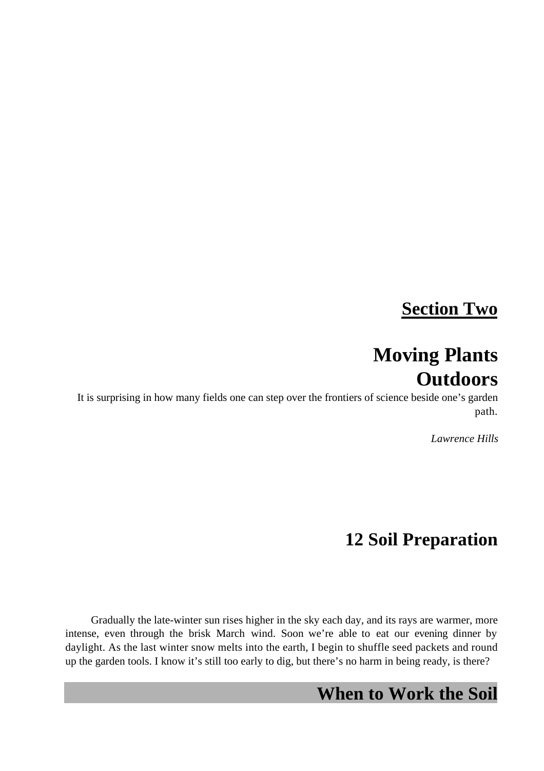# Section Two

# Moving Plants Outdoors

It is surprising in how many fields one can step over the frontiers of science beside one's garden path.

*Lawrence Hills*

## 12 Soil Preparation

Gradually the late-winter sun rises higher in the sky each day, and its rays are warmer, more intense, even through the brisk March wind. Soon we're able to eat our evening dinner by daylight. As the last winter snow melts into the earth, I begin to shuffle seed packets and round up the garden tools. I know it's still too early to dig, but there's no harm in being ready, is there?

### When to Work the Soil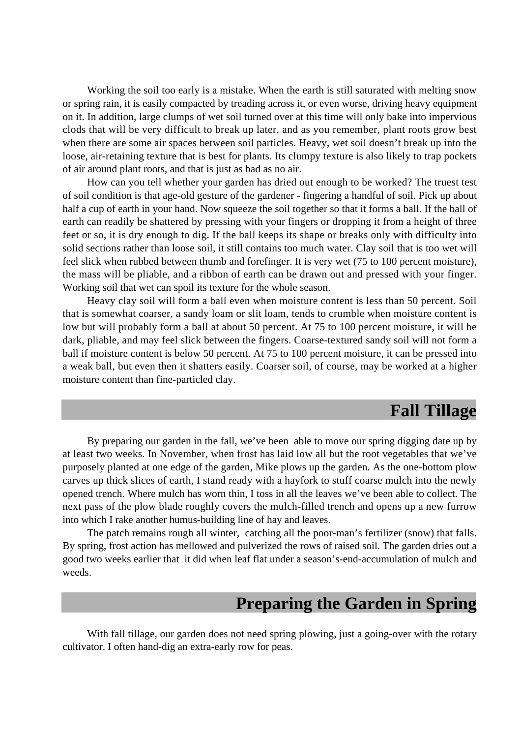Working the soil too early is a mistake. When the earth is still saturated with melting snow or spring rain, it is easily compacted by treading across it, or even worse, driving heavy equipment on it. In addition, large clumps of wet soil turned over at this time will only bake into impervious clods that will be very difficult to break up later, and as you remember, plant roots grow best when there are some air spaces between soil particles. Heavy, wet soil doesn't break up into the loose, air-retaining texture that is best for plants. Its clumpy texture is also likely to trap pockets of air around plant roots, and that is just as bad as no air.

How can you tell whether your garden has dried out enough to be worked? The truest test of soil condition is that age-old gesture of the gardener - fingering a handful of soil. Pick up about half a cup of earth in your hand. Now squeeze the soil together so that it forms a ball. If the ball of earth can readily be shattered by pressing with your fingers or dropping it from a height of three feet or so, it is dry enough to dig. If the ball keeps its shape or breaks only with difficulty into solid sections rather than loose soil, it still contains too much water. Clay soil that is too wet will feel slick when rubbed between thumb and forefinger. It is very wet (75 to 100 percent moisture), the mass will be pliable, and a ribbon of earth can be drawn out and pressed with your finger. Working soil that wet can spoil its texture for the whole season.

Heavy clay soil will form a ball even when moisture content is less than 50 percent. Soil that is somewhat coarser, a sandy loam or slit loam, tends to crumble when moisture content is low but will probably form a ball at about 50 percent. At 75 to 100 percent moisture, it will be dark, pliable, and may feel slick between the fingers. Coarse-textured sandy soil will not form a ball if moisture content is below 50 percent. At 75 to 100 percent moisture, it can be pressed into a weak ball, but even then it shatters easily. Coarser soil, of course, may be worked at a higher moisture content than fine-particled clay.

## Fall Tillage

By preparing our garden in the fall, we've been able to move our spring digging date up by at least two weeks. In November, when frost has laid low all but the root vegetables that we've purposely planted at one edge of the garden, Mike plows up the garden. As the one-bottom plow carves up thick slices of earth, I stand ready with a hayfork to stuff coarse mulch into the newly opened trench. Where mulch has worn thin, I toss in all the leaves we've been able to collect. The next pass of the plow blade roughly covers the mulch-filled trench and opens up a new furrow into which I rake another humus-building line of hay and leaves.

The patch remains rough all winter, catching all the poor-man's fertilizer (snow) that falls. By spring, frost action has mellowed and pulverized the rows of raised soil. The garden dries out a good two weeks earlier that it did when leaf flat under a season's-end-accumulation of mulch and weeds.

## Preparing the Garden in Spring

With fall tillage, our garden does not need spring plowing, just a going-over with the rotary cultivator. I often hand-dig an extra-early row for peas.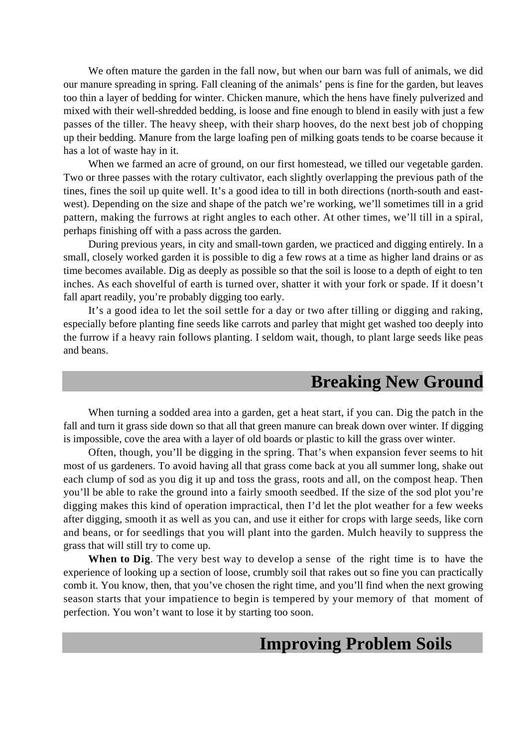We often mature the garden in the fall now, but when our barn was full of animals, we did our manure spreading in spring. Fall cleaning of the animals' pens is fine for the garden, but leaves too thin a layer of bedding for winter. Chicken manure, which the hens have finely pulverized and mixed with their well-shredded bedding, is loose and fine enough to blend in easily with just a few passes of the tiller. The heavy sheep, with their sharp hooves, do the next best job of chopping up their bedding. Manure from the large loafing pen of milking goats tends to be coarse because it has a lot of waste hay in it.

When we farmed an acre of ground, on our first homestead, we tilled our vegetable garden. Two or three passes with the rotary cultivator, each slightly overlapping the previous path of the tines, fines the soil up quite well. It's a good idea to till in both directions (north-south and east-west). Depending on the size and shape of the patch we're working, we'll sometimes till in a grid pattern, making the furrows at right angles to each other. At other times, we'll till in a spiral, perhaps finishing off with a pass across the garden.

During previous years, in city and small-town garden, we practiced and digging entirely. In a small, closely worked garden it is possible to dig a few rows at a time as higher land drains or as time becomes available. Dig as deeply as possible so that the soil is loose to a depth of eight to ten inches. As each shovelful of earth is turned over, shatter it with your fork or spade. If it doesn't fall apart readily, you're probably digging too early.

It's a good idea to let the soil settle for a day or two after tilling or digging and raking, especially before planting fine seeds like carrots and parley that might get washed too deeply into the furrow if a heavy rain follows planting. I seldom wait, though, to plant large seeds like peas and beans.

## Breaking New Ground

When turning a sodded area into a garden, get a heat start, if you can. Dig the patch in the fall and turn it grass side down so that all that green manure can break down over winter. If digging is impossible, cove the area with a layer of old boards or plastic to kill the grass over winter.

Often, though, you'll be digging in the spring. That's when expansion fever seems to hit most of us gardeners. To avoid having all that grass come back at you all summer long, shake out each clump of sod as you dig it up and toss the grass, roots and all, on the compost heap. Then you'll be able to rake the ground into a fairly smooth seedbed. If the size of the sod plot you're digging makes this kind of operation impractical, then I'd let the plot weather for a few weeks after digging, smooth it as well as you can, and use it either for crops with large seeds, like corn and beans, or for seedlings that you will plant into the garden. Mulch heavily to suppress the grass that will still try to come up.

**When to Dig**. The very best way to develop a sense of the right time is to have the experience of looking up a section of loose, crumbly soil that rakes out so fine you can practically comb it. You know, then, that you've chosen the right time, and you'll find when the next growing season starts that your impatience to begin is tempered by your memory of that moment of perfection. You won't want to lose it by starting too soon.

## Improving Problem Soils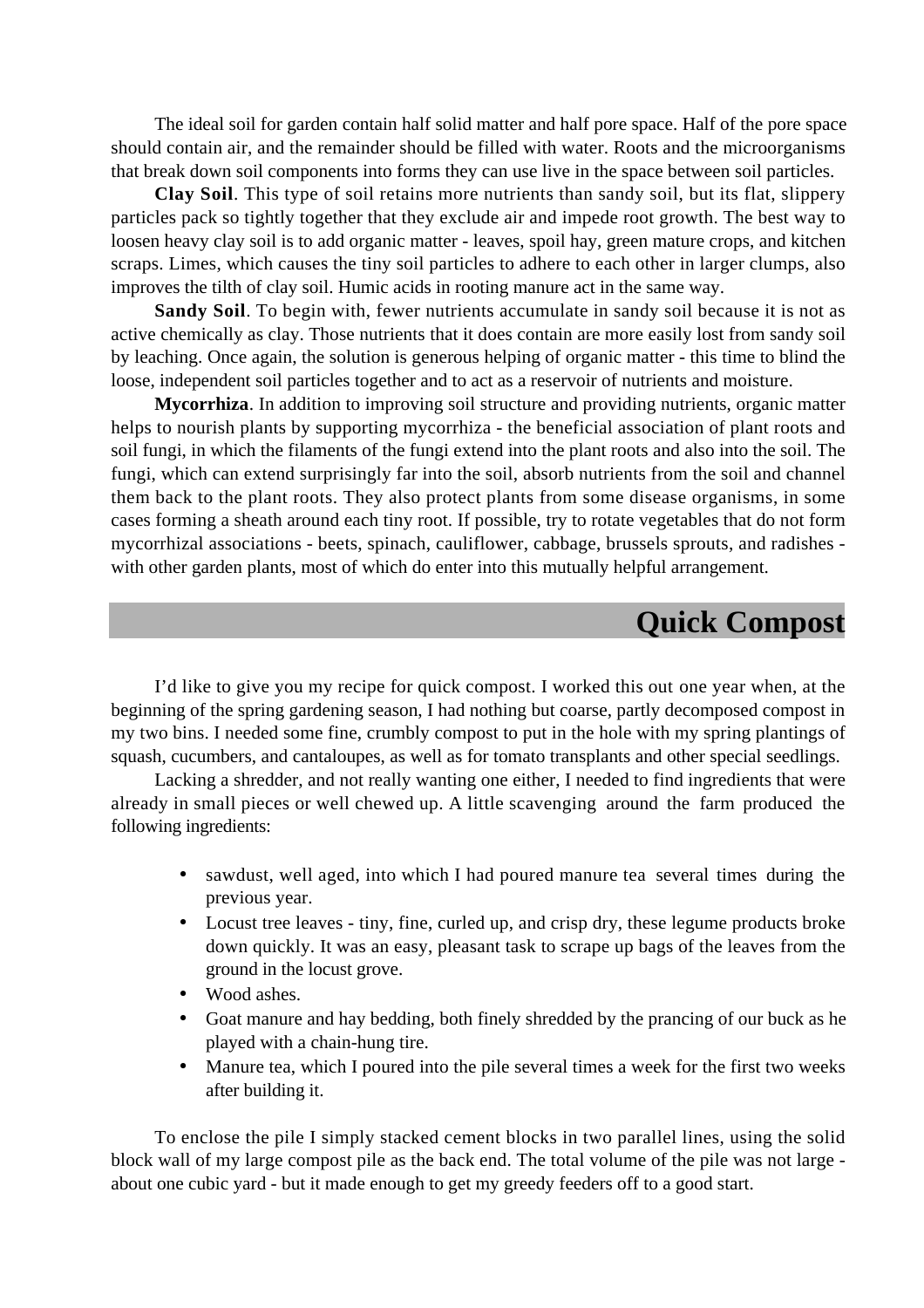The ideal soil for garden contain half solid matter and half pore space. Half of the pore space should contain air, and the remainder should be filled with water. Roots and the microorganisms that break down soil components into forms they can use live in the space between soil particles.

**Clay Soil**. This type of soil retains more nutrients than sandy soil, but its flat, slippery particles pack so tightly together that they exclude air and impede root growth. The best way to loosen heavy clay soil is to add organic matter - leaves, spoil hay, green mature crops, and kitchen scraps. Limes, which causes the tiny soil particles to adhere to each other in larger clumps, also improves the tilth of clay soil. Humic acids in rooting manure act in the same way.

**Sandy Soil**. To begin with, fewer nutrients accumulate in sandy soil because it is not as active chemically as clay. Those nutrients that it does contain are more easily lost from sandy soil by leaching. Once again, the solution is generous helping of organic matter - this time to blind the loose, independent soil particles together and to act as a reservoir of nutrients and moisture.

**Mycorrhiza**. In addition to improving soil structure and providing nutrients, organic matter helps to nourish plants by supporting mycorrhiza - the beneficial association of plant roots and soil fungi, in which the filaments of the fungi extend into the plant roots and also into the soil. The fungi, which can extend surprisingly far into the soil, absorb nutrients from the soil and channel them back to the plant roots. They also protect plants from some disease organisms, in some cases forming a sheath around each tiny root. If possible, try to rotate vegetables that do not form mycorrhizal associations - beets, spinach, cauliflower, cabbage, brussels sprouts, and radishes - with other garden plants, most of which do enter into this mutually helpful arrangement.

## Quick Compost

I'd like to give you my recipe for quick compost. I worked this out one year when, at the beginning of the spring gardening season, I had nothing but coarse, partly decomposed compost in my two bins. I needed some fine, crumbly compost to put in the hole with my spring plantings of squash, cucumbers, and cantaloupes, as well as for tomato transplants and other special seedlings.

Lacking a shredder, and not really wanting one either, I needed to find ingredients that were already in small pieces or well chewed up. A little scavenging around the farm produced the following ingredients:

- sawdust, well aged, into which I had poured manure tea several times during the previous year.
- Locust tree leaves - tiny, fine, curled up, and crisp dry, these legume products broke down quickly. It was an easy, pleasant task to scrape up bags of the leaves from the ground in the locust grove.
- Wood ashes.
- Goat manure and hay bedding, both finely shredded by the prancing of our buck as he played with a chain-hung tire.
- Manure tea, which I poured into the pile several times a week for the first two weeks after building it.

To enclose the pile I simply stacked cement blocks in two parallel lines, using the solid block wall of my large compost pile as the back end. The total volume of the pile was not large - about one cubic yard - but it made enough to get my greedy feeders off to a good start.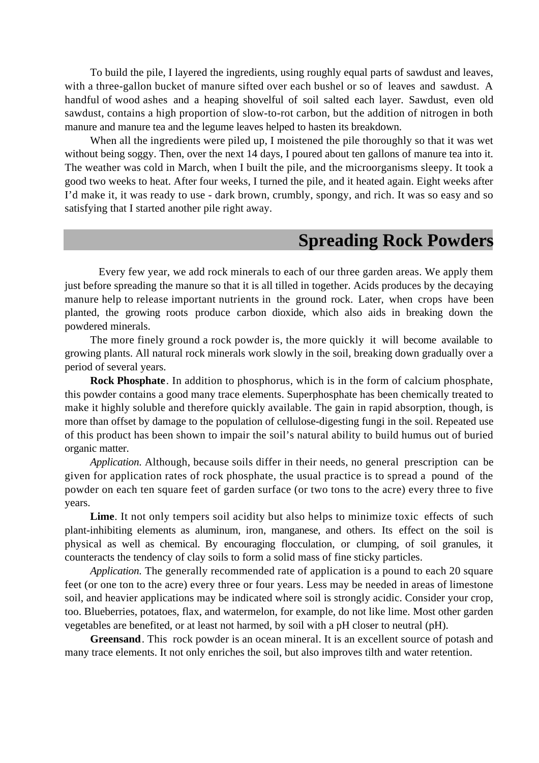To build the pile, I layered the ingredients, using roughly equal parts of sawdust and leaves, with a three-gallon bucket of manure sifted over each bushel or so of leaves and sawdust. A handful of wood ashes and a heaping shovelful of soil salted each layer. Sawdust, even old sawdust, contains a high proportion of slow-to-rot carbon, but the addition of nitrogen in both manure and manure tea and the legume leaves helped to hasten its breakdown.

When all the ingredients were piled up, I moistened the pile thoroughly so that it was wet without being soggy. Then, over the next 14 days, I poured about ten gallons of manure tea into it. The weather was cold in March, when I built the pile, and the microorganisms sleepy. It took a good two weeks to heat. After four weeks, I turned the pile, and it heated again. Eight weeks after I'd make it, it was ready to use - dark brown, crumbly, spongy, and rich. It was so easy and so satisfying that I started another pile right away.

## Spreading Rock Powders

Every few year, we add rock minerals to each of our three garden areas. We apply them just before spreading the manure so that it is all tilled in together. Acids produces by the decaying manure help to release important nutrients in the ground rock. Later, when crops have been planted, the growing roots produce carbon dioxide, which also aids in breaking down the powdered minerals.

The more finely ground a rock powder is, the more quickly it will become available to growing plants. All natural rock minerals work slowly in the soil, breaking down gradually over a period of several years.

**Rock Phosphate**. In addition to phosphorus, which is in the form of calcium phosphate, this powder contains a good many trace elements. Superphosphate has been chemically treated to make it highly soluble and therefore quickly available. The gain in rapid absorption, though, is more than offset by damage to the population of cellulose-digesting fungi in the soil. Repeated use of this product has been shown to impair the soil's natural ability to build humus out of buried organic matter.

*Application.* Although, because soils differ in their needs, no general prescription can be given for application rates of rock phosphate, the usual practice is to spread a pound of the powder on each ten square feet of garden surface (or two tons to the acre) every three to five years.

**Lime**. It not only tempers soil acidity but also helps to minimize toxic effects of such plant-inhibiting elements as aluminum, iron, manganese, and others. Its effect on the soil is physical as well as chemical. By encouraging flocculation, or clumping, of soil granules, it counteracts the tendency of clay soils to form a solid mass of fine sticky particles.

*Application.* The generally recommended rate of application is a pound to each 20 square feet (or one ton to the acre) every three or four years. Less may be needed in areas of limestone soil, and heavier applications may be indicated where soil is strongly acidic. Consider your crop, too. Blueberries, potatoes, flax, and watermelon, for example, do not like lime. Most other garden vegetables are benefited, or at least not harmed, by soil with a pH closer to neutral (pH).

**Greensand**. This rock powder is an ocean mineral. It is an excellent source of potash and many trace elements. It not only enriches the soil, but also improves tilth and water retention.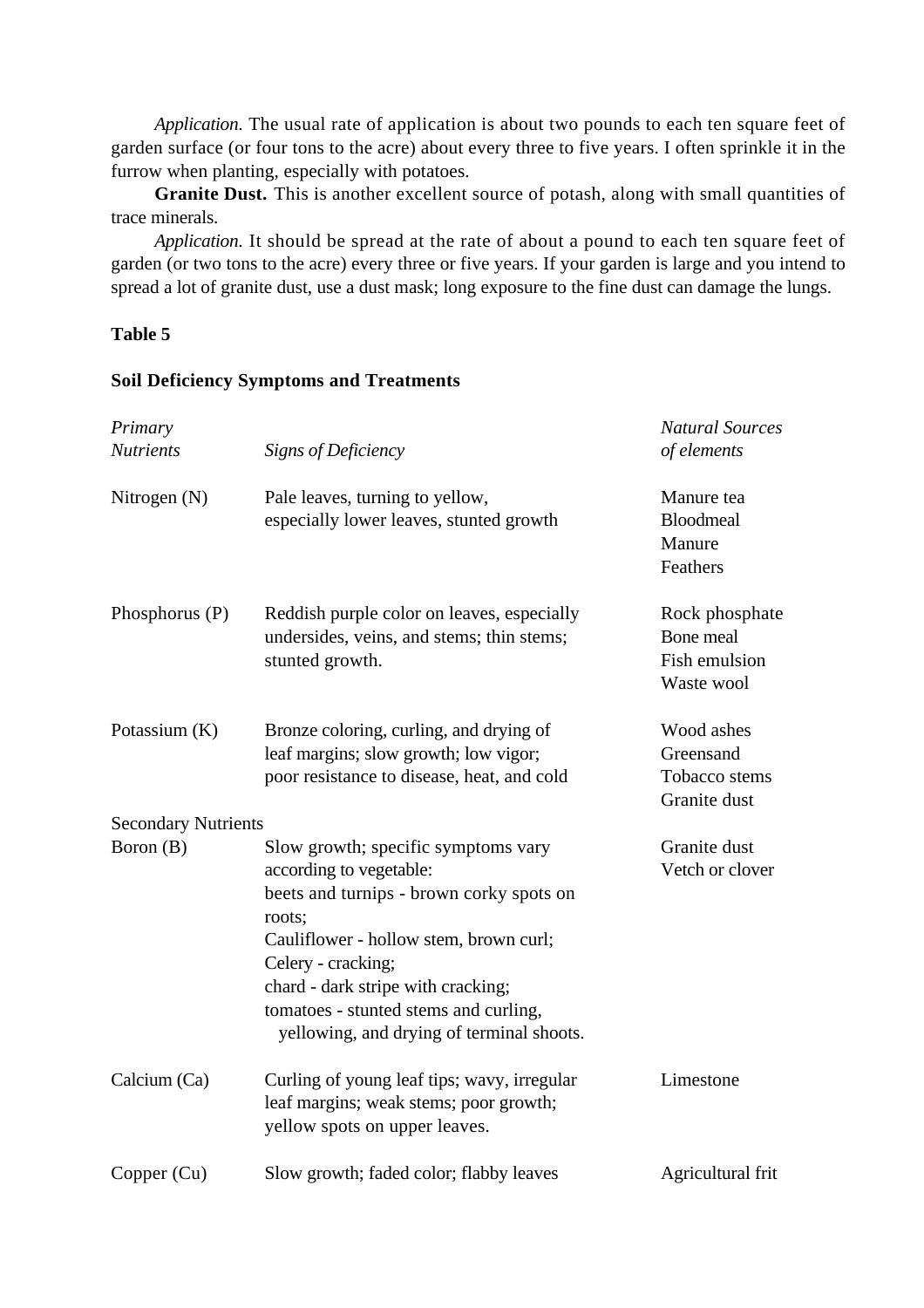*Application.* The usual rate of application is about two pounds to each ten square feet of garden surface (or four tons to the acre) about every three to five years. I often sprinkle it in the furrow when planting, especially with potatoes.

**Granite Dust.** This is another excellent source of potash, along with small quantities of trace minerals.

*Application.* It should be spread at the rate of about a pound to each ten square feet of garden (or two tons to the acre) every three or five years. If your garden is large and you intend to spread a lot of granite dust, use a dust mask; long exposure to the fine dust can damage the lungs.

**Table 5**

**Soil Deficiency Symptoms and Treatments**

| *Primary Nutrients* | *Signs of Deficiency* | *Natural Sources of elements* |
|---|---|---|
| Nitrogen (N) | Pale leaves, turning to yellow, especially lower leaves, stunted growth | Manure tea<br>Bloodmeal<br>Manure<br>Feathers |
| Phosphorus (P) | Reddish purple color on leaves, especially undersides, veins, and stems; thin stems; stunted growth. | Rock phosphate<br>Bone meal<br>Fish emulsion<br>Waste wool |
| Potassium (K) | Bronze coloring, curling, and drying of leaf margins; slow growth; low vigor; poor resistance to disease, heat, and cold | Wood ashes<br>Greensand<br>Tobacco stems<br>Granite dust |
| Secondary Nutrients | | |
| Boron (B) | Slow growth; specific symptoms vary according to vegetable:<br>beets and turnips - brown corky spots on roots;<br>Cauliflower - hollow stem, brown curl;<br>Celery - cracking;<br>chard - dark stripe with cracking;<br>tomatoes - stunted stems and curling, yellowing, and drying of terminal shoots. | Granite dust<br>Vetch or clover |
| Calcium (Ca) | Curling of young leaf tips; wavy, irregular leaf margins; weak stems; poor growth; yellow spots on upper leaves. | Limestone |
| Copper (Cu) | Slow growth; faded color; flabby leaves | Agricultural frit |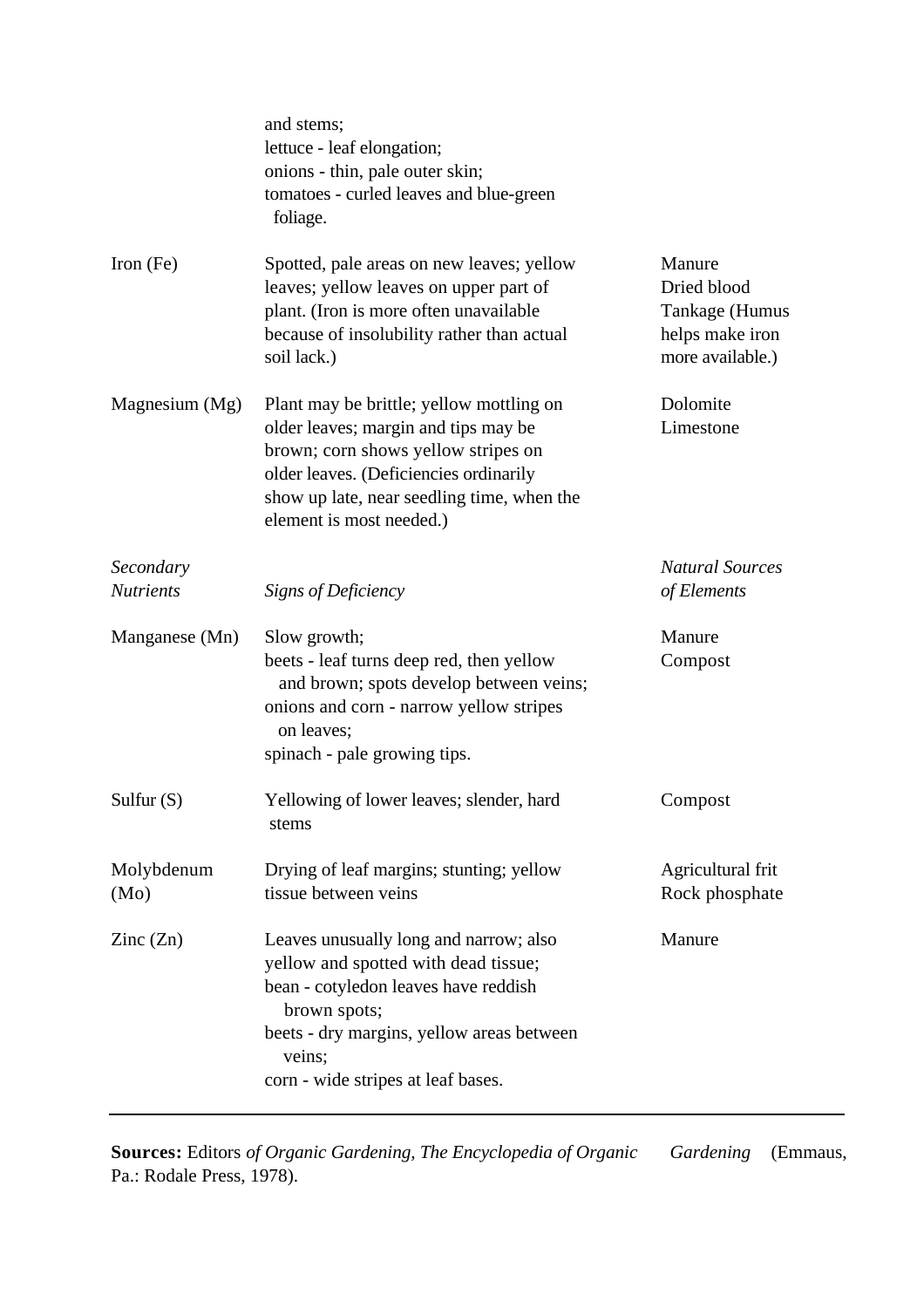| | | |
|---|---|---|
| | and stems; lettuce - leaf elongation; onions - thin, pale outer skin; tomatoes - curled leaves and blue-green foliage. | |
| Iron (Fe) | Spotted, pale areas on new leaves; yellow leaves; yellow leaves on upper part of plant. (Iron is more often unavailable because of insolubility rather than actual soil lack.) | Manure<br>Dried blood<br>Tankage (Humus helps make iron more available.) |
| Magnesium (Mg) | Plant may be brittle; yellow mottling on older leaves; margin and tips may be brown; corn shows yellow stripes on older leaves. (Deficiencies ordinarily show up late, near seedling time, when the element is most needed.) | Dolomite<br>Limestone |
| *Secondary Nutrients* | *Signs of Deficiency* | *Natural Sources of Elements* |
| Manganese (Mn) | Slow growth;<br>beets - leaf turns deep red, then yellow and brown; spots develop between veins;<br>onions and corn - narrow yellow stripes on leaves;<br>spinach - pale growing tips. | Manure<br>Compost |
| Sulfur (S) | Yellowing of lower leaves; slender, hard stems | Compost |
| Molybdenum (Mo) | Drying of leaf margins; stunting; yellow tissue between veins | Agricultural frit<br>Rock phosphate |
| Zinc (Zn) | Leaves unusually long and narrow; also yellow and spotted with dead tissue;<br>bean - cotyledon leaves have reddish brown spots;<br>beets - dry margins, yellow areas between veins;<br>corn - wide stripes at leaf bases. | Manure |

**Sources:** Editors *of Organic Gardening, The Encyclopedia of Organic Gardening* (Emmaus, Pa.: Rodale Press, 1978).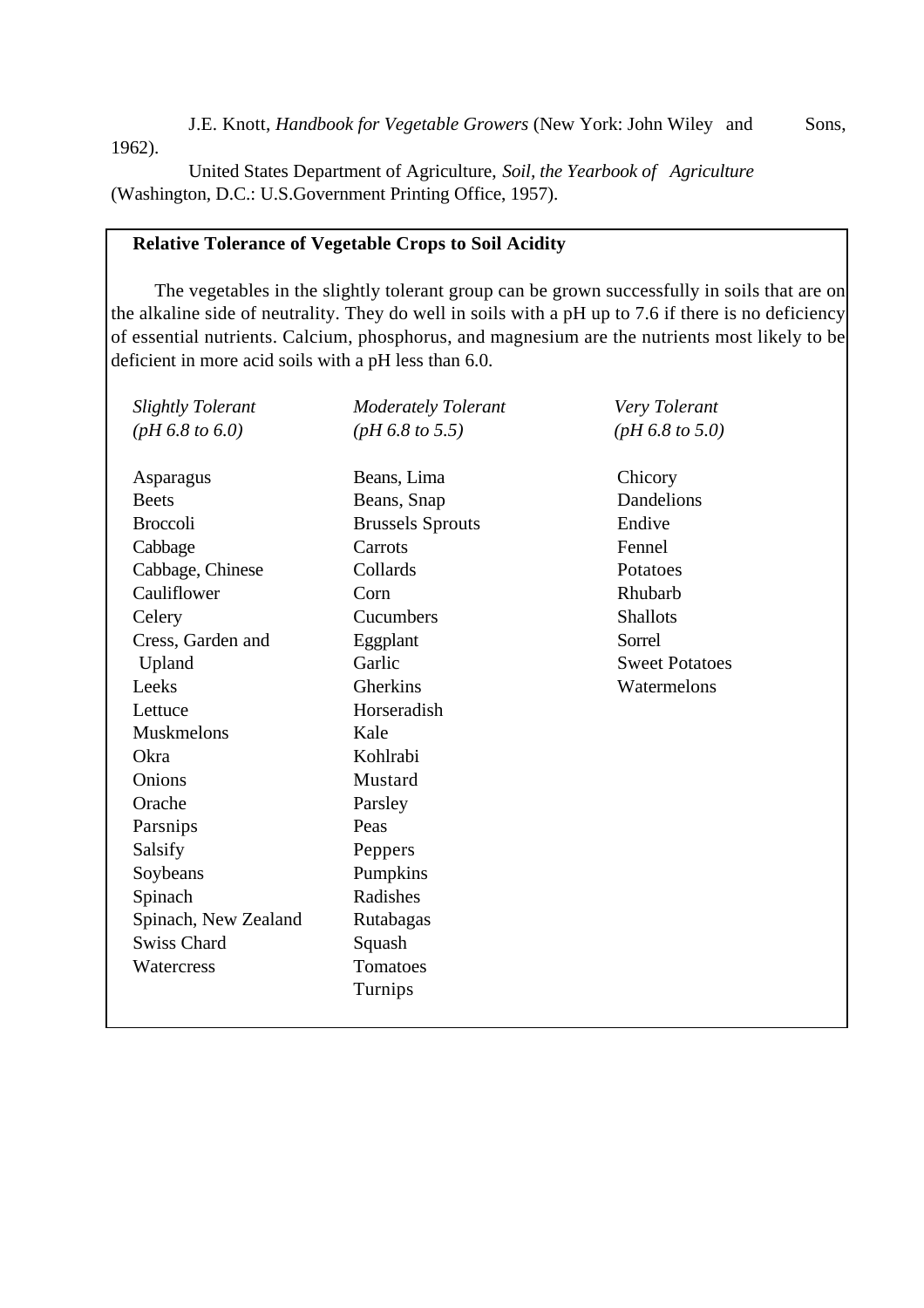J.E. Knott, *Handbook for Vegetable Growers* (New York: John Wiley and Sons, 1962).

United States Department of Agriculture, *Soil, the Yearbook of Agriculture* (Washington, D.C.: U.S.Government Printing Office, 1957).

**Relative Tolerance of Vegetable Crops to Soil Acidity**

The vegetables in the slightly tolerant group can be grown successfully in soils that are on the alkaline side of neutrality. They do well in soils with a pH up to 7.6 if there is no deficiency of essential nutrients. Calcium, phosphorus, and magnesium are the nutrients most likely to be deficient in more acid soils with a pH less than 6.0.

| *Slightly Tolerant (pH 6.8 to 6.0)* | *Moderately Tolerant (pH 6.8 to 5.5)* | *Very Tolerant (pH 6.8 to 5.0)* |
|---|---|---|
| Asparagus | Beans, Lima | Chicory |
| Beets | Beans, Snap | Dandelions |
| Broccoli | Brussels Sprouts | Endive |
| Cabbage | Carrots | Fennel |
| Cabbage, Chinese | Collards | Potatoes |
| Cauliflower | Corn | Rhubarb |
| Celery | Cucumbers | Shallots |
| Cress, Garden and Upland | Eggplant | Sorrel |
| Leeks | Garlic | Sweet Potatoes |
| Lettuce | Gherkins | Watermelons |
| Muskmelons | Horseradish | |
| Okra | Kale | |
| Onions | Kohlrabi | |
| Orache | Mustard | |
| Parsnips | Parsley | |
| Salsify | Peas | |
| Soybeans | Peppers | |
| Spinach | Pumpkins | |
| Spinach, New Zealand | Radishes | |
| Swiss Chard | Rutabagas | |
| Watercress | Squash | |
| | Tomatoes | |
| | Turnips | |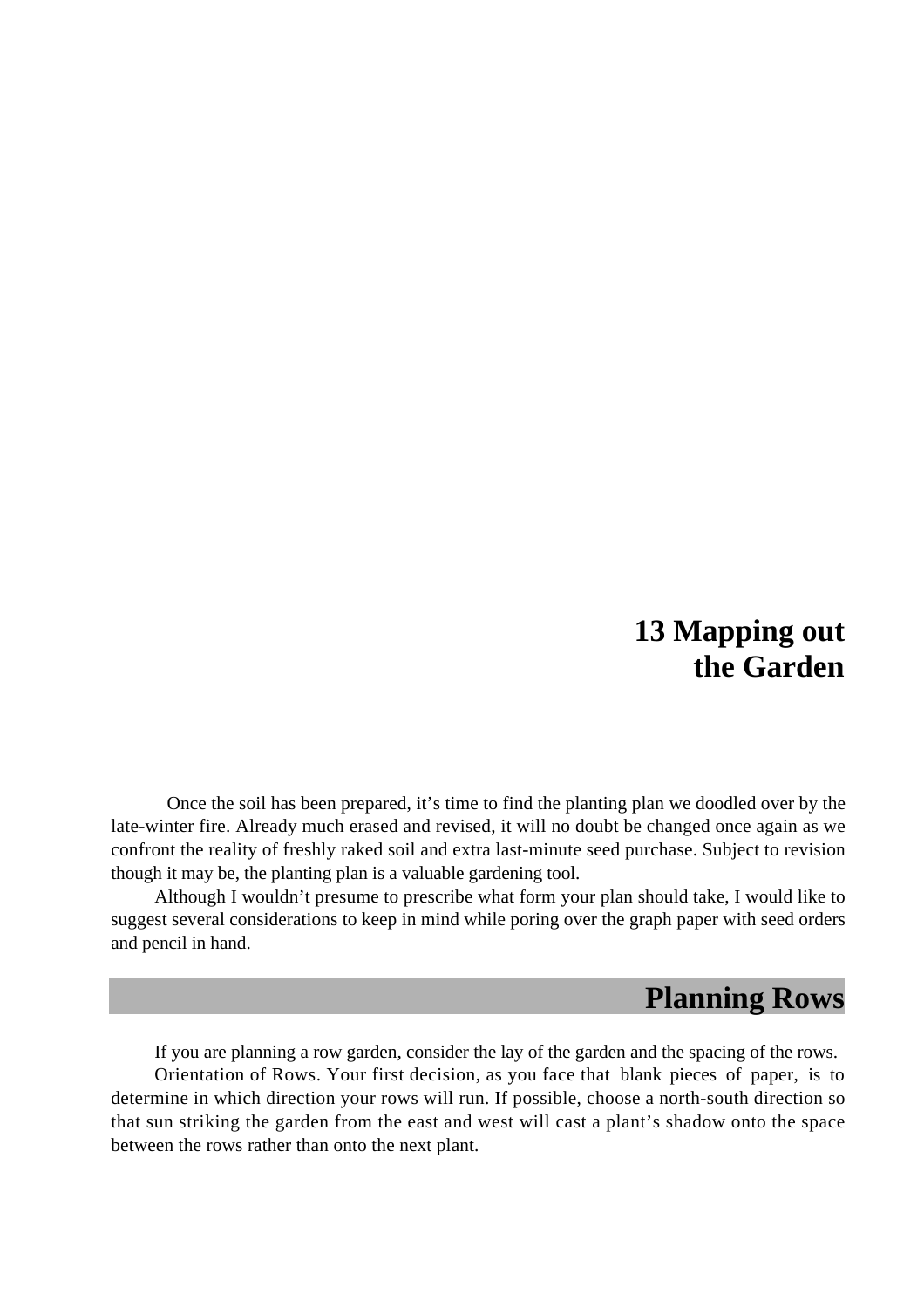# 13 Mapping out the Garden

Once the soil has been prepared, it's time to find the planting plan we doodled over by the late-winter fire. Already much erased and revised, it will no doubt be changed once again as we confront the reality of freshly raked soil and extra last-minute seed purchase. Subject to revision though it may be, the planting plan is a valuable gardening tool.

Although I wouldn't presume to prescribe what form your plan should take, I would like to suggest several considerations to keep in mind while poring over the graph paper with seed orders and pencil in hand.

## Planning Rows

If you are planning a row garden, consider the lay of the garden and the spacing of the rows.

Orientation of Rows. Your first decision, as you face that blank pieces of paper, is to determine in which direction your rows will run. If possible, choose a north-south direction so that sun striking the garden from the east and west will cast a plant's shadow onto the space between the rows rather than onto the next plant.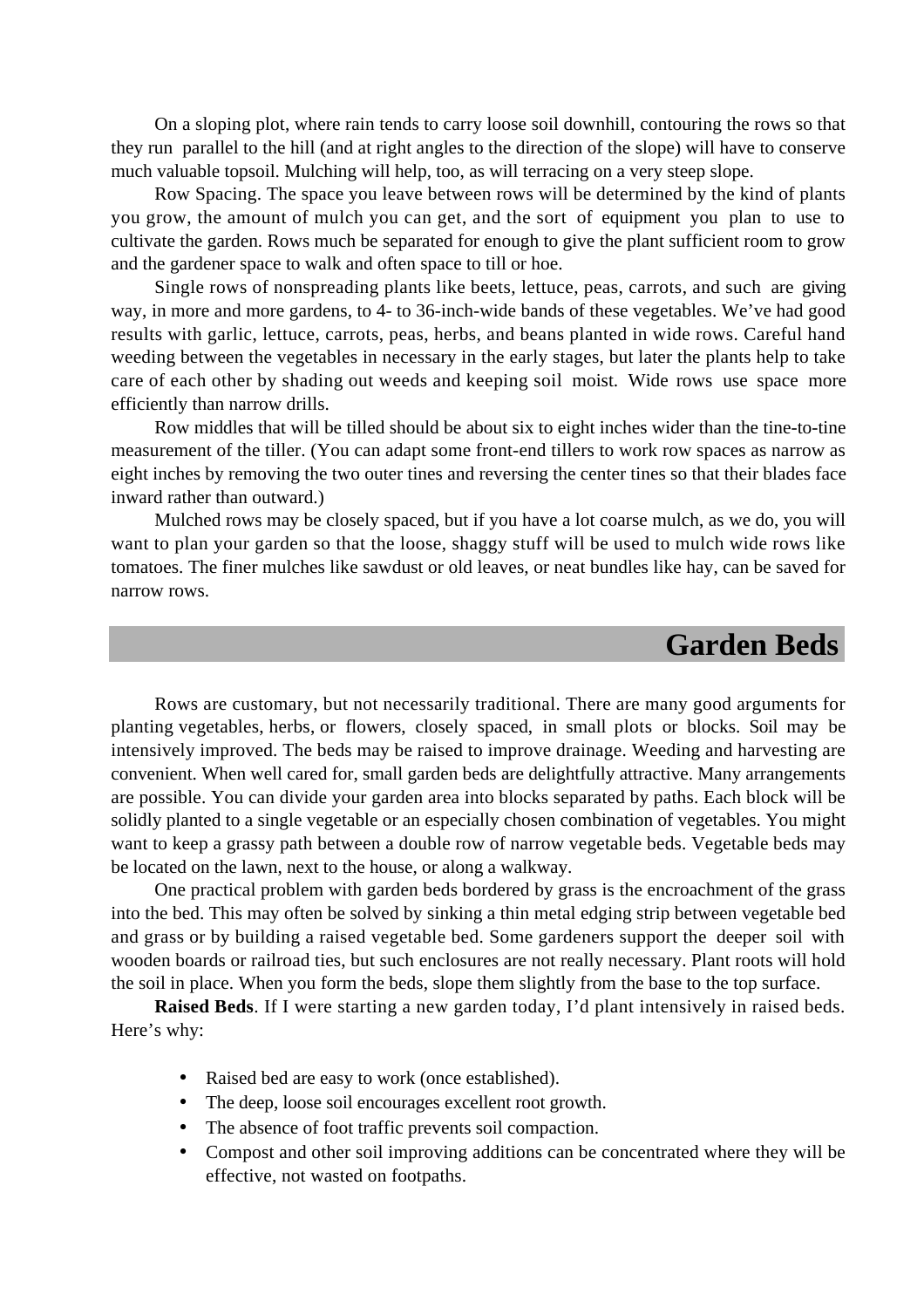On a sloping plot, where rain tends to carry loose soil downhill, contouring the rows so that they run parallel to the hill (and at right angles to the direction of the slope) will have to conserve much valuable topsoil. Mulching will help, too, as will terracing on a very steep slope.

Row Spacing. The space you leave between rows will be determined by the kind of plants you grow, the amount of mulch you can get, and the sort of equipment you plan to use to cultivate the garden. Rows much be separated for enough to give the plant sufficient room to grow and the gardener space to walk and often space to till or hoe.

Single rows of nonspreading plants like beets, lettuce, peas, carrots, and such are giving way, in more and more gardens, to 4- to 36-inch-wide bands of these vegetables. We've had good results with garlic, lettuce, carrots, peas, herbs, and beans planted in wide rows. Careful hand weeding between the vegetables in necessary in the early stages, but later the plants help to take care of each other by shading out weeds and keeping soil moist. Wide rows use space more efficiently than narrow drills.

Row middles that will be tilled should be about six to eight inches wider than the tine-to-tine measurement of the tiller. (You can adapt some front-end tillers to work row spaces as narrow as eight inches by removing the two outer tines and reversing the center tines so that their blades face inward rather than outward.)

Mulched rows may be closely spaced, but if you have a lot coarse mulch, as we do, you will want to plan your garden so that the loose, shaggy stuff will be used to mulch wide rows like tomatoes. The finer mulches like sawdust or old leaves, or neat bundles like hay, can be saved for narrow rows.

## Garden Beds

Rows are customary, but not necessarily traditional. There are many good arguments for planting vegetables, herbs, or flowers, closely spaced, in small plots or blocks. Soil may be intensively improved. The beds may be raised to improve drainage. Weeding and harvesting are convenient. When well cared for, small garden beds are delightfully attractive. Many arrangements are possible. You can divide your garden area into blocks separated by paths. Each block will be solidly planted to a single vegetable or an especially chosen combination of vegetables. You might want to keep a grassy path between a double row of narrow vegetable beds. Vegetable beds may be located on the lawn, next to the house, or along a walkway.

One practical problem with garden beds bordered by grass is the encroachment of the grass into the bed. This may often be solved by sinking a thin metal edging strip between vegetable bed and grass or by building a raised vegetable bed. Some gardeners support the deeper soil with wooden boards or railroad ties, but such enclosures are not really necessary. Plant roots will hold the soil in place. When you form the beds, slope them slightly from the base to the top surface.

**Raised Beds**. If I were starting a new garden today, I'd plant intensively in raised beds. Here's why:

- Raised bed are easy to work (once established).
- The deep, loose soil encourages excellent root growth.
- The absence of foot traffic prevents soil compaction.
- Compost and other soil improving additions can be concentrated where they will be effective, not wasted on footpaths.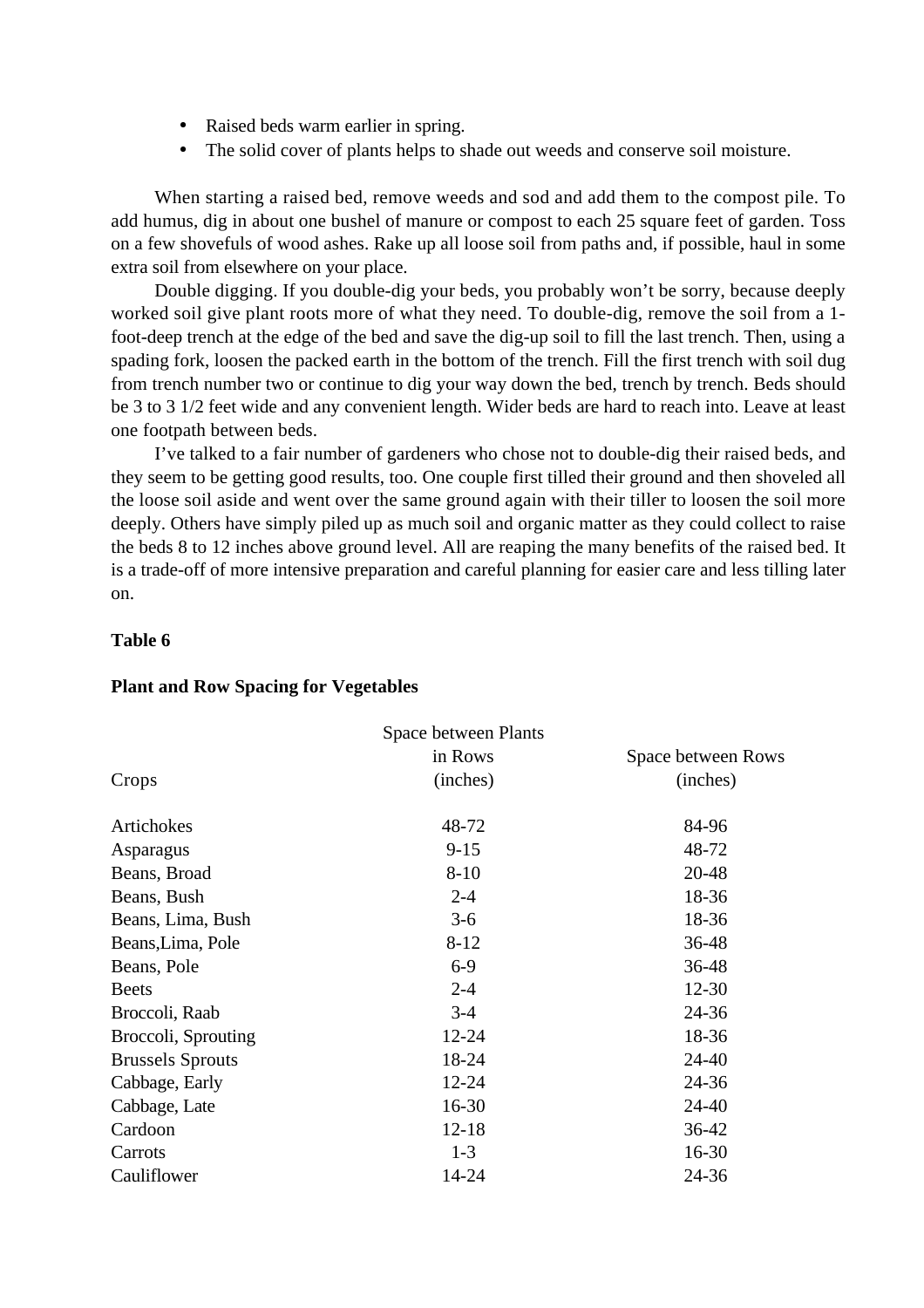- Raised beds warm earlier in spring.
- The solid cover of plants helps to shade out weeds and conserve soil moisture.

When starting a raised bed, remove weeds and sod and add them to the compost pile. To add humus, dig in about one bushel of manure or compost to each 25 square feet of garden. Toss on a few shovefuls of wood ashes. Rake up all loose soil from paths and, if possible, haul in some extra soil from elsewhere on your place.

Double digging. If you double-dig your beds, you probably won't be sorry, because deeply worked soil give plant roots more of what they need. To double-dig, remove the soil from a 1-foot-deep trench at the edge of the bed and save the dig-up soil to fill the last trench. Then, using a spading fork, loosen the packed earth in the bottom of the trench. Fill the first trench with soil dug from trench number two or continue to dig your way down the bed, trench by trench. Beds should be 3 to 3 1/2 feet wide and any convenient length. Wider beds are hard to reach into. Leave at least one footpath between beds.

I've talked to a fair number of gardeners who chose not to double-dig their raised beds, and they seem to be getting good results, too. One couple first tilled their ground and then shoveled all the loose soil aside and went over the same ground again with their tiller to loosen the soil more deeply. Others have simply piled up as much soil and organic matter as they could collect to raise the beds 8 to 12 inches above ground level. All are reaping the many benefits of the raised bed. It is a trade-off of more intensive preparation and careful planning for easier care and less tilling later on.

**Table 6**

**Plant and Row Spacing for Vegetables**

| Crops | Space between Plants in Rows (inches) | Space between Rows (inches) |
|---|---|---|
| Artichokes | 48-72 | 84-96 |
| Asparagus | 9-15 | 48-72 |
| Beans, Broad | 8-10 | 20-48 |
| Beans, Bush | 2-4 | 18-36 |
| Beans, Lima, Bush | 3-6 | 18-36 |
| Beans,Lima, Pole | 8-12 | 36-48 |
| Beans, Pole | 6-9 | 36-48 |
| Beets | 2-4 | 12-30 |
| Broccoli, Raab | 3-4 | 24-36 |
| Broccoli, Sprouting | 12-24 | 18-36 |
| Brussels Sprouts | 18-24 | 24-40 |
| Cabbage, Early | 12-24 | 24-36 |
| Cabbage, Late | 16-30 | 24-40 |
| Cardoon | 12-18 | 36-42 |
| Carrots | 1-3 | 16-30 |
| Cauliflower | 14-24 | 24-36 |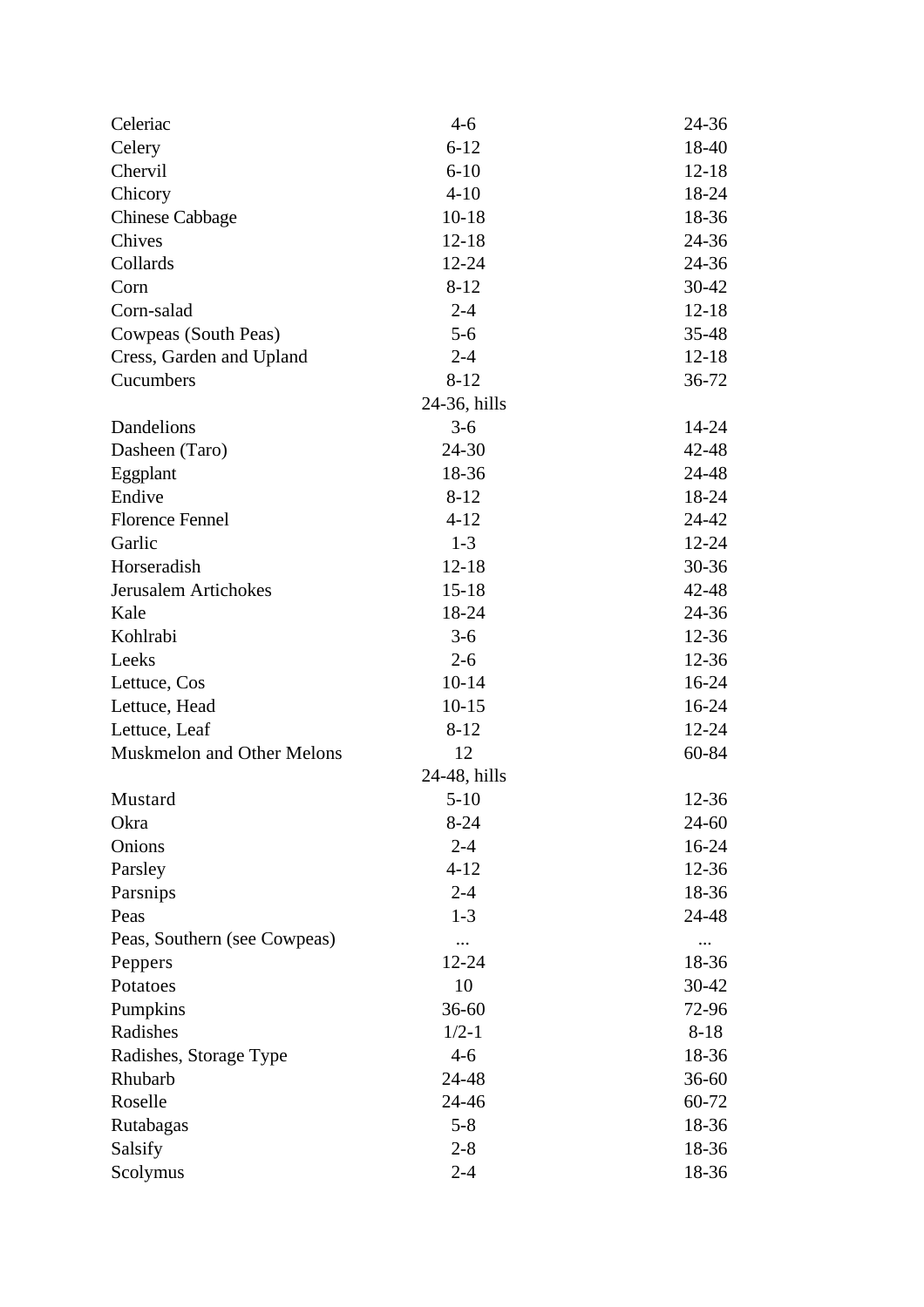| | | |
|---|---|---|
| Celeriac | 4-6 | 24-36 |
| Celery | 6-12 | 18-40 |
| Chervil | 6-10 | 12-18 |
| Chicory | 4-10 | 18-24 |
| Chinese Cabbage | 10-18 | 18-36 |
| Chives | 12-18 | 24-36 |
| Collards | 12-24 | 24-36 |
| Corn | 8-12 | 30-42 |
| Corn-salad | 2-4 | 12-18 |
| Cowpeas (South Peas) | 5-6 | 35-48 |
| Cress, Garden and Upland | 2-4 | 12-18 |
| Cucumbers | 8-12 | 36-72 |
| | 24-36, hills | |
| Dandelions | 3-6 | 14-24 |
| Dasheen (Taro) | 24-30 | 42-48 |
| Eggplant | 18-36 | 24-48 |
| Endive | 8-12 | 18-24 |
| Florence Fennel | 4-12 | 24-42 |
| Garlic | 1-3 | 12-24 |
| Horseradish | 12-18 | 30-36 |
| Jerusalem Artichokes | 15-18 | 42-48 |
| Kale | 18-24 | 24-36 |
| Kohlrabi | 3-6 | 12-36 |
| Leeks | 2-6 | 12-36 |
| Lettuce, Cos | 10-14 | 16-24 |
| Lettuce, Head | 10-15 | 16-24 |
| Lettuce, Leaf | 8-12 | 12-24 |
| Muskmelon and Other Melons | 12 | 60-84 |
| | 24-48, hills | |
| Mustard | 5-10 | 12-36 |
| Okra | 8-24 | 24-60 |
| Onions | 2-4 | 16-24 |
| Parsley | 4-12 | 12-36 |
| Parsnips | 2-4 | 18-36 |
| Peas | 1-3 | 24-48 |
| Peas, Southern (see Cowpeas) | ... | ... |
| Peppers | 12-24 | 18-36 |
| Potatoes | 10 | 30-42 |
| Pumpkins | 36-60 | 72-96 |
| Radishes | 1/2-1 | 8-18 |
| Radishes, Storage Type | 4-6 | 18-36 |
| Rhubarb | 24-48 | 36-60 |
| Roselle | 24-46 | 60-72 |
| Rutabagas | 5-8 | 18-36 |
| Salsify | 2-8 | 18-36 |
| Scolymus | 2-4 | 18-36 |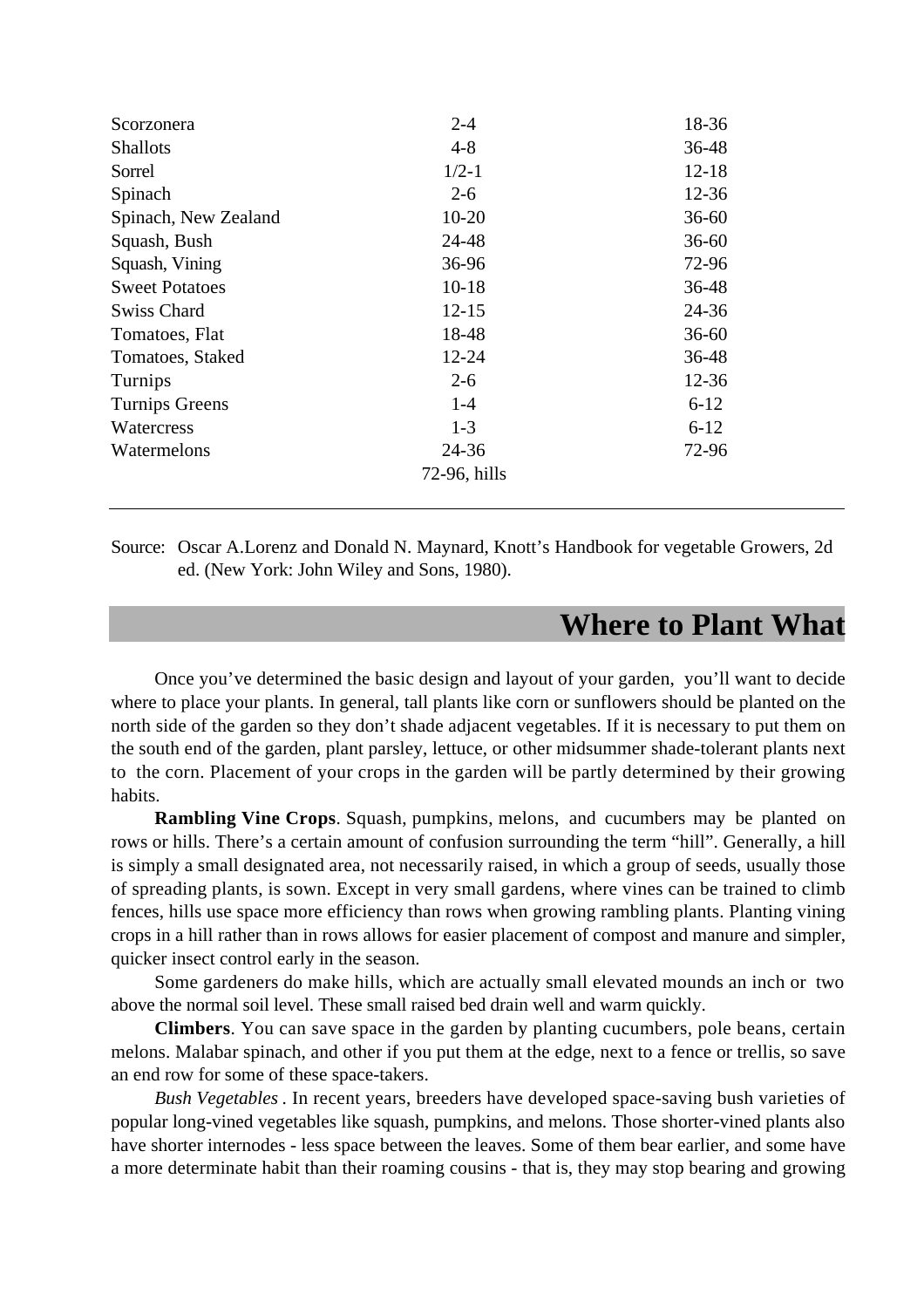| | | |
|---|---|---|
| Scorzonera | 2-4 | 18-36 |
| Shallots | 4-8 | 36-48 |
| Sorrel | 1/2-1 | 12-18 |
| Spinach | 2-6 | 12-36 |
| Spinach, New Zealand | 10-20 | 36-60 |
| Squash, Bush | 24-48 | 36-60 |
| Squash, Vining | 36-96 | 72-96 |
| Sweet Potatoes | 10-18 | 36-48 |
| Swiss Chard | 12-15 | 24-36 |
| Tomatoes, Flat | 18-48 | 36-60 |
| Tomatoes, Staked | 12-24 | 36-48 |
| Turnips | 2-6 | 12-36 |
| Turnips Greens | 1-4 | 6-12 |
| Watercress | 1-3 | 6-12 |
| Watermelons | 24-36<br>72-96, hills | 72-96 |

Source: Oscar A.Lorenz and Donald N. Maynard, Knott's Handbook for vegetable Growers, 2d ed. (New York: John Wiley and Sons, 1980).

## Where to Plant What

Once you've determined the basic design and layout of your garden, you'll want to decide where to place your plants. In general, tall plants like corn or sunflowers should be planted on the north side of the garden so they don't shade adjacent vegetables. If it is necessary to put them on the south end of the garden, plant parsley, lettuce, or other midsummer shade-tolerant plants next to the corn. Placement of your crops in the garden will be partly determined by their growing habits.

**Rambling Vine Crops**. Squash, pumpkins, melons, and cucumbers may be planted on rows or hills. There's a certain amount of confusion surrounding the term "hill". Generally, a hill is simply a small designated area, not necessarily raised, in which a group of seeds, usually those of spreading plants, is sown. Except in very small gardens, where vines can be trained to climb fences, hills use space more efficiency than rows when growing rambling plants. Planting vining crops in a hill rather than in rows allows for easier placement of compost and manure and simpler, quicker insect control early in the season.

Some gardeners do make hills, which are actually small elevated mounds an inch or two above the normal soil level. These small raised bed drain well and warm quickly.

**Climbers**. You can save space in the garden by planting cucumbers, pole beans, certain melons. Malabar spinach, and other if you put them at the edge, next to a fence or trellis, so save an end row for some of these space-takers.

*Bush Vegetables* . In recent years, breeders have developed space-saving bush varieties of popular long-vined vegetables like squash, pumpkins, and melons. Those shorter-vined plants also have shorter internodes - less space between the leaves. Some of them bear earlier, and some have a more determinate habit than their roaming cousins - that is, they may stop bearing and growing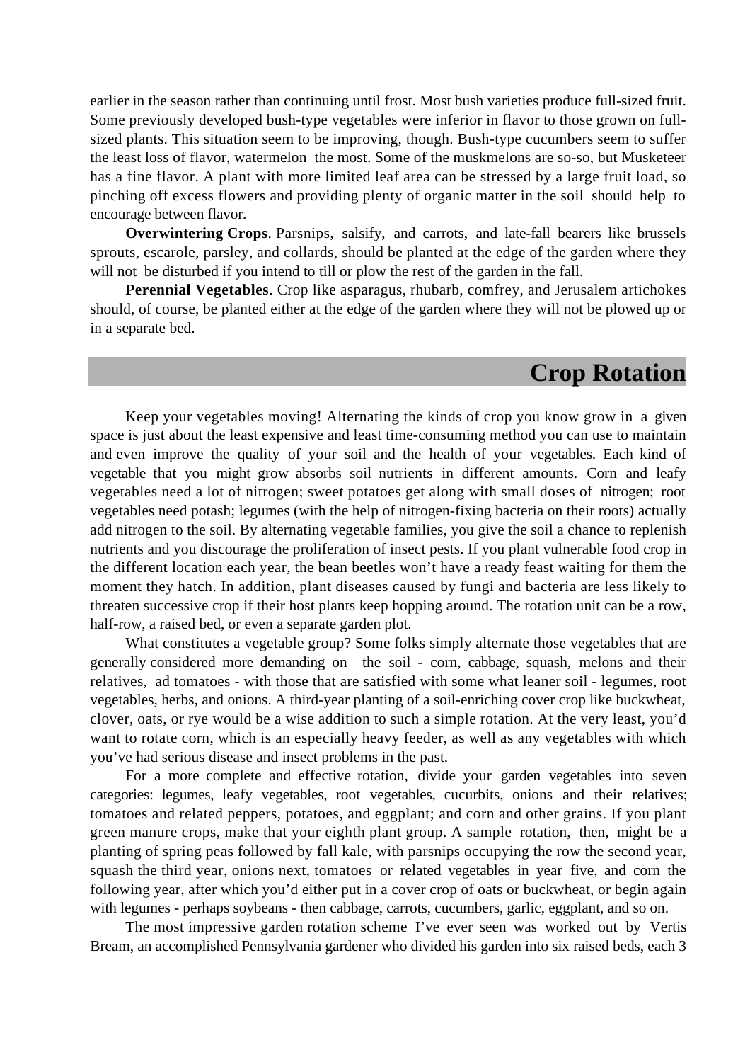earlier in the season rather than continuing until frost. Most bush varieties produce full-sized fruit. Some previously developed bush-type vegetables were inferior in flavor to those grown on full-sized plants. This situation seem to be improving, though. Bush-type cucumbers seem to suffer the least loss of flavor, watermelon the most. Some of the muskmelons are so-so, but Musketeer has a fine flavor. A plant with more limited leaf area can be stressed by a large fruit load, so pinching off excess flowers and providing plenty of organic matter in the soil should help to encourage between flavor.

**Overwintering Crops**. Parsnips, salsify, and carrots, and late-fall bearers like brussels sprouts, escarole, parsley, and collards, should be planted at the edge of the garden where they will not be disturbed if you intend to till or plow the rest of the garden in the fall.

**Perennial Vegetables**. Crop like asparagus, rhubarb, comfrey, and Jerusalem artichokes should, of course, be planted either at the edge of the garden where they will not be plowed up or in a separate bed.

# Crop Rotation

Keep your vegetables moving! Alternating the kinds of crop you know grow in a given space is just about the least expensive and least time-consuming method you can use to maintain and even improve the quality of your soil and the health of your vegetables. Each kind of vegetable that you might grow absorbs soil nutrients in different amounts. Corn and leafy vegetables need a lot of nitrogen; sweet potatoes get along with small doses of nitrogen; root vegetables need potash; legumes (with the help of nitrogen-fixing bacteria on their roots) actually add nitrogen to the soil. By alternating vegetable families, you give the soil a chance to replenish nutrients and you discourage the proliferation of insect pests. If you plant vulnerable food crop in the different location each year, the bean beetles won't have a ready feast waiting for them the moment they hatch. In addition, plant diseases caused by fungi and bacteria are less likely to threaten successive crop if their host plants keep hopping around. The rotation unit can be a row, half-row, a raised bed, or even a separate garden plot.

What constitutes a vegetable group? Some folks simply alternate those vegetables that are generally considered more demanding on the soil - corn, cabbage, squash, melons and their relatives, ad tomatoes - with those that are satisfied with some what leaner soil - legumes, root vegetables, herbs, and onions. A third-year planting of a soil-enriching cover crop like buckwheat, clover, oats, or rye would be a wise addition to such a simple rotation. At the very least, you'd want to rotate corn, which is an especially heavy feeder, as well as any vegetables with which you've had serious disease and insect problems in the past.

For a more complete and effective rotation, divide your garden vegetables into seven categories: legumes, leafy vegetables, root vegetables, cucurbits, onions and their relatives; tomatoes and related peppers, potatoes, and eggplant; and corn and other grains. If you plant green manure crops, make that your eighth plant group. A sample rotation, then, might be a planting of spring peas followed by fall kale, with parsnips occupying the row the second year, squash the third year, onions next, tomatoes or related vegetables in year five, and corn the following year, after which you'd either put in a cover crop of oats or buckwheat, or begin again with legumes - perhaps soybeans - then cabbage, carrots, cucumbers, garlic, eggplant, and so on.

The most impressive garden rotation scheme I've ever seen was worked out by Vertis Bream, an accomplished Pennsylvania gardener who divided his garden into six raised beds, each 3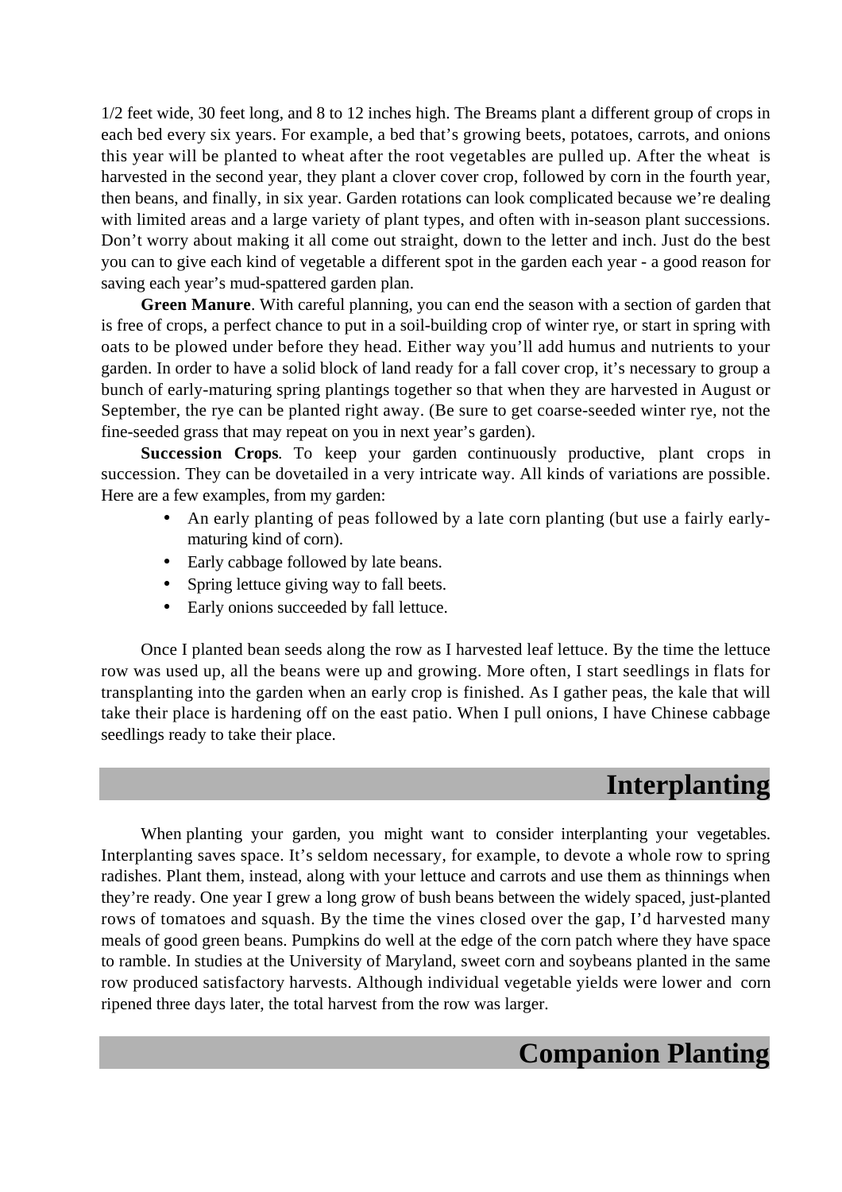1/2 feet wide, 30 feet long, and 8 to 12 inches high. The Breams plant a different group of crops in each bed every six years. For example, a bed that's growing beets, potatoes, carrots, and onions this year will be planted to wheat after the root vegetables are pulled up. After the wheat is harvested in the second year, they plant a clover cover crop, followed by corn in the fourth year, then beans, and finally, in six year. Garden rotations can look complicated because we're dealing with limited areas and a large variety of plant types, and often with in-season plant successions. Don't worry about making it all come out straight, down to the letter and inch. Just do the best you can to give each kind of vegetable a different spot in the garden each year - a good reason for saving each year's mud-spattered garden plan.

**Green Manure**. With careful planning, you can end the season with a section of garden that is free of crops, a perfect chance to put in a soil-building crop of winter rye, or start in spring with oats to be plowed under before they head. Either way you'll add humus and nutrients to your garden. In order to have a solid block of land ready for a fall cover crop, it's necessary to group a bunch of early-maturing spring plantings together so that when they are harvested in August or September, the rye can be planted right away. (Be sure to get coarse-seeded winter rye, not the fine-seeded grass that may repeat on you in next year's garden).

**Succession Crops**. To keep your garden continuously productive, plant crops in succession. They can be dovetailed in a very intricate way. All kinds of variations are possible. Here are a few examples, from my garden:

- An early planting of peas followed by a late corn planting (but use a fairly early-maturing kind of corn).
- Early cabbage followed by late beans.
- Spring lettuce giving way to fall beets.
- Early onions succeeded by fall lettuce.

Once I planted bean seeds along the row as I harvested leaf lettuce. By the time the lettuce row was used up, all the beans were up and growing. More often, I start seedlings in flats for transplanting into the garden when an early crop is finished. As I gather peas, the kale that will take their place is hardening off on the east patio. When I pull onions, I have Chinese cabbage seedlings ready to take their place.

## Interplanting

When planting your garden, you might want to consider interplanting your vegetables. Interplanting saves space. It's seldom necessary, for example, to devote a whole row to spring radishes. Plant them, instead, along with your lettuce and carrots and use them as thinnings when they're ready. One year I grew a long grow of bush beans between the widely spaced, just-planted rows of tomatoes and squash. By the time the vines closed over the gap, I'd harvested many meals of good green beans. Pumpkins do well at the edge of the corn patch where they have space to ramble. In studies at the University of Maryland, sweet corn and soybeans planted in the same row produced satisfactory harvests. Although individual vegetable yields were lower and corn ripened three days later, the total harvest from the row was larger.

## Companion Planting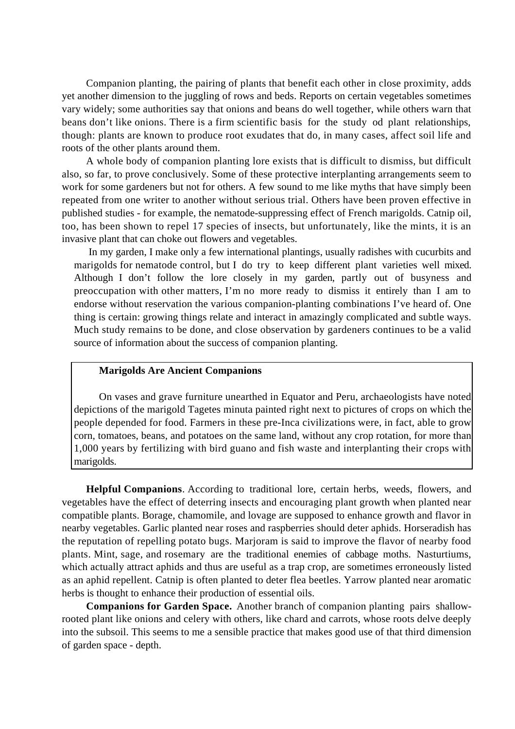Companion planting, the pairing of plants that benefit each other in close proximity, adds yet another dimension to the juggling of rows and beds. Reports on certain vegetables sometimes vary widely; some authorities say that onions and beans do well together, while others warn that beans don't like onions. There is a firm scientific basis for the study od plant relationships, though: plants are known to produce root exudates that do, in many cases, affect soil life and roots of the other plants around them.

A whole body of companion planting lore exists that is difficult to dismiss, but difficult also, so far, to prove conclusively. Some of these protective interplanting arrangements seem to work for some gardeners but not for others. A few sound to me like myths that have simply been repeated from one writer to another without serious trial. Others have been proven effective in published studies - for example, the nematode-suppressing effect of French marigolds. Catnip oil, too, has been shown to repel 17 species of insects, but unfortunately, like the mints, it is an invasive plant that can choke out flowers and vegetables.

In my garden, I make only a few international plantings, usually radishes with cucurbits and marigolds for nematode control, but I do try to keep different plant varieties well mixed. Although I don't follow the lore closely in my garden, partly out of busyness and preoccupation with other matters, I'm no more ready to dismiss it entirely than I am to endorse without reservation the various companion-planting combinations I've heard of. One thing is certain: growing things relate and interact in amazingly complicated and subtle ways. Much study remains to be done, and close observation by gardeners continues to be a valid source of information about the success of companion planting.

**Marigolds Are Ancient Companions**

On vases and grave furniture unearthed in Equator and Peru, archaeologists have noted depictions of the marigold Tagetes minuta painted right next to pictures of crops on which the people depended for food. Farmers in these pre-Inca civilizations were, in fact, able to grow corn, tomatoes, beans, and potatoes on the same land, without any crop rotation, for more than 1,000 years by fertilizing with bird guano and fish waste and interplanting their crops with marigolds.

**Helpful Companions**. According to traditional lore, certain herbs, weeds, flowers, and vegetables have the effect of deterring insects and encouraging plant growth when planted near compatible plants. Borage, chamomile, and lovage are supposed to enhance growth and flavor in nearby vegetables. Garlic planted near roses and raspberries should deter aphids. Horseradish has the reputation of repelling potato bugs. Marjoram is said to improve the flavor of nearby food plants. Mint, sage, and rosemary are the traditional enemies of cabbage moths. Nasturtiums, which actually attract aphids and thus are useful as a trap crop, are sometimes erroneously listed as an aphid repellent. Catnip is often planted to deter flea beetles. Yarrow planted near aromatic herbs is thought to enhance their production of essential oils.

**Companions for Garden Space.** Another branch of companion planting pairs shallow-rooted plant like onions and celery with others, like chard and carrots, whose roots delve deeply into the subsoil. This seems to me a sensible practice that makes good use of that third dimension of garden space - depth.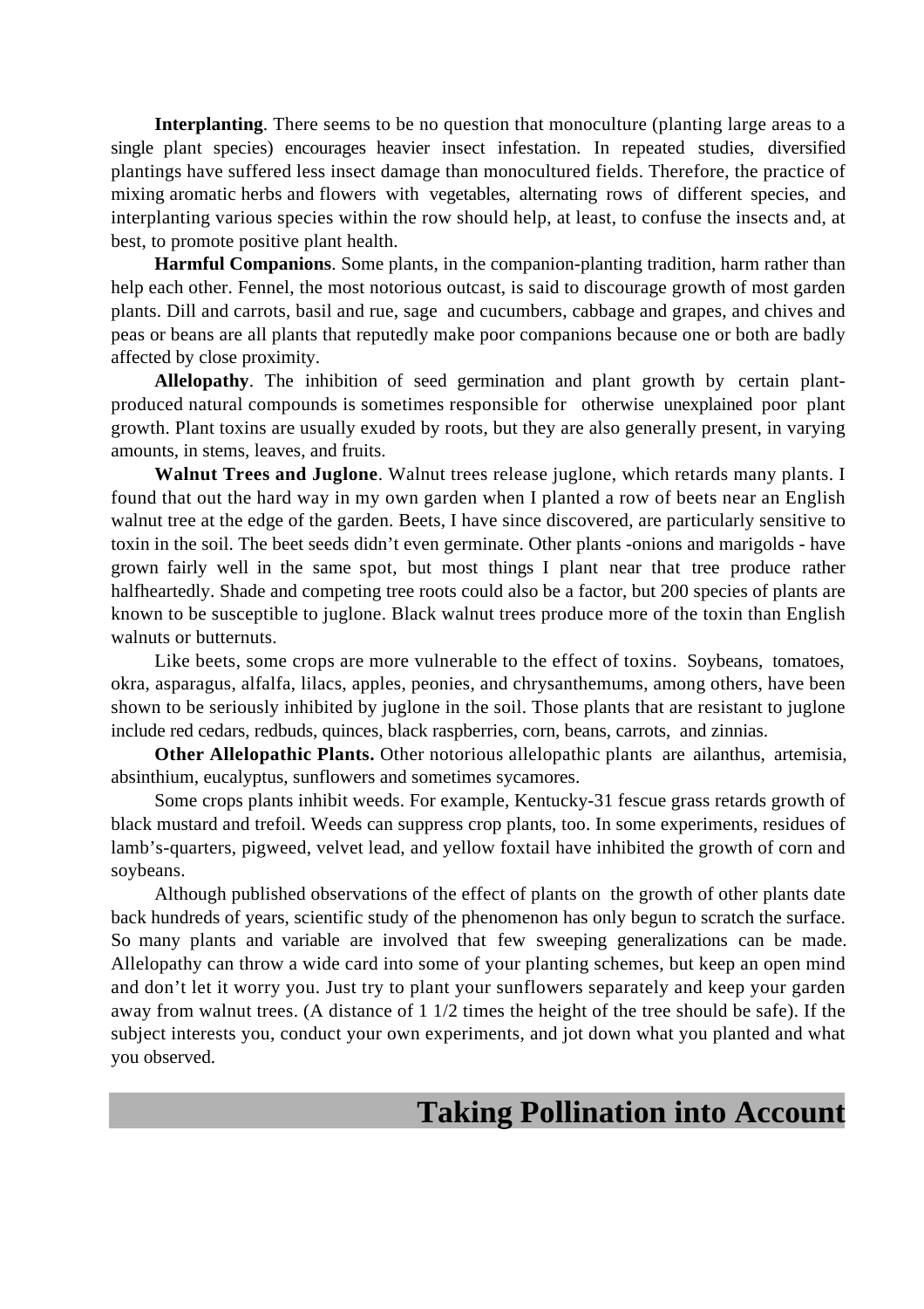**Interplanting**. There seems to be no question that monoculture (planting large areas to a single plant species) encourages heavier insect infestation. In repeated studies, diversified plantings have suffered less insect damage than monocultured fields. Therefore, the practice of mixing aromatic herbs and flowers with vegetables, alternating rows of different species, and interplanting various species within the row should help, at least, to confuse the insects and, at best, to promote positive plant health.

**Harmful Companions**. Some plants, in the companion-planting tradition, harm rather than help each other. Fennel, the most notorious outcast, is said to discourage growth of most garden plants. Dill and carrots, basil and rue, sage and cucumbers, cabbage and grapes, and chives and peas or beans are all plants that reputedly make poor companions because one or both are badly affected by close proximity.

**Allelopathy**. The inhibition of seed germination and plant growth by certain plant-produced natural compounds is sometimes responsible for otherwise unexplained poor plant growth. Plant toxins are usually exuded by roots, but they are also generally present, in varying amounts, in stems, leaves, and fruits.

**Walnut Trees and Juglone**. Walnut trees release juglone, which retards many plants. I found that out the hard way in my own garden when I planted a row of beets near an English walnut tree at the edge of the garden. Beets, I have since discovered, are particularly sensitive to toxin in the soil. The beet seeds didn't even germinate. Other plants -onions and marigolds - have grown fairly well in the same spot, but most things I plant near that tree produce rather halfheartedly. Shade and competing tree roots could also be a factor, but 200 species of plants are known to be susceptible to juglone. Black walnut trees produce more of the toxin than English walnuts or butternuts.

Like beets, some crops are more vulnerable to the effect of toxins. Soybeans, tomatoes, okra, asparagus, alfalfa, lilacs, apples, peonies, and chrysanthemums, among others, have been shown to be seriously inhibited by juglone in the soil. Those plants that are resistant to juglone include red cedars, redbuds, quinces, black raspberries, corn, beans, carrots, and zinnias.

**Other Allelopathic Plants.** Other notorious allelopathic plants are ailanthus, artemisia, absinthium, eucalyptus, sunflowers and sometimes sycamores.

Some crops plants inhibit weeds. For example, Kentucky-31 fescue grass retards growth of black mustard and trefoil. Weeds can suppress crop plants, too. In some experiments, residues of lamb's-quarters, pigweed, velvet lead, and yellow foxtail have inhibited the growth of corn and soybeans.

Although published observations of the effect of plants on the growth of other plants date back hundreds of years, scientific study of the phenomenon has only begun to scratch the surface. So many plants and variable are involved that few sweeping generalizations can be made. Allelopathy can throw a wide card into some of your planting schemes, but keep an open mind and don't let it worry you. Just try to plant your sunflowers separately and keep your garden away from walnut trees. (A distance of 1 1/2 times the height of the tree should be safe). If the subject interests you, conduct your own experiments, and jot down what you planted and what you observed.

## Taking Pollination into Account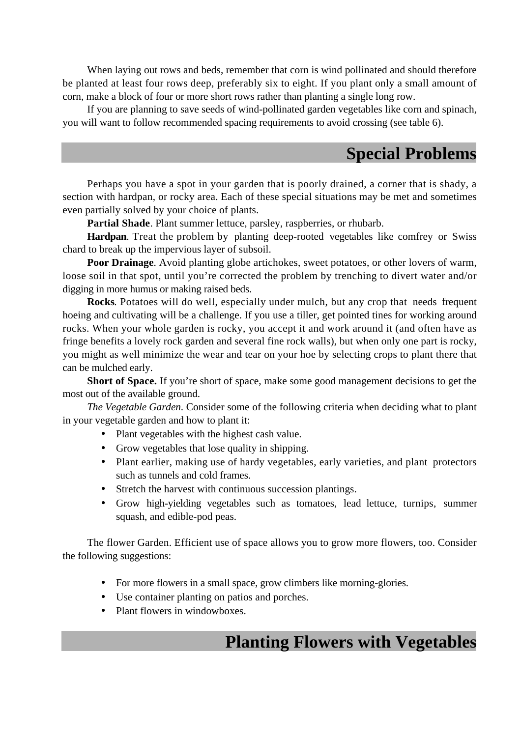When laying out rows and beds, remember that corn is wind pollinated and should therefore be planted at least four rows deep, preferably six to eight. If you plant only a small amount of corn, make a block of four or more short rows rather than planting a single long row.

If you are planning to save seeds of wind-pollinated garden vegetables like corn and spinach, you will want to follow recommended spacing requirements to avoid crossing (see table 6).

## Special Problems

Perhaps you have a spot in your garden that is poorly drained, a corner that is shady, a section with hardpan, or rocky area. Each of these special situations may be met and sometimes even partially solved by your choice of plants.

**Partial Shade**. Plant summer lettuce, parsley, raspberries, or rhubarb.

**Hardpan**. Treat the problem by planting deep-rooted vegetables like comfrey or Swiss chard to break up the impervious layer of subsoil.

**Poor Drainage**. Avoid planting globe artichokes, sweet potatoes, or other lovers of warm, loose soil in that spot, until you're corrected the problem by trenching to divert water and/or digging in more humus or making raised beds.

**Rocks**. Potatoes will do well, especially under mulch, but any crop that needs frequent hoeing and cultivating will be a challenge. If you use a tiller, get pointed tines for working around rocks. When your whole garden is rocky, you accept it and work around it (and often have as fringe benefits a lovely rock garden and several fine rock walls), but when only one part is rocky, you might as well minimize the wear and tear on your hoe by selecting crops to plant there that can be mulched early.

**Short of Space.** If you're short of space, make some good management decisions to get the most out of the available ground.

*The Vegetable Garden*. Consider some of the following criteria when deciding what to plant in your vegetable garden and how to plant it:

- Plant vegetables with the highest cash value.
- Grow vegetables that lose quality in shipping.
- Plant earlier, making use of hardy vegetables, early varieties, and plant protectors such as tunnels and cold frames.
- Stretch the harvest with continuous succession plantings.
- Grow high-yielding vegetables such as tomatoes, lead lettuce, turnips, summer squash, and edible-pod peas.

The flower Garden. Efficient use of space allows you to grow more flowers, too. Consider the following suggestions:

- For more flowers in a small space, grow climbers like morning-glories.
- Use container planting on patios and porches.
- Plant flowers in windowboxes.

## Planting Flowers with Vegetables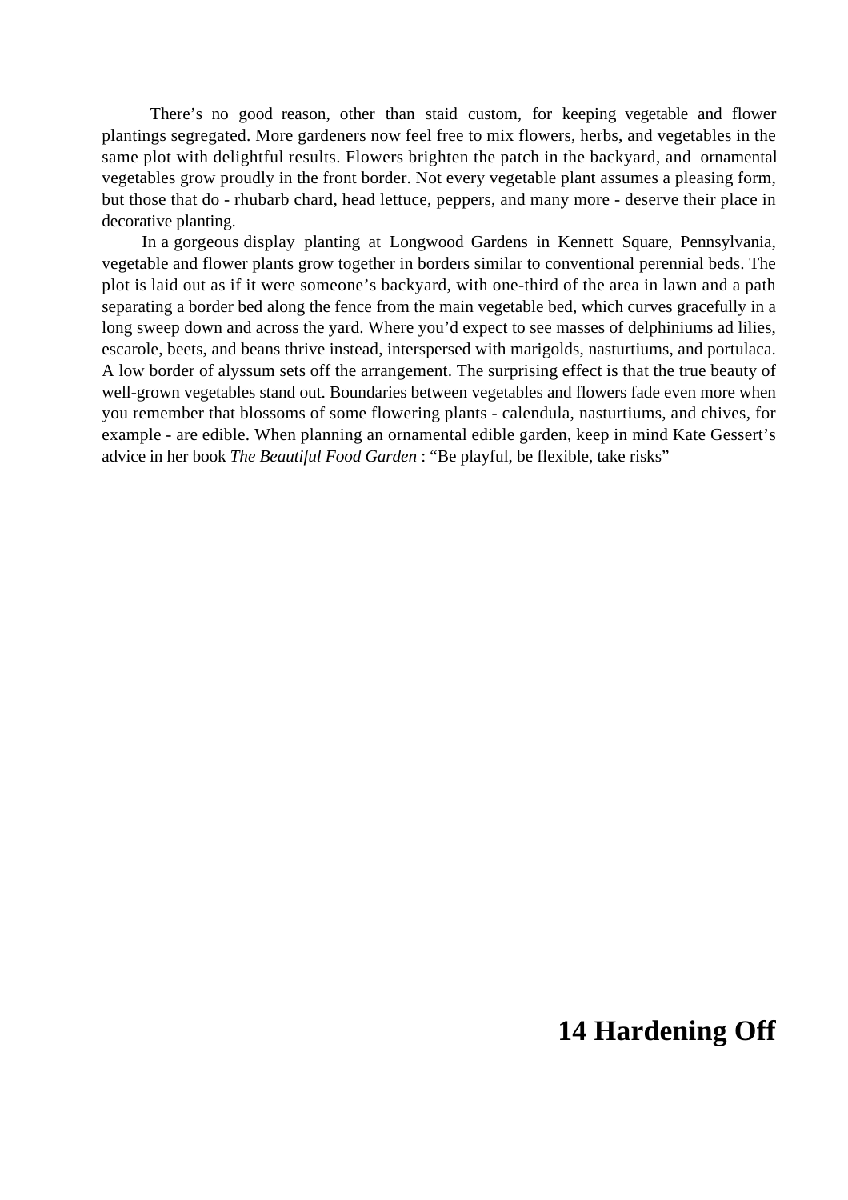There's no good reason, other than staid custom, for keeping vegetable and flower plantings segregated. More gardeners now feel free to mix flowers, herbs, and vegetables in the same plot with delightful results. Flowers brighten the patch in the backyard, and ornamental vegetables grow proudly in the front border. Not every vegetable plant assumes a pleasing form, but those that do - rhubarb chard, head lettuce, peppers, and many more - deserve their place in decorative planting.

In a gorgeous display planting at Longwood Gardens in Kennett Square, Pennsylvania, vegetable and flower plants grow together in borders similar to conventional perennial beds. The plot is laid out as if it were someone's backyard, with one-third of the area in lawn and a path separating a border bed along the fence from the main vegetable bed, which curves gracefully in a long sweep down and across the yard. Where you'd expect to see masses of delphiniums ad lilies, escarole, beets, and beans thrive instead, interspersed with marigolds, nasturtiums, and portulaca. A low border of alyssum sets off the arrangement. The surprising effect is that the true beauty of well-grown vegetables stand out. Boundaries between vegetables and flowers fade even more when you remember that blossoms of some flowering plants - calendula, nasturtiums, and chives, for example - are edible. When planning an ornamental edible garden, keep in mind Kate Gessert's advice in her book *The Beautiful Food Garden* : "Be playful, be flexible, take risks"

# 14 Hardening Off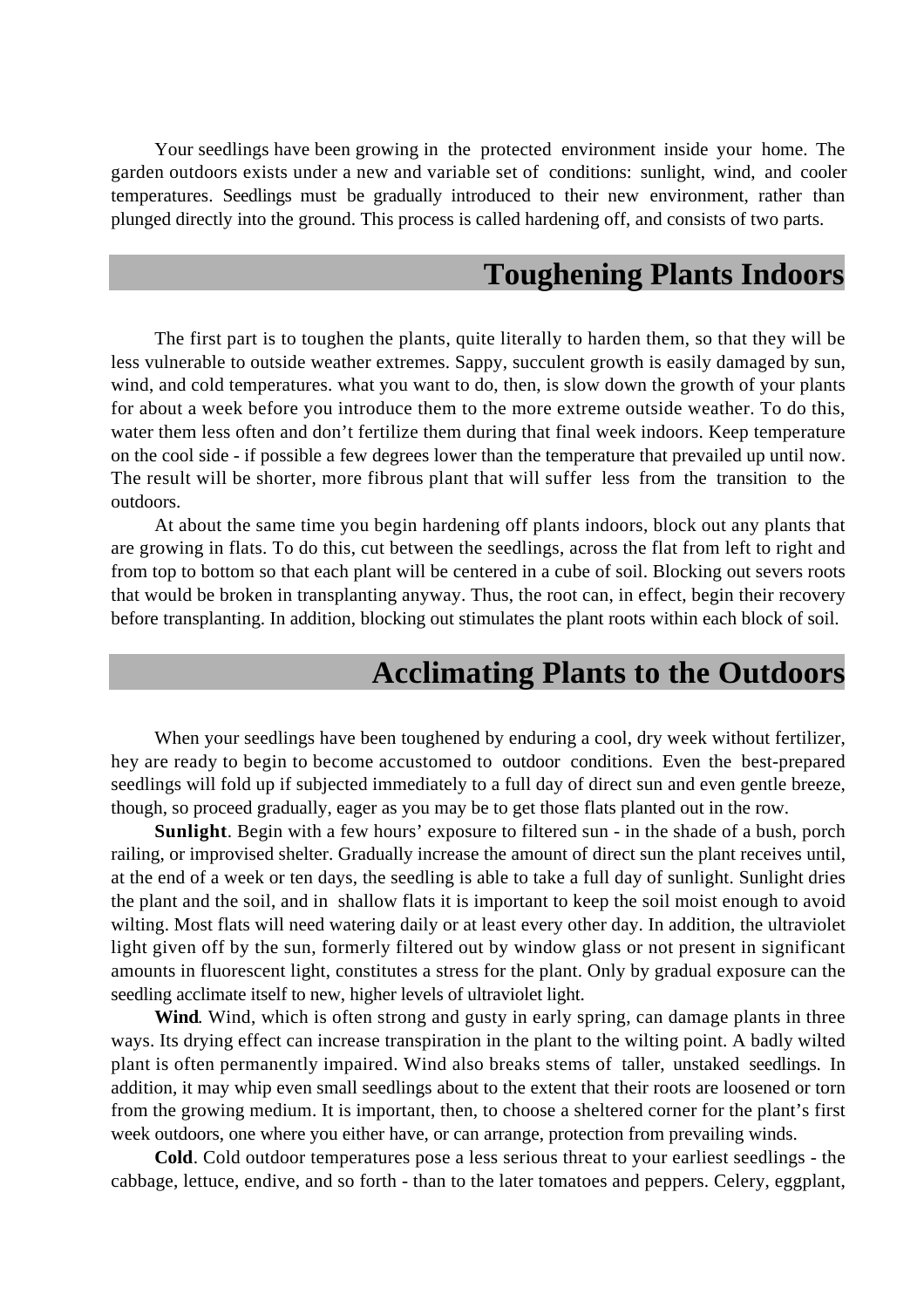Your seedlings have been growing in the protected environment inside your home. The garden outdoors exists under a new and variable set of conditions: sunlight, wind, and cooler temperatures. Seedlings must be gradually introduced to their new environment, rather than plunged directly into the ground. This process is called hardening off, and consists of two parts.

## Toughening Plants Indoors

The first part is to toughen the plants, quite literally to harden them, so that they will be less vulnerable to outside weather extremes. Sappy, succulent growth is easily damaged by sun, wind, and cold temperatures. what you want to do, then, is slow down the growth of your plants for about a week before you introduce them to the more extreme outside weather. To do this, water them less often and don't fertilize them during that final week indoors. Keep temperature on the cool side - if possible a few degrees lower than the temperature that prevailed up until now. The result will be shorter, more fibrous plant that will suffer less from the transition to the outdoors.

At about the same time you begin hardening off plants indoors, block out any plants that are growing in flats. To do this, cut between the seedlings, across the flat from left to right and from top to bottom so that each plant will be centered in a cube of soil. Blocking out severs roots that would be broken in transplanting anyway. Thus, the root can, in effect, begin their recovery before transplanting. In addition, blocking out stimulates the plant roots within each block of soil.

## Acclimating Plants to the Outdoors

When your seedlings have been toughened by enduring a cool, dry week without fertilizer, hey are ready to begin to become accustomed to outdoor conditions. Even the best-prepared seedlings will fold up if subjected immediately to a full day of direct sun and even gentle breeze, though, so proceed gradually, eager as you may be to get those flats planted out in the row.

**Sunlight**. Begin with a few hours' exposure to filtered sun - in the shade of a bush, porch railing, or improvised shelter. Gradually increase the amount of direct sun the plant receives until, at the end of a week or ten days, the seedling is able to take a full day of sunlight. Sunlight dries the plant and the soil, and in shallow flats it is important to keep the soil moist enough to avoid wilting. Most flats will need watering daily or at least every other day. In addition, the ultraviolet light given off by the sun, formerly filtered out by window glass or not present in significant amounts in fluorescent light, constitutes a stress for the plant. Only by gradual exposure can the seedling acclimate itself to new, higher levels of ultraviolet light.

**Wind**. Wind, which is often strong and gusty in early spring, can damage plants in three ways. Its drying effect can increase transpiration in the plant to the wilting point. A badly wilted plant is often permanently impaired. Wind also breaks stems of taller, unstaked seedlings. In addition, it may whip even small seedlings about to the extent that their roots are loosened or torn from the growing medium. It is important, then, to choose a sheltered corner for the plant's first week outdoors, one where you either have, or can arrange, protection from prevailing winds.

**Cold**. Cold outdoor temperatures pose a less serious threat to your earliest seedlings - the cabbage, lettuce, endive, and so forth - than to the later tomatoes and peppers. Celery, eggplant,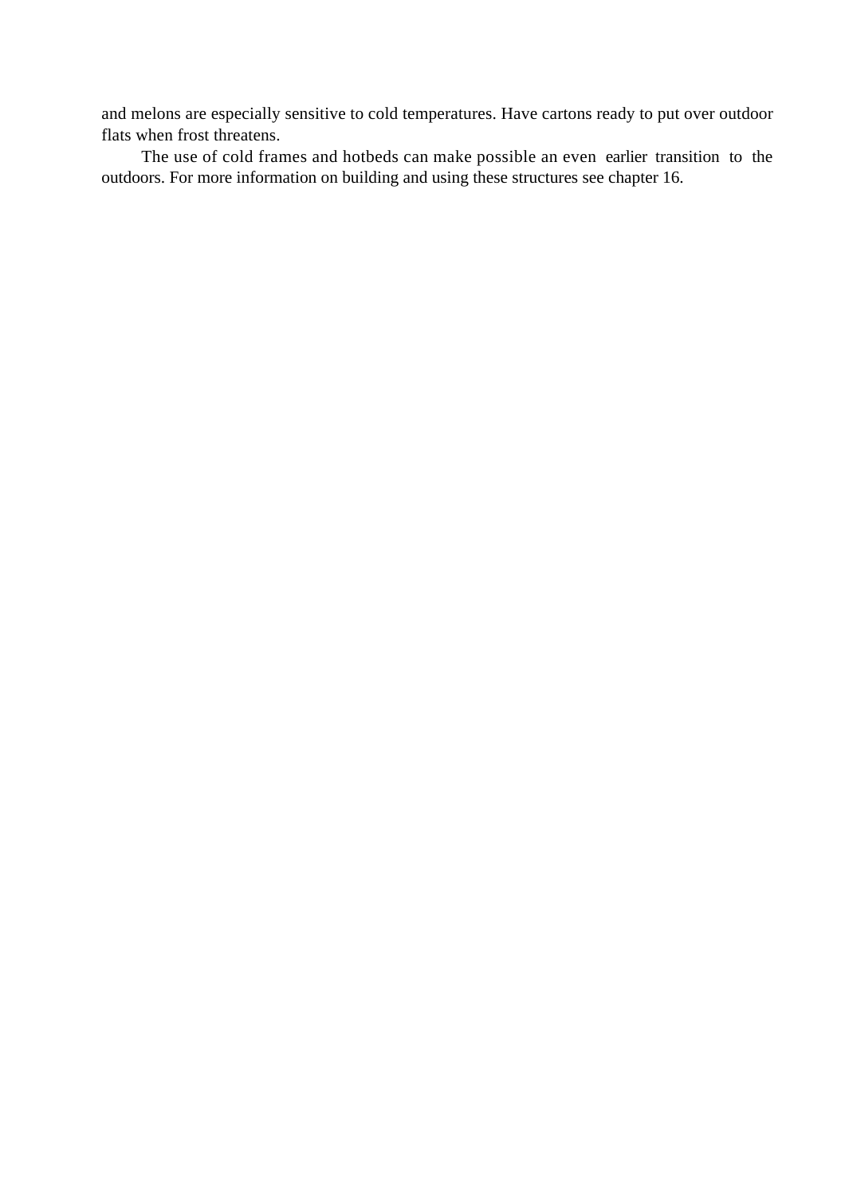and melons are especially sensitive to cold temperatures. Have cartons ready to put over outdoor flats when frost threatens.

The use of cold frames and hotbeds can make possible an even earlier transition to the outdoors. For more information on building and using these structures see chapter 16.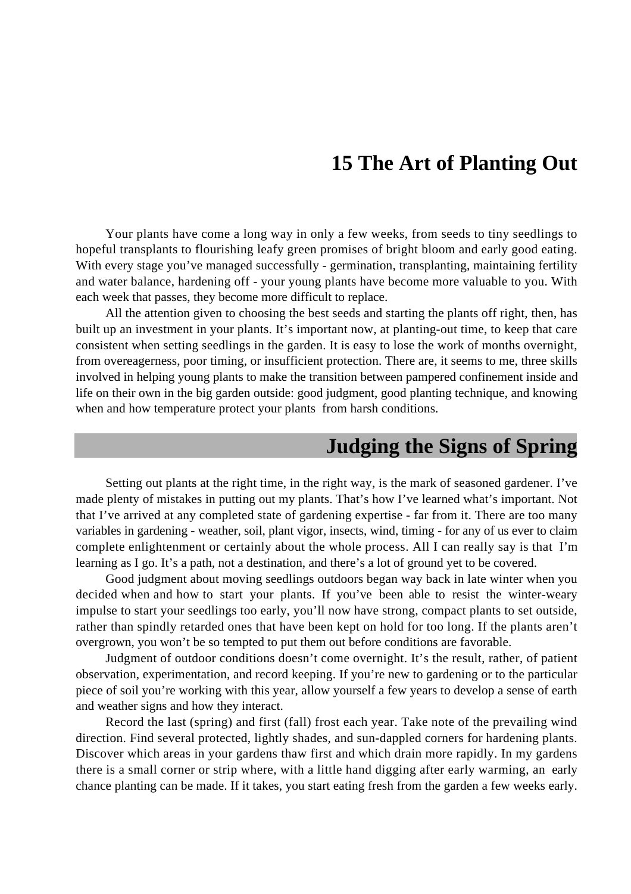# 15 The Art of Planting Out

Your plants have come a long way in only a few weeks, from seeds to tiny seedlings to hopeful transplants to flourishing leafy green promises of bright bloom and early good eating. With every stage you've managed successfully - germination, transplanting, maintaining fertility and water balance, hardening off - your young plants have become more valuable to you. With each week that passes, they become more difficult to replace.

All the attention given to choosing the best seeds and starting the plants off right, then, has built up an investment in your plants. It's important now, at planting-out time, to keep that care consistent when setting seedlings in the garden. It is easy to lose the work of months overnight, from overeagerness, poor timing, or insufficient protection. There are, it seems to me, three skills involved in helping young plants to make the transition between pampered confinement inside and life on their own in the big garden outside: good judgment, good planting technique, and knowing when and how temperature protect your plants from harsh conditions.

## Judging the Signs of Spring

Setting out plants at the right time, in the right way, is the mark of seasoned gardener. I've made plenty of mistakes in putting out my plants. That's how I've learned what's important. Not that I've arrived at any completed state of gardening expertise - far from it. There are too many variables in gardening - weather, soil, plant vigor, insects, wind, timing - for any of us ever to claim complete enlightenment or certainly about the whole process. All I can really say is that I'm learning as I go. It's a path, not a destination, and there's a lot of ground yet to be covered.

Good judgment about moving seedlings outdoors began way back in late winter when you decided when and how to start your plants. If you've been able to resist the winter-weary impulse to start your seedlings too early, you'll now have strong, compact plants to set outside, rather than spindly retarded ones that have been kept on hold for too long. If the plants aren't overgrown, you won't be so tempted to put them out before conditions are favorable.

Judgment of outdoor conditions doesn't come overnight. It's the result, rather, of patient observation, experimentation, and record keeping. If you're new to gardening or to the particular piece of soil you're working with this year, allow yourself a few years to develop a sense of earth and weather signs and how they interact.

Record the last (spring) and first (fall) frost each year. Take note of the prevailing wind direction. Find several protected, lightly shades, and sun-dappled corners for hardening plants. Discover which areas in your gardens thaw first and which drain more rapidly. In my gardens there is a small corner or strip where, with a little hand digging after early warming, an early chance planting can be made. If it takes, you start eating fresh from the garden a few weeks early.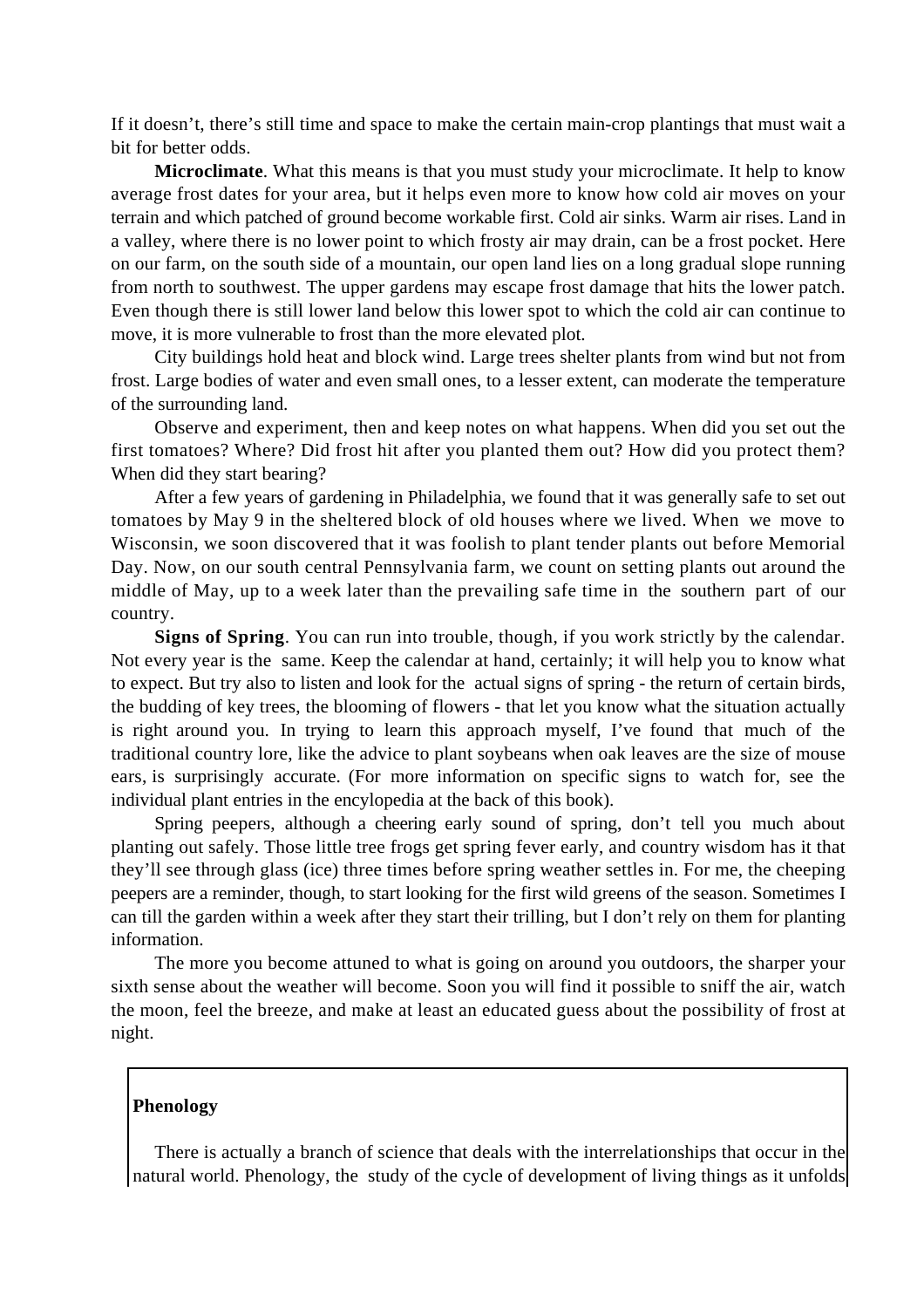If it doesn’t, there’s still time and space to make the certain main-crop plantings that must wait a bit for better odds.

**Microclimate**. What this means is that you must study your microclimate. It help to know average frost dates for your area, but it helps even more to know how cold air moves on your terrain and which patched of ground become workable first. Cold air sinks. Warm air rises. Land in a valley, where there is no lower point to which frosty air may drain, can be a frost pocket. Here on our farm, on the south side of a mountain, our open land lies on a long gradual slope running from north to southwest. The upper gardens may escape frost damage that hits the lower patch. Even though there is still lower land below this lower spot to which the cold air can continue to move, it is more vulnerable to frost than the more elevated plot.

City buildings hold heat and block wind. Large trees shelter plants from wind but not from frost. Large bodies of water and even small ones, to a lesser extent, can moderate the temperature of the surrounding land.

Observe and experiment, then and keep notes on what happens. When did you set out the first tomatoes? Where? Did frost hit after you planted them out? How did you protect them? When did they start bearing?

After a few years of gardening in Philadelphia, we found that it was generally safe to set out tomatoes by May 9 in the sheltered block of old houses where we lived. When we move to Wisconsin, we soon discovered that it was foolish to plant tender plants out before Memorial Day. Now, on our south central Pennsylvania farm, we count on setting plants out around the middle of May, up to a week later than the prevailing safe time in the southern part of our country.

**Signs of Spring**. You can run into trouble, though, if you work strictly by the calendar. Not every year is the same. Keep the calendar at hand, certainly; it will help you to know what to expect. But try also to listen and look for the actual signs of spring - the return of certain birds, the budding of key trees, the blooming of flowers - that let you know what the situation actually is right around you. In trying to learn this approach myself, I’ve found that much of the traditional country lore, like the advice to plant soybeans when oak leaves are the size of mouse ears, is surprisingly accurate. (For more information on specific signs to watch for, see the individual plant entries in the encylopedia at the back of this book).

Spring peepers, although a cheering early sound of spring, don’t tell you much about planting out safely. Those little tree frogs get spring fever early, and country wisdom has it that they’ll see through glass (ice) three times before spring weather settles in. For me, the cheeping peepers are a reminder, though, to start looking for the first wild greens of the season. Sometimes I can till the garden within a week after they start their trilling, but I don’t rely on them for planting information.

The more you become attuned to what is going on around you outdoors, the sharper your sixth sense about the weather will become. Soon you will find it possible to sniff the air, watch the moon, feel the breeze, and make at least an educated guess about the possibility of frost at night.

**Phenology**

There is actually a branch of science that deals with the interrelationships that occur in the natural world. Phenology, the study of the cycle of development of living things as it unfolds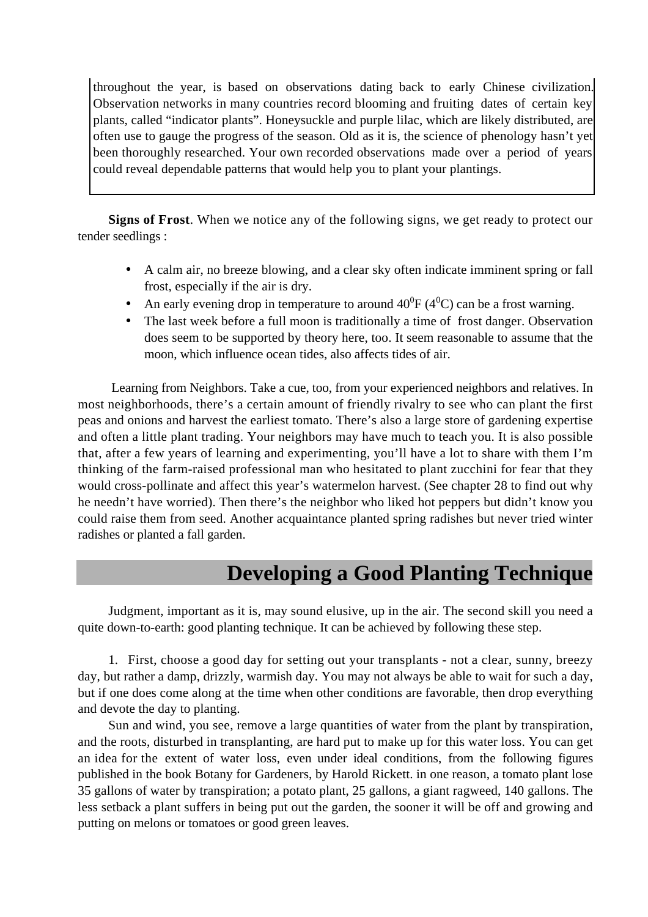throughout the year, is based on observations dating back to early Chinese civilization. Observation networks in many countries record blooming and fruiting dates of certain key plants, called "indicator plants". Honeysuckle and purple lilac, which are likely distributed, are often use to gauge the progress of the season. Old as it is, the science of phenology hasn't yet been thoroughly researched. Your own recorded observations made over a period of years could reveal dependable patterns that would help you to plant your plantings.

**Signs of Frost**. When we notice any of the following signs, we get ready to protect our tender seedlings :

- A calm air, no breeze blowing, and a clear sky often indicate imminent spring or fall frost, especially if the air is dry.
- An early evening drop in temperature to around $40^0$F ($4^0$C) can be a frost warning.
- The last week before a full moon is traditionally a time of frost danger. Observation does seem to be supported by theory here, too. It seem reasonable to assume that the moon, which influence ocean tides, also affects tides of air.

Learning from Neighbors. Take a cue, too, from your experienced neighbors and relatives. In most neighborhoods, there's a certain amount of friendly rivalry to see who can plant the first peas and onions and harvest the earliest tomato. There's also a large store of gardening expertise and often a little plant trading. Your neighbors may have much to teach you. It is also possible that, after a few years of learning and experimenting, you'll have a lot to share with them I'm thinking of the farm-raised professional man who hesitated to plant zucchini for fear that they would cross-pollinate and affect this year's watermelon harvest. (See chapter 28 to find out why he needn't have worried). Then there's the neighbor who liked hot peppers but didn't know you could raise them from seed. Another acquaintance planted spring radishes but never tried winter radishes or planted a fall garden.

## Developing a Good Planting Technique

Judgment, important as it is, may sound elusive, up in the air. The second skill you need a quite down-to-earth: good planting technique. It can be achieved by following these step.

1. First, choose a good day for setting out your transplants - not a clear, sunny, breezy day, but rather a damp, drizzly, warmish day. You may not always be able to wait for such a day, but if one does come along at the time when other conditions are favorable, then drop everything and devote the day to planting.

Sun and wind, you see, remove a large quantities of water from the plant by transpiration, and the roots, disturbed in transplanting, are hard put to make up for this water loss. You can get an idea for the extent of water loss, even under ideal conditions, from the following figures published in the book Botany for Gardeners, by Harold Rickett. in one reason, a tomato plant lose 35 gallons of water by transpiration; a potato plant, 25 gallons, a giant ragweed, 140 gallons. The less setback a plant suffers in being put out the garden, the sooner it will be off and growing and putting on melons or tomatoes or good green leaves.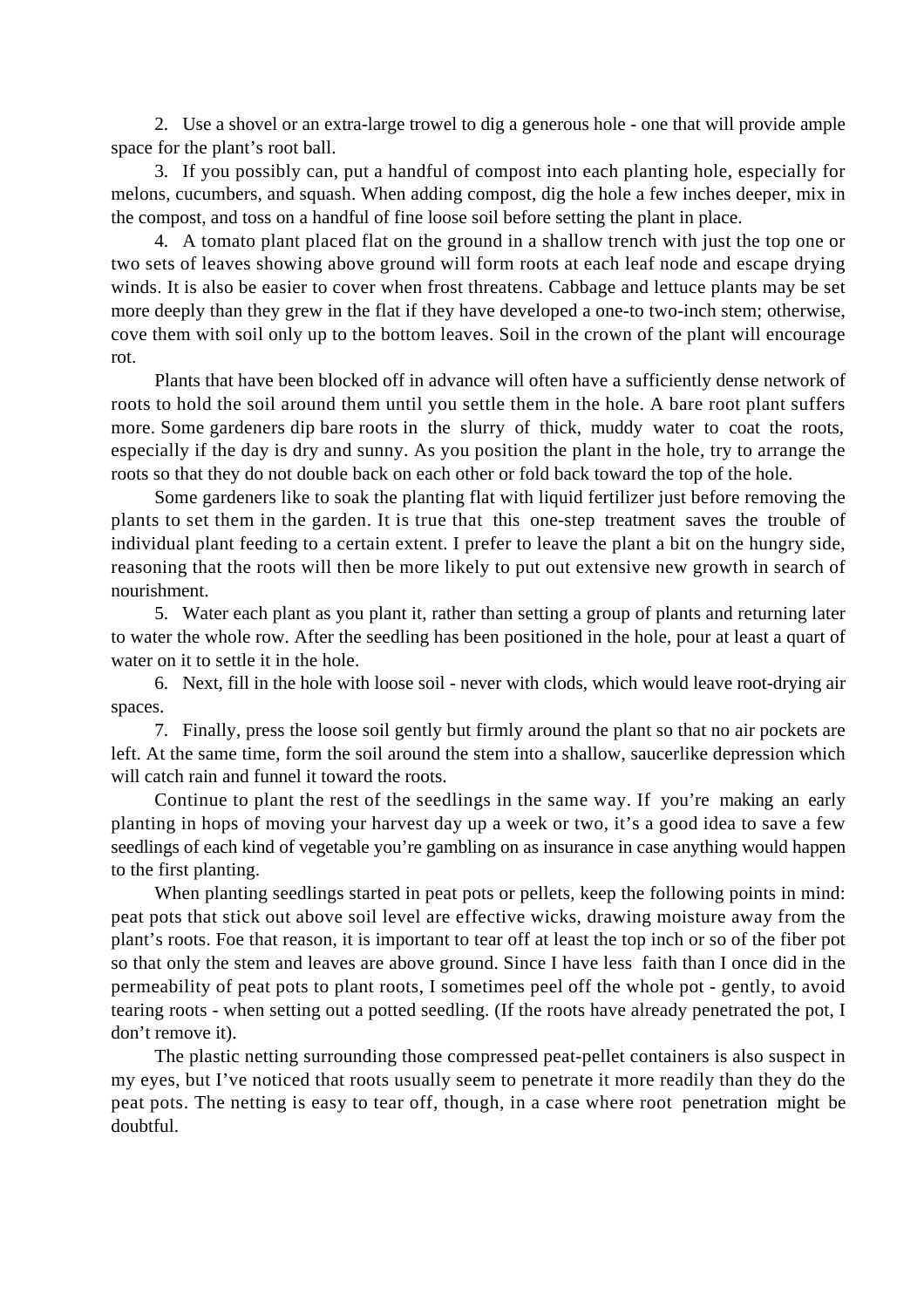2. Use a shovel or an extra-large trowel to dig a generous hole - one that will provide ample space for the plant's root ball.

3. If you possibly can, put a handful of compost into each planting hole, especially for melons, cucumbers, and squash. When adding compost, dig the hole a few inches deeper, mix in the compost, and toss on a handful of fine loose soil before setting the plant in place.

4. A tomato plant placed flat on the ground in a shallow trench with just the top one or two sets of leaves showing above ground will form roots at each leaf node and escape drying winds. It is also be easier to cover when frost threatens. Cabbage and lettuce plants may be set more deeply than they grew in the flat if they have developed a one-to two-inch stem; otherwise, cove them with soil only up to the bottom leaves. Soil in the crown of the plant will encourage rot.

Plants that have been blocked off in advance will often have a sufficiently dense network of roots to hold the soil around them until you settle them in the hole. A bare root plant suffers more. Some gardeners dip bare roots in the slurry of thick, muddy water to coat the roots, especially if the day is dry and sunny. As you position the plant in the hole, try to arrange the roots so that they do not double back on each other or fold back toward the top of the hole.

Some gardeners like to soak the planting flat with liquid fertilizer just before removing the plants to set them in the garden. It is true that this one-step treatment saves the trouble of individual plant feeding to a certain extent. I prefer to leave the plant a bit on the hungry side, reasoning that the roots will then be more likely to put out extensive new growth in search of nourishment.

5. Water each plant as you plant it, rather than setting a group of plants and returning later to water the whole row. After the seedling has been positioned in the hole, pour at least a quart of water on it to settle it in the hole.

6. Next, fill in the hole with loose soil - never with clods, which would leave root-drying air spaces.

7. Finally, press the loose soil gently but firmly around the plant so that no air pockets are left. At the same time, form the soil around the stem into a shallow, saucerlike depression which will catch rain and funnel it toward the roots.

Continue to plant the rest of the seedlings in the same way. If you're making an early planting in hops of moving your harvest day up a week or two, it's a good idea to save a few seedlings of each kind of vegetable you're gambling on as insurance in case anything would happen to the first planting.

When planting seedlings started in peat pots or pellets, keep the following points in mind: peat pots that stick out above soil level are effective wicks, drawing moisture away from the plant's roots. Foe that reason, it is important to tear off at least the top inch or so of the fiber pot so that only the stem and leaves are above ground. Since I have less faith than I once did in the permeability of peat pots to plant roots, I sometimes peel off the whole pot - gently, to avoid tearing roots - when setting out a potted seedling. (If the roots have already penetrated the pot, I don't remove it).

The plastic netting surrounding those compressed peat-pellet containers is also suspect in my eyes, but I've noticed that roots usually seem to penetrate it more readily than they do the peat pots. The netting is easy to tear off, though, in a case where root penetration might be doubtful.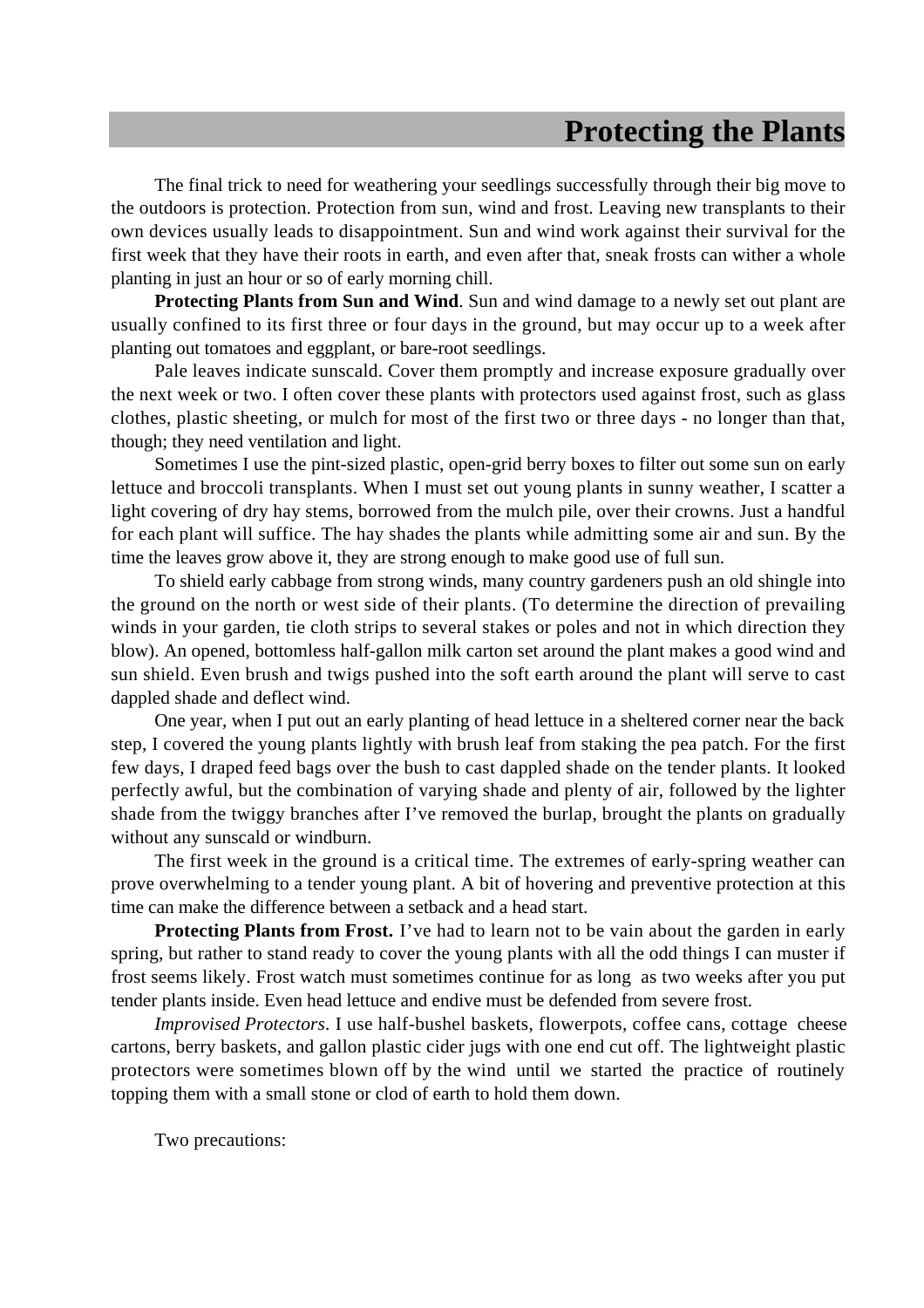# Protecting the Plants

The final trick to need for weathering your seedlings successfully through their big move to the outdoors is protection. Protection from sun, wind and frost. Leaving new transplants to their own devices usually leads to disappointment. Sun and wind work against their survival for the first week that they have their roots in earth, and even after that, sneak frosts can wither a whole planting in just an hour or so of early morning chill.

**Protecting Plants from Sun and Wind**. Sun and wind damage to a newly set out plant are usually confined to its first three or four days in the ground, but may occur up to a week after planting out tomatoes and eggplant, or bare-root seedlings.

Pale leaves indicate sunscald. Cover them promptly and increase exposure gradually over the next week or two. I often cover these plants with protectors used against frost, such as glass clothes, plastic sheeting, or mulch for most of the first two or three days - no longer than that, though; they need ventilation and light.

Sometimes I use the pint-sized plastic, open-grid berry boxes to filter out some sun on early lettuce and broccoli transplants. When I must set out young plants in sunny weather, I scatter a light covering of dry hay stems, borrowed from the mulch pile, over their crowns. Just a handful for each plant will suffice. The hay shades the plants while admitting some air and sun. By the time the leaves grow above it, they are strong enough to make good use of full sun.

To shield early cabbage from strong winds, many country gardeners push an old shingle into the ground on the north or west side of their plants. (To determine the direction of prevailing winds in your garden, tie cloth strips to several stakes or poles and not in which direction they blow). An opened, bottomless half-gallon milk carton set around the plant makes a good wind and sun shield. Even brush and twigs pushed into the soft earth around the plant will serve to cast dappled shade and deflect wind.

One year, when I put out an early planting of head lettuce in a sheltered corner near the back step, I covered the young plants lightly with brush leaf from staking the pea patch. For the first few days, I draped feed bags over the bush to cast dappled shade on the tender plants. It looked perfectly awful, but the combination of varying shade and plenty of air, followed by the lighter shade from the twiggy branches after I've removed the burlap, brought the plants on gradually without any sunscald or windburn.

The first week in the ground is a critical time. The extremes of early-spring weather can prove overwhelming to a tender young plant. A bit of hovering and preventive protection at this time can make the difference between a setback and a head start.

**Protecting Plants from Frost.** I've had to learn not to be vain about the garden in early spring, but rather to stand ready to cover the young plants with all the odd things I can muster if frost seems likely. Frost watch must sometimes continue for as long as two weeks after you put tender plants inside. Even head lettuce and endive must be defended from severe frost.

*Improvised Protectors*. I use half-bushel baskets, flowerpots, coffee cans, cottage cheese cartons, berry baskets, and gallon plastic cider jugs with one end cut off. The lightweight plastic protectors were sometimes blown off by the wind until we started the practice of routinely topping them with a small stone or clod of earth to hold them down.

Two precautions: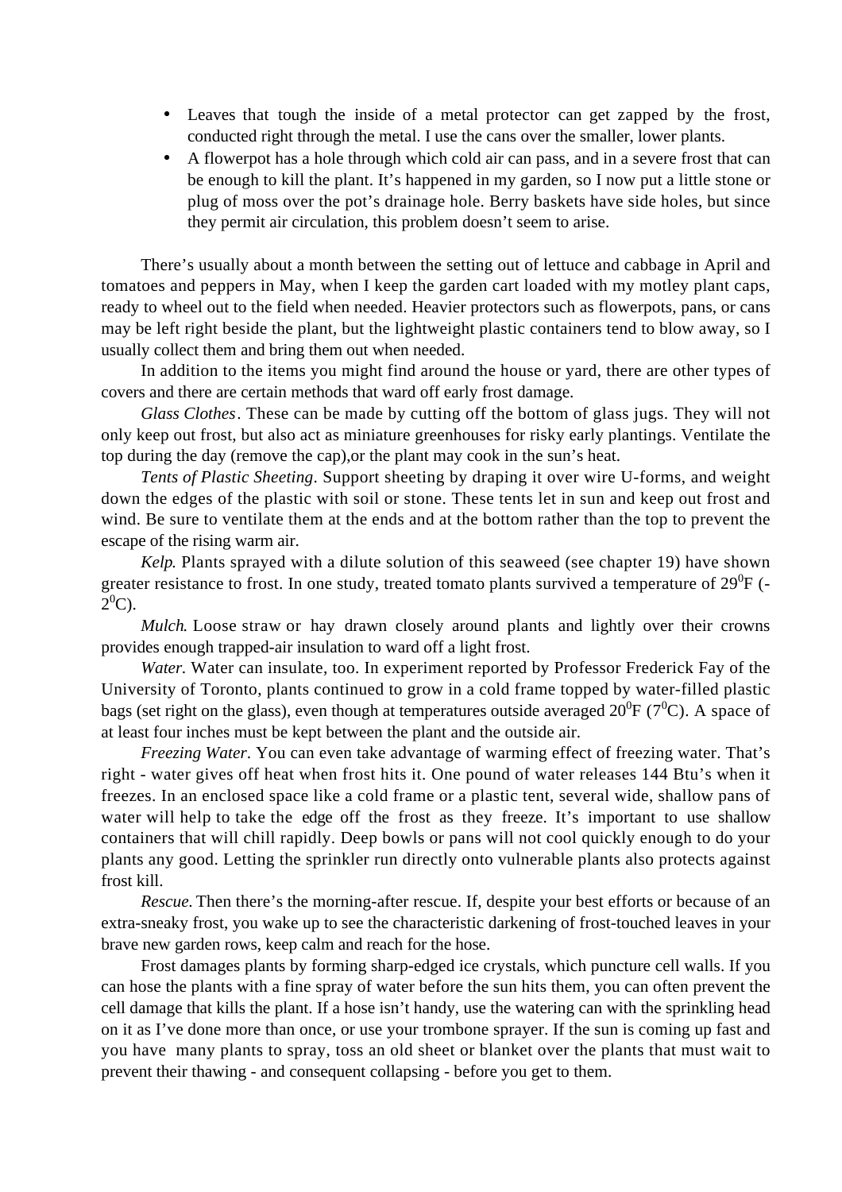- Leaves that tough the inside of a metal protector can get zapped by the frost, conducted right through the metal. I use the cans over the smaller, lower plants.
- A flowerpot has a hole through which cold air can pass, and in a severe frost that can be enough to kill the plant. It's happened in my garden, so I now put a little stone or plug of moss over the pot's drainage hole. Berry baskets have side holes, but since they permit air circulation, this problem doesn't seem to arise.

There's usually about a month between the setting out of lettuce and cabbage in April and tomatoes and peppers in May, when I keep the garden cart loaded with my motley plant caps, ready to wheel out to the field when needed. Heavier protectors such as flowerpots, pans, or cans may be left right beside the plant, but the lightweight plastic containers tend to blow away, so I usually collect them and bring them out when needed.

In addition to the items you might find around the house or yard, there are other types of covers and there are certain methods that ward off early frost damage.

*Glass Clothes*. These can be made by cutting off the bottom of glass jugs. They will not only keep out frost, but also act as miniature greenhouses for risky early plantings. Ventilate the top during the day (remove the cap),or the plant may cook in the sun's heat.

*Tents of Plastic Sheeting*. Support sheeting by draping it over wire U-forms, and weight down the edges of the plastic with soil or stone. These tents let in sun and keep out frost and wind. Be sure to ventilate them at the ends and at the bottom rather than the top to prevent the escape of the rising warm air.

*Kelp*. Plants sprayed with a dilute solution of this seaweed (see chapter 19) have shown greater resistance to frost. In one study, treated tomato plants survived a temperature of 29$^0$F (-2$^0$C).

*Mulch*. Loose straw or hay drawn closely around plants and lightly over their crowns provides enough trapped-air insulation to ward off a light frost.

*Water*. Water can insulate, too. In experiment reported by Professor Frederick Fay of the University of Toronto, plants continued to grow in a cold frame topped by water-filled plastic bags (set right on the glass), even though at temperatures outside averaged 20$^0$F (7$^0$C). A space of at least four inches must be kept between the plant and the outside air.

*Freezing Water*. You can even take advantage of warming effect of freezing water. That's right - water gives off heat when frost hits it. One pound of water releases 144 Btu's when it freezes. In an enclosed space like a cold frame or a plastic tent, several wide, shallow pans of water will help to take the edge off the frost as they freeze. It's important to use shallow containers that will chill rapidly. Deep bowls or pans will not cool quickly enough to do your plants any good. Letting the sprinkler run directly onto vulnerable plants also protects against frost kill.

*Rescue*. Then there's the morning-after rescue. If, despite your best efforts or because of an extra-sneaky frost, you wake up to see the characteristic darkening of frost-touched leaves in your brave new garden rows, keep calm and reach for the hose.

Frost damages plants by forming sharp-edged ice crystals, which puncture cell walls. If you can hose the plants with a fine spray of water before the sun hits them, you can often prevent the cell damage that kills the plant. If a hose isn't handy, use the watering can with the sprinkling head on it as I've done more than once, or use your trombone sprayer. If the sun is coming up fast and you have many plants to spray, toss an old sheet or blanket over the plants that must wait to prevent their thawing - and consequent collapsing - before you get to them.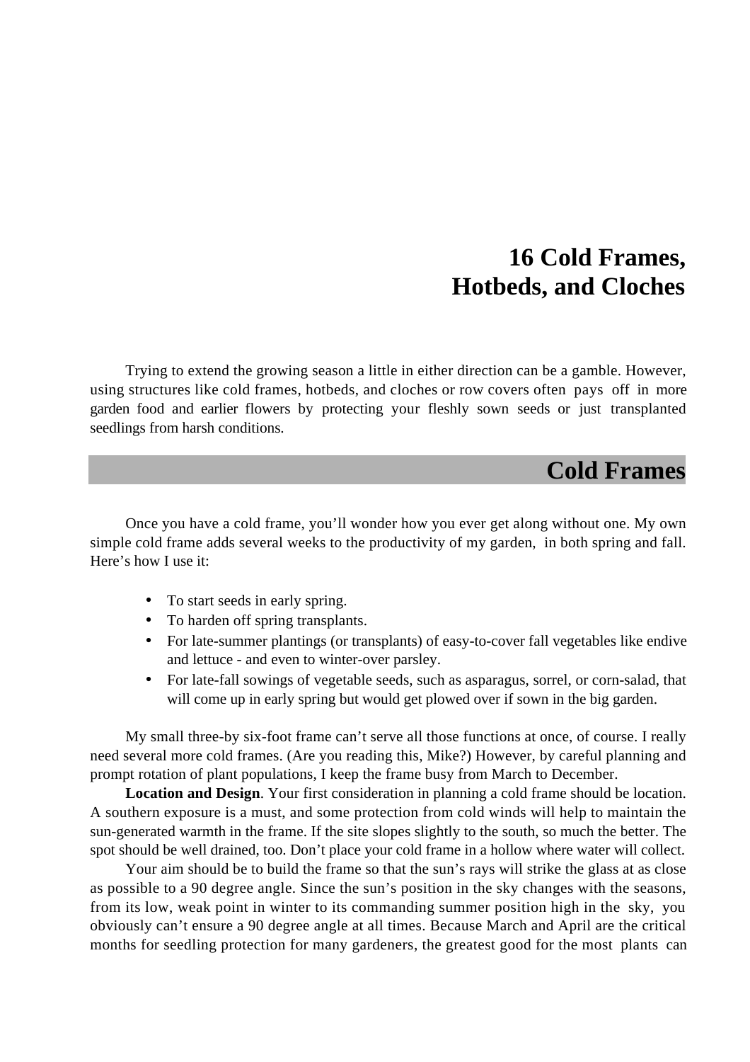# 16 Cold Frames, Hotbeds, and Cloches

Trying to extend the growing season a little in either direction can be a gamble. However, using structures like cold frames, hotbeds, and cloches or row covers often pays off in more garden food and earlier flowers by protecting your fleshly sown seeds or just transplanted seedlings from harsh conditions.

## Cold Frames

Once you have a cold frame, you'll wonder how you ever get along without one. My own simple cold frame adds several weeks to the productivity of my garden, in both spring and fall. Here's how I use it:

- To start seeds in early spring.
- To harden off spring transplants.
- For late-summer plantings (or transplants) of easy-to-cover fall vegetables like endive and lettuce - and even to winter-over parsley.
- For late-fall sowings of vegetable seeds, such as asparagus, sorrel, or corn-salad, that will come up in early spring but would get plowed over if sown in the big garden.

My small three-by six-foot frame can't serve all those functions at once, of course. I really need several more cold frames. (Are you reading this, Mike?) However, by careful planning and prompt rotation of plant populations, I keep the frame busy from March to December.

**Location and Design**. Your first consideration in planning a cold frame should be location. A southern exposure is a must, and some protection from cold winds will help to maintain the sun-generated warmth in the frame. If the site slopes slightly to the south, so much the better. The spot should be well drained, too. Don't place your cold frame in a hollow where water will collect.

Your aim should be to build the frame so that the sun's rays will strike the glass at as close as possible to a 90 degree angle. Since the sun's position in the sky changes with the seasons, from its low, weak point in winter to its commanding summer position high in the sky, you obviously can't ensure a 90 degree angle at all times. Because March and April are the critical months for seedling protection for many gardeners, the greatest good for the most plants can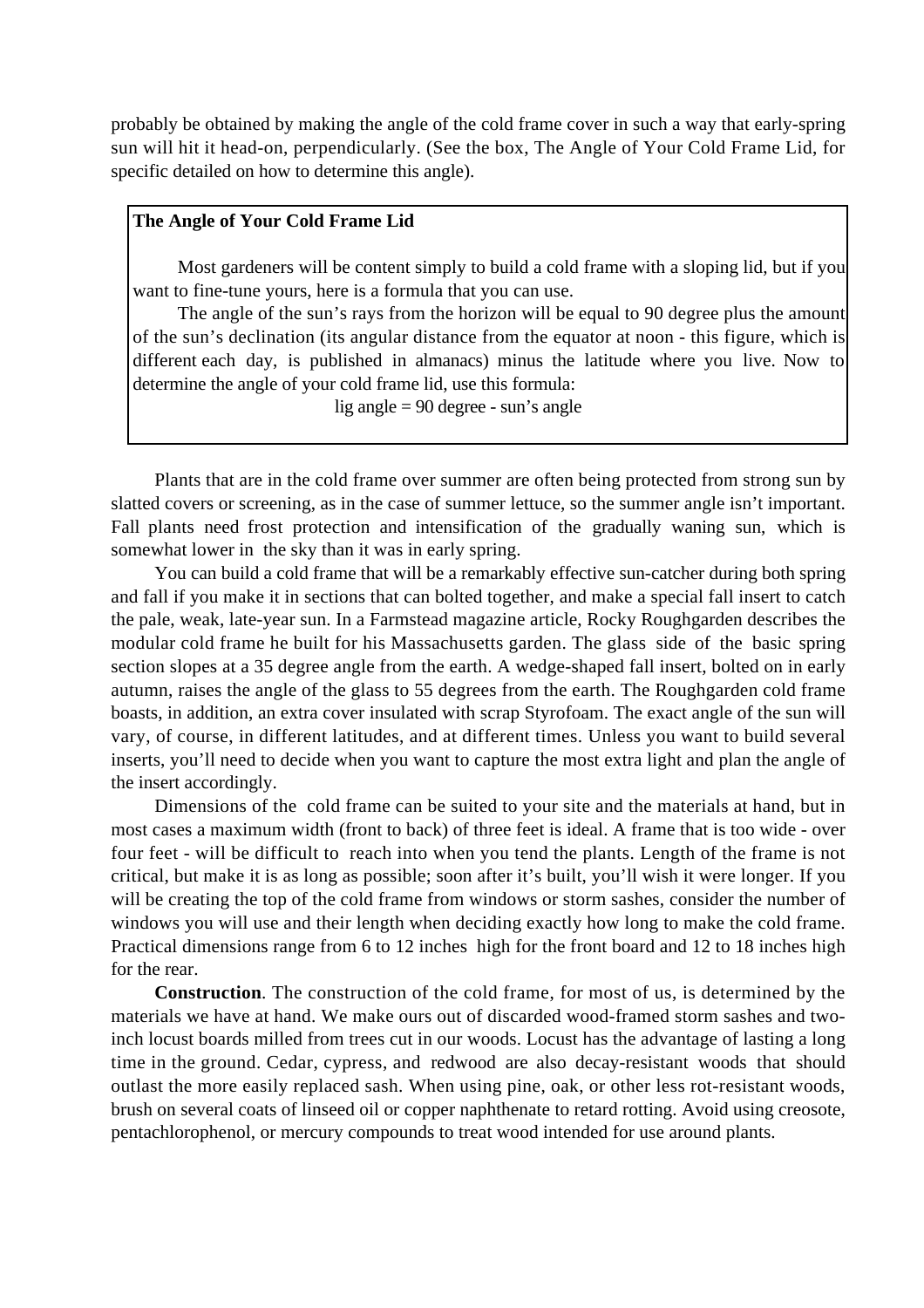probably be obtained by making the angle of the cold frame cover in such a way that early-spring sun will hit it head-on, perpendicularly. (See the box, The Angle of Your Cold Frame Lid, for specific detailed on how to determine this angle).

> **The Angle of Your Cold Frame Lid**
>
> Most gardeners will be content simply to build a cold frame with a sloping lid, but if you want to fine-tune yours, here is a formula that you can use.
>
> The angle of the sun's rays from the horizon will be equal to 90 degree plus the amount of the sun's declination (its angular distance from the equator at noon - this figure, which is different each day, is published in almanacs) minus the latitude where you live. Now to determine the angle of your cold frame lid, use this formula:
>
> lig angle = 90 degree - sun's angle

Plants that are in the cold frame over summer are often being protected from strong sun by slatted covers or screening, as in the case of summer lettuce, so the summer angle isn't important. Fall plants need frost protection and intensification of the gradually waning sun, which is somewhat lower in the sky than it was in early spring.

You can build a cold frame that will be a remarkably effective sun-catcher during both spring and fall if you make it in sections that can bolted together, and make a special fall insert to catch the pale, weak, late-year sun. In a Farmstead magazine article, Rocky Roughgarden describes the modular cold frame he built for his Massachusetts garden. The glass side of the basic spring section slopes at a 35 degree angle from the earth. A wedge-shaped fall insert, bolted on in early autumn, raises the angle of the glass to 55 degrees from the earth. The Roughgarden cold frame boasts, in addition, an extra cover insulated with scrap Styrofoam. The exact angle of the sun will vary, of course, in different latitudes, and at different times. Unless you want to build several inserts, you'll need to decide when you want to capture the most extra light and plan the angle of the insert accordingly.

Dimensions of the cold frame can be suited to your site and the materials at hand, but in most cases a maximum width (front to back) of three feet is ideal. A frame that is too wide - over four feet - will be difficult to reach into when you tend the plants. Length of the frame is not critical, but make it is as long as possible; soon after it's built, you'll wish it were longer. If you will be creating the top of the cold frame from windows or storm sashes, consider the number of windows you will use and their length when deciding exactly how long to make the cold frame. Practical dimensions range from 6 to 12 inches high for the front board and 12 to 18 inches high for the rear.

**Construction**. The construction of the cold frame, for most of us, is determined by the materials we have at hand. We make ours out of discarded wood-framed storm sashes and two-inch locust boards milled from trees cut in our woods. Locust has the advantage of lasting a long time in the ground. Cedar, cypress, and redwood are also decay-resistant woods that should outlast the more easily replaced sash. When using pine, oak, or other less rot-resistant woods, brush on several coats of linseed oil or copper naphthenate to retard rotting. Avoid using creosote, pentachlorophenol, or mercury compounds to treat wood intended for use around plants.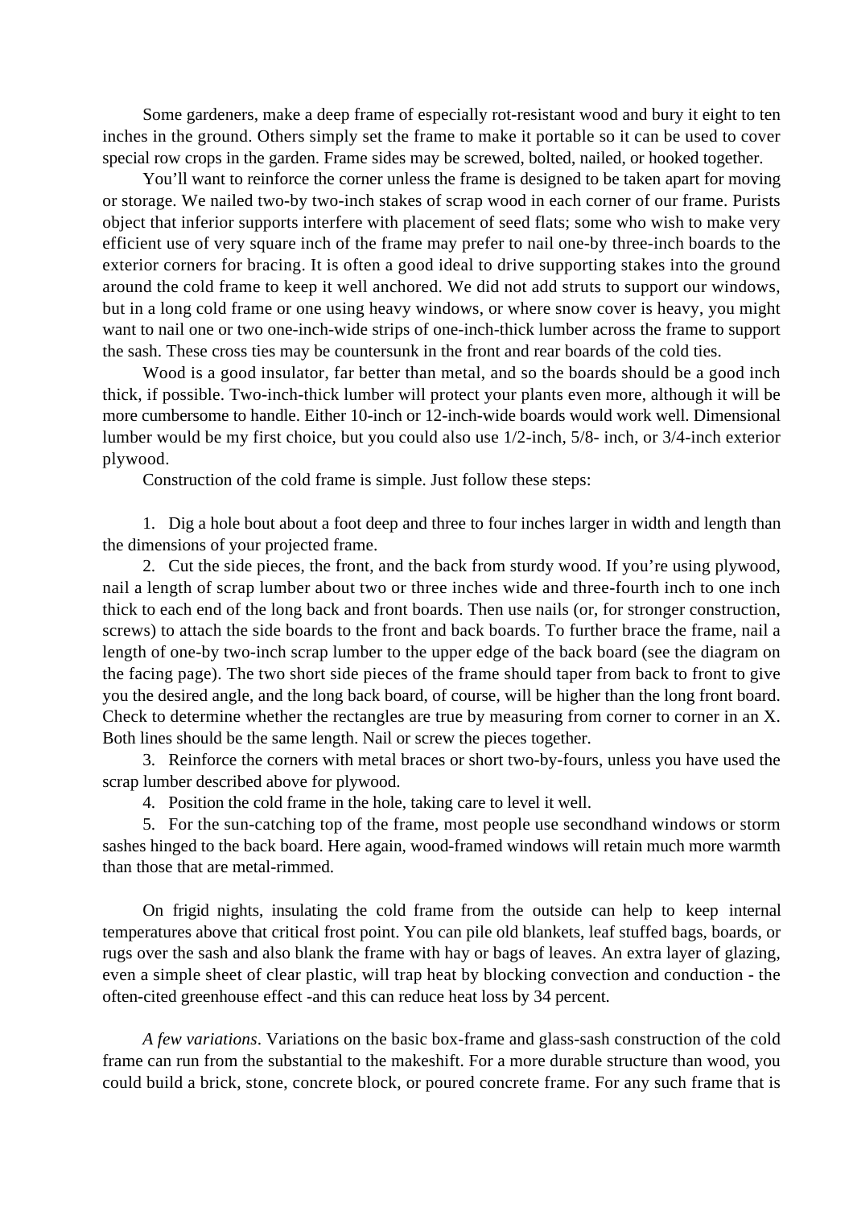Some gardeners, make a deep frame of especially rot-resistant wood and bury it eight to ten inches in the ground. Others simply set the frame to make it portable so it can be used to cover special row crops in the garden. Frame sides may be screwed, bolted, nailed, or hooked together.

You'll want to reinforce the corner unless the frame is designed to be taken apart for moving or storage. We nailed two-by two-inch stakes of scrap wood in each corner of our frame. Purists object that inferior supports interfere with placement of seed flats; some who wish to make very efficient use of very square inch of the frame may prefer to nail one-by three-inch boards to the exterior corners for bracing. It is often a good ideal to drive supporting stakes into the ground around the cold frame to keep it well anchored. We did not add struts to support our windows, but in a long cold frame or one using heavy windows, or where snow cover is heavy, you might want to nail one or two one-inch-wide strips of one-inch-thick lumber across the frame to support the sash. These cross ties may be countersunk in the front and rear boards of the cold ties.

Wood is a good insulator, far better than metal, and so the boards should be a good inch thick, if possible. Two-inch-thick lumber will protect your plants even more, although it will be more cumbersome to handle. Either 10-inch or 12-inch-wide boards would work well. Dimensional lumber would be my first choice, but you could also use 1/2-inch, 5/8- inch, or 3/4-inch exterior plywood.

Construction of the cold frame is simple. Just follow these steps:

1. Dig a hole bout about a foot deep and three to four inches larger in width and length than the dimensions of your projected frame.
2. Cut the side pieces, the front, and the back from sturdy wood. If you're using plywood, nail a length of scrap lumber about two or three inches wide and three-fourth inch to one inch thick to each end of the long back and front boards. Then use nails (or, for stronger construction, screws) to attach the side boards to the front and back boards. To further brace the frame, nail a length of one-by two-inch scrap lumber to the upper edge of the back board (see the diagram on the facing page). The two short side pieces of the frame should taper from back to front to give you the desired angle, and the long back board, of course, will be higher than the long front board. Check to determine whether the rectangles are true by measuring from corner to corner in an X. Both lines should be the same length. Nail or screw the pieces together.
3. Reinforce the corners with metal braces or short two-by-fours, unless you have used the scrap lumber described above for plywood.
4. Position the cold frame in the hole, taking care to level it well.
5. For the sun-catching top of the frame, most people use secondhand windows or storm sashes hinged to the back board. Here again, wood-framed windows will retain much more warmth than those that are metal-rimmed.

On frigid nights, insulating the cold frame from the outside can help to keep internal temperatures above that critical frost point. You can pile old blankets, leaf stuffed bags, boards, or rugs over the sash and also blank the frame with hay or bags of leaves. An extra layer of glazing, even a simple sheet of clear plastic, will trap heat by blocking convection and conduction - the often-cited greenhouse effect -and this can reduce heat loss by 34 percent.

*A few variations*. Variations on the basic box-frame and glass-sash construction of the cold frame can run from the substantial to the makeshift. For a more durable structure than wood, you could build a brick, stone, concrete block, or poured concrete frame. For any such frame that is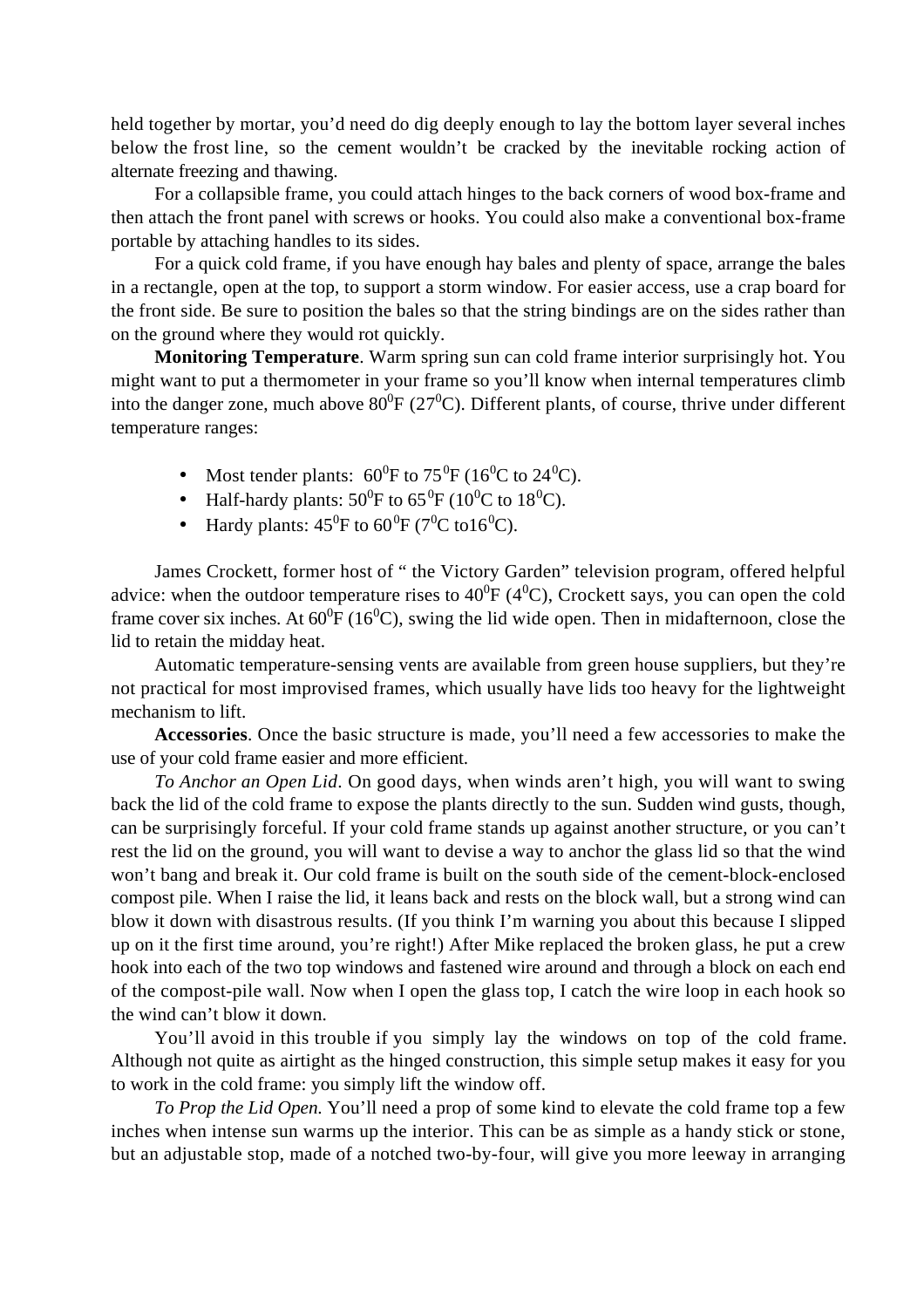held together by mortar, you'd need do dig deeply enough to lay the bottom layer several inches below the frost line, so the cement wouldn't be cracked by the inevitable rocking action of alternate freezing and thawing.

For a collapsible frame, you could attach hinges to the back corners of wood box-frame and then attach the front panel with screws or hooks. You could also make a conventional box-frame portable by attaching handles to its sides.

For a quick cold frame, if you have enough hay bales and plenty of space, arrange the bales in a rectangle, open at the top, to support a storm window. For easier access, use a crap board for the front side. Be sure to position the bales so that the string bindings are on the sides rather than on the ground where they would rot quickly.

**Monitoring Temperature**. Warm spring sun can cold frame interior surprisingly hot. You might want to put a thermometer in your frame so you'll know when internal temperatures climb into the danger zone, much above 80$^0$F (27$^0$C). Different plants, of course, thrive under different temperature ranges:

- Most tender plants: 60$^0$F to 75$^0$F (16$^0$C to 24$^0$C).
- Half-hardy plants: 50$^0$F to 65$^0$F (10$^0$C to 18$^0$C).
- Hardy plants: 45$^0$F to 60$^0$F (7$^0$C to16$^0$C).

James Crockett, former host of " the Victory Garden" television program, offered helpful advice: when the outdoor temperature rises to 40$^0$F (4$^0$C), Crockett says, you can open the cold frame cover six inches. At 60$^0$F (16$^0$C), swing the lid wide open. Then in midafternoon, close the lid to retain the midday heat.

Automatic temperature-sensing vents are available from green house suppliers, but they're not practical for most improvised frames, which usually have lids too heavy for the lightweight mechanism to lift.

**Accessories**. Once the basic structure is made, you'll need a few accessories to make the use of your cold frame easier and more efficient.

*To Anchor an Open Lid*. On good days, when winds aren't high, you will want to swing back the lid of the cold frame to expose the plants directly to the sun. Sudden wind gusts, though, can be surprisingly forceful. If your cold frame stands up against another structure, or you can't rest the lid on the ground, you will want to devise a way to anchor the glass lid so that the wind won't bang and break it. Our cold frame is built on the south side of the cement-block-enclosed compost pile. When I raise the lid, it leans back and rests on the block wall, but a strong wind can blow it down with disastrous results. (If you think I'm warning you about this because I slipped up on it the first time around, you're right!) After Mike replaced the broken glass, he put a crew hook into each of the two top windows and fastened wire around and through a block on each end of the compost-pile wall. Now when I open the glass top, I catch the wire loop in each hook so the wind can't blow it down.

You'll avoid in this trouble if you simply lay the windows on top of the cold frame. Although not quite as airtight as the hinged construction, this simple setup makes it easy for you to work in the cold frame: you simply lift the window off.

*To Prop the Lid Open.* You'll need a prop of some kind to elevate the cold frame top a few inches when intense sun warms up the interior. This can be as simple as a handy stick or stone, but an adjustable stop, made of a notched two-by-four, will give you more leeway in arranging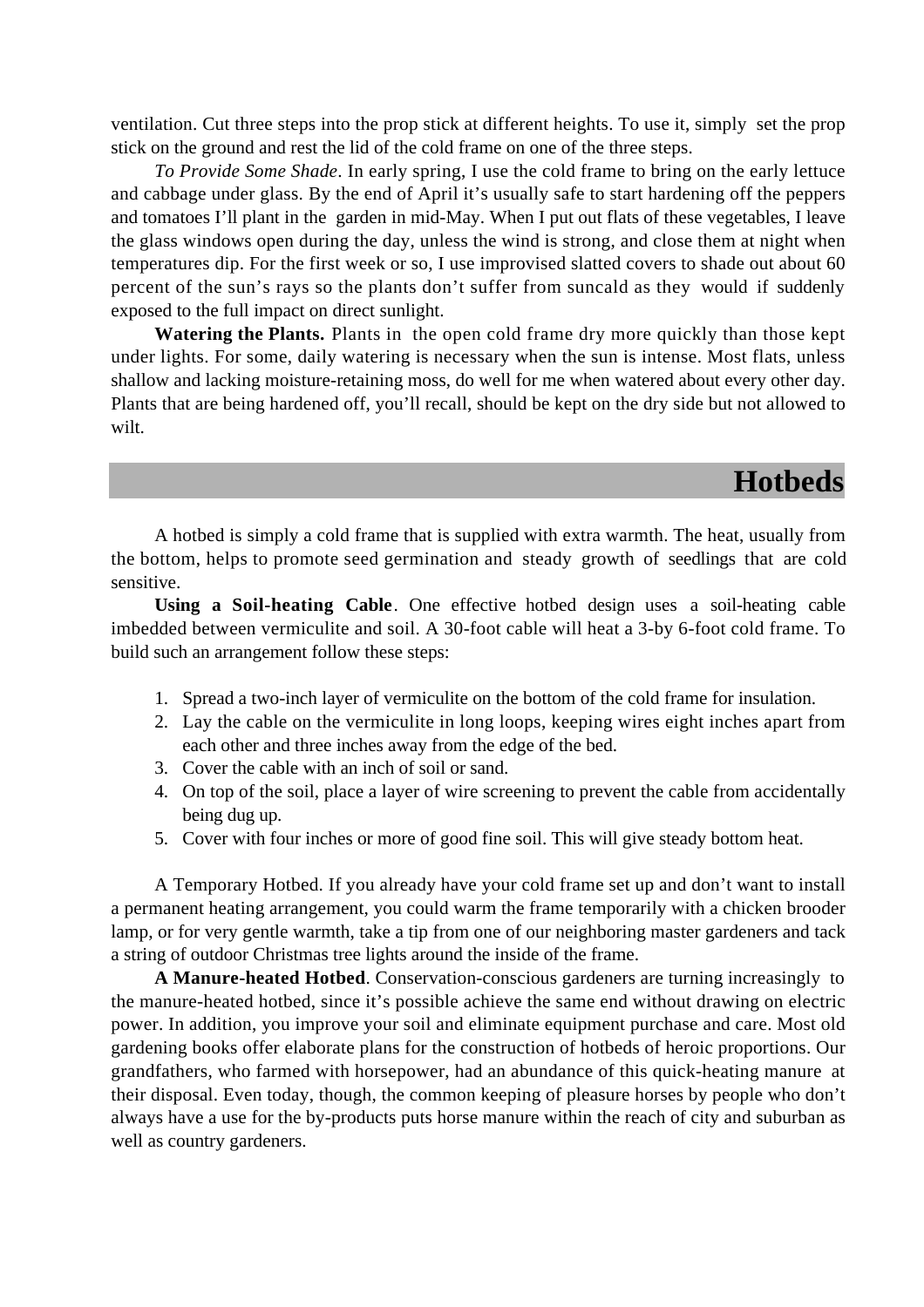ventilation. Cut three steps into the prop stick at different heights. To use it, simply set the prop stick on the ground and rest the lid of the cold frame on one of the three steps.

*To Provide Some Shade*. In early spring, I use the cold frame to bring on the early lettuce and cabbage under glass. By the end of April it's usually safe to start hardening off the peppers and tomatoes I'll plant in the garden in mid-May. When I put out flats of these vegetables, I leave the glass windows open during the day, unless the wind is strong, and close them at night when temperatures dip. For the first week or so, I use improvised slatted covers to shade out about 60 percent of the sun's rays so the plants don't suffer from suncald as they would if suddenly exposed to the full impact on direct sunlight.

**Watering the Plants.** Plants in the open cold frame dry more quickly than those kept under lights. For some, daily watering is necessary when the sun is intense. Most flats, unless shallow and lacking moisture-retaining moss, do well for me when watered about every other day. Plants that are being hardened off, you'll recall, should be kept on the dry side but not allowed to wilt.

## Hotbeds

A hotbed is simply a cold frame that is supplied with extra warmth. The heat, usually from the bottom, helps to promote seed germination and steady growth of seedlings that are cold sensitive.

**Using a Soil-heating Cable**. One effective hotbed design uses a soil-heating cable imbedded between vermiculite and soil. A 30-foot cable will heat a 3-by 6-foot cold frame. To build such an arrangement follow these steps:

1. Spread a two-inch layer of vermiculite on the bottom of the cold frame for insulation.
2. Lay the cable on the vermiculite in long loops, keeping wires eight inches apart from each other and three inches away from the edge of the bed.
3. Cover the cable with an inch of soil or sand.
4. On top of the soil, place a layer of wire screening to prevent the cable from accidentally being dug up.
5. Cover with four inches or more of good fine soil. This will give steady bottom heat.

A Temporary Hotbed. If you already have your cold frame set up and don't want to install a permanent heating arrangement, you could warm the frame temporarily with a chicken brooder lamp, or for very gentle warmth, take a tip from one of our neighboring master gardeners and tack a string of outdoor Christmas tree lights around the inside of the frame.

**A Manure-heated Hotbed**. Conservation-conscious gardeners are turning increasingly to the manure-heated hotbed, since it's possible achieve the same end without drawing on electric power. In addition, you improve your soil and eliminate equipment purchase and care. Most old gardening books offer elaborate plans for the construction of hotbeds of heroic proportions. Our grandfathers, who farmed with horsepower, had an abundance of this quick-heating manure at their disposal. Even today, though, the common keeping of pleasure horses by people who don't always have a use for the by-products puts horse manure within the reach of city and suburban as well as country gardeners.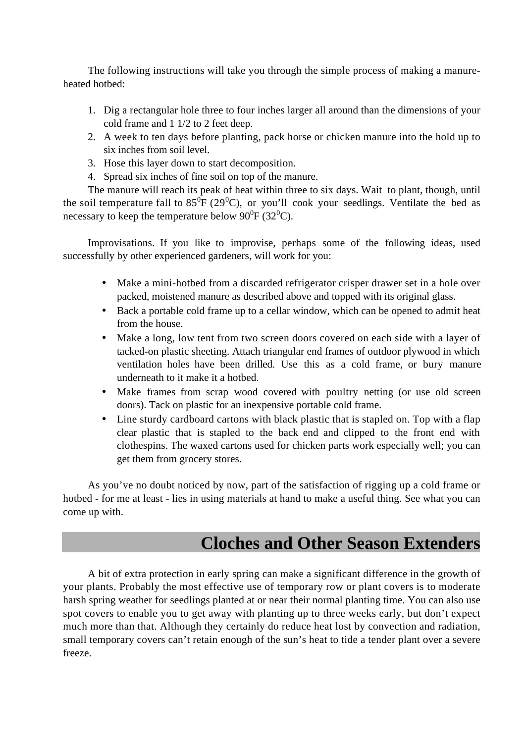The following instructions will take you through the simple process of making a manure-heated hotbed:

1. Dig a rectangular hole three to four inches larger all around than the dimensions of your cold frame and 1 1/2 to 2 feet deep.
2. A week to ten days before planting, pack horse or chicken manure into the hold up to six inches from soil level.
3. Hose this layer down to start decomposition.
4. Spread six inches of fine soil on top of the manure.

The manure will reach its peak of heat within three to six days. Wait to plant, though, until the soil temperature fall to $85^0$F ($29^0$C), or you'll cook your seedlings. Ventilate the bed as necessary to keep the temperature below $90^0$F ($32^0$C).

Improvisations. If you like to improvise, perhaps some of the following ideas, used successfully by other experienced gardeners, will work for you:

- Make a mini-hotbed from a discarded refrigerator crisper drawer set in a hole over packed, moistened manure as described above and topped with its original glass.
- Back a portable cold frame up to a cellar window, which can be opened to admit heat from the house.
- Make a long, low tent from two screen doors covered on each side with a layer of tacked-on plastic sheeting. Attach triangular end frames of outdoor plywood in which ventilation holes have been drilled. Use this as a cold frame, or bury manure underneath to it make it a hotbed.
- Make frames from scrap wood covered with poultry netting (or use old screen doors). Tack on plastic for an inexpensive portable cold frame.
- Line sturdy cardboard cartons with black plastic that is stapled on. Top with a flap clear plastic that is stapled to the back end and clipped to the front end with clothespins. The waxed cartons used for chicken parts work especially well; you can get them from grocery stores.

As you've no doubt noticed by now, part of the satisfaction of rigging up a cold frame or hotbed - for me at least - lies in using materials at hand to make a useful thing. See what you can come up with.

## Cloches and Other Season Extenders

A bit of extra protection in early spring can make a significant difference in the growth of your plants. Probably the most effective use of temporary row or plant covers is to moderate harsh spring weather for seedlings planted at or near their normal planting time. You can also use spot covers to enable you to get away with planting up to three weeks early, but don't expect much more than that. Although they certainly do reduce heat lost by convection and radiation, small temporary covers can't retain enough of the sun's heat to tide a tender plant over a severe freeze.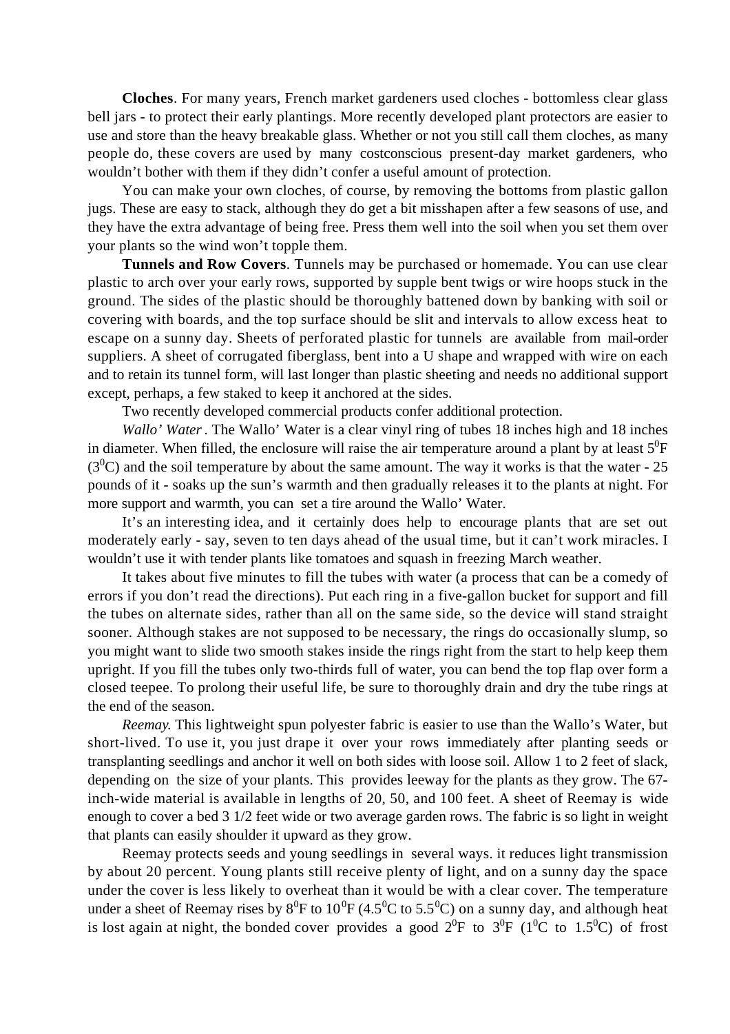**Cloches**. For many years, French market gardeners used cloches - bottomless clear glass bell jars - to protect their early plantings. More recently developed plant protectors are easier to use and store than the heavy breakable glass. Whether or not you still call them cloches, as many people do, these covers are used by many costconscious present-day market gardeners, who wouldn't bother with them if they didn't confer a useful amount of protection.

You can make your own cloches, of course, by removing the bottoms from plastic gallon jugs. These are easy to stack, although they do get a bit misshapen after a few seasons of use, and they have the extra advantage of being free. Press them well into the soil when you set them over your plants so the wind won't topple them.

**Tunnels and Row Covers**. Tunnels may be purchased or homemade. You can use clear plastic to arch over your early rows, supported by supple bent twigs or wire hoops stuck in the ground. The sides of the plastic should be thoroughly battened down by banking with soil or covering with boards, and the top surface should be slit and intervals to allow excess heat to escape on a sunny day. Sheets of perforated plastic for tunnels are available from mail-order suppliers. A sheet of corrugated fiberglass, bent into a U shape and wrapped with wire on each and to retain its tunnel form, will last longer than plastic sheeting and needs no additional support except, perhaps, a few staked to keep it anchored at the sides.

Two recently developed commercial products confer additional protection.

*Wallo' Water*. The Wallo' Water is a clear vinyl ring of tubes 18 inches high and 18 inches in diameter. When filled, the enclosure will raise the air temperature around a plant by at least $5^0$F ($3^0$C) and the soil temperature by about the same amount. The way it works is that the water - 25 pounds of it - soaks up the sun's warmth and then gradually releases it to the plants at night. For more support and warmth, you can set a tire around the Wallo' Water.

It's an interesting idea, and it certainly does help to encourage plants that are set out moderately early - say, seven to ten days ahead of the usual time, but it can't work miracles. I wouldn't use it with tender plants like tomatoes and squash in freezing March weather.

It takes about five minutes to fill the tubes with water (a process that can be a comedy of errors if you don't read the directions). Put each ring in a five-gallon bucket for support and fill the tubes on alternate sides, rather than all on the same side, so the device will stand straight sooner. Although stakes are not supposed to be necessary, the rings do occasionally slump, so you might want to slide two smooth stakes inside the rings right from the start to help keep them upright. If you fill the tubes only two-thirds full of water, you can bend the top flap over form a closed teepee. To prolong their useful life, be sure to thoroughly drain and dry the tube rings at the end of the season.

*Reemay.* This lightweight spun polyester fabric is easier to use than the Wallo's Water, but short-lived. To use it, you just drape it over your rows immediately after planting seeds or transplanting seedlings and anchor it well on both sides with loose soil. Allow 1 to 2 feet of slack, depending on the size of your plants. This provides leeway for the plants as they grow. The 67-inch-wide material is available in lengths of 20, 50, and 100 feet. A sheet of Reemay is wide enough to cover a bed 3 1/2 feet wide or two average garden rows. The fabric is so light in weight that plants can easily shoulder it upward as they grow.

Reemay protects seeds and young seedlings in several ways. it reduces light transmission by about 20 percent. Young plants still receive plenty of light, and on a sunny day the space under the cover is less likely to overheat than it would be with a clear cover. The temperature under a sheet of Reemay rises by $8^0$F to $10^0$F ($4.5^0$C to $5.5^0$C) on a sunny day, and although heat is lost again at night, the bonded cover provides a good $2^0$F to $3^0$F ($1^0$C to $1.5^0$C) of frost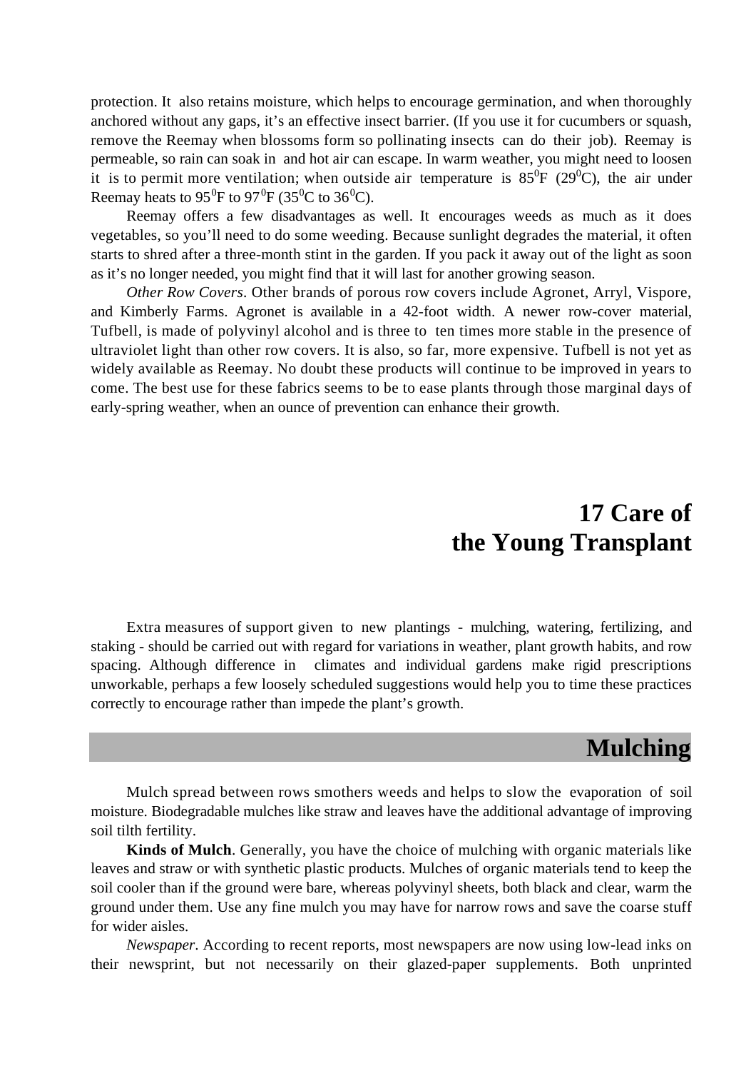protection. It also retains moisture, which helps to encourage germination, and when thoroughly anchored without any gaps, it's an effective insect barrier. (If you use it for cucumbers or squash, remove the Reemay when blossoms form so pollinating insects can do their job). Reemay is permeable, so rain can soak in and hot air can escape. In warm weather, you might need to loosen it is to permit more ventilation; when outside air temperature is $85^0$F ($29^0$C), the air under Reemay heats to $95^0$F to $97^0$F ($35^0$C to $36^0$C).

Reemay offers a few disadvantages as well. It encourages weeds as much as it does vegetables, so you'll need to do some weeding. Because sunlight degrades the material, it often starts to shred after a three-month stint in the garden. If you pack it away out of the light as soon as it's no longer needed, you might find that it will last for another growing season.

*Other Row Covers*. Other brands of porous row covers include Agronet, Arryl, Vispore, and Kimberly Farms. Agronet is available in a 42-foot width. A newer row-cover material, Tufbell, is made of polyvinyl alcohol and is three to ten times more stable in the presence of ultraviolet light than other row covers. It is also, so far, more expensive. Tufbell is not yet as widely available as Reemay. No doubt these products will continue to be improved in years to come. The best use for these fabrics seems to be to ease plants through those marginal days of early-spring weather, when an ounce of prevention can enhance their growth.

# 17 Care of the Young Transplant

Extra measures of support given to new plantings - mulching, watering, fertilizing, and staking - should be carried out with regard for variations in weather, plant growth habits, and row spacing. Although difference in climates and individual gardens make rigid prescriptions unworkable, perhaps a few loosely scheduled suggestions would help you to time these practices correctly to encourage rather than impede the plant's growth.

## Mulching

Mulch spread between rows smothers weeds and helps to slow the evaporation of soil moisture. Biodegradable mulches like straw and leaves have the additional advantage of improving soil tilth fertility.

**Kinds of Mulch**. Generally, you have the choice of mulching with organic materials like leaves and straw or with synthetic plastic products. Mulches of organic materials tend to keep the soil cooler than if the ground were bare, whereas polyvinyl sheets, both black and clear, warm the ground under them. Use any fine mulch you may have for narrow rows and save the coarse stuff for wider aisles.

*Newspaper*. According to recent reports, most newspapers are now using low-lead inks on their newsprint, but not necessarily on their glazed-paper supplements. Both unprinted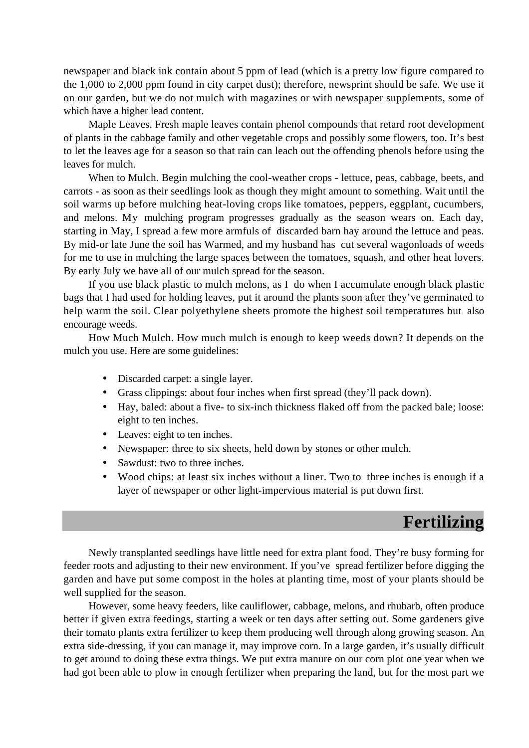newspaper and black ink contain about 5 ppm of lead (which is a pretty low figure compared to the 1,000 to 2,000 ppm found in city carpet dust); therefore, newsprint should be safe. We use it on our garden, but we do not mulch with magazines or with newspaper supplements, some of which have a higher lead content.

Maple Leaves. Fresh maple leaves contain phenol compounds that retard root development of plants in the cabbage family and other vegetable crops and possibly some flowers, too. It's best to let the leaves age for a season so that rain can leach out the offending phenols before using the leaves for mulch.

When to Mulch. Begin mulching the cool-weather crops - lettuce, peas, cabbage, beets, and carrots - as soon as their seedlings look as though they might amount to something. Wait until the soil warms up before mulching heat-loving crops like tomatoes, peppers, eggplant, cucumbers, and melons. My mulching program progresses gradually as the season wears on. Each day, starting in May, I spread a few more armfuls of discarded barn hay around the lettuce and peas. By mid-or late June the soil has Warmed, and my husband has cut several wagonloads of weeds for me to use in mulching the large spaces between the tomatoes, squash, and other heat lovers. By early July we have all of our mulch spread for the season.

If you use black plastic to mulch melons, as I do when I accumulate enough black plastic bags that I had used for holding leaves, put it around the plants soon after they've germinated to help warm the soil. Clear polyethylene sheets promote the highest soil temperatures but also encourage weeds.

How Much Mulch. How much mulch is enough to keep weeds down? It depends on the mulch you use. Here are some guidelines:

- Discarded carpet: a single layer.
- Grass clippings: about four inches when first spread (they'll pack down).
- Hay, baled: about a five- to six-inch thickness flaked off from the packed bale; loose: eight to ten inches.
- Leaves: eight to ten inches.
- Newspaper: three to six sheets, held down by stones or other mulch.
- Sawdust: two to three inches.
- Wood chips: at least six inches without a liner. Two to three inches is enough if a layer of newspaper or other light-impervious material is put down first.

## Fertilizing

Newly transplanted seedlings have little need for extra plant food. They're busy forming for feeder roots and adjusting to their new environment. If you've spread fertilizer before digging the garden and have put some compost in the holes at planting time, most of your plants should be well supplied for the season.

However, some heavy feeders, like cauliflower, cabbage, melons, and rhubarb, often produce better if given extra feedings, starting a week or ten days after setting out. Some gardeners give their tomato plants extra fertilizer to keep them producing well through along growing season. An extra side-dressing, if you can manage it, may improve corn. In a large garden, it's usually difficult to get around to doing these extra things. We put extra manure on our corn plot one year when we had got been able to plow in enough fertilizer when preparing the land, but for the most part we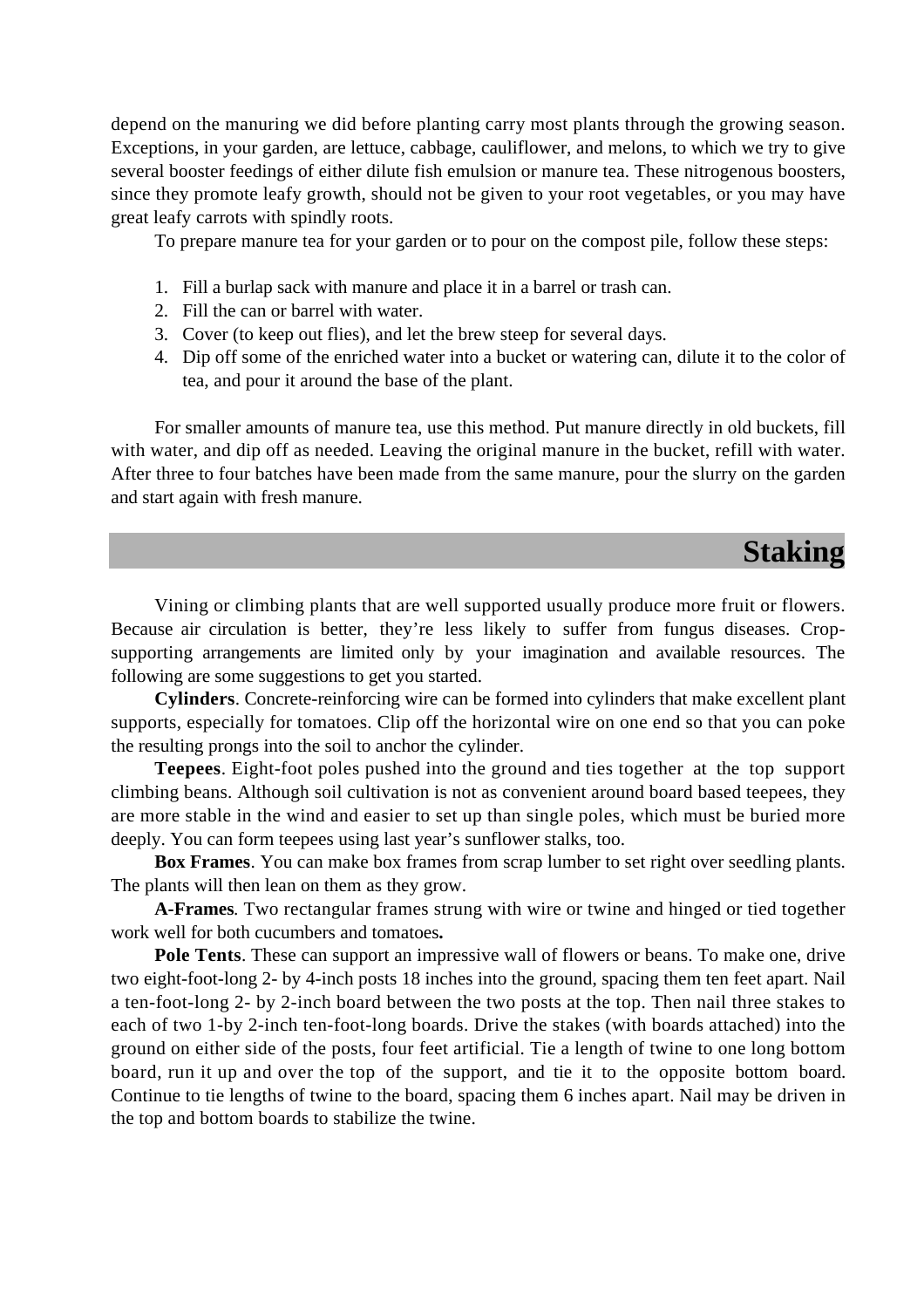depend on the manuring we did before planting carry most plants through the growing season. Exceptions, in your garden, are lettuce, cabbage, cauliflower, and melons, to which we try to give several booster feedings of either dilute fish emulsion or manure tea. These nitrogenous boosters, since they promote leafy growth, should not be given to your root vegetables, or you may have great leafy carrots with spindly roots.

To prepare manure tea for your garden or to pour on the compost pile, follow these steps:

1. Fill a burlap sack with manure and place it in a barrel or trash can.
2. Fill the can or barrel with water.
3. Cover (to keep out flies), and let the brew steep for several days.
4. Dip off some of the enriched water into a bucket or watering can, dilute it to the color of tea, and pour it around the base of the plant.

For smaller amounts of manure tea, use this method. Put manure directly in old buckets, fill with water, and dip off as needed. Leaving the original manure in the bucket, refill with water. After three to four batches have been made from the same manure, pour the slurry on the garden and start again with fresh manure.

## Staking

Vining or climbing plants that are well supported usually produce more fruit or flowers. Because air circulation is better, they're less likely to suffer from fungus diseases. Crop-supporting arrangements are limited only by your imagination and available resources. The following are some suggestions to get you started.

**Cylinders**. Concrete-reinforcing wire can be formed into cylinders that make excellent plant supports, especially for tomatoes. Clip off the horizontal wire on one end so that you can poke the resulting prongs into the soil to anchor the cylinder.

**Teepees**. Eight-foot poles pushed into the ground and ties together at the top support climbing beans. Although soil cultivation is not as convenient around board based teepees, they are more stable in the wind and easier to set up than single poles, which must be buried more deeply. You can form teepees using last year's sunflower stalks, too.

**Box Frames**. You can make box frames from scrap lumber to set right over seedling plants. The plants will then lean on them as they grow.

**A-Frames**. Two rectangular frames strung with wire or twine and hinged or tied together work well for both cucumbers and tomatoes**.**

**Pole Tents**. These can support an impressive wall of flowers or beans. To make one, drive two eight-foot-long 2- by 4-inch posts 18 inches into the ground, spacing them ten feet apart. Nail a ten-foot-long 2- by 2-inch board between the two posts at the top. Then nail three stakes to each of two 1-by 2-inch ten-foot-long boards. Drive the stakes (with boards attached) into the ground on either side of the posts, four feet artificial. Tie a length of twine to one long bottom board, run it up and over the top of the support, and tie it to the opposite bottom board. Continue to tie lengths of twine to the board, spacing them 6 inches apart. Nail may be driven in the top and bottom boards to stabilize the twine.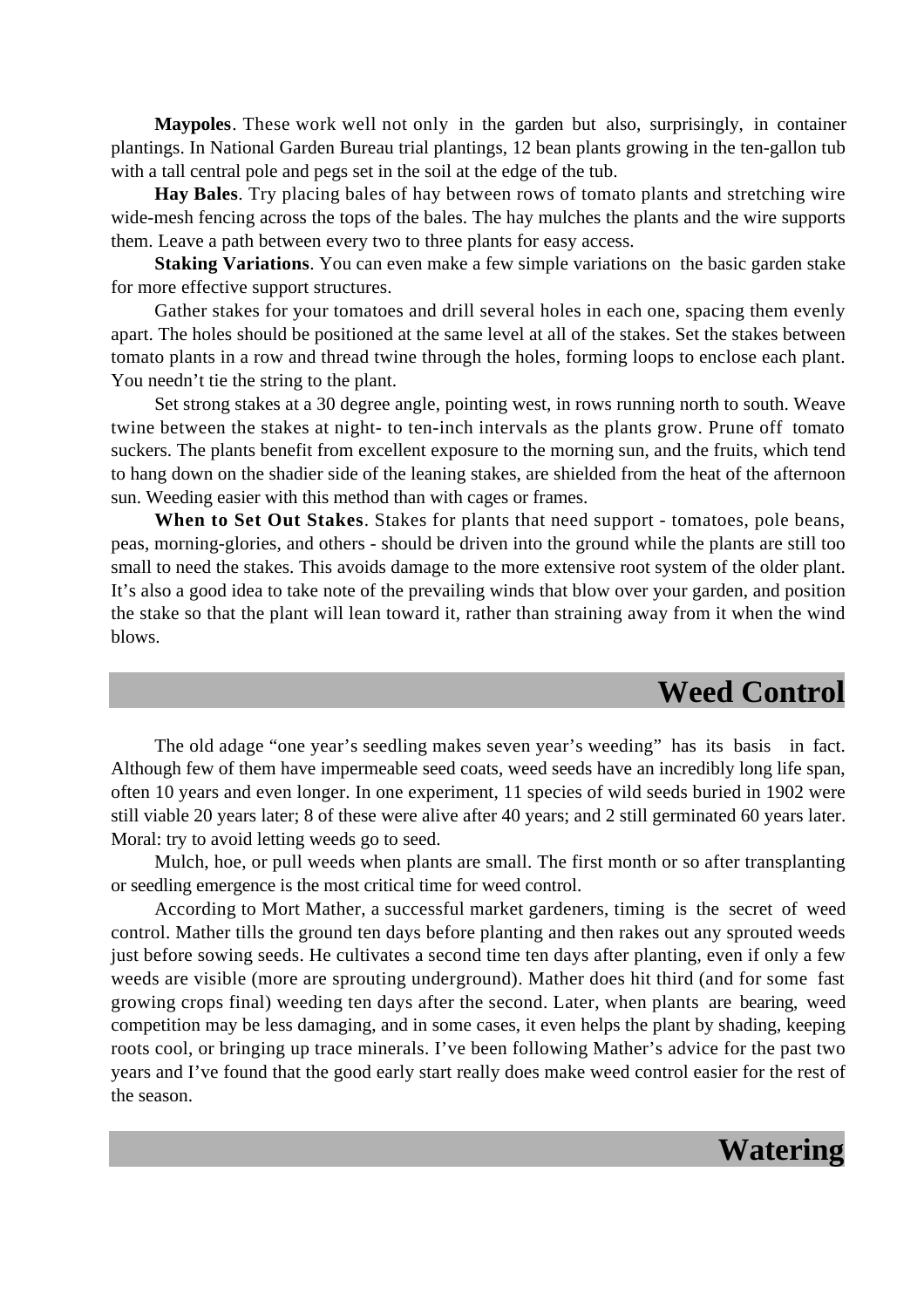**Maypoles**. These work well not only in the garden but also, surprisingly, in container plantings. In National Garden Bureau trial plantings, 12 bean plants growing in the ten-gallon tub with a tall central pole and pegs set in the soil at the edge of the tub.

**Hay Bales**. Try placing bales of hay between rows of tomato plants and stretching wire wide-mesh fencing across the tops of the bales. The hay mulches the plants and the wire supports them. Leave a path between every two to three plants for easy access.

**Staking Variations**. You can even make a few simple variations on the basic garden stake for more effective support structures.

Gather stakes for your tomatoes and drill several holes in each one, spacing them evenly apart. The holes should be positioned at the same level at all of the stakes. Set the stakes between tomato plants in a row and thread twine through the holes, forming loops to enclose each plant. You needn't tie the string to the plant.

Set strong stakes at a 30 degree angle, pointing west, in rows running north to south. Weave twine between the stakes at night- to ten-inch intervals as the plants grow. Prune off tomato suckers. The plants benefit from excellent exposure to the morning sun, and the fruits, which tend to hang down on the shadier side of the leaning stakes, are shielded from the heat of the afternoon sun. Weeding easier with this method than with cages or frames.

**When to Set Out Stakes**. Stakes for plants that need support - tomatoes, pole beans, peas, morning-glories, and others - should be driven into the ground while the plants are still too small to need the stakes. This avoids damage to the more extensive root system of the older plant. It's also a good idea to take note of the prevailing winds that blow over your garden, and position the stake so that the plant will lean toward it, rather than straining away from it when the wind blows.

## Weed Control

The old adage "one year's seedling makes seven year's weeding" has its basis in fact. Although few of them have impermeable seed coats, weed seeds have an incredibly long life span, often 10 years and even longer. In one experiment, 11 species of wild seeds buried in 1902 were still viable 20 years later; 8 of these were alive after 40 years; and 2 still germinated 60 years later. Moral: try to avoid letting weeds go to seed.

Mulch, hoe, or pull weeds when plants are small. The first month or so after transplanting or seedling emergence is the most critical time for weed control.

According to Mort Mather, a successful market gardeners, timing is the secret of weed control. Mather tills the ground ten days before planting and then rakes out any sprouted weeds just before sowing seeds. He cultivates a second time ten days after planting, even if only a few weeds are visible (more are sprouting underground). Mather does hit third (and for some fast growing crops final) weeding ten days after the second. Later, when plants are bearing, weed competition may be less damaging, and in some cases, it even helps the plant by shading, keeping roots cool, or bringing up trace minerals. I've been following Mather's advice for the past two years and I've found that the good early start really does make weed control easier for the rest of the season.

## Watering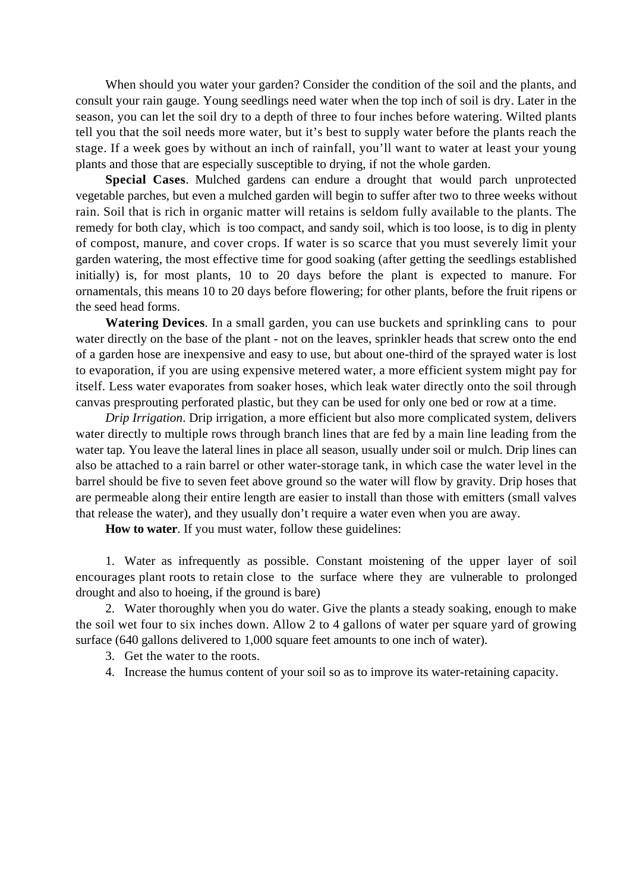When should you water your garden? Consider the condition of the soil and the plants, and consult your rain gauge. Young seedlings need water when the top inch of soil is dry. Later in the season, you can let the soil dry to a depth of three to four inches before watering. Wilted plants tell you that the soil needs more water, but it's best to supply water before the plants reach the stage. If a week goes by without an inch of rainfall, you'll want to water at least your young plants and those that are especially susceptible to drying, if not the whole garden.

**Special Cases**. Mulched gardens can endure a drought that would parch unprotected vegetable parches, but even a mulched garden will begin to suffer after two to three weeks without rain. Soil that is rich in organic matter will retains is seldom fully available to the plants. The remedy for both clay, which is too compact, and sandy soil, which is too loose, is to dig in plenty of compost, manure, and cover crops. If water is so scarce that you must severely limit your garden watering, the most effective time for good soaking (after getting the seedlings established initially) is, for most plants, 10 to 20 days before the plant is expected to manure. For ornamentals, this means 10 to 20 days before flowering; for other plants, before the fruit ripens or the seed head forms.

**Watering Devices**. In a small garden, you can use buckets and sprinkling cans to pour water directly on the base of the plant - not on the leaves, sprinkler heads that screw onto the end of a garden hose are inexpensive and easy to use, but about one-third of the sprayed water is lost to evaporation, if you are using expensive metered water, a more efficient system might pay for itself. Less water evaporates from soaker hoses, which leak water directly onto the soil through canvas presprouting perforated plastic, but they can be used for only one bed or row at a time.

*Drip Irrigation*. Drip irrigation, a more efficient but also more complicated system, delivers water directly to multiple rows through branch lines that are fed by a main line leading from the water tap. You leave the lateral lines in place all season, usually under soil or mulch. Drip lines can also be attached to a rain barrel or other water-storage tank, in which case the water level in the barrel should be five to seven feet above ground so the water will flow by gravity. Drip hoses that are permeable along their entire length are easier to install than those with emitters (small valves that release the water), and they usually don't require a water even when you are away.

**How to water**. If you must water, follow these guidelines:

1. Water as infrequently as possible. Constant moistening of the upper layer of soil encourages plant roots to retain close to the surface where they are vulnerable to prolonged drought and also to hoeing, if the ground is bare)
2. Water thoroughly when you do water. Give the plants a steady soaking, enough to make the soil wet four to six inches down. Allow 2 to 4 gallons of water per square yard of growing surface (640 gallons delivered to 1,000 square feet amounts to one inch of water).
3. Get the water to the roots.
4. Increase the humus content of your soil so as to improve its water-retaining capacity.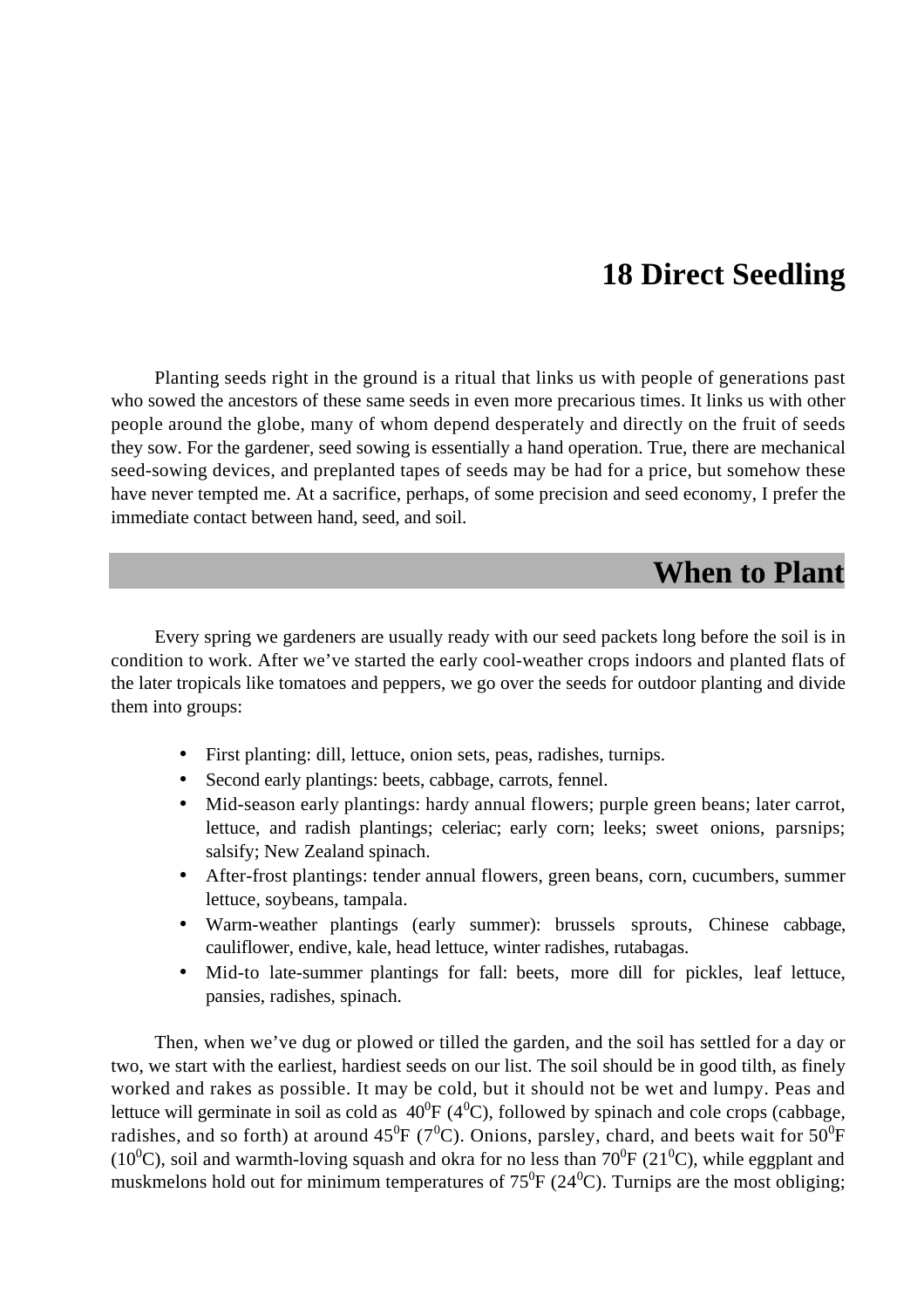# 18 Direct Seedling

Planting seeds right in the ground is a ritual that links us with people of generations past who sowed the ancestors of these same seeds in even more precarious times. It links us with other people around the globe, many of whom depend desperately and directly on the fruit of seeds they sow. For the gardener, seed sowing is essentially a hand operation. True, there are mechanical seed-sowing devices, and preplanted tapes of seeds may be had for a price, but somehow these have never tempted me. At a sacrifice, perhaps, of some precision and seed economy, I prefer the immediate contact between hand, seed, and soil.

## When to Plant

Every spring we gardeners are usually ready with our seed packets long before the soil is in condition to work. After we've started the early cool-weather crops indoors and planted flats of the later tropicals like tomatoes and peppers, we go over the seeds for outdoor planting and divide them into groups:

- First planting: dill, lettuce, onion sets, peas, radishes, turnips.
- Second early plantings: beets, cabbage, carrots, fennel.
- Mid-season early plantings: hardy annual flowers; purple green beans; later carrot, lettuce, and radish plantings; celeriac; early corn; leeks; sweet onions, parsnips; salsify; New Zealand spinach.
- After-frost plantings: tender annual flowers, green beans, corn, cucumbers, summer lettuce, soybeans, tampala.
- Warm-weather plantings (early summer): brussels sprouts, Chinese cabbage, cauliflower, endive, kale, head lettuce, winter radishes, rutabagas.
- Mid-to late-summer plantings for fall: beets, more dill for pickles, leaf lettuce, pansies, radishes, spinach.

Then, when we've dug or plowed or tilled the garden, and the soil has settled for a day or two, we start with the earliest, hardiest seeds on our list. The soil should be in good tilth, as finely worked and rakes as possible. It may be cold, but it should not be wet and lumpy. Peas and lettuce will germinate in soil as cold as $40^0$F ($4^0$C), followed by spinach and cole crops (cabbage, radishes, and so forth) at around $45^0$F ($7^0$C). Onions, parsley, chard, and beets wait for $50^0$F ($10^0$C), soil and warmth-loving squash and okra for no less than $70^0$F ($21^0$C), while eggplant and muskmelons hold out for minimum temperatures of $75^0$F ($24^0$C). Turnips are the most obliging;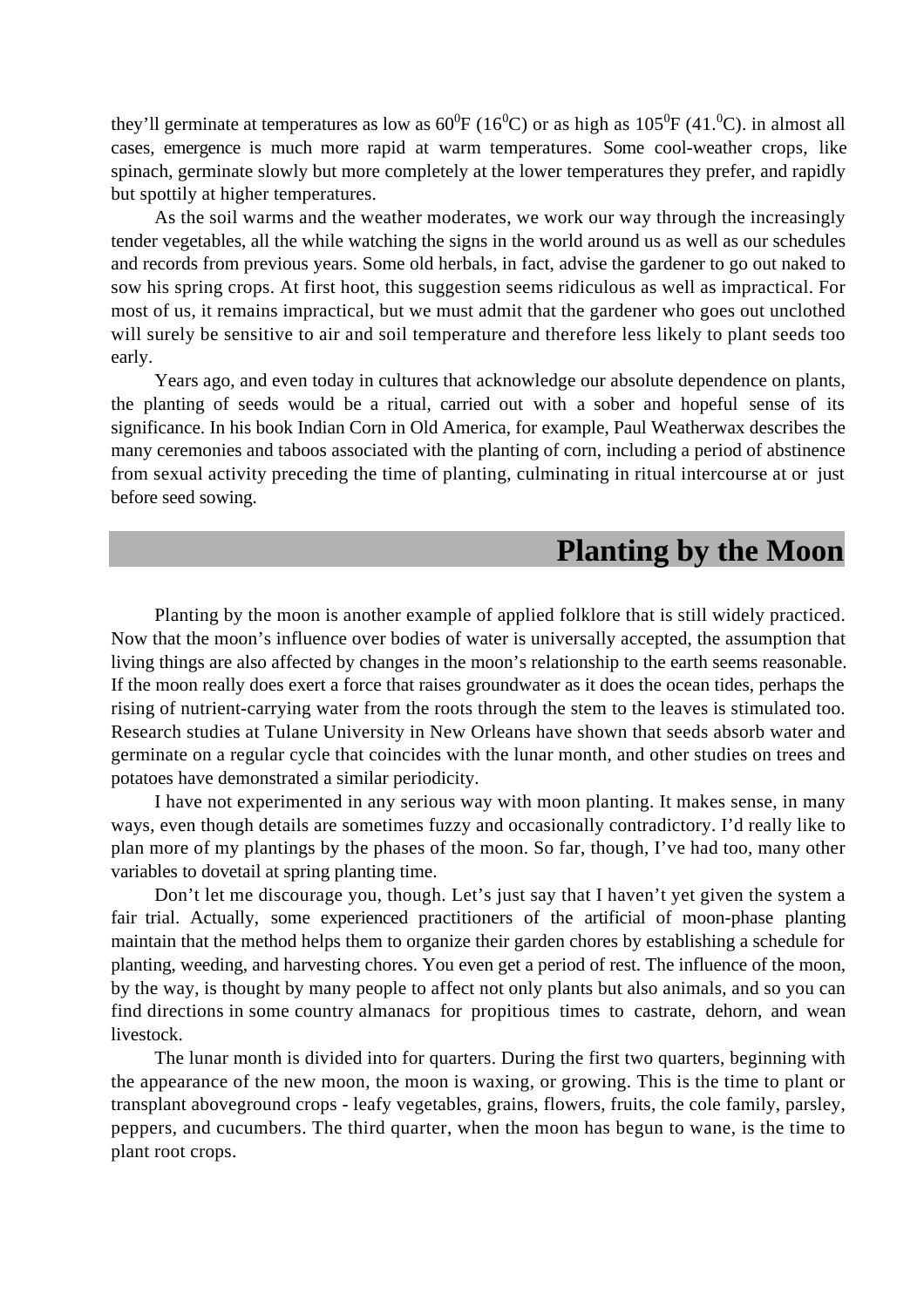they'll germinate at temperatures as low as $60^0$F ($16^0$C) or as high as $105^0$F ($41.^0$C). in almost all cases, emergence is much more rapid at warm temperatures. Some cool-weather crops, like spinach, germinate slowly but more completely at the lower temperatures they prefer, and rapidly but spottily at higher temperatures.

As the soil warms and the weather moderates, we work our way through the increasingly tender vegetables, all the while watching the signs in the world around us as well as our schedules and records from previous years. Some old herbals, in fact, advise the gardener to go out naked to sow his spring crops. At first hoot, this suggestion seems ridiculous as well as impractical. For most of us, it remains impractical, but we must admit that the gardener who goes out unclothed will surely be sensitive to air and soil temperature and therefore less likely to plant seeds too early.

Years ago, and even today in cultures that acknowledge our absolute dependence on plants, the planting of seeds would be a ritual, carried out with a sober and hopeful sense of its significance. In his book Indian Corn in Old America, for example, Paul Weatherwax describes the many ceremonies and taboos associated with the planting of corn, including a period of abstinence from sexual activity preceding the time of planting, culminating in ritual intercourse at or just before seed sowing.

## Planting by the Moon

Planting by the moon is another example of applied folklore that is still widely practiced. Now that the moon's influence over bodies of water is universally accepted, the assumption that living things are also affected by changes in the moon's relationship to the earth seems reasonable. If the moon really does exert a force that raises groundwater as it does the ocean tides, perhaps the rising of nutrient-carrying water from the roots through the stem to the leaves is stimulated too. Research studies at Tulane University in New Orleans have shown that seeds absorb water and germinate on a regular cycle that coincides with the lunar month, and other studies on trees and potatoes have demonstrated a similar periodicity.

I have not experimented in any serious way with moon planting. It makes sense, in many ways, even though details are sometimes fuzzy and occasionally contradictory. I'd really like to plan more of my plantings by the phases of the moon. So far, though, I've had too, many other variables to dovetail at spring planting time.

Don't let me discourage you, though. Let's just say that I haven't yet given the system a fair trial. Actually, some experienced practitioners of the artificial of moon-phase planting maintain that the method helps them to organize their garden chores by establishing a schedule for planting, weeding, and harvesting chores. You even get a period of rest. The influence of the moon, by the way, is thought by many people to affect not only plants but also animals, and so you can find directions in some country almanacs for propitious times to castrate, dehorn, and wean livestock.

The lunar month is divided into for quarters. During the first two quarters, beginning with the appearance of the new moon, the moon is waxing, or growing. This is the time to plant or transplant aboveground crops - leafy vegetables, grains, flowers, fruits, the cole family, parsley, peppers, and cucumbers. The third quarter, when the moon has begun to wane, is the time to plant root crops.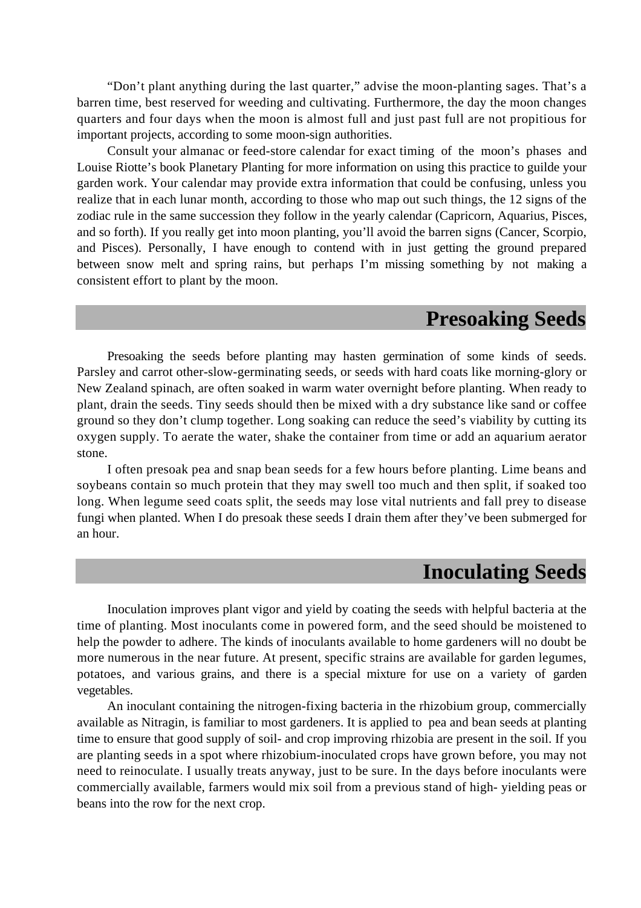“Don’t plant anything during the last quarter,” advise the moon-planting sages. That’s a barren time, best reserved for weeding and cultivating. Furthermore, the day the moon changes quarters and four days when the moon is almost full and just past full are not propitious for important projects, according to some moon-sign authorities.

Consult your almanac or feed-store calendar for exact timing of the moon’s phases and Louise Riotte’s book Planetary Planting for more information on using this practice to guilde your garden work. Your calendar may provide extra information that could be confusing, unless you realize that in each lunar month, according to those who map out such things, the 12 signs of the zodiac rule in the same succession they follow in the yearly calendar (Capricorn, Aquarius, Pisces, and so forth). If you really get into moon planting, you’ll avoid the barren signs (Cancer, Scorpio, and Pisces). Personally, I have enough to contend with in just getting the ground prepared between snow melt and spring rains, but perhaps I’m missing something by not making a consistent effort to plant by the moon.

## Presoaking Seeds

Presoaking the seeds before planting may hasten germination of some kinds of seeds. Parsley and carrot other-slow-germinating seeds, or seeds with hard coats like morning-glory or New Zealand spinach, are often soaked in warm water overnight before planting. When ready to plant, drain the seeds. Tiny seeds should then be mixed with a dry substance like sand or coffee ground so they don’t clump together. Long soaking can reduce the seed’s viability by cutting its oxygen supply. To aerate the water, shake the container from time or add an aquarium aerator stone.

I often presoak pea and snap bean seeds for a few hours before planting. Lime beans and soybeans contain so much protein that they may swell too much and then split, if soaked too long. When legume seed coats split, the seeds may lose vital nutrients and fall prey to disease fungi when planted. When I do presoak these seeds I drain them after they’ve been submerged for an hour.

## Inoculating Seeds

Inoculation improves plant vigor and yield by coating the seeds with helpful bacteria at the time of planting. Most inoculants come in powered form, and the seed should be moistened to help the powder to adhere. The kinds of inoculants available to home gardeners will no doubt be more numerous in the near future. At present, specific strains are available for garden legumes, potatoes, and various grains, and there is a special mixture for use on a variety of garden vegetables.

An inoculant containing the nitrogen-fixing bacteria in the rhizobium group, commercially available as Nitragin, is familiar to most gardeners. It is applied to pea and bean seeds at planting time to ensure that good supply of soil- and crop improving rhizobia are present in the soil. If you are planting seeds in a spot where rhizobium-inoculated crops have grown before, you may not need to reinoculate. I usually treats anyway, just to be sure. In the days before inoculants were commercially available, farmers would mix soil from a previous stand of high- yielding peas or beans into the row for the next crop.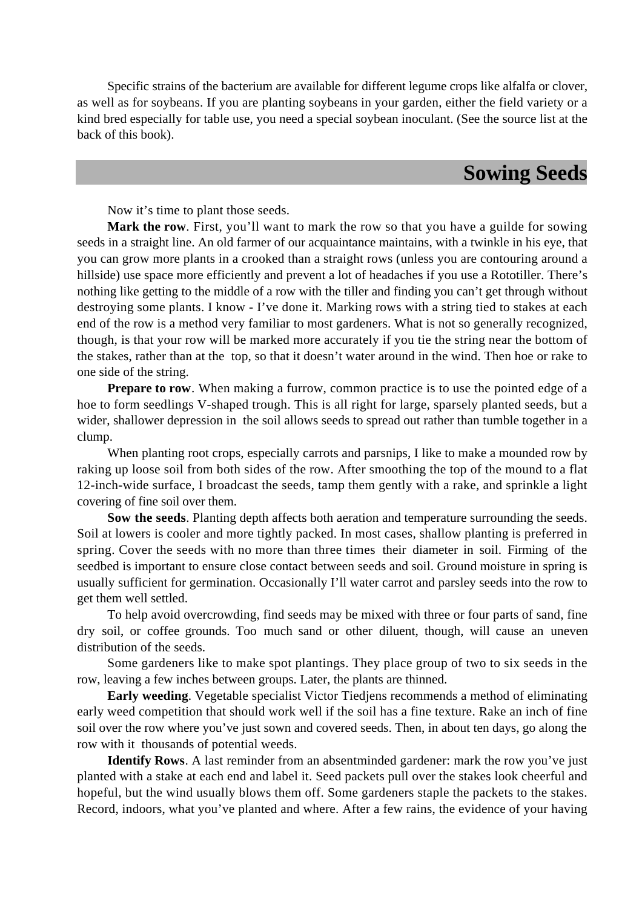Specific strains of the bacterium are available for different legume crops like alfalfa or clover, as well as for soybeans. If you are planting soybeans in your garden, either the field variety or a kind bred especially for table use, you need a special soybean inoculant. (See the source list at the back of this book).

## Sowing Seeds

Now it's time to plant those seeds.

**Mark the row**. First, you'll want to mark the row so that you have a guilde for sowing seeds in a straight line. An old farmer of our acquaintance maintains, with a twinkle in his eye, that you can grow more plants in a crooked than a straight rows (unless you are contouring around a hillside) use space more efficiently and prevent a lot of headaches if you use a Rototiller. There's nothing like getting to the middle of a row with the tiller and finding you can't get through without destroying some plants. I know - I've done it. Marking rows with a string tied to stakes at each end of the row is a method very familiar to most gardeners. What is not so generally recognized, though, is that your row will be marked more accurately if you tie the string near the bottom of the stakes, rather than at the top, so that it doesn't water around in the wind. Then hoe or rake to one side of the string.

**Prepare to row**. When making a furrow, common practice is to use the pointed edge of a hoe to form seedlings V-shaped trough. This is all right for large, sparsely planted seeds, but a wider, shallower depression in the soil allows seeds to spread out rather than tumble together in a clump.

When planting root crops, especially carrots and parsnips, I like to make a mounded row by raking up loose soil from both sides of the row. After smoothing the top of the mound to a flat 12-inch-wide surface, I broadcast the seeds, tamp them gently with a rake, and sprinkle a light covering of fine soil over them.

**Sow the seeds**. Planting depth affects both aeration and temperature surrounding the seeds. Soil at lowers is cooler and more tightly packed. In most cases, shallow planting is preferred in spring. Cover the seeds with no more than three times their diameter in soil. Firming of the seedbed is important to ensure close contact between seeds and soil. Ground moisture in spring is usually sufficient for germination. Occasionally I'll water carrot and parsley seeds into the row to get them well settled.

To help avoid overcrowding, find seeds may be mixed with three or four parts of sand, fine dry soil, or coffee grounds. Too much sand or other diluent, though, will cause an uneven distribution of the seeds.

Some gardeners like to make spot plantings. They place group of two to six seeds in the row, leaving a few inches between groups. Later, the plants are thinned.

**Early weeding**. Vegetable specialist Victor Tiedjens recommends a method of eliminating early weed competition that should work well if the soil has a fine texture. Rake an inch of fine soil over the row where you've just sown and covered seeds. Then, in about ten days, go along the row with it thousands of potential weeds.

**Identify Rows**. A last reminder from an absentminded gardener: mark the row you've just planted with a stake at each end and label it. Seed packets pull over the stakes look cheerful and hopeful, but the wind usually blows them off. Some gardeners staple the packets to the stakes. Record, indoors, what you've planted and where. After a few rains, the evidence of your having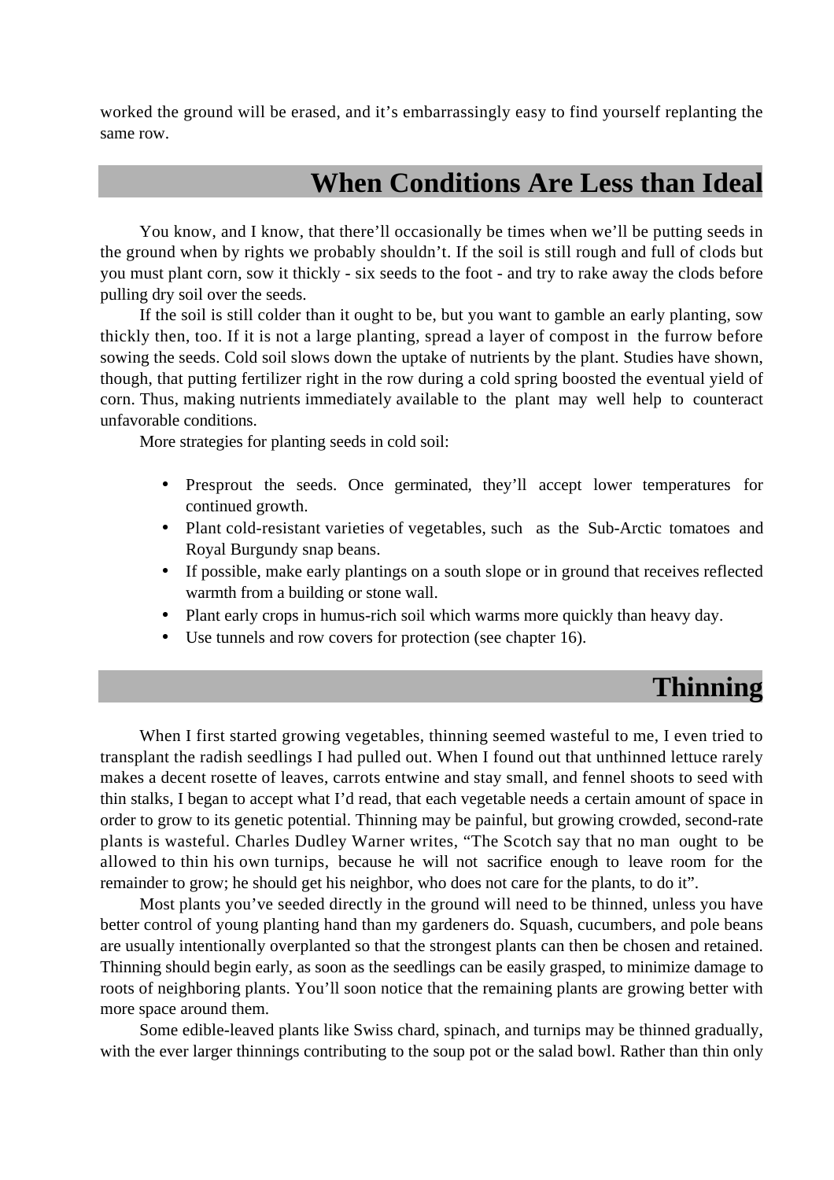worked the ground will be erased, and it's embarrassingly easy to find yourself replanting the same row.

## When Conditions Are Less than Ideal

You know, and I know, that there'll occasionally be times when we'll be putting seeds in the ground when by rights we probably shouldn't. If the soil is still rough and full of clods but you must plant corn, sow it thickly - six seeds to the foot - and try to rake away the clods before pulling dry soil over the seeds.

If the soil is still colder than it ought to be, but you want to gamble an early planting, sow thickly then, too. If it is not a large planting, spread a layer of compost in the furrow before sowing the seeds. Cold soil slows down the uptake of nutrients by the plant. Studies have shown, though, that putting fertilizer right in the row during a cold spring boosted the eventual yield of corn. Thus, making nutrients immediately available to the plant may well help to counteract unfavorable conditions.

More strategies for planting seeds in cold soil:

- Presprout the seeds. Once germinated, they'll accept lower temperatures for continued growth.
- Plant cold-resistant varieties of vegetables, such as the Sub-Arctic tomatoes and Royal Burgundy snap beans.
- If possible, make early plantings on a south slope or in ground that receives reflected warmth from a building or stone wall.
- Plant early crops in humus-rich soil which warms more quickly than heavy day.
- Use tunnels and row covers for protection (see chapter 16).

## Thinning

When I first started growing vegetables, thinning seemed wasteful to me, I even tried to transplant the radish seedlings I had pulled out. When I found out that unthinned lettuce rarely makes a decent rosette of leaves, carrots entwine and stay small, and fennel shoots to seed with thin stalks, I began to accept what I'd read, that each vegetable needs a certain amount of space in order to grow to its genetic potential. Thinning may be painful, but growing crowded, second-rate plants is wasteful. Charles Dudley Warner writes, "The Scotch say that no man ought to be allowed to thin his own turnips, because he will not sacrifice enough to leave room for the remainder to grow; he should get his neighbor, who does not care for the plants, to do it".

Most plants you've seeded directly in the ground will need to be thinned, unless you have better control of young planting hand than my gardeners do. Squash, cucumbers, and pole beans are usually intentionally overplanted so that the strongest plants can then be chosen and retained. Thinning should begin early, as soon as the seedlings can be easily grasped, to minimize damage to roots of neighboring plants. You'll soon notice that the remaining plants are growing better with more space around them.

Some edible-leaved plants like Swiss chard, spinach, and turnips may be thinned gradually, with the ever larger thinnings contributing to the soup pot or the salad bowl. Rather than thin only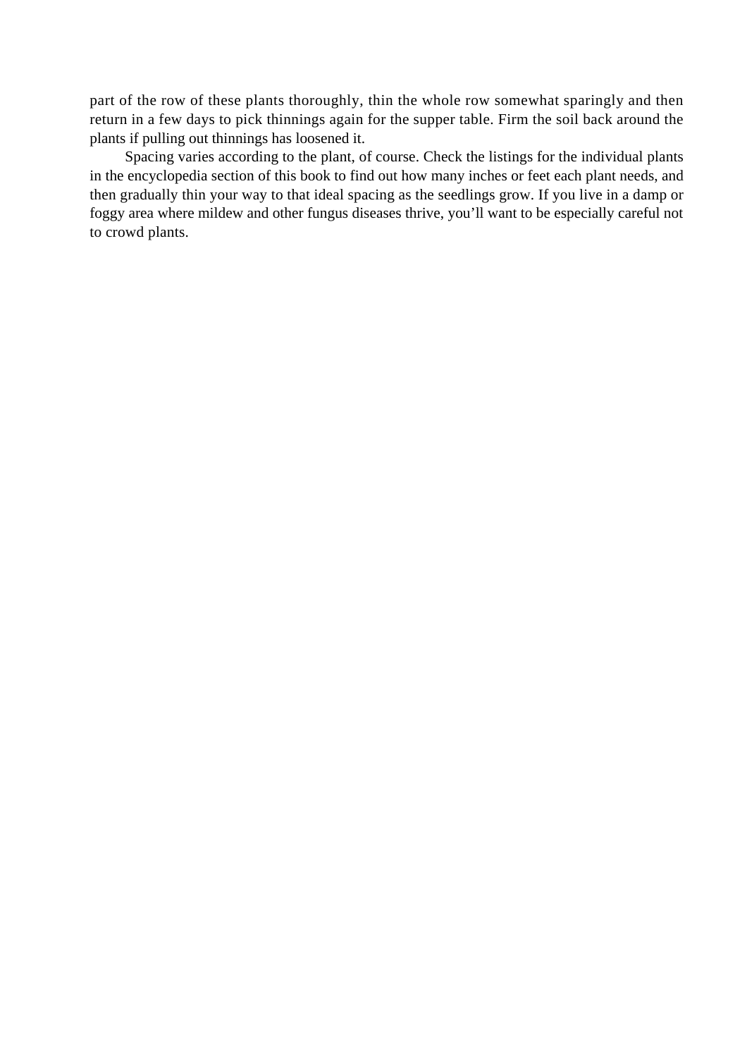part of the row of these plants thoroughly, thin the whole row somewhat sparingly and then return in a few days to pick thinnings again for the supper table. Firm the soil back around the plants if pulling out thinnings has loosened it.

Spacing varies according to the plant, of course. Check the listings for the individual plants in the encyclopedia section of this book to find out how many inches or feet each plant needs, and then gradually thin your way to that ideal spacing as the seedlings grow. If you live in a damp or foggy area where mildew and other fungus diseases thrive, you'll want to be especially careful not to crowd plants.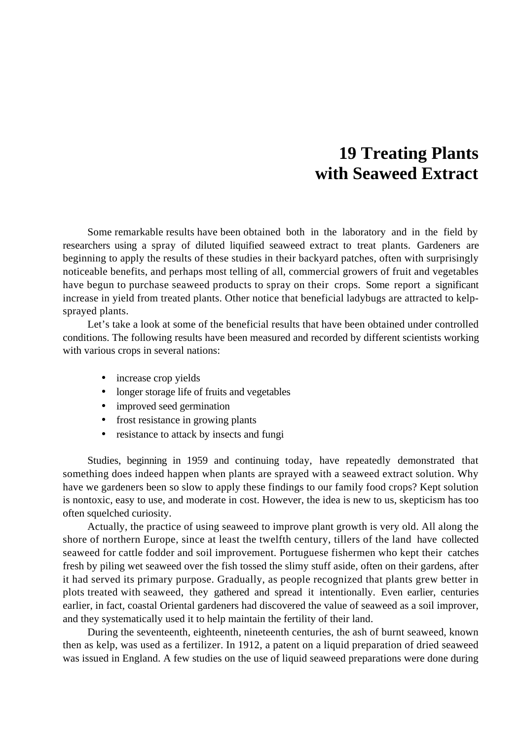# 19 Treating Plants with Seaweed Extract

Some remarkable results have been obtained both in the laboratory and in the field by researchers using a spray of diluted liquified seaweed extract to treat plants. Gardeners are beginning to apply the results of these studies in their backyard patches, often with surprisingly noticeable benefits, and perhaps most telling of all, commercial growers of fruit and vegetables have begun to purchase seaweed products to spray on their crops. Some report a significant increase in yield from treated plants. Other notice that beneficial ladybugs are attracted to kelp-sprayed plants.

Let's take a look at some of the beneficial results that have been obtained under controlled conditions. The following results have been measured and recorded by different scientists working with various crops in several nations:

- increase crop yields
- longer storage life of fruits and vegetables
- improved seed germination
- frost resistance in growing plants
- resistance to attack by insects and fungi

Studies, beginning in 1959 and continuing today, have repeatedly demonstrated that something does indeed happen when plants are sprayed with a seaweed extract solution. Why have we gardeners been so slow to apply these findings to our family food crops? Kept solution is nontoxic, easy to use, and moderate in cost. However, the idea is new to us, skepticism has too often squelched curiosity.

Actually, the practice of using seaweed to improve plant growth is very old. All along the shore of northern Europe, since at least the twelfth century, tillers of the land have collected seaweed for cattle fodder and soil improvement. Portuguese fishermen who kept their catches fresh by piling wet seaweed over the fish tossed the slimy stuff aside, often on their gardens, after it had served its primary purpose. Gradually, as people recognized that plants grew better in plots treated with seaweed, they gathered and spread it intentionally. Even earlier, centuries earlier, in fact, coastal Oriental gardeners had discovered the value of seaweed as a soil improver, and they systematically used it to help maintain the fertility of their land.

During the seventeenth, eighteenth, nineteenth centuries, the ash of burnt seaweed, known then as kelp, was used as a fertilizer. In 1912, a patent on a liquid preparation of dried seaweed was issued in England. A few studies on the use of liquid seaweed preparations were done during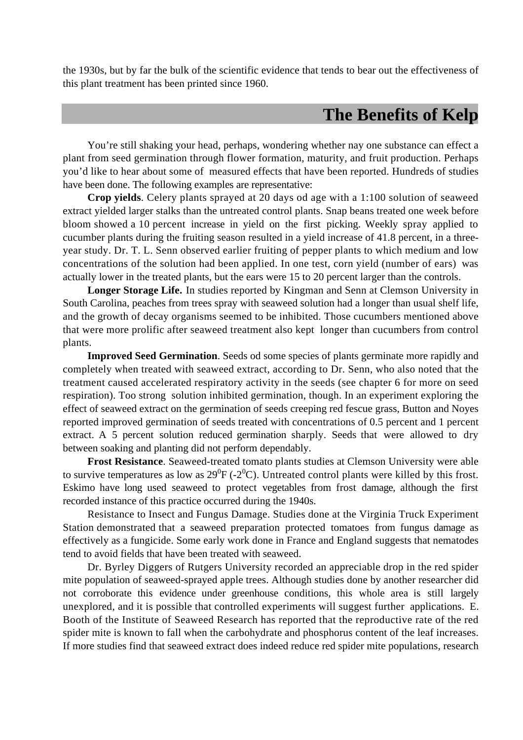the 1930s, but by far the bulk of the scientific evidence that tends to bear out the effectiveness of this plant treatment has been printed since 1960.

## The Benefits of Kelp

You're still shaking your head, perhaps, wondering whether nay one substance can effect a plant from seed germination through flower formation, maturity, and fruit production. Perhaps you'd like to hear about some of measured effects that have been reported. Hundreds of studies have been done. The following examples are representative:

**Crop yields**. Celery plants sprayed at 20 days od age with a 1:100 solution of seaweed extract yielded larger stalks than the untreated control plants. Snap beans treated one week before bloom showed a 10 percent increase in yield on the first picking. Weekly spray applied to cucumber plants during the fruiting season resulted in a yield increase of 41.8 percent, in a three-year study. Dr. T. L. Senn observed earlier fruiting of pepper plants to which medium and low concentrations of the solution had been applied. In one test, corn yield (number of ears) was actually lower in the treated plants, but the ears were 15 to 20 percent larger than the controls.

**Longer Storage Life.** In studies reported by Kingman and Senn at Clemson University in South Carolina, peaches from trees spray with seaweed solution had a longer than usual shelf life, and the growth of decay organisms seemed to be inhibited. Those cucumbers mentioned above that were more prolific after seaweed treatment also kept longer than cucumbers from control plants.

**Improved Seed Germination**. Seeds od some species of plants germinate more rapidly and completely when treated with seaweed extract, according to Dr. Senn, who also noted that the treatment caused accelerated respiratory activity in the seeds (see chapter 6 for more on seed respiration). Too strong solution inhibited germination, though. In an experiment exploring the effect of seaweed extract on the germination of seeds creeping red fescue grass, Button and Noyes reported improved germination of seeds treated with concentrations of 0.5 percent and 1 percent extract. A 5 percent solution reduced germination sharply. Seeds that were allowed to dry between soaking and planting did not perform dependably.

**Frost Resistance**. Seaweed-treated tomato plants studies at Clemson University were able to survive temperatures as low as 29$^0$F (-2$^0$C). Untreated control plants were killed by this frost. Eskimo have long used seaweed to protect vegetables from frost damage, although the first recorded instance of this practice occurred during the 1940s.

Resistance to Insect and Fungus Damage. Studies done at the Virginia Truck Experiment Station demonstrated that a seaweed preparation protected tomatoes from fungus damage as effectively as a fungicide. Some early work done in France and England suggests that nematodes tend to avoid fields that have been treated with seaweed.

Dr. Byrley Diggers of Rutgers University recorded an appreciable drop in the red spider mite population of seaweed-sprayed apple trees. Although studies done by another researcher did not corroborate this evidence under greenhouse conditions, this whole area is still largely unexplored, and it is possible that controlled experiments will suggest further applications. E. Booth of the Institute of Seaweed Research has reported that the reproductive rate of the red spider mite is known to fall when the carbohydrate and phosphorus content of the leaf increases. If more studies find that seaweed extract does indeed reduce red spider mite populations, research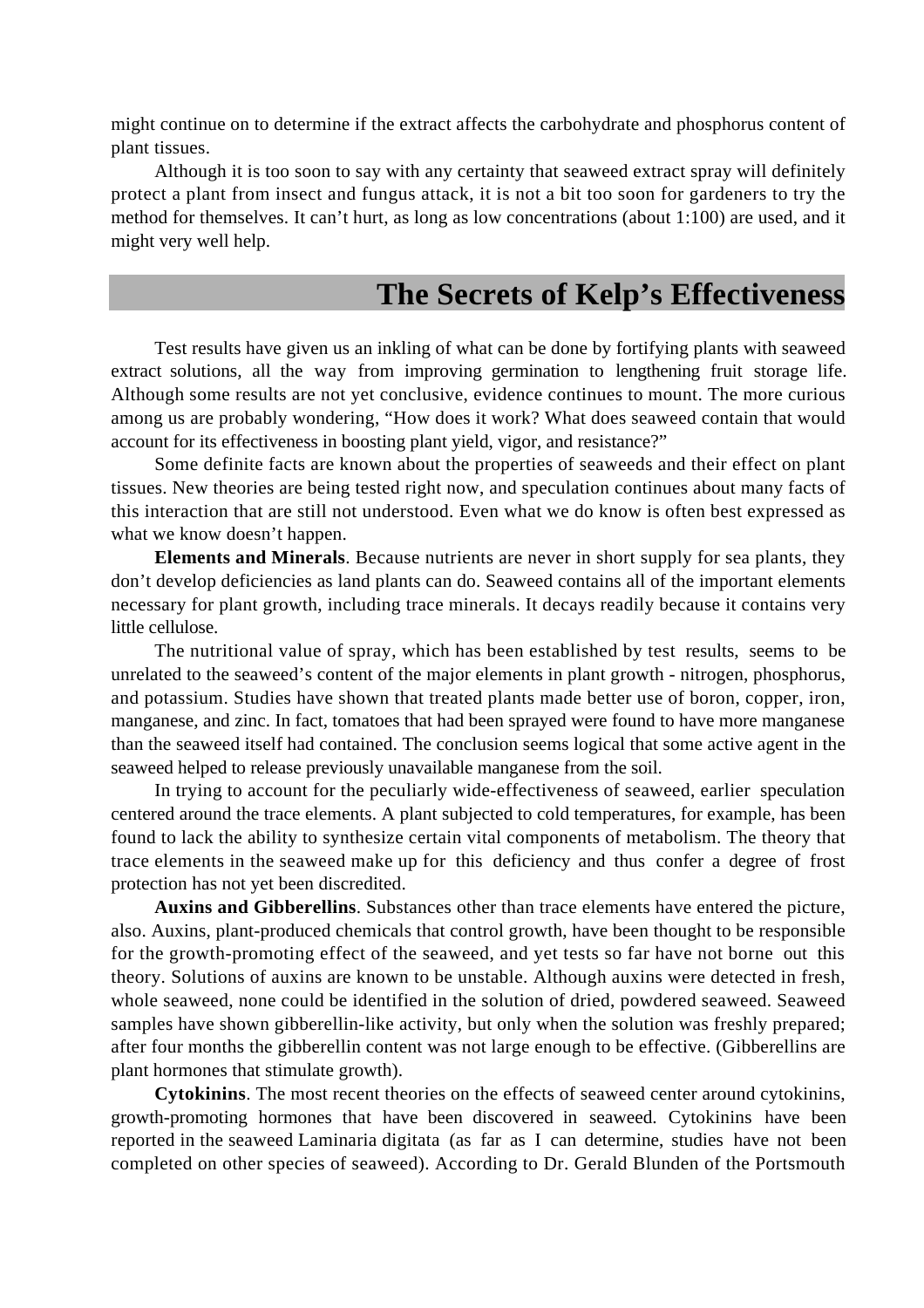might continue on to determine if the extract affects the carbohydrate and phosphorus content of plant tissues.

Although it is too soon to say with any certainty that seaweed extract spray will definitely protect a plant from insect and fungus attack, it is not a bit too soon for gardeners to try the method for themselves. It can't hurt, as long as low concentrations (about 1:100) are used, and it might very well help.

## The Secrets of Kelp's Effectiveness

Test results have given us an inkling of what can be done by fortifying plants with seaweed extract solutions, all the way from improving germination to lengthening fruit storage life. Although some results are not yet conclusive, evidence continues to mount. The more curious among us are probably wondering, "How does it work? What does seaweed contain that would account for its effectiveness in boosting plant yield, vigor, and resistance?"

Some definite facts are known about the properties of seaweeds and their effect on plant tissues. New theories are being tested right now, and speculation continues about many facts of this interaction that are still not understood. Even what we do know is often best expressed as what we know doesn't happen.

**Elements and Minerals**. Because nutrients are never in short supply for sea plants, they don't develop deficiencies as land plants can do. Seaweed contains all of the important elements necessary for plant growth, including trace minerals. It decays readily because it contains very little cellulose.

The nutritional value of spray, which has been established by test results, seems to be unrelated to the seaweed's content of the major elements in plant growth - nitrogen, phosphorus, and potassium. Studies have shown that treated plants made better use of boron, copper, iron, manganese, and zinc. In fact, tomatoes that had been sprayed were found to have more manganese than the seaweed itself had contained. The conclusion seems logical that some active agent in the seaweed helped to release previously unavailable manganese from the soil.

In trying to account for the peculiarly wide-effectiveness of seaweed, earlier speculation centered around the trace elements. A plant subjected to cold temperatures, for example, has been found to lack the ability to synthesize certain vital components of metabolism. The theory that trace elements in the seaweed make up for this deficiency and thus confer a degree of frost protection has not yet been discredited.

**Auxins and Gibberellins**. Substances other than trace elements have entered the picture, also. Auxins, plant-produced chemicals that control growth, have been thought to be responsible for the growth-promoting effect of the seaweed, and yet tests so far have not borne out this theory. Solutions of auxins are known to be unstable. Although auxins were detected in fresh, whole seaweed, none could be identified in the solution of dried, powdered seaweed. Seaweed samples have shown gibberellin-like activity, but only when the solution was freshly prepared; after four months the gibberellin content was not large enough to be effective. (Gibberellins are plant hormones that stimulate growth).

**Cytokinins**. The most recent theories on the effects of seaweed center around cytokinins, growth-promoting hormones that have been discovered in seaweed. Cytokinins have been reported in the seaweed Laminaria digitata (as far as I can determine, studies have not been completed on other species of seaweed). According to Dr. Gerald Blunden of the Portsmouth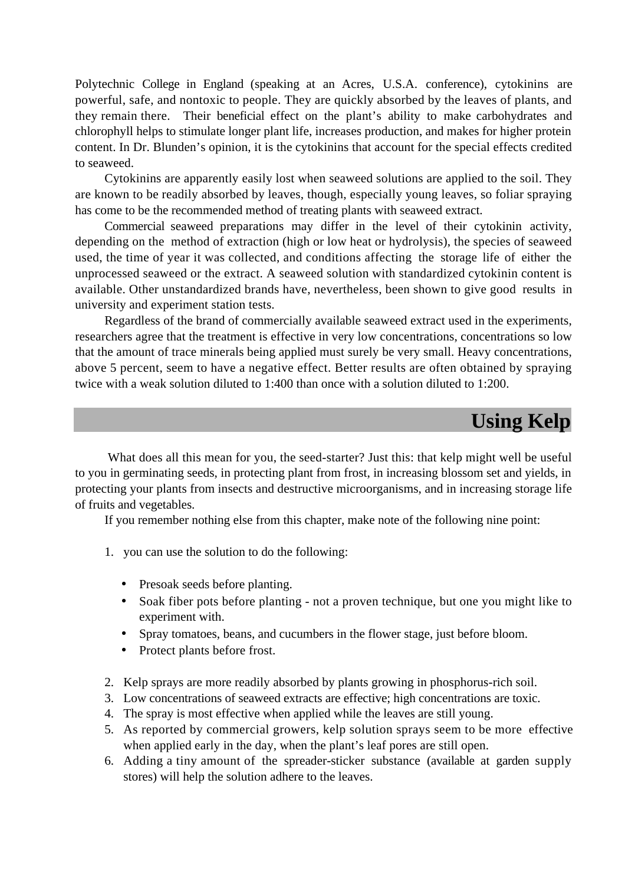Polytechnic College in England (speaking at an Acres, U.S.A. conference), cytokinins are powerful, safe, and nontoxic to people. They are quickly absorbed by the leaves of plants, and they remain there. Their beneficial effect on the plant's ability to make carbohydrates and chlorophyll helps to stimulate longer plant life, increases production, and makes for higher protein content. In Dr. Blunden's opinion, it is the cytokinins that account for the special effects credited to seaweed.

Cytokinins are apparently easily lost when seaweed solutions are applied to the soil. They are known to be readily absorbed by leaves, though, especially young leaves, so foliar spraying has come to be the recommended method of treating plants with seaweed extract.

Commercial seaweed preparations may differ in the level of their cytokinin activity, depending on the method of extraction (high or low heat or hydrolysis), the species of seaweed used, the time of year it was collected, and conditions affecting the storage life of either the unprocessed seaweed or the extract. A seaweed solution with standardized cytokinin content is available. Other unstandardized brands have, nevertheless, been shown to give good results in university and experiment station tests.

Regardless of the brand of commercially available seaweed extract used in the experiments, researchers agree that the treatment is effective in very low concentrations, concentrations so low that the amount of trace minerals being applied must surely be very small. Heavy concentrations, above 5 percent, seem to have a negative effect. Better results are often obtained by spraying twice with a weak solution diluted to 1:400 than once with a solution diluted to 1:200.

## Using Kelp

What does all this mean for you, the seed-starter? Just this: that kelp might well be useful to you in germinating seeds, in protecting plant from frost, in increasing blossom set and yields, in protecting your plants from insects and destructive microorganisms, and in increasing storage life of fruits and vegetables.

If you remember nothing else from this chapter, make note of the following nine point:

1. you can use the solution to do the following:
   - Presoak seeds before planting.
   - Soak fiber pots before planting - not a proven technique, but one you might like to experiment with.
   - Spray tomatoes, beans, and cucumbers in the flower stage, just before bloom.
   - Protect plants before frost.
2. Kelp sprays are more readily absorbed by plants growing in phosphorus-rich soil.
3. Low concentrations of seaweed extracts are effective; high concentrations are toxic.
4. The spray is most effective when applied while the leaves are still young.
5. As reported by commercial growers, kelp solution sprays seem to be more effective when applied early in the day, when the plant's leaf pores are still open.
6. Adding a tiny amount of the spreader-sticker substance (available at garden supply stores) will help the solution adhere to the leaves.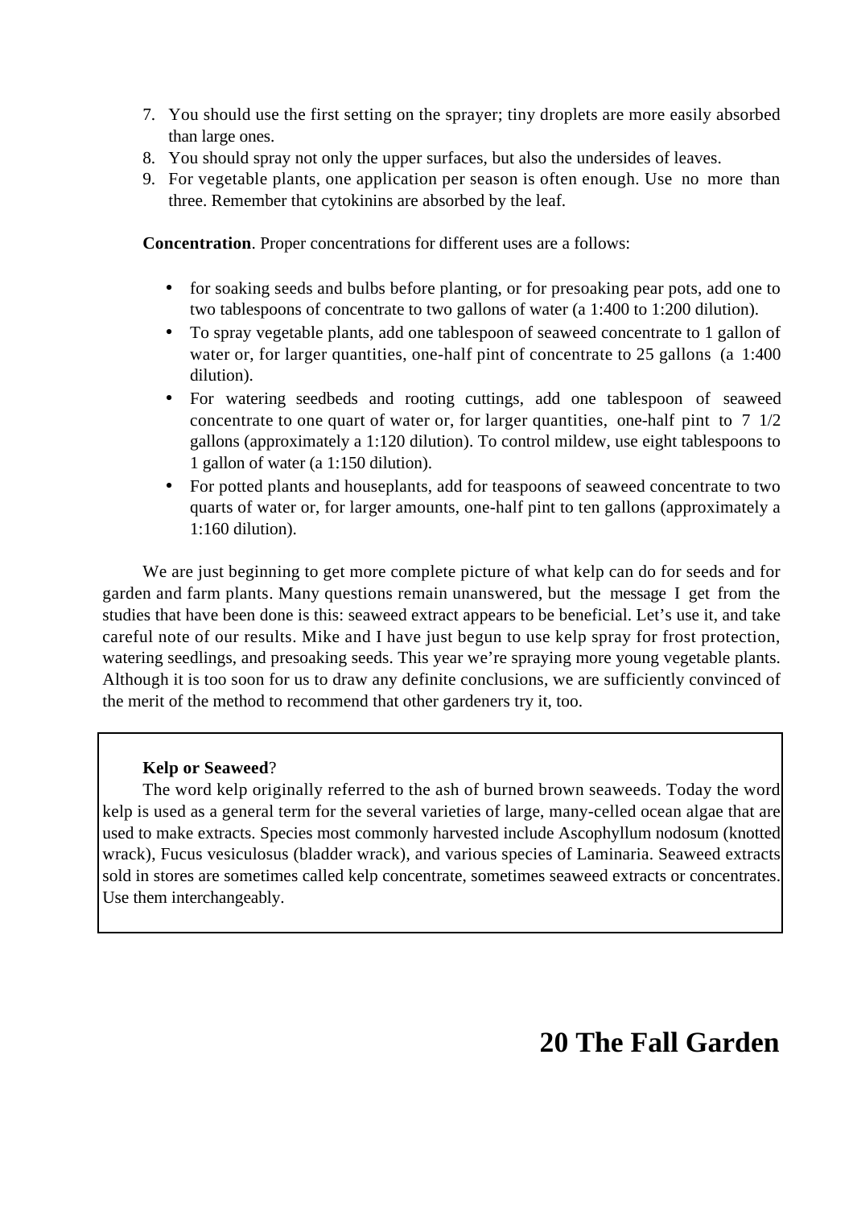7. You should use the first setting on the sprayer; tiny droplets are more easily absorbed than large ones.
8. You should spray not only the upper surfaces, but also the undersides of leaves.
9. For vegetable plants, one application per season is often enough. Use no more than three. Remember that cytokinins are absorbed by the leaf.

**Concentration**. Proper concentrations for different uses are a follows:

- for soaking seeds and bulbs before planting, or for presoaking pear pots, add one to two tablespoons of concentrate to two gallons of water (a 1:400 to 1:200 dilution).
- To spray vegetable plants, add one tablespoon of seaweed concentrate to 1 gallon of water or, for larger quantities, one-half pint of concentrate to 25 gallons (a 1:400 dilution).
- For watering seedbeds and rooting cuttings, add one tablespoon of seaweed concentrate to one quart of water or, for larger quantities, one-half pint to 7 1/2 gallons (approximately a 1:120 dilution). To control mildew, use eight tablespoons to 1 gallon of water (a 1:150 dilution).
- For potted plants and houseplants, add for teaspoons of seaweed concentrate to two quarts of water or, for larger amounts, one-half pint to ten gallons (approximately a 1:160 dilution).

We are just beginning to get more complete picture of what kelp can do for seeds and for garden and farm plants. Many questions remain unanswered, but the message I get from the studies that have been done is this: seaweed extract appears to be beneficial. Let's use it, and take careful note of our results. Mike and I have just begun to use kelp spray for frost protection, watering seedlings, and presoaking seeds. This year we're spraying more young vegetable plants. Although it is too soon for us to draw any definite conclusions, we are sufficiently convinced of the merit of the method to recommend that other gardeners try it, too.

**Kelp or Seaweed**?

The word kelp originally referred to the ash of burned brown seaweeds. Today the word kelp is used as a general term for the several varieties of large, many-celled ocean algae that are used to make extracts. Species most commonly harvested include Ascophyllum nodosum (knotted wrack), Fucus vesiculosus (bladder wrack), and various species of Laminaria. Seaweed extracts sold in stores are sometimes called kelp concentrate, sometimes seaweed extracts or concentrates. Use them interchangeably.

# 20 The Fall Garden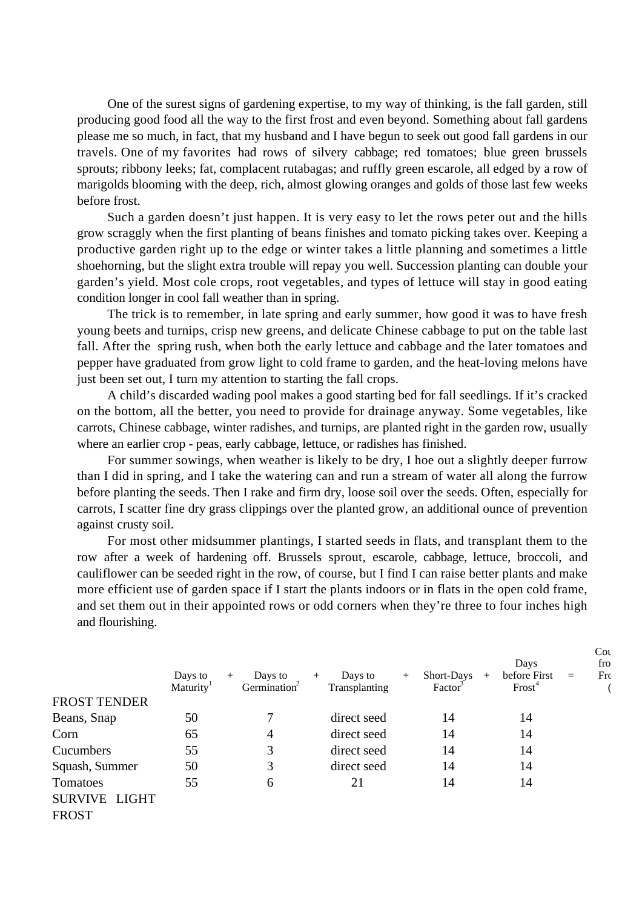One of the surest signs of gardening expertise, to my way of thinking, is the fall garden, still producing good food all the way to the first frost and even beyond. Something about fall gardens please me so much, in fact, that my husband and I have begun to seek out good fall gardens in our travels. One of my favorites had rows of silvery cabbage; red tomatoes; blue green brussels sprouts; ribbony leeks; fat, complacent rutabagas; and ruffly green escarole, all edged by a row of marigolds blooming with the deep, rich, almost glowing oranges and golds of those last few weeks before frost.

Such a garden doesn't just happen. It is very easy to let the rows peter out and the hills grow scraggly when the first planting of beans finishes and tomato picking takes over. Keeping a productive garden right up to the edge or winter takes a little planning and sometimes a little shoehorning, but the slight extra trouble will repay you well. Succession planting can double your garden's yield. Most cole crops, root vegetables, and types of lettuce will stay in good eating condition longer in cool fall weather than in spring.

The trick is to remember, in late spring and early summer, how good it was to have fresh young beets and turnips, crisp new greens, and delicate Chinese cabbage to put on the table last fall. After the spring rush, when both the early lettuce and cabbage and the later tomatoes and pepper have graduated from grow light to cold frame to garden, and the heat-loving melons have just been set out, I turn my attention to starting the fall crops.

A child's discarded wading pool makes a good starting bed for fall seedlings. If it's cracked on the bottom, all the better, you need to provide for drainage anyway. Some vegetables, like carrots, Chinese cabbage, winter radishes, and turnips, are planted right in the garden row, usually where an earlier crop - peas, early cabbage, lettuce, or radishes has finished.

For summer sowings, when weather is likely to be dry, I hoe out a slightly deeper furrow than I did in spring, and I take the watering can and run a stream of water all along the furrow before planting the seeds. Then I rake and firm dry, loose soil over the seeds. Often, especially for carrots, I scatter fine dry grass clippings over the planted grow, an additional ounce of prevention against crusty soil.

For most other midsummer plantings, I started seeds in flats, and transplant them to the row after a week of hardening off. Brussels sprout, escarole, cabbage, lettuce, broccoli, and cauliflower can be seeded right in the row, of course, but I find I can raise better plants and make more efficient use of garden space if I start the plants indoors or in flats in the open cold frame, and set them out in their appointed rows or odd corners when they're three to four inches high and flourishing.

| | Days to Maturity[1] | + | Days to Germination[2] | + | Days to Transplanting | + | Short-Days Factor[3] | + | Days before First Frost[4] | = | Cou fro Fro ( |
|---|---|---|---|---|---|---|---|---|---|---|---|
| FROST TENDER | | | | | | | | | | | |
| Beans, Snap | 50 | | 7 | | direct seed | | 14 | | 14 | | |
| Corn | 65 | | 4 | | direct seed | | 14 | | 14 | | |
| Cucumbers | 55 | | 3 | | direct seed | | 14 | | 14 | | |
| Squash, Summer | 50 | | 3 | | direct seed | | 14 | | 14 | | |
| Tomatoes | 55 | | 6 | | 21 | | 14 | | 14 | | |
| SURVIVE LIGHT FROST | | | | | | | | | | | |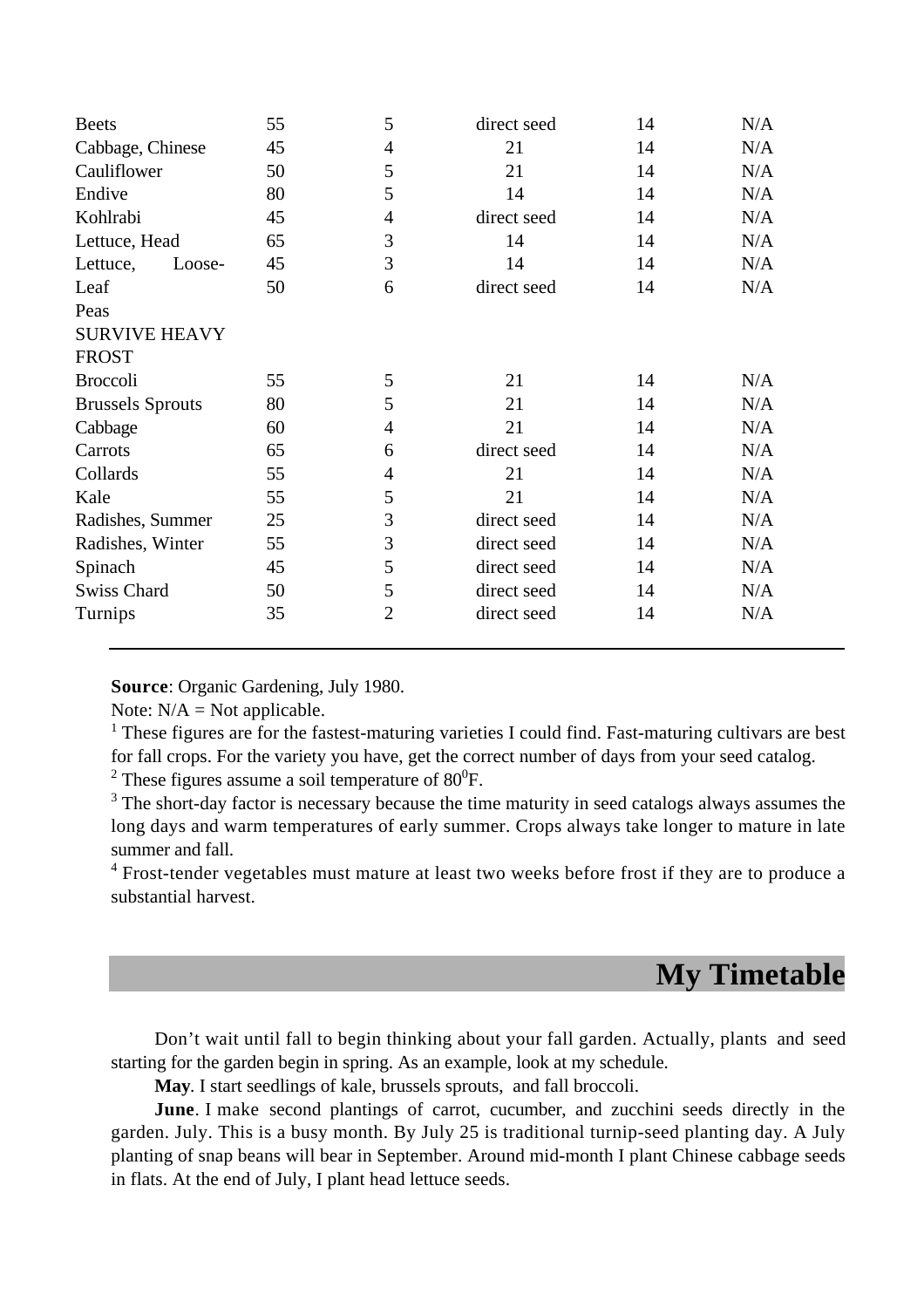| | | | | | |
|---|---|---|---|---|---|
| Beets | 55 | 5 | direct seed | 14 | N/A |
| Cabbage, Chinese | 45 | 4 | 21 | 14 | N/A |
| Cauliflower | 50 | 5 | 21 | 14 | N/A |
| Endive | 80 | 5 | 14 | 14 | N/A |
| Kohlrabi | 45 | 4 | direct seed | 14 | N/A |
| Lettuce, Head | 65 | 3 | 14 | 14 | N/A |
| Lettuce, Loose-Leaf | 45 | 3 | 14 | 14 | N/A |
| Peas | 50 | 6 | direct seed | 14 | N/A |
| SURVIVE HEAVY FROST | | | | | |
| Broccoli | 55 | 5 | 21 | 14 | N/A |
| Brussels Sprouts | 80 | 5 | 21 | 14 | N/A |
| Cabbage | 60 | 4 | 21 | 14 | N/A |
| Carrots | 65 | 6 | direct seed | 14 | N/A |
| Collards | 55 | 4 | 21 | 14 | N/A |
| Kale | 55 | 5 | 21 | 14 | N/A |
| Radishes, Summer | 25 | 3 | direct seed | 14 | N/A |
| Radishes, Winter | 55 | 3 | direct seed | 14 | N/A |
| Spinach | 45 | 5 | direct seed | 14 | N/A |
| Swiss Chard | 50 | 5 | direct seed | 14 | N/A |
| Turnips | 35 | 2 | direct seed | 14 | N/A |

**Source**: Organic Gardening, July 1980.

Note: N/A = Not applicable.

[1] These figures are for the fastest-maturing varieties I could find. Fast-maturing cultivars are best for fall crops. For the variety you have, get the correct number of days from your seed catalog.

[2] These figures assume a soil temperature of $80^0$F.

[3] The short-day factor is necessary because the time maturity in seed catalogs always assumes the long days and warm temperatures of early summer. Crops always take longer to mature in late summer and fall.

[4] Frost-tender vegetables must mature at least two weeks before frost if they are to produce a substantial harvest.

## My Timetable

Don't wait until fall to begin thinking about your fall garden. Actually, plants and seed starting for the garden begin in spring. As an example, look at my schedule.

**May**. I start seedlings of kale, brussels sprouts, and fall broccoli.

**June**. I make second plantings of carrot, cucumber, and zucchini seeds directly in the garden. July. This is a busy month. By July 25 is traditional turnip-seed planting day. A July planting of snap beans will bear in September. Around mid-month I plant Chinese cabbage seeds in flats. At the end of July, I plant head lettuce seeds.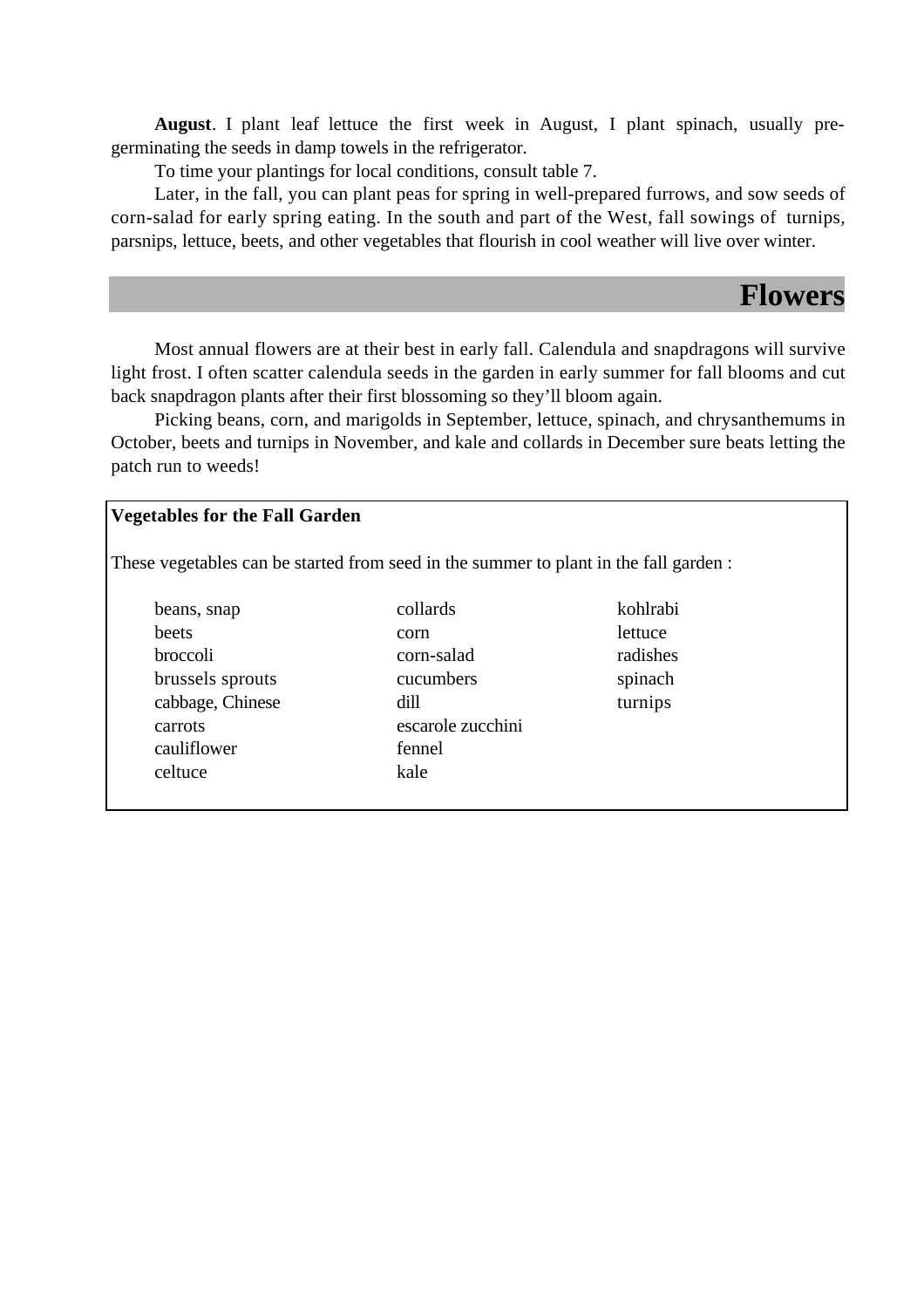**August**. I plant leaf lettuce the first week in August, I plant spinach, usually pre-germinating the seeds in damp towels in the refrigerator.

To time your plantings for local conditions, consult table 7.

Later, in the fall, you can plant peas for spring in well-prepared furrows, and sow seeds of corn-salad for early spring eating. In the south and part of the West, fall sowings of turnips, parsnips, lettuce, beets, and other vegetables that flourish in cool weather will live over winter.

## Flowers

Most annual flowers are at their best in early fall. Calendula and snapdragons will survive light frost. I often scatter calendula seeds in the garden in early summer for fall blooms and cut back snapdragon plants after their first blossoming so they'll bloom again.

Picking beans, corn, and marigolds in September, lettuce, spinach, and chrysanthemums in October, beets and turnips in November, and kale and collards in December sure beats letting the patch run to weeds!

**Vegetables for the Fall Garden**

These vegetables can be started from seed in the summer to plant in the fall garden :

| | | |
|---|---|---|
| beans, snap | collards | kohlrabi |
| beets | corn | lettuce |
| broccoli | corn-salad | radishes |
| brussels sprouts | cucumbers | spinach |
| cabbage, Chinese | dill | turnips |
| carrots | escarole zucchini | |
| cauliflower | fennel | |
| celtuce | kale | |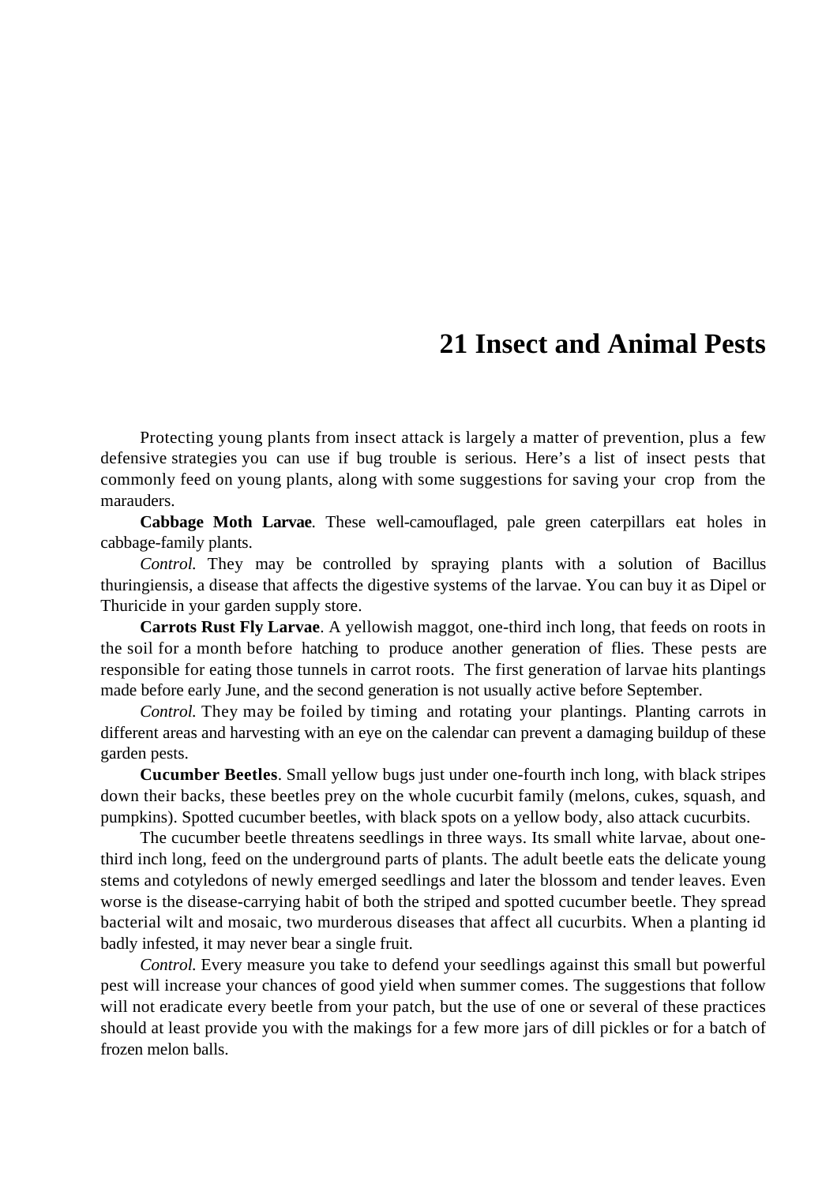# 21 Insect and Animal Pests

Protecting young plants from insect attack is largely a matter of prevention, plus a few defensive strategies you can use if bug trouble is serious. Here's a list of insect pests that commonly feed on young plants, along with some suggestions for saving your crop from the marauders.

**Cabbage Moth Larvae**. These well-camouflaged, pale green caterpillars eat holes in cabbage-family plants.

*Control.* They may be controlled by spraying plants with a solution of Bacillus thuringiensis, a disease that affects the digestive systems of the larvae. You can buy it as Dipel or Thuricide in your garden supply store.

**Carrots Rust Fly Larvae**. A yellowish maggot, one-third inch long, that feeds on roots in the soil for a month before hatching to produce another generation of flies. These pests are responsible for eating those tunnels in carrot roots. The first generation of larvae hits plantings made before early June, and the second generation is not usually active before September.

*Control.* They may be foiled by timing and rotating your plantings. Planting carrots in different areas and harvesting with an eye on the calendar can prevent a damaging buildup of these garden pests.

**Cucumber Beetles**. Small yellow bugs just under one-fourth inch long, with black stripes down their backs, these beetles prey on the whole cucurbit family (melons, cukes, squash, and pumpkins). Spotted cucumber beetles, with black spots on a yellow body, also attack cucurbits.

The cucumber beetle threatens seedlings in three ways. Its small white larvae, about one-third inch long, feed on the underground parts of plants. The adult beetle eats the delicate young stems and cotyledons of newly emerged seedlings and later the blossom and tender leaves. Even worse is the disease-carrying habit of both the striped and spotted cucumber beetle. They spread bacterial wilt and mosaic, two murderous diseases that affect all cucurbits. When a planting id badly infested, it may never bear a single fruit.

*Control.* Every measure you take to defend your seedlings against this small but powerful pest will increase your chances of good yield when summer comes. The suggestions that follow will not eradicate every beetle from your patch, but the use of one or several of these practices should at least provide you with the makings for a few more jars of dill pickles or for a batch of frozen melon balls.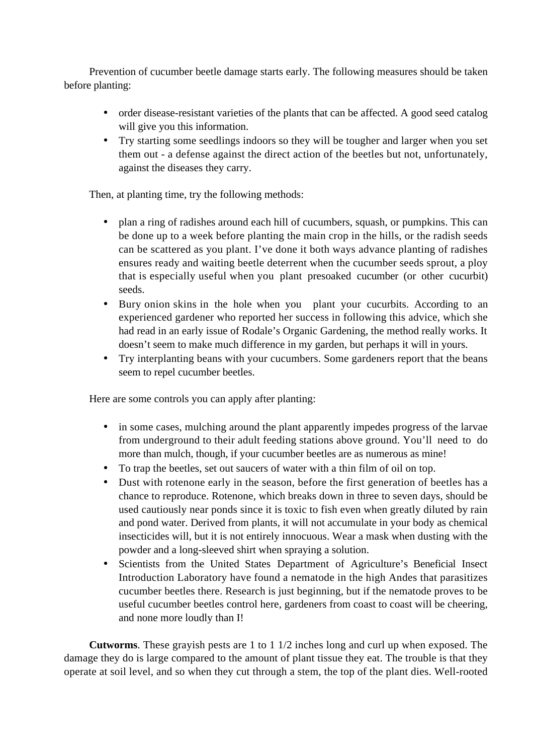Prevention of cucumber beetle damage starts early. The following measures should be taken before planting:

- order disease-resistant varieties of the plants that can be affected. A good seed catalog will give you this information.
- Try starting some seedlings indoors so they will be tougher and larger when you set them out - a defense against the direct action of the beetles but not, unfortunately, against the diseases they carry.

Then, at planting time, try the following methods:

- plan a ring of radishes around each hill of cucumbers, squash, or pumpkins. This can be done up to a week before planting the main crop in the hills, or the radish seeds can be scattered as you plant. I've done it both ways advance planting of radishes ensures ready and waiting beetle deterrent when the cucumber seeds sprout, a ploy that is especially useful when you plant presoaked cucumber (or other cucurbit) seeds.
- Bury onion skins in the hole when you plant your cucurbits. According to an experienced gardener who reported her success in following this advice, which she had read in an early issue of Rodale's Organic Gardening, the method really works. It doesn't seem to make much difference in my garden, but perhaps it will in yours.
- Try interplanting beans with your cucumbers. Some gardeners report that the beans seem to repel cucumber beetles.

Here are some controls you can apply after planting:

- in some cases, mulching around the plant apparently impedes progress of the larvae from underground to their adult feeding stations above ground. You'll need to do more than mulch, though, if your cucumber beetles are as numerous as mine!
- To trap the beetles, set out saucers of water with a thin film of oil on top.
- Dust with rotenone early in the season, before the first generation of beetles has a chance to reproduce. Rotenone, which breaks down in three to seven days, should be used cautiously near ponds since it is toxic to fish even when greatly diluted by rain and pond water. Derived from plants, it will not accumulate in your body as chemical insecticides will, but it is not entirely innocuous. Wear a mask when dusting with the powder and a long-sleeved shirt when spraying a solution.
- Scientists from the United States Department of Agriculture's Beneficial Insect Introduction Laboratory have found a nematode in the high Andes that parasitizes cucumber beetles there. Research is just beginning, but if the nematode proves to be useful cucumber beetles control here, gardeners from coast to coast will be cheering, and none more loudly than I!

**Cutworms**. These grayish pests are 1 to 1 1/2 inches long and curl up when exposed. The damage they do is large compared to the amount of plant tissue they eat. The trouble is that they operate at soil level, and so when they cut through a stem, the top of the plant dies. Well-rooted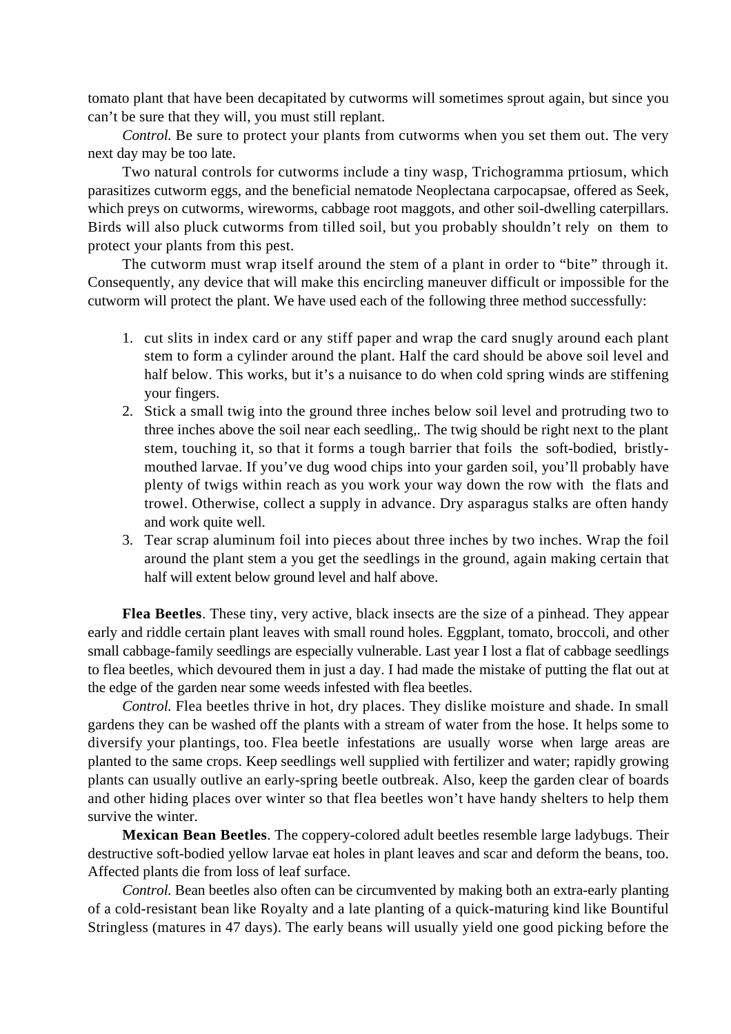tomato plant that have been decapitated by cutworms will sometimes sprout again, but since you can't be sure that they will, you must still replant.

*Control.* Be sure to protect your plants from cutworms when you set them out. The very next day may be too late.

Two natural controls for cutworms include a tiny wasp, Trichogramma prtiosum, which parasitizes cutworm eggs, and the beneficial nematode Neoplectana carpocapsae, offered as Seek, which preys on cutworms, wireworms, cabbage root maggots, and other soil-dwelling caterpillars. Birds will also pluck cutworms from tilled soil, but you probably shouldn't rely on them to protect your plants from this pest.

The cutworm must wrap itself around the stem of a plant in order to "bite" through it. Consequently, any device that will make this encircling maneuver difficult or impossible for the cutworm will protect the plant. We have used each of the following three method successfully:

1. cut slits in index card or any stiff paper and wrap the card snugly around each plant stem to form a cylinder around the plant. Half the card should be above soil level and half below. This works, but it's a nuisance to do when cold spring winds are stiffening your fingers.
2. Stick a small twig into the ground three inches below soil level and protruding two to three inches above the soil near each seedling,. The twig should be right next to the plant stem, touching it, so that it forms a tough barrier that foils the soft-bodied, bristly-mouthed larvae. If you've dug wood chips into your garden soil, you'll probably have plenty of twigs within reach as you work your way down the row with the flats and trowel. Otherwise, collect a supply in advance. Dry asparagus stalks are often handy and work quite well.
3. Tear scrap aluminum foil into pieces about three inches by two inches. Wrap the foil around the plant stem a you get the seedlings in the ground, again making certain that half will extent below ground level and half above.

**Flea Beetles**. These tiny, very active, black insects are the size of a pinhead. They appear early and riddle certain plant leaves with small round holes. Eggplant, tomato, broccoli, and other small cabbage-family seedlings are especially vulnerable. Last year I lost a flat of cabbage seedlings to flea beetles, which devoured them in just a day. I had made the mistake of putting the flat out at the edge of the garden near some weeds infested with flea beetles.

*Control.* Flea beetles thrive in hot, dry places. They dislike moisture and shade. In small gardens they can be washed off the plants with a stream of water from the hose. It helps some to diversify your plantings, too. Flea beetle infestations are usually worse when large areas are planted to the same crops. Keep seedlings well supplied with fertilizer and water; rapidly growing plants can usually outlive an early-spring beetle outbreak. Also, keep the garden clear of boards and other hiding places over winter so that flea beetles won't have handy shelters to help them survive the winter.

**Mexican Bean Beetles**. The coppery-colored adult beetles resemble large ladybugs. Their destructive soft-bodied yellow larvae eat holes in plant leaves and scar and deform the beans, too. Affected plants die from loss of leaf surface.

*Control.* Bean beetles also often can be circumvented by making both an extra-early planting of a cold-resistant bean like Royalty and a late planting of a quick-maturing kind like Bountiful Stringless (matures in 47 days). The early beans will usually yield one good picking before the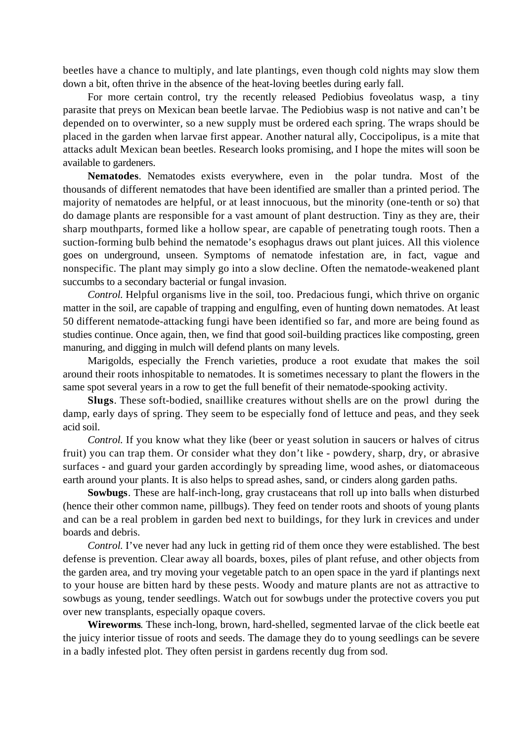beetles have a chance to multiply, and late plantings, even though cold nights may slow them down a bit, often thrive in the absence of the heat-loving beetles during early fall.

For more certain control, try the recently released Pediobius foveolatus wasp, a tiny parasite that preys on Mexican bean beetle larvae. The Pediobius wasp is not native and can't be depended on to overwinter, so a new supply must be ordered each spring. The wraps should be placed in the garden when larvae first appear. Another natural ally, Coccipolipus, is a mite that attacks adult Mexican bean beetles. Research looks promising, and I hope the mites will soon be available to gardeners.

**Nematodes**. Nematodes exists everywhere, even in the polar tundra. Most of the thousands of different nematodes that have been identified are smaller than a printed period. The majority of nematodes are helpful, or at least innocuous, but the minority (one-tenth or so) that do damage plants are responsible for a vast amount of plant destruction. Tiny as they are, their sharp mouthparts, formed like a hollow spear, are capable of penetrating tough roots. Then a suction-forming bulb behind the nematode's esophagus draws out plant juices. All this violence goes on underground, unseen. Symptoms of nematode infestation are, in fact, vague and nonspecific. The plant may simply go into a slow decline. Often the nematode-weakened plant succumbs to a secondary bacterial or fungal invasion.

*Control.* Helpful organisms live in the soil, too. Predacious fungi, which thrive on organic matter in the soil, are capable of trapping and engulfing, even of hunting down nematodes. At least 50 different nematode-attacking fungi have been identified so far, and more are being found as studies continue. Once again, then, we find that good soil-building practices like composting, green manuring, and digging in mulch will defend plants on many levels.

Marigolds, especially the French varieties, produce a root exudate that makes the soil around their roots inhospitable to nematodes. It is sometimes necessary to plant the flowers in the same spot several years in a row to get the full benefit of their nematode-spooking activity.

**Slugs**. These soft-bodied, snaillike creatures without shells are on the prowl during the damp, early days of spring. They seem to be especially fond of lettuce and peas, and they seek acid soil.

*Control.* If you know what they like (beer or yeast solution in saucers or halves of citrus fruit) you can trap them. Or consider what they don't like - powdery, sharp, dry, or abrasive surfaces - and guard your garden accordingly by spreading lime, wood ashes, or diatomaceous earth around your plants. It is also helps to spread ashes, sand, or cinders along garden paths.

**Sowbugs**. These are half-inch-long, gray crustaceans that roll up into balls when disturbed (hence their other common name, pillbugs). They feed on tender roots and shoots of young plants and can be a real problem in garden bed next to buildings, for they lurk in crevices and under boards and debris.

*Control.* I've never had any luck in getting rid of them once they were established. The best defense is prevention. Clear away all boards, boxes, piles of plant refuse, and other objects from the garden area, and try moving your vegetable patch to an open space in the yard if plantings next to your house are bitten hard by these pests. Woody and mature plants are not as attractive to sowbugs as young, tender seedlings. Watch out for sowbugs under the protective covers you put over new transplants, especially opaque covers.

**Wireworms**. These inch-long, brown, hard-shelled, segmented larvae of the click beetle eat the juicy interior tissue of roots and seeds. The damage they do to young seedlings can be severe in a badly infested plot. They often persist in gardens recently dug from sod.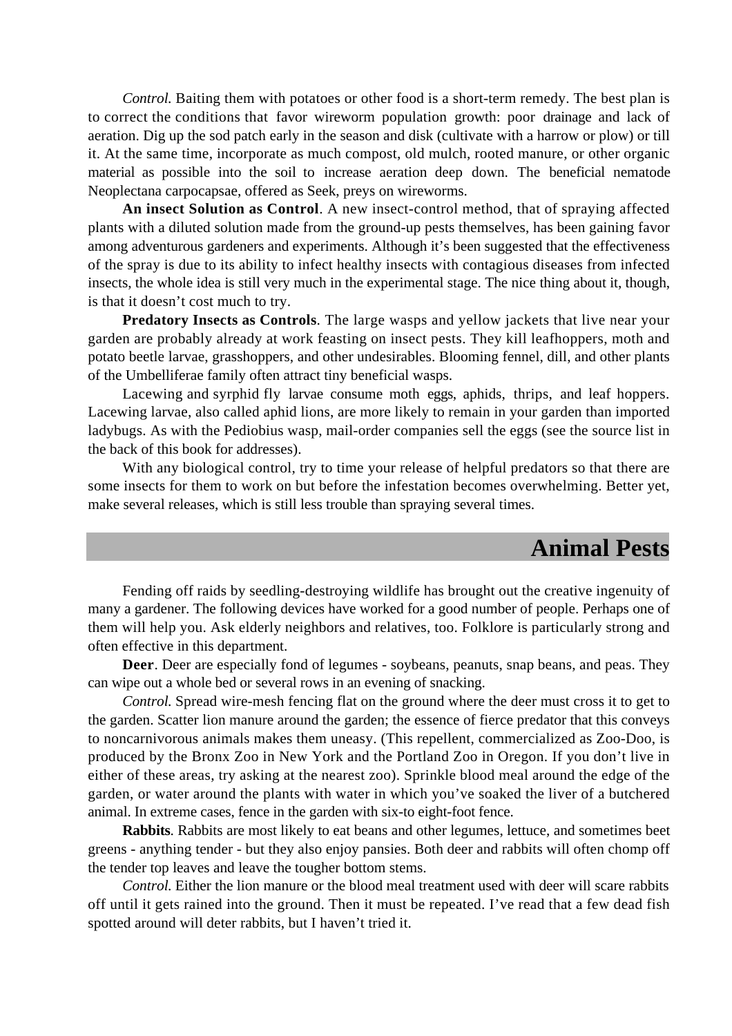*Control.* Baiting them with potatoes or other food is a short-term remedy. The best plan is to correct the conditions that favor wireworm population growth: poor drainage and lack of aeration. Dig up the sod patch early in the season and disk (cultivate with a harrow or plow) or till it. At the same time, incorporate as much compost, old mulch, rooted manure, or other organic material as possible into the soil to increase aeration deep down. The beneficial nematode Neoplectana carpocapsae, offered as Seek, preys on wireworms.

**An insect Solution as Control**. A new insect-control method, that of spraying affected plants with a diluted solution made from the ground-up pests themselves, has been gaining favor among adventurous gardeners and experiments. Although it's been suggested that the effectiveness of the spray is due to its ability to infect healthy insects with contagious diseases from infected insects, the whole idea is still very much in the experimental stage. The nice thing about it, though, is that it doesn't cost much to try.

**Predatory Insects as Controls**. The large wasps and yellow jackets that live near your garden are probably already at work feasting on insect pests. They kill leafhoppers, moth and potato beetle larvae, grasshoppers, and other undesirables. Blooming fennel, dill, and other plants of the Umbelliferae family often attract tiny beneficial wasps.

Lacewing and syrphid fly larvae consume moth eggs, aphids, thrips, and leaf hoppers. Lacewing larvae, also called aphid lions, are more likely to remain in your garden than imported ladybugs. As with the Pediobius wasp, mail-order companies sell the eggs (see the source list in the back of this book for addresses).

With any biological control, try to time your release of helpful predators so that there are some insects for them to work on but before the infestation becomes overwhelming. Better yet, make several releases, which is still less trouble than spraying several times.

## Animal Pests

Fending off raids by seedling-destroying wildlife has brought out the creative ingenuity of many a gardener. The following devices have worked for a good number of people. Perhaps one of them will help you. Ask elderly neighbors and relatives, too. Folklore is particularly strong and often effective in this department.

**Deer**. Deer are especially fond of legumes - soybeans, peanuts, snap beans, and peas. They can wipe out a whole bed or several rows in an evening of snacking.

*Control.* Spread wire-mesh fencing flat on the ground where the deer must cross it to get to the garden. Scatter lion manure around the garden; the essence of fierce predator that this conveys to noncarnivorous animals makes them uneasy. (This repellent, commercialized as Zoo-Doo, is produced by the Bronx Zoo in New York and the Portland Zoo in Oregon. If you don't live in either of these areas, try asking at the nearest zoo). Sprinkle blood meal around the edge of the garden, or water around the plants with water in which you've soaked the liver of a butchered animal. In extreme cases, fence in the garden with six-to eight-foot fence.

**Rabbits**. Rabbits are most likely to eat beans and other legumes, lettuce, and sometimes beet greens - anything tender - but they also enjoy pansies. Both deer and rabbits will often chomp off the tender top leaves and leave the tougher bottom stems.

*Control.* Either the lion manure or the blood meal treatment used with deer will scare rabbits off until it gets rained into the ground. Then it must be repeated. I've read that a few dead fish spotted around will deter rabbits, but I haven't tried it.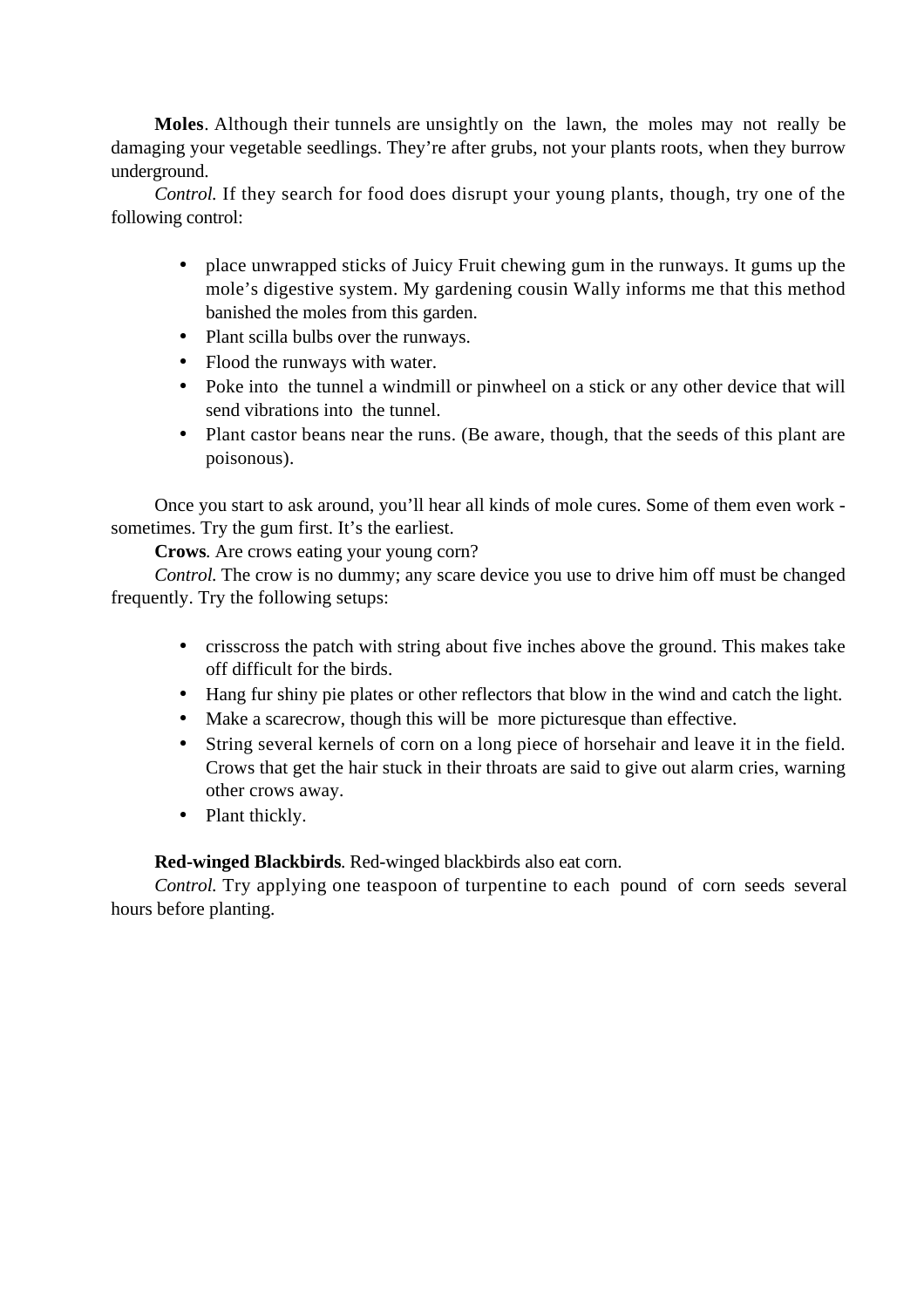**Moles**. Although their tunnels are unsightly on the lawn, the moles may not really be damaging your vegetable seedlings. They're after grubs, not your plants roots, when they burrow underground.

*Control.* If they search for food does disrupt your young plants, though, try one of the following control:

- place unwrapped sticks of Juicy Fruit chewing gum in the runways. It gums up the mole's digestive system. My gardening cousin Wally informs me that this method banished the moles from this garden.
- Plant scilla bulbs over the runways.
- Flood the runways with water.
- Poke into the tunnel a windmill or pinwheel on a stick or any other device that will send vibrations into the tunnel.
- Plant castor beans near the runs. (Be aware, though, that the seeds of this plant are poisonous).

Once you start to ask around, you'll hear all kinds of mole cures. Some of them even work - sometimes. Try the gum first. It's the earliest.

**Crows**. Are crows eating your young corn?

*Control.* The crow is no dummy; any scare device you use to drive him off must be changed frequently. Try the following setups:

- crisscross the patch with string about five inches above the ground. This makes take off difficult for the birds.
- Hang fur shiny pie plates or other reflectors that blow in the wind and catch the light.
- Make a scarecrow, though this will be more picturesque than effective.
- String several kernels of corn on a long piece of horsehair and leave it in the field. Crows that get the hair stuck in their throats are said to give out alarm cries, warning other crows away.
- Plant thickly.

**Red-winged Blackbirds**. Red-winged blackbirds also eat corn.

*Control.* Try applying one teaspoon of turpentine to each pound of corn seeds several hours before planting.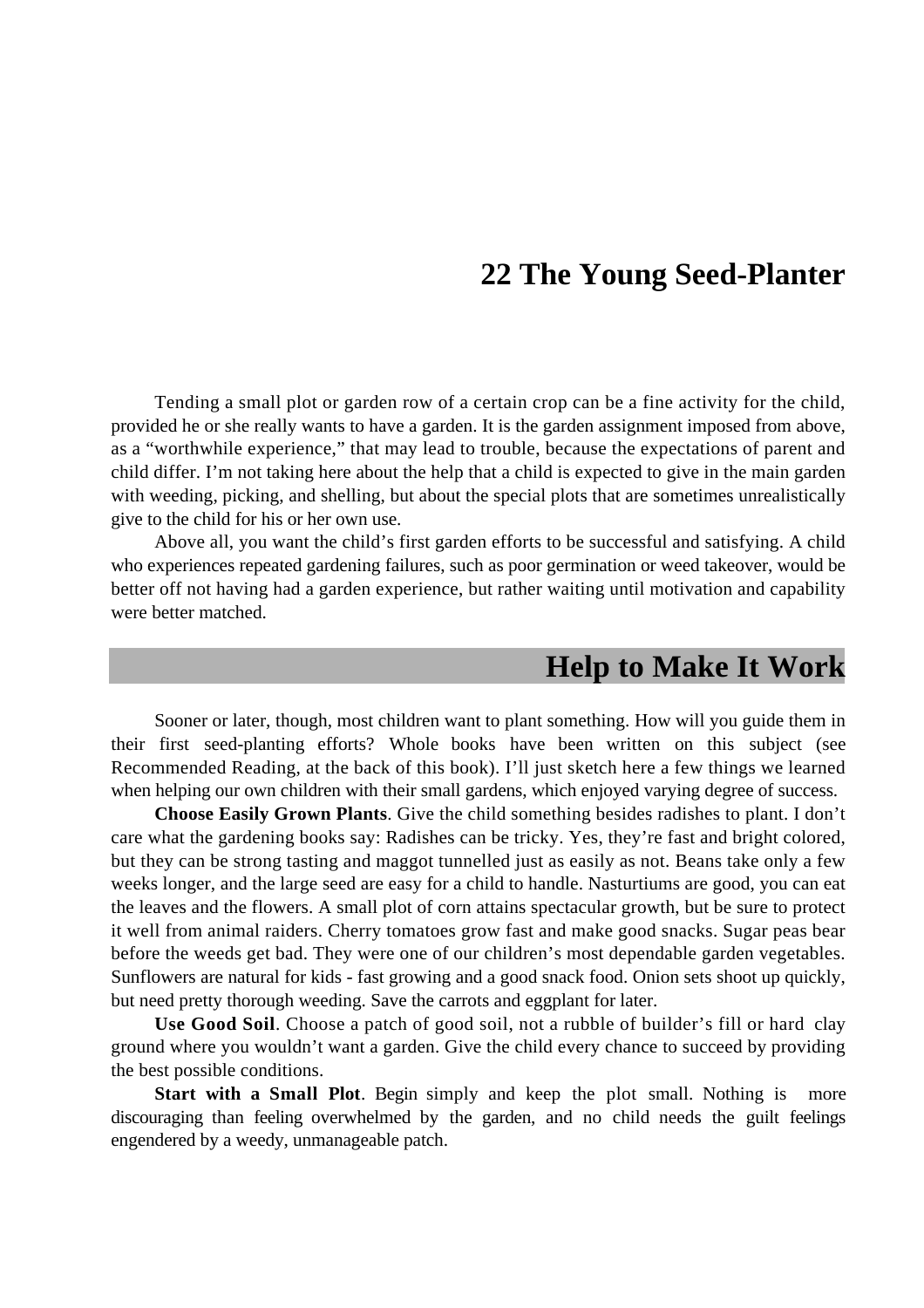# 22 The Young Seed-Planter

Tending a small plot or garden row of a certain crop can be a fine activity for the child, provided he or she really wants to have a garden. It is the garden assignment imposed from above, as a "worthwhile experience," that may lead to trouble, because the expectations of parent and child differ. I'm not taking here about the help that a child is expected to give in the main garden with weeding, picking, and shelling, but about the special plots that are sometimes unrealistically give to the child for his or her own use.

Above all, you want the child's first garden efforts to be successful and satisfying. A child who experiences repeated gardening failures, such as poor germination or weed takeover, would be better off not having had a garden experience, but rather waiting until motivation and capability were better matched.

## Help to Make It Work

Sooner or later, though, most children want to plant something. How will you guide them in their first seed-planting efforts? Whole books have been written on this subject (see Recommended Reading, at the back of this book). I'll just sketch here a few things we learned when helping our own children with their small gardens, which enjoyed varying degree of success.

**Choose Easily Grown Plants**. Give the child something besides radishes to plant. I don't care what the gardening books say: Radishes can be tricky. Yes, they're fast and bright colored, but they can be strong tasting and maggot tunnelled just as easily as not. Beans take only a few weeks longer, and the large seed are easy for a child to handle. Nasturtiums are good, you can eat the leaves and the flowers. A small plot of corn attains spectacular growth, but be sure to protect it well from animal raiders. Cherry tomatoes grow fast and make good snacks. Sugar peas bear before the weeds get bad. They were one of our children's most dependable garden vegetables. Sunflowers are natural for kids - fast growing and a good snack food. Onion sets shoot up quickly, but need pretty thorough weeding. Save the carrots and eggplant for later.

**Use Good Soil**. Choose a patch of good soil, not a rubble of builder's fill or hard clay ground where you wouldn't want a garden. Give the child every chance to succeed by providing the best possible conditions.

**Start with a Small Plot**. Begin simply and keep the plot small. Nothing is more discouraging than feeling overwhelmed by the garden, and no child needs the guilt feelings engendered by a weedy, unmanageable patch.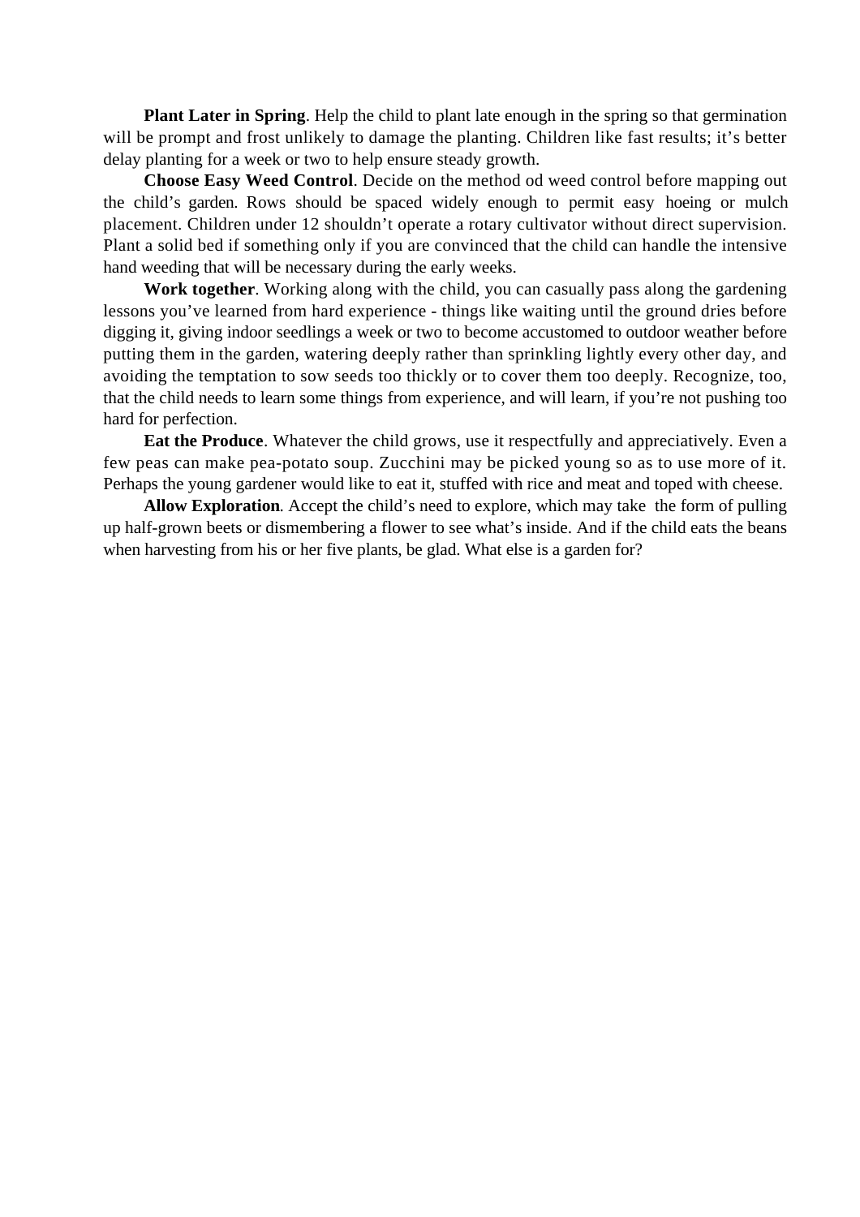**Plant Later in Spring**. Help the child to plant late enough in the spring so that germination will be prompt and frost unlikely to damage the planting. Children like fast results; it's better delay planting for a week or two to help ensure steady growth.

**Choose Easy Weed Control**. Decide on the method od weed control before mapping out the child's garden. Rows should be spaced widely enough to permit easy hoeing or mulch placement. Children under 12 shouldn't operate a rotary cultivator without direct supervision. Plant a solid bed if something only if you are convinced that the child can handle the intensive hand weeding that will be necessary during the early weeks.

**Work together**. Working along with the child, you can casually pass along the gardening lessons you've learned from hard experience - things like waiting until the ground dries before digging it, giving indoor seedlings a week or two to become accustomed to outdoor weather before putting them in the garden, watering deeply rather than sprinkling lightly every other day, and avoiding the temptation to sow seeds too thickly or to cover them too deeply. Recognize, too, that the child needs to learn some things from experience, and will learn, if you're not pushing too hard for perfection.

**Eat the Produce**. Whatever the child grows, use it respectfully and appreciatively. Even a few peas can make pea-potato soup. Zucchini may be picked young so as to use more of it. Perhaps the young gardener would like to eat it, stuffed with rice and meat and toped with cheese.

**Allow Exploration**. Accept the child's need to explore, which may take the form of pulling up half-grown beets or dismembering a flower to see what's inside. And if the child eats the beans when harvesting from his or her five plants, be glad. What else is a garden for?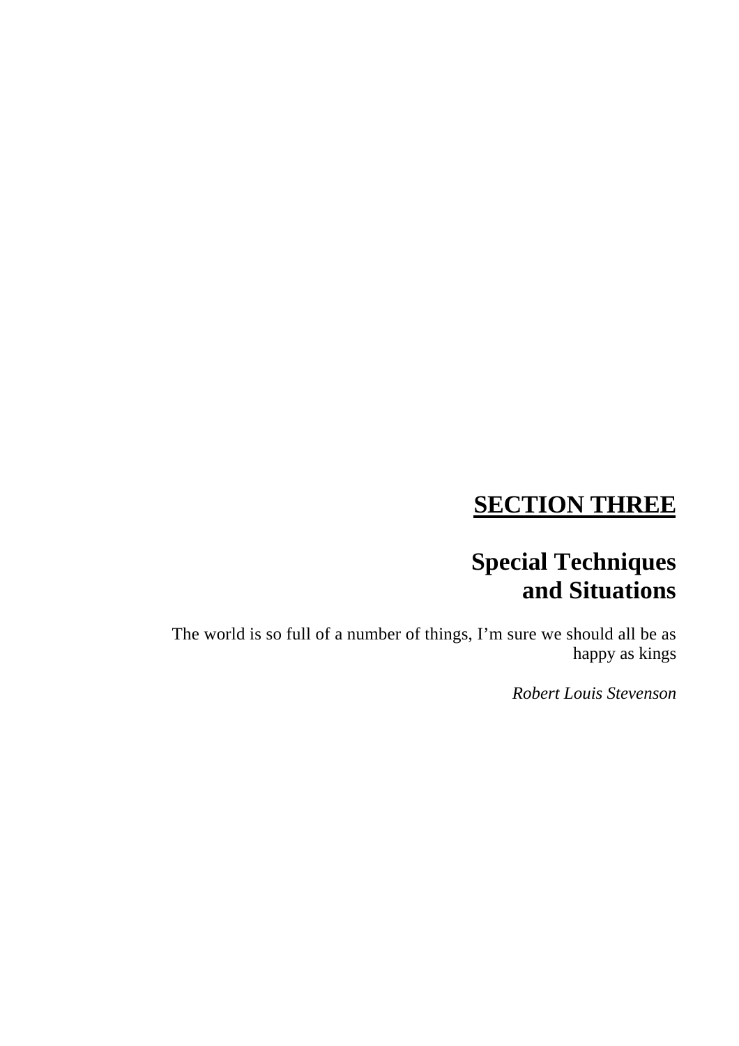# SECTION THREE

## Special Techniques and Situations

The world is so full of a number of things, I’m sure we should all be as happy as kings

*Robert Louis Stevenson*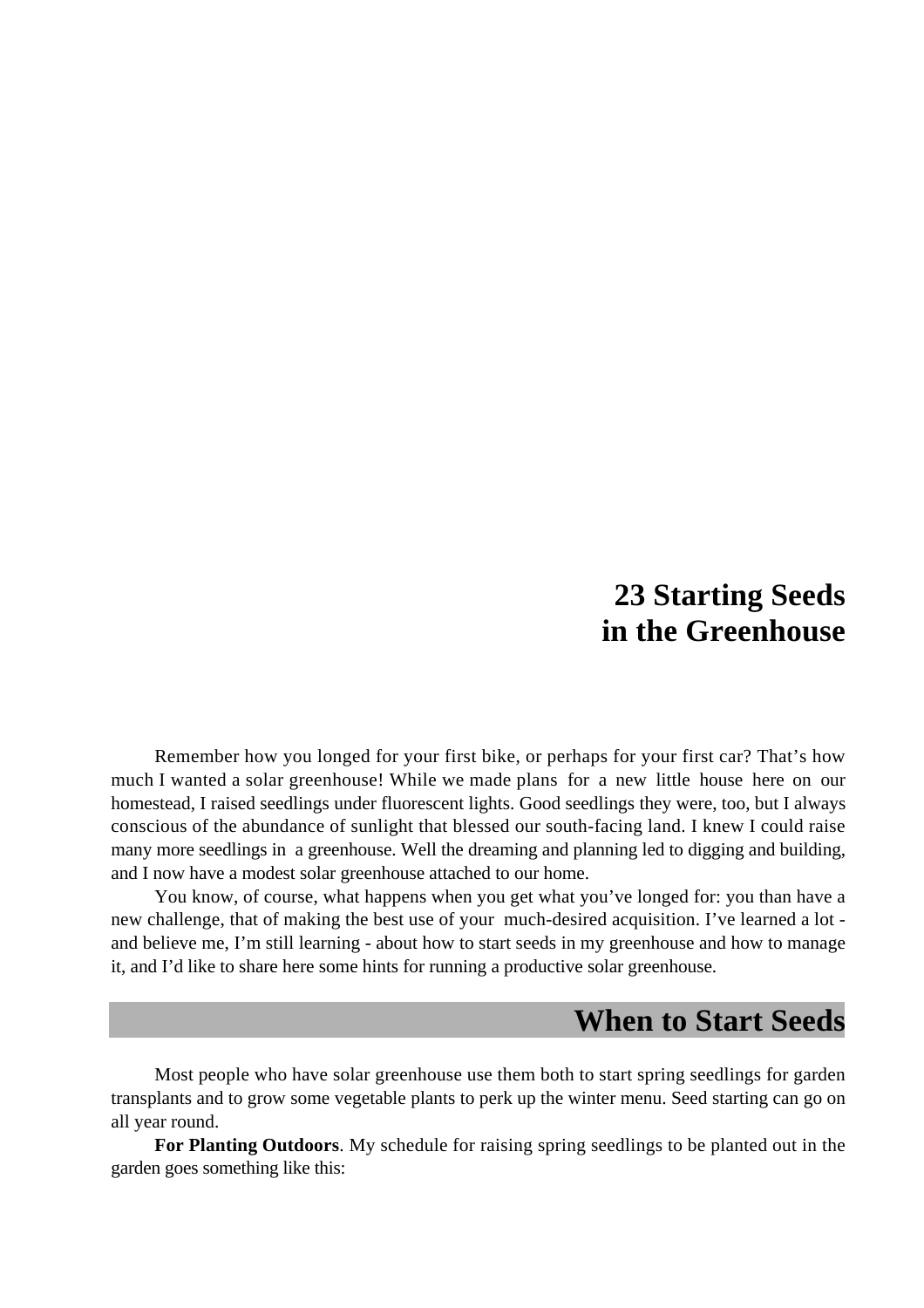# 23 Starting Seeds in the Greenhouse

Remember how you longed for your first bike, or perhaps for your first car? That's how much I wanted a solar greenhouse! While we made plans for a new little house here on our homestead, I raised seedlings under fluorescent lights. Good seedlings they were, too, but I always conscious of the abundance of sunlight that blessed our south-facing land. I knew I could raise many more seedlings in a greenhouse. Well the dreaming and planning led to digging and building, and I now have a modest solar greenhouse attached to our home.

You know, of course, what happens when you get what you've longed for: you than have a new challenge, that of making the best use of your much-desired acquisition. I've learned a lot - and believe me, I'm still learning - about how to start seeds in my greenhouse and how to manage it, and I'd like to share here some hints for running a productive solar greenhouse.

## When to Start Seeds

Most people who have solar greenhouse use them both to start spring seedlings for garden transplants and to grow some vegetable plants to perk up the winter menu. Seed starting can go on all year round.

**For Planting Outdoors**. My schedule for raising spring seedlings to be planted out in the garden goes something like this: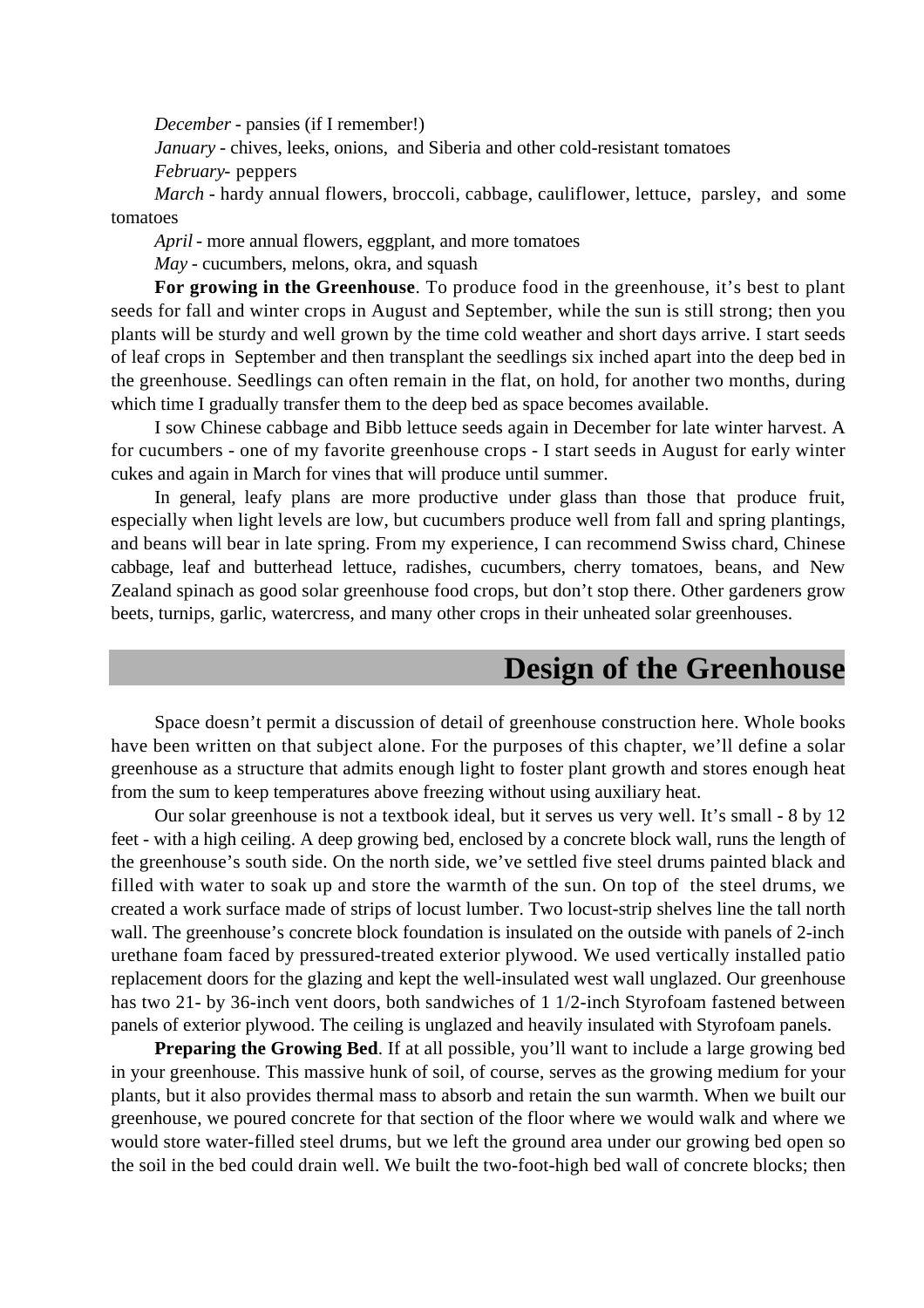*December* - pansies (if I remember!)

*January* - chives, leeks, onions, and Siberia and other cold-resistant tomatoes

*February*- peppers

*March* - hardy annual flowers, broccoli, cabbage, cauliflower, lettuce, parsley, and some tomatoes

*April* - more annual flowers, eggplant, and more tomatoes

*May* - cucumbers, melons, okra, and squash

**For growing in the Greenhouse**. To produce food in the greenhouse, it's best to plant seeds for fall and winter crops in August and September, while the sun is still strong; then you plants will be sturdy and well grown by the time cold weather and short days arrive. I start seeds of leaf crops in September and then transplant the seedlings six inched apart into the deep bed in the greenhouse. Seedlings can often remain in the flat, on hold, for another two months, during which time I gradually transfer them to the deep bed as space becomes available.

I sow Chinese cabbage and Bibb lettuce seeds again in December for late winter harvest. A for cucumbers - one of my favorite greenhouse crops - I start seeds in August for early winter cukes and again in March for vines that will produce until summer.

In general, leafy plans are more productive under glass than those that produce fruit, especially when light levels are low, but cucumbers produce well from fall and spring plantings, and beans will bear in late spring. From my experience, I can recommend Swiss chard, Chinese cabbage, leaf and butterhead lettuce, radishes, cucumbers, cherry tomatoes, beans, and New Zealand spinach as good solar greenhouse food crops, but don't stop there. Other gardeners grow beets, turnips, garlic, watercress, and many other crops in their unheated solar greenhouses.

## Design of the Greenhouse

Space doesn't permit a discussion of detail of greenhouse construction here. Whole books have been written on that subject alone. For the purposes of this chapter, we'll define a solar greenhouse as a structure that admits enough light to foster plant growth and stores enough heat from the sum to keep temperatures above freezing without using auxiliary heat.

Our solar greenhouse is not a textbook ideal, but it serves us very well. It's small - 8 by 12 feet - with a high ceiling. A deep growing bed, enclosed by a concrete block wall, runs the length of the greenhouse's south side. On the north side, we've settled five steel drums painted black and filled with water to soak up and store the warmth of the sun. On top of the steel drums, we created a work surface made of strips of locust lumber. Two locust-strip shelves line the tall north wall. The greenhouse's concrete block foundation is insulated on the outside with panels of 2-inch urethane foam faced by pressured-treated exterior plywood. We used vertically installed patio replacement doors for the glazing and kept the well-insulated west wall unglazed. Our greenhouse has two 21- by 36-inch vent doors, both sandwiches of 1 1/2-inch Styrofoam fastened between panels of exterior plywood. The ceiling is unglazed and heavily insulated with Styrofoam panels.

**Preparing the Growing Bed**. If at all possible, you'll want to include a large growing bed in your greenhouse. This massive hunk of soil, of course, serves as the growing medium for your plants, but it also provides thermal mass to absorb and retain the sun warmth. When we built our greenhouse, we poured concrete for that section of the floor where we would walk and where we would store water-filled steel drums, but we left the ground area under our growing bed open so the soil in the bed could drain well. We built the two-foot-high bed wall of concrete blocks; then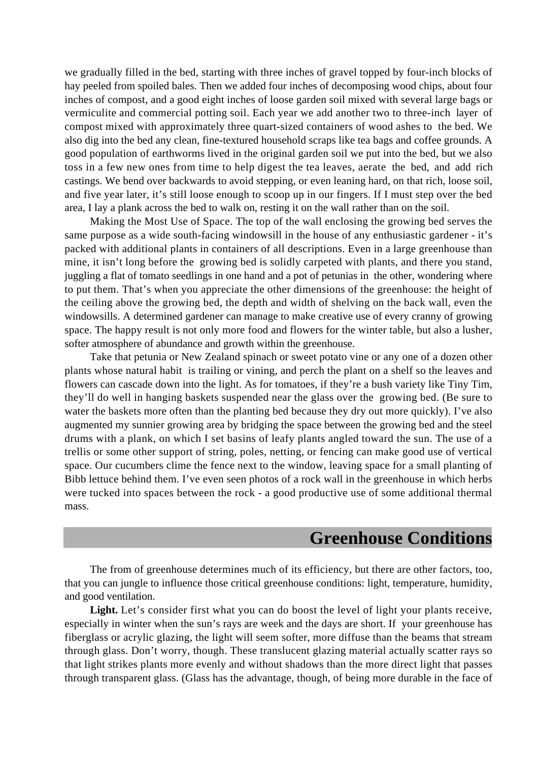we gradually filled in the bed, starting with three inches of gravel topped by four-inch blocks of hay peeled from spoiled bales. Then we added four inches of decomposing wood chips, about four inches of compost, and a good eight inches of loose garden soil mixed with several large bags or vermiculite and commercial potting soil. Each year we add another two to three-inch layer of compost mixed with approximately three quart-sized containers of wood ashes to the bed. We also dig into the bed any clean, fine-textured household scraps like tea bags and coffee grounds. A good population of earthworms lived in the original garden soil we put into the bed, but we also toss in a few new ones from time to help digest the tea leaves, aerate the bed, and add rich castings. We bend over backwards to avoid stepping, or even leaning hard, on that rich, loose soil, and five year later, it's still loose enough to scoop up in our fingers. If I must step over the bed area, I lay a plank across the bed to walk on, resting it on the wall rather than on the soil.

Making the Most Use of Space. The top of the wall enclosing the growing bed serves the same purpose as a wide south-facing windowsill in the house of any enthusiastic gardener - it's packed with additional plants in containers of all descriptions. Even in a large greenhouse than mine, it isn't long before the growing bed is solidly carpeted with plants, and there you stand, juggling a flat of tomato seedlings in one hand and a pot of petunias in the other, wondering where to put them. That's when you appreciate the other dimensions of the greenhouse: the height of the ceiling above the growing bed, the depth and width of shelving on the back wall, even the windowsills. A determined gardener can manage to make creative use of every cranny of growing space. The happy result is not only more food and flowers for the winter table, but also a lusher, softer atmosphere of abundance and growth within the greenhouse.

Take that petunia or New Zealand spinach or sweet potato vine or any one of a dozen other plants whose natural habit is trailing or vining, and perch the plant on a shelf so the leaves and flowers can cascade down into the light. As for tomatoes, if they're a bush variety like Tiny Tim, they'll do well in hanging baskets suspended near the glass over the growing bed. (Be sure to water the baskets more often than the planting bed because they dry out more quickly). I've also augmented my sunnier growing area by bridging the space between the growing bed and the steel drums with a plank, on which I set basins of leafy plants angled toward the sun. The use of a trellis or some other support of string, poles, netting, or fencing can make good use of vertical space. Our cucumbers clime the fence next to the window, leaving space for a small planting of Bibb lettuce behind them. I've even seen photos of a rock wall in the greenhouse in which herbs were tucked into spaces between the rock - a good productive use of some additional thermal mass.

## Greenhouse Conditions

The from of greenhouse determines much of its efficiency, but there are other factors, too, that you can jungle to influence those critical greenhouse conditions: light, temperature, humidity, and good ventilation.

**Light.** Let's consider first what you can do boost the level of light your plants receive, especially in winter when the sun's rays are week and the days are short. If your greenhouse has fiberglass or acrylic glazing, the light will seem softer, more diffuse than the beams that stream through glass. Don't worry, though. These translucent glazing material actually scatter rays so that light strikes plants more evenly and without shadows than the more direct light that passes through transparent glass. (Glass has the advantage, though, of being more durable in the face of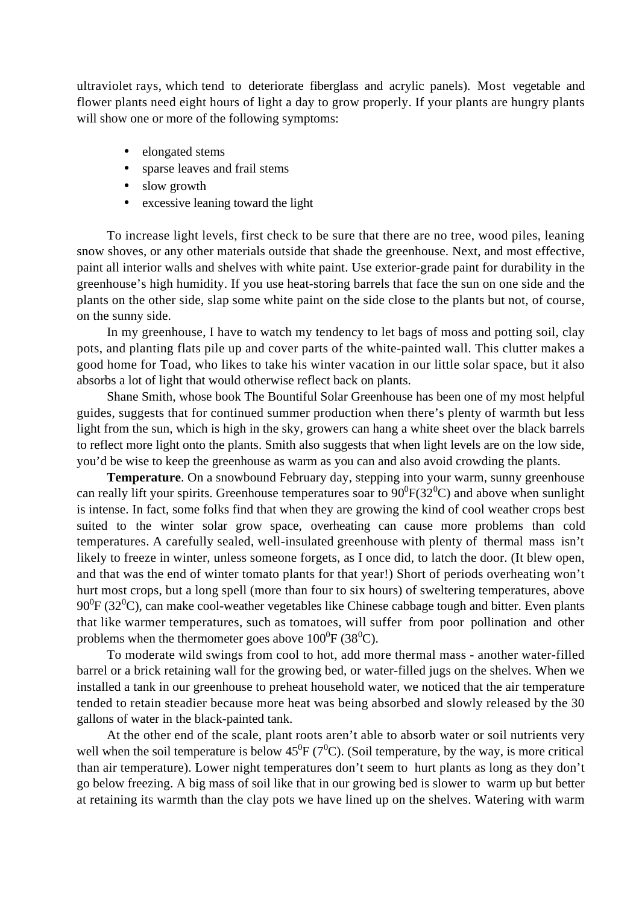ultraviolet rays, which tend to deteriorate fiberglass and acrylic panels). Most vegetable and flower plants need eight hours of light a day to grow properly. If your plants are hungry plants will show one or more of the following symptoms:

- elongated stems
- sparse leaves and frail stems
- slow growth
- excessive leaning toward the light

To increase light levels, first check to be sure that there are no tree, wood piles, leaning snow shoves, or any other materials outside that shade the greenhouse. Next, and most effective, paint all interior walls and shelves with white paint. Use exterior-grade paint for durability in the greenhouse's high humidity. If you use heat-storing barrels that face the sun on one side and the plants on the other side, slap some white paint on the side close to the plants but not, of course, on the sunny side.

In my greenhouse, I have to watch my tendency to let bags of moss and potting soil, clay pots, and planting flats pile up and cover parts of the white-painted wall. This clutter makes a good home for Toad, who likes to take his winter vacation in our little solar space, but it also absorbs a lot of light that would otherwise reflect back on plants.

Shane Smith, whose book The Bountiful Solar Greenhouse has been one of my most helpful guides, suggests that for continued summer production when there's plenty of warmth but less light from the sun, which is high in the sky, growers can hang a white sheet over the black barrels to reflect more light onto the plants. Smith also suggests that when light levels are on the low side, you'd be wise to keep the greenhouse as warm as you can and also avoid crowding the plants.

**Temperature**. On a snowbound February day, stepping into your warm, sunny greenhouse can really lift your spirits. Greenhouse temperatures soar to $90^0$F($32^0$C) and above when sunlight is intense. In fact, some folks find that when they are growing the kind of cool weather crops best suited to the winter solar grow space, overheating can cause more problems than cold temperatures. A carefully sealed, well-insulated greenhouse with plenty of thermal mass isn't likely to freeze in winter, unless someone forgets, as I once did, to latch the door. (It blew open, and that was the end of winter tomato plants for that year!) Short of periods overheating won't hurt most crops, but a long spell (more than four to six hours) of sweltering temperatures, above $90^0$F ($32^0$C), can make cool-weather vegetables like Chinese cabbage tough and bitter. Even plants that like warmer temperatures, such as tomatoes, will suffer from poor pollination and other problems when the thermometer goes above $100^0$F ($38^0$C).

To moderate wild swings from cool to hot, add more thermal mass - another water-filled barrel or a brick retaining wall for the growing bed, or water-filled jugs on the shelves. When we installed a tank in our greenhouse to preheat household water, we noticed that the air temperature tended to retain steadier because more heat was being absorbed and slowly released by the 30 gallons of water in the black-painted tank.

At the other end of the scale, plant roots aren't able to absorb water or soil nutrients very well when the soil temperature is below $45^0$F ($7^0$C). (Soil temperature, by the way, is more critical than air temperature). Lower night temperatures don't seem to hurt plants as long as they don't go below freezing. A big mass of soil like that in our growing bed is slower to warm up but better at retaining its warmth than the clay pots we have lined up on the shelves. Watering with warm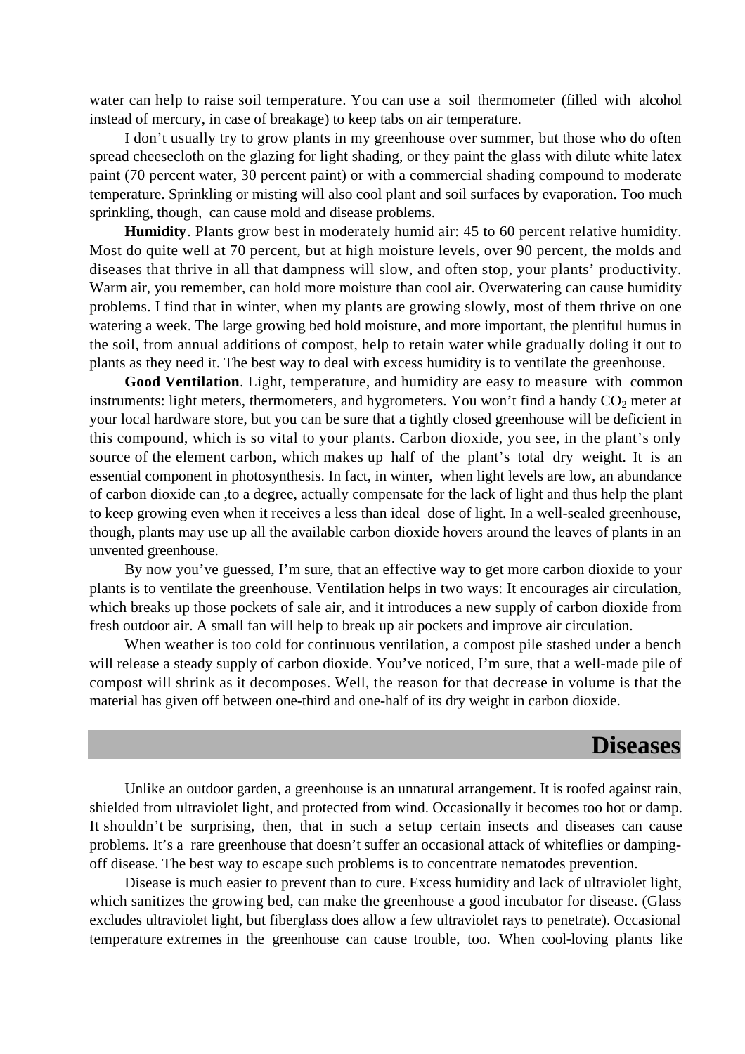water can help to raise soil temperature. You can use a soil thermometer (filled with alcohol instead of mercury, in case of breakage) to keep tabs on air temperature.

I don't usually try to grow plants in my greenhouse over summer, but those who do often spread cheesecloth on the glazing for light shading, or they paint the glass with dilute white latex paint (70 percent water, 30 percent paint) or with a commercial shading compound to moderate temperature. Sprinkling or misting will also cool plant and soil surfaces by evaporation. Too much sprinkling, though, can cause mold and disease problems.

**Humidity**. Plants grow best in moderately humid air: 45 to 60 percent relative humidity. Most do quite well at 70 percent, but at high moisture levels, over 90 percent, the molds and diseases that thrive in all that dampness will slow, and often stop, your plants' productivity. Warm air, you remember, can hold more moisture than cool air. Overwatering can cause humidity problems. I find that in winter, when my plants are growing slowly, most of them thrive on one watering a week. The large growing bed hold moisture, and more important, the plentiful humus in the soil, from annual additions of compost, help to retain water while gradually doling it out to plants as they need it. The best way to deal with excess humidity is to ventilate the greenhouse.

**Good Ventilation**. Light, temperature, and humidity are easy to measure with common instruments: light meters, thermometers, and hygrometers. You won't find a handy $CO_2$ meter at your local hardware store, but you can be sure that a tightly closed greenhouse will be deficient in this compound, which is so vital to your plants. Carbon dioxide, you see, in the plant's only source of the element carbon, which makes up half of the plant's total dry weight. It is an essential component in photosynthesis. In fact, in winter, when light levels are low, an abundance of carbon dioxide can ,to a degree, actually compensate for the lack of light and thus help the plant to keep growing even when it receives a less than ideal dose of light. In a well-sealed greenhouse, though, plants may use up all the available carbon dioxide hovers around the leaves of plants in an unvented greenhouse.

By now you've guessed, I'm sure, that an effective way to get more carbon dioxide to your plants is to ventilate the greenhouse. Ventilation helps in two ways: It encourages air circulation, which breaks up those pockets of sale air, and it introduces a new supply of carbon dioxide from fresh outdoor air. A small fan will help to break up air pockets and improve air circulation.

When weather is too cold for continuous ventilation, a compost pile stashed under a bench will release a steady supply of carbon dioxide. You've noticed, I'm sure, that a well-made pile of compost will shrink as it decomposes. Well, the reason for that decrease in volume is that the material has given off between one-third and one-half of its dry weight in carbon dioxide.

## Diseases

Unlike an outdoor garden, a greenhouse is an unnatural arrangement. It is roofed against rain, shielded from ultraviolet light, and protected from wind. Occasionally it becomes too hot or damp. It shouldn't be surprising, then, that in such a setup certain insects and diseases can cause problems. It's a rare greenhouse that doesn't suffer an occasional attack of whiteflies or damping-off disease. The best way to escape such problems is to concentrate nematodes prevention.

Disease is much easier to prevent than to cure. Excess humidity and lack of ultraviolet light, which sanitizes the growing bed, can make the greenhouse a good incubator for disease. (Glass excludes ultraviolet light, but fiberglass does allow a few ultraviolet rays to penetrate). Occasional temperature extremes in the greenhouse can cause trouble, too. When cool-loving plants like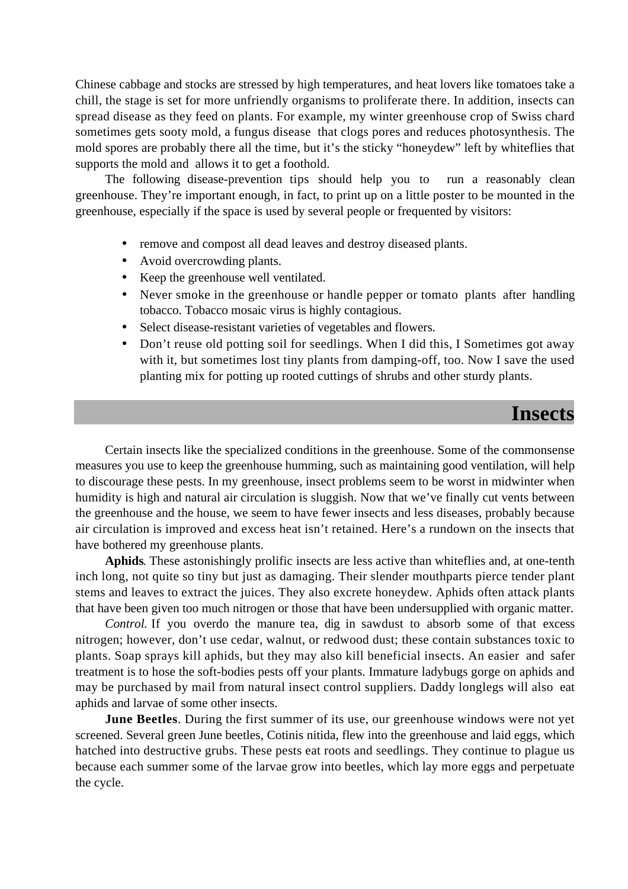Chinese cabbage and stocks are stressed by high temperatures, and heat lovers like tomatoes take a chill, the stage is set for more unfriendly organisms to proliferate there. In addition, insects can spread disease as they feed on plants. For example, my winter greenhouse crop of Swiss chard sometimes gets sooty mold, a fungus disease that clogs pores and reduces photosynthesis. The mold spores are probably there all the time, but it's the sticky "honeydew" left by whiteflies that supports the mold and allows it to get a foothold.

The following disease-prevention tips should help you to run a reasonably clean greenhouse. They're important enough, in fact, to print up on a little poster to be mounted in the greenhouse, especially if the space is used by several people or frequented by visitors:

- remove and compost all dead leaves and destroy diseased plants.
- Avoid overcrowding plants.
- Keep the greenhouse well ventilated.
- Never smoke in the greenhouse or handle pepper or tomato plants after handling tobacco. Tobacco mosaic virus is highly contagious.
- Select disease-resistant varieties of vegetables and flowers.
- Don't reuse old potting soil for seedlings. When I did this, I Sometimes got away with it, but sometimes lost tiny plants from damping-off, too. Now I save the used planting mix for potting up rooted cuttings of shrubs and other sturdy plants.

## Insects

Certain insects like the specialized conditions in the greenhouse. Some of the commonsense measures you use to keep the greenhouse humming, such as maintaining good ventilation, will help to discourage these pests. In my greenhouse, insect problems seem to be worst in midwinter when humidity is high and natural air circulation is sluggish. Now that we've finally cut vents between the greenhouse and the house, we seem to have fewer insects and less diseases, probably because air circulation is improved and excess heat isn't retained. Here's a rundown on the insects that have bothered my greenhouse plants.

**Aphids**. These astonishingly prolific insects are less active than whiteflies and, at one-tenth inch long, not quite so tiny but just as damaging. Their slender mouthparts pierce tender plant stems and leaves to extract the juices. They also excrete honeydew. Aphids often attack plants that have been given too much nitrogen or those that have been undersupplied with organic matter.

*Control.* If you overdo the manure tea, dig in sawdust to absorb some of that excess nitrogen; however, don't use cedar, walnut, or redwood dust; these contain substances toxic to plants. Soap sprays kill aphids, but they may also kill beneficial insects. An easier and safer treatment is to hose the soft-bodies pests off your plants. Immature ladybugs gorge on aphids and may be purchased by mail from natural insect control suppliers. Daddy longlegs will also eat aphids and larvae of some other insects.

**June Beetles**. During the first summer of its use, our greenhouse windows were not yet screened. Several green June beetles, Cotinis nitida, flew into the greenhouse and laid eggs, which hatched into destructive grubs. These pests eat roots and seedlings. They continue to plague us because each summer some of the larvae grow into beetles, which lay more eggs and perpetuate the cycle.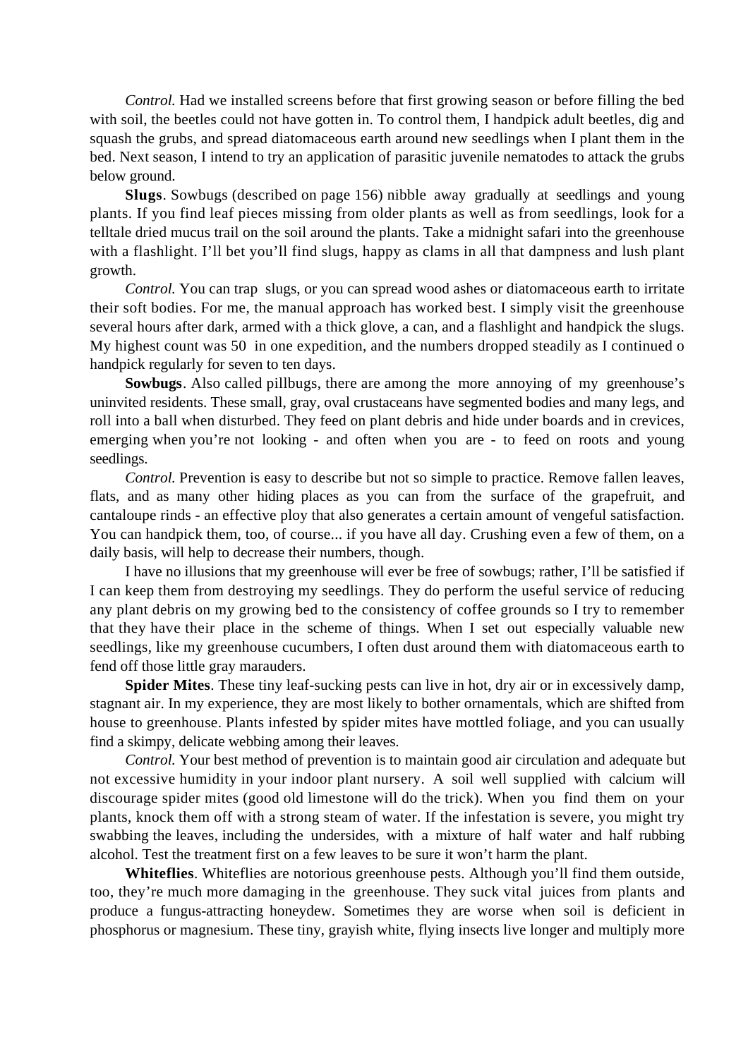*Control.* Had we installed screens before that first growing season or before filling the bed with soil, the beetles could not have gotten in. To control them, I handpick adult beetles, dig and squash the grubs, and spread diatomaceous earth around new seedlings when I plant them in the bed. Next season, I intend to try an application of parasitic juvenile nematodes to attack the grubs below ground.

**Slugs**. Sowbugs (described on page 156) nibble away gradually at seedlings and young plants. If you find leaf pieces missing from older plants as well as from seedlings, look for a telltale dried mucus trail on the soil around the plants. Take a midnight safari into the greenhouse with a flashlight. I'll bet you'll find slugs, happy as clams in all that dampness and lush plant growth.

*Control.* You can trap slugs, or you can spread wood ashes or diatomaceous earth to irritate their soft bodies. For me, the manual approach has worked best. I simply visit the greenhouse several hours after dark, armed with a thick glove, a can, and a flashlight and handpick the slugs. My highest count was 50 in one expedition, and the numbers dropped steadily as I continued o handpick regularly for seven to ten days.

**Sowbugs**. Also called pillbugs, there are among the more annoying of my greenhouse's uninvited residents. These small, gray, oval crustaceans have segmented bodies and many legs, and roll into a ball when disturbed. They feed on plant debris and hide under boards and in crevices, emerging when you're not looking - and often when you are - to feed on roots and young seedlings.

*Control.* Prevention is easy to describe but not so simple to practice. Remove fallen leaves, flats, and as many other hiding places as you can from the surface of the grapefruit, and cantaloupe rinds - an effective ploy that also generates a certain amount of vengeful satisfaction. You can handpick them, too, of course... if you have all day. Crushing even a few of them, on a daily basis, will help to decrease their numbers, though.

I have no illusions that my greenhouse will ever be free of sowbugs; rather, I'll be satisfied if I can keep them from destroying my seedlings. They do perform the useful service of reducing any plant debris on my growing bed to the consistency of coffee grounds so I try to remember that they have their place in the scheme of things. When I set out especially valuable new seedlings, like my greenhouse cucumbers, I often dust around them with diatomaceous earth to fend off those little gray marauders.

**Spider Mites**. These tiny leaf-sucking pests can live in hot, dry air or in excessively damp, stagnant air. In my experience, they are most likely to bother ornamentals, which are shifted from house to greenhouse. Plants infested by spider mites have mottled foliage, and you can usually find a skimpy, delicate webbing among their leaves.

*Control.* Your best method of prevention is to maintain good air circulation and adequate but not excessive humidity in your indoor plant nursery. A soil well supplied with calcium will discourage spider mites (good old limestone will do the trick). When you find them on your plants, knock them off with a strong steam of water. If the infestation is severe, you might try swabbing the leaves, including the undersides, with a mixture of half water and half rubbing alcohol. Test the treatment first on a few leaves to be sure it won't harm the plant.

**Whiteflies**. Whiteflies are notorious greenhouse pests. Although you'll find them outside, too, they're much more damaging in the greenhouse. They suck vital juices from plants and produce a fungus-attracting honeydew. Sometimes they are worse when soil is deficient in phosphorus or magnesium. These tiny, grayish white, flying insects live longer and multiply more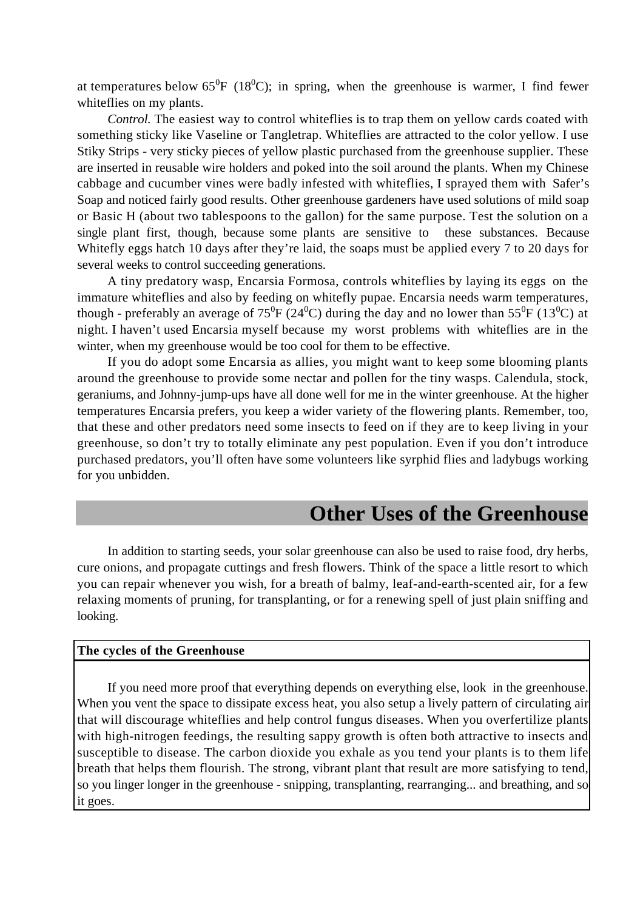at temperatures below $65^0$F ($18^0$C); in spring, when the greenhouse is warmer, I find fewer whiteflies on my plants.

*Control.* The easiest way to control whiteflies is to trap them on yellow cards coated with something sticky like Vaseline or Tangletrap. Whiteflies are attracted to the color yellow. I use Stiky Strips - very sticky pieces of yellow plastic purchased from the greenhouse supplier. These are inserted in reusable wire holders and poked into the soil around the plants. When my Chinese cabbage and cucumber vines were badly infested with whiteflies, I sprayed them with Safer's Soap and noticed fairly good results. Other greenhouse gardeners have used solutions of mild soap or Basic H (about two tablespoons to the gallon) for the same purpose. Test the solution on a single plant first, though, because some plants are sensitive to these substances. Because Whitefly eggs hatch 10 days after they're laid, the soaps must be applied every 7 to 20 days for several weeks to control succeeding generations.

A tiny predatory wasp, Encarsia Formosa, controls whiteflies by laying its eggs on the immature whiteflies and also by feeding on whitefly pupae. Encarsia needs warm temperatures, though - preferably an average of $75^0$F ($24^0$C) during the day and no lower than $55^0$F ($13^0$C) at night. I haven't used Encarsia myself because my worst problems with whiteflies are in the winter, when my greenhouse would be too cool for them to be effective.

If you do adopt some Encarsia as allies, you might want to keep some blooming plants around the greenhouse to provide some nectar and pollen for the tiny wasps. Calendula, stock, geraniums, and Johnny-jump-ups have all done well for me in the winter greenhouse. At the higher temperatures Encarsia prefers, you keep a wider variety of the flowering plants. Remember, too, that these and other predators need some insects to feed on if they are to keep living in your greenhouse, so don't try to totally eliminate any pest population. Even if you don't introduce purchased predators, you'll often have some volunteers like syrphid flies and ladybugs working for you unbidden.

## Other Uses of the Greenhouse

In addition to starting seeds, your solar greenhouse can also be used to raise food, dry herbs, cure onions, and propagate cuttings and fresh flowers. Think of the space a little resort to which you can repair whenever you wish, for a breath of balmy, leaf-and-earth-scented air, for a few relaxing moments of pruning, for transplanting, or for a renewing spell of just plain sniffing and looking.

**The cycles of the Greenhouse**

If you need more proof that everything depends on everything else, look in the greenhouse. When you vent the space to dissipate excess heat, you also setup a lively pattern of circulating air that will discourage whiteflies and help control fungus diseases. When you overfertilize plants with high-nitrogen feedings, the resulting sappy growth is often both attractive to insects and susceptible to disease. The carbon dioxide you exhale as you tend your plants is to them life breath that helps them flourish. The strong, vibrant plant that result are more satisfying to tend, so you linger longer in the greenhouse - snipping, transplanting, rearranging... and breathing, and so it goes.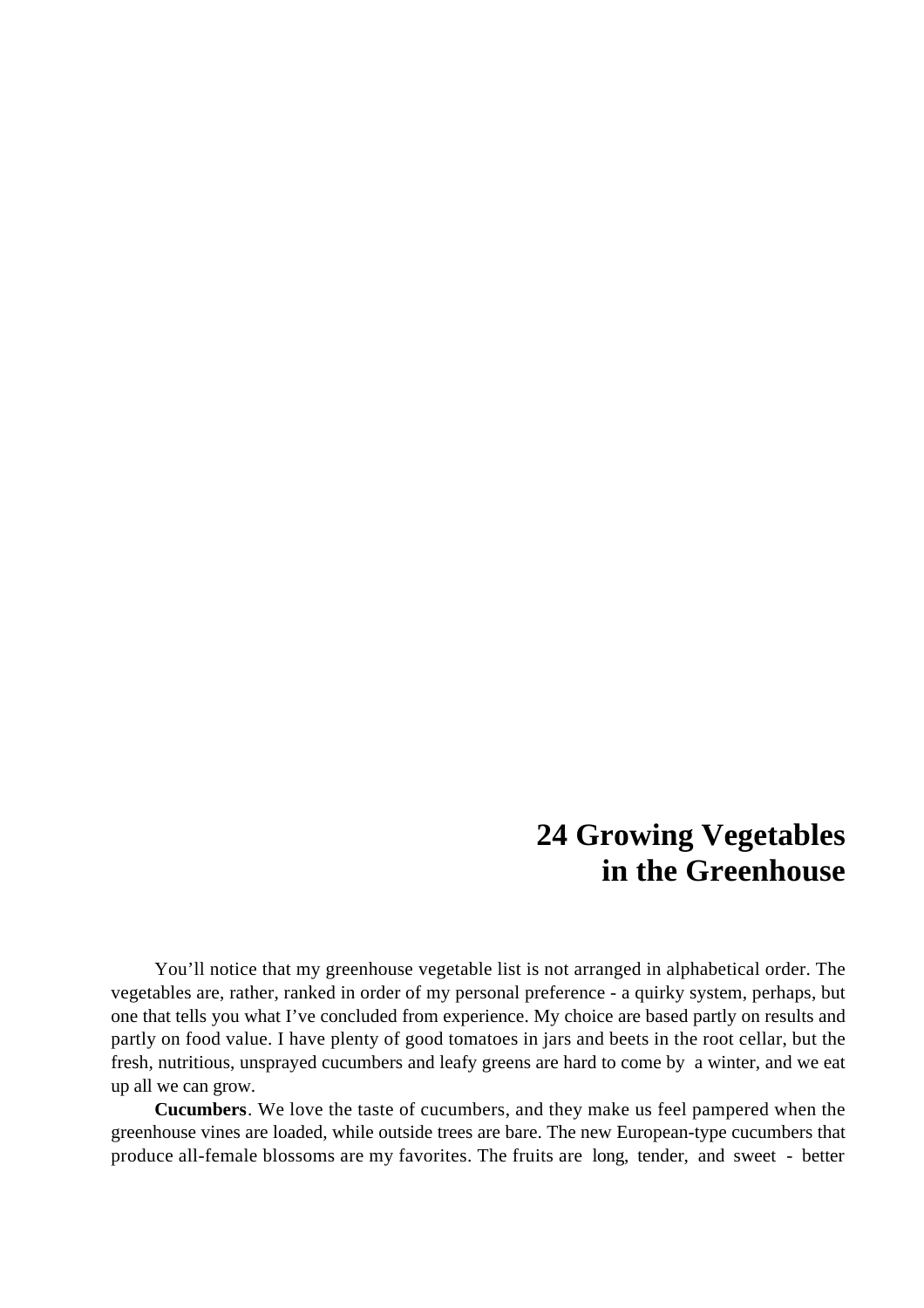# 24 Growing Vegetables in the Greenhouse

You'll notice that my greenhouse vegetable list is not arranged in alphabetical order. The vegetables are, rather, ranked in order of my personal preference - a quirky system, perhaps, but one that tells you what I've concluded from experience. My choice are based partly on results and partly on food value. I have plenty of good tomatoes in jars and beets in the root cellar, but the fresh, nutritious, unsprayed cucumbers and leafy greens are hard to come by a winter, and we eat up all we can grow.

**Cucumbers**. We love the taste of cucumbers, and they make us feel pampered when the greenhouse vines are loaded, while outside trees are bare. The new European-type cucumbers that produce all-female blossoms are my favorites. The fruits are long, tender, and sweet - better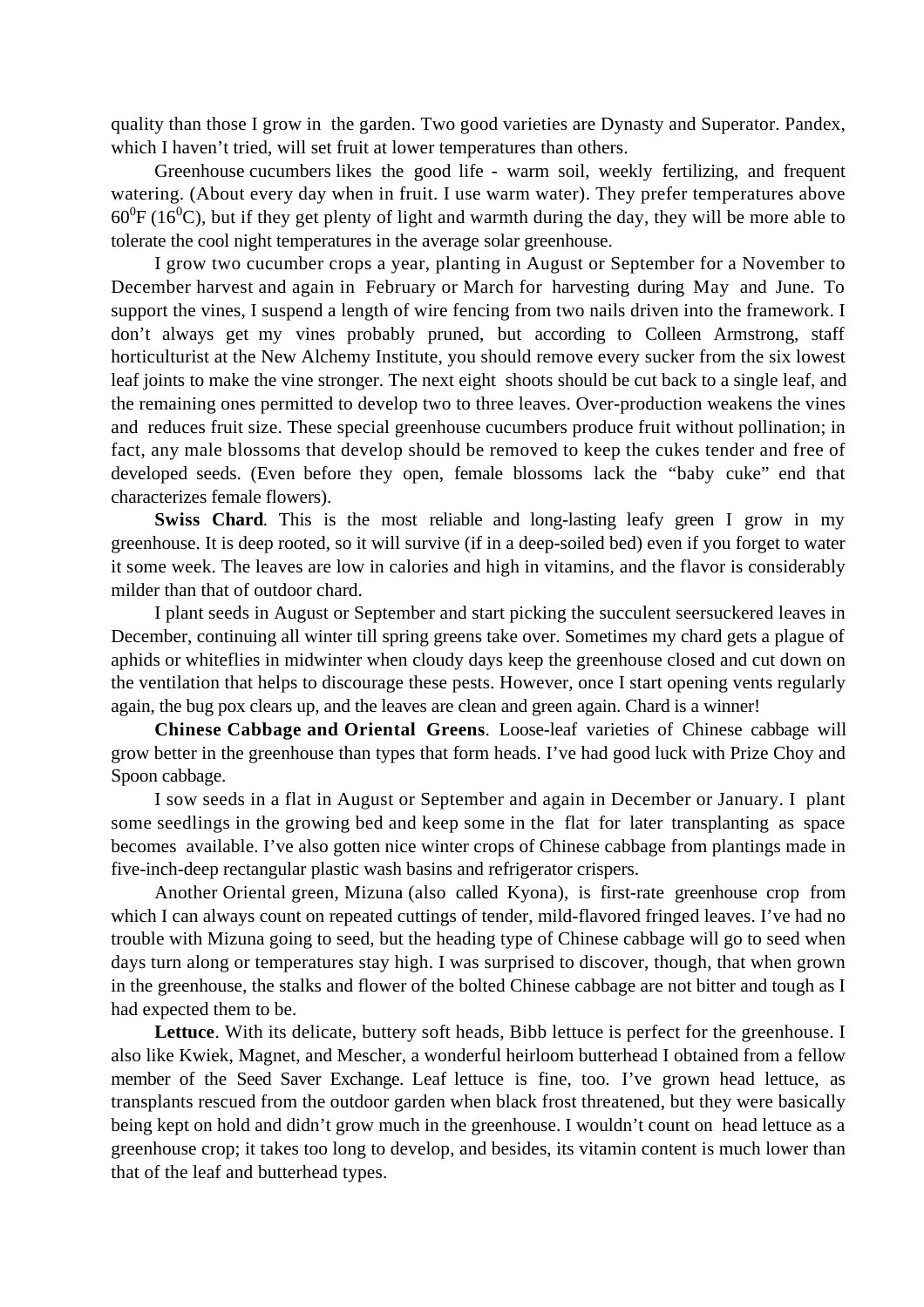quality than those I grow in the garden. Two good varieties are Dynasty and Superator. Pandex, which I haven't tried, will set fruit at lower temperatures than others.

Greenhouse cucumbers likes the good life - warm soil, weekly fertilizing, and frequent watering. (About every day when in fruit. I use warm water). They prefer temperatures above $60^0$F ($16^0$C), but if they get plenty of light and warmth during the day, they will be more able to tolerate the cool night temperatures in the average solar greenhouse.

I grow two cucumber crops a year, planting in August or September for a November to December harvest and again in February or March for harvesting during May and June. To support the vines, I suspend a length of wire fencing from two nails driven into the framework. I don't always get my vines probably pruned, but according to Colleen Armstrong, staff horticulturist at the New Alchemy Institute, you should remove every sucker from the six lowest leaf joints to make the vine stronger. The next eight shoots should be cut back to a single leaf, and the remaining ones permitted to develop two to three leaves. Over-production weakens the vines and reduces fruit size. These special greenhouse cucumbers produce fruit without pollination; in fact, any male blossoms that develop should be removed to keep the cukes tender and free of developed seeds. (Even before they open, female blossoms lack the "baby cuke" end that characterizes female flowers).

**Swiss Chard**. This is the most reliable and long-lasting leafy green I grow in my greenhouse. It is deep rooted, so it will survive (if in a deep-soiled bed) even if you forget to water it some week. The leaves are low in calories and high in vitamins, and the flavor is considerably milder than that of outdoor chard.

I plant seeds in August or September and start picking the succulent seersuckered leaves in December, continuing all winter till spring greens take over. Sometimes my chard gets a plague of aphids or whiteflies in midwinter when cloudy days keep the greenhouse closed and cut down on the ventilation that helps to discourage these pests. However, once I start opening vents regularly again, the bug pox clears up, and the leaves are clean and green again. Chard is a winner!

**Chinese Cabbage and Oriental Greens**. Loose-leaf varieties of Chinese cabbage will grow better in the greenhouse than types that form heads. I've had good luck with Prize Choy and Spoon cabbage.

I sow seeds in a flat in August or September and again in December or January. I plant some seedlings in the growing bed and keep some in the flat for later transplanting as space becomes available. I've also gotten nice winter crops of Chinese cabbage from plantings made in five-inch-deep rectangular plastic wash basins and refrigerator crispers.

Another Oriental green, Mizuna (also called Kyona), is first-rate greenhouse crop from which I can always count on repeated cuttings of tender, mild-flavored fringed leaves. I've had no trouble with Mizuna going to seed, but the heading type of Chinese cabbage will go to seed when days turn along or temperatures stay high. I was surprised to discover, though, that when grown in the greenhouse, the stalks and flower of the bolted Chinese cabbage are not bitter and tough as I had expected them to be.

**Lettuce**. With its delicate, buttery soft heads, Bibb lettuce is perfect for the greenhouse. I also like Kwiek, Magnet, and Mescher, a wonderful heirloom butterhead I obtained from a fellow member of the Seed Saver Exchange. Leaf lettuce is fine, too. I've grown head lettuce, as transplants rescued from the outdoor garden when black frost threatened, but they were basically being kept on hold and didn't grow much in the greenhouse. I wouldn't count on head lettuce as a greenhouse crop; it takes too long to develop, and besides, its vitamin content is much lower than that of the leaf and butterhead types.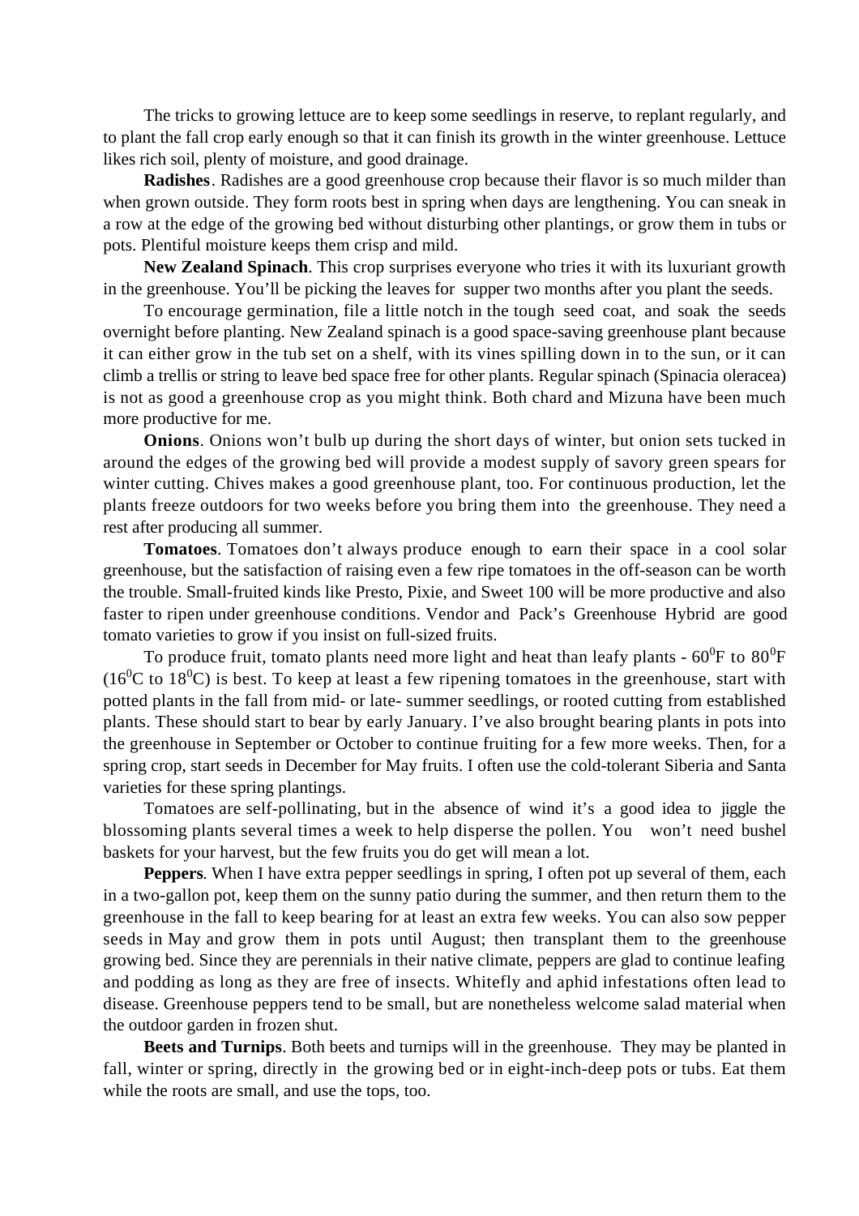The tricks to growing lettuce are to keep some seedlings in reserve, to replant regularly, and to plant the fall crop early enough so that it can finish its growth in the winter greenhouse. Lettuce likes rich soil, plenty of moisture, and good drainage.

**Radishes**. Radishes are a good greenhouse crop because their flavor is so much milder than when grown outside. They form roots best in spring when days are lengthening. You can sneak in a row at the edge of the growing bed without disturbing other plantings, or grow them in tubs or pots. Plentiful moisture keeps them crisp and mild.

**New Zealand Spinach**. This crop surprises everyone who tries it with its luxuriant growth in the greenhouse. You'll be picking the leaves for supper two months after you plant the seeds.

To encourage germination, file a little notch in the tough seed coat, and soak the seeds overnight before planting. New Zealand spinach is a good space-saving greenhouse plant because it can either grow in the tub set on a shelf, with its vines spilling down in to the sun, or it can climb a trellis or string to leave bed space free for other plants. Regular spinach (Spinacia oleracea) is not as good a greenhouse crop as you might think. Both chard and Mizuna have been much more productive for me.

**Onions**. Onions won't bulb up during the short days of winter, but onion sets tucked in around the edges of the growing bed will provide a modest supply of savory green spears for winter cutting. Chives makes a good greenhouse plant, too. For continuous production, let the plants freeze outdoors for two weeks before you bring them into the greenhouse. They need a rest after producing all summer.

**Tomatoes**. Tomatoes don't always produce enough to earn their space in a cool solar greenhouse, but the satisfaction of raising even a few ripe tomatoes in the off-season can be worth the trouble. Small-fruited kinds like Presto, Pixie, and Sweet 100 will be more productive and also faster to ripen under greenhouse conditions. Vendor and Pack's Greenhouse Hybrid are good tomato varieties to grow if you insist on full-sized fruits.

To produce fruit, tomato plants need more light and heat than leafy plants - $60^0$F to $80^0$F ($16^0$C to $18^0$C) is best. To keep at least a few ripening tomatoes in the greenhouse, start with potted plants in the fall from mid- or late- summer seedlings, or rooted cutting from established plants. These should start to bear by early January. I've also brought bearing plants in pots into the greenhouse in September or October to continue fruiting for a few more weeks. Then, for a spring crop, start seeds in December for May fruits. I often use the cold-tolerant Siberia and Santa varieties for these spring plantings.

Tomatoes are self-pollinating, but in the absence of wind it's a good idea to jiggle the blossoming plants several times a week to help disperse the pollen. You won't need bushel baskets for your harvest, but the few fruits you do get will mean a lot.

**Peppers**. When I have extra pepper seedlings in spring, I often pot up several of them, each in a two-gallon pot, keep them on the sunny patio during the summer, and then return them to the greenhouse in the fall to keep bearing for at least an extra few weeks. You can also sow pepper seeds in May and grow them in pots until August; then transplant them to the greenhouse growing bed. Since they are perennials in their native climate, peppers are glad to continue leafing and podding as long as they are free of insects. Whitefly and aphid infestations often lead to disease. Greenhouse peppers tend to be small, but are nonetheless welcome salad material when the outdoor garden in frozen shut.

**Beets and Turnips**. Both beets and turnips will in the greenhouse. They may be planted in fall, winter or spring, directly in the growing bed or in eight-inch-deep pots or tubs. Eat them while the roots are small, and use the tops, too.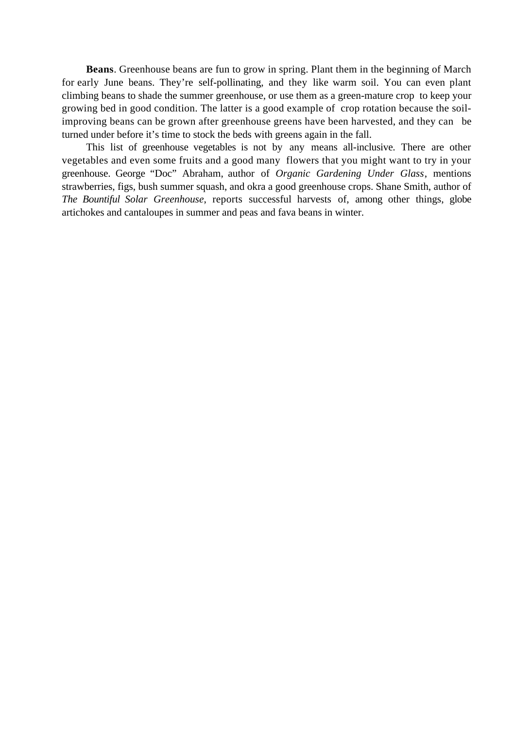**Beans**. Greenhouse beans are fun to grow in spring. Plant them in the beginning of March for early June beans. They're self-pollinating, and they like warm soil. You can even plant climbing beans to shade the summer greenhouse, or use them as a green-mature crop to keep your growing bed in good condition. The latter is a good example of crop rotation because the soil-improving beans can be grown after greenhouse greens have been harvested, and they can be turned under before it's time to stock the beds with greens again in the fall.

This list of greenhouse vegetables is not by any means all-inclusive. There are other vegetables and even some fruits and a good many flowers that you might want to try in your greenhouse. George "Doc" Abraham, author of *Organic Gardening Under Glass*, mentions strawberries, figs, bush summer squash, and okra a good greenhouse crops. Shane Smith, author of *The Bountiful Solar Greenhouse*, reports successful harvests of, among other things, globe artichokes and cantaloupes in summer and peas and fava beans in winter.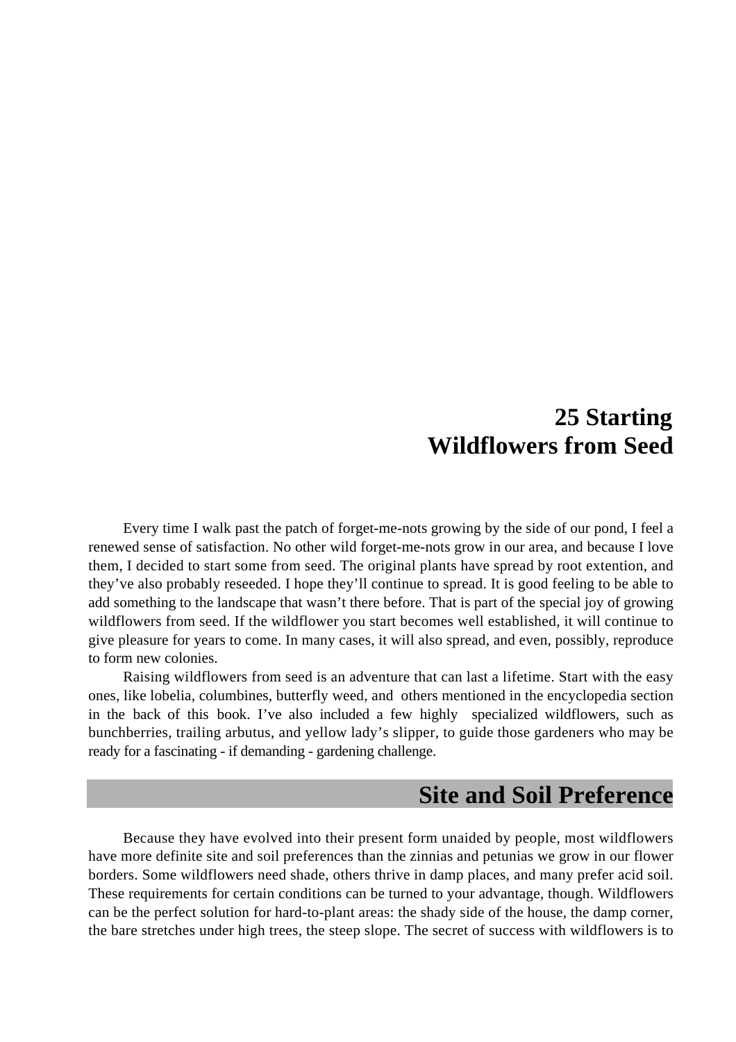# 25 Starting Wildflowers from Seed

Every time I walk past the patch of forget-me-nots growing by the side of our pond, I feel a renewed sense of satisfaction. No other wild forget-me-nots grow in our area, and because I love them, I decided to start some from seed. The original plants have spread by root extention, and they've also probably reseeded. I hope they'll continue to spread. It is good feeling to be able to add something to the landscape that wasn't there before. That is part of the special joy of growing wildflowers from seed. If the wildflower you start becomes well established, it will continue to give pleasure for years to come. In many cases, it will also spread, and even, possibly, reproduce to form new colonies.

Raising wildflowers from seed is an adventure that can last a lifetime. Start with the easy ones, like lobelia, columbines, butterfly weed, and others mentioned in the encyclopedia section in the back of this book. I've also included a few highly specialized wildflowers, such as bunchberries, trailing arbutus, and yellow lady's slipper, to guide those gardeners who may be ready for a fascinating - if demanding - gardening challenge.

## Site and Soil Preference

Because they have evolved into their present form unaided by people, most wildflowers have more definite site and soil preferences than the zinnias and petunias we grow in our flower borders. Some wildflowers need shade, others thrive in damp places, and many prefer acid soil. These requirements for certain conditions can be turned to your advantage, though. Wildflowers can be the perfect solution for hard-to-plant areas: the shady side of the house, the damp corner, the bare stretches under high trees, the steep slope. The secret of success with wildflowers is to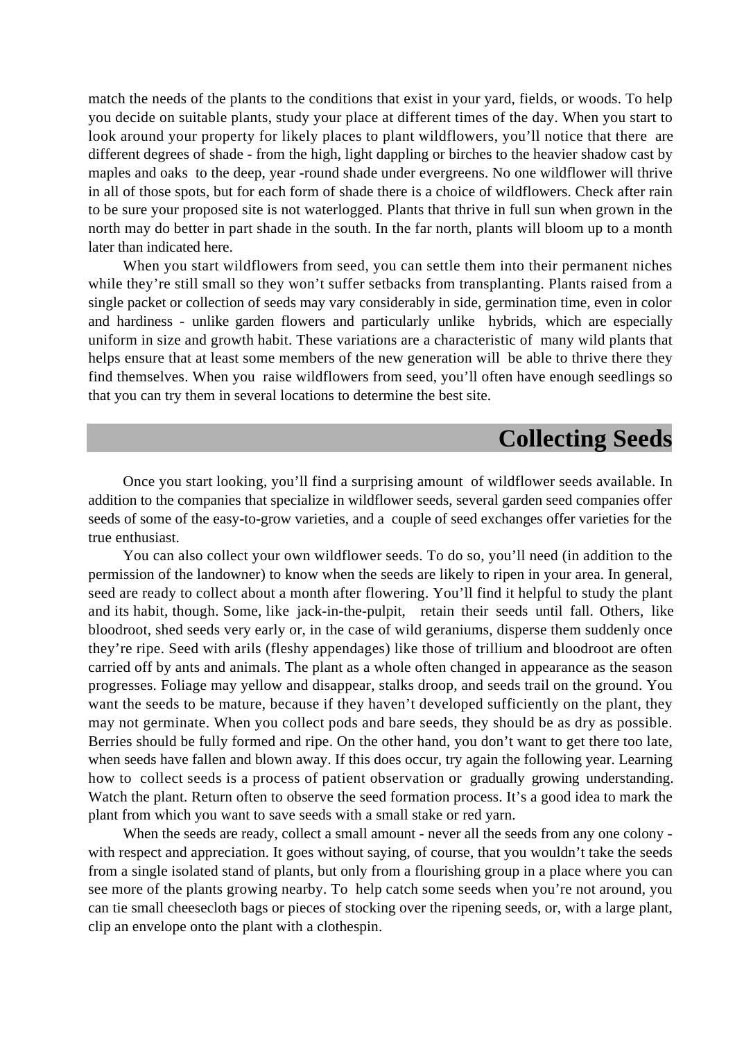match the needs of the plants to the conditions that exist in your yard, fields, or woods. To help you decide on suitable plants, study your place at different times of the day. When you start to look around your property for likely places to plant wildflowers, you'll notice that there are different degrees of shade - from the high, light dappling or birches to the heavier shadow cast by maples and oaks to the deep, year -round shade under evergreens. No one wildflower will thrive in all of those spots, but for each form of shade there is a choice of wildflowers. Check after rain to be sure your proposed site is not waterlogged. Plants that thrive in full sun when grown in the north may do better in part shade in the south. In the far north, plants will bloom up to a month later than indicated here.

When you start wildflowers from seed, you can settle them into their permanent niches while they're still small so they won't suffer setbacks from transplanting. Plants raised from a single packet or collection of seeds may vary considerably in side, germination time, even in color and hardiness - unlike garden flowers and particularly unlike hybrids, which are especially uniform in size and growth habit. These variations are a characteristic of many wild plants that helps ensure that at least some members of the new generation will be able to thrive there they find themselves. When you raise wildflowers from seed, you'll often have enough seedlings so that you can try them in several locations to determine the best site.

## Collecting Seeds

Once you start looking, you'll find a surprising amount of wildflower seeds available. In addition to the companies that specialize in wildflower seeds, several garden seed companies offer seeds of some of the easy-to-grow varieties, and a couple of seed exchanges offer varieties for the true enthusiast.

You can also collect your own wildflower seeds. To do so, you'll need (in addition to the permission of the landowner) to know when the seeds are likely to ripen in your area. In general, seed are ready to collect about a month after flowering. You'll find it helpful to study the plant and its habit, though. Some, like jack-in-the-pulpit, retain their seeds until fall. Others, like bloodroot, shed seeds very early or, in the case of wild geraniums, disperse them suddenly once they're ripe. Seed with arils (fleshy appendages) like those of trillium and bloodroot are often carried off by ants and animals. The plant as a whole often changed in appearance as the season progresses. Foliage may yellow and disappear, stalks droop, and seeds trail on the ground. You want the seeds to be mature, because if they haven't developed sufficiently on the plant, they may not germinate. When you collect pods and bare seeds, they should be as dry as possible. Berries should be fully formed and ripe. On the other hand, you don't want to get there too late, when seeds have fallen and blown away. If this does occur, try again the following year. Learning how to collect seeds is a process of patient observation or gradually growing understanding. Watch the plant. Return often to observe the seed formation process. It's a good idea to mark the plant from which you want to save seeds with a small stake or red yarn.

When the seeds are ready, collect a small amount - never all the seeds from any one colony - with respect and appreciation. It goes without saying, of course, that you wouldn't take the seeds from a single isolated stand of plants, but only from a flourishing group in a place where you can see more of the plants growing nearby. To help catch some seeds when you're not around, you can tie small cheesecloth bags or pieces of stocking over the ripening seeds, or, with a large plant, clip an envelope onto the plant with a clothespin.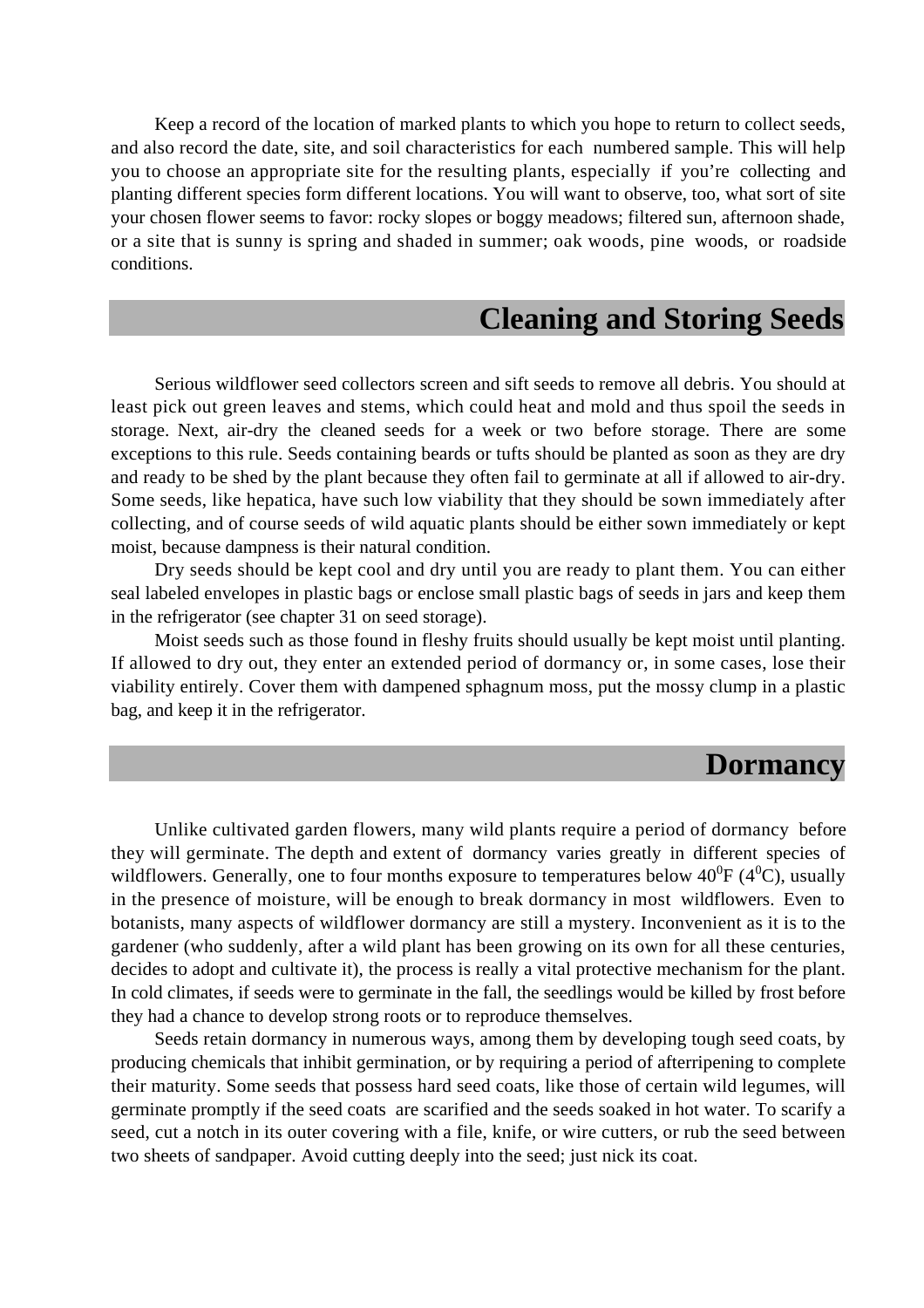Keep a record of the location of marked plants to which you hope to return to collect seeds, and also record the date, site, and soil characteristics for each numbered sample. This will help you to choose an appropriate site for the resulting plants, especially if you're collecting and planting different species form different locations. You will want to observe, too, what sort of site your chosen flower seems to favor: rocky slopes or boggy meadows; filtered sun, afternoon shade, or a site that is sunny is spring and shaded in summer; oak woods, pine woods, or roadside conditions.

## Cleaning and Storing Seeds

Serious wildflower seed collectors screen and sift seeds to remove all debris. You should at least pick out green leaves and stems, which could heat and mold and thus spoil the seeds in storage. Next, air-dry the cleaned seeds for a week or two before storage. There are some exceptions to this rule. Seeds containing beards or tufts should be planted as soon as they are dry and ready to be shed by the plant because they often fail to germinate at all if allowed to air-dry. Some seeds, like hepatica, have such low viability that they should be sown immediately after collecting, and of course seeds of wild aquatic plants should be either sown immediately or kept moist, because dampness is their natural condition.

Dry seeds should be kept cool and dry until you are ready to plant them. You can either seal labeled envelopes in plastic bags or enclose small plastic bags of seeds in jars and keep them in the refrigerator (see chapter 31 on seed storage).

Moist seeds such as those found in fleshy fruits should usually be kept moist until planting. If allowed to dry out, they enter an extended period of dormancy or, in some cases, lose their viability entirely. Cover them with dampened sphagnum moss, put the mossy clump in a plastic bag, and keep it in the refrigerator.

## Dormancy

Unlike cultivated garden flowers, many wild plants require a period of dormancy before they will germinate. The depth and extent of dormancy varies greatly in different species of wildflowers. Generally, one to four months exposure to temperatures below $40^0$F ($4^0$C), usually in the presence of moisture, will be enough to break dormancy in most wildflowers. Even to botanists, many aspects of wildflower dormancy are still a mystery. Inconvenient as it is to the gardener (who suddenly, after a wild plant has been growing on its own for all these centuries, decides to adopt and cultivate it), the process is really a vital protective mechanism for the plant. In cold climates, if seeds were to germinate in the fall, the seedlings would be killed by frost before they had a chance to develop strong roots or to reproduce themselves.

Seeds retain dormancy in numerous ways, among them by developing tough seed coats, by producing chemicals that inhibit germination, or by requiring a period of afterripening to complete their maturity. Some seeds that possess hard seed coats, like those of certain wild legumes, will germinate promptly if the seed coats are scarified and the seeds soaked in hot water. To scarify a seed, cut a notch in its outer covering with a file, knife, or wire cutters, or rub the seed between two sheets of sandpaper. Avoid cutting deeply into the seed; just nick its coat.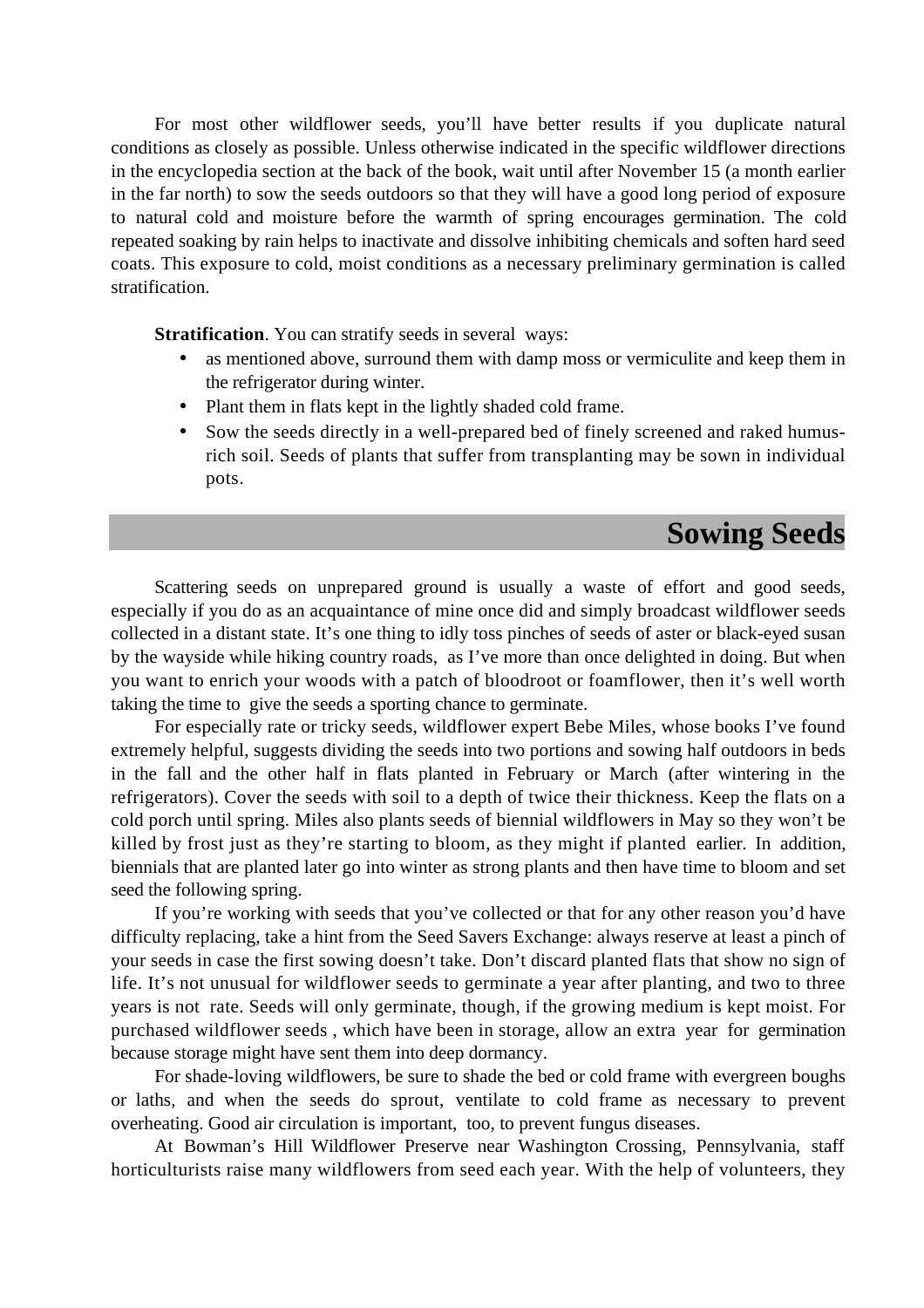For most other wildflower seeds, you'll have better results if you duplicate natural conditions as closely as possible. Unless otherwise indicated in the specific wildflower directions in the encyclopedia section at the back of the book, wait until after November 15 (a month earlier in the far north) to sow the seeds outdoors so that they will have a good long period of exposure to natural cold and moisture before the warmth of spring encourages germination. The cold repeated soaking by rain helps to inactivate and dissolve inhibiting chemicals and soften hard seed coats. This exposure to cold, moist conditions as a necessary preliminary germination is called stratification.

**Stratification**. You can stratify seeds in several ways:

- as mentioned above, surround them with damp moss or vermiculite and keep them in the refrigerator during winter.
- Plant them in flats kept in the lightly shaded cold frame.
- Sow the seeds directly in a well-prepared bed of finely screened and raked humus-rich soil. Seeds of plants that suffer from transplanting may be sown in individual pots.

## Sowing Seeds

Scattering seeds on unprepared ground is usually a waste of effort and good seeds, especially if you do as an acquaintance of mine once did and simply broadcast wildflower seeds collected in a distant state. It's one thing to idly toss pinches of seeds of aster or black-eyed susan by the wayside while hiking country roads, as I've more than once delighted in doing. But when you want to enrich your woods with a patch of bloodroot or foamflower, then it's well worth taking the time to give the seeds a sporting chance to germinate.

For especially rate or tricky seeds, wildflower expert Bebe Miles, whose books I've found extremely helpful, suggests dividing the seeds into two portions and sowing half outdoors in beds in the fall and the other half in flats planted in February or March (after wintering in the refrigerators). Cover the seeds with soil to a depth of twice their thickness. Keep the flats on a cold porch until spring. Miles also plants seeds of biennial wildflowers in May so they won't be killed by frost just as they're starting to bloom, as they might if planted earlier. In addition, biennials that are planted later go into winter as strong plants and then have time to bloom and set seed the following spring.

If you're working with seeds that you've collected or that for any other reason you'd have difficulty replacing, take a hint from the Seed Savers Exchange: always reserve at least a pinch of your seeds in case the first sowing doesn't take. Don't discard planted flats that show no sign of life. It's not unusual for wildflower seeds to germinate a year after planting, and two to three years is not rate. Seeds will only germinate, though, if the growing medium is kept moist. For purchased wildflower seeds , which have been in storage, allow an extra year for germination because storage might have sent them into deep dormancy.

For shade-loving wildflowers, be sure to shade the bed or cold frame with evergreen boughs or laths, and when the seeds do sprout, ventilate to cold frame as necessary to prevent overheating. Good air circulation is important, too, to prevent fungus diseases.

At Bowman's Hill Wildflower Preserve near Washington Crossing, Pennsylvania, staff horticulturists raise many wildflowers from seed each year. With the help of volunteers, they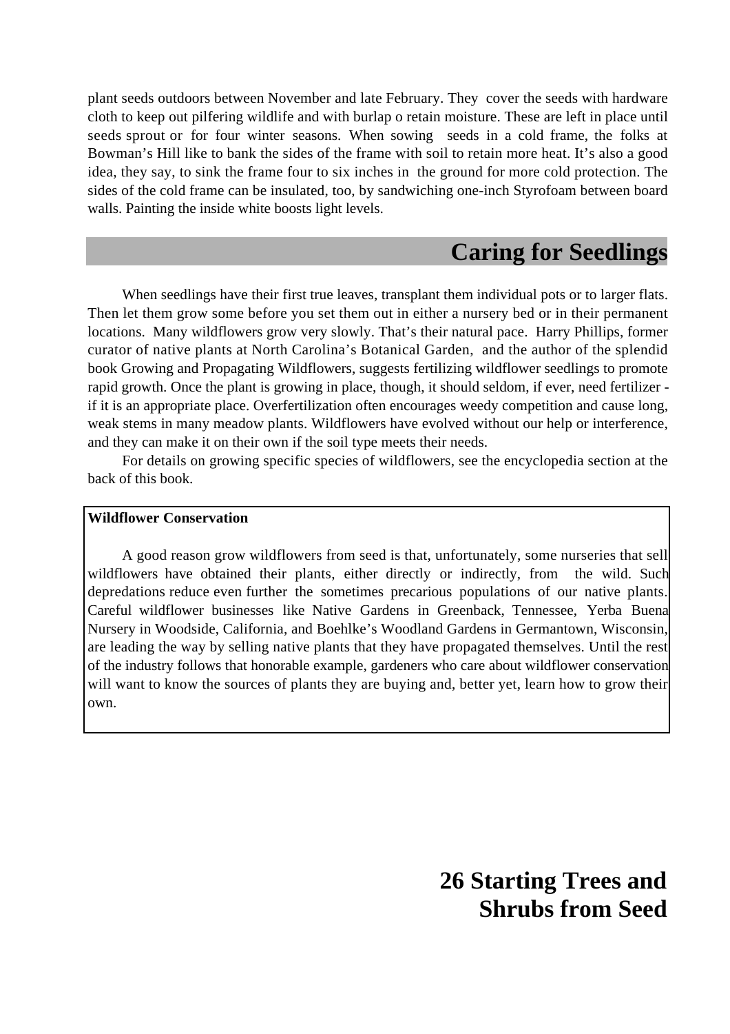plant seeds outdoors between November and late February. They cover the seeds with hardware cloth to keep out pilfering wildlife and with burlap o retain moisture. These are left in place until seeds sprout or for four winter seasons. When sowing seeds in a cold frame, the folks at Bowman's Hill like to bank the sides of the frame with soil to retain more heat. It's also a good idea, they say, to sink the frame four to six inches in the ground for more cold protection. The sides of the cold frame can be insulated, too, by sandwiching one-inch Styrofoam between board walls. Painting the inside white boosts light levels.

## Caring for Seedlings

When seedlings have their first true leaves, transplant them individual pots or to larger flats. Then let them grow some before you set them out in either a nursery bed or in their permanent locations. Many wildflowers grow very slowly. That's their natural pace. Harry Phillips, former curator of native plants at North Carolina's Botanical Garden, and the author of the splendid book Growing and Propagating Wildflowers, suggests fertilizing wildflower seedlings to promote rapid growth. Once the plant is growing in place, though, it should seldom, if ever, need fertilizer - if it is an appropriate place. Overfertilization often encourages weedy competition and cause long, weak stems in many meadow plants. Wildflowers have evolved without our help or interference, and they can make it on their own if the soil type meets their needs.

For details on growing specific species of wildflowers, see the encyclopedia section at the back of this book.

**Wildflower Conservation**

A good reason grow wildflowers from seed is that, unfortunately, some nurseries that sell wildflowers have obtained their plants, either directly or indirectly, from the wild. Such depredations reduce even further the sometimes precarious populations of our native plants. Careful wildflower businesses like Native Gardens in Greenback, Tennessee, Yerba Buena Nursery in Woodside, California, and Boehlke's Woodland Gardens in Germantown, Wisconsin, are leading the way by selling native plants that they have propagated themselves. Until the rest of the industry follows that honorable example, gardeners who care about wildflower conservation will want to know the sources of plants they are buying and, better yet, learn how to grow their own.

# 26 Starting Trees and Shrubs from Seed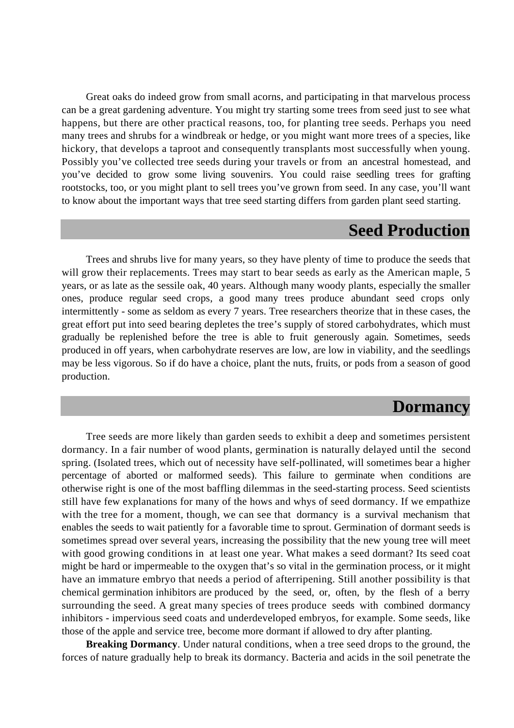Great oaks do indeed grow from small acorns, and participating in that marvelous process can be a great gardening adventure. You might try starting some trees from seed just to see what happens, but there are other practical reasons, too, for planting tree seeds. Perhaps you need many trees and shrubs for a windbreak or hedge, or you might want more trees of a species, like hickory, that develops a taproot and consequently transplants most successfully when young. Possibly you've collected tree seeds during your travels or from an ancestral homestead, and you've decided to grow some living souvenirs. You could raise seedling trees for grafting rootstocks, too, or you might plant to sell trees you've grown from seed. In any case, you'll want to know about the important ways that tree seed starting differs from garden plant seed starting.

## Seed Production

Trees and shrubs live for many years, so they have plenty of time to produce the seeds that will grow their replacements. Trees may start to bear seeds as early as the American maple, 5 years, or as late as the sessile oak, 40 years. Although many woody plants, especially the smaller ones, produce regular seed crops, a good many trees produce abundant seed crops only intermittently - some as seldom as every 7 years. Tree researchers theorize that in these cases, the great effort put into seed bearing depletes the tree's supply of stored carbohydrates, which must gradually be replenished before the tree is able to fruit generously again. Sometimes, seeds produced in off years, when carbohydrate reserves are low, are low in viability, and the seedlings may be less vigorous. So if do have a choice, plant the nuts, fruits, or pods from a season of good production.

## Dormancy

Tree seeds are more likely than garden seeds to exhibit a deep and sometimes persistent dormancy. In a fair number of wood plants, germination is naturally delayed until the second spring. (Isolated trees, which out of necessity have self-pollinated, will sometimes bear a higher percentage of aborted or malformed seeds). This failure to germinate when conditions are otherwise right is one of the most baffling dilemmas in the seed-starting process. Seed scientists still have few explanations for many of the hows and whys of seed dormancy. If we empathize with the tree for a moment, though, we can see that dormancy is a survival mechanism that enables the seeds to wait patiently for a favorable time to sprout. Germination of dormant seeds is sometimes spread over several years, increasing the possibility that the new young tree will meet with good growing conditions in at least one year. What makes a seed dormant? Its seed coat might be hard or impermeable to the oxygen that's so vital in the germination process, or it might have an immature embryo that needs a period of afterripening. Still another possibility is that chemical germination inhibitors are produced by the seed, or, often, by the flesh of a berry surrounding the seed. A great many species of trees produce seeds with combined dormancy inhibitors - impervious seed coats and underdeveloped embryos, for example. Some seeds, like those of the apple and service tree, become more dormant if allowed to dry after planting.

**Breaking Dormancy**. Under natural conditions, when a tree seed drops to the ground, the forces of nature gradually help to break its dormancy. Bacteria and acids in the soil penetrate the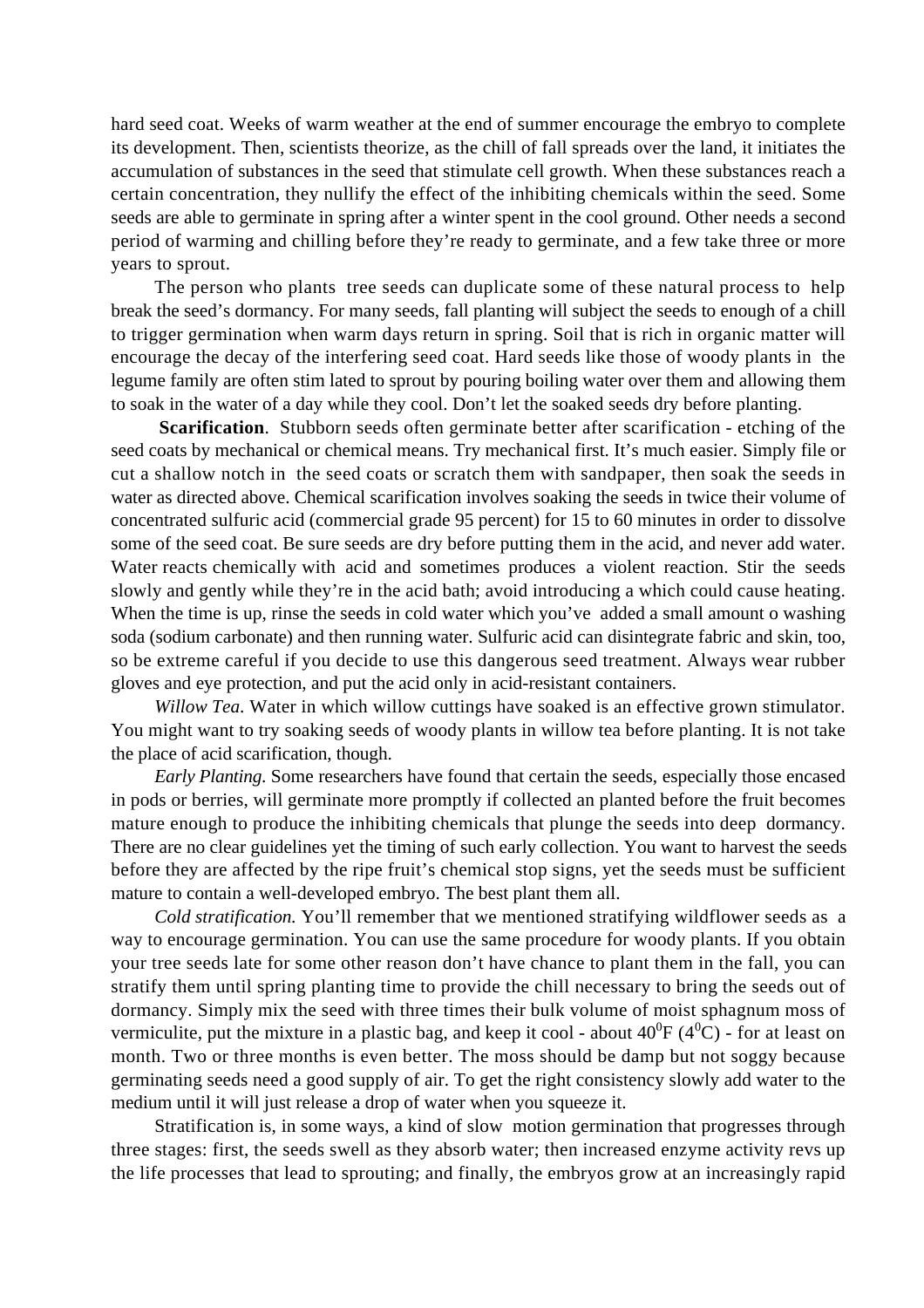hard seed coat. Weeks of warm weather at the end of summer encourage the embryo to complete its development. Then, scientists theorize, as the chill of fall spreads over the land, it initiates the accumulation of substances in the seed that stimulate cell growth. When these substances reach a certain concentration, they nullify the effect of the inhibiting chemicals within the seed. Some seeds are able to germinate in spring after a winter spent in the cool ground. Other needs a second period of warming and chilling before they're ready to germinate, and a few take three or more years to sprout.

The person who plants tree seeds can duplicate some of these natural process to help break the seed's dormancy. For many seeds, fall planting will subject the seeds to enough of a chill to trigger germination when warm days return in spring. Soil that is rich in organic matter will encourage the decay of the interfering seed coat. Hard seeds like those of woody plants in the legume family are often stim lated to sprout by pouring boiling water over them and allowing them to soak in the water of a day while they cool. Don't let the soaked seeds dry before planting.

**Scarification**. Stubborn seeds often germinate better after scarification - etching of the seed coats by mechanical or chemical means. Try mechanical first. It's much easier. Simply file or cut a shallow notch in the seed coats or scratch them with sandpaper, then soak the seeds in water as directed above. Chemical scarification involves soaking the seeds in twice their volume of concentrated sulfuric acid (commercial grade 95 percent) for 15 to 60 minutes in order to dissolve some of the seed coat. Be sure seeds are dry before putting them in the acid, and never add water. Water reacts chemically with acid and sometimes produces a violent reaction. Stir the seeds slowly and gently while they're in the acid bath; avoid introducing a which could cause heating. When the time is up, rinse the seeds in cold water which you've added a small amount o washing soda (sodium carbonate) and then running water. Sulfuric acid can disintegrate fabric and skin, too, so be extreme careful if you decide to use this dangerous seed treatment. Always wear rubber gloves and eye protection, and put the acid only in acid-resistant containers.

*Willow Tea.* Water in which willow cuttings have soaked is an effective grown stimulator. You might want to try soaking seeds of woody plants in willow tea before planting. It is not take the place of acid scarification, though.

*Early Planting.* Some researchers have found that certain the seeds, especially those encased in pods or berries, will germinate more promptly if collected an planted before the fruit becomes mature enough to produce the inhibiting chemicals that plunge the seeds into deep dormancy. There are no clear guidelines yet the timing of such early collection. You want to harvest the seeds before they are affected by the ripe fruit's chemical stop signs, yet the seeds must be sufficient mature to contain a well-developed embryo. The best plant them all.

*Cold stratification.* You'll remember that we mentioned stratifying wildflower seeds as a way to encourage germination. You can use the same procedure for woody plants. If you obtain your tree seeds late for some other reason don't have chance to plant them in the fall, you can stratify them until spring planting time to provide the chill necessary to bring the seeds out of dormancy. Simply mix the seed with three times their bulk volume of moist sphagnum moss of vermiculite, put the mixture in a plastic bag, and keep it cool - about $40^0$F ($4^0$C) - for at least on month. Two or three months is even better. The moss should be damp but not soggy because germinating seeds need a good supply of air. To get the right consistency slowly add water to the medium until it will just release a drop of water when you squeeze it.

Stratification is, in some ways, a kind of slow motion germination that progresses through three stages: first, the seeds swell as they absorb water; then increased enzyme activity revs up the life processes that lead to sprouting; and finally, the embryos grow at an increasingly rapid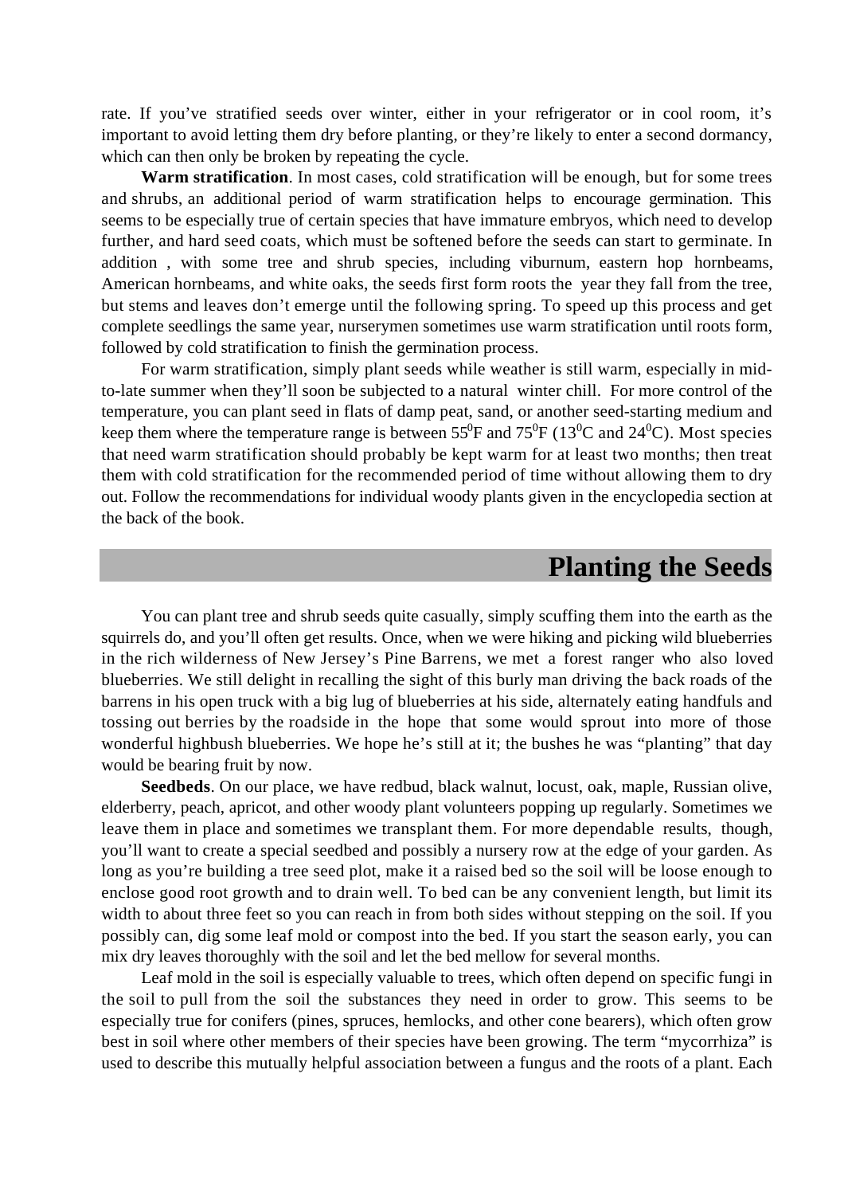rate. If you've stratified seeds over winter, either in your refrigerator or in cool room, it's important to avoid letting them dry before planting, or they're likely to enter a second dormancy, which can then only be broken by repeating the cycle.

**Warm stratification**. In most cases, cold stratification will be enough, but for some trees and shrubs, an additional period of warm stratification helps to encourage germination. This seems to be especially true of certain species that have immature embryos, which need to develop further, and hard seed coats, which must be softened before the seeds can start to germinate. In addition , with some tree and shrub species, including viburnum, eastern hop hornbeams, American hornbeams, and white oaks, the seeds first form roots the year they fall from the tree, but stems and leaves don't emerge until the following spring. To speed up this process and get complete seedlings the same year, nurserymen sometimes use warm stratification until roots form, followed by cold stratification to finish the germination process.

For warm stratification, simply plant seeds while weather is still warm, especially in mid-to-late summer when they'll soon be subjected to a natural winter chill. For more control of the temperature, you can plant seed in flats of damp peat, sand, or another seed-starting medium and keep them where the temperature range is between 55$^0$F and 75$^0$F (13$^0$C and 24$^0$C). Most species that need warm stratification should probably be kept warm for at least two months; then treat them with cold stratification for the recommended period of time without allowing them to dry out. Follow the recommendations for individual woody plants given in the encyclopedia section at the back of the book.

## Planting the Seeds

You can plant tree and shrub seeds quite casually, simply scuffing them into the earth as the squirrels do, and you'll often get results. Once, when we were hiking and picking wild blueberries in the rich wilderness of New Jersey's Pine Barrens, we met a forest ranger who also loved blueberries. We still delight in recalling the sight of this burly man driving the back roads of the barrens in his open truck with a big lug of blueberries at his side, alternately eating handfuls and tossing out berries by the roadside in the hope that some would sprout into more of those wonderful highbush blueberries. We hope he's still at it; the bushes he was "planting" that day would be bearing fruit by now.

**Seedbeds**. On our place, we have redbud, black walnut, locust, oak, maple, Russian olive, elderberry, peach, apricot, and other woody plant volunteers popping up regularly. Sometimes we leave them in place and sometimes we transplant them. For more dependable results, though, you'll want to create a special seedbed and possibly a nursery row at the edge of your garden. As long as you're building a tree seed plot, make it a raised bed so the soil will be loose enough to enclose good root growth and to drain well. To bed can be any convenient length, but limit its width to about three feet so you can reach in from both sides without stepping on the soil. If you possibly can, dig some leaf mold or compost into the bed. If you start the season early, you can mix dry leaves thoroughly with the soil and let the bed mellow for several months.

Leaf mold in the soil is especially valuable to trees, which often depend on specific fungi in the soil to pull from the soil the substances they need in order to grow. This seems to be especially true for conifers (pines, spruces, hemlocks, and other cone bearers), which often grow best in soil where other members of their species have been growing. The term "mycorrhiza" is used to describe this mutually helpful association between a fungus and the roots of a plant. Each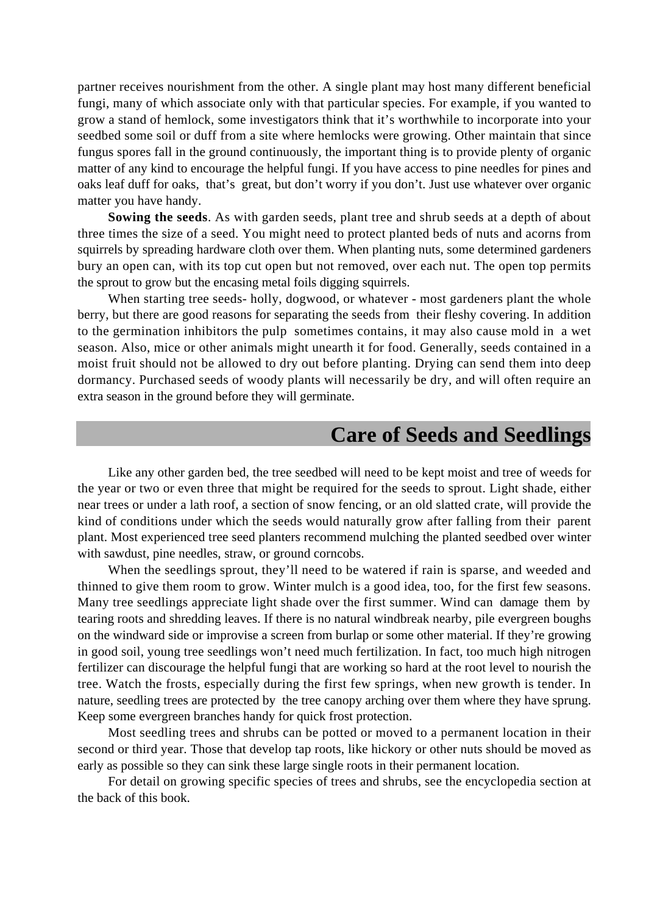partner receives nourishment from the other. A single plant may host many different beneficial fungi, many of which associate only with that particular species. For example, if you wanted to grow a stand of hemlock, some investigators think that it's worthwhile to incorporate into your seedbed some soil or duff from a site where hemlocks were growing. Other maintain that since fungus spores fall in the ground continuously, the important thing is to provide plenty of organic matter of any kind to encourage the helpful fungi. If you have access to pine needles for pines and oaks leaf duff for oaks, that's great, but don't worry if you don't. Just use whatever over organic matter you have handy.

**Sowing the seeds**. As with garden seeds, plant tree and shrub seeds at a depth of about three times the size of a seed. You might need to protect planted beds of nuts and acorns from squirrels by spreading hardware cloth over them. When planting nuts, some determined gardeners bury an open can, with its top cut open but not removed, over each nut. The open top permits the sprout to grow but the encasing metal foils digging squirrels.

When starting tree seeds- holly, dogwood, or whatever - most gardeners plant the whole berry, but there are good reasons for separating the seeds from their fleshy covering. In addition to the germination inhibitors the pulp sometimes contains, it may also cause mold in a wet season. Also, mice or other animals might unearth it for food. Generally, seeds contained in a moist fruit should not be allowed to dry out before planting. Drying can send them into deep dormancy. Purchased seeds of woody plants will necessarily be dry, and will often require an extra season in the ground before they will germinate.

## Care of Seeds and Seedlings

Like any other garden bed, the tree seedbed will need to be kept moist and tree of weeds for the year or two or even three that might be required for the seeds to sprout. Light shade, either near trees or under a lath roof, a section of snow fencing, or an old slatted crate, will provide the kind of conditions under which the seeds would naturally grow after falling from their parent plant. Most experienced tree seed planters recommend mulching the planted seedbed over winter with sawdust, pine needles, straw, or ground corncobs.

When the seedlings sprout, they'll need to be watered if rain is sparse, and weeded and thinned to give them room to grow. Winter mulch is a good idea, too, for the first few seasons. Many tree seedlings appreciate light shade over the first summer. Wind can damage them by tearing roots and shredding leaves. If there is no natural windbreak nearby, pile evergreen boughs on the windward side or improvise a screen from burlap or some other material. If they're growing in good soil, young tree seedlings won't need much fertilization. In fact, too much high nitrogen fertilizer can discourage the helpful fungi that are working so hard at the root level to nourish the tree. Watch the frosts, especially during the first few springs, when new growth is tender. In nature, seedling trees are protected by the tree canopy arching over them where they have sprung. Keep some evergreen branches handy for quick frost protection.

Most seedling trees and shrubs can be potted or moved to a permanent location in their second or third year. Those that develop tap roots, like hickory or other nuts should be moved as early as possible so they can sink these large single roots in their permanent location.

For detail on growing specific species of trees and shrubs, see the encyclopedia section at the back of this book.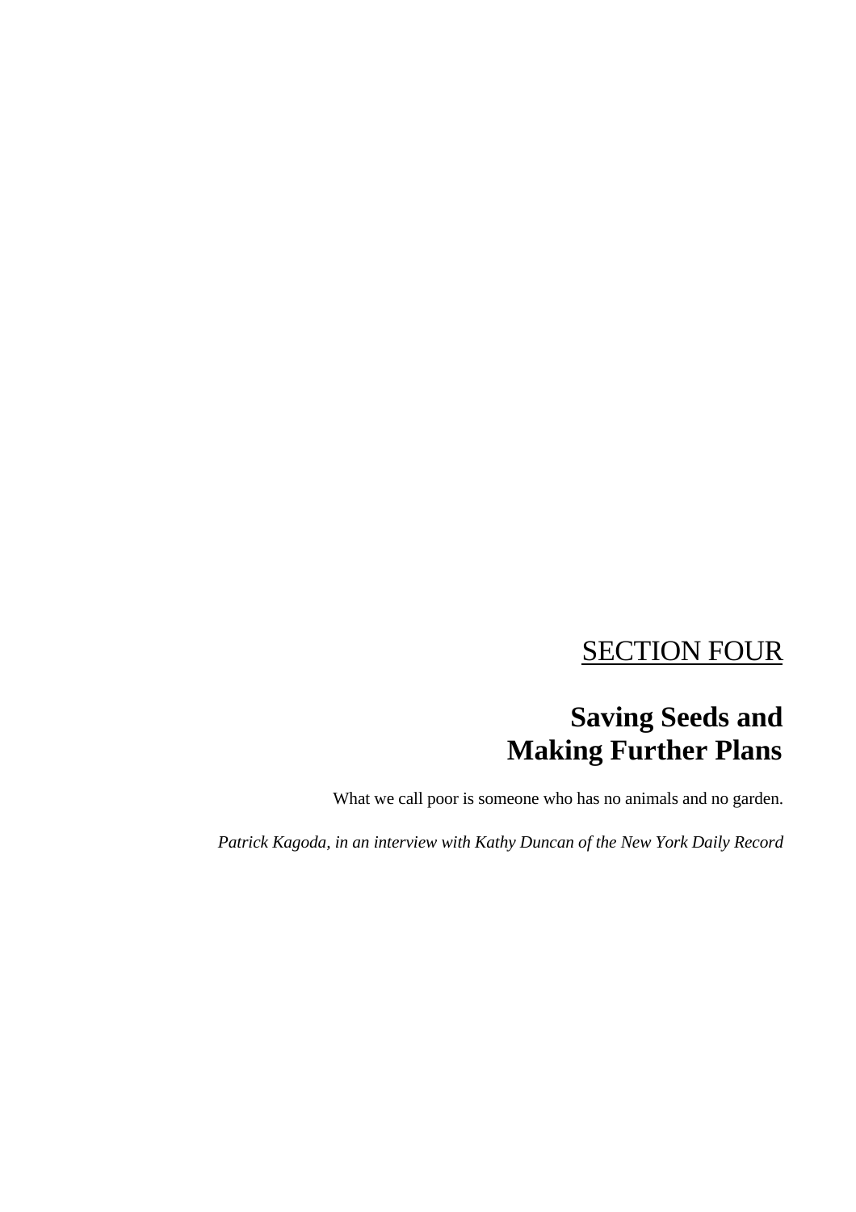# SECTION FOUR

## Saving Seeds and Making Further Plans

What we call poor is someone who has no animals and no garden.

*Patrick Kagoda, in an interview with Kathy Duncan of the New York Daily Record*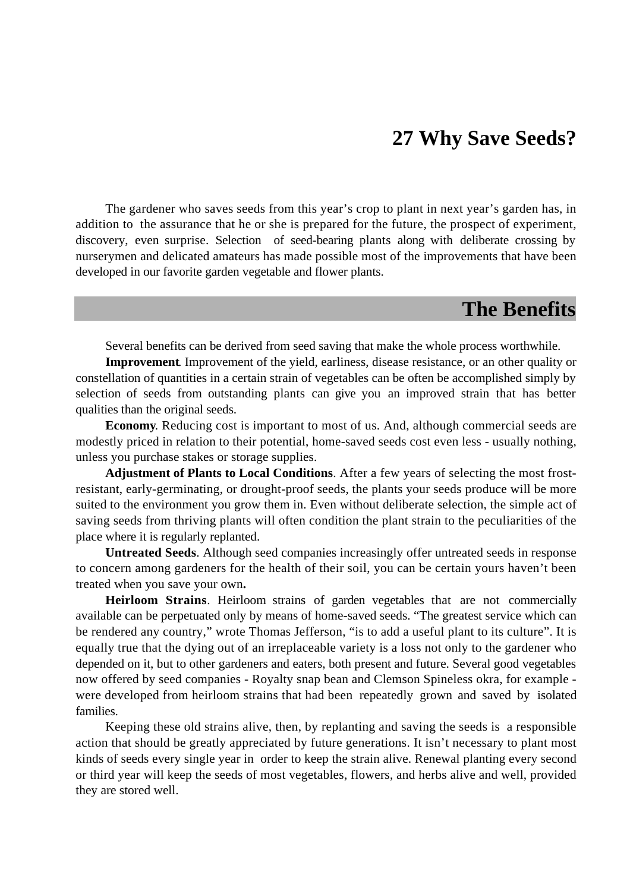# 27 Why Save Seeds?

The gardener who saves seeds from this year's crop to plant in next year's garden has, in addition to the assurance that he or she is prepared for the future, the prospect of experiment, discovery, even surprise. Selection of seed-bearing plants along with deliberate crossing by nurserymen and delicated amateurs has made possible most of the improvements that have been developed in our favorite garden vegetable and flower plants.

## The Benefits

Several benefits can be derived from seed saving that make the whole process worthwhile.

**Improvement**. Improvement of the yield, earliness, disease resistance, or an other quality or constellation of quantities in a certain strain of vegetables can be often be accomplished simply by selection of seeds from outstanding plants can give you an improved strain that has better qualities than the original seeds.

**Economy**. Reducing cost is important to most of us. And, although commercial seeds are modestly priced in relation to their potential, home-saved seeds cost even less - usually nothing, unless you purchase stakes or storage supplies.

**Adjustment of Plants to Local Conditions**. After a few years of selecting the most frost-resistant, early-germinating, or drought-proof seeds, the plants your seeds produce will be more suited to the environment you grow them in. Even without deliberate selection, the simple act of saving seeds from thriving plants will often condition the plant strain to the peculiarities of the place where it is regularly replanted.

**Untreated Seeds**. Although seed companies increasingly offer untreated seeds in response to concern among gardeners for the health of their soil, you can be certain yours haven't been treated when you save your own**.**

**Heirloom Strains**. Heirloom strains of garden vegetables that are not commercially available can be perpetuated only by means of home-saved seeds. "The greatest service which can be rendered any country," wrote Thomas Jefferson, "is to add a useful plant to its culture". It is equally true that the dying out of an irreplaceable variety is a loss not only to the gardener who depended on it, but to other gardeners and eaters, both present and future. Several good vegetables now offered by seed companies - Royalty snap bean and Clemson Spineless okra, for example - were developed from heirloom strains that had been repeatedly grown and saved by isolated families.

Keeping these old strains alive, then, by replanting and saving the seeds is a responsible action that should be greatly appreciated by future generations. It isn't necessary to plant most kinds of seeds every single year in order to keep the strain alive. Renewal planting every second or third year will keep the seeds of most vegetables, flowers, and herbs alive and well, provided they are stored well.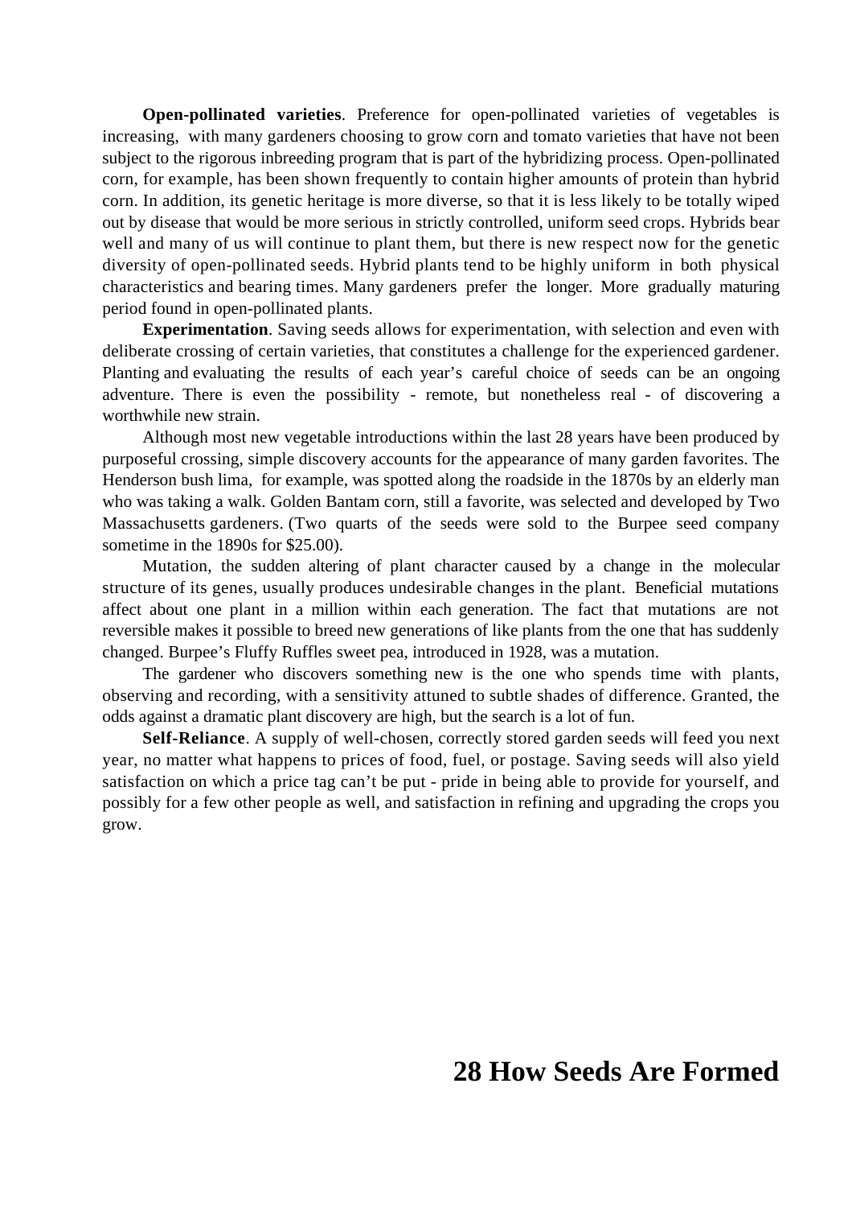**Open-pollinated varieties**. Preference for open-pollinated varieties of vegetables is increasing, with many gardeners choosing to grow corn and tomato varieties that have not been subject to the rigorous inbreeding program that is part of the hybridizing process. Open-pollinated corn, for example, has been shown frequently to contain higher amounts of protein than hybrid corn. In addition, its genetic heritage is more diverse, so that it is less likely to be totally wiped out by disease that would be more serious in strictly controlled, uniform seed crops. Hybrids bear well and many of us will continue to plant them, but there is new respect now for the genetic diversity of open-pollinated seeds. Hybrid plants tend to be highly uniform in both physical characteristics and bearing times. Many gardeners prefer the longer. More gradually maturing period found in open-pollinated plants.

**Experimentation**. Saving seeds allows for experimentation, with selection and even with deliberate crossing of certain varieties, that constitutes a challenge for the experienced gardener. Planting and evaluating the results of each year's careful choice of seeds can be an ongoing adventure. There is even the possibility - remote, but nonetheless real - of discovering a worthwhile new strain.

Although most new vegetable introductions within the last 28 years have been produced by purposeful crossing, simple discovery accounts for the appearance of many garden favorites. The Henderson bush lima, for example, was spotted along the roadside in the 1870s by an elderly man who was taking a walk. Golden Bantam corn, still a favorite, was selected and developed by Two Massachusetts gardeners. (Two quarts of the seeds were sold to the Burpee seed company sometime in the 1890s for $25.00).

Mutation, the sudden altering of plant character caused by a change in the molecular structure of its genes, usually produces undesirable changes in the plant. Beneficial mutations affect about one plant in a million within each generation. The fact that mutations are not reversible makes it possible to breed new generations of like plants from the one that has suddenly changed. Burpee's Fluffy Ruffles sweet pea, introduced in 1928, was a mutation.

The gardener who discovers something new is the one who spends time with plants, observing and recording, with a sensitivity attuned to subtle shades of difference. Granted, the odds against a dramatic plant discovery are high, but the search is a lot of fun.

**Self-Reliance**. A supply of well-chosen, correctly stored garden seeds will feed you next year, no matter what happens to prices of food, fuel, or postage. Saving seeds will also yield satisfaction on which a price tag can't be put - pride in being able to provide for yourself, and possibly for a few other people as well, and satisfaction in refining and upgrading the crops you grow.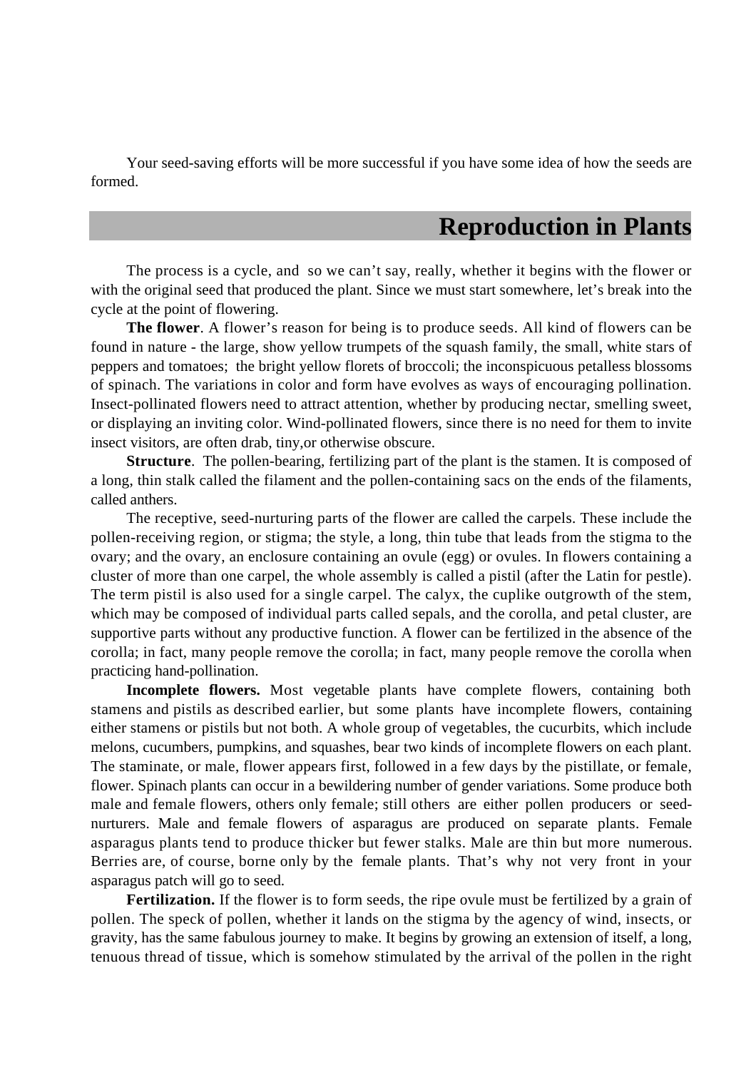Your seed-saving efforts will be more successful if you have some idea of how the seeds are formed.

## Reproduction in Plants

The process is a cycle, and so we can't say, really, whether it begins with the flower or with the original seed that produced the plant. Since we must start somewhere, let's break into the cycle at the point of flowering.

**The flower**. A flower's reason for being is to produce seeds. All kind of flowers can be found in nature - the large, show yellow trumpets of the squash family, the small, white stars of peppers and tomatoes; the bright yellow florets of broccoli; the inconspicuous petalless blossoms of spinach. The variations in color and form have evolves as ways of encouraging pollination. Insect-pollinated flowers need to attract attention, whether by producing nectar, smelling sweet, or displaying an inviting color. Wind-pollinated flowers, since there is no need for them to invite insect visitors, are often drab, tiny,or otherwise obscure.

**Structure**. The pollen-bearing, fertilizing part of the plant is the stamen. It is composed of a long, thin stalk called the filament and the pollen-containing sacs on the ends of the filaments, called anthers.

The receptive, seed-nurturing parts of the flower are called the carpels. These include the pollen-receiving region, or stigma; the style, a long, thin tube that leads from the stigma to the ovary; and the ovary, an enclosure containing an ovule (egg) or ovules. In flowers containing a cluster of more than one carpel, the whole assembly is called a pistil (after the Latin for pestle). The term pistil is also used for a single carpel. The calyx, the cuplike outgrowth of the stem, which may be composed of individual parts called sepals, and the corolla, and petal cluster, are supportive parts without any productive function. A flower can be fertilized in the absence of the corolla; in fact, many people remove the corolla; in fact, many people remove the corolla when practicing hand-pollination.

**Incomplete flowers.** Most vegetable plants have complete flowers, containing both stamens and pistils as described earlier, but some plants have incomplete flowers, containing either stamens or pistils but not both. A whole group of vegetables, the cucurbits, which include melons, cucumbers, pumpkins, and squashes, bear two kinds of incomplete flowers on each plant. The staminate, or male, flower appears first, followed in a few days by the pistillate, or female, flower. Spinach plants can occur in a bewildering number of gender variations. Some produce both male and female flowers, others only female; still others are either pollen producers or seed-nurturers. Male and female flowers of asparagus are produced on separate plants. Female asparagus plants tend to produce thicker but fewer stalks. Male are thin but more numerous. Berries are, of course, borne only by the female plants. That's why not very front in your asparagus patch will go to seed.

**Fertilization.** If the flower is to form seeds, the ripe ovule must be fertilized by a grain of pollen. The speck of pollen, whether it lands on the stigma by the agency of wind, insects, or gravity, has the same fabulous journey to make. It begins by growing an extension of itself, a long, tenuous thread of tissue, which is somehow stimulated by the arrival of the pollen in the right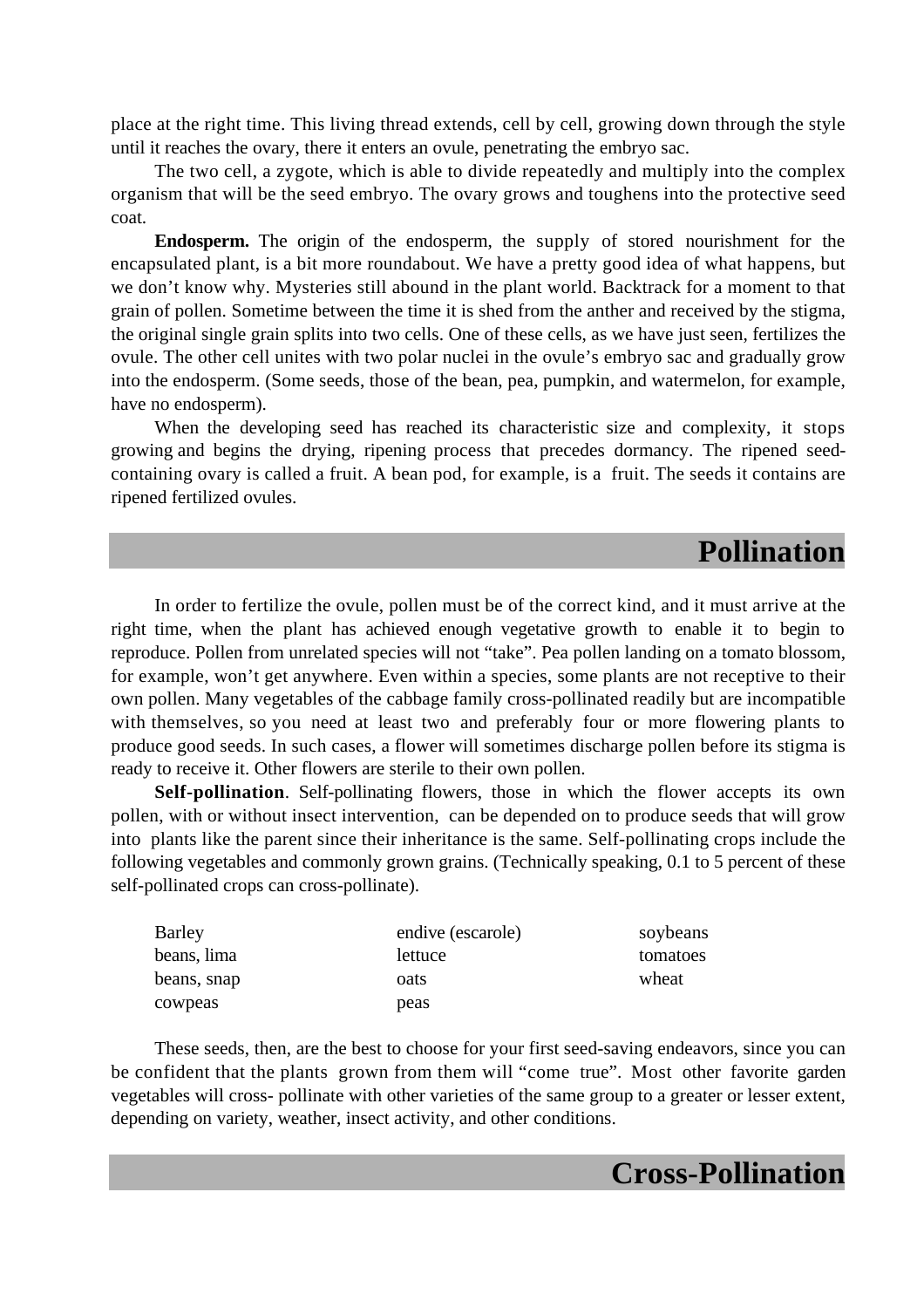place at the right time. This living thread extends, cell by cell, growing down through the style until it reaches the ovary, there it enters an ovule, penetrating the embryo sac.

The two cell, a zygote, which is able to divide repeatedly and multiply into the complex organism that will be the seed embryo. The ovary grows and toughens into the protective seed coat.

**Endosperm.** The origin of the endosperm, the supply of stored nourishment for the encapsulated plant, is a bit more roundabout. We have a pretty good idea of what happens, but we don't know why. Mysteries still abound in the plant world. Backtrack for a moment to that grain of pollen. Sometime between the time it is shed from the anther and received by the stigma, the original single grain splits into two cells. One of these cells, as we have just seen, fertilizes the ovule. The other cell unites with two polar nuclei in the ovule's embryo sac and gradually grow into the endosperm. (Some seeds, those of the bean, pea, pumpkin, and watermelon, for example, have no endosperm).

When the developing seed has reached its characteristic size and complexity, it stops growing and begins the drying, ripening process that precedes dormancy. The ripened seed-containing ovary is called a fruit. A bean pod, for example, is a fruit. The seeds it contains are ripened fertilized ovules.

## Pollination

In order to fertilize the ovule, pollen must be of the correct kind, and it must arrive at the right time, when the plant has achieved enough vegetative growth to enable it to begin to reproduce. Pollen from unrelated species will not "take". Pea pollen landing on a tomato blossom, for example, won't get anywhere. Even within a species, some plants are not receptive to their own pollen. Many vegetables of the cabbage family cross-pollinated readily but are incompatible with themselves, so you need at least two and preferably four or more flowering plants to produce good seeds. In such cases, a flower will sometimes discharge pollen before its stigma is ready to receive it. Other flowers are sterile to their own pollen.

**Self-pollination**. Self-pollinating flowers, those in which the flower accepts its own pollen, with or without insect intervention, can be depended on to produce seeds that will grow into plants like the parent since their inheritance is the same. Self-pollinating crops include the following vegetables and commonly grown grains. (Technically speaking, 0.1 to 5 percent of these self-pollinated crops can cross-pollinate).

| | | |
|---|---|---|
| Barley | endive (escarole) | soybeans |
| beans, lima | lettuce | tomatoes |
| beans, snap | oats | wheat |
| cowpeas | peas | |

These seeds, then, are the best to choose for your first seed-saving endeavors, since you can be confident that the plants grown from them will "come true". Most other favorite garden vegetables will cross- pollinate with other varieties of the same group to a greater or lesser extent, depending on variety, weather, insect activity, and other conditions.

## Cross-Pollination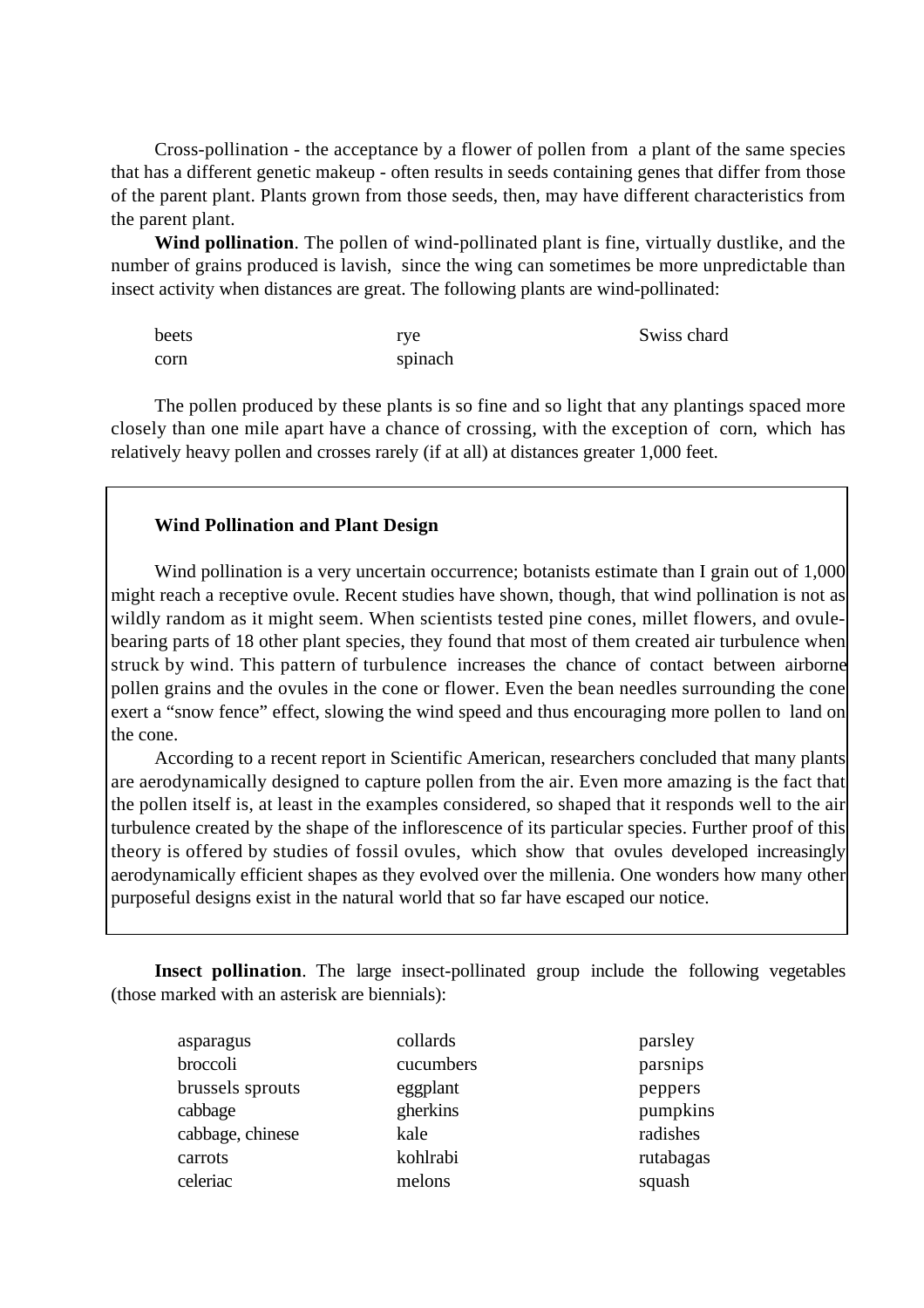Cross-pollination - the acceptance by a flower of pollen from a plant of the same species that has a different genetic makeup - often results in seeds containing genes that differ from those of the parent plant. Plants grown from those seeds, then, may have different characteristics from the parent plant.

**Wind pollination**. The pollen of wind-pollinated plant is fine, virtually dustlike, and the number of grains produced is lavish, since the wing can sometimes be more unpredictable than insect activity when distances are great. The following plants are wind-pollinated:

| | | |
|---|---|---|
| beets | rye | Swiss chard |
| corn | spinach | |

The pollen produced by these plants is so fine and so light that any plantings spaced more closely than one mile apart have a chance of crossing, with the exception of corn, which has relatively heavy pollen and crosses rarely (if at all) at distances greater 1,000 feet.

**Wind Pollination and Plant Design**

Wind pollination is a very uncertain occurrence; botanists estimate than I grain out of 1,000 might reach a receptive ovule. Recent studies have shown, though, that wind pollination is not as wildly random as it might seem. When scientists tested pine cones, millet flowers, and ovule-bearing parts of 18 other plant species, they found that most of them created air turbulence when struck by wind. This pattern of turbulence increases the chance of contact between airborne pollen grains and the ovules in the cone or flower. Even the bean needles surrounding the cone exert a "snow fence" effect, slowing the wind speed and thus encouraging more pollen to land on the cone.

According to a recent report in Scientific American, researchers concluded that many plants are aerodynamically designed to capture pollen from the air. Even more amazing is the fact that the pollen itself is, at least in the examples considered, so shaped that it responds well to the air turbulence created by the shape of the inflorescence of its particular species. Further proof of this theory is offered by studies of fossil ovules, which show that ovules developed increasingly aerodynamically efficient shapes as they evolved over the millenia. One wonders how many other purposeful designs exist in the natural world that so far have escaped our notice.

**Insect pollination**. The large insect-pollinated group include the following vegetables (those marked with an asterisk are biennials):

| | | |
|---|---|---|
| asparagus | collards | parsley |
| broccoli | cucumbers | parsnips |
| brussels sprouts | eggplant | peppers |
| cabbage | gherkins | pumpkins |
| cabbage, chinese | kale | radishes |
| carrots | kohlrabi | rutabagas |
| celeriac | melons | squash |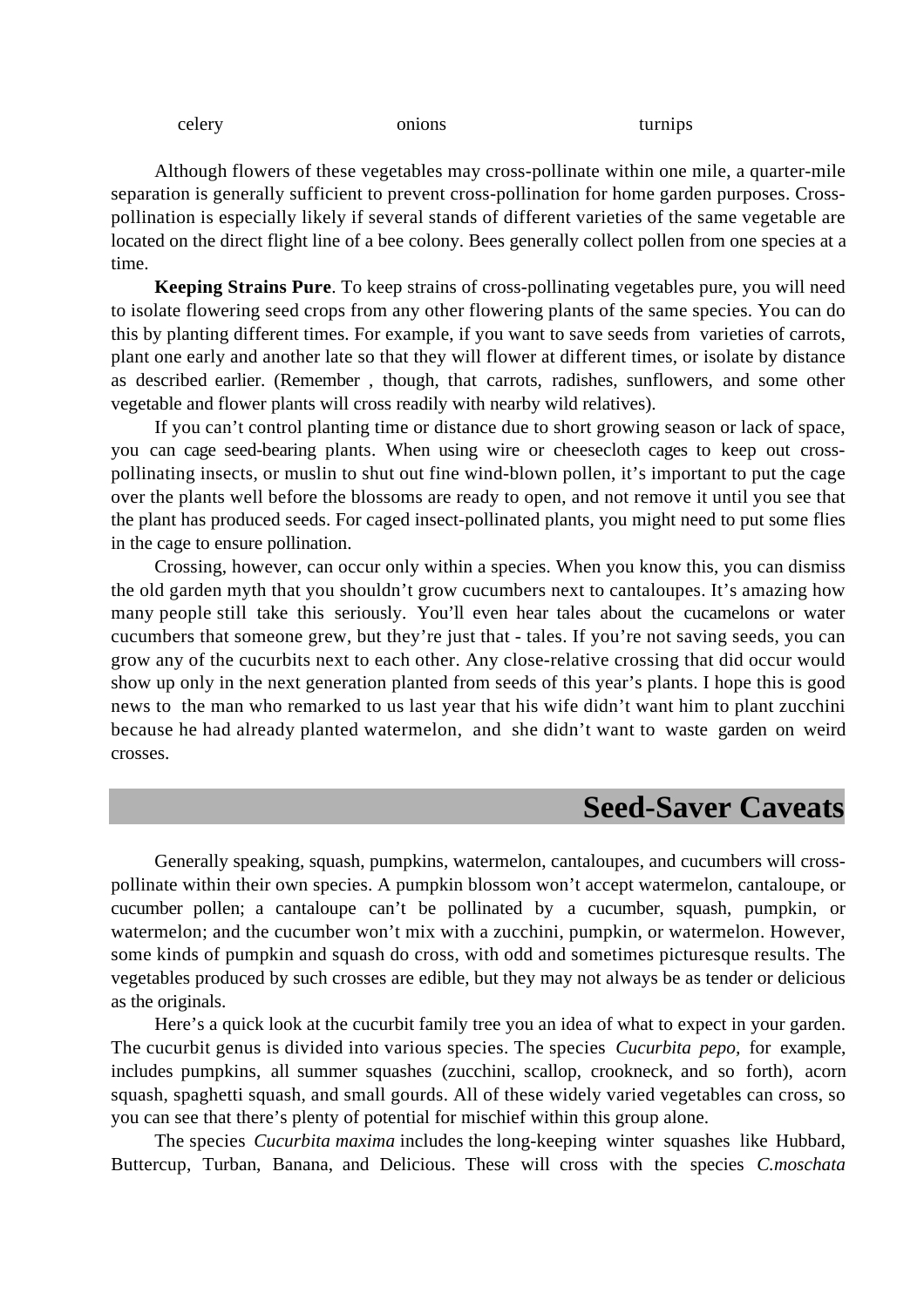| | | |
|---|---|---|
| celery | onions | turnips |

Although flowers of these vegetables may cross-pollinate within one mile, a quarter-mile separation is generally sufficient to prevent cross-pollination for home garden purposes. Cross-pollination is especially likely if several stands of different varieties of the same vegetable are located on the direct flight line of a bee colony. Bees generally collect pollen from one species at a time.

**Keeping Strains Pure**. To keep strains of cross-pollinating vegetables pure, you will need to isolate flowering seed crops from any other flowering plants of the same species. You can do this by planting different times. For example, if you want to save seeds from varieties of carrots, plant one early and another late so that they will flower at different times, or isolate by distance as described earlier. (Remember , though, that carrots, radishes, sunflowers, and some other vegetable and flower plants will cross readily with nearby wild relatives).

If you can't control planting time or distance due to short growing season or lack of space, you can cage seed-bearing plants. When using wire or cheesecloth cages to keep out cross-pollinating insects, or muslin to shut out fine wind-blown pollen, it's important to put the cage over the plants well before the blossoms are ready to open, and not remove it until you see that the plant has produced seeds. For caged insect-pollinated plants, you might need to put some flies in the cage to ensure pollination.

Crossing, however, can occur only within a species. When you know this, you can dismiss the old garden myth that you shouldn't grow cucumbers next to cantaloupes. It's amazing how many people still take this seriously. You'll even hear tales about the cucamelons or water cucumbers that someone grew, but they're just that - tales. If you're not saving seeds, you can grow any of the cucurbits next to each other. Any close-relative crossing that did occur would show up only in the next generation planted from seeds of this year's plants. I hope this is good news to the man who remarked to us last year that his wife didn't want him to plant zucchini because he had already planted watermelon, and she didn't want to waste garden on weird crosses.

## Seed-Saver Caveats

Generally speaking, squash, pumpkins, watermelon, cantaloupes, and cucumbers will cross-pollinate within their own species. A pumpkin blossom won't accept watermelon, cantaloupe, or cucumber pollen; a cantaloupe can't be pollinated by a cucumber, squash, pumpkin, or watermelon; and the cucumber won't mix with a zucchini, pumpkin, or watermelon. However, some kinds of pumpkin and squash do cross, with odd and sometimes picturesque results. The vegetables produced by such crosses are edible, but they may not always be as tender or delicious as the originals.

Here's a quick look at the cucurbit family tree you an idea of what to expect in your garden. The cucurbit genus is divided into various species. The species *Cucurbita pepo,* for example, includes pumpkins, all summer squashes (zucchini, scallop, crookneck, and so forth), acorn squash, spaghetti squash, and small gourds. All of these widely varied vegetables can cross, so you can see that there's plenty of potential for mischief within this group alone.

The species *Cucurbita maxima* includes the long-keeping winter squashes like Hubbard, Buttercup, Turban, Banana, and Delicious. These will cross with the species *C.moschata*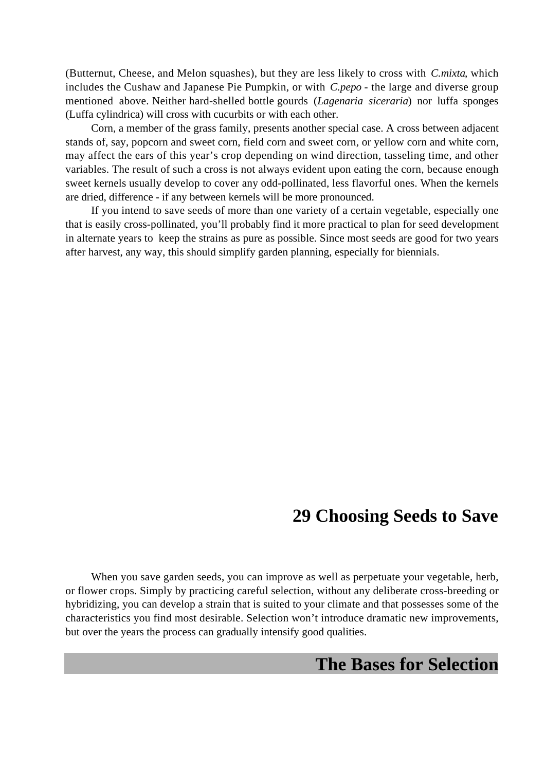(Butternut, Cheese, and Melon squashes), but they are less likely to cross with *C.mixta*, which includes the Cushaw and Japanese Pie Pumpkin, or with *C.pepo* - the large and diverse group mentioned above. Neither hard-shelled bottle gourds (*Lagenaria siceraria*) nor luffa sponges (Luffa cylindrica) will cross with cucurbits or with each other.

Corn, a member of the grass family, presents another special case. A cross between adjacent stands of, say, popcorn and sweet corn, field corn and sweet corn, or yellow corn and white corn, may affect the ears of this year's crop depending on wind direction, tasseling time, and other variables. The result of such a cross is not always evident upon eating the corn, because enough sweet kernels usually develop to cover any odd-pollinated, less flavorful ones. When the kernels are dried, difference - if any between kernels will be more pronounced.

If you intend to save seeds of more than one variety of a certain vegetable, especially one that is easily cross-pollinated, you'll probably find it more practical to plan for seed development in alternate years to keep the strains as pure as possible. Since most seeds are good for two years after harvest, any way, this should simplify garden planning, especially for biennials.

# 29 Choosing Seeds to Save

When you save garden seeds, you can improve as well as perpetuate your vegetable, herb, or flower crops. Simply by practicing careful selection, without any deliberate cross-breeding or hybridizing, you can develop a strain that is suited to your climate and that possesses some of the characteristics you find most desirable. Selection won't introduce dramatic new improvements, but over the years the process can gradually intensify good qualities.

## The Bases for Selection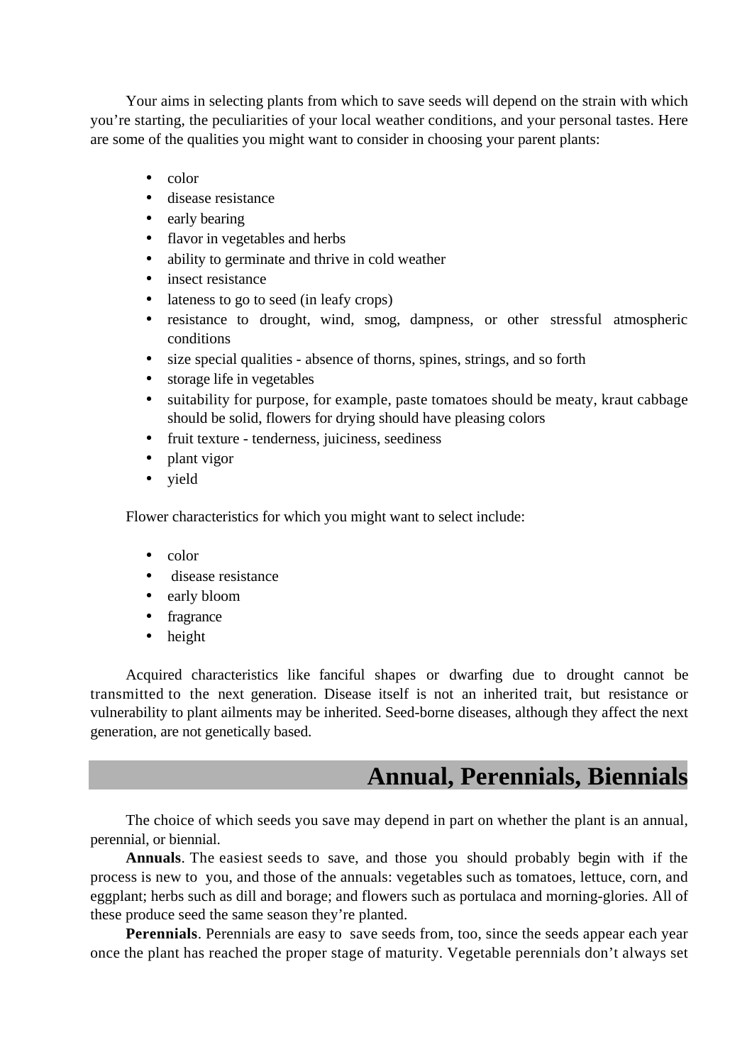Your aims in selecting plants from which to save seeds will depend on the strain with which you're starting, the peculiarities of your local weather conditions, and your personal tastes. Here are some of the qualities you might want to consider in choosing your parent plants:

- color
- disease resistance
- early bearing
- flavor in vegetables and herbs
- ability to germinate and thrive in cold weather
- insect resistance
- lateness to go to seed (in leafy crops)
- resistance to drought, wind, smog, dampness, or other stressful atmospheric conditions
- size special qualities - absence of thorns, spines, strings, and so forth
- storage life in vegetables
- suitability for purpose, for example, paste tomatoes should be meaty, kraut cabbage should be solid, flowers for drying should have pleasing colors
- fruit texture - tenderness, juiciness, seediness
- plant vigor
- yield

Flower characteristics for which you might want to select include:

- color
- disease resistance
- early bloom
- fragrance
- height

Acquired characteristics like fanciful shapes or dwarfing due to drought cannot be transmitted to the next generation. Disease itself is not an inherited trait, but resistance or vulnerability to plant ailments may be inherited. Seed-borne diseases, although they affect the next generation, are not genetically based.

## Annual, Perennials, Biennials

The choice of which seeds you save may depend in part on whether the plant is an annual, perennial, or biennial.

**Annuals**. The easiest seeds to save, and those you should probably begin with if the process is new to you, and those of the annuals: vegetables such as tomatoes, lettuce, corn, and eggplant; herbs such as dill and borage; and flowers such as portulaca and morning-glories. All of these produce seed the same season they're planted.

**Perennials**. Perennials are easy to save seeds from, too, since the seeds appear each year once the plant has reached the proper stage of maturity. Vegetable perennials don't always set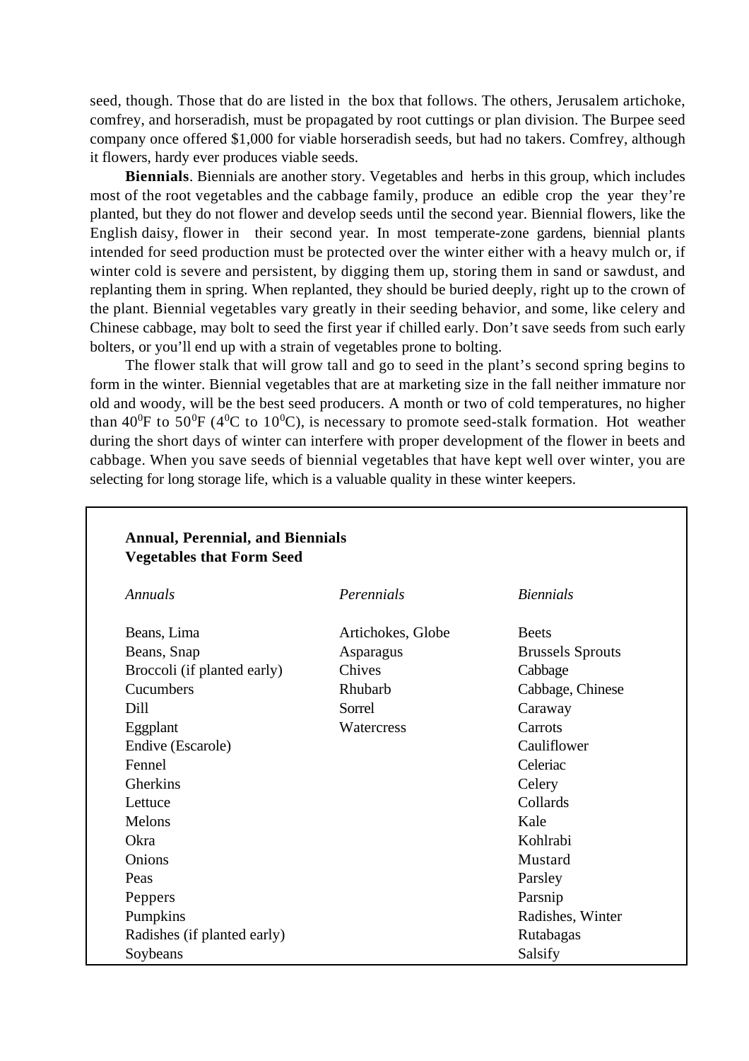seed, though. Those that do are listed in the box that follows. The others, Jerusalem artichoke, comfrey, and horseradish, must be propagated by root cuttings or plan division. The Burpee seed company once offered $1,000 for viable horseradish seeds, but had no takers. Comfrey, although it flowers, hardy ever produces viable seeds.

**Biennials**. Biennials are another story. Vegetables and herbs in this group, which includes most of the root vegetables and the cabbage family, produce an edible crop the year they're planted, but they do not flower and develop seeds until the second year. Biennial flowers, like the English daisy, flower in their second year. In most temperate-zone gardens, biennial plants intended for seed production must be protected over the winter either with a heavy mulch or, if winter cold is severe and persistent, by digging them up, storing them in sand or sawdust, and replanting them in spring. When replanted, they should be buried deeply, right up to the crown of the plant. Biennial vegetables vary greatly in their seeding behavior, and some, like celery and Chinese cabbage, may bolt to seed the first year if chilled early. Don't save seeds from such early bolters, or you'll end up with a strain of vegetables prone to bolting.

The flower stalk that will grow tall and go to seed in the plant's second spring begins to form in the winter. Biennial vegetables that are at marketing size in the fall neither immature nor old and woody, will be the best seed producers. A month or two of cold temperatures, no higher than $40^0$F to $50^0$F ($4^0$C to $10^0$C), is necessary to promote seed-stalk formation. Hot weather during the short days of winter can interfere with proper development of the flower in beets and cabbage. When you save seeds of biennial vegetables that have kept well over winter, you are selecting for long storage life, which is a valuable quality in these winter keepers.

**Annual, Perennial, and Biennials Vegetables that Form Seed**

| *Annuals* | *Perennials* | *Biennials* |
|---|---|---|
| Beans, Lima | Artichokes, Globe | Beets |
| Beans, Snap | Asparagus | Brussels Sprouts |
| Broccoli (if planted early) | Chives | Cabbage |
| Cucumbers | Rhubarb | Cabbage, Chinese |
| Dill | Sorrel | Caraway |
| Eggplant | Watercress | Carrots |
| Endive (Escarole) | | Cauliflower |
| Fennel | | Celeriac |
| Gherkins | | Celery |
| Lettuce | | Collards |
| Melons | | Kale |
| Okra | | Kohlrabi |
| Onions | | Mustard |
| Peas | | Parsley |
| Peppers | | Parsnip |
| Pumpkins | | Radishes, Winter |
| Radishes (if planted early) | | Rutabagas |
| Soybeans | | Salsify |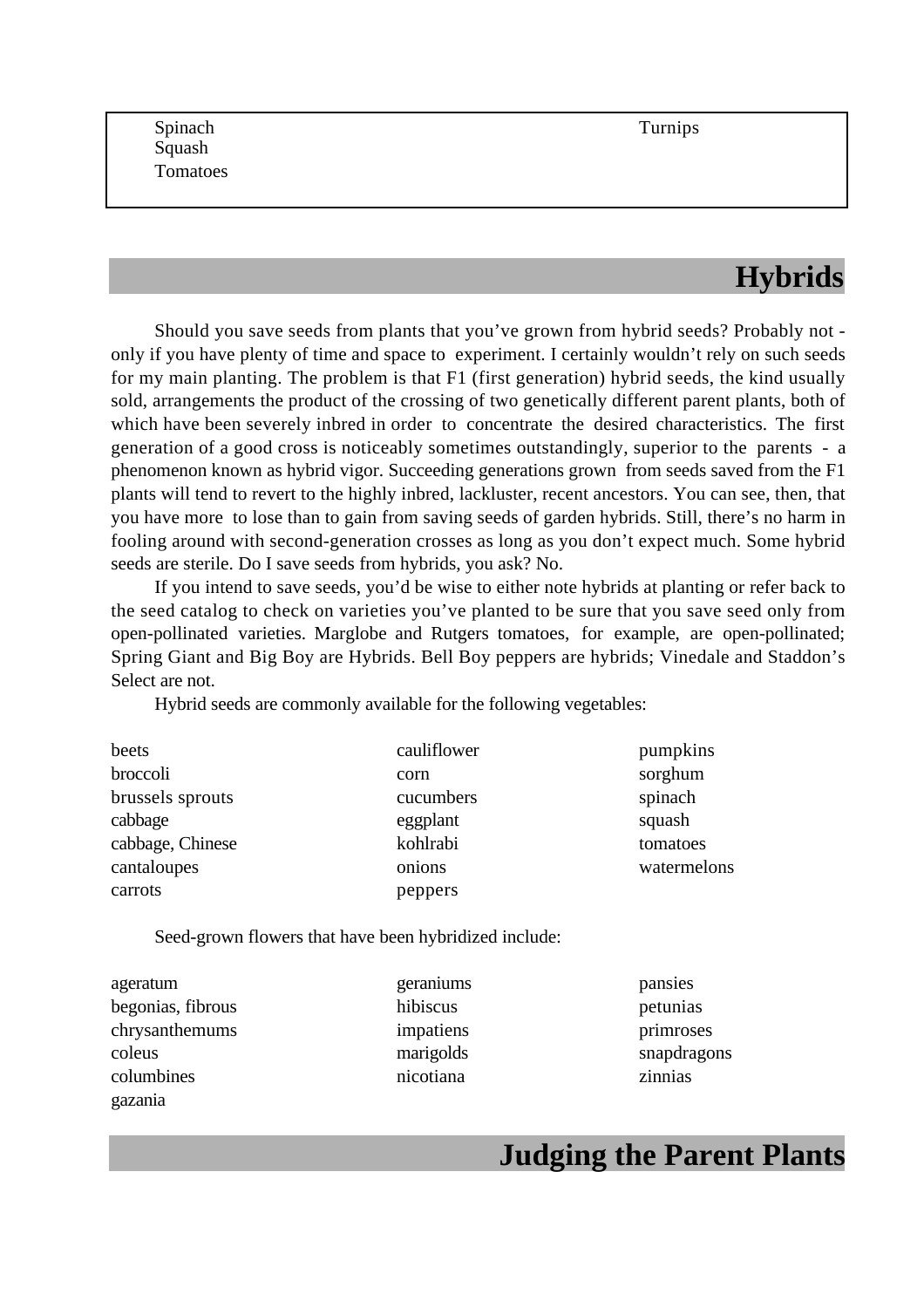| | |
|---|---|
| Spinach | Turnips |
| Squash | |
| Tomatoes | |

## Hybrids

Should you save seeds from plants that you've grown from hybrid seeds? Probably not - only if you have plenty of time and space to experiment. I certainly wouldn't rely on such seeds for my main planting. The problem is that F1 (first generation) hybrid seeds, the kind usually sold, arrangements the product of the crossing of two genetically different parent plants, both of which have been severely inbred in order to concentrate the desired characteristics. The first generation of a good cross is noticeably sometimes outstandingly, superior to the parents - a phenomenon known as hybrid vigor. Succeeding generations grown from seeds saved from the F1 plants will tend to revert to the highly inbred, lackluster, recent ancestors. You can see, then, that you have more to lose than to gain from saving seeds of garden hybrids. Still, there's no harm in fooling around with second-generation crosses as long as you don't expect much. Some hybrid seeds are sterile. Do I save seeds from hybrids, you ask? No.

If you intend to save seeds, you'd be wise to either note hybrids at planting or refer back to the seed catalog to check on varieties you've planted to be sure that you save seed only from open-pollinated varieties. Marglobe and Rutgers tomatoes, for example, are open-pollinated; Spring Giant and Big Boy are Hybrids. Bell Boy peppers are hybrids; Vinedale and Staddon's Select are not.

Hybrid seeds are commonly available for the following vegetables:

| | | |
|---|---|---|
| beets | cauliflower | pumpkins |
| broccoli | corn | sorghum |
| brussels sprouts | cucumbers | spinach |
| cabbage | eggplant | squash |
| cabbage, Chinese | kohlrabi | tomatoes |
| cantaloupes | onions | watermelons |
| carrots | peppers | |

Seed-grown flowers that have been hybridized include:

| | | |
|---|---|---|
| ageratum | geraniums | pansies |
| begonias, fibrous | hibiscus | petunias |
| chrysanthemums | impatiens | primroses |
| coleus | marigolds | snapdragons |
| columbines | nicotiana | zinnias |
| gazania | | |

## Judging the Parent Plants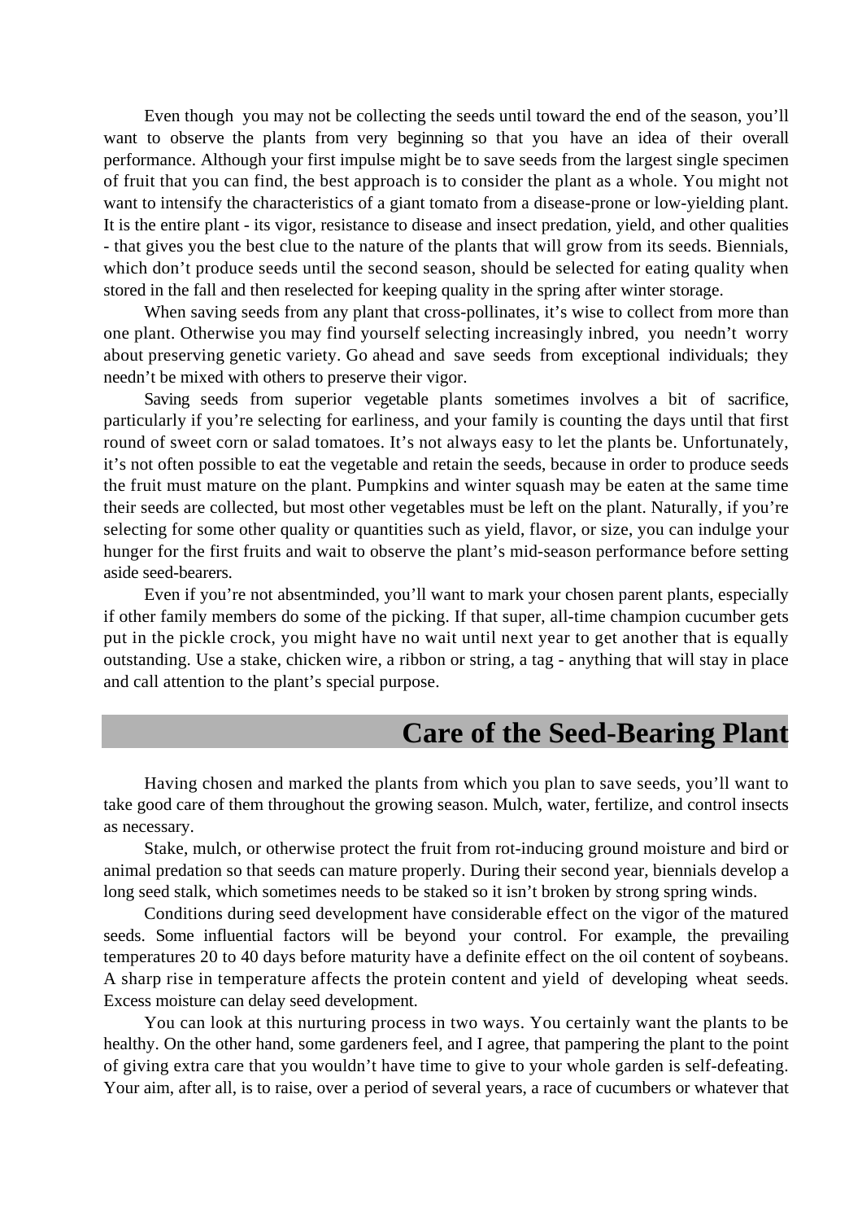Even though you may not be collecting the seeds until toward the end of the season, you'll want to observe the plants from very beginning so that you have an idea of their overall performance. Although your first impulse might be to save seeds from the largest single specimen of fruit that you can find, the best approach is to consider the plant as a whole. You might not want to intensify the characteristics of a giant tomato from a disease-prone or low-yielding plant. It is the entire plant - its vigor, resistance to disease and insect predation, yield, and other qualities - that gives you the best clue to the nature of the plants that will grow from its seeds. Biennials, which don't produce seeds until the second season, should be selected for eating quality when stored in the fall and then reselected for keeping quality in the spring after winter storage.

When saving seeds from any plant that cross-pollinates, it's wise to collect from more than one plant. Otherwise you may find yourself selecting increasingly inbred, you needn't worry about preserving genetic variety. Go ahead and save seeds from exceptional individuals; they needn't be mixed with others to preserve their vigor.

Saving seeds from superior vegetable plants sometimes involves a bit of sacrifice, particularly if you're selecting for earliness, and your family is counting the days until that first round of sweet corn or salad tomatoes. It's not always easy to let the plants be. Unfortunately, it's not often possible to eat the vegetable and retain the seeds, because in order to produce seeds the fruit must mature on the plant. Pumpkins and winter squash may be eaten at the same time their seeds are collected, but most other vegetables must be left on the plant. Naturally, if you're selecting for some other quality or quantities such as yield, flavor, or size, you can indulge your hunger for the first fruits and wait to observe the plant's mid-season performance before setting aside seed-bearers.

Even if you're not absentminded, you'll want to mark your chosen parent plants, especially if other family members do some of the picking. If that super, all-time champion cucumber gets put in the pickle crock, you might have no wait until next year to get another that is equally outstanding. Use a stake, chicken wire, a ribbon or string, a tag - anything that will stay in place and call attention to the plant's special purpose.

## Care of the Seed-Bearing Plant

Having chosen and marked the plants from which you plan to save seeds, you'll want to take good care of them throughout the growing season. Mulch, water, fertilize, and control insects as necessary.

Stake, mulch, or otherwise protect the fruit from rot-inducing ground moisture and bird or animal predation so that seeds can mature properly. During their second year, biennials develop a long seed stalk, which sometimes needs to be staked so it isn't broken by strong spring winds.

Conditions during seed development have considerable effect on the vigor of the matured seeds. Some influential factors will be beyond your control. For example, the prevailing temperatures 20 to 40 days before maturity have a definite effect on the oil content of soybeans. A sharp rise in temperature affects the protein content and yield of developing wheat seeds. Excess moisture can delay seed development.

You can look at this nurturing process in two ways. You certainly want the plants to be healthy. On the other hand, some gardeners feel, and I agree, that pampering the plant to the point of giving extra care that you wouldn't have time to give to your whole garden is self-defeating. Your aim, after all, is to raise, over a period of several years, a race of cucumbers or whatever that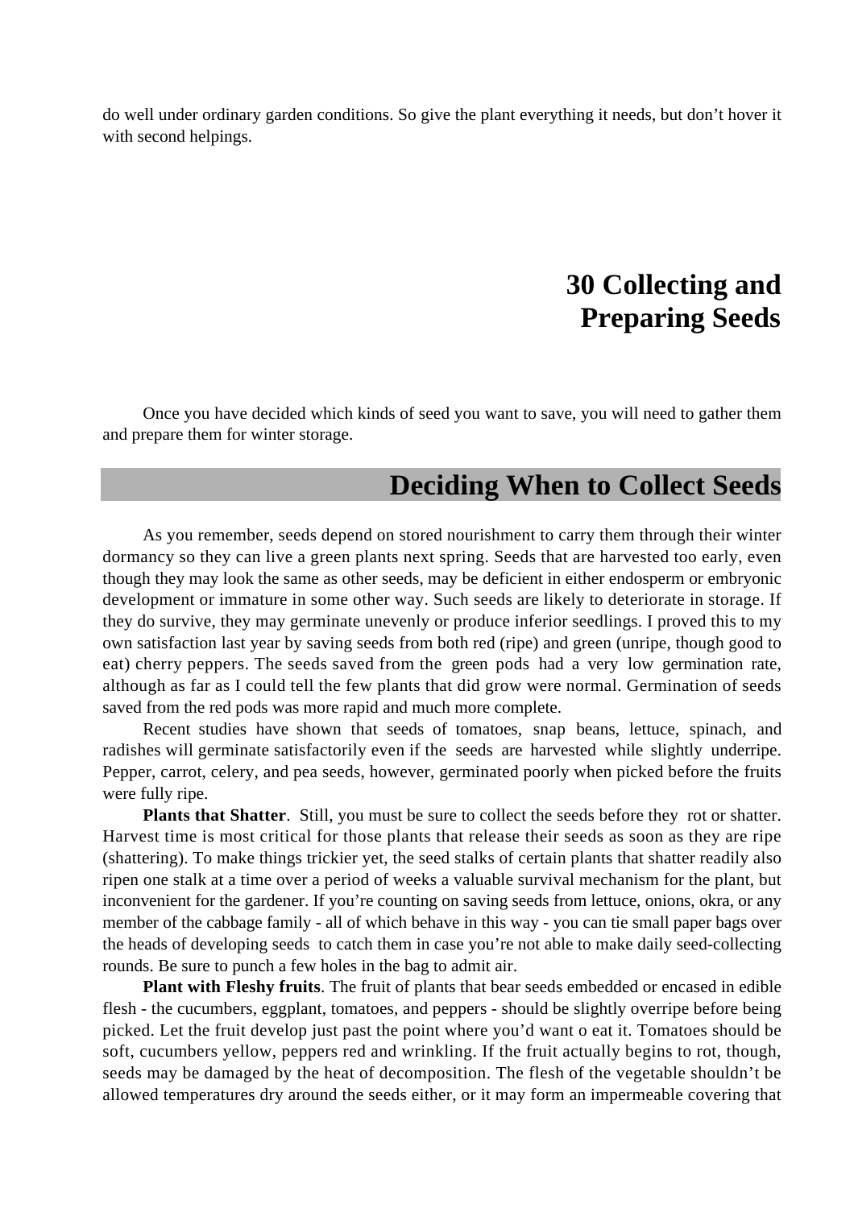do well under ordinary garden conditions. So give the plant everything it needs, but don't hover it with second helpings.

# 30 Collecting and Preparing Seeds

Once you have decided which kinds of seed you want to save, you will need to gather them and prepare them for winter storage.

## Deciding When to Collect Seeds

As you remember, seeds depend on stored nourishment to carry them through their winter dormancy so they can live a green plants next spring. Seeds that are harvested too early, even though they may look the same as other seeds, may be deficient in either endosperm or embryonic development or immature in some other way. Such seeds are likely to deteriorate in storage. If they do survive, they may germinate unevenly or produce inferior seedlings. I proved this to my own satisfaction last year by saving seeds from both red (ripe) and green (unripe, though good to eat) cherry peppers. The seeds saved from the green pods had a very low germination rate, although as far as I could tell the few plants that did grow were normal. Germination of seeds saved from the red pods was more rapid and much more complete.

Recent studies have shown that seeds of tomatoes, snap beans, lettuce, spinach, and radishes will germinate satisfactorily even if the seeds are harvested while slightly underripe. Pepper, carrot, celery, and pea seeds, however, germinated poorly when picked before the fruits were fully ripe.

**Plants that Shatter**. Still, you must be sure to collect the seeds before they rot or shatter. Harvest time is most critical for those plants that release their seeds as soon as they are ripe (shattering). To make things trickier yet, the seed stalks of certain plants that shatter readily also ripen one stalk at a time over a period of weeks a valuable survival mechanism for the plant, but inconvenient for the gardener. If you're counting on saving seeds from lettuce, onions, okra, or any member of the cabbage family - all of which behave in this way - you can tie small paper bags over the heads of developing seeds to catch them in case you're not able to make daily seed-collecting rounds. Be sure to punch a few holes in the bag to admit air.

**Plant with Fleshy fruits**. The fruit of plants that bear seeds embedded or encased in edible flesh - the cucumbers, eggplant, tomatoes, and peppers - should be slightly overripe before being picked. Let the fruit develop just past the point where you'd want o eat it. Tomatoes should be soft, cucumbers yellow, peppers red and wrinkling. If the fruit actually begins to rot, though, seeds may be damaged by the heat of decomposition. The flesh of the vegetable shouldn't be allowed temperatures dry around the seeds either, or it may form an impermeable covering that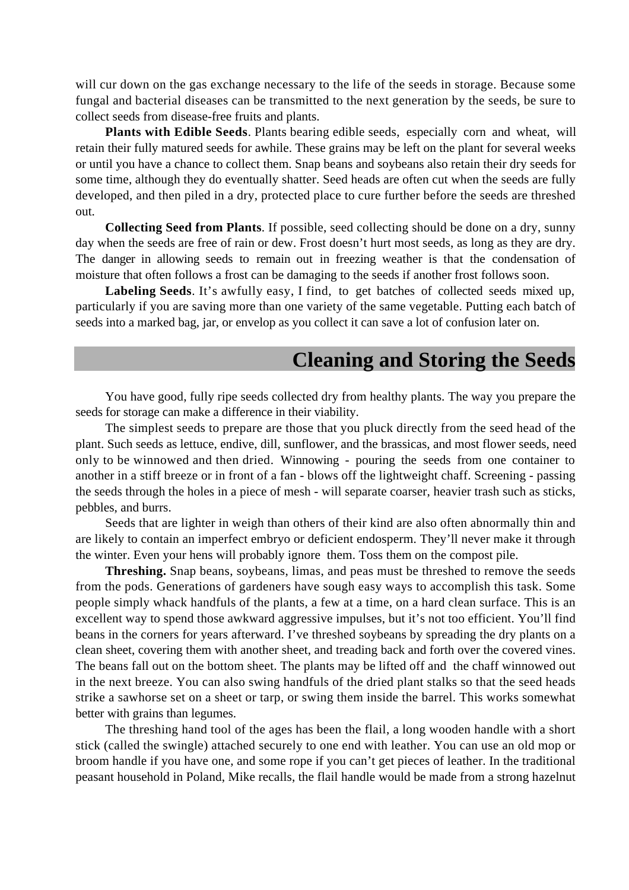will cur down on the gas exchange necessary to the life of the seeds in storage. Because some fungal and bacterial diseases can be transmitted to the next generation by the seeds, be sure to collect seeds from disease-free fruits and plants.

**Plants with Edible Seeds**. Plants bearing edible seeds, especially corn and wheat, will retain their fully matured seeds for awhile. These grains may be left on the plant for several weeks or until you have a chance to collect them. Snap beans and soybeans also retain their dry seeds for some time, although they do eventually shatter. Seed heads are often cut when the seeds are fully developed, and then piled in a dry, protected place to cure further before the seeds are threshed out.

**Collecting Seed from Plants**. If possible, seed collecting should be done on a dry, sunny day when the seeds are free of rain or dew. Frost doesn't hurt most seeds, as long as they are dry. The danger in allowing seeds to remain out in freezing weather is that the condensation of moisture that often follows a frost can be damaging to the seeds if another frost follows soon.

**Labeling Seeds**. It's awfully easy, I find, to get batches of collected seeds mixed up, particularly if you are saving more than one variety of the same vegetable. Putting each batch of seeds into a marked bag, jar, or envelop as you collect it can save a lot of confusion later on.

## Cleaning and Storing the Seeds

You have good, fully ripe seeds collected dry from healthy plants. The way you prepare the seeds for storage can make a difference in their viability.

The simplest seeds to prepare are those that you pluck directly from the seed head of the plant. Such seeds as lettuce, endive, dill, sunflower, and the brassicas, and most flower seeds, need only to be winnowed and then dried. Winnowing - pouring the seeds from one container to another in a stiff breeze or in front of a fan - blows off the lightweight chaff. Screening - passing the seeds through the holes in a piece of mesh - will separate coarser, heavier trash such as sticks, pebbles, and burrs.

Seeds that are lighter in weigh than others of their kind are also often abnormally thin and are likely to contain an imperfect embryo or deficient endosperm. They'll never make it through the winter. Even your hens will probably ignore them. Toss them on the compost pile.

**Threshing.** Snap beans, soybeans, limas, and peas must be threshed to remove the seeds from the pods. Generations of gardeners have sough easy ways to accomplish this task. Some people simply whack handfuls of the plants, a few at a time, on a hard clean surface. This is an excellent way to spend those awkward aggressive impulses, but it's not too efficient. You'll find beans in the corners for years afterward. I've threshed soybeans by spreading the dry plants on a clean sheet, covering them with another sheet, and treading back and forth over the covered vines. The beans fall out on the bottom sheet. The plants may be lifted off and the chaff winnowed out in the next breeze. You can also swing handfuls of the dried plant stalks so that the seed heads strike a sawhorse set on a sheet or tarp, or swing them inside the barrel. This works somewhat better with grains than legumes.

The threshing hand tool of the ages has been the flail, a long wooden handle with a short stick (called the swingle) attached securely to one end with leather. You can use an old mop or broom handle if you have one, and some rope if you can't get pieces of leather. In the traditional peasant household in Poland, Mike recalls, the flail handle would be made from a strong hazelnut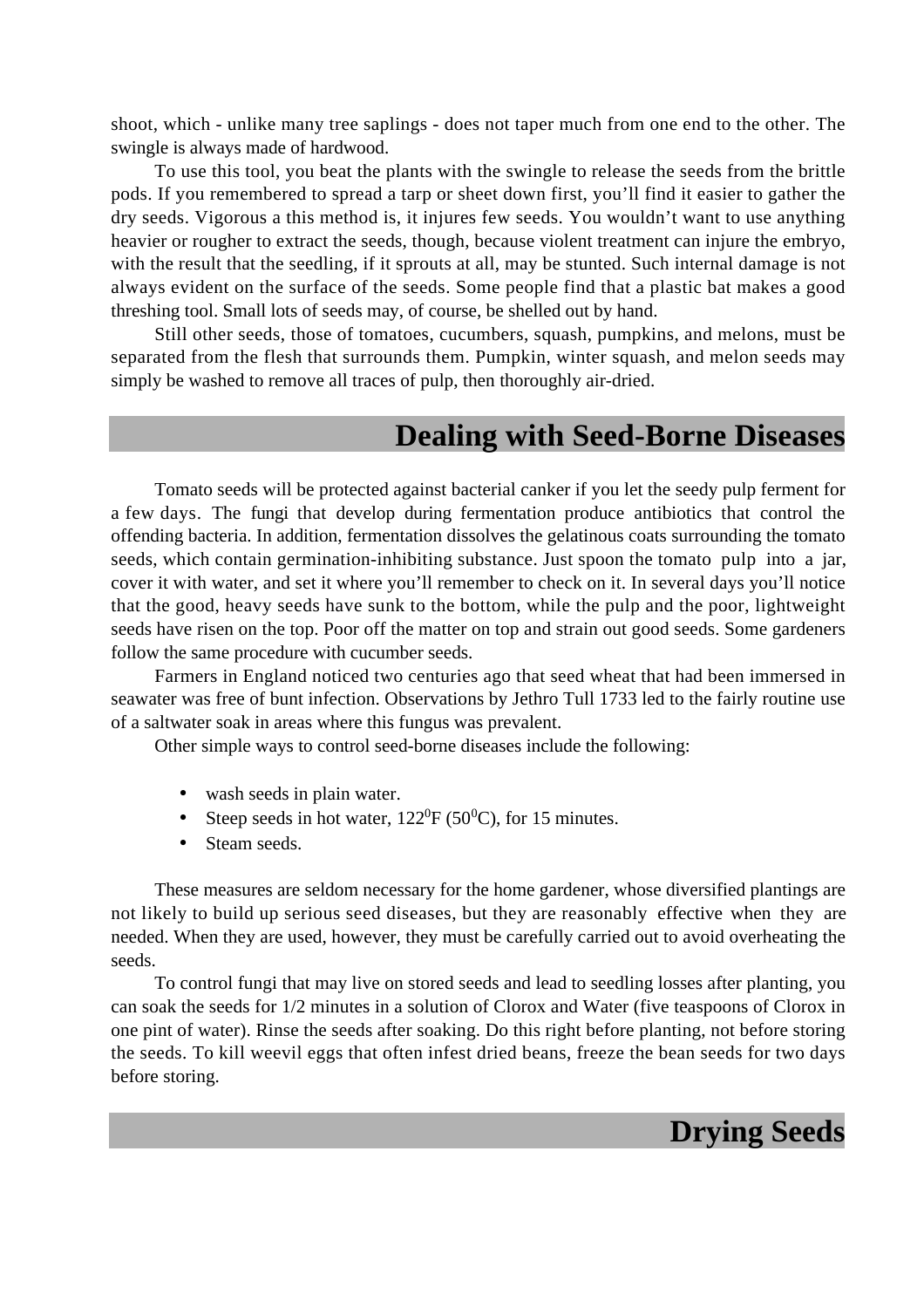shoot, which - unlike many tree saplings - does not taper much from one end to the other. The swingle is always made of hardwood.

To use this tool, you beat the plants with the swingle to release the seeds from the brittle pods. If you remembered to spread a tarp or sheet down first, you'll find it easier to gather the dry seeds. Vigorous a this method is, it injures few seeds. You wouldn't want to use anything heavier or rougher to extract the seeds, though, because violent treatment can injure the embryo, with the result that the seedling, if it sprouts at all, may be stunted. Such internal damage is not always evident on the surface of the seeds. Some people find that a plastic bat makes a good threshing tool. Small lots of seeds may, of course, be shelled out by hand.

Still other seeds, those of tomatoes, cucumbers, squash, pumpkins, and melons, must be separated from the flesh that surrounds them. Pumpkin, winter squash, and melon seeds may simply be washed to remove all traces of pulp, then thoroughly air-dried.

## Dealing with Seed-Borne Diseases

Tomato seeds will be protected against bacterial canker if you let the seedy pulp ferment for a few days. The fungi that develop during fermentation produce antibiotics that control the offending bacteria. In addition, fermentation dissolves the gelatinous coats surrounding the tomato seeds, which contain germination-inhibiting substance. Just spoon the tomato pulp into a jar, cover it with water, and set it where you'll remember to check on it. In several days you'll notice that the good, heavy seeds have sunk to the bottom, while the pulp and the poor, lightweight seeds have risen on the top. Poor off the matter on top and strain out good seeds. Some gardeners follow the same procedure with cucumber seeds.

Farmers in England noticed two centuries ago that seed wheat that had been immersed in seawater was free of bunt infection. Observations by Jethro Tull 1733 led to the fairly routine use of a saltwater soak in areas where this fungus was prevalent.

Other simple ways to control seed-borne diseases include the following:

- wash seeds in plain water.
- Steep seeds in hot water, 122$^0$F (50$^0$C), for 15 minutes.
- Steam seeds.

These measures are seldom necessary for the home gardener, whose diversified plantings are not likely to build up serious seed diseases, but they are reasonably effective when they are needed. When they are used, however, they must be carefully carried out to avoid overheating the seeds.

To control fungi that may live on stored seeds and lead to seedling losses after planting, you can soak the seeds for 1/2 minutes in a solution of Clorox and Water (five teaspoons of Clorox in one pint of water). Rinse the seeds after soaking. Do this right before planting, not before storing the seeds. To kill weevil eggs that often infest dried beans, freeze the bean seeds for two days before storing.

## Drying Seeds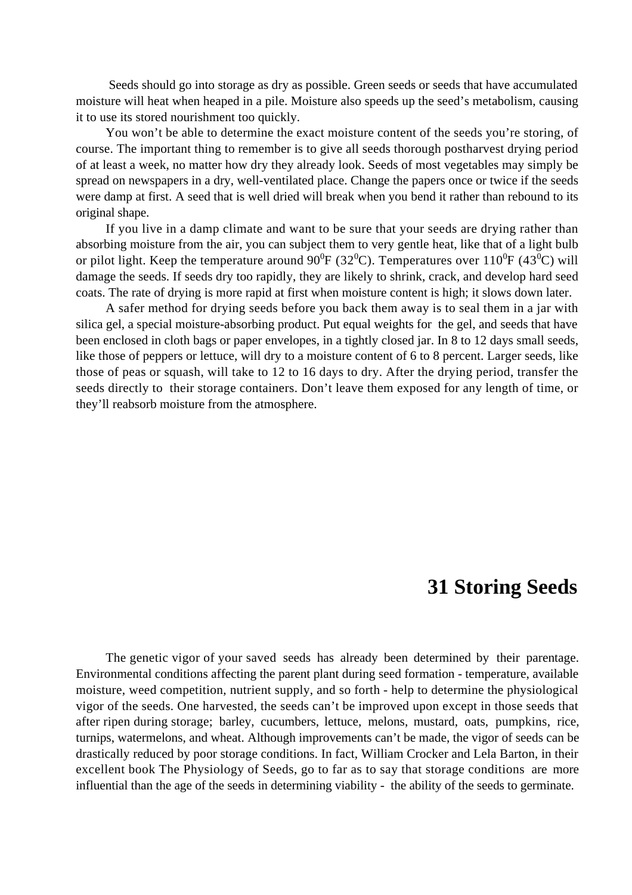Seeds should go into storage as dry as possible. Green seeds or seeds that have accumulated moisture will heat when heaped in a pile. Moisture also speeds up the seed's metabolism, causing it to use its stored nourishment too quickly.

You won't be able to determine the exact moisture content of the seeds you're storing, of course. The important thing to remember is to give all seeds thorough postharvest drying period of at least a week, no matter how dry they already look. Seeds of most vegetables may simply be spread on newspapers in a dry, well-ventilated place. Change the papers once or twice if the seeds were damp at first. A seed that is well dried will break when you bend it rather than rebound to its original shape.

If you live in a damp climate and want to be sure that your seeds are drying rather than absorbing moisture from the air, you can subject them to very gentle heat, like that of a light bulb or pilot light. Keep the temperature around 90$^0$F (32$^0$C). Temperatures over 110$^0$F (43$^0$C) will damage the seeds. If seeds dry too rapidly, they are likely to shrink, crack, and develop hard seed coats. The rate of drying is more rapid at first when moisture content is high; it slows down later.

A safer method for drying seeds before you back them away is to seal them in a jar with silica gel, a special moisture-absorbing product. Put equal weights for the gel, and seeds that have been enclosed in cloth bags or paper envelopes, in a tightly closed jar. In 8 to 12 days small seeds, like those of peppers or lettuce, will dry to a moisture content of 6 to 8 percent. Larger seeds, like those of peas or squash, will take to 12 to 16 days to dry. After the drying period, transfer the seeds directly to their storage containers. Don't leave them exposed for any length of time, or they'll reabsorb moisture from the atmosphere.

# 31 Storing Seeds

The genetic vigor of your saved seeds has already been determined by their parentage. Environmental conditions affecting the parent plant during seed formation - temperature, available moisture, weed competition, nutrient supply, and so forth - help to determine the physiological vigor of the seeds. One harvested, the seeds can't be improved upon except in those seeds that after ripen during storage; barley, cucumbers, lettuce, melons, mustard, oats, pumpkins, rice, turnips, watermelons, and wheat. Although improvements can't be made, the vigor of seeds can be drastically reduced by poor storage conditions. In fact, William Crocker and Lela Barton, in their excellent book The Physiology of Seeds, go to far as to say that storage conditions are more influential than the age of the seeds in determining viability - the ability of the seeds to germinate.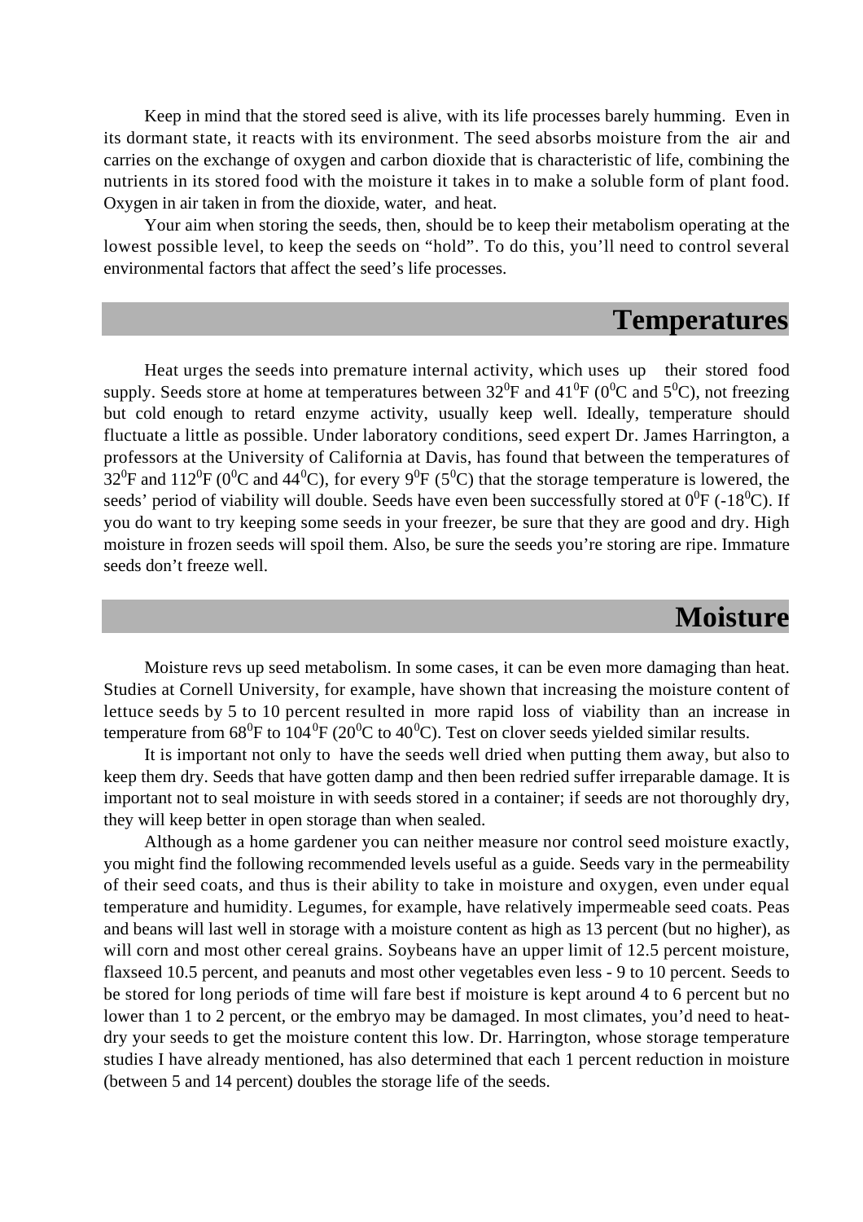Keep in mind that the stored seed is alive, with its life processes barely humming. Even in its dormant state, it reacts with its environment. The seed absorbs moisture from the air and carries on the exchange of oxygen and carbon dioxide that is characteristic of life, combining the nutrients in its stored food with the moisture it takes in to make a soluble form of plant food. Oxygen in air taken in from the dioxide, water, and heat.

Your aim when storing the seeds, then, should be to keep their metabolism operating at the lowest possible level, to keep the seeds on "hold". To do this, you'll need to control several environmental factors that affect the seed's life processes.

## Temperatures

Heat urges the seeds into premature internal activity, which uses up their stored food supply. Seeds store at home at temperatures between $32^0$F and $41^0$F ($0^0$C and $5^0$C), not freezing but cold enough to retard enzyme activity, usually keep well. Ideally, temperature should fluctuate a little as possible. Under laboratory conditions, seed expert Dr. James Harrington, a professors at the University of California at Davis, has found that between the temperatures of $32^0$F and $112^0$F ($0^0$C and $44^0$C), for every $9^0$F ($5^0$C) that the storage temperature is lowered, the seeds' period of viability will double. Seeds have even been successfully stored at $0^0$F ($-18^0$C). If you do want to try keeping some seeds in your freezer, be sure that they are good and dry. High moisture in frozen seeds will spoil them. Also, be sure the seeds you're storing are ripe. Immature seeds don't freeze well.

## Moisture

Moisture revs up seed metabolism. In some cases, it can be even more damaging than heat. Studies at Cornell University, for example, have shown that increasing the moisture content of lettuce seeds by 5 to 10 percent resulted in more rapid loss of viability than an increase in temperature from $68^0$F to $104^0$F ($20^0$C to $40^0$C). Test on clover seeds yielded similar results.

It is important not only to have the seeds well dried when putting them away, but also to keep them dry. Seeds that have gotten damp and then been redried suffer irreparable damage. It is important not to seal moisture in with seeds stored in a container; if seeds are not thoroughly dry, they will keep better in open storage than when sealed.

Although as a home gardener you can neither measure nor control seed moisture exactly, you might find the following recommended levels useful as a guide. Seeds vary in the permeability of their seed coats, and thus is their ability to take in moisture and oxygen, even under equal temperature and humidity. Legumes, for example, have relatively impermeable seed coats. Peas and beans will last well in storage with a moisture content as high as 13 percent (but no higher), as will corn and most other cereal grains. Soybeans have an upper limit of 12.5 percent moisture, flaxseed 10.5 percent, and peanuts and most other vegetables even less - 9 to 10 percent. Seeds to be stored for long periods of time will fare best if moisture is kept around 4 to 6 percent but no lower than 1 to 2 percent, or the embryo may be damaged. In most climates, you'd need to heat-dry your seeds to get the moisture content this low. Dr. Harrington, whose storage temperature studies I have already mentioned, has also determined that each 1 percent reduction in moisture (between 5 and 14 percent) doubles the storage life of the seeds.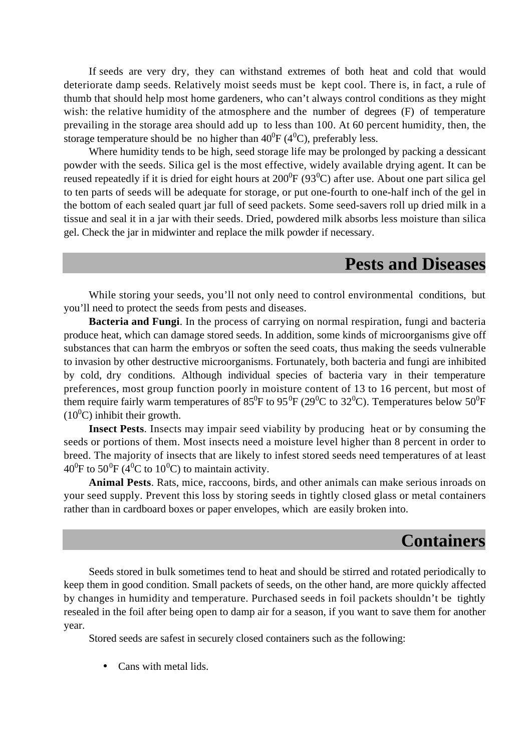If seeds are very dry, they can withstand extremes of both heat and cold that would deteriorate damp seeds. Relatively moist seeds must be kept cool. There is, in fact, a rule of thumb that should help most home gardeners, who can't always control conditions as they might wish: the relative humidity of the atmosphere and the number of degrees (F) of temperature prevailing in the storage area should add up to less than 100. At 60 percent humidity, then, the storage temperature should be no higher than $40^0$F ($4^0$C), preferably less.

Where humidity tends to be high, seed storage life may be prolonged by packing a dessicant powder with the seeds. Silica gel is the most effective, widely available drying agent. It can be reused repeatedly if it is dried for eight hours at $200^0$F ($93^0$C) after use. About one part silica gel to ten parts of seeds will be adequate for storage, or put one-fourth to one-half inch of the gel in the bottom of each sealed quart jar full of seed packets. Some seed-savers roll up dried milk in a tissue and seal it in a jar with their seeds. Dried, powdered milk absorbs less moisture than silica gel. Check the jar in midwinter and replace the milk powder if necessary.

## Pests and Diseases

While storing your seeds, you'll not only need to control environmental conditions, but you'll need to protect the seeds from pests and diseases.

**Bacteria and Fungi**. In the process of carrying on normal respiration, fungi and bacteria produce heat, which can damage stored seeds. In addition, some kinds of microorganisms give off substances that can harm the embryos or soften the seed coats, thus making the seeds vulnerable to invasion by other destructive microorganisms. Fortunately, both bacteria and fungi are inhibited by cold, dry conditions. Although individual species of bacteria vary in their temperature preferences, most group function poorly in moisture content of 13 to 16 percent, but most of them require fairly warm temperatures of $85^0$F to $95^0$F ($29^0$C to $32^0$C). Temperatures below $50^0$F ($10^0$C) inhibit their growth.

**Insect Pests**. Insects may impair seed viability by producing heat or by consuming the seeds or portions of them. Most insects need a moisture level higher than 8 percent in order to breed. The majority of insects that are likely to infest stored seeds need temperatures of at least $40^0$F to $50^0$F ($4^0$C to $10^0$C) to maintain activity.

**Animal Pests**. Rats, mice, raccoons, birds, and other animals can make serious inroads on your seed supply. Prevent this loss by storing seeds in tightly closed glass or metal containers rather than in cardboard boxes or paper envelopes, which are easily broken into.

## Containers

Seeds stored in bulk sometimes tend to heat and should be stirred and rotated periodically to keep them in good condition. Small packets of seeds, on the other hand, are more quickly affected by changes in humidity and temperature. Purchased seeds in foil packets shouldn't be tightly resealed in the foil after being open to damp air for a season, if you want to save them for another year.

Stored seeds are safest in securely closed containers such as the following:

- Cans with metal lids.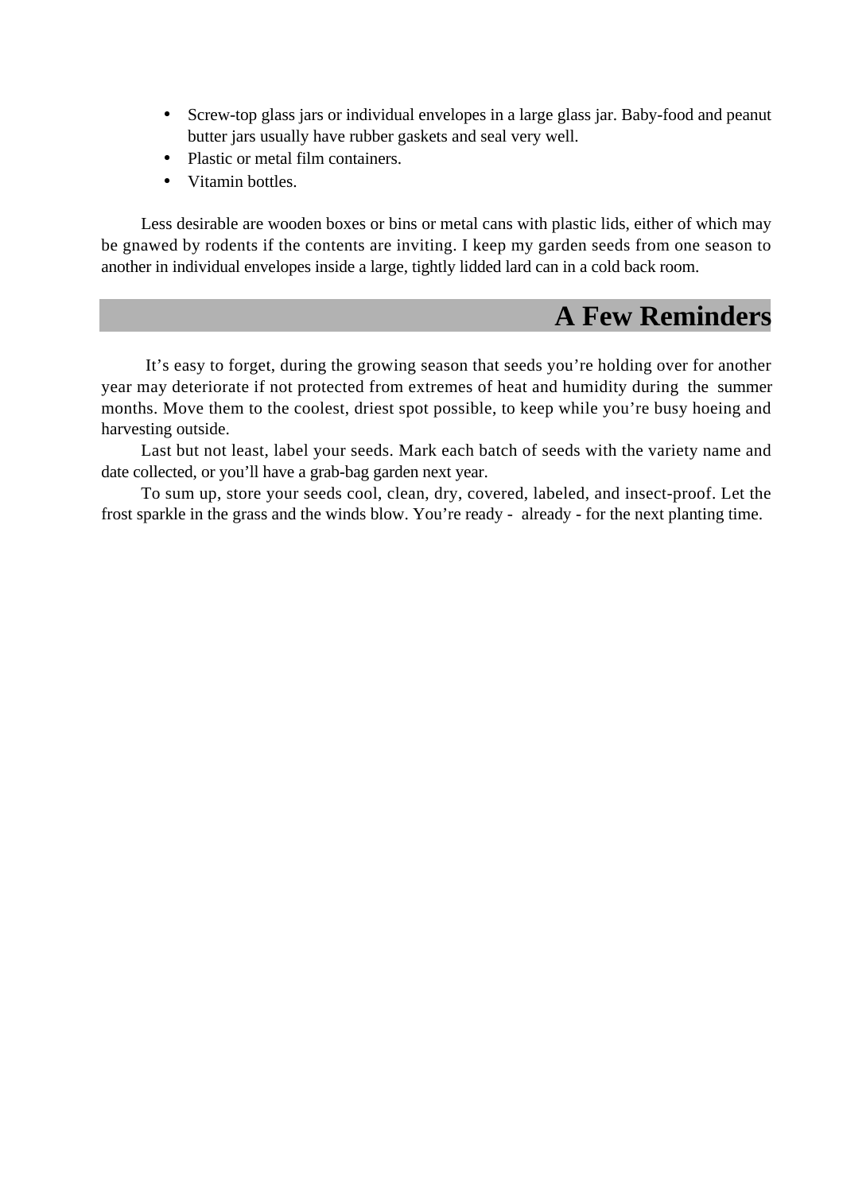- Screw-top glass jars or individual envelopes in a large glass jar. Baby-food and peanut butter jars usually have rubber gaskets and seal very well.
- Plastic or metal film containers.
- Vitamin bottles.

Less desirable are wooden boxes or bins or metal cans with plastic lids, either of which may be gnawed by rodents if the contents are inviting. I keep my garden seeds from one season to another in individual envelopes inside a large, tightly lidded lard can in a cold back room.

## A Few Reminders

It's easy to forget, during the growing season that seeds you're holding over for another year may deteriorate if not protected from extremes of heat and humidity during the summer months. Move them to the coolest, driest spot possible, to keep while you're busy hoeing and harvesting outside.

Last but not least, label your seeds. Mark each batch of seeds with the variety name and date collected, or you'll have a grab-bag garden next year.

To sum up, store your seeds cool, clean, dry, covered, labeled, and insect-proof. Let the frost sparkle in the grass and the winds blow. You're ready - already - for the next planting time.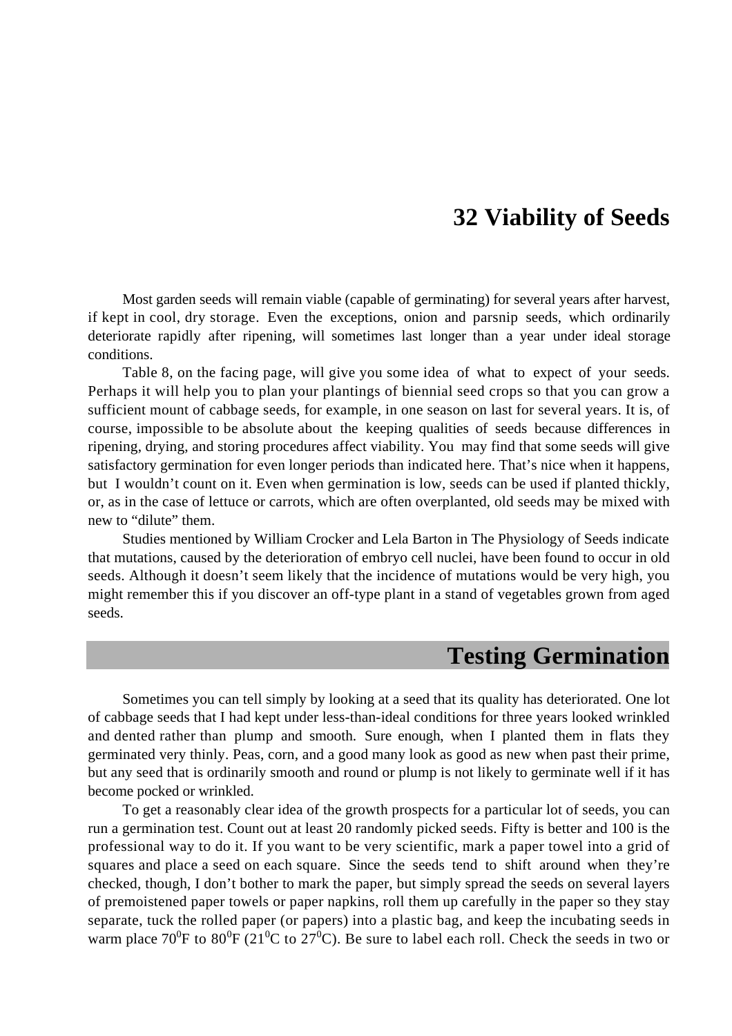# 32 Viability of Seeds

Most garden seeds will remain viable (capable of germinating) for several years after harvest, if kept in cool, dry storage. Even the exceptions, onion and parsnip seeds, which ordinarily deteriorate rapidly after ripening, will sometimes last longer than a year under ideal storage conditions.

Table 8, on the facing page, will give you some idea of what to expect of your seeds. Perhaps it will help you to plan your plantings of biennial seed crops so that you can grow a sufficient mount of cabbage seeds, for example, in one season on last for several years. It is, of course, impossible to be absolute about the keeping qualities of seeds because differences in ripening, drying, and storing procedures affect viability. You may find that some seeds will give satisfactory germination for even longer periods than indicated here. That's nice when it happens, but I wouldn't count on it. Even when germination is low, seeds can be used if planted thickly, or, as in the case of lettuce or carrots, which are often overplanted, old seeds may be mixed with new to "dilute" them.

Studies mentioned by William Crocker and Lela Barton in The Physiology of Seeds indicate that mutations, caused by the deterioration of embryo cell nuclei, have been found to occur in old seeds. Although it doesn't seem likely that the incidence of mutations would be very high, you might remember this if you discover an off-type plant in a stand of vegetables grown from aged seeds.

## Testing Germination

Sometimes you can tell simply by looking at a seed that its quality has deteriorated. One lot of cabbage seeds that I had kept under less-than-ideal conditions for three years looked wrinkled and dented rather than plump and smooth. Sure enough, when I planted them in flats they germinated very thinly. Peas, corn, and a good many look as good as new when past their prime, but any seed that is ordinarily smooth and round or plump is not likely to germinate well if it has become pocked or wrinkled.

To get a reasonably clear idea of the growth prospects for a particular lot of seeds, you can run a germination test. Count out at least 20 randomly picked seeds. Fifty is better and 100 is the professional way to do it. If you want to be very scientific, mark a paper towel into a grid of squares and place a seed on each square. Since the seeds tend to shift around when they're checked, though, I don't bother to mark the paper, but simply spread the seeds on several layers of premoistened paper towels or paper napkins, roll them up carefully in the paper so they stay separate, tuck the rolled paper (or papers) into a plastic bag, and keep the incubating seeds in warm place $70^0$F to $80^0$F ($21^0$C to $27^0$C). Be sure to label each roll. Check the seeds in two or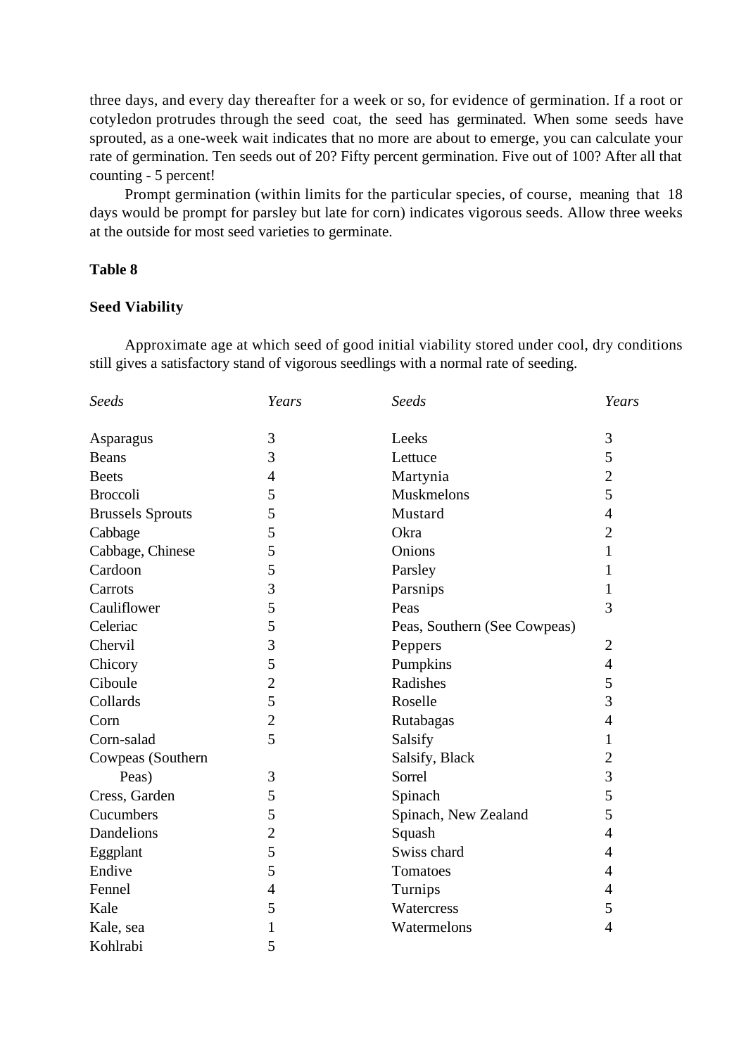three days, and every day thereafter for a week or so, for evidence of germination. If a root or cotyledon protrudes through the seed coat, the seed has germinated. When some seeds have sprouted, as a one-week wait indicates that no more are about to emerge, you can calculate your rate of germination. Ten seeds out of 20? Fifty percent germination. Five out of 100? After all that counting - 5 percent!

Prompt germination (within limits for the particular species, of course, meaning that 18 days would be prompt for parsley but late for corn) indicates vigorous seeds. Allow three weeks at the outside for most seed varieties to germinate.

**Table 8**

**Seed Viability**

Approximate age at which seed of good initial viability stored under cool, dry conditions still gives a satisfactory stand of vigorous seedlings with a normal rate of seeding.

| *Seeds* | *Years* | *Seeds* | *Years* |
|---|---|---|---|
| Asparagus | 3 | Leeks | 3 |
| Beans | 3 | Lettuce | 5 |
| Beets | 4 | Martynia | 2 |
| Broccoli | 5 | Muskmelons | 5 |
| Brussels Sprouts | 5 | Mustard | 4 |
| Cabbage | 5 | Okra | 2 |
| Cabbage, Chinese | 5 | Onions | 1 |
| Cardoon | 5 | Parsley | 1 |
| Carrots | 3 | Parsnips | 1 |
| Cauliflower | 5 | Peas | 3 |
| Celeriac | 5 | Peas, Southern (See Cowpeas) | |
| Chervil | 3 | Peppers | 2 |
| Chicory | 5 | Pumpkins | 4 |
| Ciboule | 2 | Radishes | 5 |
| Collards | 5 | Roselle | 3 |
| Corn | 2 | Rutabagas | 4 |
| Corn-salad | 5 | Salsify | 1 |
| Cowpeas (Southern Peas) | 3 | Salsify, Black | 2 |
| | | Sorrel | 3 |
| Cress, Garden | 5 | Spinach | 5 |
| Cucumbers | 5 | Spinach, New Zealand | 5 |
| Dandelions | 2 | Squash | 4 |
| Eggplant | 5 | Swiss chard | 4 |
| Endive | 5 | Tomatoes | 4 |
| Fennel | 4 | Turnips | 4 |
| Kale | 5 | Watercress | 5 |
| Kale, sea | 1 | Watermelons | 4 |
| Kohlrabi | 5 | | |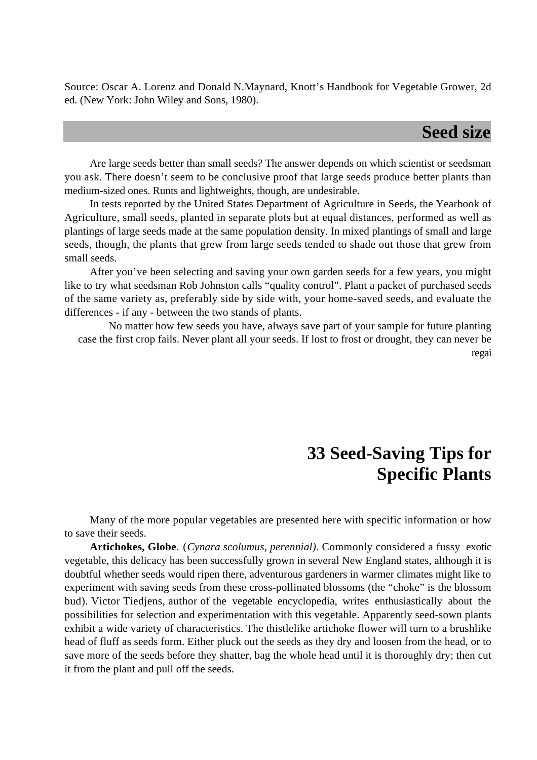Source: Oscar A. Lorenz and Donald N.Maynard, Knott's Handbook for Vegetable Grower, 2d ed. (New York: John Wiley and Sons, 1980).

## Seed size

Are large seeds better than small seeds? The answer depends on which scientist or seedsman you ask. There doesn't seem to be conclusive proof that large seeds produce better plants than medium-sized ones. Runts and lightweights, though, are undesirable.

In tests reported by the United States Department of Agriculture in Seeds, the Yearbook of Agriculture, small seeds, planted in separate plots but at equal distances, performed as well as plantings of large seeds made at the same population density. In mixed plantings of small and large seeds, though, the plants that grew from large seeds tended to shade out those that grew from small seeds.

After you've been selecting and saving your own garden seeds for a few years, you might like to try what seedsman Rob Johnston calls "quality control". Plant a packet of purchased seeds of the same variety as, preferably side by side with, your home-saved seeds, and evaluate the differences - if any - between the two stands of plants.

No matter how few seeds you have, always save part of your sample for future planting case the first crop fails. Never plant all your seeds. If lost to frost or drought, they can never be regai

# 33 Seed-Saving Tips for Specific Plants

Many of the more popular vegetables are presented here with specific information or how to save their seeds.

**Artichokes, Globe**. (*Cynara scolumus, perennial).* Commonly considered a fussy exotic vegetable, this delicacy has been successfully grown in several New England states, although it is doubtful whether seeds would ripen there, adventurous gardeners in warmer climates might like to experiment with saving seeds from these cross-pollinated blossoms (the "choke" is the blossom bud). Victor Tiedjens, author of the vegetable encyclopedia, writes enthusiastically about the possibilities for selection and experimentation with this vegetable. Apparently seed-sown plants exhibit a wide variety of characteristics. The thistlelike artichoke flower will turn to a brushlike head of fluff as seeds form. Either pluck out the seeds as they dry and loosen from the head, or to save more of the seeds before they shatter, bag the whole head until it is thoroughly dry; then cut it from the plant and pull off the seeds.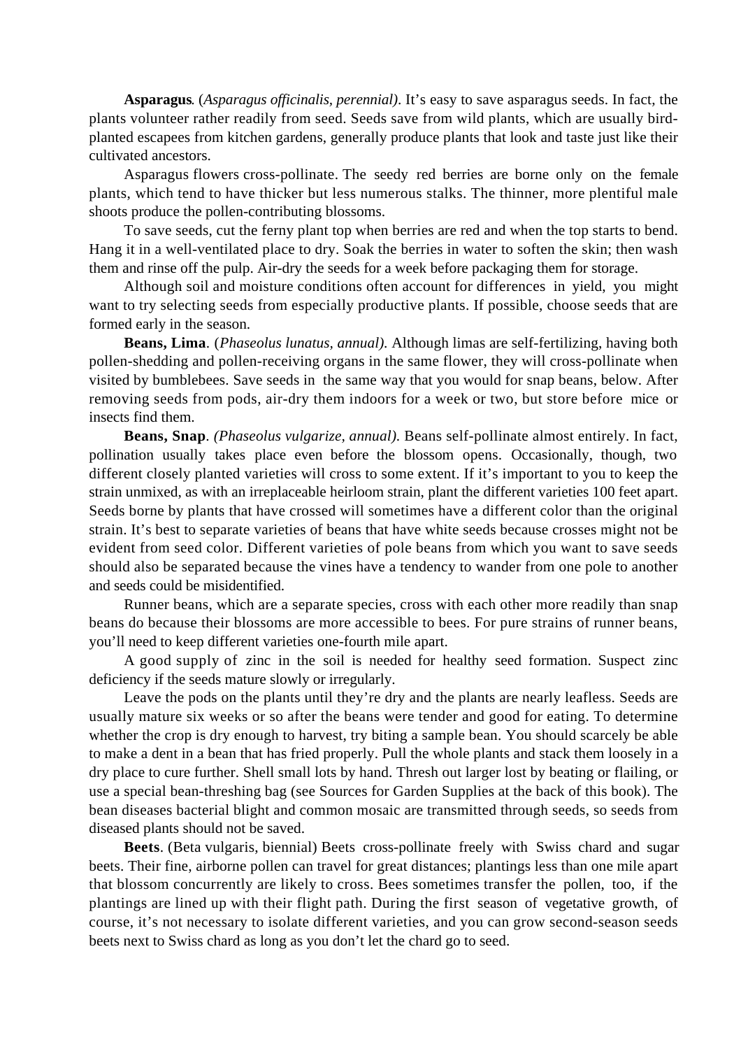**Asparagus**. (*Asparagus officinalis, perennial)*. It's easy to save asparagus seeds. In fact, the plants volunteer rather readily from seed. Seeds save from wild plants, which are usually bird-planted escapees from kitchen gardens, generally produce plants that look and taste just like their cultivated ancestors.

Asparagus flowers cross-pollinate. The seedy red berries are borne only on the female plants, which tend to have thicker but less numerous stalks. The thinner, more plentiful male shoots produce the pollen-contributing blossoms.

To save seeds, cut the ferny plant top when berries are red and when the top starts to bend. Hang it in a well-ventilated place to dry. Soak the berries in water to soften the skin; then wash them and rinse off the pulp. Air-dry the seeds for a week before packaging them for storage.

Although soil and moisture conditions often account for differences in yield, you might want to try selecting seeds from especially productive plants. If possible, choose seeds that are formed early in the season.

**Beans, Lima**. (*Phaseolus lunatus, annual)*. Although limas are self-fertilizing, having both pollen-shedding and pollen-receiving organs in the same flower, they will cross-pollinate when visited by bumblebees. Save seeds in the same way that you would for snap beans, below. After removing seeds from pods, air-dry them indoors for a week or two, but store before mice or insects find them.

**Beans, Snap**. *(Phaseolus vulgarize, annual)*. Beans self-pollinate almost entirely. In fact, pollination usually takes place even before the blossom opens. Occasionally, though, two different closely planted varieties will cross to some extent. If it's important to you to keep the strain unmixed, as with an irreplaceable heirloom strain, plant the different varieties 100 feet apart. Seeds borne by plants that have crossed will sometimes have a different color than the original strain. It's best to separate varieties of beans that have white seeds because crosses might not be evident from seed color. Different varieties of pole beans from which you want to save seeds should also be separated because the vines have a tendency to wander from one pole to another and seeds could be misidentified.

Runner beans, which are a separate species, cross with each other more readily than snap beans do because their blossoms are more accessible to bees. For pure strains of runner beans, you'll need to keep different varieties one-fourth mile apart.

A good supply of zinc in the soil is needed for healthy seed formation. Suspect zinc deficiency if the seeds mature slowly or irregularly.

Leave the pods on the plants until they're dry and the plants are nearly leafless. Seeds are usually mature six weeks or so after the beans were tender and good for eating. To determine whether the crop is dry enough to harvest, try biting a sample bean. You should scarcely be able to make a dent in a bean that has fried properly. Pull the whole plants and stack them loosely in a dry place to cure further. Shell small lots by hand. Thresh out larger lost by beating or flailing, or use a special bean-threshing bag (see Sources for Garden Supplies at the back of this book). The bean diseases bacterial blight and common mosaic are transmitted through seeds, so seeds from diseased plants should not be saved.

**Beets**. (Beta vulgaris, biennial) Beets cross-pollinate freely with Swiss chard and sugar beets. Their fine, airborne pollen can travel for great distances; plantings less than one mile apart that blossom concurrently are likely to cross. Bees sometimes transfer the pollen, too, if the plantings are lined up with their flight path. During the first season of vegetative growth, of course, it's not necessary to isolate different varieties, and you can grow second-season seeds beets next to Swiss chard as long as you don't let the chard go to seed.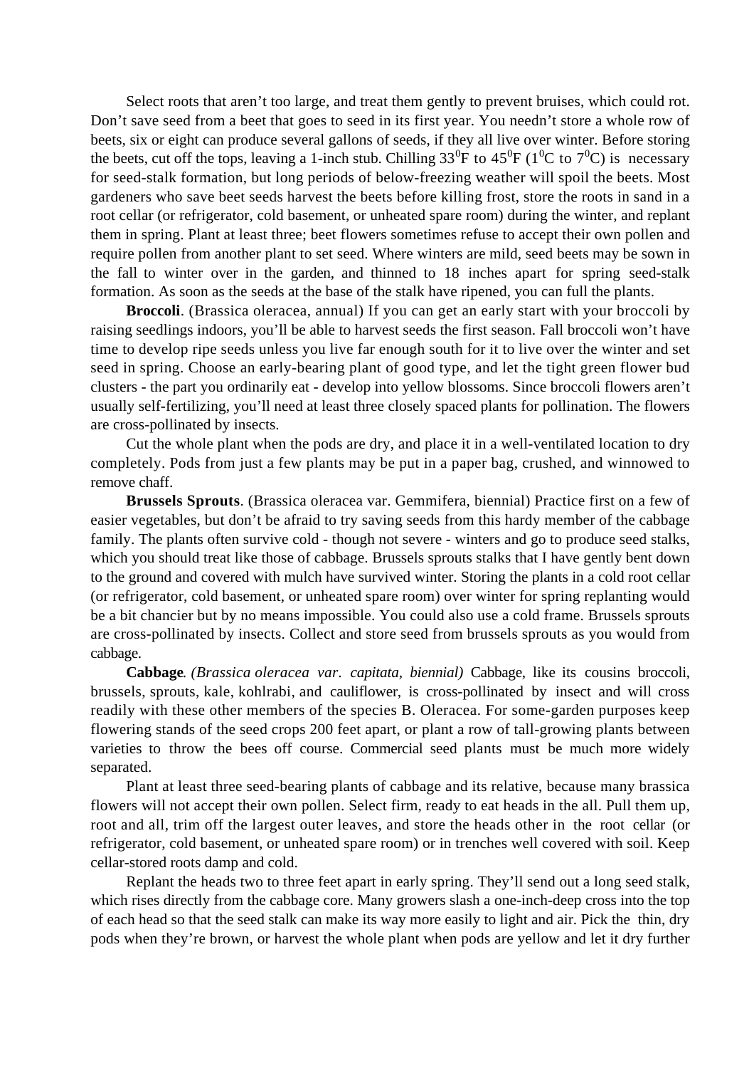Select roots that aren't too large, and treat them gently to prevent bruises, which could rot. Don't save seed from a beet that goes to seed in its first year. You needn't store a whole row of beets, six or eight can produce several gallons of seeds, if they all live over winter. Before storing the beets, cut off the tops, leaving a 1-inch stub. Chilling $33^0$F to $45^0$F ($1^0$C to $7^0$C) is necessary for seed-stalk formation, but long periods of below-freezing weather will spoil the beets. Most gardeners who save beet seeds harvest the beets before killing frost, store the roots in sand in a root cellar (or refrigerator, cold basement, or unheated spare room) during the winter, and replant them in spring. Plant at least three; beet flowers sometimes refuse to accept their own pollen and require pollen from another plant to set seed. Where winters are mild, seed beets may be sown in the fall to winter over in the garden, and thinned to 18 inches apart for spring seed-stalk formation. As soon as the seeds at the base of the stalk have ripened, you can full the plants.

**Broccoli**. (Brassica oleracea, annual) If you can get an early start with your broccoli by raising seedlings indoors, you'll be able to harvest seeds the first season. Fall broccoli won't have time to develop ripe seeds unless you live far enough south for it to live over the winter and set seed in spring. Choose an early-bearing plant of good type, and let the tight green flower bud clusters - the part you ordinarily eat - develop into yellow blossoms. Since broccoli flowers aren't usually self-fertilizing, you'll need at least three closely spaced plants for pollination. The flowers are cross-pollinated by insects.

Cut the whole plant when the pods are dry, and place it in a well-ventilated location to dry completely. Pods from just a few plants may be put in a paper bag, crushed, and winnowed to remove chaff.

**Brussels Sprouts**. (Brassica oleracea var. Gemmifera, biennial) Practice first on a few of easier vegetables, but don't be afraid to try saving seeds from this hardy member of the cabbage family. The plants often survive cold - though not severe - winters and go to produce seed stalks, which you should treat like those of cabbage. Brussels sprouts stalks that I have gently bent down to the ground and covered with mulch have survived winter. Storing the plants in a cold root cellar (or refrigerator, cold basement, or unheated spare room) over winter for spring replanting would be a bit chancier but by no means impossible. You could also use a cold frame. Brussels sprouts are cross-pollinated by insects. Collect and store seed from brussels sprouts as you would from cabbage.

**Cabbage**. *(Brassica oleracea var. capitata, biennial)* Cabbage, like its cousins broccoli, brussels, sprouts, kale, kohlrabi, and cauliflower, is cross-pollinated by insect and will cross readily with these other members of the species B. Oleracea. For some-garden purposes keep flowering stands of the seed crops 200 feet apart, or plant a row of tall-growing plants between varieties to throw the bees off course. Commercial seed plants must be much more widely separated.

Plant at least three seed-bearing plants of cabbage and its relative, because many brassica flowers will not accept their own pollen. Select firm, ready to eat heads in the all. Pull them up, root and all, trim off the largest outer leaves, and store the heads other in the root cellar (or refrigerator, cold basement, or unheated spare room) or in trenches well covered with soil. Keep cellar-stored roots damp and cold.

Replant the heads two to three feet apart in early spring. They'll send out a long seed stalk, which rises directly from the cabbage core. Many growers slash a one-inch-deep cross into the top of each head so that the seed stalk can make its way more easily to light and air. Pick the thin, dry pods when they're brown, or harvest the whole plant when pods are yellow and let it dry further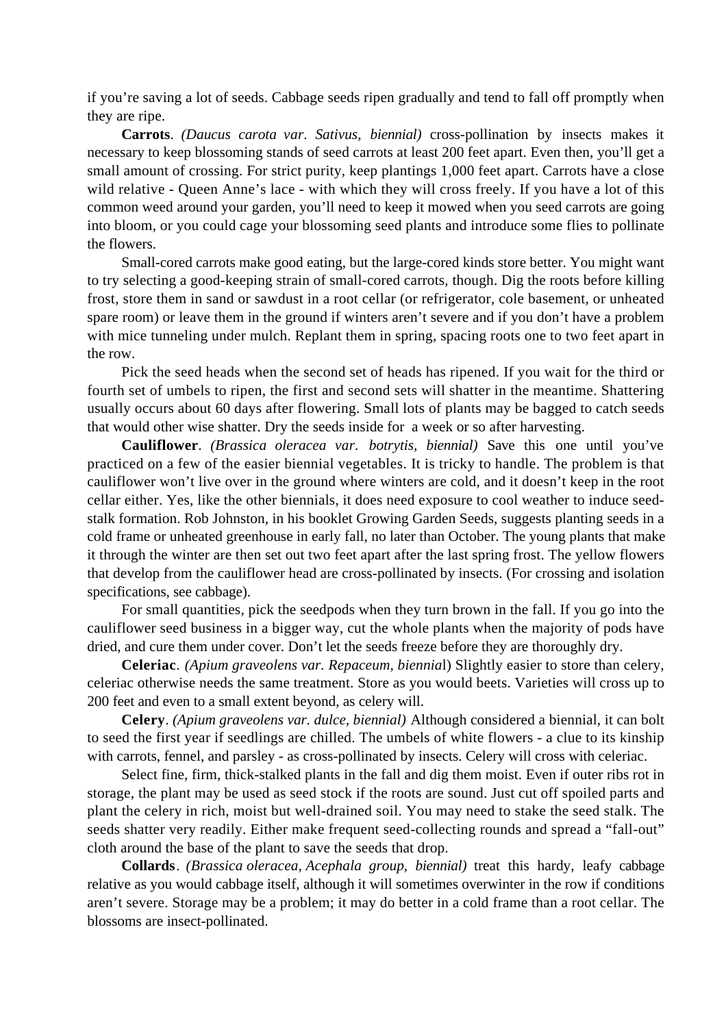if you're saving a lot of seeds. Cabbage seeds ripen gradually and tend to fall off promptly when they are ripe.

**Carrots**. *(Daucus carota var. Sativus, biennial)* cross-pollination by insects makes it necessary to keep blossoming stands of seed carrots at least 200 feet apart. Even then, you'll get a small amount of crossing. For strict purity, keep plantings 1,000 feet apart. Carrots have a close wild relative - Queen Anne's lace - with which they will cross freely. If you have a lot of this common weed around your garden, you'll need to keep it mowed when you seed carrots are going into bloom, or you could cage your blossoming seed plants and introduce some flies to pollinate the flowers.

Small-cored carrots make good eating, but the large-cored kinds store better. You might want to try selecting a good-keeping strain of small-cored carrots, though. Dig the roots before killing frost, store them in sand or sawdust in a root cellar (or refrigerator, cole basement, or unheated spare room) or leave them in the ground if winters aren't severe and if you don't have a problem with mice tunneling under mulch. Replant them in spring, spacing roots one to two feet apart in the row.

Pick the seed heads when the second set of heads has ripened. If you wait for the third or fourth set of umbels to ripen, the first and second sets will shatter in the meantime. Shattering usually occurs about 60 days after flowering. Small lots of plants may be bagged to catch seeds that would other wise shatter. Dry the seeds inside for a week or so after harvesting.

**Cauliflower**. *(Brassica oleracea var. botrytis, biennial)* Save this one until you've practiced on a few of the easier biennial vegetables. It is tricky to handle. The problem is that cauliflower won't live over in the ground where winters are cold, and it doesn't keep in the root cellar either. Yes, like the other biennials, it does need exposure to cool weather to induce seed-stalk formation. Rob Johnston, in his booklet Growing Garden Seeds, suggests planting seeds in a cold frame or unheated greenhouse in early fall, no later than October. The young plants that make it through the winter are then set out two feet apart after the last spring frost. The yellow flowers that develop from the cauliflower head are cross-pollinated by insects. (For crossing and isolation specifications, see cabbage).

For small quantities, pick the seedpods when they turn brown in the fall. If you go into the cauliflower seed business in a bigger way, cut the whole plants when the majority of pods have dried, and cure them under cover. Don't let the seeds freeze before they are thoroughly dry.

**Celeriac**. *(Apium graveolens var. Repaceum, biennial)* Slightly easier to store than celery, celeriac otherwise needs the same treatment. Store as you would beets. Varieties will cross up to 200 feet and even to a small extent beyond, as celery will.

**Celery**. *(Apium graveolens var. dulce, biennial)* Although considered a biennial, it can bolt to seed the first year if seedlings are chilled. The umbels of white flowers - a clue to its kinship with carrots, fennel, and parsley - as cross-pollinated by insects. Celery will cross with celeriac.

Select fine, firm, thick-stalked plants in the fall and dig them moist. Even if outer ribs rot in storage, the plant may be used as seed stock if the roots are sound. Just cut off spoiled parts and plant the celery in rich, moist but well-drained soil. You may need to stake the seed stalk. The seeds shatter very readily. Either make frequent seed-collecting rounds and spread a "fall-out" cloth around the base of the plant to save the seeds that drop.

**Collards**. *(Brassica oleracea, Acephala group, biennial)* treat this hardy, leafy cabbage relative as you would cabbage itself, although it will sometimes overwinter in the row if conditions aren't severe. Storage may be a problem; it may do better in a cold frame than a root cellar. The blossoms are insect-pollinated.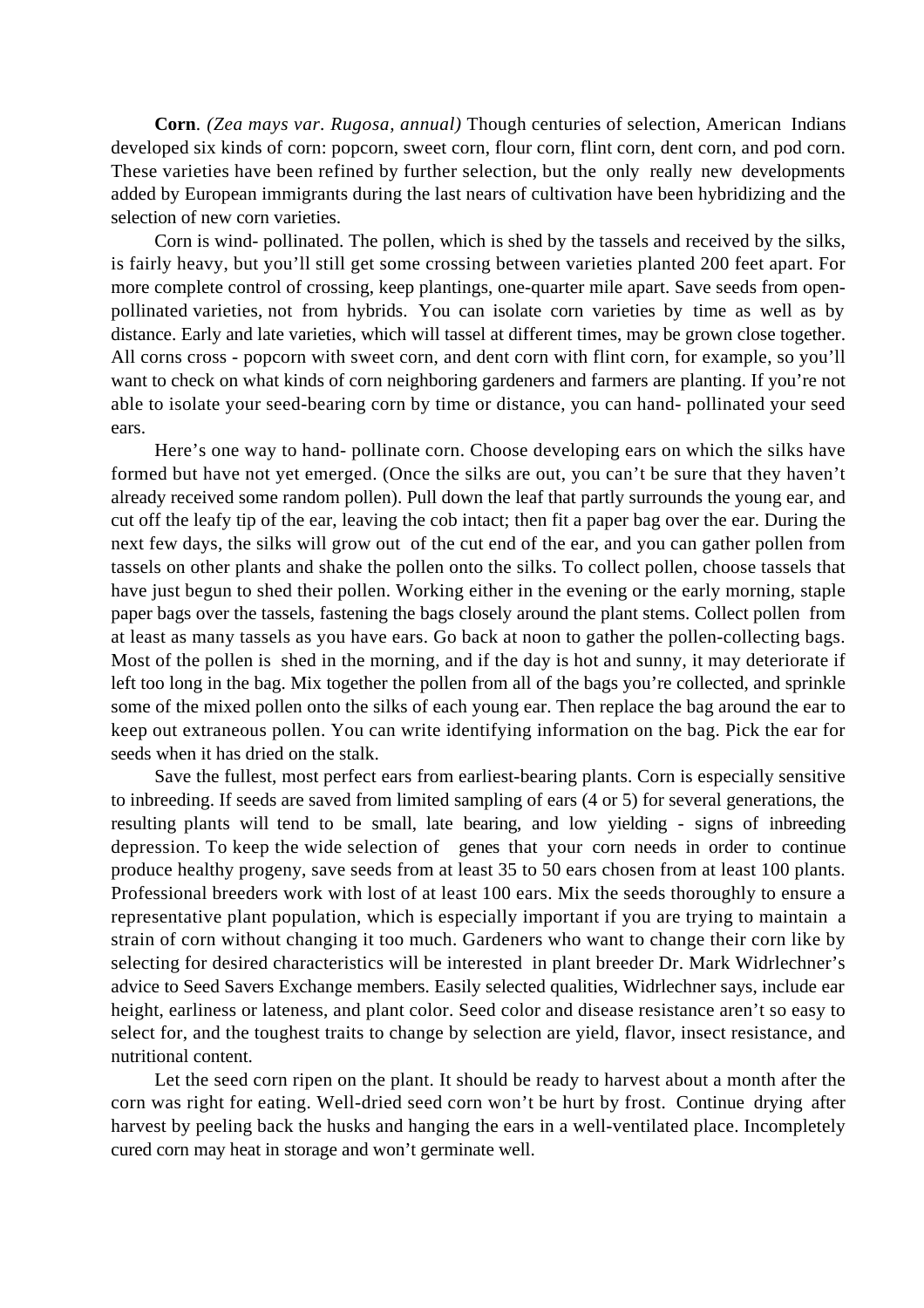**Corn**. *(Zea mays var. Rugosa, annual)* Though centuries of selection, American Indians developed six kinds of corn: popcorn, sweet corn, flour corn, flint corn, dent corn, and pod corn. These varieties have been refined by further selection, but the only really new developments added by European immigrants during the last nears of cultivation have been hybridizing and the selection of new corn varieties.

Corn is wind- pollinated. The pollen, which is shed by the tassels and received by the silks, is fairly heavy, but you'll still get some crossing between varieties planted 200 feet apart. For more complete control of crossing, keep plantings, one-quarter mile apart. Save seeds from open-pollinated varieties, not from hybrids. You can isolate corn varieties by time as well as by distance. Early and late varieties, which will tassel at different times, may be grown close together. All corns cross - popcorn with sweet corn, and dent corn with flint corn, for example, so you'll want to check on what kinds of corn neighboring gardeners and farmers are planting. If you're not able to isolate your seed-bearing corn by time or distance, you can hand- pollinated your seed ears.

Here's one way to hand- pollinate corn. Choose developing ears on which the silks have formed but have not yet emerged. (Once the silks are out, you can't be sure that they haven't already received some random pollen). Pull down the leaf that partly surrounds the young ear, and cut off the leafy tip of the ear, leaving the cob intact; then fit a paper bag over the ear. During the next few days, the silks will grow out of the cut end of the ear, and you can gather pollen from tassels on other plants and shake the pollen onto the silks. To collect pollen, choose tassels that have just begun to shed their pollen. Working either in the evening or the early morning, staple paper bags over the tassels, fastening the bags closely around the plant stems. Collect pollen from at least as many tassels as you have ears. Go back at noon to gather the pollen-collecting bags. Most of the pollen is shed in the morning, and if the day is hot and sunny, it may deteriorate if left too long in the bag. Mix together the pollen from all of the bags you're collected, and sprinkle some of the mixed pollen onto the silks of each young ear. Then replace the bag around the ear to keep out extraneous pollen. You can write identifying information on the bag. Pick the ear for seeds when it has dried on the stalk.

Save the fullest, most perfect ears from earliest-bearing plants. Corn is especially sensitive to inbreeding. If seeds are saved from limited sampling of ears (4 or 5) for several generations, the resulting plants will tend to be small, late bearing, and low yielding - signs of inbreeding depression. To keep the wide selection of genes that your corn needs in order to continue produce healthy progeny, save seeds from at least 35 to 50 ears chosen from at least 100 plants. Professional breeders work with lost of at least 100 ears. Mix the seeds thoroughly to ensure a representative plant population, which is especially important if you are trying to maintain a strain of corn without changing it too much. Gardeners who want to change their corn like by selecting for desired characteristics will be interested in plant breeder Dr. Mark Widrlechner's advice to Seed Savers Exchange members. Easily selected qualities, Widrlechner says, include ear height, earliness or lateness, and plant color. Seed color and disease resistance aren't so easy to select for, and the toughest traits to change by selection are yield, flavor, insect resistance, and nutritional content.

Let the seed corn ripen on the plant. It should be ready to harvest about a month after the corn was right for eating. Well-dried seed corn won't be hurt by frost. Continue drying after harvest by peeling back the husks and hanging the ears in a well-ventilated place. Incompletely cured corn may heat in storage and won't germinate well.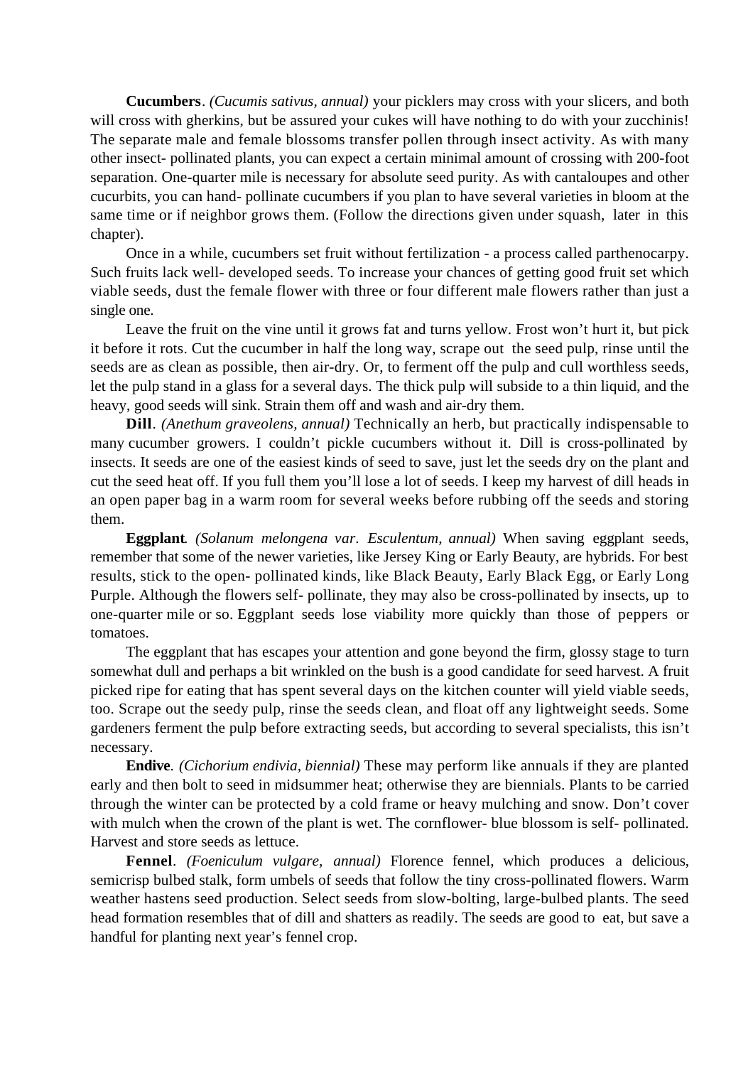**Cucumbers**. *(Cucumis sativus, annual)* your picklers may cross with your slicers, and both will cross with gherkins, but be assured your cukes will have nothing to do with your zucchinis! The separate male and female blossoms transfer pollen through insect activity. As with many other insect- pollinated plants, you can expect a certain minimal amount of crossing with 200-foot separation. One-quarter mile is necessary for absolute seed purity. As with cantaloupes and other cucurbits, you can hand- pollinate cucumbers if you plan to have several varieties in bloom at the same time or if neighbor grows them. (Follow the directions given under squash, later in this chapter).

Once in a while, cucumbers set fruit without fertilization - a process called parthenocarpy. Such fruits lack well- developed seeds. To increase your chances of getting good fruit set which viable seeds, dust the female flower with three or four different male flowers rather than just a single one.

Leave the fruit on the vine until it grows fat and turns yellow. Frost won't hurt it, but pick it before it rots. Cut the cucumber in half the long way, scrape out the seed pulp, rinse until the seeds are as clean as possible, then air-dry. Or, to ferment off the pulp and cull worthless seeds, let the pulp stand in a glass for a several days. The thick pulp will subside to a thin liquid, and the heavy, good seeds will sink. Strain them off and wash and air-dry them.

**Dill**. *(Anethum graveolens, annual)* Technically an herb, but practically indispensable to many cucumber growers. I couldn't pickle cucumbers without it. Dill is cross-pollinated by insects. It seeds are one of the easiest kinds of seed to save, just let the seeds dry on the plant and cut the seed heat off. If you full them you'll lose a lot of seeds. I keep my harvest of dill heads in an open paper bag in a warm room for several weeks before rubbing off the seeds and storing them.

**Eggplant**. *(Solanum melongena var. Esculentum, annual)* When saving eggplant seeds, remember that some of the newer varieties, like Jersey King or Early Beauty, are hybrids. For best results, stick to the open- pollinated kinds, like Black Beauty, Early Black Egg, or Early Long Purple. Although the flowers self- pollinate, they may also be cross-pollinated by insects, up to one-quarter mile or so. Eggplant seeds lose viability more quickly than those of peppers or tomatoes.

The eggplant that has escapes your attention and gone beyond the firm, glossy stage to turn somewhat dull and perhaps a bit wrinkled on the bush is a good candidate for seed harvest. A fruit picked ripe for eating that has spent several days on the kitchen counter will yield viable seeds, too. Scrape out the seedy pulp, rinse the seeds clean, and float off any lightweight seeds. Some gardeners ferment the pulp before extracting seeds, but according to several specialists, this isn't necessary.

**Endive**. *(Cichorium endivia, biennial)* These may perform like annuals if they are planted early and then bolt to seed in midsummer heat; otherwise they are biennials. Plants to be carried through the winter can be protected by a cold frame or heavy mulching and snow. Don't cover with mulch when the crown of the plant is wet. The cornflower- blue blossom is self- pollinated. Harvest and store seeds as lettuce.

**Fennel**. *(Foeniculum vulgare, annual)* Florence fennel, which produces a delicious, semicrisp bulbed stalk, form umbels of seeds that follow the tiny cross-pollinated flowers. Warm weather hastens seed production. Select seeds from slow-bolting, large-bulbed plants. The seed head formation resembles that of dill and shatters as readily. The seeds are good to eat, but save a handful for planting next year's fennel crop.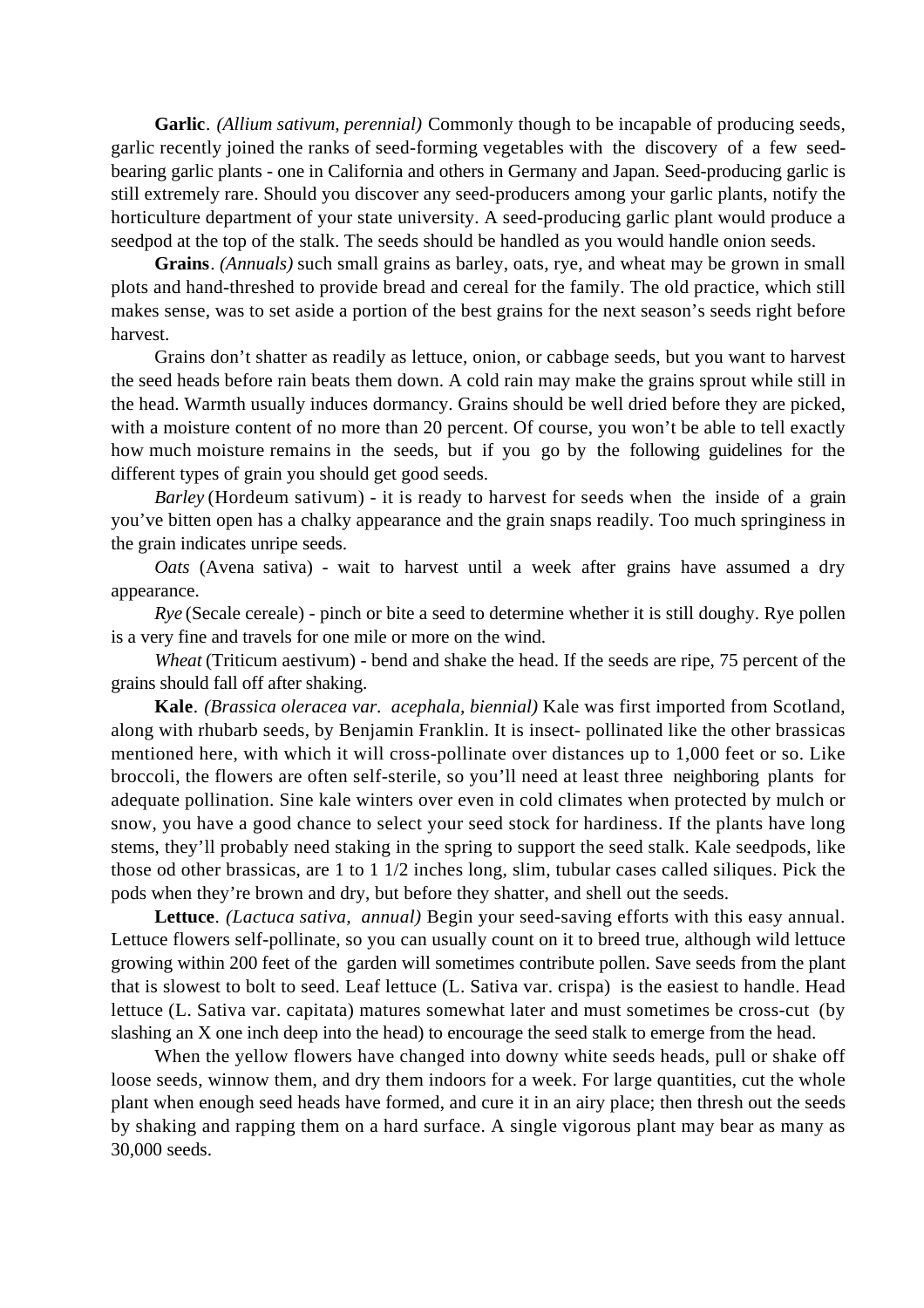**Garlic**. *(Allium sativum, perennial)* Commonly though to be incapable of producing seeds, garlic recently joined the ranks of seed-forming vegetables with the discovery of a few seed-bearing garlic plants - one in California and others in Germany and Japan. Seed-producing garlic is still extremely rare. Should you discover any seed-producers among your garlic plants, notify the horticulture department of your state university. A seed-producing garlic plant would produce a seedpod at the top of the stalk. The seeds should be handled as you would handle onion seeds.

**Grains**. *(Annuals)* such small grains as barley, oats, rye, and wheat may be grown in small plots and hand-threshed to provide bread and cereal for the family. The old practice, which still makes sense, was to set aside a portion of the best grains for the next season's seeds right before harvest.

Grains don't shatter as readily as lettuce, onion, or cabbage seeds, but you want to harvest the seed heads before rain beats them down. A cold rain may make the grains sprout while still in the head. Warmth usually induces dormancy. Grains should be well dried before they are picked, with a moisture content of no more than 20 percent. Of course, you won't be able to tell exactly how much moisture remains in the seeds, but if you go by the following guidelines for the different types of grain you should get good seeds.

*Barley* (Hordeum sativum) - it is ready to harvest for seeds when the inside of a grain you've bitten open has a chalky appearance and the grain snaps readily. Too much springiness in the grain indicates unripe seeds.

*Oats* (Avena sativa) - wait to harvest until a week after grains have assumed a dry appearance.

*Rye* (Secale cereale) - pinch or bite a seed to determine whether it is still doughy. Rye pollen is a very fine and travels for one mile or more on the wind.

*Wheat* (Triticum aestivum) - bend and shake the head. If the seeds are ripe, 75 percent of the grains should fall off after shaking.

**Kale**. *(Brassica oleracea var. acephala, biennial)* Kale was first imported from Scotland, along with rhubarb seeds, by Benjamin Franklin. It is insect- pollinated like the other brassicas mentioned here, with which it will cross-pollinate over distances up to 1,000 feet or so. Like broccoli, the flowers are often self-sterile, so you'll need at least three neighboring plants for adequate pollination. Sine kale winters over even in cold climates when protected by mulch or snow, you have a good chance to select your seed stock for hardiness. If the plants have long stems, they'll probably need staking in the spring to support the seed stalk. Kale seedpods, like those od other brassicas, are 1 to 1 1/2 inches long, slim, tubular cases called siliques. Pick the pods when they're brown and dry, but before they shatter, and shell out the seeds.

**Lettuce**. *(Lactuca sativa, annual)* Begin your seed-saving efforts with this easy annual. Lettuce flowers self-pollinate, so you can usually count on it to breed true, although wild lettuce growing within 200 feet of the garden will sometimes contribute pollen. Save seeds from the plant that is slowest to bolt to seed. Leaf lettuce (L. Sativa var. crispa) is the easiest to handle. Head lettuce (L. Sativa var. capitata) matures somewhat later and must sometimes be cross-cut (by slashing an X one inch deep into the head) to encourage the seed stalk to emerge from the head.

When the yellow flowers have changed into downy white seeds heads, pull or shake off loose seeds, winnow them, and dry them indoors for a week. For large quantities, cut the whole plant when enough seed heads have formed, and cure it in an airy place; then thresh out the seeds by shaking and rapping them on a hard surface. A single vigorous plant may bear as many as 30,000 seeds.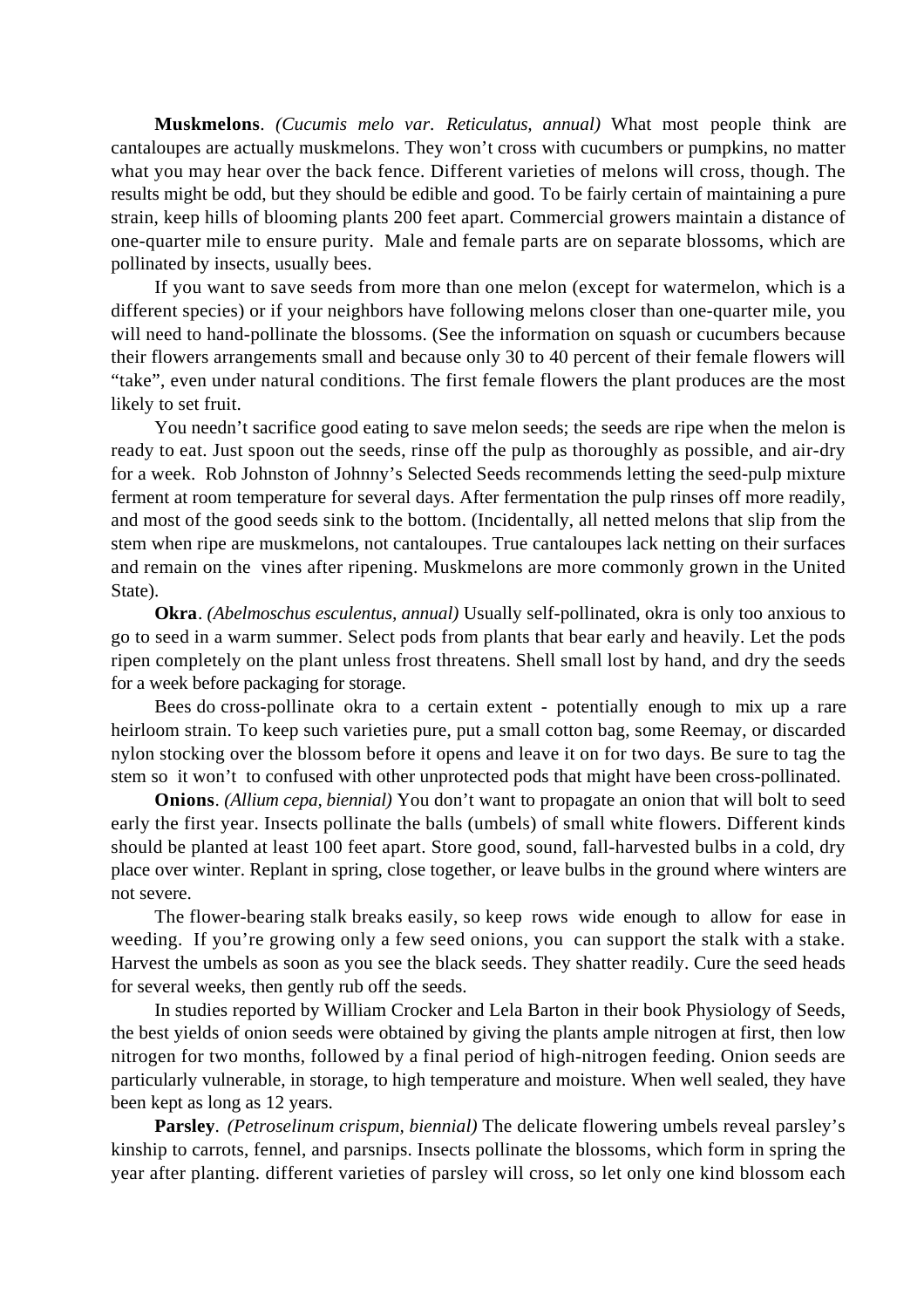**Muskmelons**. *(Cucumis melo var. Reticulatus, annual)* What most people think are cantaloupes are actually muskmelons. They won't cross with cucumbers or pumpkins, no matter what you may hear over the back fence. Different varieties of melons will cross, though. The results might be odd, but they should be edible and good. To be fairly certain of maintaining a pure strain, keep hills of blooming plants 200 feet apart. Commercial growers maintain a distance of one-quarter mile to ensure purity. Male and female parts are on separate blossoms, which are pollinated by insects, usually bees.

If you want to save seeds from more than one melon (except for watermelon, which is a different species) or if your neighbors have following melons closer than one-quarter mile, you will need to hand-pollinate the blossoms. (See the information on squash or cucumbers because their flowers arrangements small and because only 30 to 40 percent of their female flowers will "take", even under natural conditions. The first female flowers the plant produces are the most likely to set fruit.

You needn't sacrifice good eating to save melon seeds; the seeds are ripe when the melon is ready to eat. Just spoon out the seeds, rinse off the pulp as thoroughly as possible, and air-dry for a week. Rob Johnston of Johnny's Selected Seeds recommends letting the seed-pulp mixture ferment at room temperature for several days. After fermentation the pulp rinses off more readily, and most of the good seeds sink to the bottom. (Incidentally, all netted melons that slip from the stem when ripe are muskmelons, not cantaloupes. True cantaloupes lack netting on their surfaces and remain on the vines after ripening. Muskmelons are more commonly grown in the United State).

**Okra**. *(Abelmoschus esculentus, annual)* Usually self-pollinated, okra is only too anxious to go to seed in a warm summer. Select pods from plants that bear early and heavily. Let the pods ripen completely on the plant unless frost threatens. Shell small lost by hand, and dry the seeds for a week before packaging for storage.

Bees do cross-pollinate okra to a certain extent - potentially enough to mix up a rare heirloom strain. To keep such varieties pure, put a small cotton bag, some Reemay, or discarded nylon stocking over the blossom before it opens and leave it on for two days. Be sure to tag the stem so it won't to confused with other unprotected pods that might have been cross-pollinated.

**Onions**. *(Allium cepa, biennial)* You don't want to propagate an onion that will bolt to seed early the first year. Insects pollinate the balls (umbels) of small white flowers. Different kinds should be planted at least 100 feet apart. Store good, sound, fall-harvested bulbs in a cold, dry place over winter. Replant in spring, close together, or leave bulbs in the ground where winters are not severe.

The flower-bearing stalk breaks easily, so keep rows wide enough to allow for ease in weeding. If you're growing only a few seed onions, you can support the stalk with a stake. Harvest the umbels as soon as you see the black seeds. They shatter readily. Cure the seed heads for several weeks, then gently rub off the seeds.

In studies reported by William Crocker and Lela Barton in their book Physiology of Seeds, the best yields of onion seeds were obtained by giving the plants ample nitrogen at first, then low nitrogen for two months, followed by a final period of high-nitrogen feeding. Onion seeds are particularly vulnerable, in storage, to high temperature and moisture. When well sealed, they have been kept as long as 12 years.

**Parsley**. *(Petroselinum crispum, biennial)* The delicate flowering umbels reveal parsley's kinship to carrots, fennel, and parsnips. Insects pollinate the blossoms, which form in spring the year after planting. different varieties of parsley will cross, so let only one kind blossom each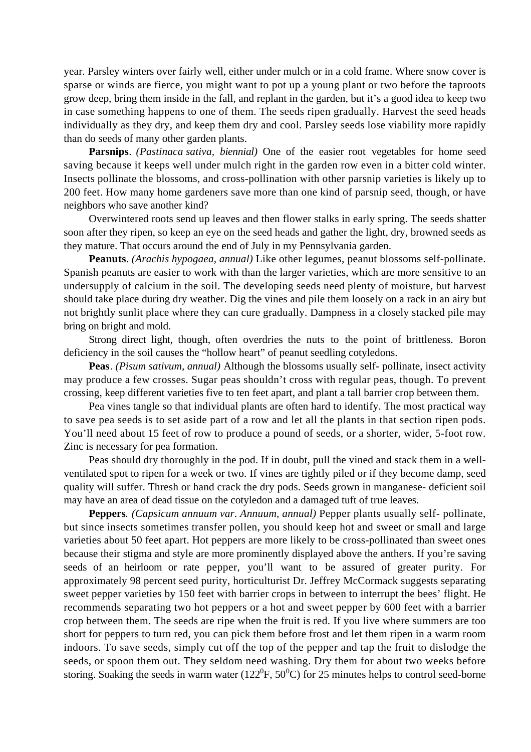year. Parsley winters over fairly well, either under mulch or in a cold frame. Where snow cover is sparse or winds are fierce, you might want to pot up a young plant or two before the taproots grow deep, bring them inside in the fall, and replant in the garden, but it's a good idea to keep two in case something happens to one of them. The seeds ripen gradually. Harvest the seed heads individually as they dry, and keep them dry and cool. Parsley seeds lose viability more rapidly than do seeds of many other garden plants.

**Parsnips**. *(Pastinaca sativa, biennial)* One of the easier root vegetables for home seed saving because it keeps well under mulch right in the garden row even in a bitter cold winter. Insects pollinate the blossoms, and cross-pollination with other parsnip varieties is likely up to 200 feet. How many home gardeners save more than one kind of parsnip seed, though, or have neighbors who save another kind?

Overwintered roots send up leaves and then flower stalks in early spring. The seeds shatter soon after they ripen, so keep an eye on the seed heads and gather the light, dry, browned seeds as they mature. That occurs around the end of July in my Pennsylvania garden.

**Peanuts**. *(Arachis hypogaea, annual)* Like other legumes, peanut blossoms self-pollinate. Spanish peanuts are easier to work with than the larger varieties, which are more sensitive to an undersupply of calcium in the soil. The developing seeds need plenty of moisture, but harvest should take place during dry weather. Dig the vines and pile them loosely on a rack in an airy but not brightly sunlit place where they can cure gradually. Dampness in a closely stacked pile may bring on bright and mold.

Strong direct light, though, often overdries the nuts to the point of brittleness. Boron deficiency in the soil causes the "hollow heart" of peanut seedling cotyledons.

**Peas**. *(Pisum sativum, annual)* Although the blossoms usually self- pollinate, insect activity may produce a few crosses. Sugar peas shouldn't cross with regular peas, though. To prevent crossing, keep different varieties five to ten feet apart, and plant a tall barrier crop between them.

Pea vines tangle so that individual plants are often hard to identify. The most practical way to save pea seeds is to set aside part of a row and let all the plants in that section ripen pods. You'll need about 15 feet of row to produce a pound of seeds, or a shorter, wider, 5-foot row. Zinc is necessary for pea formation.

Peas should dry thoroughly in the pod. If in doubt, pull the vined and stack them in a well-ventilated spot to ripen for a week or two. If vines are tightly piled or if they become damp, seed quality will suffer. Thresh or hand crack the dry pods. Seeds grown in manganese- deficient soil may have an area of dead tissue on the cotyledon and a damaged tuft of true leaves.

**Peppers**. *(Capsicum annuum var. Annuum, annual)* Pepper plants usually self- pollinate, but since insects sometimes transfer pollen, you should keep hot and sweet or small and large varieties about 50 feet apart. Hot peppers are more likely to be cross-pollinated than sweet ones because their stigma and style are more prominently displayed above the anthers. If you're saving seeds of an heirloom or rate pepper, you'll want to be assured of greater purity. For approximately 98 percent seed purity, horticulturist Dr. Jeffrey McCormack suggests separating sweet pepper varieties by 150 feet with barrier crops in between to interrupt the bees' flight. He recommends separating two hot peppers or a hot and sweet pepper by 600 feet with a barrier crop between them. The seeds are ripe when the fruit is red. If you live where summers are too short for peppers to turn red, you can pick them before frost and let them ripen in a warm room indoors. To save seeds, simply cut off the top of the pepper and tap the fruit to dislodge the seeds, or spoon them out. They seldom need washing. Dry them for about two weeks before storing. Soaking the seeds in warm water (122$^0$F, 50$^0$C) for 25 minutes helps to control seed-borne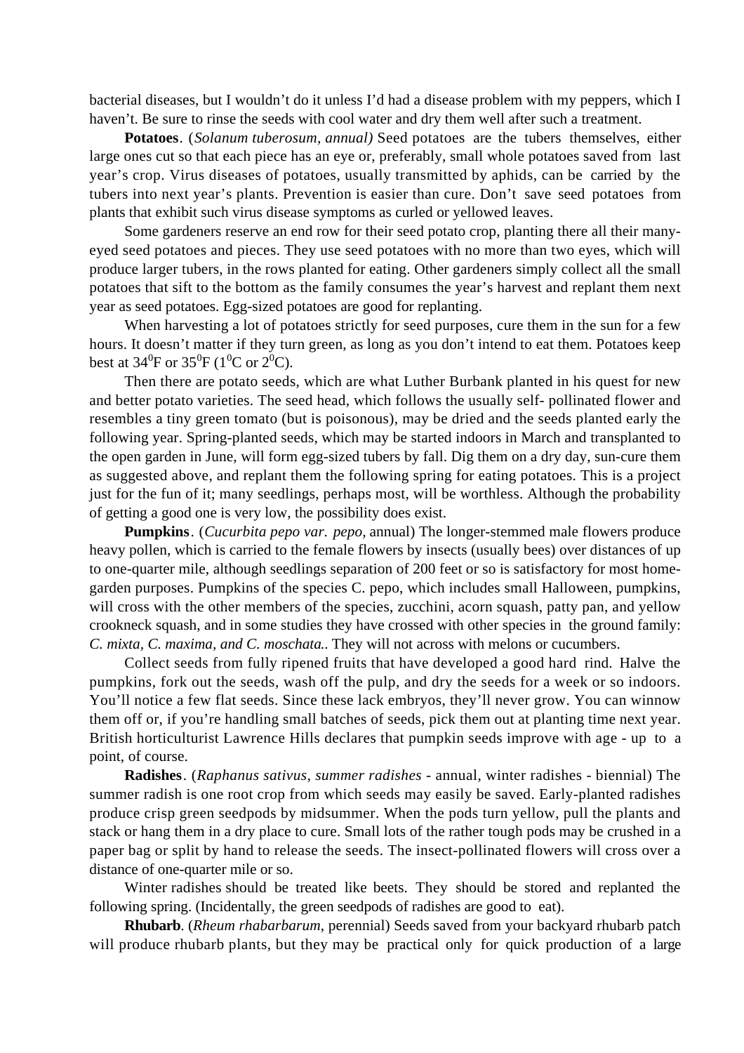bacterial diseases, but I wouldn't do it unless I'd had a disease problem with my peppers, which I haven't. Be sure to rinse the seeds with cool water and dry them well after such a treatment.

**Potatoes**. (*Solanum tuberosum, annual)* Seed potatoes are the tubers themselves, either large ones cut so that each piece has an eye or, preferably, small whole potatoes saved from last year's crop. Virus diseases of potatoes, usually transmitted by aphids, can be carried by the tubers into next year's plants. Prevention is easier than cure. Don't save seed potatoes from plants that exhibit such virus disease symptoms as curled or yellowed leaves.

Some gardeners reserve an end row for their seed potato crop, planting there all their many-eyed seed potatoes and pieces. They use seed potatoes with no more than two eyes, which will produce larger tubers, in the rows planted for eating. Other gardeners simply collect all the small potatoes that sift to the bottom as the family consumes the year's harvest and replant them next year as seed potatoes. Egg-sized potatoes are good for replanting.

When harvesting a lot of potatoes strictly for seed purposes, cure them in the sun for a few hours. It doesn't matter if they turn green, as long as you don't intend to eat them. Potatoes keep best at $34^0$F or $35^0$F ($1^0$C or $2^0$C).

Then there are potato seeds, which are what Luther Burbank planted in his quest for new and better potato varieties. The seed head, which follows the usually self- pollinated flower and resembles a tiny green tomato (but is poisonous), may be dried and the seeds planted early the following year. Spring-planted seeds, which may be started indoors in March and transplanted to the open garden in June, will form egg-sized tubers by fall. Dig them on a dry day, sun-cure them as suggested above, and replant them the following spring for eating potatoes. This is a project just for the fun of it; many seedlings, perhaps most, will be worthless. Although the probability of getting a good one is very low, the possibility does exist.

**Pumpkins**. (*Cucurbita pepo var. pepo,* annual) The longer-stemmed male flowers produce heavy pollen, which is carried to the female flowers by insects (usually bees) over distances of up to one-quarter mile, although seedlings separation of 200 feet or so is satisfactory for most home-garden purposes. Pumpkins of the species C. pepo, which includes small Halloween, pumpkins, will cross with the other members of the species, zucchini, acorn squash, patty pan, and yellow crookneck squash, and in some studies they have crossed with other species in the ground family: *C. mixta, C. maxima, and C. moschata.*. They will not across with melons or cucumbers.

Collect seeds from fully ripened fruits that have developed a good hard rind. Halve the pumpkins, fork out the seeds, wash off the pulp, and dry the seeds for a week or so indoors. You'll notice a few flat seeds. Since these lack embryos, they'll never grow. You can winnow them off or, if you're handling small batches of seeds, pick them out at planting time next year. British horticulturist Lawrence Hills declares that pumpkin seeds improve with age - up to a point, of course.

**Radishes**. (*Raphanus sativus, summer radishes* - annual, winter radishes - biennial) The summer radish is one root crop from which seeds may easily be saved. Early-planted radishes produce crisp green seedpods by midsummer. When the pods turn yellow, pull the plants and stack or hang them in a dry place to cure. Small lots of the rather tough pods may be crushed in a paper bag or split by hand to release the seeds. The insect-pollinated flowers will cross over a distance of one-quarter mile or so.

Winter radishes should be treated like beets. They should be stored and replanted the following spring. (Incidentally, the green seedpods of radishes are good to eat).

**Rhubarb**. (*Rheum rhabarbarum*, perennial) Seeds saved from your backyard rhubarb patch will produce rhubarb plants, but they may be practical only for quick production of a large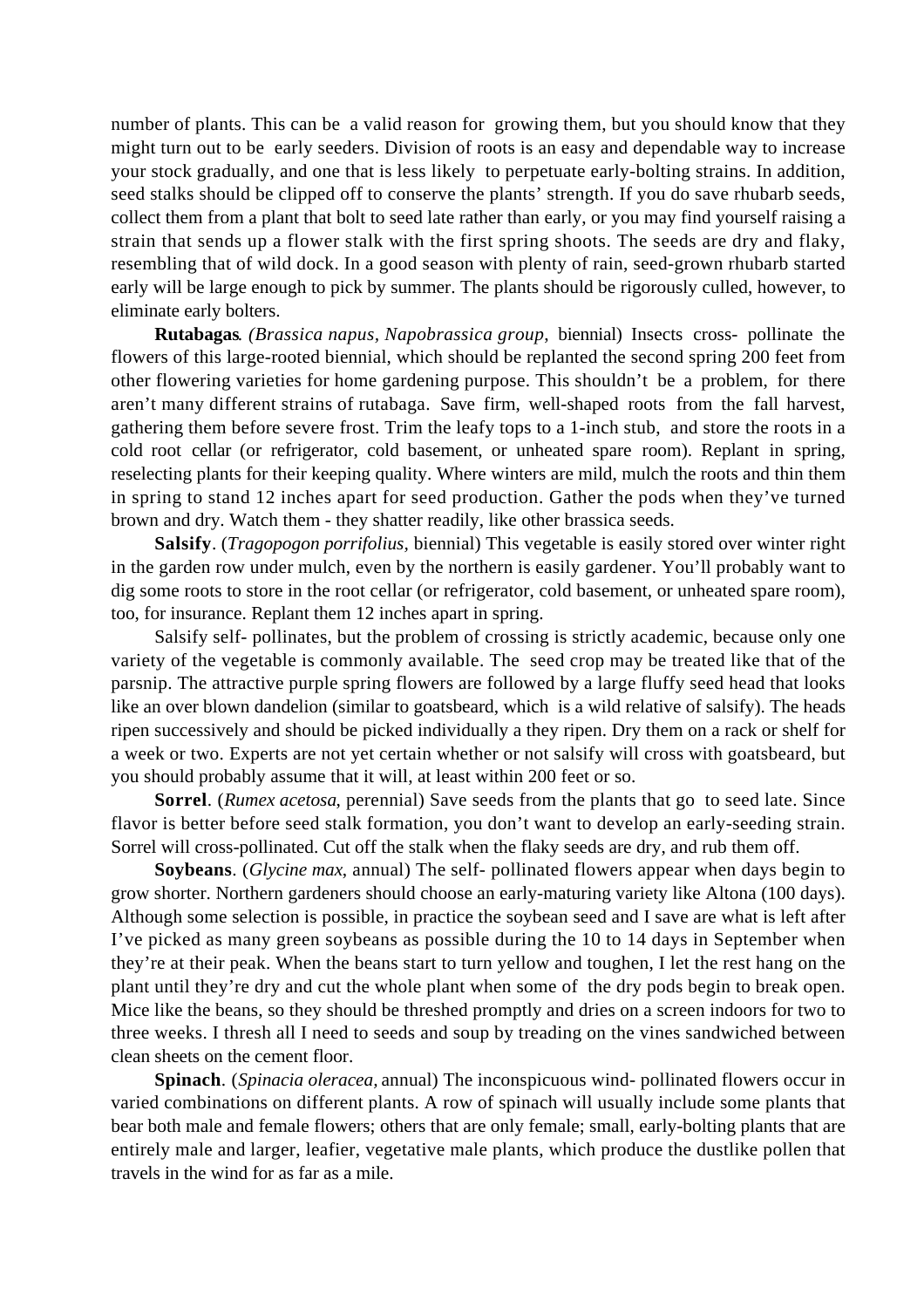number of plants. This can be a valid reason for growing them, but you should know that they might turn out to be early seeders. Division of roots is an easy and dependable way to increase your stock gradually, and one that is less likely to perpetuate early-bolting strains. In addition, seed stalks should be clipped off to conserve the plants' strength. If you do save rhubarb seeds, collect them from a plant that bolt to seed late rather than early, or you may find yourself raising a strain that sends up a flower stalk with the first spring shoots. The seeds are dry and flaky, resembling that of wild dock. In a good season with plenty of rain, seed-grown rhubarb started early will be large enough to pick by summer. The plants should be rigorously culled, however, to eliminate early bolters.

**Rutabagas**. *(Brassica napus, Napobrassica group*, biennial) Insects cross- pollinate the flowers of this large-rooted biennial, which should be replanted the second spring 200 feet from other flowering varieties for home gardening purpose. This shouldn't be a problem, for there aren't many different strains of rutabaga. Save firm, well-shaped roots from the fall harvest, gathering them before severe frost. Trim the leafy tops to a 1-inch stub, and store the roots in a cold root cellar (or refrigerator, cold basement, or unheated spare room). Replant in spring, reselecting plants for their keeping quality. Where winters are mild, mulch the roots and thin them in spring to stand 12 inches apart for seed production. Gather the pods when they've turned brown and dry. Watch them - they shatter readily, like other brassica seeds.

**Salsify**. (*Tragopogon porrifolius*, biennial) This vegetable is easily stored over winter right in the garden row under mulch, even by the northern is easily gardener. You'll probably want to dig some roots to store in the root cellar (or refrigerator, cold basement, or unheated spare room), too, for insurance. Replant them 12 inches apart in spring.

Salsify self- pollinates, but the problem of crossing is strictly academic, because only one variety of the vegetable is commonly available. The seed crop may be treated like that of the parsnip. The attractive purple spring flowers are followed by a large fluffy seed head that looks like an over blown dandelion (similar to goatsbeard, which is a wild relative of salsify). The heads ripen successively and should be picked individually a they ripen. Dry them on a rack or shelf for a week or two. Experts are not yet certain whether or not salsify will cross with goatsbeard, but you should probably assume that it will, at least within 200 feet or so.

**Sorrel**. (*Rumex acetosa*, perennial) Save seeds from the plants that go to seed late. Since flavor is better before seed stalk formation, you don't want to develop an early-seeding strain. Sorrel will cross-pollinated. Cut off the stalk when the flaky seeds are dry, and rub them off.

**Soybeans**. (*Glycine max*, annual) The self- pollinated flowers appear when days begin to grow shorter. Northern gardeners should choose an early-maturing variety like Altona (100 days). Although some selection is possible, in practice the soybean seed and I save are what is left after I've picked as many green soybeans as possible during the 10 to 14 days in September when they're at their peak. When the beans start to turn yellow and toughen, I let the rest hang on the plant until they're dry and cut the whole plant when some of the dry pods begin to break open. Mice like the beans, so they should be threshed promptly and dries on a screen indoors for two to three weeks. I thresh all I need to seeds and soup by treading on the vines sandwiched between clean sheets on the cement floor.

**Spinach**. (*Spinacia oleracea*, annual) The inconspicuous wind- pollinated flowers occur in varied combinations on different plants. A row of spinach will usually include some plants that bear both male and female flowers; others that are only female; small, early-bolting plants that are entirely male and larger, leafier, vegetative male plants, which produce the dustlike pollen that travels in the wind for as far as a mile.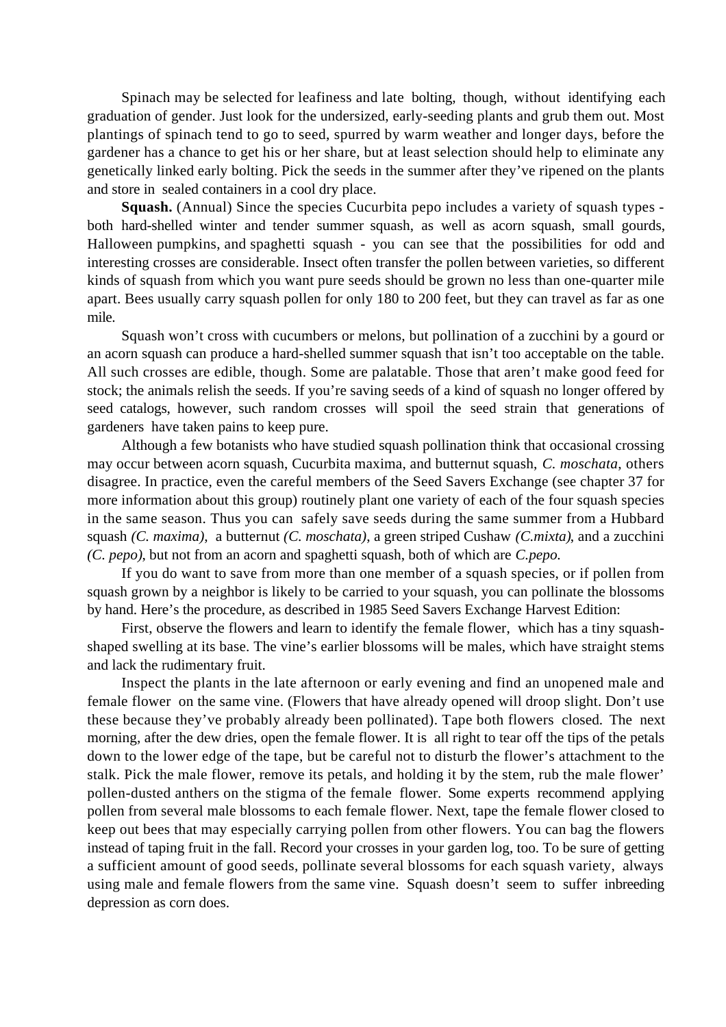Spinach may be selected for leafiness and late bolting, though, without identifying each graduation of gender. Just look for the undersized, early-seeding plants and grub them out. Most plantings of spinach tend to go to seed, spurred by warm weather and longer days, before the gardener has a chance to get his or her share, but at least selection should help to eliminate any genetically linked early bolting. Pick the seeds in the summer after they've ripened on the plants and store in sealed containers in a cool dry place.

**Squash.** (Annual) Since the species Cucurbita pepo includes a variety of squash types - both hard-shelled winter and tender summer squash, as well as acorn squash, small gourds, Halloween pumpkins, and spaghetti squash - you can see that the possibilities for odd and interesting crosses are considerable. Insect often transfer the pollen between varieties, so different kinds of squash from which you want pure seeds should be grown no less than one-quarter mile apart. Bees usually carry squash pollen for only 180 to 200 feet, but they can travel as far as one mile.

Squash won't cross with cucumbers or melons, but pollination of a zucchini by a gourd or an acorn squash can produce a hard-shelled summer squash that isn't too acceptable on the table. All such crosses are edible, though. Some are palatable. Those that aren't make good feed for stock; the animals relish the seeds. If you're saving seeds of a kind of squash no longer offered by seed catalogs, however, such random crosses will spoil the seed strain that generations of gardeners have taken pains to keep pure.

Although a few botanists who have studied squash pollination think that occasional crossing may occur between acorn squash, Cucurbita maxima, and butternut squash, *C. moschata*, others disagree. In practice, even the careful members of the Seed Savers Exchange (see chapter 37 for more information about this group) routinely plant one variety of each of the four squash species in the same season. Thus you can safely save seeds during the same summer from a Hubbard squash *(C. maxima)*, a butternut *(C. moschata)*, a green striped Cushaw *(C.mixta)*, and a zucchini *(C. pepo)*, but not from an acorn and spaghetti squash, both of which are *C.pepo*.

If you do want to save from more than one member of a squash species, or if pollen from squash grown by a neighbor is likely to be carried to your squash, you can pollinate the blossoms by hand. Here's the procedure, as described in 1985 Seed Savers Exchange Harvest Edition:

First, observe the flowers and learn to identify the female flower, which has a tiny squash-shaped swelling at its base. The vine's earlier blossoms will be males, which have straight stems and lack the rudimentary fruit.

Inspect the plants in the late afternoon or early evening and find an unopened male and female flower on the same vine. (Flowers that have already opened will droop slight. Don't use these because they've probably already been pollinated). Tape both flowers closed. The next morning, after the dew dries, open the female flower. It is all right to tear off the tips of the petals down to the lower edge of the tape, but be careful not to disturb the flower's attachment to the stalk. Pick the male flower, remove its petals, and holding it by the stem, rub the male flower' pollen-dusted anthers on the stigma of the female flower. Some experts recommend applying pollen from several male blossoms to each female flower. Next, tape the female flower closed to keep out bees that may especially carrying pollen from other flowers. You can bag the flowers instead of taping fruit in the fall. Record your crosses in your garden log, too. To be sure of getting a sufficient amount of good seeds, pollinate several blossoms for each squash variety, always using male and female flowers from the same vine. Squash doesn't seem to suffer inbreeding depression as corn does.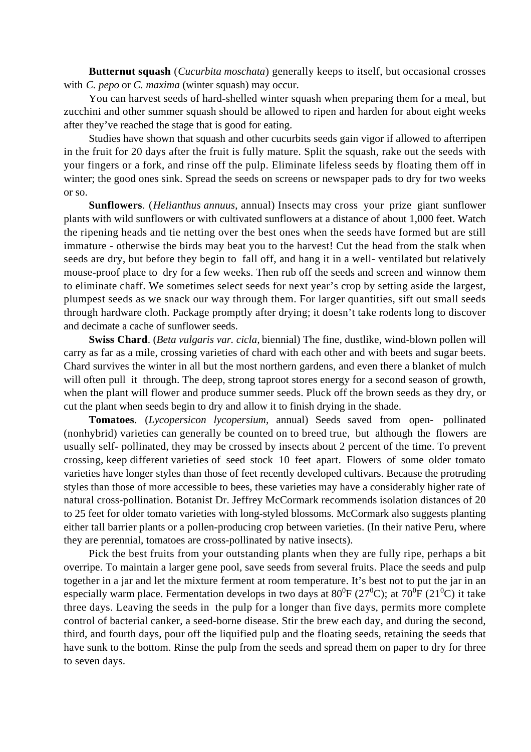**Butternut squash** (*Cucurbita moschata*) generally keeps to itself, but occasional crosses with *C. pepo* or *C. maxima* (winter squash) may occur.

You can harvest seeds of hard-shelled winter squash when preparing them for a meal, but zucchini and other summer squash should be allowed to ripen and harden for about eight weeks after they've reached the stage that is good for eating.

Studies have shown that squash and other cucurbits seeds gain vigor if allowed to afterripen in the fruit for 20 days after the fruit is fully mature. Split the squash, rake out the seeds with your fingers or a fork, and rinse off the pulp. Eliminate lifeless seeds by floating them off in winter; the good ones sink. Spread the seeds on screens or newspaper pads to dry for two weeks or so.

**Sunflowers**. (*Helianthus annuus,* annual) Insects may cross your prize giant sunflower plants with wild sunflowers or with cultivated sunflowers at a distance of about 1,000 feet. Watch the ripening heads and tie netting over the best ones when the seeds have formed but are still immature - otherwise the birds may beat you to the harvest! Cut the head from the stalk when seeds are dry, but before they begin to fall off, and hang it in a well- ventilated but relatively mouse-proof place to dry for a few weeks. Then rub off the seeds and screen and winnow them to eliminate chaff. We sometimes select seeds for next year's crop by setting aside the largest, plumpest seeds as we snack our way through them. For larger quantities, sift out small seeds through hardware cloth. Package promptly after drying; it doesn't take rodents long to discover and decimate a cache of sunflower seeds.

**Swiss Chard**. (*Beta vulgaris var. cicla,* biennial) The fine, dustlike, wind-blown pollen will carry as far as a mile, crossing varieties of chard with each other and with beets and sugar beets. Chard survives the winter in all but the most northern gardens, and even there a blanket of mulch will often pull it through. The deep, strong taproot stores energy for a second season of growth, when the plant will flower and produce summer seeds. Pluck off the brown seeds as they dry, or cut the plant when seeds begin to dry and allow it to finish drying in the shade.

**Tomatoes**. (*Lycopersicon lycopersium,* annual) Seeds saved from open- pollinated (nonhybrid) varieties can generally be counted on to breed true, but although the flowers are usually self- pollinated, they may be crossed by insects about 2 percent of the time. To prevent crossing, keep different varieties of seed stock 10 feet apart. Flowers of some older tomato varieties have longer styles than those of feet recently developed cultivars. Because the protruding styles than those of more accessible to bees, these varieties may have a considerably higher rate of natural cross-pollination. Botanist Dr. Jeffrey McCormark recommends isolation distances of 20 to 25 feet for older tomato varieties with long-styled blossoms. McCormark also suggests planting either tall barrier plants or a pollen-producing crop between varieties. (In their native Peru, where they are perennial, tomatoes are cross-pollinated by native insects).

Pick the best fruits from your outstanding plants when they are fully ripe, perhaps a bit overripe. To maintain a larger gene pool, save seeds from several fruits. Place the seeds and pulp together in a jar and let the mixture ferment at room temperature. It's best not to put the jar in an especially warm place. Fermentation develops in two days at $80^0$F ($27^0$C); at $70^0$F ($21^0$C) it take three days. Leaving the seeds in the pulp for a longer than five days, permits more complete control of bacterial canker, a seed-borne disease. Stir the brew each day, and during the second, third, and fourth days, pour off the liquified pulp and the floating seeds, retaining the seeds that have sunk to the bottom. Rinse the pulp from the seeds and spread them on paper to dry for three to seven days.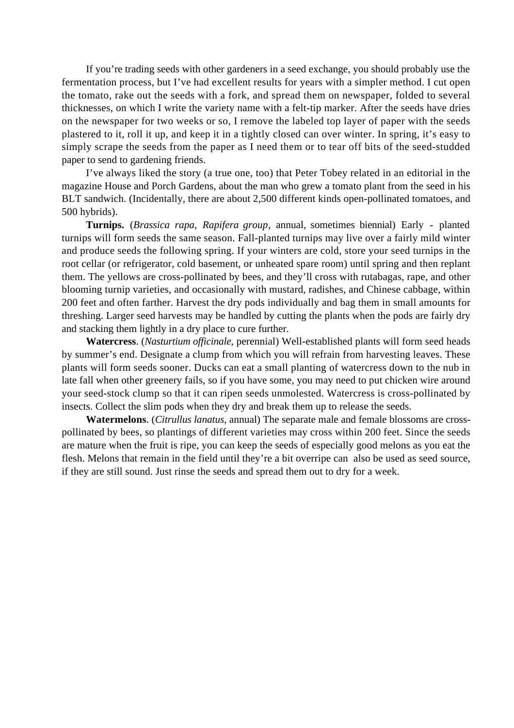If you're trading seeds with other gardeners in a seed exchange, you should probably use the fermentation process, but I've had excellent results for years with a simpler method. I cut open the tomato, rake out the seeds with a fork, and spread them on newspaper, folded to several thicknesses, on which I write the variety name with a felt-tip marker. After the seeds have dries on the newspaper for two weeks or so, I remove the labeled top layer of paper with the seeds plastered to it, roll it up, and keep it in a tightly closed can over winter. In spring, it's easy to simply scrape the seeds from the paper as I need them or to tear off bits of the seed-studded paper to send to gardening friends.

I've always liked the story (a true one, too) that Peter Tobey related in an editorial in the magazine House and Porch Gardens, about the man who grew a tomato plant from the seed in his BLT sandwich. (Incidentally, there are about 2,500 different kinds open-pollinated tomatoes, and 500 hybrids).

**Turnips.** (*Brassica rapa, Rapifera group*, annual, sometimes biennial) Early - planted turnips will form seeds the same season. Fall-planted turnips may live over a fairly mild winter and produce seeds the following spring. If your winters are cold, store your seed turnips in the root cellar (or refrigerator, cold basement, or unheated spare room) until spring and then replant them. The yellows are cross-pollinated by bees, and they'll cross with rutabagas, rape, and other blooming turnip varieties, and occasionally with mustard, radishes, and Chinese cabbage, within 200 feet and often farther. Harvest the dry pods individually and bag them in small amounts for threshing. Larger seed harvests may be handled by cutting the plants when the pods are fairly dry and stacking them lightly in a dry place to cure further.

**Watercress**. (*Nasturtium officinale*, perennial) Well-established plants will form seed heads by summer's end. Designate a clump from which you will refrain from harvesting leaves. These plants will form seeds sooner. Ducks can eat a small planting of watercress down to the nub in late fall when other greenery fails, so if you have some, you may need to put chicken wire around your seed-stock clump so that it can ripen seeds unmolested. Watercress is cross-pollinated by insects. Collect the slim pods when they dry and break them up to release the seeds.

**Watermelons**. (*Citrullus lanatus*, annual) The separate male and female blossoms are cross-pollinated by bees, so plantings of different varieties may cross within 200 feet. Since the seeds are mature when the fruit is ripe, you can keep the seeds of especially good melons as you eat the flesh. Melons that remain in the field until they're a bit overripe can also be used as seed source, if they are still sound. Just rinse the seeds and spread them out to dry for a week.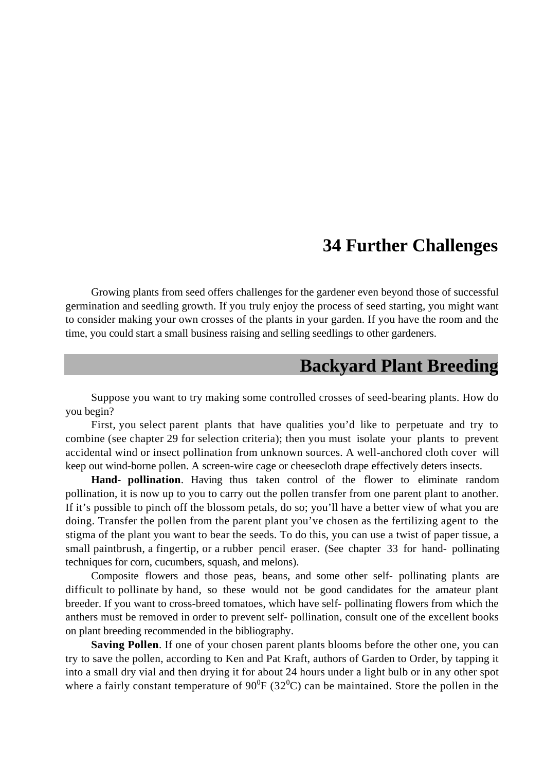# 34 Further Challenges

Growing plants from seed offers challenges for the gardener even beyond those of successful germination and seedling growth. If you truly enjoy the process of seed starting, you might want to consider making your own crosses of the plants in your garden. If you have the room and the time, you could start a small business raising and selling seedlings to other gardeners.

## Backyard Plant Breeding

Suppose you want to try making some controlled crosses of seed-bearing plants. How do you begin?

First, you select parent plants that have qualities you'd like to perpetuate and try to combine (see chapter 29 for selection criteria); then you must isolate your plants to prevent accidental wind or insect pollination from unknown sources. A well-anchored cloth cover will keep out wind-borne pollen. A screen-wire cage or cheesecloth drape effectively deters insects.

**Hand- pollination**. Having thus taken control of the flower to eliminate random pollination, it is now up to you to carry out the pollen transfer from one parent plant to another. If it's possible to pinch off the blossom petals, do so; you'll have a better view of what you are doing. Transfer the pollen from the parent plant you've chosen as the fertilizing agent to the stigma of the plant you want to bear the seeds. To do this, you can use a twist of paper tissue, a small paintbrush, a fingertip, or a rubber pencil eraser. (See chapter 33 for hand- pollinating techniques for corn, cucumbers, squash, and melons).

Composite flowers and those peas, beans, and some other self- pollinating plants are difficult to pollinate by hand, so these would not be good candidates for the amateur plant breeder. If you want to cross-breed tomatoes, which have self- pollinating flowers from which the anthers must be removed in order to prevent self- pollination, consult one of the excellent books on plant breeding recommended in the bibliography.

**Saving Pollen**. If one of your chosen parent plants blooms before the other one, you can try to save the pollen, according to Ken and Pat Kraft, authors of Garden to Order, by tapping it into a small dry vial and then drying it for about 24 hours under a light bulb or in any other spot where a fairly constant temperature of $90^0$F ($32^0$C) can be maintained. Store the pollen in the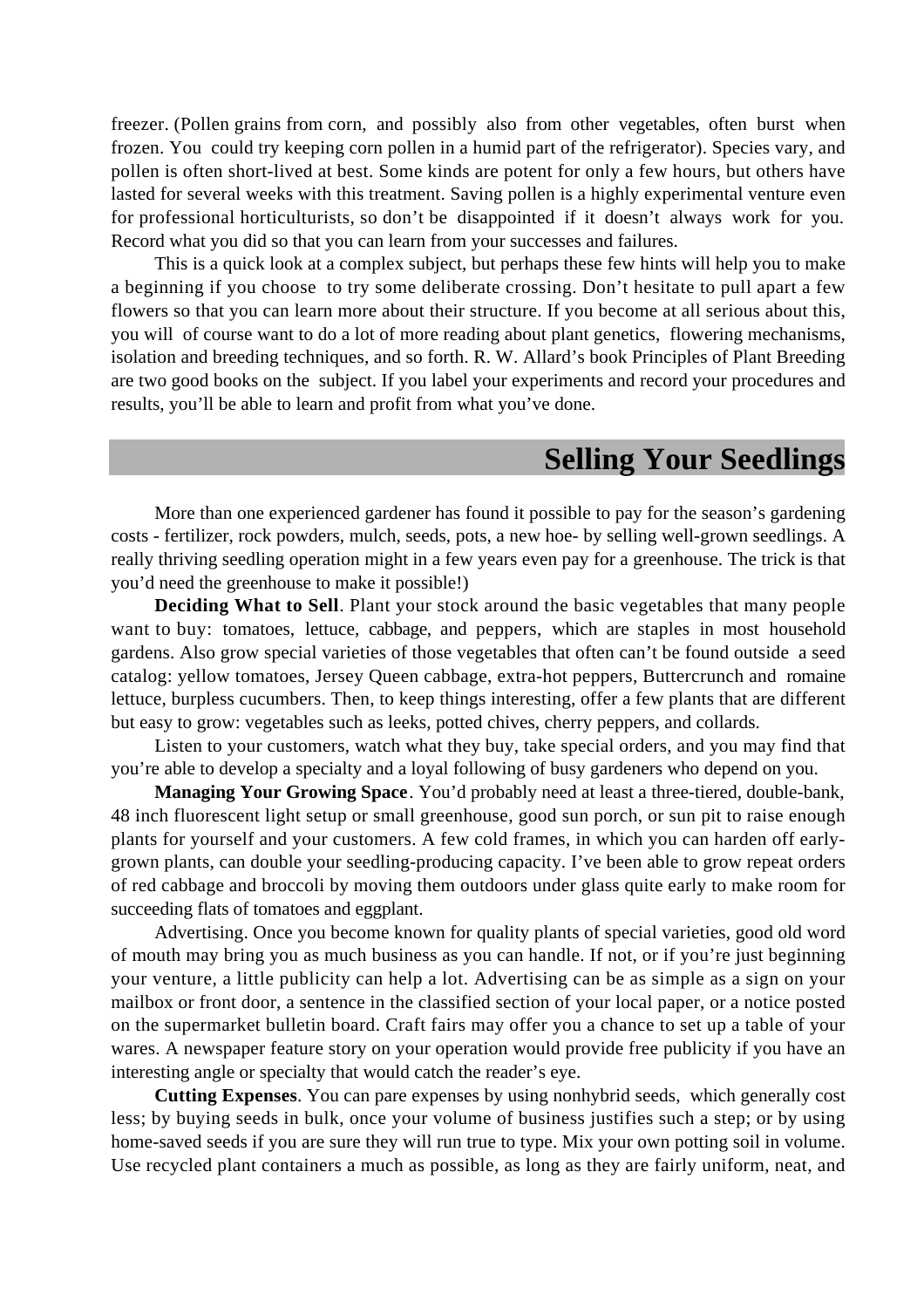freezer. (Pollen grains from corn, and possibly also from other vegetables, often burst when frozen. You could try keeping corn pollen in a humid part of the refrigerator). Species vary, and pollen is often short-lived at best. Some kinds are potent for only a few hours, but others have lasted for several weeks with this treatment. Saving pollen is a highly experimental venture even for professional horticulturists, so don't be disappointed if it doesn't always work for you. Record what you did so that you can learn from your successes and failures.

This is a quick look at a complex subject, but perhaps these few hints will help you to make a beginning if you choose to try some deliberate crossing. Don't hesitate to pull apart a few flowers so that you can learn more about their structure. If you become at all serious about this, you will of course want to do a lot of more reading about plant genetics, flowering mechanisms, isolation and breeding techniques, and so forth. R. W. Allard's book Principles of Plant Breeding are two good books on the subject. If you label your experiments and record your procedures and results, you'll be able to learn and profit from what you've done.

## Selling Your Seedlings

More than one experienced gardener has found it possible to pay for the season's gardening costs - fertilizer, rock powders, mulch, seeds, pots, a new hoe- by selling well-grown seedlings. A really thriving seedling operation might in a few years even pay for a greenhouse. The trick is that you'd need the greenhouse to make it possible!)

**Deciding What to Sell**. Plant your stock around the basic vegetables that many people want to buy: tomatoes, lettuce, cabbage, and peppers, which are staples in most household gardens. Also grow special varieties of those vegetables that often can't be found outside a seed catalog: yellow tomatoes, Jersey Queen cabbage, extra-hot peppers, Buttercrunch and romaine lettuce, burpless cucumbers. Then, to keep things interesting, offer a few plants that are different but easy to grow: vegetables such as leeks, potted chives, cherry peppers, and collards.

Listen to your customers, watch what they buy, take special orders, and you may find that you're able to develop a specialty and a loyal following of busy gardeners who depend on you.

**Managing Your Growing Space**. You'd probably need at least a three-tiered, double-bank, 48 inch fluorescent light setup or small greenhouse, good sun porch, or sun pit to raise enough plants for yourself and your customers. A few cold frames, in which you can harden off early-grown plants, can double your seedling-producing capacity. I've been able to grow repeat orders of red cabbage and broccoli by moving them outdoors under glass quite early to make room for succeeding flats of tomatoes and eggplant.

Advertising. Once you become known for quality plants of special varieties, good old word of mouth may bring you as much business as you can handle. If not, or if you're just beginning your venture, a little publicity can help a lot. Advertising can be as simple as a sign on your mailbox or front door, a sentence in the classified section of your local paper, or a notice posted on the supermarket bulletin board. Craft fairs may offer you a chance to set up a table of your wares. A newspaper feature story on your operation would provide free publicity if you have an interesting angle or specialty that would catch the reader's eye.

**Cutting Expenses**. You can pare expenses by using nonhybrid seeds, which generally cost less; by buying seeds in bulk, once your volume of business justifies such a step; or by using home-saved seeds if you are sure they will run true to type. Mix your own potting soil in volume. Use recycled plant containers a much as possible, as long as they are fairly uniform, neat, and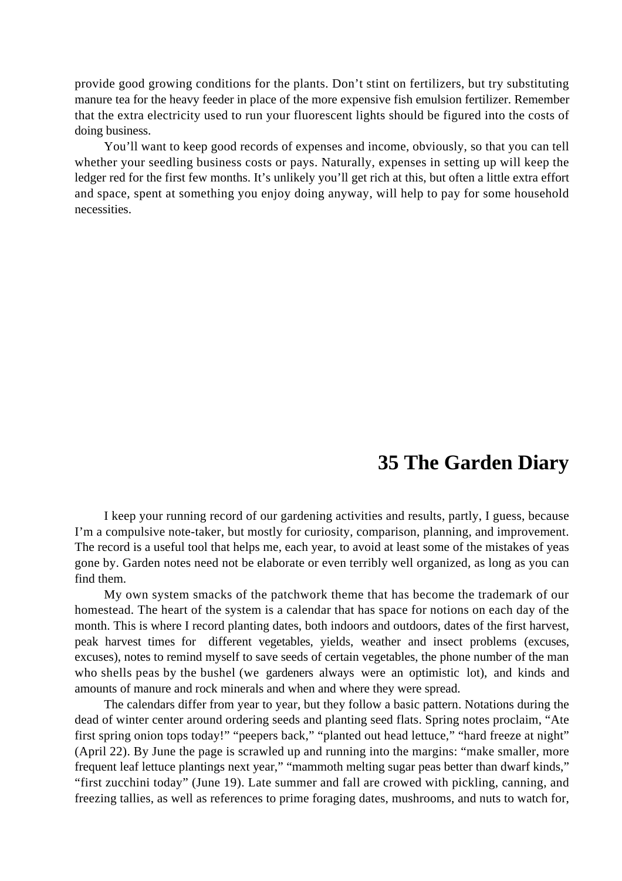provide good growing conditions for the plants. Don’t stint on fertilizers, but try substituting manure tea for the heavy feeder in place of the more expensive fish emulsion fertilizer. Remember that the extra electricity used to run your fluorescent lights should be figured into the costs of doing business.

You’ll want to keep good records of expenses and income, obviously, so that you can tell whether your seedling business costs or pays. Naturally, expenses in setting up will keep the ledger red for the first few months. It’s unlikely you’ll get rich at this, but often a little extra effort and space, spent at something you enjoy doing anyway, will help to pay for some household necessities.

# 35 The Garden Diary

I keep your running record of our gardening activities and results, partly, I guess, because I’m a compulsive note-taker, but mostly for curiosity, comparison, planning, and improvement. The record is a useful tool that helps me, each year, to avoid at least some of the mistakes of yeas gone by. Garden notes need not be elaborate or even terribly well organized, as long as you can find them.

My own system smacks of the patchwork theme that has become the trademark of our homestead. The heart of the system is a calendar that has space for notions on each day of the month. This is where I record planting dates, both indoors and outdoors, dates of the first harvest, peak harvest times for different vegetables, yields, weather and insect problems (excuses, excuses), notes to remind myself to save seeds of certain vegetables, the phone number of the man who shells peas by the bushel (we gardeners always were an optimistic lot), and kinds and amounts of manure and rock minerals and when and where they were spread.

The calendars differ from year to year, but they follow a basic pattern. Notations during the dead of winter center around ordering seeds and planting seed flats. Spring notes proclaim, “Ate first spring onion tops today!” “peepers back,” “planted out head lettuce,” “hard freeze at night” (April 22). By June the page is scrawled up and running into the margins: “make smaller, more frequent leaf lettuce plantings next year,” “mammoth melting sugar peas better than dwarf kinds,” “first zucchini today” (June 19). Late summer and fall are crowed with pickling, canning, and freezing tallies, as well as references to prime foraging dates, mushrooms, and nuts to watch for,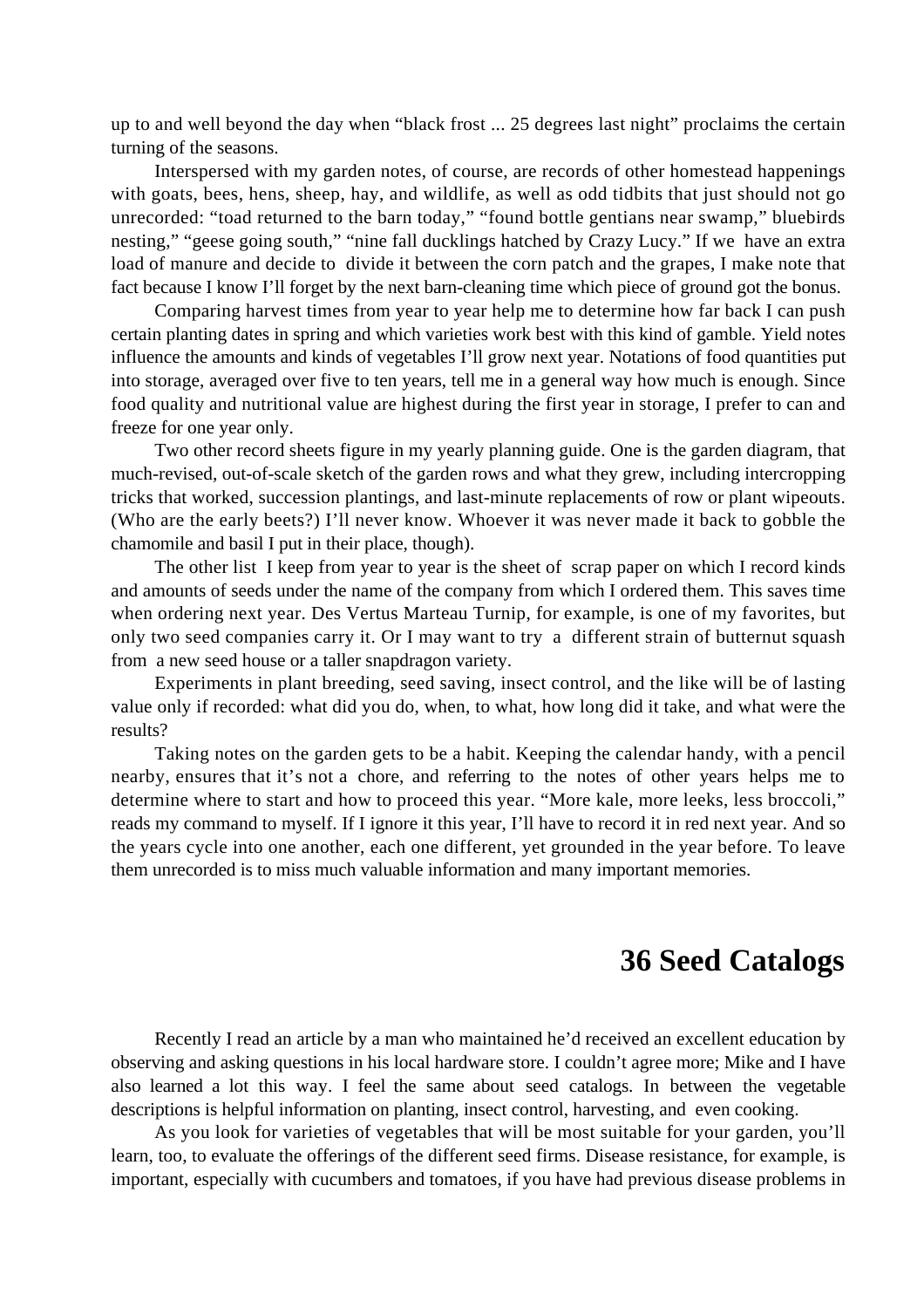up to and well beyond the day when "black frost ... 25 degrees last night" proclaims the certain turning of the seasons.

Interspersed with my garden notes, of course, are records of other homestead happenings with goats, bees, hens, sheep, hay, and wildlife, as well as odd tidbits that just should not go unrecorded: "toad returned to the barn today," "found bottle gentians near swamp," bluebirds nesting," "geese going south," "nine fall ducklings hatched by Crazy Lucy." If we have an extra load of manure and decide to divide it between the corn patch and the grapes, I make note that fact because I know I'll forget by the next barn-cleaning time which piece of ground got the bonus.

Comparing harvest times from year to year help me to determine how far back I can push certain planting dates in spring and which varieties work best with this kind of gamble. Yield notes influence the amounts and kinds of vegetables I'll grow next year. Notations of food quantities put into storage, averaged over five to ten years, tell me in a general way how much is enough. Since food quality and nutritional value are highest during the first year in storage, I prefer to can and freeze for one year only.

Two other record sheets figure in my yearly planning guide. One is the garden diagram, that much-revised, out-of-scale sketch of the garden rows and what they grew, including intercropping tricks that worked, succession plantings, and last-minute replacements of row or plant wipeouts. (Who are the early beets?) I'll never know. Whoever it was never made it back to gobble the chamomile and basil I put in their place, though).

The other list I keep from year to year is the sheet of scrap paper on which I record kinds and amounts of seeds under the name of the company from which I ordered them. This saves time when ordering next year. Des Vertus Marteau Turnip, for example, is one of my favorites, but only two seed companies carry it. Or I may want to try a different strain of butternut squash from a new seed house or a taller snapdragon variety.

Experiments in plant breeding, seed saving, insect control, and the like will be of lasting value only if recorded: what did you do, when, to what, how long did it take, and what were the results?

Taking notes on the garden gets to be a habit. Keeping the calendar handy, with a pencil nearby, ensures that it's not a chore, and referring to the notes of other years helps me to determine where to start and how to proceed this year. "More kale, more leeks, less broccoli," reads my command to myself. If I ignore it this year, I'll have to record it in red next year. And so the years cycle into one another, each one different, yet grounded in the year before. To leave them unrecorded is to miss much valuable information and many important memories.

# 36 Seed Catalogs

Recently I read an article by a man who maintained he'd received an excellent education by observing and asking questions in his local hardware store. I couldn't agree more; Mike and I have also learned a lot this way. I feel the same about seed catalogs. In between the vegetable descriptions is helpful information on planting, insect control, harvesting, and even cooking.

As you look for varieties of vegetables that will be most suitable for your garden, you'll learn, too, to evaluate the offerings of the different seed firms. Disease resistance, for example, is important, especially with cucumbers and tomatoes, if you have had previous disease problems in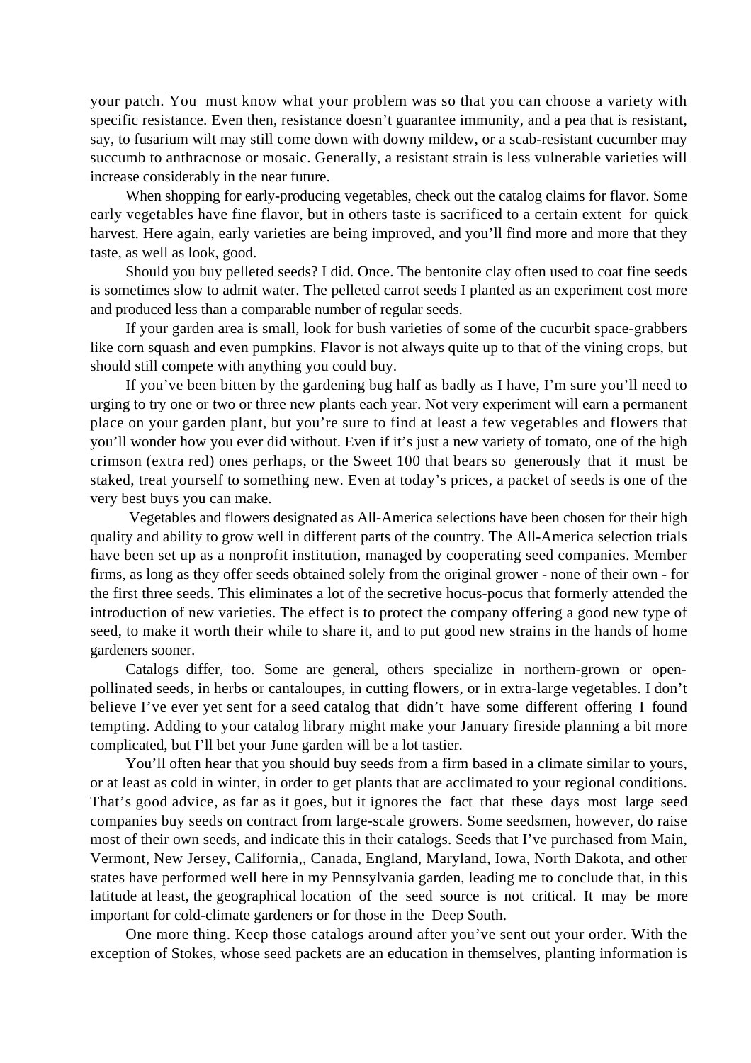your patch. You must know what your problem was so that you can choose a variety with specific resistance. Even then, resistance doesn't guarantee immunity, and a pea that is resistant, say, to fusarium wilt may still come down with downy mildew, or a scab-resistant cucumber may succumb to anthracnose or mosaic. Generally, a resistant strain is less vulnerable varieties will increase considerably in the near future.

When shopping for early-producing vegetables, check out the catalog claims for flavor. Some early vegetables have fine flavor, but in others taste is sacrificed to a certain extent for quick harvest. Here again, early varieties are being improved, and you'll find more and more that they taste, as well as look, good.

Should you buy pelleted seeds? I did. Once. The bentonite clay often used to coat fine seeds is sometimes slow to admit water. The pelleted carrot seeds I planted as an experiment cost more and produced less than a comparable number of regular seeds.

If your garden area is small, look for bush varieties of some of the cucurbit space-grabbers like corn squash and even pumpkins. Flavor is not always quite up to that of the vining crops, but should still compete with anything you could buy.

If you've been bitten by the gardening bug half as badly as I have, I'm sure you'll need to urging to try one or two or three new plants each year. Not very experiment will earn a permanent place on your garden plant, but you're sure to find at least a few vegetables and flowers that you'll wonder how you ever did without. Even if it's just a new variety of tomato, one of the high crimson (extra red) ones perhaps, or the Sweet 100 that bears so generously that it must be staked, treat yourself to something new. Even at today's prices, a packet of seeds is one of the very best buys you can make.

Vegetables and flowers designated as All-America selections have been chosen for their high quality and ability to grow well in different parts of the country. The All-America selection trials have been set up as a nonprofit institution, managed by cooperating seed companies. Member firms, as long as they offer seeds obtained solely from the original grower - none of their own - for the first three seeds. This eliminates a lot of the secretive hocus-pocus that formerly attended the introduction of new varieties. The effect is to protect the company offering a good new type of seed, to make it worth their while to share it, and to put good new strains in the hands of home gardeners sooner.

Catalogs differ, too. Some are general, others specialize in northern-grown or open-pollinated seeds, in herbs or cantaloupes, in cutting flowers, or in extra-large vegetables. I don't believe I've ever yet sent for a seed catalog that didn't have some different offering I found tempting. Adding to your catalog library might make your January fireside planning a bit more complicated, but I'll bet your June garden will be a lot tastier.

You'll often hear that you should buy seeds from a firm based in a climate similar to yours, or at least as cold in winter, in order to get plants that are acclimated to your regional conditions. That's good advice, as far as it goes, but it ignores the fact that these days most large seed companies buy seeds on contract from large-scale growers. Some seedsmen, however, do raise most of their own seeds, and indicate this in their catalogs. Seeds that I've purchased from Main, Vermont, New Jersey, California,, Canada, England, Maryland, Iowa, North Dakota, and other states have performed well here in my Pennsylvania garden, leading me to conclude that, in this latitude at least, the geographical location of the seed source is not critical. It may be more important for cold-climate gardeners or for those in the Deep South.

One more thing. Keep those catalogs around after you've sent out your order. With the exception of Stokes, whose seed packets are an education in themselves, planting information is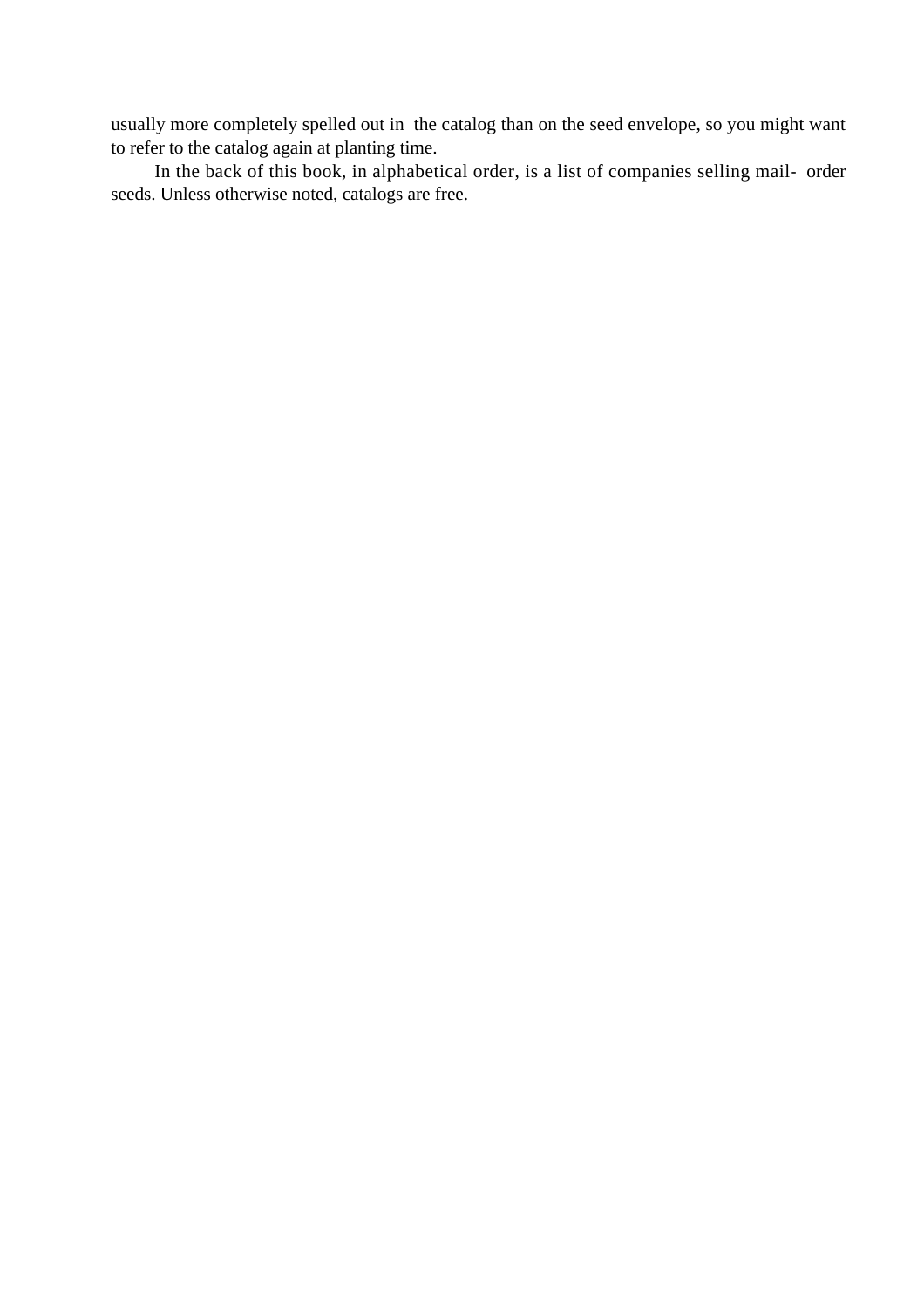usually more completely spelled out in the catalog than on the seed envelope, so you might want to refer to the catalog again at planting time.

In the back of this book, in alphabetical order, is a list of companies selling mail-order seeds. Unless otherwise noted, catalogs are free.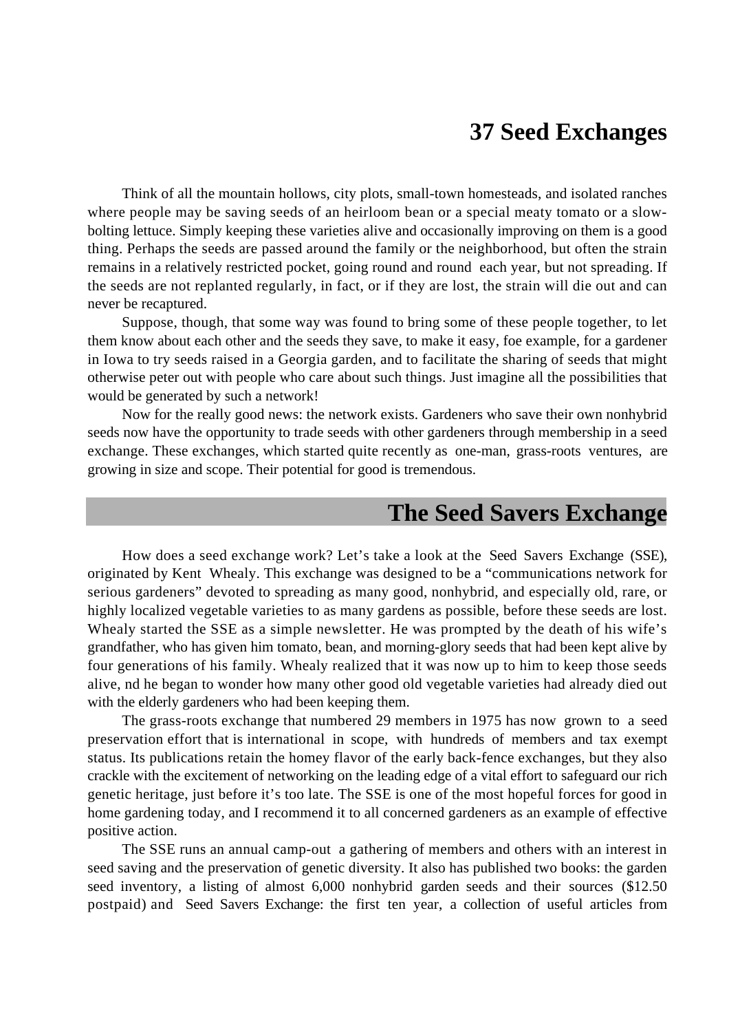# 37 Seed Exchanges

Think of all the mountain hollows, city plots, small-town homesteads, and isolated ranches where people may be saving seeds of an heirloom bean or a special meaty tomato or a slow-bolting lettuce. Simply keeping these varieties alive and occasionally improving on them is a good thing. Perhaps the seeds are passed around the family or the neighborhood, but often the strain remains in a relatively restricted pocket, going round and round each year, but not spreading. If the seeds are not replanted regularly, in fact, or if they are lost, the strain will die out and can never be recaptured.

Suppose, though, that some way was found to bring some of these people together, to let them know about each other and the seeds they save, to make it easy, foe example, for a gardener in Iowa to try seeds raised in a Georgia garden, and to facilitate the sharing of seeds that might otherwise peter out with people who care about such things. Just imagine all the possibilities that would be generated by such a network!

Now for the really good news: the network exists. Gardeners who save their own nonhybrid seeds now have the opportunity to trade seeds with other gardeners through membership in a seed exchange. These exchanges, which started quite recently as one-man, grass-roots ventures, are growing in size and scope. Their potential for good is tremendous.

## The Seed Savers Exchange

How does a seed exchange work? Let's take a look at the Seed Savers Exchange (SSE), originated by Kent Whealy. This exchange was designed to be a "communications network for serious gardeners" devoted to spreading as many good, nonhybrid, and especially old, rare, or highly localized vegetable varieties to as many gardens as possible, before these seeds are lost. Whealy started the SSE as a simple newsletter. He was prompted by the death of his wife's grandfather, who has given him tomato, bean, and morning-glory seeds that had been kept alive by four generations of his family. Whealy realized that it was now up to him to keep those seeds alive, nd he began to wonder how many other good old vegetable varieties had already died out with the elderly gardeners who had been keeping them.

The grass-roots exchange that numbered 29 members in 1975 has now grown to a seed preservation effort that is international in scope, with hundreds of members and tax exempt status. Its publications retain the homey flavor of the early back-fence exchanges, but they also crackle with the excitement of networking on the leading edge of a vital effort to safeguard our rich genetic heritage, just before it's too late. The SSE is one of the most hopeful forces for good in home gardening today, and I recommend it to all concerned gardeners as an example of effective positive action.

The SSE runs an annual camp-out a gathering of members and others with an interest in seed saving and the preservation of genetic diversity. It also has published two books: the garden seed inventory, a listing of almost 6,000 nonhybrid garden seeds and their sources ($12.50 postpaid) and Seed Savers Exchange: the first ten year, a collection of useful articles from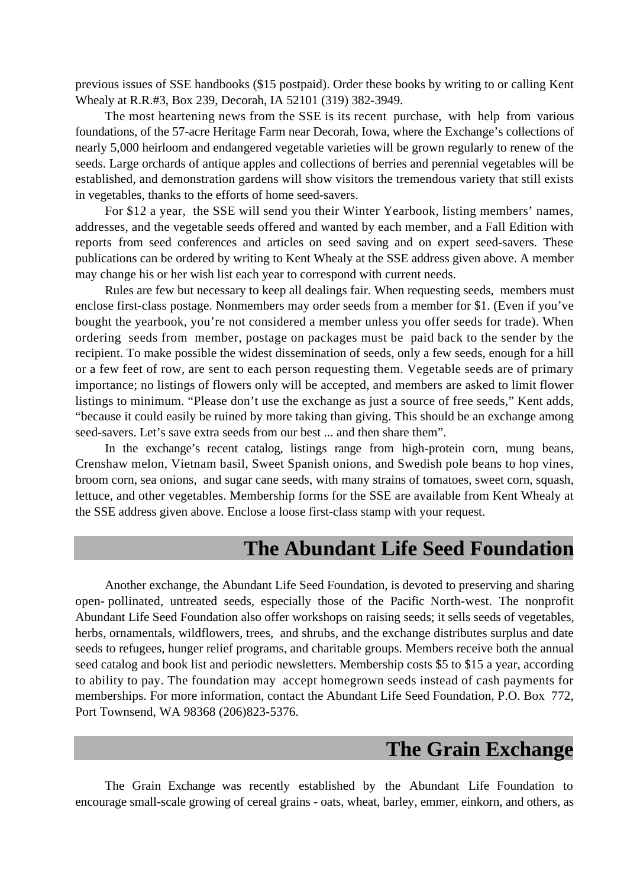previous issues of SSE handbooks ($15 postpaid). Order these books by writing to or calling Kent Whealy at R.R.#3, Box 239, Decorah, IA 52101 (319) 382-3949.

The most heartening news from the SSE is its recent purchase, with help from various foundations, of the 57-acre Heritage Farm near Decorah, Iowa, where the Exchange's collections of nearly 5,000 heirloom and endangered vegetable varieties will be grown regularly to renew of the seeds. Large orchards of antique apples and collections of berries and perennial vegetables will be established, and demonstration gardens will show visitors the tremendous variety that still exists in vegetables, thanks to the efforts of home seed-savers.

For $12 a year, the SSE will send you their Winter Yearbook, listing members' names, addresses, and the vegetable seeds offered and wanted by each member, and a Fall Edition with reports from seed conferences and articles on seed saving and on expert seed-savers. These publications can be ordered by writing to Kent Whealy at the SSE address given above. A member may change his or her wish list each year to correspond with current needs.

Rules are few but necessary to keep all dealings fair. When requesting seeds, members must enclose first-class postage. Nonmembers may order seeds from a member for $1. (Even if you've bought the yearbook, you're not considered a member unless you offer seeds for trade). When ordering seeds from member, postage on packages must be paid back to the sender by the recipient. To make possible the widest dissemination of seeds, only a few seeds, enough for a hill or a few feet of row, are sent to each person requesting them. Vegetable seeds are of primary importance; no listings of flowers only will be accepted, and members are asked to limit flower listings to minimum. "Please don't use the exchange as just a source of free seeds," Kent adds, "because it could easily be ruined by more taking than giving. This should be an exchange among seed-savers. Let's save extra seeds from our best ... and then share them".

In the exchange's recent catalog, listings range from high-protein corn, mung beans, Crenshaw melon, Vietnam basil, Sweet Spanish onions, and Swedish pole beans to hop vines, broom corn, sea onions, and sugar cane seeds, with many strains of tomatoes, sweet corn, squash, lettuce, and other vegetables. Membership forms for the SSE are available from Kent Whealy at the SSE address given above. Enclose a loose first-class stamp with your request.

## The Abundant Life Seed Foundation

Another exchange, the Abundant Life Seed Foundation, is devoted to preserving and sharing open- pollinated, untreated seeds, especially those of the Pacific North-west. The nonprofit Abundant Life Seed Foundation also offer workshops on raising seeds; it sells seeds of vegetables, herbs, ornamentals, wildflowers, trees, and shrubs, and the exchange distributes surplus and date seeds to refugees, hunger relief programs, and charitable groups. Members receive both the annual seed catalog and book list and periodic newsletters. Membership costs $5 to $15 a year, according to ability to pay. The foundation may accept homegrown seeds instead of cash payments for memberships. For more information, contact the Abundant Life Seed Foundation, P.O. Box 772, Port Townsend, WA 98368 (206)823-5376.

## The Grain Exchange

The Grain Exchange was recently established by the Abundant Life Foundation to encourage small-scale growing of cereal grains - oats, wheat, barley, emmer, einkorn, and others, as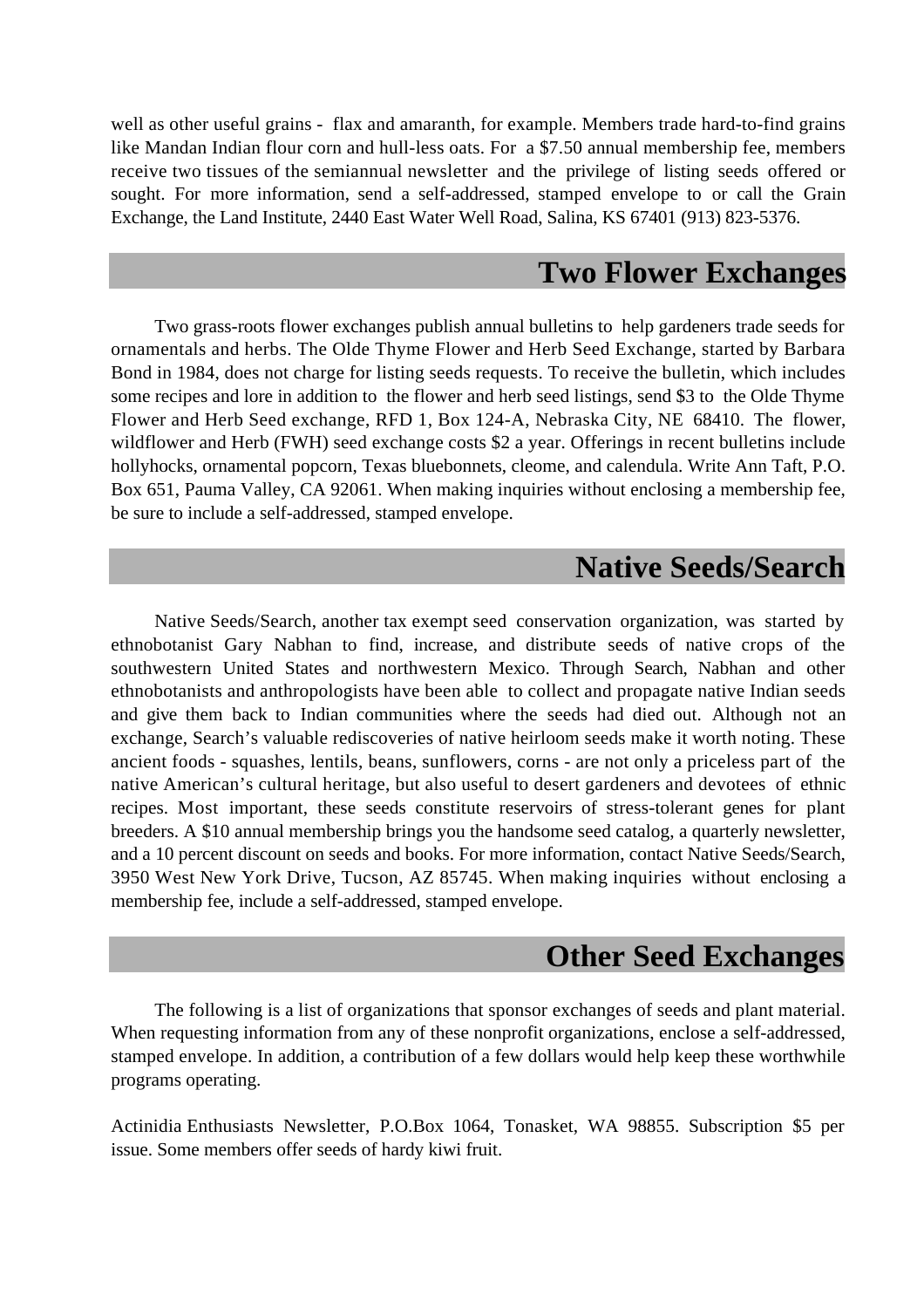well as other useful grains - flax and amaranth, for example. Members trade hard-to-find grains like Mandan Indian flour corn and hull-less oats. For a $7.50 annual membership fee, members receive two tissues of the semiannual newsletter and the privilege of listing seeds offered or sought. For more information, send a self-addressed, stamped envelope to or call the Grain Exchange, the Land Institute, 2440 East Water Well Road, Salina, KS 67401 (913) 823-5376.

## Two Flower Exchanges

Two grass-roots flower exchanges publish annual bulletins to help gardeners trade seeds for ornamentals and herbs. The Olde Thyme Flower and Herb Seed Exchange, started by Barbara Bond in 1984, does not charge for listing seeds requests. To receive the bulletin, which includes some recipes and lore in addition to the flower and herb seed listings, send $3 to the Olde Thyme Flower and Herb Seed exchange, RFD 1, Box 124-A, Nebraska City, NE 68410. The flower, wildflower and Herb (FWH) seed exchange costs $2 a year. Offerings in recent bulletins include hollyhocks, ornamental popcorn, Texas bluebonnets, cleome, and calendula. Write Ann Taft, P.O. Box 651, Pauma Valley, CA 92061. When making inquiries without enclosing a membership fee, be sure to include a self-addressed, stamped envelope.

## Native Seeds/Search

Native Seeds/Search, another tax exempt seed conservation organization, was started by ethnobotanist Gary Nabhan to find, increase, and distribute seeds of native crops of the southwestern United States and northwestern Mexico. Through Search, Nabhan and other ethnobotanists and anthropologists have been able to collect and propagate native Indian seeds and give them back to Indian communities where the seeds had died out. Although not an exchange, Search's valuable rediscoveries of native heirloom seeds make it worth noting. These ancient foods - squashes, lentils, beans, sunflowers, corns - are not only a priceless part of the native American's cultural heritage, but also useful to desert gardeners and devotees of ethnic recipes. Most important, these seeds constitute reservoirs of stress-tolerant genes for plant breeders. A $10 annual membership brings you the handsome seed catalog, a quarterly newsletter, and a 10 percent discount on seeds and books. For more information, contact Native Seeds/Search, 3950 West New York Drive, Tucson, AZ 85745. When making inquiries without enclosing a membership fee, include a self-addressed, stamped envelope.

## Other Seed Exchanges

The following is a list of organizations that sponsor exchanges of seeds and plant material. When requesting information from any of these nonprofit organizations, enclose a self-addressed, stamped envelope. In addition, a contribution of a few dollars would help keep these worthwhile programs operating.

Actinidia Enthusiasts Newsletter, P.O.Box 1064, Tonasket, WA 98855. Subscription $5 per issue. Some members offer seeds of hardy kiwi fruit.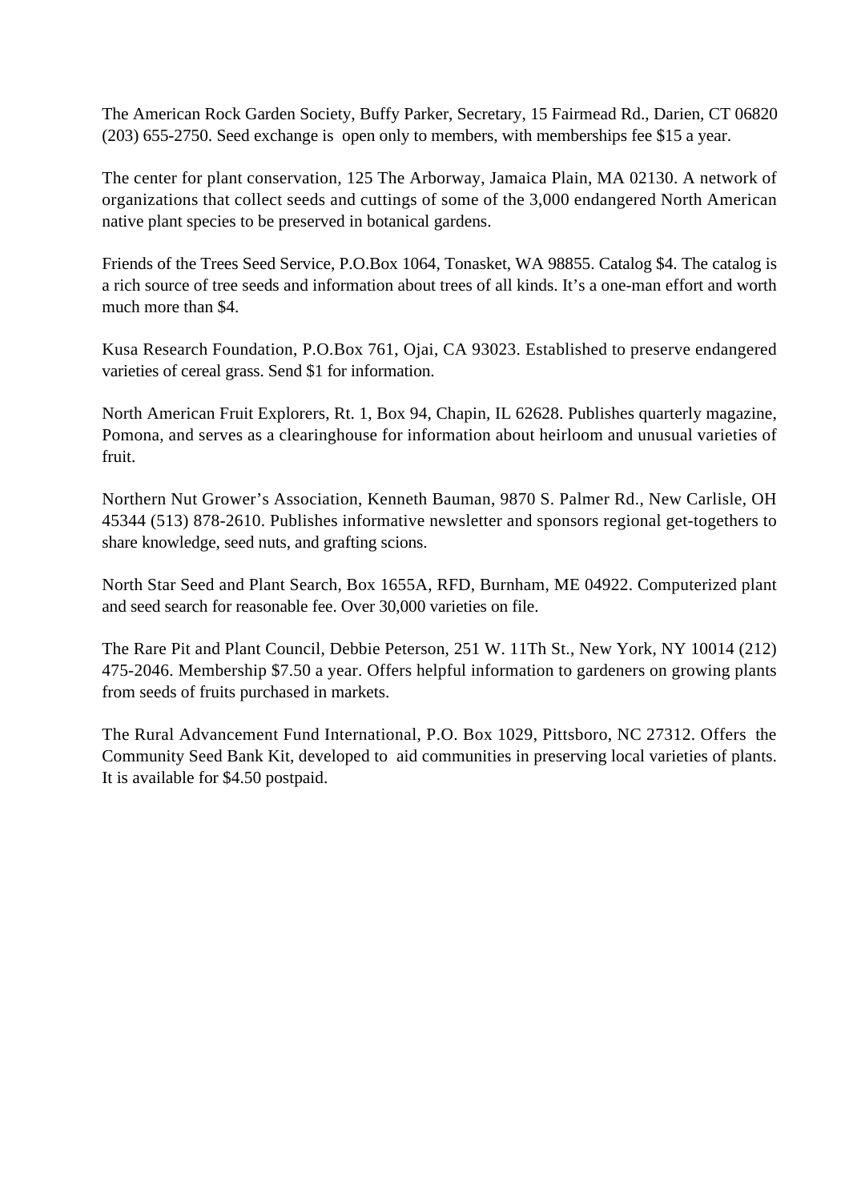The American Rock Garden Society, Buffy Parker, Secretary, 15 Fairmead Rd., Darien, CT 06820 (203) 655-2750. Seed exchange is open only to members, with memberships fee $15 a year.

The center for plant conservation, 125 The Arborway, Jamaica Plain, MA 02130. A network of organizations that collect seeds and cuttings of some of the 3,000 endangered North American native plant species to be preserved in botanical gardens.

Friends of the Trees Seed Service, P.O.Box 1064, Tonasket, WA 98855. Catalog $4. The catalog is a rich source of tree seeds and information about trees of all kinds. It's a one-man effort and worth much more than $4.

Kusa Research Foundation, P.O.Box 761, Ojai, CA 93023. Established to preserve endangered varieties of cereal grass. Send $1 for information.

North American Fruit Explorers, Rt. 1, Box 94, Chapin, IL 62628. Publishes quarterly magazine, Pomona, and serves as a clearinghouse for information about heirloom and unusual varieties of fruit.

Northern Nut Grower's Association, Kenneth Bauman, 9870 S. Palmer Rd., New Carlisle, OH 45344 (513) 878-2610. Publishes informative newsletter and sponsors regional get-togethers to share knowledge, seed nuts, and grafting scions.

North Star Seed and Plant Search, Box 1655A, RFD, Burnham, ME 04922. Computerized plant and seed search for reasonable fee. Over 30,000 varieties on file.

The Rare Pit and Plant Council, Debbie Peterson, 251 W. 11Th St., New York, NY 10014 (212) 475-2046. Membership $7.50 a year. Offers helpful information to gardeners on growing plants from seeds of fruits purchased in markets.

The Rural Advancement Fund International, P.O. Box 1029, Pittsboro, NC 27312. Offers the Community Seed Bank Kit, developed to aid communities in preserving local varieties of plants. It is available for $4.50 postpaid.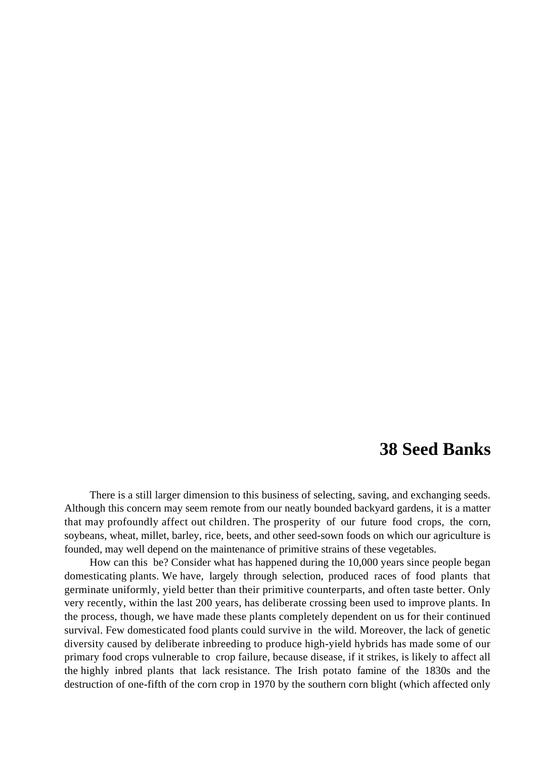# 38 Seed Banks

There is a still larger dimension to this business of selecting, saving, and exchanging seeds. Although this concern may seem remote from our neatly bounded backyard gardens, it is a matter that may profoundly affect out children. The prosperity of our future food crops, the corn, soybeans, wheat, millet, barley, rice, beets, and other seed-sown foods on which our agriculture is founded, may well depend on the maintenance of primitive strains of these vegetables.

How can this be? Consider what has happened during the 10,000 years since people began domesticating plants. We have, largely through selection, produced races of food plants that germinate uniformly, yield better than their primitive counterparts, and often taste better. Only very recently, within the last 200 years, has deliberate crossing been used to improve plants. In the process, though, we have made these plants completely dependent on us for their continued survival. Few domesticated food plants could survive in the wild. Moreover, the lack of genetic diversity caused by deliberate inbreeding to produce high-yield hybrids has made some of our primary food crops vulnerable to crop failure, because disease, if it strikes, is likely to affect all the highly inbred plants that lack resistance. The Irish potato famine of the 1830s and the destruction of one-fifth of the corn crop in 1970 by the southern corn blight (which affected only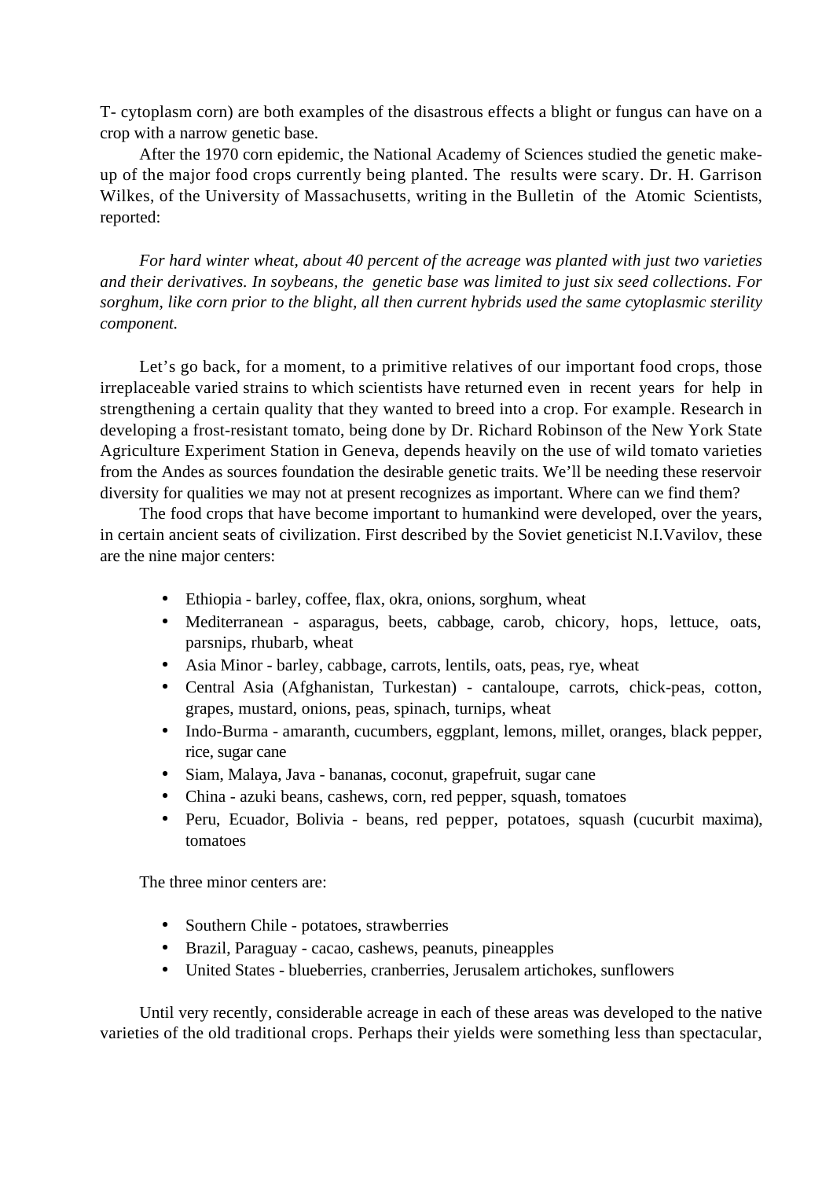T- cytoplasm corn) are both examples of the disastrous effects a blight or fungus can have on a crop with a narrow genetic base.

After the 1970 corn epidemic, the National Academy of Sciences studied the genetic make-up of the major food crops currently being planted. The results were scary. Dr. H. Garrison Wilkes, of the University of Massachusetts, writing in the Bulletin of the Atomic Scientists, reported:

*For hard winter wheat, about 40 percent of the acreage was planted with just two varieties and their derivatives. In soybeans, the genetic base was limited to just six seed collections. For sorghum, like corn prior to the blight, all then current hybrids used the same cytoplasmic sterility component.*

Let's go back, for a moment, to a primitive relatives of our important food crops, those irreplaceable varied strains to which scientists have returned even in recent years for help in strengthening a certain quality that they wanted to breed into a crop. For example. Research in developing a frost-resistant tomato, being done by Dr. Richard Robinson of the New York State Agriculture Experiment Station in Geneva, depends heavily on the use of wild tomato varieties from the Andes as sources foundation the desirable genetic traits. We'll be needing these reservoir diversity for qualities we may not at present recognizes as important. Where can we find them?

The food crops that have become important to humankind were developed, over the years, in certain ancient seats of civilization. First described by the Soviet geneticist N.I.Vavilov, these are the nine major centers:

- Ethiopia - barley, coffee, flax, okra, onions, sorghum, wheat
- Mediterranean - asparagus, beets, cabbage, carob, chicory, hops, lettuce, oats, parsnips, rhubarb, wheat
- Asia Minor - barley, cabbage, carrots, lentils, oats, peas, rye, wheat
- Central Asia (Afghanistan, Turkestan) - cantaloupe, carrots, chick-peas, cotton, grapes, mustard, onions, peas, spinach, turnips, wheat
- Indo-Burma - amaranth, cucumbers, eggplant, lemons, millet, oranges, black pepper, rice, sugar cane
- Siam, Malaya, Java - bananas, coconut, grapefruit, sugar cane
- China - azuki beans, cashews, corn, red pepper, squash, tomatoes
- Peru, Ecuador, Bolivia - beans, red pepper, potatoes, squash (cucurbit maxima), tomatoes

The three minor centers are:

- Southern Chile - potatoes, strawberries
- Brazil, Paraguay - cacao, cashews, peanuts, pineapples
- United States - blueberries, cranberries, Jerusalem artichokes, sunflowers

Until very recently, considerable acreage in each of these areas was developed to the native varieties of the old traditional crops. Perhaps their yields were something less than spectacular,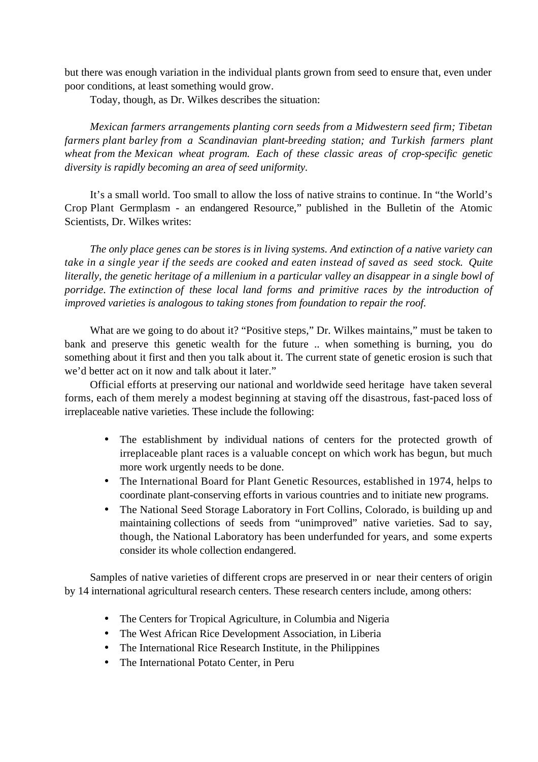but there was enough variation in the individual plants grown from seed to ensure that, even under poor conditions, at least something would grow.

Today, though, as Dr. Wilkes describes the situation:

*Mexican farmers arrangements planting corn seeds from a Midwestern seed firm; Tibetan farmers plant barley from a Scandinavian plant-breeding station; and Turkish farmers plant wheat from the Mexican wheat program. Each of these classic areas of crop-specific genetic diversity is rapidly becoming an area of seed uniformity.*

It's a small world. Too small to allow the loss of native strains to continue. In "the World's Crop Plant Germplasm - an endangered Resource," published in the Bulletin of the Atomic Scientists, Dr. Wilkes writes:

*The only place genes can be stores is in living systems. And extinction of a native variety can take in a single year if the seeds are cooked and eaten instead of saved as seed stock. Quite literally, the genetic heritage of a millenium in a particular valley an disappear in a single bowl of porridge. The extinction of these local land forms and primitive races by the introduction of improved varieties is analogous to taking stones from foundation to repair the roof.*

What are we going to do about it? "Positive steps," Dr. Wilkes maintains," must be taken to bank and preserve this genetic wealth for the future .. when something is burning, you do something about it first and then you talk about it. The current state of genetic erosion is such that we'd better act on it now and talk about it later."

Official efforts at preserving our national and worldwide seed heritage have taken several forms, each of them merely a modest beginning at staving off the disastrous, fast-paced loss of irreplaceable native varieties. These include the following:

- The establishment by individual nations of centers for the protected growth of irreplaceable plant races is a valuable concept on which work has begun, but much more work urgently needs to be done.
- The International Board for Plant Genetic Resources, established in 1974, helps to coordinate plant-conserving efforts in various countries and to initiate new programs.
- The National Seed Storage Laboratory in Fort Collins, Colorado, is building up and maintaining collections of seeds from "unimproved" native varieties. Sad to say, though, the National Laboratory has been underfunded for years, and some experts consider its whole collection endangered.

Samples of native varieties of different crops are preserved in or near their centers of origin by 14 international agricultural research centers. These research centers include, among others:

- The Centers for Tropical Agriculture, in Columbia and Nigeria
- The West African Rice Development Association, in Liberia
- The International Rice Research Institute, in the Philippines
- The International Potato Center, in Peru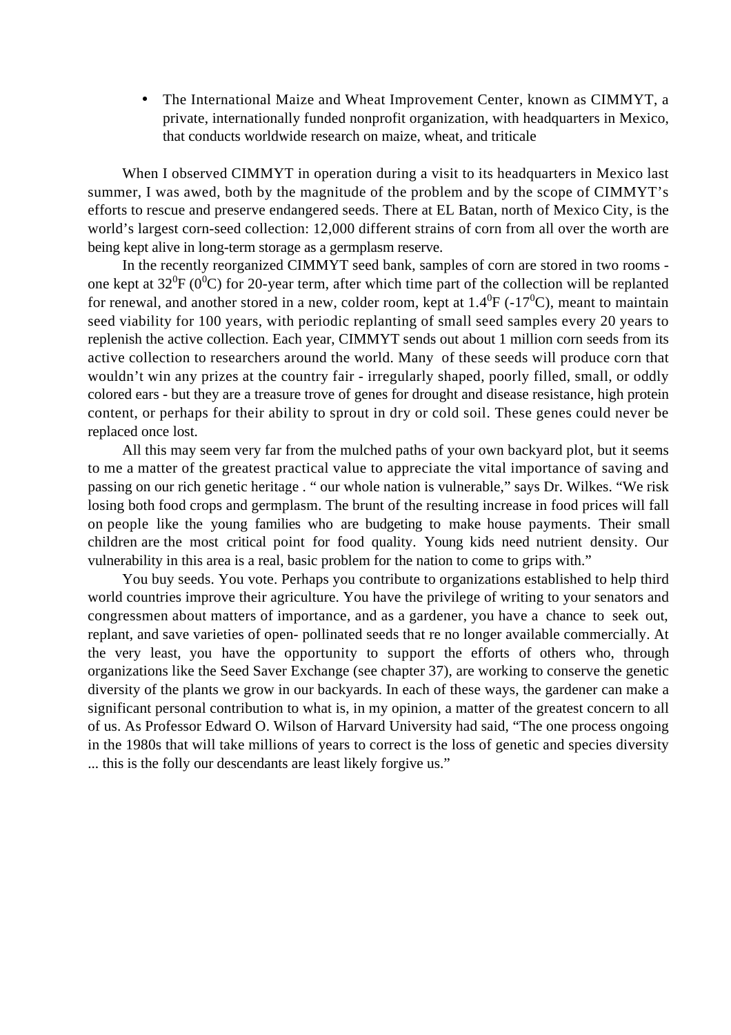- The International Maize and Wheat Improvement Center, known as CIMMYT, a private, internationally funded nonprofit organization, with headquarters in Mexico, that conducts worldwide research on maize, wheat, and triticale

When I observed CIMMYT in operation during a visit to its headquarters in Mexico last summer, I was awed, both by the magnitude of the problem and by the scope of CIMMYT's efforts to rescue and preserve endangered seeds. There at EL Batan, north of Mexico City, is the world's largest corn-seed collection: 12,000 different strains of corn from all over the worth are being kept alive in long-term storage as a germplasm reserve.

In the recently reorganized CIMMYT seed bank, samples of corn are stored in two rooms - one kept at $32^0$F ($0^0$C) for 20-year term, after which time part of the collection will be replanted for renewal, and another stored in a new, colder room, kept at $1.4^0$F ($-17^0$C), meant to maintain seed viability for 100 years, with periodic replanting of small seed samples every 20 years to replenish the active collection. Each year, CIMMYT sends out about 1 million corn seeds from its active collection to researchers around the world. Many of these seeds will produce corn that wouldn't win any prizes at the country fair - irregularly shaped, poorly filled, small, or oddly colored ears - but they are a treasure trove of genes for drought and disease resistance, high protein content, or perhaps for their ability to sprout in dry or cold soil. These genes could never be replaced once lost.

All this may seem very far from the mulched paths of your own backyard plot, but it seems to me a matter of the greatest practical value to appreciate the vital importance of saving and passing on our rich genetic heritage . " our whole nation is vulnerable," says Dr. Wilkes. "We risk losing both food crops and germplasm. The brunt of the resulting increase in food prices will fall on people like the young families who are budgeting to make house payments. Their small children are the most critical point for food quality. Young kids need nutrient density. Our vulnerability in this area is a real, basic problem for the nation to come to grips with."

You buy seeds. You vote. Perhaps you contribute to organizations established to help third world countries improve their agriculture. You have the privilege of writing to your senators and congressmen about matters of importance, and as a gardener, you have a chance to seek out, replant, and save varieties of open- pollinated seeds that re no longer available commercially. At the very least, you have the opportunity to support the efforts of others who, through organizations like the Seed Saver Exchange (see chapter 37), are working to conserve the genetic diversity of the plants we grow in our backyards. In each of these ways, the gardener can make a significant personal contribution to what is, in my opinion, a matter of the greatest concern to all of us. As Professor Edward O. Wilson of Harvard University had said, "The one process ongoing in the 1980s that will take millions of years to correct is the loss of genetic and species diversity ... this is the folly our descendants are least likely forgive us."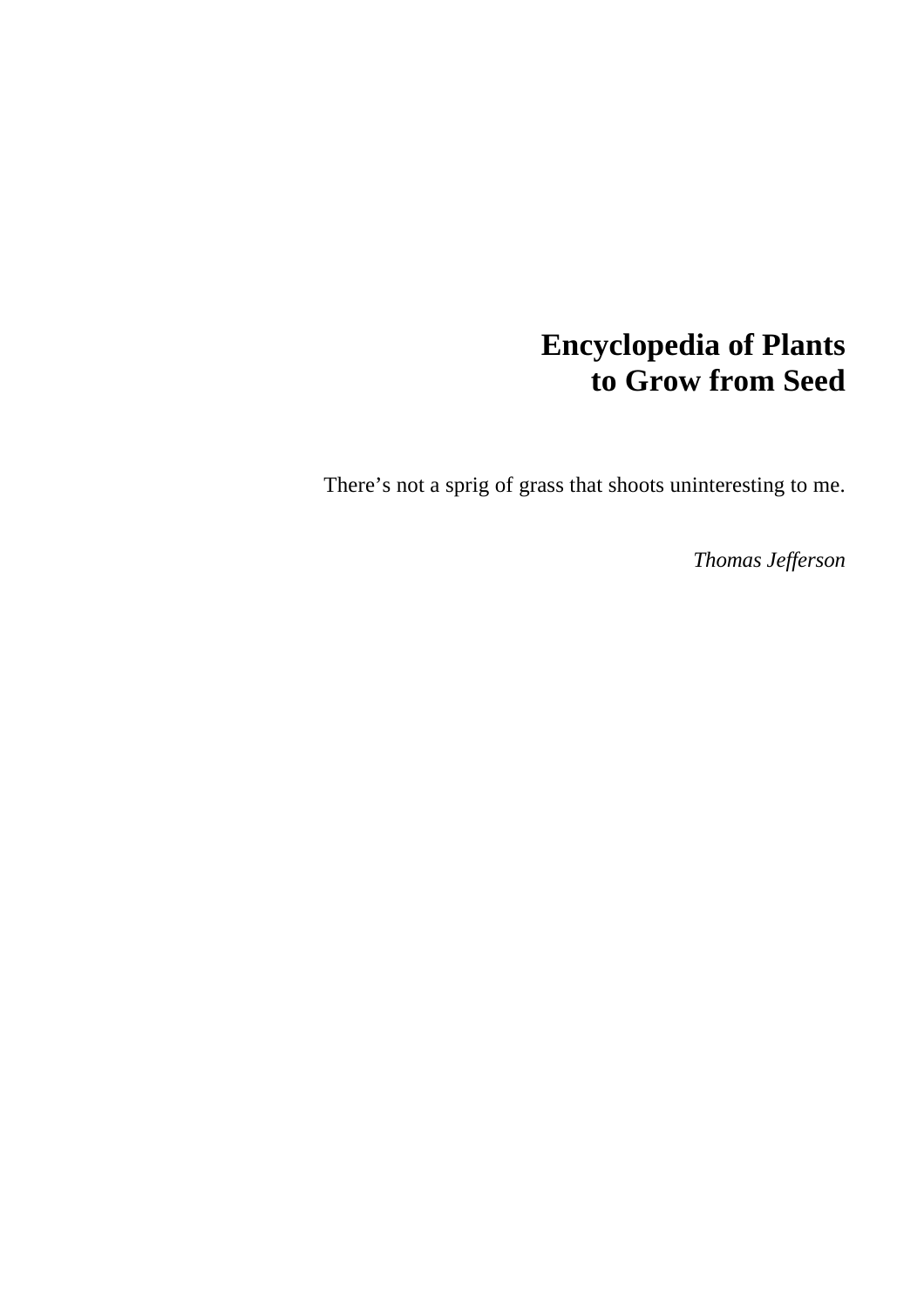# Encyclopedia of Plants to Grow from Seed

There’s not a sprig of grass that shoots uninteresting to me.

*Thomas Jefferson*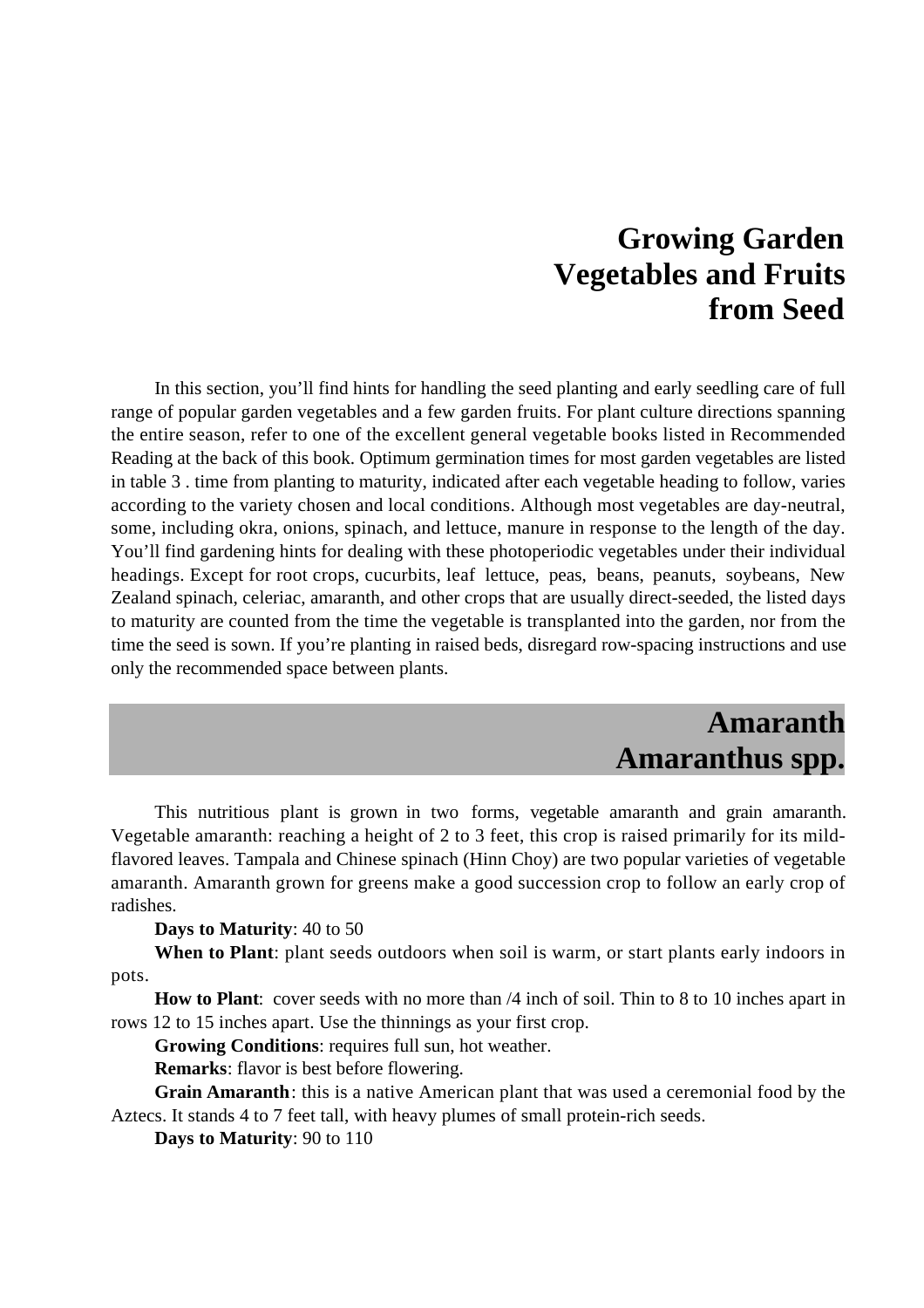# Growing Garden Vegetables and Fruits from Seed

In this section, you'll find hints for handling the seed planting and early seedling care of full range of popular garden vegetables and a few garden fruits. For plant culture directions spanning the entire season, refer to one of the excellent general vegetable books listed in Recommended Reading at the back of this book. Optimum germination times for most garden vegetables are listed in table 3 . time from planting to maturity, indicated after each vegetable heading to follow, varies according to the variety chosen and local conditions. Although most vegetables are day-neutral, some, including okra, onions, spinach, and lettuce, manure in response to the length of the day. You'll find gardening hints for dealing with these photoperiodic vegetables under their individual headings. Except for root crops, cucurbits, leaf lettuce, peas, beans, peanuts, soybeans, New Zealand spinach, celeriac, amaranth, and other crops that are usually direct-seeded, the listed days to maturity are counted from the time the vegetable is transplanted into the garden, nor from the time the seed is sown. If you're planting in raised beds, disregard row-spacing instructions and use only the recommended space between plants.

## Amaranth
## Amaranthus spp.

This nutritious plant is grown in two forms, vegetable amaranth and grain amaranth. Vegetable amaranth: reaching a height of 2 to 3 feet, this crop is raised primarily for its mild-flavored leaves. Tampala and Chinese spinach (Hinn Choy) are two popular varieties of vegetable amaranth. Amaranth grown for greens make a good succession crop to follow an early crop of radishes.

**Days to Maturity**: 40 to 50

**When to Plant**: plant seeds outdoors when soil is warm, or start plants early indoors in pots.

**How to Plant**: cover seeds with no more than /4 inch of soil. Thin to 8 to 10 inches apart in rows 12 to 15 inches apart. Use the thinnings as your first crop.

**Growing Conditions**: requires full sun, hot weather.

**Remarks**: flavor is best before flowering.

**Grain Amaranth**: this is a native American plant that was used a ceremonial food by the Aztecs. It stands 4 to 7 feet tall, with heavy plumes of small protein-rich seeds.

**Days to Maturity**: 90 to 110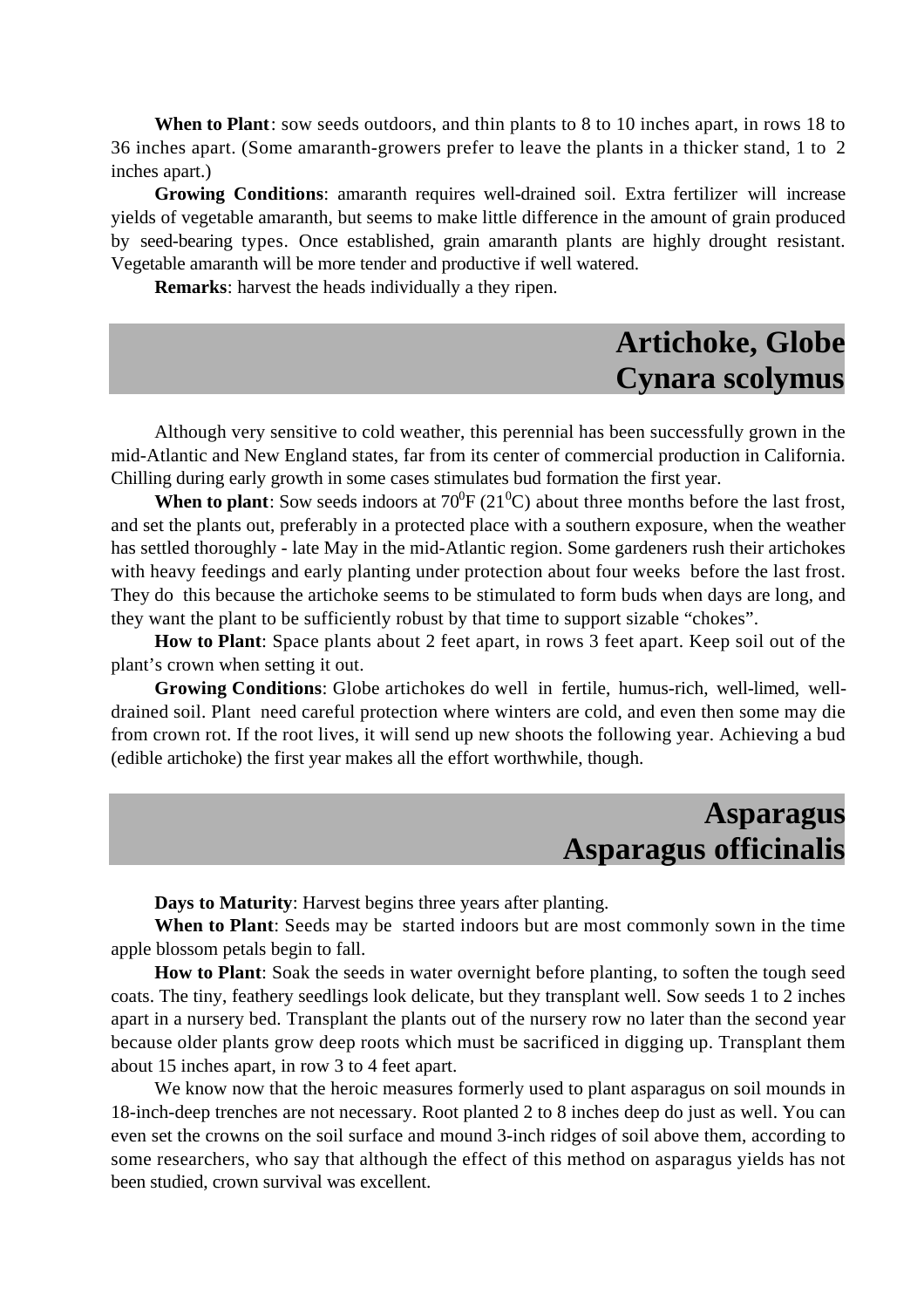**When to Plant**: sow seeds outdoors, and thin plants to 8 to 10 inches apart, in rows 18 to 36 inches apart. (Some amaranth-growers prefer to leave the plants in a thicker stand, 1 to 2 inches apart.)

**Growing Conditions**: amaranth requires well-drained soil. Extra fertilizer will increase yields of vegetable amaranth, but seems to make little difference in the amount of grain produced by seed-bearing types. Once established, grain amaranth plants are highly drought resistant. Vegetable amaranth will be more tender and productive if well watered.

**Remarks**: harvest the heads individually a they ripen.

## Artichoke, Globe
## Cynara scolymus

Although very sensitive to cold weather, this perennial has been successfully grown in the mid-Atlantic and New England states, far from its center of commercial production in California. Chilling during early growth in some cases stimulates bud formation the first year.

**When to plant**: Sow seeds indoors at $70^0$F ($21^0$C) about three months before the last frost, and set the plants out, preferably in a protected place with a southern exposure, when the weather has settled thoroughly - late May in the mid-Atlantic region. Some gardeners rush their artichokes with heavy feedings and early planting under protection about four weeks before the last frost. They do this because the artichoke seems to be stimulated to form buds when days are long, and they want the plant to be sufficiently robust by that time to support sizable "chokes".

**How to Plant**: Space plants about 2 feet apart, in rows 3 feet apart. Keep soil out of the plant's crown when setting it out.

**Growing Conditions**: Globe artichokes do well in fertile, humus-rich, well-limed, well-drained soil. Plant need careful protection where winters are cold, and even then some may die from crown rot. If the root lives, it will send up new shoots the following year. Achieving a bud (edible artichoke) the first year makes all the effort worthwhile, though.

## Asparagus
## Asparagus officinalis

**Days to Maturity**: Harvest begins three years after planting.

**When to Plant**: Seeds may be started indoors but are most commonly sown in the time apple blossom petals begin to fall.

**How to Plant**: Soak the seeds in water overnight before planting, to soften the tough seed coats. The tiny, feathery seedlings look delicate, but they transplant well. Sow seeds 1 to 2 inches apart in a nursery bed. Transplant the plants out of the nursery row no later than the second year because older plants grow deep roots which must be sacrificed in digging up. Transplant them about 15 inches apart, in row 3 to 4 feet apart.

We know now that the heroic measures formerly used to plant asparagus on soil mounds in 18-inch-deep trenches are not necessary. Root planted 2 to 8 inches deep do just as well. You can even set the crowns on the soil surface and mound 3-inch ridges of soil above them, according to some researchers, who say that although the effect of this method on asparagus yields has not been studied, crown survival was excellent.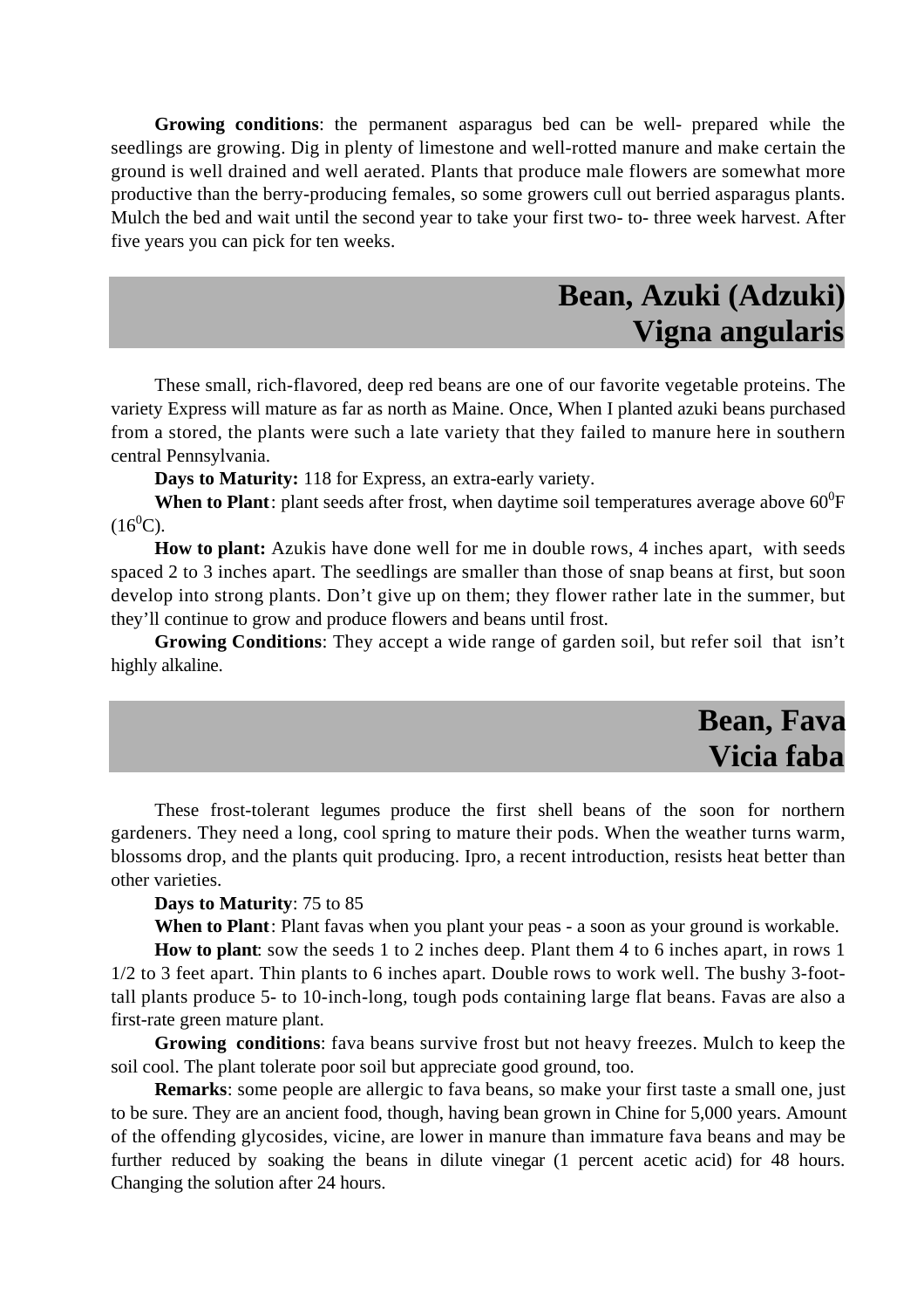**Growing conditions**: the permanent asparagus bed can be well- prepared while the seedlings are growing. Dig in plenty of limestone and well-rotted manure and make certain the ground is well drained and well aerated. Plants that produce male flowers are somewhat more productive than the berry-producing females, so some growers cull out berried asparagus plants. Mulch the bed and wait until the second year to take your first two- to- three week harvest. After five years you can pick for ten weeks.

## Bean, Azuki (Adzuki)
## Vigna angularis

These small, rich-flavored, deep red beans are one of our favorite vegetable proteins. The variety Express will mature as far as north as Maine. Once, When I planted azuki beans purchased from a stored, the plants were such a late variety that they failed to manure here in southern central Pennsylvania.

**Days to Maturity:** 118 for Express, an extra-early variety.

**When to Plant**: plant seeds after frost, when daytime soil temperatures average above $60^0$F ($16^0$C).

**How to plant:** Azukis have done well for me in double rows, 4 inches apart, with seeds spaced 2 to 3 inches apart. The seedlings are smaller than those of snap beans at first, but soon develop into strong plants. Don't give up on them; they flower rather late in the summer, but they'll continue to grow and produce flowers and beans until frost.

**Growing Conditions**: They accept a wide range of garden soil, but refer soil that isn't highly alkaline.

## Bean, Fava
## Vicia faba

These frost-tolerant legumes produce the first shell beans of the soon for northern gardeners. They need a long, cool spring to mature their pods. When the weather turns warm, blossoms drop, and the plants quit producing. Ipro, a recent introduction, resists heat better than other varieties.

**Days to Maturity**: 75 to 85

**When to Plant**: Plant favas when you plant your peas - a soon as your ground is workable.

**How to plant**: sow the seeds 1 to 2 inches deep. Plant them 4 to 6 inches apart, in rows 1 1/2 to 3 feet apart. Thin plants to 6 inches apart. Double rows to work well. The bushy 3-foot-tall plants produce 5- to 10-inch-long, tough pods containing large flat beans. Favas are also a first-rate green mature plant.

**Growing conditions**: fava beans survive frost but not heavy freezes. Mulch to keep the soil cool. The plant tolerate poor soil but appreciate good ground, too.

**Remarks**: some people are allergic to fava beans, so make your first taste a small one, just to be sure. They are an ancient food, though, having bean grown in Chine for 5,000 years. Amount of the offending glycosides, vicine, are lower in manure than immature fava beans and may be further reduced by soaking the beans in dilute vinegar (1 percent acetic acid) for 48 hours. Changing the solution after 24 hours.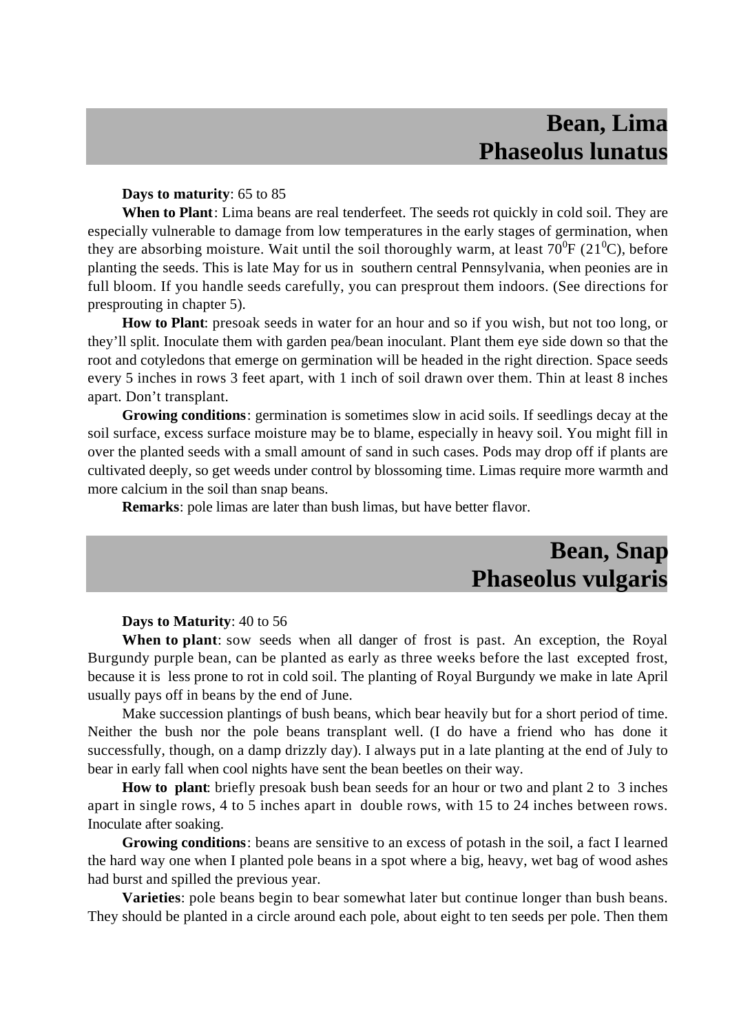## Bean, Lima
## Phaseolus lunatus

**Days to maturity**: 65 to 85

**When to Plant**: Lima beans are real tenderfeet. The seeds rot quickly in cold soil. They are especially vulnerable to damage from low temperatures in the early stages of germination, when they are absorbing moisture. Wait until the soil thoroughly warm, at least $70^0$F ($21^0$C), before planting the seeds. This is late May for us in southern central Pennsylvania, when peonies are in full bloom. If you handle seeds carefully, you can presprout them indoors. (See directions for presprouting in chapter 5).

**How to Plant**: presoak seeds in water for an hour and so if you wish, but not too long, or they'll split. Inoculate them with garden pea/bean inoculant. Plant them eye side down so that the root and cotyledons that emerge on germination will be headed in the right direction. Space seeds every 5 inches in rows 3 feet apart, with 1 inch of soil drawn over them. Thin at least 8 inches apart. Don't transplant.

**Growing conditions**: germination is sometimes slow in acid soils. If seedlings decay at the soil surface, excess surface moisture may be to blame, especially in heavy soil. You might fill in over the planted seeds with a small amount of sand in such cases. Pods may drop off if plants are cultivated deeply, so get weeds under control by blossoming time. Limas require more warmth and more calcium in the soil than snap beans.

**Remarks**: pole limas are later than bush limas, but have better flavor.

## Bean, Snap
## Phaseolus vulgaris

**Days to Maturity**: 40 to 56

**When to plant**: sow seeds when all danger of frost is past. An exception, the Royal Burgundy purple bean, can be planted as early as three weeks before the last excepted frost, because it is less prone to rot in cold soil. The planting of Royal Burgundy we make in late April usually pays off in beans by the end of June.

Make succession plantings of bush beans, which bear heavily but for a short period of time. Neither the bush nor the pole beans transplant well. (I do have a friend who has done it successfully, though, on a damp drizzly day). I always put in a late planting at the end of July to bear in early fall when cool nights have sent the bean beetles on their way.

**How to plant**: briefly presoak bush bean seeds for an hour or two and plant 2 to 3 inches apart in single rows, 4 to 5 inches apart in double rows, with 15 to 24 inches between rows. Inoculate after soaking.

**Growing conditions**: beans are sensitive to an excess of potash in the soil, a fact I learned the hard way one when I planted pole beans in a spot where a big, heavy, wet bag of wood ashes had burst and spilled the previous year.

**Varieties**: pole beans begin to bear somewhat later but continue longer than bush beans. They should be planted in a circle around each pole, about eight to ten seeds per pole. Then them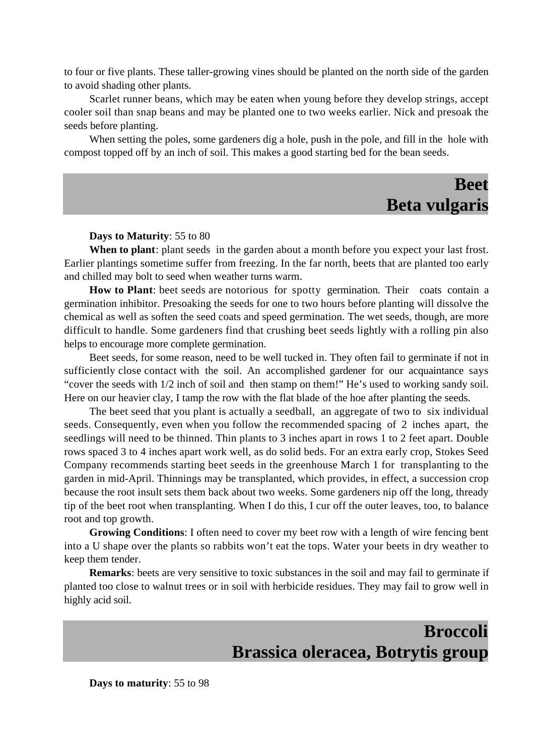to four or five plants. These taller-growing vines should be planted on the north side of the garden to avoid shading other plants.

Scarlet runner beans, which may be eaten when young before they develop strings, accept cooler soil than snap beans and may be planted one to two weeks earlier. Nick and presoak the seeds before planting.

When setting the poles, some gardeners dig a hole, push in the pole, and fill in the hole with compost topped off by an inch of soil. This makes a good starting bed for the bean seeds.

## Beet
## Beta vulgaris

**Days to Maturity**: 55 to 80

**When to plant**: plant seeds in the garden about a month before you expect your last frost. Earlier plantings sometime suffer from freezing. In the far north, beets that are planted too early and chilled may bolt to seed when weather turns warm.

**How to Plant**: beet seeds are notorious for spotty germination. Their coats contain a germination inhibitor. Presoaking the seeds for one to two hours before planting will dissolve the chemical as well as soften the seed coats and speed germination. The wet seeds, though, are more difficult to handle. Some gardeners find that crushing beet seeds lightly with a rolling pin also helps to encourage more complete germination.

Beet seeds, for some reason, need to be well tucked in. They often fail to germinate if not in sufficiently close contact with the soil. An accomplished gardener for our acquaintance says "cover the seeds with 1/2 inch of soil and then stamp on them!" He's used to working sandy soil. Here on our heavier clay, I tamp the row with the flat blade of the hoe after planting the seeds.

The beet seed that you plant is actually a seedball, an aggregate of two to six individual seeds. Consequently, even when you follow the recommended spacing of 2 inches apart, the seedlings will need to be thinned. Thin plants to 3 inches apart in rows 1 to 2 feet apart. Double rows spaced 3 to 4 inches apart work well, as do solid beds. For an extra early crop, Stokes Seed Company recommends starting beet seeds in the greenhouse March 1 for transplanting to the garden in mid-April. Thinnings may be transplanted, which provides, in effect, a succession crop because the root insult sets them back about two weeks. Some gardeners nip off the long, thready tip of the beet root when transplanting. When I do this, I cur off the outer leaves, too, to balance root and top growth.

**Growing Conditions**: I often need to cover my beet row with a length of wire fencing bent into a U shape over the plants so rabbits won't eat the tops. Water your beets in dry weather to keep them tender.

**Remarks**: beets are very sensitive to toxic substances in the soil and may fail to germinate if planted too close to walnut trees or in soil with herbicide residues. They may fail to grow well in highly acid soil.

## Broccoli
## Brassica oleracea, Botrytis group

**Days to maturity**: 55 to 98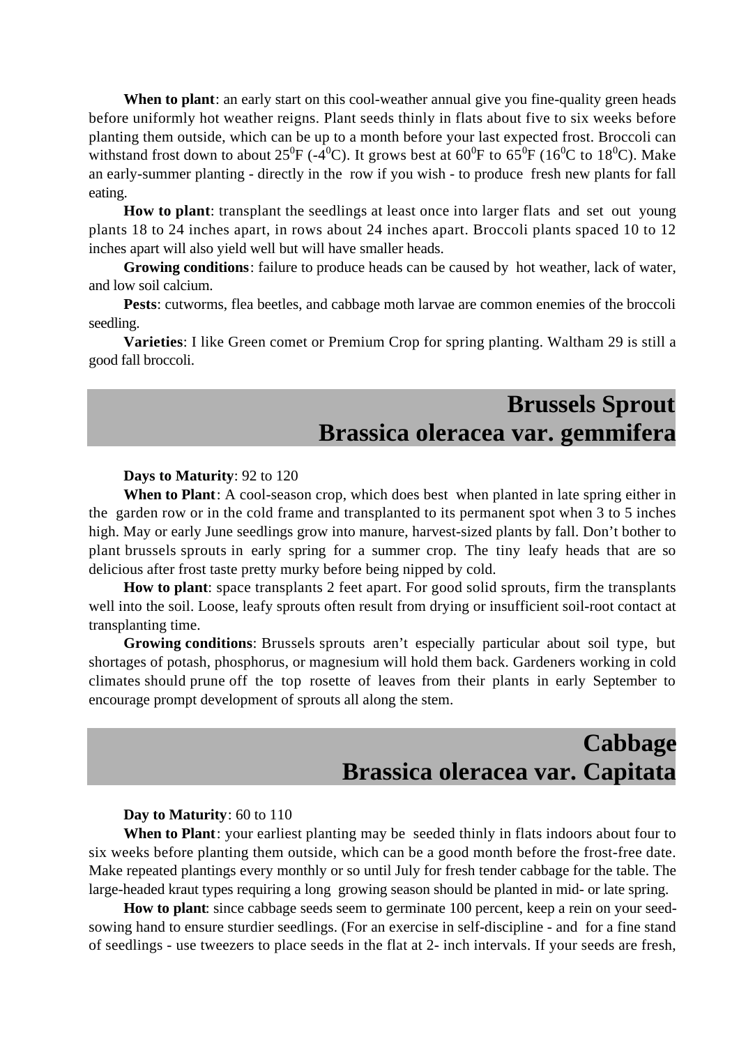**When to plant**: an early start on this cool-weather annual give you fine-quality green heads before uniformly hot weather reigns. Plant seeds thinly in flats about five to six weeks before planting them outside, which can be up to a month before your last expected frost. Broccoli can withstand frost down to about $25^0$F ($-4^0$C). It grows best at $60^0$F to $65^0$F ($16^0$C to $18^0$C). Make an early-summer planting - directly in the row if you wish - to produce fresh new plants for fall eating.

**How to plant**: transplant the seedlings at least once into larger flats and set out young plants 18 to 24 inches apart, in rows about 24 inches apart. Broccoli plants spaced 10 to 12 inches apart will also yield well but will have smaller heads.

**Growing conditions**: failure to produce heads can be caused by hot weather, lack of water, and low soil calcium.

**Pests**: cutworms, flea beetles, and cabbage moth larvae are common enemies of the broccoli seedling.

**Varieties**: I like Green comet or Premium Crop for spring planting. Waltham 29 is still a good fall broccoli.

## Brussels Sprout
## Brassica oleracea var. gemmifera

**Days to Maturity**: 92 to 120

**When to Plant**: A cool-season crop, which does best when planted in late spring either in the garden row or in the cold frame and transplanted to its permanent spot when 3 to 5 inches high. May or early June seedlings grow into manure, harvest-sized plants by fall. Don't bother to plant brussels sprouts in early spring for a summer crop. The tiny leafy heads that are so delicious after frost taste pretty murky before being nipped by cold.

**How to plant**: space transplants 2 feet apart. For good solid sprouts, firm the transplants well into the soil. Loose, leafy sprouts often result from drying or insufficient soil-root contact at transplanting time.

**Growing conditions**: Brussels sprouts aren't especially particular about soil type, but shortages of potash, phosphorus, or magnesium will hold them back. Gardeners working in cold climates should prune off the top rosette of leaves from their plants in early September to encourage prompt development of sprouts all along the stem.

## Cabbage
## Brassica oleracea var. Capitata

**Day to Maturity**: 60 to 110

**When to Plant**: your earliest planting may be seeded thinly in flats indoors about four to six weeks before planting them outside, which can be a good month before the frost-free date. Make repeated plantings every monthly or so until July for fresh tender cabbage for the table. The large-headed kraut types requiring a long growing season should be planted in mid- or late spring.

**How to plant**: since cabbage seeds seem to germinate 100 percent, keep a rein on your seed-sowing hand to ensure sturdier seedlings. (For an exercise in self-discipline - and for a fine stand of seedlings - use tweezers to place seeds in the flat at 2- inch intervals. If your seeds are fresh,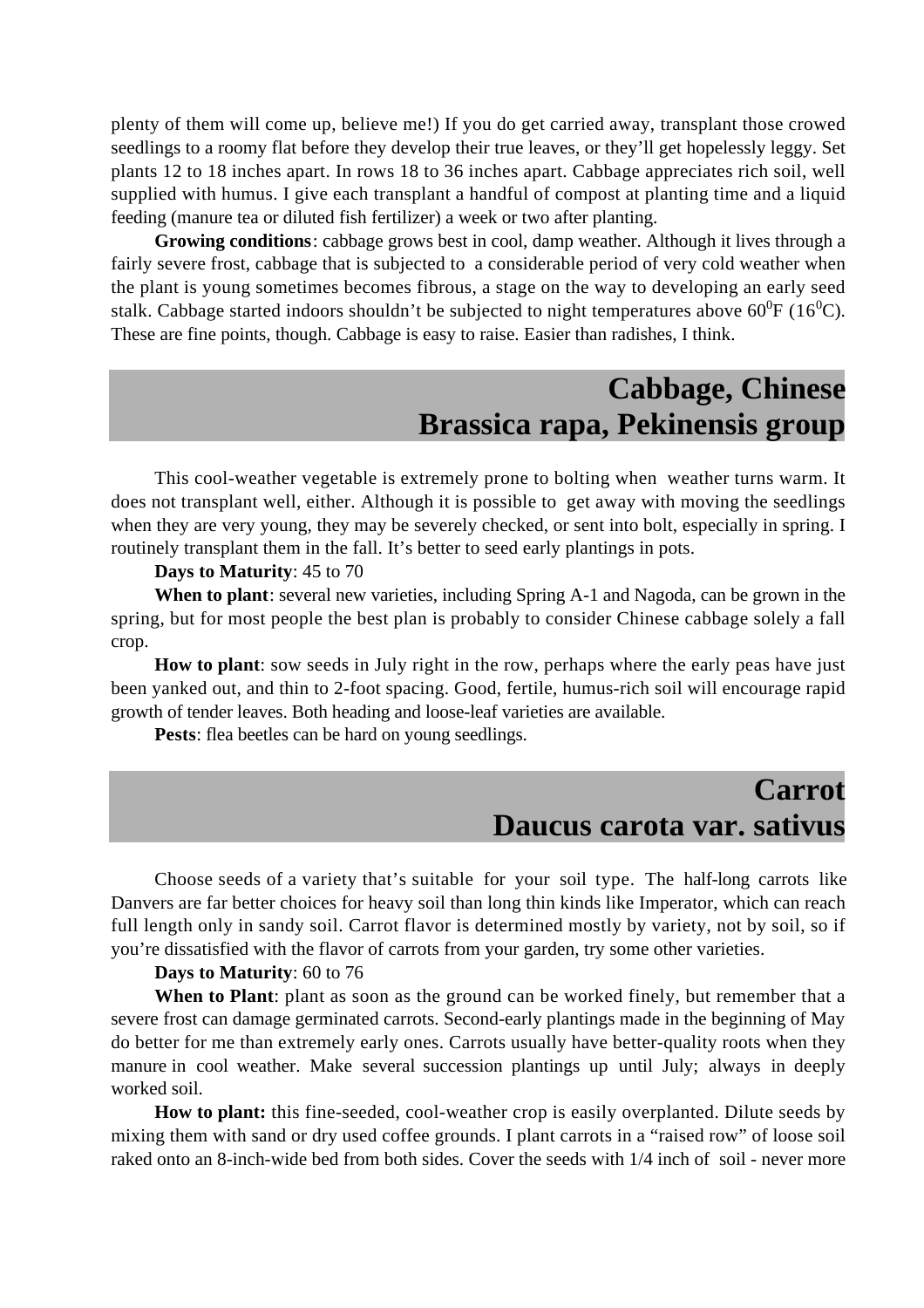plenty of them will come up, believe me!) If you do get carried away, transplant those crowed seedlings to a roomy flat before they develop their true leaves, or they'll get hopelessly leggy. Set plants 12 to 18 inches apart. In rows 18 to 36 inches apart. Cabbage appreciates rich soil, well supplied with humus. I give each transplant a handful of compost at planting time and a liquid feeding (manure tea or diluted fish fertilizer) a week or two after planting.

**Growing conditions**: cabbage grows best in cool, damp weather. Although it lives through a fairly severe frost, cabbage that is subjected to a considerable period of very cold weather when the plant is young sometimes becomes fibrous, a stage on the way to developing an early seed stalk. Cabbage started indoors shouldn't be subjected to night temperatures above $60^0$F ($16^0$C). These are fine points, though. Cabbage is easy to raise. Easier than radishes, I think.

## Cabbage, Chinese
## Brassica rapa, Pekinensis group

This cool-weather vegetable is extremely prone to bolting when weather turns warm. It does not transplant well, either. Although it is possible to get away with moving the seedlings when they are very young, they may be severely checked, or sent into bolt, especially in spring. I routinely transplant them in the fall. It's better to seed early plantings in pots.

**Days to Maturity**: 45 to 70

**When to plant**: several new varieties, including Spring A-1 and Nagoda, can be grown in the spring, but for most people the best plan is probably to consider Chinese cabbage solely a fall crop.

**How to plant**: sow seeds in July right in the row, perhaps where the early peas have just been yanked out, and thin to 2-foot spacing. Good, fertile, humus-rich soil will encourage rapid growth of tender leaves. Both heading and loose-leaf varieties are available.

**Pests**: flea beetles can be hard on young seedlings.

## Carrot
## Daucus carota var. sativus

Choose seeds of a variety that's suitable for your soil type. The half-long carrots like Danvers are far better choices for heavy soil than long thin kinds like Imperator, which can reach full length only in sandy soil. Carrot flavor is determined mostly by variety, not by soil, so if you're dissatisfied with the flavor of carrots from your garden, try some other varieties.

**Days to Maturity**: 60 to 76

**When to Plant**: plant as soon as the ground can be worked finely, but remember that a severe frost can damage germinated carrots. Second-early plantings made in the beginning of May do better for me than extremely early ones. Carrots usually have better-quality roots when they manure in cool weather. Make several succession plantings up until July; always in deeply worked soil.

**How to plant:** this fine-seeded, cool-weather crop is easily overplanted. Dilute seeds by mixing them with sand or dry used coffee grounds. I plant carrots in a "raised row" of loose soil raked onto an 8-inch-wide bed from both sides. Cover the seeds with 1/4 inch of soil - never more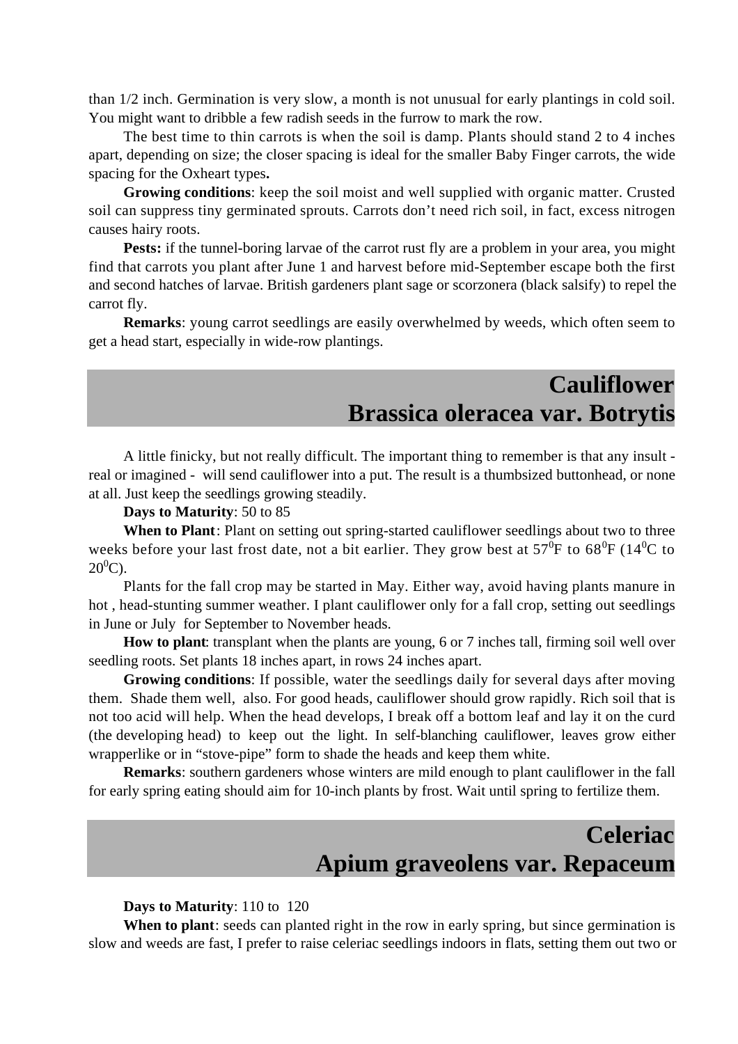than 1/2 inch. Germination is very slow, a month is not unusual for early plantings in cold soil. You might want to dribble a few radish seeds in the furrow to mark the row.

The best time to thin carrots is when the soil is damp. Plants should stand 2 to 4 inches apart, depending on size; the closer spacing is ideal for the smaller Baby Finger carrots, the wide spacing for the Oxheart types**.**

**Growing conditions**: keep the soil moist and well supplied with organic matter. Crusted soil can suppress tiny germinated sprouts. Carrots don't need rich soil, in fact, excess nitrogen causes hairy roots.

**Pests:** if the tunnel-boring larvae of the carrot rust fly are a problem in your area, you might find that carrots you plant after June 1 and harvest before mid-September escape both the first and second hatches of larvae. British gardeners plant sage or scorzonera (black salsify) to repel the carrot fly.

**Remarks**: young carrot seedlings are easily overwhelmed by weeds, which often seem to get a head start, especially in wide-row plantings.

## Cauliflower
## Brassica oleracea var. Botrytis

A little finicky, but not really difficult. The important thing to remember is that any insult - real or imagined - will send cauliflower into a put. The result is a thumbsized buttonhead, or none at all. Just keep the seedlings growing steadily.

**Days to Maturity**: 50 to 85

**When to Plant**: Plant on setting out spring-started cauliflower seedlings about two to three weeks before your last frost date, not a bit earlier. They grow best at $57^0$F to $68^0$F ($14^0$C to $20^0$C).

Plants for the fall crop may be started in May. Either way, avoid having plants manure in hot , head-stunting summer weather. I plant cauliflower only for a fall crop, setting out seedlings in June or July for September to November heads.

**How to plant**: transplant when the plants are young, 6 or 7 inches tall, firming soil well over seedling roots. Set plants 18 inches apart, in rows 24 inches apart.

**Growing conditions**: If possible, water the seedlings daily for several days after moving them. Shade them well, also. For good heads, cauliflower should grow rapidly. Rich soil that is not too acid will help. When the head develops, I break off a bottom leaf and lay it on the curd (the developing head) to keep out the light. In self-blanching cauliflower, leaves grow either wrapperlike or in "stove-pipe" form to shade the heads and keep them white.

**Remarks**: southern gardeners whose winters are mild enough to plant cauliflower in the fall for early spring eating should aim for 10-inch plants by frost. Wait until spring to fertilize them.

## Celeriac
## Apium graveolens var. Repaceum

**Days to Maturity**: 110 to 120

**When to plant**: seeds can planted right in the row in early spring, but since germination is slow and weeds are fast, I prefer to raise celeriac seedlings indoors in flats, setting them out two or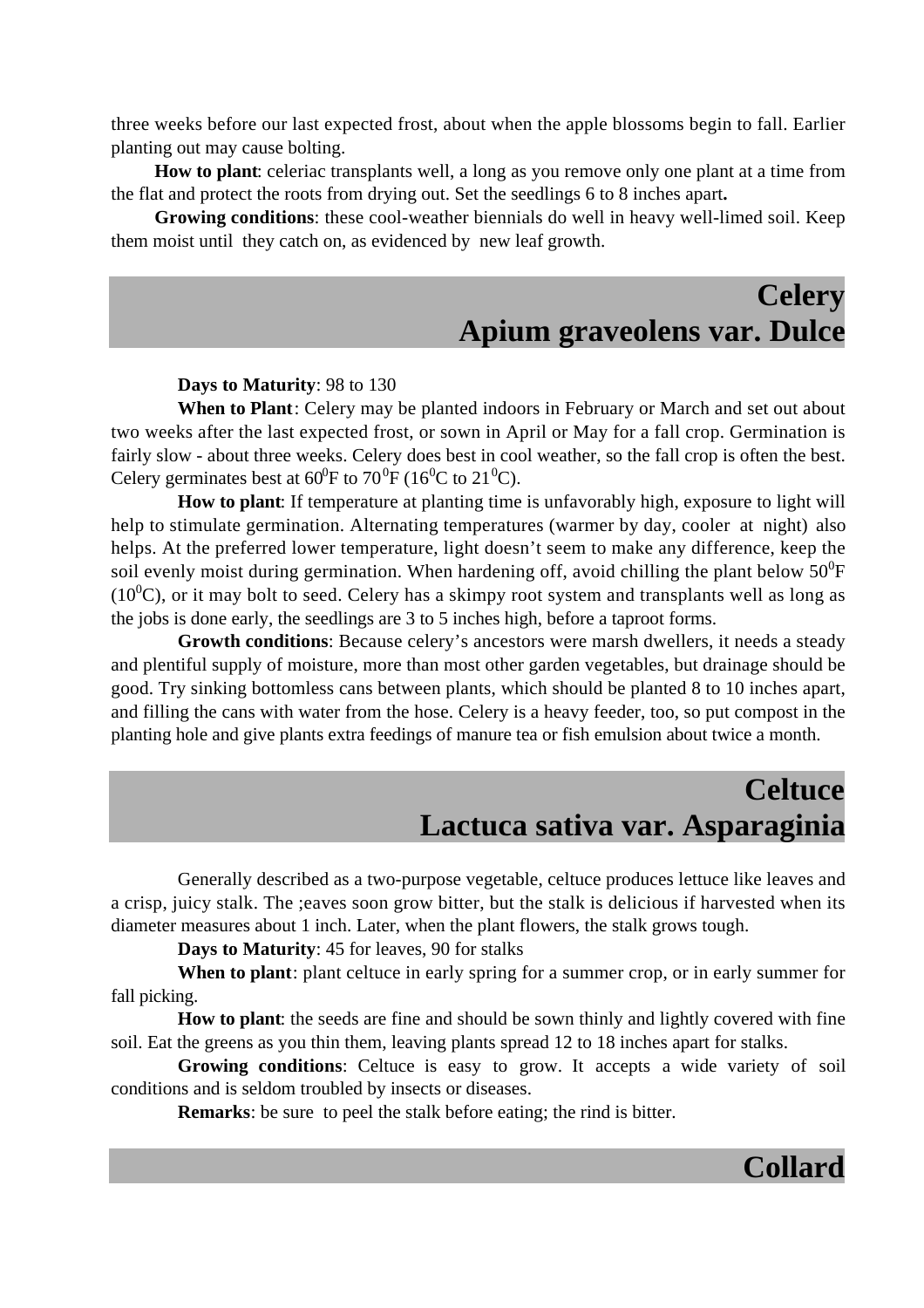three weeks before our last expected frost, about when the apple blossoms begin to fall. Earlier planting out may cause bolting.

**How to plant**: celeriac transplants well, a long as you remove only one plant at a time from the flat and protect the roots from drying out. Set the seedlings 6 to 8 inches apart**.**

**Growing conditions**: these cool-weather biennials do well in heavy well-limed soil. Keep them moist until they catch on, as evidenced by new leaf growth.

## Celery
## Apium graveolens var. Dulce

**Days to Maturity**: 98 to 130

**When to Plant**: Celery may be planted indoors in February or March and set out about two weeks after the last expected frost, or sown in April or May for a fall crop. Germination is fairly slow - about three weeks. Celery does best in cool weather, so the fall crop is often the best. Celery germinates best at $60^0$F to $70^0$F ($16^0$C to $21^0$C).

**How to plant**: If temperature at planting time is unfavorably high, exposure to light will help to stimulate germination. Alternating temperatures (warmer by day, cooler at night) also helps. At the preferred lower temperature, light doesn't seem to make any difference, keep the soil evenly moist during germination. When hardening off, avoid chilling the plant below $50^0$F ($10^0$C), or it may bolt to seed. Celery has a skimpy root system and transplants well as long as the jobs is done early, the seedlings are 3 to 5 inches high, before a taproot forms.

**Growth conditions**: Because celery's ancestors were marsh dwellers, it needs a steady and plentiful supply of moisture, more than most other garden vegetables, but drainage should be good. Try sinking bottomless cans between plants, which should be planted 8 to 10 inches apart, and filling the cans with water from the hose. Celery is a heavy feeder, too, so put compost in the planting hole and give plants extra feedings of manure tea or fish emulsion about twice a month.

## Celtuce
## Lactuca sativa var. Asparaginia

Generally described as a two-purpose vegetable, celtuce produces lettuce like leaves and a crisp, juicy stalk. The ;eaves soon grow bitter, but the stalk is delicious if harvested when its diameter measures about 1 inch. Later, when the plant flowers, the stalk grows tough.

**Days to Maturity**: 45 for leaves, 90 for stalks

**When to plant**: plant celtuce in early spring for a summer crop, or in early summer for fall picking.

**How to plant**: the seeds are fine and should be sown thinly and lightly covered with fine soil. Eat the greens as you thin them, leaving plants spread 12 to 18 inches apart for stalks.

**Growing conditions**: Celtuce is easy to grow. It accepts a wide variety of soil conditions and is seldom troubled by insects or diseases.

**Remarks**: be sure to peel the stalk before eating; the rind is bitter.

## Collard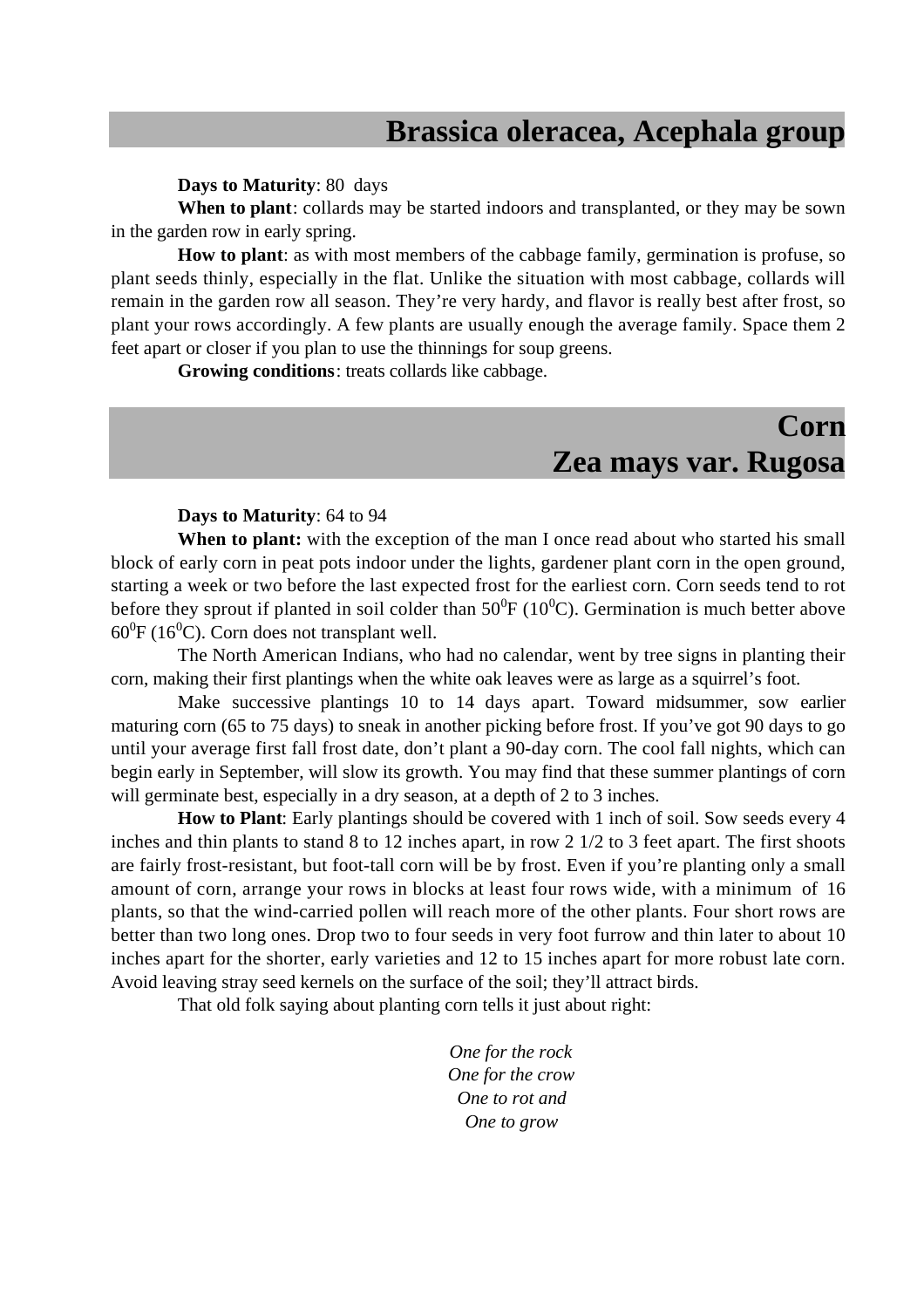## Brassica oleracea, Acephala group

**Days to Maturity**: 80 days

**When to plant**: collards may be started indoors and transplanted, or they may be sown in the garden row in early spring.

**How to plant**: as with most members of the cabbage family, germination is profuse, so plant seeds thinly, especially in the flat. Unlike the situation with most cabbage, collards will remain in the garden row all season. They're very hardy, and flavor is really best after frost, so plant your rows accordingly. A few plants are usually enough the average family. Space them 2 feet apart or closer if you plan to use the thinnings for soup greens.

**Growing conditions**: treats collards like cabbage.

## Corn
## Zea mays var. Rugosa

**Days to Maturity**: 64 to 94

**When to plant:** with the exception of the man I once read about who started his small block of early corn in peat pots indoor under the lights, gardener plant corn in the open ground, starting a week or two before the last expected frost for the earliest corn. Corn seeds tend to rot before they sprout if planted in soil colder than $50^0$F ($10^0$C). Germination is much better above $60^0$F ($16^0$C). Corn does not transplant well.

The North American Indians, who had no calendar, went by tree signs in planting their corn, making their first plantings when the white oak leaves were as large as a squirrel's foot.

Make successive plantings 10 to 14 days apart. Toward midsummer, sow earlier maturing corn (65 to 75 days) to sneak in another picking before frost. If you've got 90 days to go until your average first fall frost date, don't plant a 90-day corn. The cool fall nights, which can begin early in September, will slow its growth. You may find that these summer plantings of corn will germinate best, especially in a dry season, at a depth of 2 to 3 inches.

**How to Plant**: Early plantings should be covered with 1 inch of soil. Sow seeds every 4 inches and thin plants to stand 8 to 12 inches apart, in row 2 1/2 to 3 feet apart. The first shoots are fairly frost-resistant, but foot-tall corn will be by frost. Even if you're planting only a small amount of corn, arrange your rows in blocks at least four rows wide, with a minimum of 16 plants, so that the wind-carried pollen will reach more of the other plants. Four short rows are better than two long ones. Drop two to four seeds in very foot furrow and thin later to about 10 inches apart for the shorter, early varieties and 12 to 15 inches apart for more robust late corn. Avoid leaving stray seed kernels on the surface of the soil; they'll attract birds.

That old folk saying about planting corn tells it just about right:

*One for the rock*
*One for the crow*
*One to rot and*
*One to grow*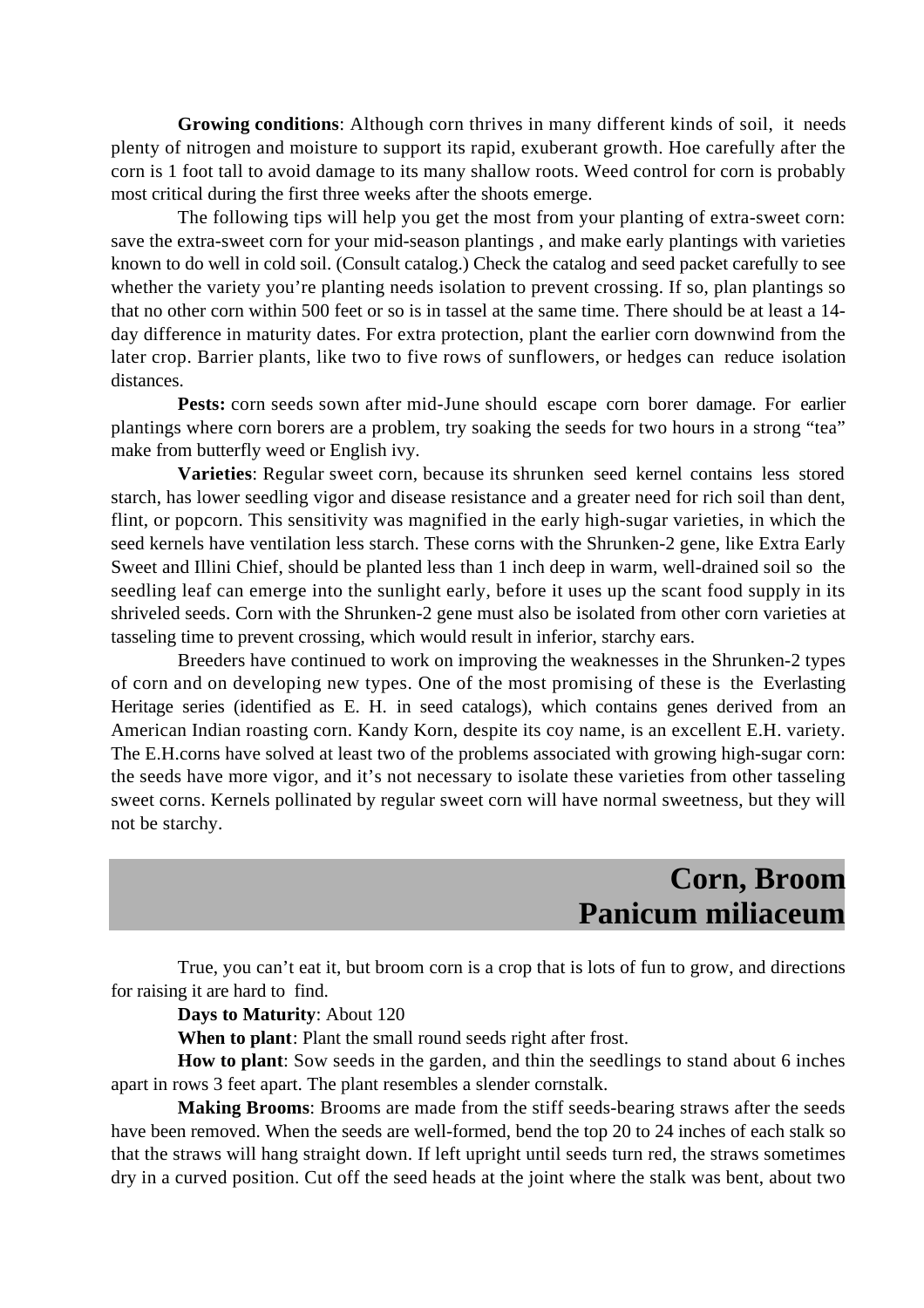**Growing conditions**: Although corn thrives in many different kinds of soil, it needs plenty of nitrogen and moisture to support its rapid, exuberant growth. Hoe carefully after the corn is 1 foot tall to avoid damage to its many shallow roots. Weed control for corn is probably most critical during the first three weeks after the shoots emerge.

The following tips will help you get the most from your planting of extra-sweet corn: save the extra-sweet corn for your mid-season plantings , and make early plantings with varieties known to do well in cold soil. (Consult catalog.) Check the catalog and seed packet carefully to see whether the variety you're planting needs isolation to prevent crossing. If so, plan plantings so that no other corn within 500 feet or so is in tassel at the same time. There should be at least a 14-day difference in maturity dates. For extra protection, plant the earlier corn downwind from the later crop. Barrier plants, like two to five rows of sunflowers, or hedges can reduce isolation distances.

**Pests:** corn seeds sown after mid-June should escape corn borer damage. For earlier plantings where corn borers are a problem, try soaking the seeds for two hours in a strong "tea" make from butterfly weed or English ivy.

**Varieties**: Regular sweet corn, because its shrunken seed kernel contains less stored starch, has lower seedling vigor and disease resistance and a greater need for rich soil than dent, flint, or popcorn. This sensitivity was magnified in the early high-sugar varieties, in which the seed kernels have ventilation less starch. These corns with the Shrunken-2 gene, like Extra Early Sweet and Illini Chief, should be planted less than 1 inch deep in warm, well-drained soil so the seedling leaf can emerge into the sunlight early, before it uses up the scant food supply in its shriveled seeds. Corn with the Shrunken-2 gene must also be isolated from other corn varieties at tasseling time to prevent crossing, which would result in inferior, starchy ears.

Breeders have continued to work on improving the weaknesses in the Shrunken-2 types of corn and on developing new types. One of the most promising of these is the Everlasting Heritage series (identified as E. H. in seed catalogs), which contains genes derived from an American Indian roasting corn. Kandy Korn, despite its coy name, is an excellent E.H. variety. The E.H.corns have solved at least two of the problems associated with growing high-sugar corn: the seeds have more vigor, and it's not necessary to isolate these varieties from other tasseling sweet corns. Kernels pollinated by regular sweet corn will have normal sweetness, but they will not be starchy.

## Corn, Broom
## Panicum miliaceum

True, you can't eat it, but broom corn is a crop that is lots of fun to grow, and directions for raising it are hard to find.

**Days to Maturity**: About 120

**When to plant**: Plant the small round seeds right after frost.

**How to plant**: Sow seeds in the garden, and thin the seedlings to stand about 6 inches apart in rows 3 feet apart. The plant resembles a slender cornstalk.

**Making Brooms**: Brooms are made from the stiff seeds-bearing straws after the seeds have been removed. When the seeds are well-formed, bend the top 20 to 24 inches of each stalk so that the straws will hang straight down. If left upright until seeds turn red, the straws sometimes dry in a curved position. Cut off the seed heads at the joint where the stalk was bent, about two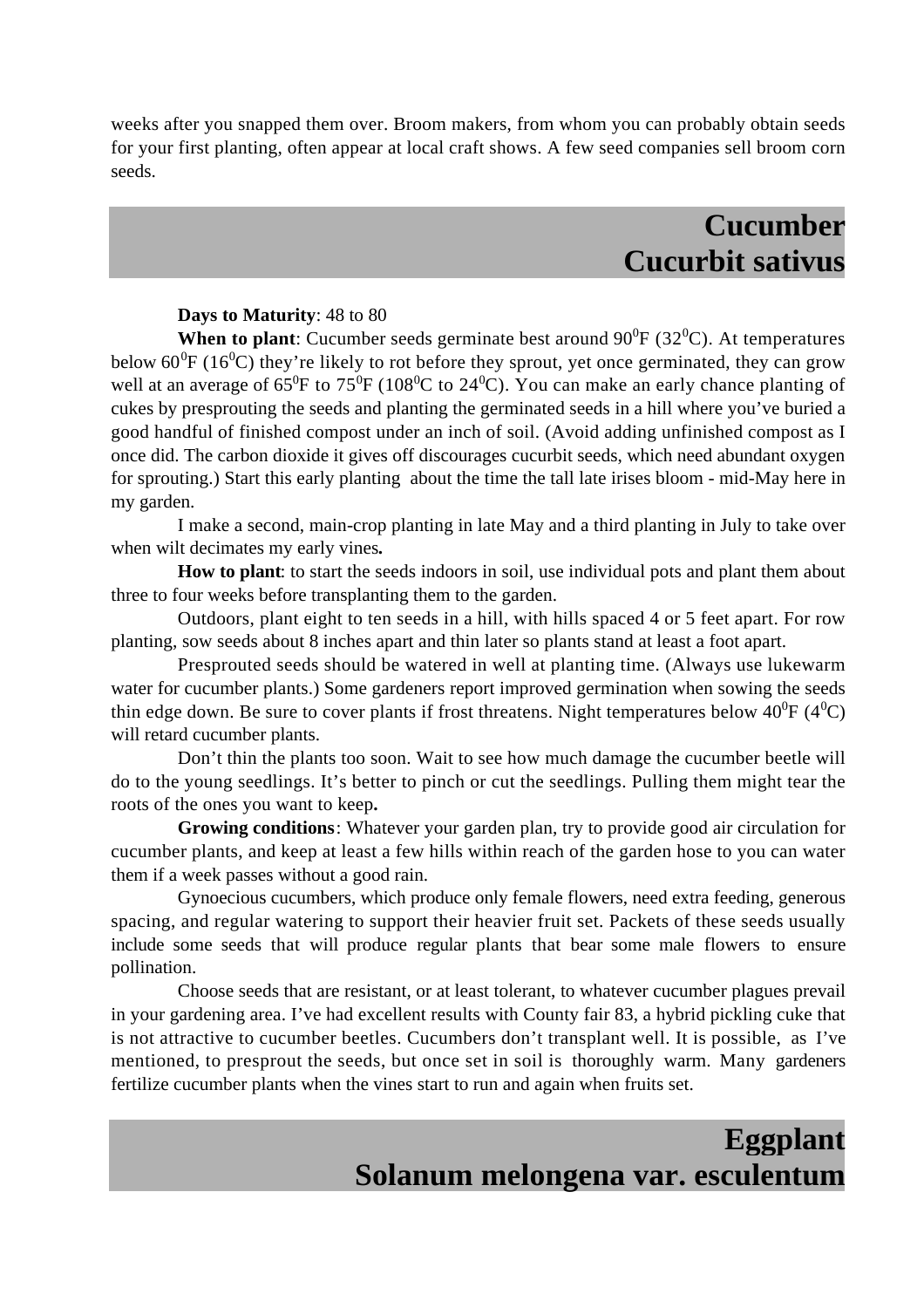weeks after you snapped them over. Broom makers, from whom you can probably obtain seeds for your first planting, often appear at local craft shows. A few seed companies sell broom corn seeds.

## Cucumber
## Cucurbit sativus

**Days to Maturity**: 48 to 80

**When to plant**: Cucumber seeds germinate best around $90^0$F ($32^0$C). At temperatures below $60^0$F ($16^0$C) they're likely to rot before they sprout, yet once germinated, they can grow well at an average of $65^0$F to $75^0$F ($108^0$C to $24^0$C). You can make an early chance planting of cukes by presprouting the seeds and planting the germinated seeds in a hill where you've buried a good handful of finished compost under an inch of soil. (Avoid adding unfinished compost as I once did. The carbon dioxide it gives off discourages cucurbit seeds, which need abundant oxygen for sprouting.) Start this early planting about the time the tall late irises bloom - mid-May here in my garden.

I make a second, main-crop planting in late May and a third planting in July to take over when wilt decimates my early vines**.**

**How to plant**: to start the seeds indoors in soil, use individual pots and plant them about three to four weeks before transplanting them to the garden.

Outdoors, plant eight to ten seeds in a hill, with hills spaced 4 or 5 feet apart. For row planting, sow seeds about 8 inches apart and thin later so plants stand at least a foot apart.

Presprouted seeds should be watered in well at planting time. (Always use lukewarm water for cucumber plants.) Some gardeners report improved germination when sowing the seeds thin edge down. Be sure to cover plants if frost threatens. Night temperatures below $40^0$F ($4^0$C) will retard cucumber plants.

Don't thin the plants too soon. Wait to see how much damage the cucumber beetle will do to the young seedlings. It's better to pinch or cut the seedlings. Pulling them might tear the roots of the ones you want to keep**.**

**Growing conditions**: Whatever your garden plan, try to provide good air circulation for cucumber plants, and keep at least a few hills within reach of the garden hose to you can water them if a week passes without a good rain.

Gynoecious cucumbers, which produce only female flowers, need extra feeding, generous spacing, and regular watering to support their heavier fruit set. Packets of these seeds usually include some seeds that will produce regular plants that bear some male flowers to ensure pollination.

Choose seeds that are resistant, or at least tolerant, to whatever cucumber plagues prevail in your gardening area. I've had excellent results with County fair 83, a hybrid pickling cuke that is not attractive to cucumber beetles. Cucumbers don't transplant well. It is possible, as I've mentioned, to presprout the seeds, but once set in soil is thoroughly warm. Many gardeners fertilize cucumber plants when the vines start to run and again when fruits set.

## Eggplant
## Solanum melongena var. esculentum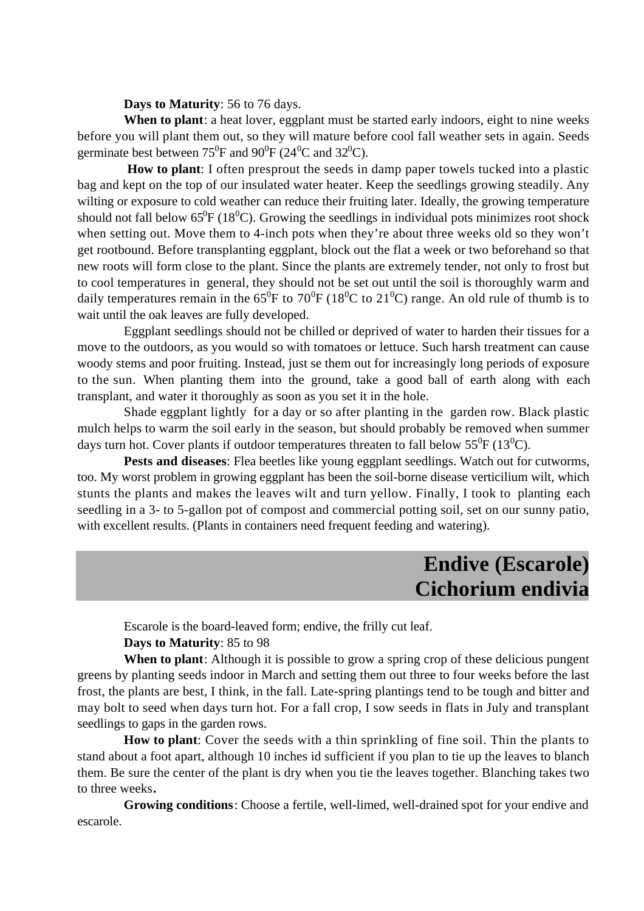**Days to Maturity**: 56 to 76 days.

**When to plant**: a heat lover, eggplant must be started early indoors, eight to nine weeks before you will plant them out, so they will mature before cool fall weather sets in again. Seeds germinate best between $75^0$F and $90^0$F ($24^0$C and $32^0$C).

**How to plant**: I often presprout the seeds in damp paper towels tucked into a plastic bag and kept on the top of our insulated water heater. Keep the seedlings growing steadily. Any wilting or exposure to cold weather can reduce their fruiting later. Ideally, the growing temperature should not fall below $65^0$F ($18^0$C). Growing the seedlings in individual pots minimizes root shock when setting out. Move them to 4-inch pots when they're about three weeks old so they won't get rootbound. Before transplanting eggplant, block out the flat a week or two beforehand so that new roots will form close to the plant. Since the plants are extremely tender, not only to frost but to cool temperatures in general, they should not be set out until the soil is thoroughly warm and daily temperatures remain in the $65^0$F to $70^0$F ($18^0$C to $21^0$C) range. An old rule of thumb is to wait until the oak leaves are fully developed.

Eggplant seedlings should not be chilled or deprived of water to harden their tissues for a move to the outdoors, as you would so with tomatoes or lettuce. Such harsh treatment can cause woody stems and poor fruiting. Instead, just se them out for increasingly long periods of exposure to the sun. When planting them into the ground, take a good ball of earth along with each transplant, and water it thoroughly as soon as you set it in the hole.

Shade eggplant lightly for a day or so after planting in the garden row. Black plastic mulch helps to warm the soil early in the season, but should probably be removed when summer days turn hot. Cover plants if outdoor temperatures threaten to fall below $55^0$F ($13^0$C).

**Pests and diseases**: Flea beetles like young eggplant seedlings. Watch out for cutworms, too. My worst problem in growing eggplant has been the soil-borne disease verticilium wilt, which stunts the plants and makes the leaves wilt and turn yellow. Finally, I took to planting each seedling in a 3- to 5-gallon pot of compost and commercial potting soil, set on our sunny patio, with excellent results. (Plants in containers need frequent feeding and watering).

## Endive (Escarole) Cichorium endivia

Escarole is the board-leaved form; endive, the frilly cut leaf.

**Days to Maturity**: 85 to 98

**When to plant**: Although it is possible to grow a spring crop of these delicious pungent greens by planting seeds indoor in March and setting them out three to four weeks before the last frost, the plants are best, I think, in the fall. Late-spring plantings tend to be tough and bitter and may bolt to seed when days turn hot. For a fall crop, I sow seeds in flats in July and transplant seedlings to gaps in the garden rows.

**How to plant**: Cover the seeds with a thin sprinkling of fine soil. Thin the plants to stand about a foot apart, although 10 inches id sufficient if you plan to tie up the leaves to blanch them. Be sure the center of the plant is dry when you tie the leaves together. Blanching takes two to three weeks.

**Growing conditions**: Choose a fertile, well-limed, well-drained spot for your endive and escarole.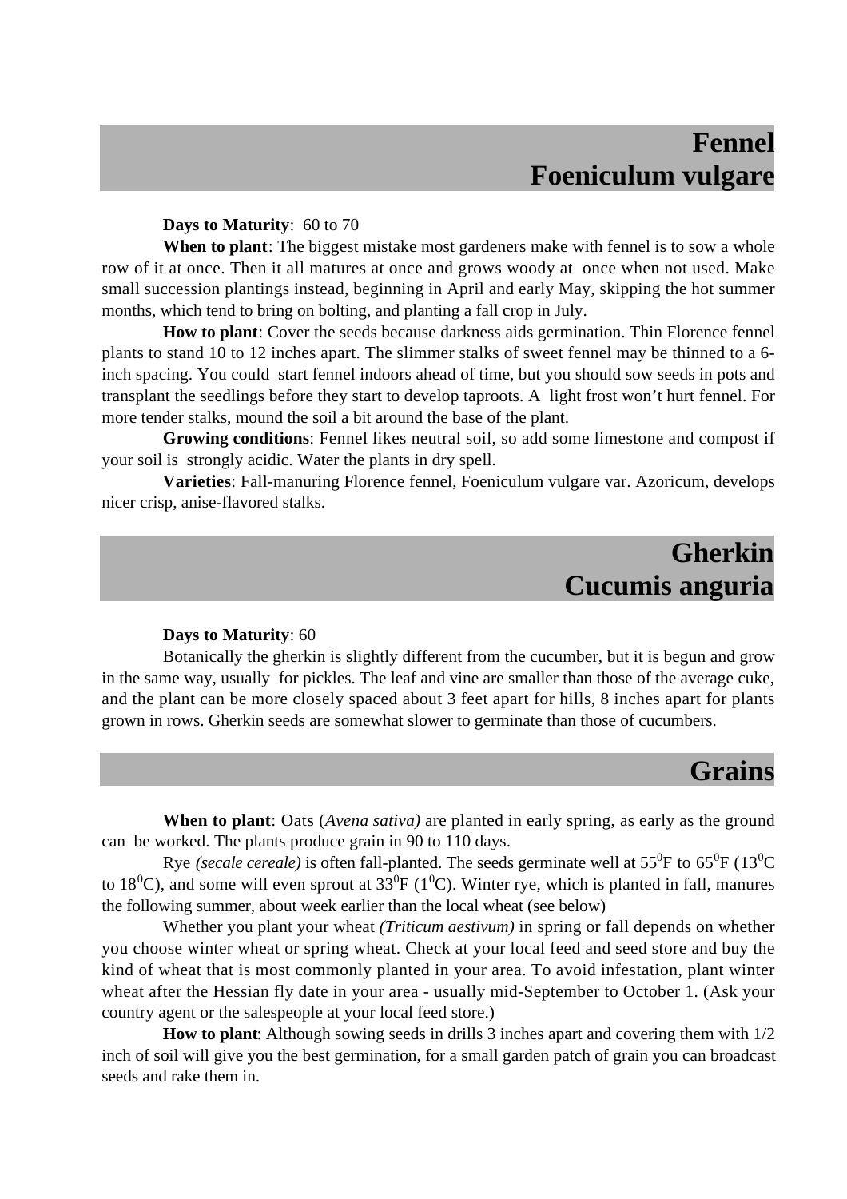## Fennel
## Foeniculum vulgare

**Days to Maturity**: 60 to 70

**When to plant**: The biggest mistake most gardeners make with fennel is to sow a whole row of it at once. Then it all matures at once and grows woody at once when not used. Make small succession plantings instead, beginning in April and early May, skipping the hot summer months, which tend to bring on bolting, and planting a fall crop in July.

**How to plant**: Cover the seeds because darkness aids germination. Thin Florence fennel plants to stand 10 to 12 inches apart. The slimmer stalks of sweet fennel may be thinned to a 6-inch spacing. You could start fennel indoors ahead of time, but you should sow seeds in pots and transplant the seedlings before they start to develop taproots. A light frost won't hurt fennel. For more tender stalks, mound the soil a bit around the base of the plant.

**Growing conditions**: Fennel likes neutral soil, so add some limestone and compost if your soil is strongly acidic. Water the plants in dry spell.

**Varieties**: Fall-manuring Florence fennel, Foeniculum vulgare var. Azoricum, develops nicer crisp, anise-flavored stalks.

## Gherkin
## Cucumis anguria

**Days to Maturity**: 60

Botanically the gherkin is slightly different from the cucumber, but it is begun and grow in the same way, usually for pickles. The leaf and vine are smaller than those of the average cuke, and the plant can be more closely spaced about 3 feet apart for hills, 8 inches apart for plants grown in rows. Gherkin seeds are somewhat slower to germinate than those of cucumbers.

## Grains

**When to plant**: Oats (*Avena sativa)* are planted in early spring, as early as the ground can be worked. The plants produce grain in 90 to 110 days.

Rye *(secale cereale)* is often fall-planted. The seeds germinate well at $55^0$F to $65^0$F ($13^0$C to $18^0$C), and some will even sprout at $33^0$F ($1^0$C). Winter rye, which is planted in fall, manures the following summer, about week earlier than the local wheat (see below)

Whether you plant your wheat *(Triticum aestivum)* in spring or fall depends on whether you choose winter wheat or spring wheat. Check at your local feed and seed store and buy the kind of wheat that is most commonly planted in your area. To avoid infestation, plant winter wheat after the Hessian fly date in your area - usually mid-September to October 1. (Ask your country agent or the salespeople at your local feed store.)

**How to plant**: Although sowing seeds in drills 3 inches apart and covering them with 1/2 inch of soil will give you the best germination, for a small garden patch of grain you can broadcast seeds and rake them in.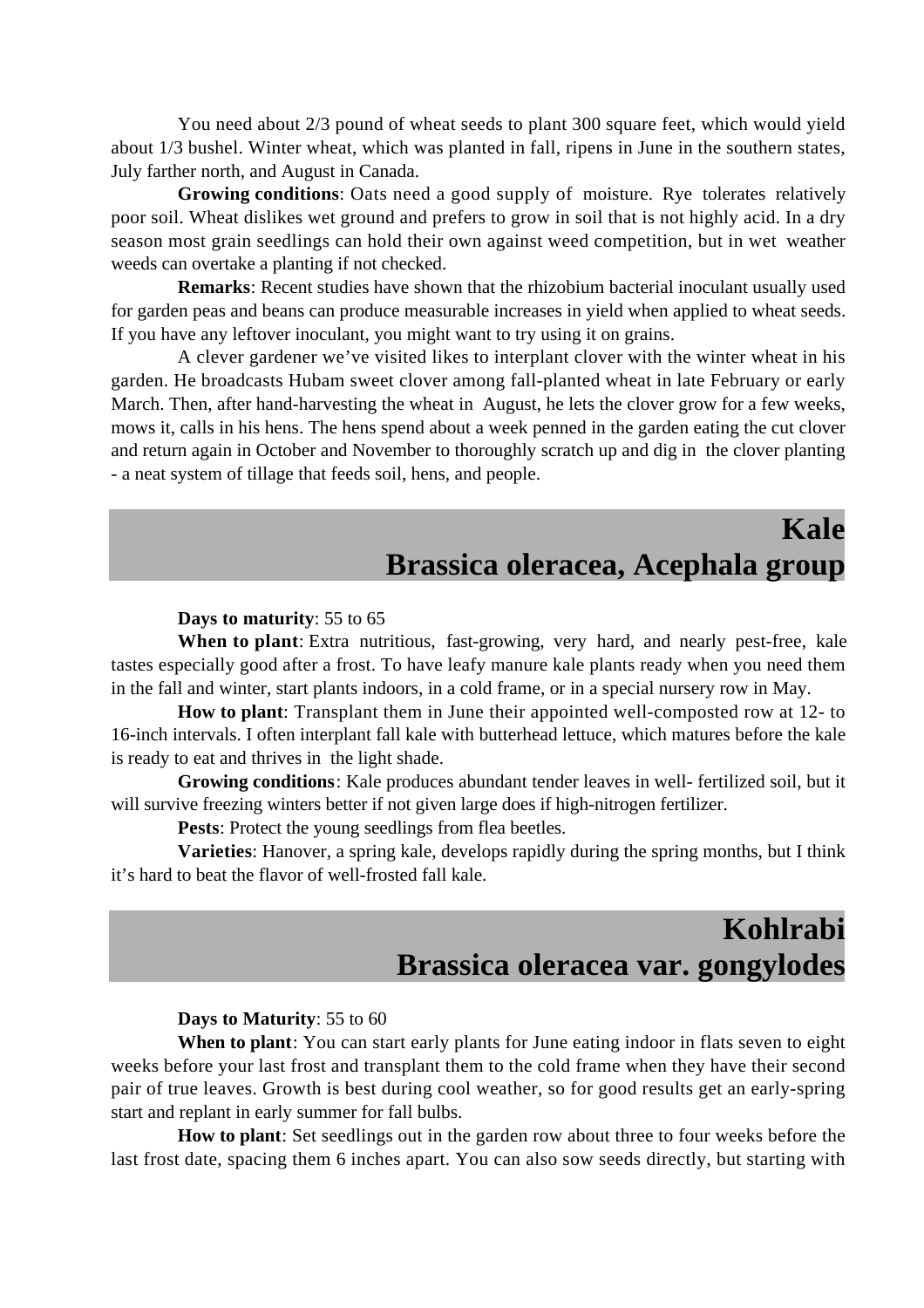You need about 2/3 pound of wheat seeds to plant 300 square feet, which would yield about 1/3 bushel. Winter wheat, which was planted in fall, ripens in June in the southern states, July farther north, and August in Canada.

**Growing conditions**: Oats need a good supply of moisture. Rye tolerates relatively poor soil. Wheat dislikes wet ground and prefers to grow in soil that is not highly acid. In a dry season most grain seedlings can hold their own against weed competition, but in wet weather weeds can overtake a planting if not checked.

**Remarks**: Recent studies have shown that the rhizobium bacterial inoculant usually used for garden peas and beans can produce measurable increases in yield when applied to wheat seeds. If you have any leftover inoculant, you might want to try using it on grains.

A clever gardener we've visited likes to interplant clover with the winter wheat in his garden. He broadcasts Hubam sweet clover among fall-planted wheat in late February or early March. Then, after hand-harvesting the wheat in August, he lets the clover grow for a few weeks, mows it, calls in his hens. The hens spend about a week penned in the garden eating the cut clover and return again in October and November to thoroughly scratch up and dig in the clover planting - a neat system of tillage that feeds soil, hens, and people.

## Kale
## Brassica oleracea, Acephala group

**Days to maturity**: 55 to 65

**When to plant**: Extra nutritious, fast-growing, very hard, and nearly pest-free, kale tastes especially good after a frost. To have leafy manure kale plants ready when you need them in the fall and winter, start plants indoors, in a cold frame, or in a special nursery row in May.

**How to plant**: Transplant them in June their appointed well-composted row at 12- to 16-inch intervals. I often interplant fall kale with butterhead lettuce, which matures before the kale is ready to eat and thrives in the light shade.

**Growing conditions**: Kale produces abundant tender leaves in well- fertilized soil, but it will survive freezing winters better if not given large does if high-nitrogen fertilizer.

**Pests**: Protect the young seedlings from flea beetles.

**Varieties**: Hanover, a spring kale, develops rapidly during the spring months, but I think it's hard to beat the flavor of well-frosted fall kale.

## Kohlrabi
## Brassica oleracea var. gongylodes

**Days to Maturity**: 55 to 60

**When to plant**: You can start early plants for June eating indoor in flats seven to eight weeks before your last frost and transplant them to the cold frame when they have their second pair of true leaves. Growth is best during cool weather, so for good results get an early-spring start and replant in early summer for fall bulbs.

**How to plant**: Set seedlings out in the garden row about three to four weeks before the last frost date, spacing them 6 inches apart. You can also sow seeds directly, but starting with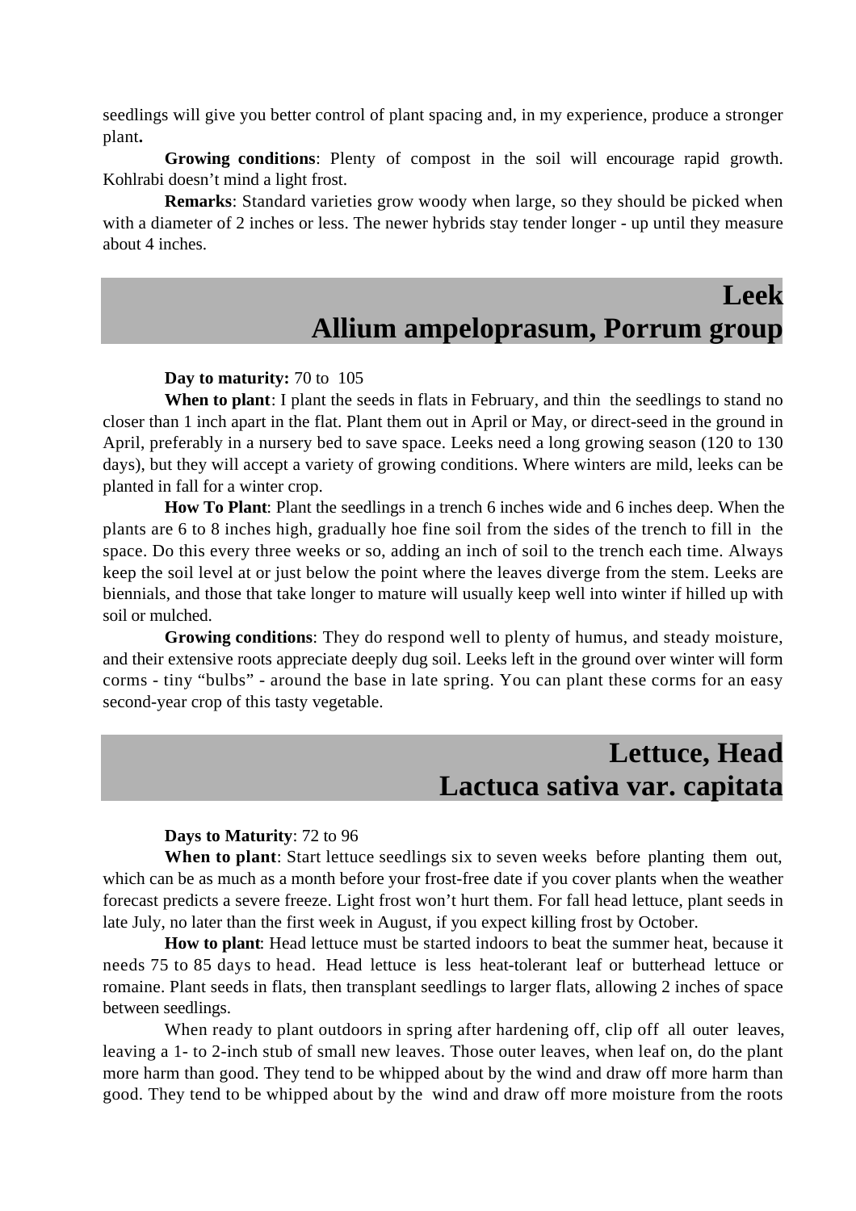seedlings will give you better control of plant spacing and, in my experience, produce a stronger plant**.**

**Growing conditions**: Plenty of compost in the soil will encourage rapid growth. Kohlrabi doesn't mind a light frost.

**Remarks**: Standard varieties grow woody when large, so they should be picked when with a diameter of 2 inches or less. The newer hybrids stay tender longer - up until they measure about 4 inches.

## Leek
## Allium ampeloprasum, Porrum group

**Day to maturity:** 70 to 105

**When to plant**: I plant the seeds in flats in February, and thin the seedlings to stand no closer than 1 inch apart in the flat. Plant them out in April or May, or direct-seed in the ground in April, preferably in a nursery bed to save space. Leeks need a long growing season (120 to 130 days), but they will accept a variety of growing conditions. Where winters are mild, leeks can be planted in fall for a winter crop.

**How To Plant**: Plant the seedlings in a trench 6 inches wide and 6 inches deep. When the plants are 6 to 8 inches high, gradually hoe fine soil from the sides of the trench to fill in the space. Do this every three weeks or so, adding an inch of soil to the trench each time. Always keep the soil level at or just below the point where the leaves diverge from the stem. Leeks are biennials, and those that take longer to mature will usually keep well into winter if hilled up with soil or mulched.

**Growing conditions**: They do respond well to plenty of humus, and steady moisture, and their extensive roots appreciate deeply dug soil. Leeks left in the ground over winter will form corms - tiny "bulbs" - around the base in late spring. You can plant these corms for an easy second-year crop of this tasty vegetable.

## Lettuce, Head
## Lactuca sativa var. capitata

**Days to Maturity**: 72 to 96

**When to plant**: Start lettuce seedlings six to seven weeks before planting them out, which can be as much as a month before your frost-free date if you cover plants when the weather forecast predicts a severe freeze. Light frost won't hurt them. For fall head lettuce, plant seeds in late July, no later than the first week in August, if you expect killing frost by October.

**How to plant**: Head lettuce must be started indoors to beat the summer heat, because it needs 75 to 85 days to head. Head lettuce is less heat-tolerant leaf or butterhead lettuce or romaine. Plant seeds in flats, then transplant seedlings to larger flats, allowing 2 inches of space between seedlings.

When ready to plant outdoors in spring after hardening off, clip off all outer leaves, leaving a 1- to 2-inch stub of small new leaves. Those outer leaves, when leaf on, do the plant more harm than good. They tend to be whipped about by the wind and draw off more harm than good. They tend to be whipped about by the wind and draw off more moisture from the roots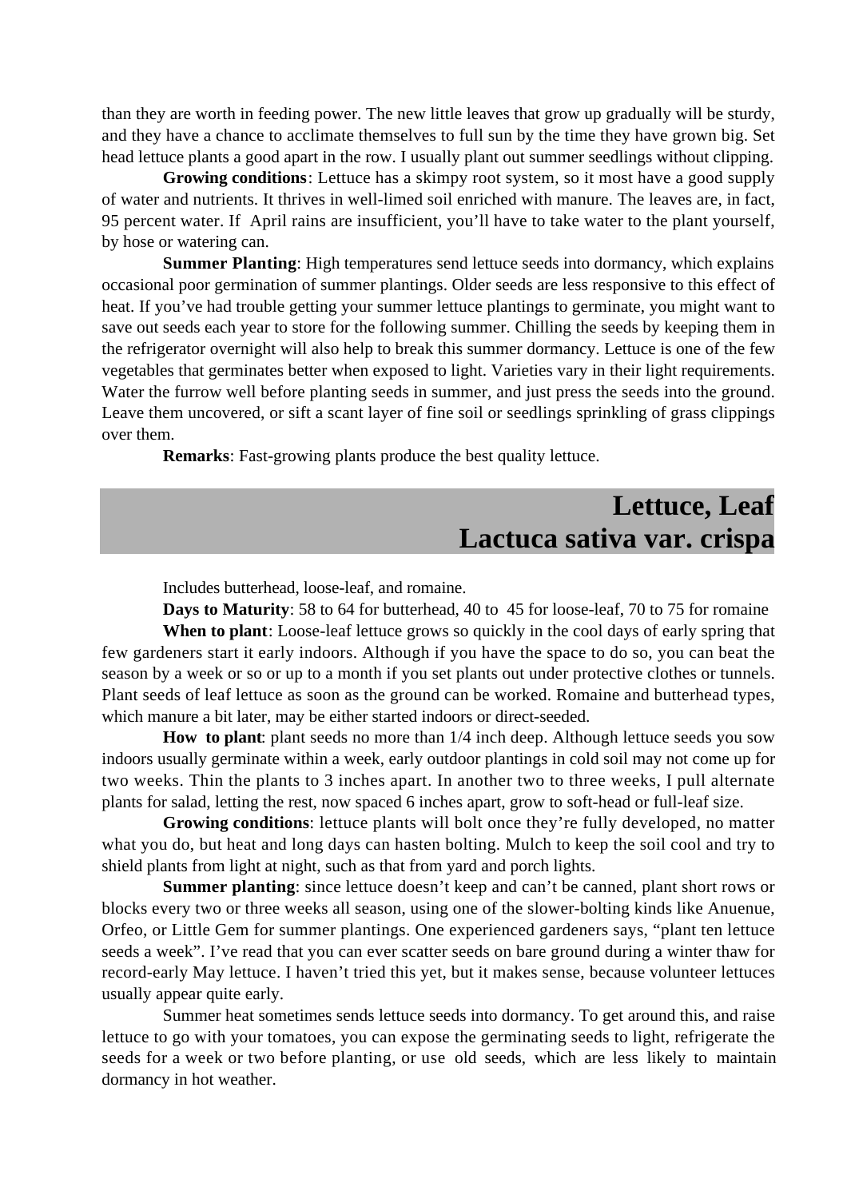than they are worth in feeding power. The new little leaves that grow up gradually will be sturdy, and they have a chance to acclimate themselves to full sun by the time they have grown big. Set head lettuce plants a good apart in the row. I usually plant out summer seedlings without clipping.

**Growing conditions**: Lettuce has a skimpy root system, so it most have a good supply of water and nutrients. It thrives in well-limed soil enriched with manure. The leaves are, in fact, 95 percent water. If April rains are insufficient, you'll have to take water to the plant yourself, by hose or watering can.

**Summer Planting**: High temperatures send lettuce seeds into dormancy, which explains occasional poor germination of summer plantings. Older seeds are less responsive to this effect of heat. If you've had trouble getting your summer lettuce plantings to germinate, you might want to save out seeds each year to store for the following summer. Chilling the seeds by keeping them in the refrigerator overnight will also help to break this summer dormancy. Lettuce is one of the few vegetables that germinates better when exposed to light. Varieties vary in their light requirements. Water the furrow well before planting seeds in summer, and just press the seeds into the ground. Leave them uncovered, or sift a scant layer of fine soil or seedlings sprinkling of grass clippings over them.

**Remarks**: Fast-growing plants produce the best quality lettuce.

## Lettuce, Leaf
## Lactuca sativa var. crispa

Includes butterhead, loose-leaf, and romaine.

**Days to Maturity**: 58 to 64 for butterhead, 40 to 45 for loose-leaf, 70 to 75 for romaine

**When to plant**: Loose-leaf lettuce grows so quickly in the cool days of early spring that few gardeners start it early indoors. Although if you have the space to do so, you can beat the season by a week or so or up to a month if you set plants out under protective clothes or tunnels. Plant seeds of leaf lettuce as soon as the ground can be worked. Romaine and butterhead types, which manure a bit later, may be either started indoors or direct-seeded.

**How to plant**: plant seeds no more than 1/4 inch deep. Although lettuce seeds you sow indoors usually germinate within a week, early outdoor plantings in cold soil may not come up for two weeks. Thin the plants to 3 inches apart. In another two to three weeks, I pull alternate plants for salad, letting the rest, now spaced 6 inches apart, grow to soft-head or full-leaf size.

**Growing conditions**: lettuce plants will bolt once they're fully developed, no matter what you do, but heat and long days can hasten bolting. Mulch to keep the soil cool and try to shield plants from light at night, such as that from yard and porch lights.

**Summer planting**: since lettuce doesn't keep and can't be canned, plant short rows or blocks every two or three weeks all season, using one of the slower-bolting kinds like Anuenue, Orfeo, or Little Gem for summer plantings. One experienced gardeners says, "plant ten lettuce seeds a week". I've read that you can ever scatter seeds on bare ground during a winter thaw for record-early May lettuce. I haven't tried this yet, but it makes sense, because volunteer lettuces usually appear quite early.

Summer heat sometimes sends lettuce seeds into dormancy. To get around this, and raise lettuce to go with your tomatoes, you can expose the germinating seeds to light, refrigerate the seeds for a week or two before planting, or use old seeds, which are less likely to maintain dormancy in hot weather.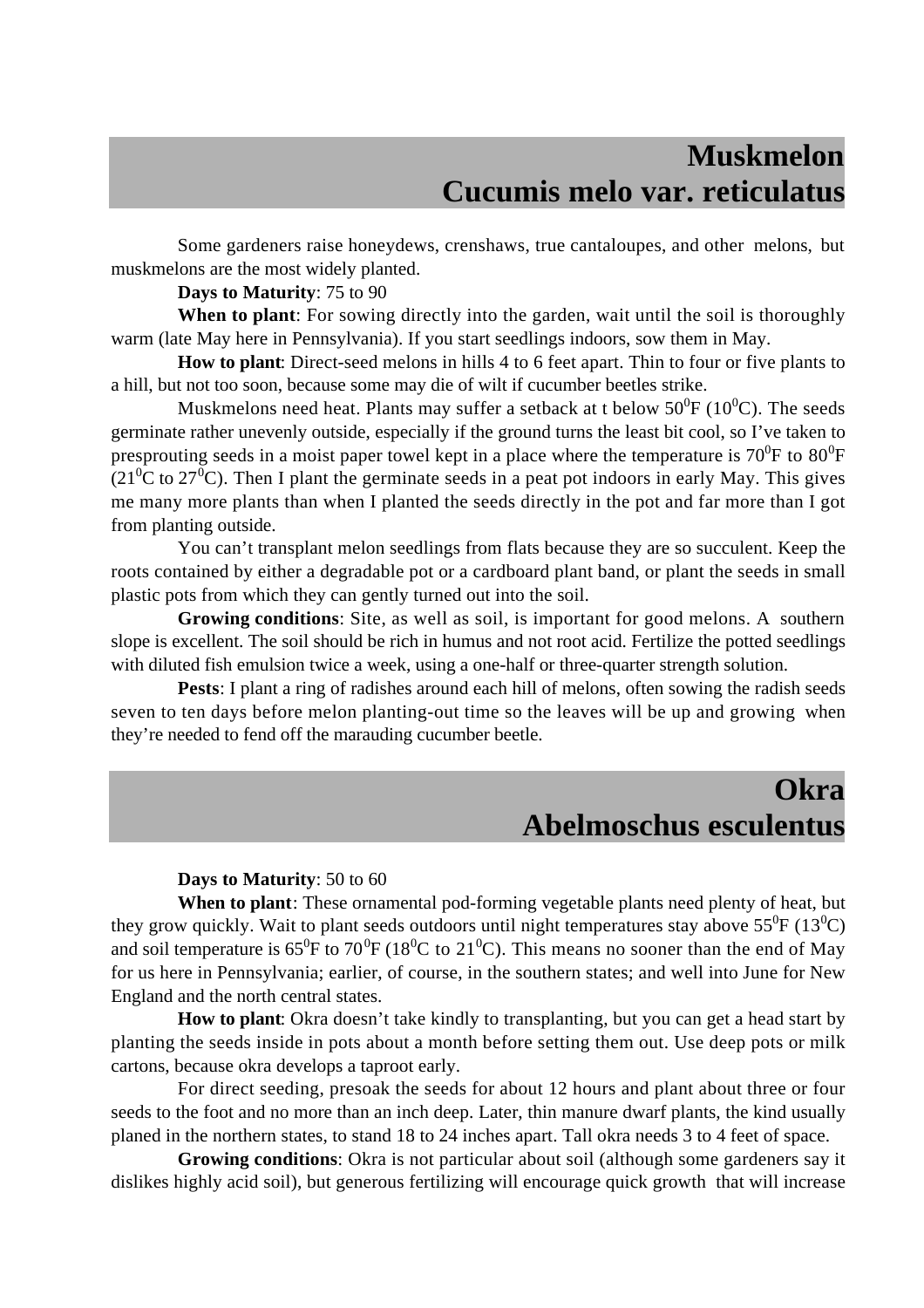## Muskmelon
## Cucumis melo var. reticulatus

Some gardeners raise honeydews, crenshaws, true cantaloupes, and other melons, but muskmelons are the most widely planted.

**Days to Maturity**: 75 to 90

**When to plant**: For sowing directly into the garden, wait until the soil is thoroughly warm (late May here in Pennsylvania). If you start seedlings indoors, sow them in May.

**How to plant**: Direct-seed melons in hills 4 to 6 feet apart. Thin to four or five plants to a hill, but not too soon, because some may die of wilt if cucumber beetles strike.

Muskmelons need heat. Plants may suffer a setback at t below $50^0$F ($10^0$C). The seeds germinate rather unevenly outside, especially if the ground turns the least bit cool, so I've taken to presprouting seeds in a moist paper towel kept in a place where the temperature is $70^0$F to $80^0$F ($21^0$C to $27^0$C). Then I plant the germinate seeds in a peat pot indoors in early May. This gives me many more plants than when I planted the seeds directly in the pot and far more than I got from planting outside.

You can't transplant melon seedlings from flats because they are so succulent. Keep the roots contained by either a degradable pot or a cardboard plant band, or plant the seeds in small plastic pots from which they can gently turned out into the soil.

**Growing conditions**: Site, as well as soil, is important for good melons. A southern slope is excellent. The soil should be rich in humus and not root acid. Fertilize the potted seedlings with diluted fish emulsion twice a week, using a one-half or three-quarter strength solution.

**Pests**: I plant a ring of radishes around each hill of melons, often sowing the radish seeds seven to ten days before melon planting-out time so the leaves will be up and growing when they're needed to fend off the marauding cucumber beetle.

## Okra
## Abelmoschus esculentus

**Days to Maturity**: 50 to 60

**When to plant**: These ornamental pod-forming vegetable plants need plenty of heat, but they grow quickly. Wait to plant seeds outdoors until night temperatures stay above $55^0$F ($13^0$C) and soil temperature is $65^0$F to $70^0$F ($18^0$C to $21^0$C). This means no sooner than the end of May for us here in Pennsylvania; earlier, of course, in the southern states; and well into June for New England and the north central states.

**How to plant**: Okra doesn't take kindly to transplanting, but you can get a head start by planting the seeds inside in pots about a month before setting them out. Use deep pots or milk cartons, because okra develops a taproot early.

For direct seeding, presoak the seeds for about 12 hours and plant about three or four seeds to the foot and no more than an inch deep. Later, thin manure dwarf plants, the kind usually planed in the northern states, to stand 18 to 24 inches apart. Tall okra needs 3 to 4 feet of space.

**Growing conditions**: Okra is not particular about soil (although some gardeners say it dislikes highly acid soil), but generous fertilizing will encourage quick growth that will increase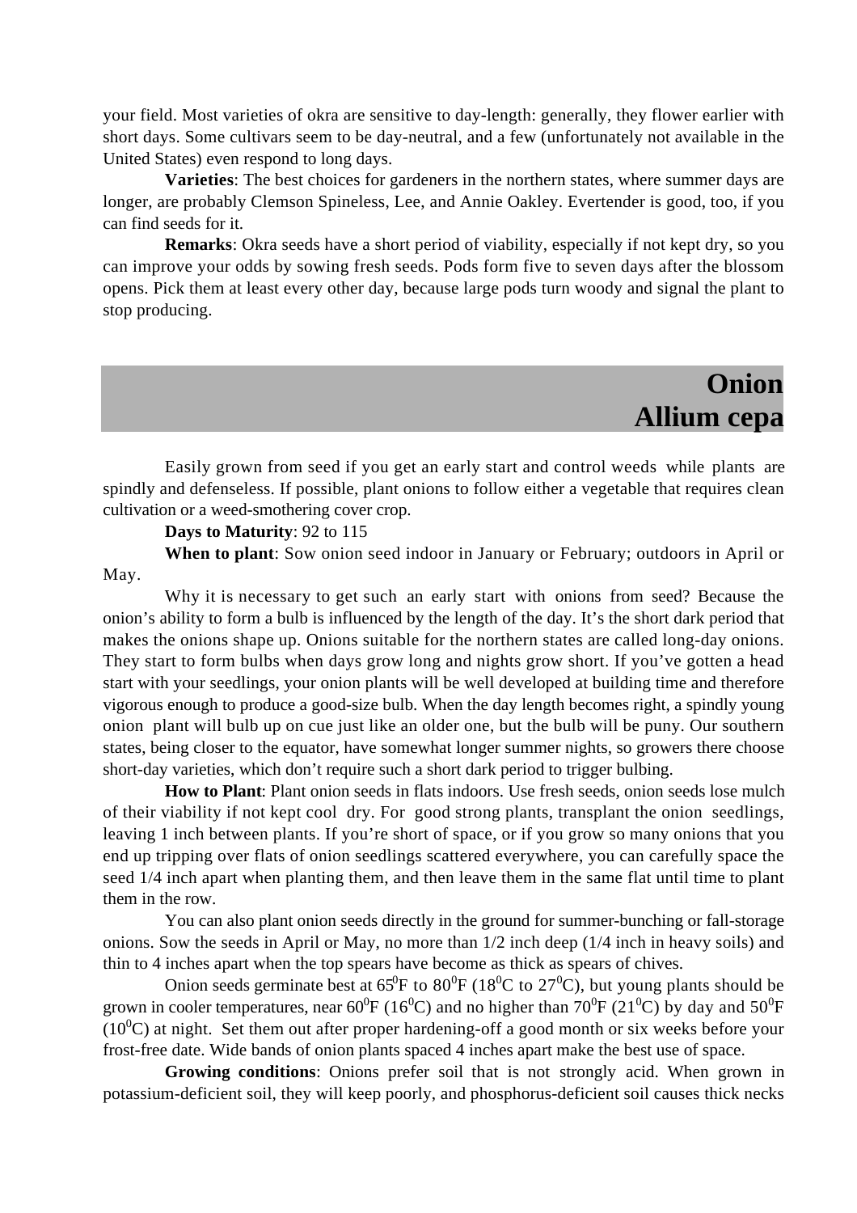your field. Most varieties of okra are sensitive to day-length: generally, they flower earlier with short days. Some cultivars seem to be day-neutral, and a few (unfortunately not available in the United States) even respond to long days.

**Varieties**: The best choices for gardeners in the northern states, where summer days are longer, are probably Clemson Spineless, Lee, and Annie Oakley. Evertender is good, too, if you can find seeds for it.

**Remarks**: Okra seeds have a short period of viability, especially if not kept dry, so you can improve your odds by sowing fresh seeds. Pods form five to seven days after the blossom opens. Pick them at least every other day, because large pods turn woody and signal the plant to stop producing.

## Onion Allium cepa

Easily grown from seed if you get an early start and control weeds while plants are spindly and defenseless. If possible, plant onions to follow either a vegetable that requires clean cultivation or a weed-smothering cover crop.

**Days to Maturity**: 92 to 115

**When to plant**: Sow onion seed indoor in January or February; outdoors in April or May.

Why it is necessary to get such an early start with onions from seed? Because the onion's ability to form a bulb is influenced by the length of the day. It's the short dark period that makes the onions shape up. Onions suitable for the northern states are called long-day onions. They start to form bulbs when days grow long and nights grow short. If you've gotten a head start with your seedlings, your onion plants will be well developed at building time and therefore vigorous enough to produce a good-size bulb. When the day length becomes right, a spindly young onion plant will bulb up on cue just like an older one, but the bulb will be puny. Our southern states, being closer to the equator, have somewhat longer summer nights, so growers there choose short-day varieties, which don't require such a short dark period to trigger bulbing.

**How to Plant**: Plant onion seeds in flats indoors. Use fresh seeds, onion seeds lose mulch of their viability if not kept cool dry. For good strong plants, transplant the onion seedlings, leaving 1 inch between plants. If you're short of space, or if you grow so many onions that you end up tripping over flats of onion seedlings scattered everywhere, you can carefully space the seed 1/4 inch apart when planting them, and then leave them in the same flat until time to plant them in the row.

You can also plant onion seeds directly in the ground for summer-bunching or fall-storage onions. Sow the seeds in April or May, no more than 1/2 inch deep (1/4 inch in heavy soils) and thin to 4 inches apart when the top spears have become as thick as spears of chives.

Onion seeds germinate best at $65^0$F to $80^0$F ($18^0$C to $27^0$C), but young plants should be grown in cooler temperatures, near $60^0$F ($16^0$C) and no higher than $70^0$F ($21^0$C) by day and $50^0$F ($10^0$C) at night. Set them out after proper hardening-off a good month or six weeks before your frost-free date. Wide bands of onion plants spaced 4 inches apart make the best use of space.

**Growing conditions**: Onions prefer soil that is not strongly acid. When grown in potassium-deficient soil, they will keep poorly, and phosphorus-deficient soil causes thick necks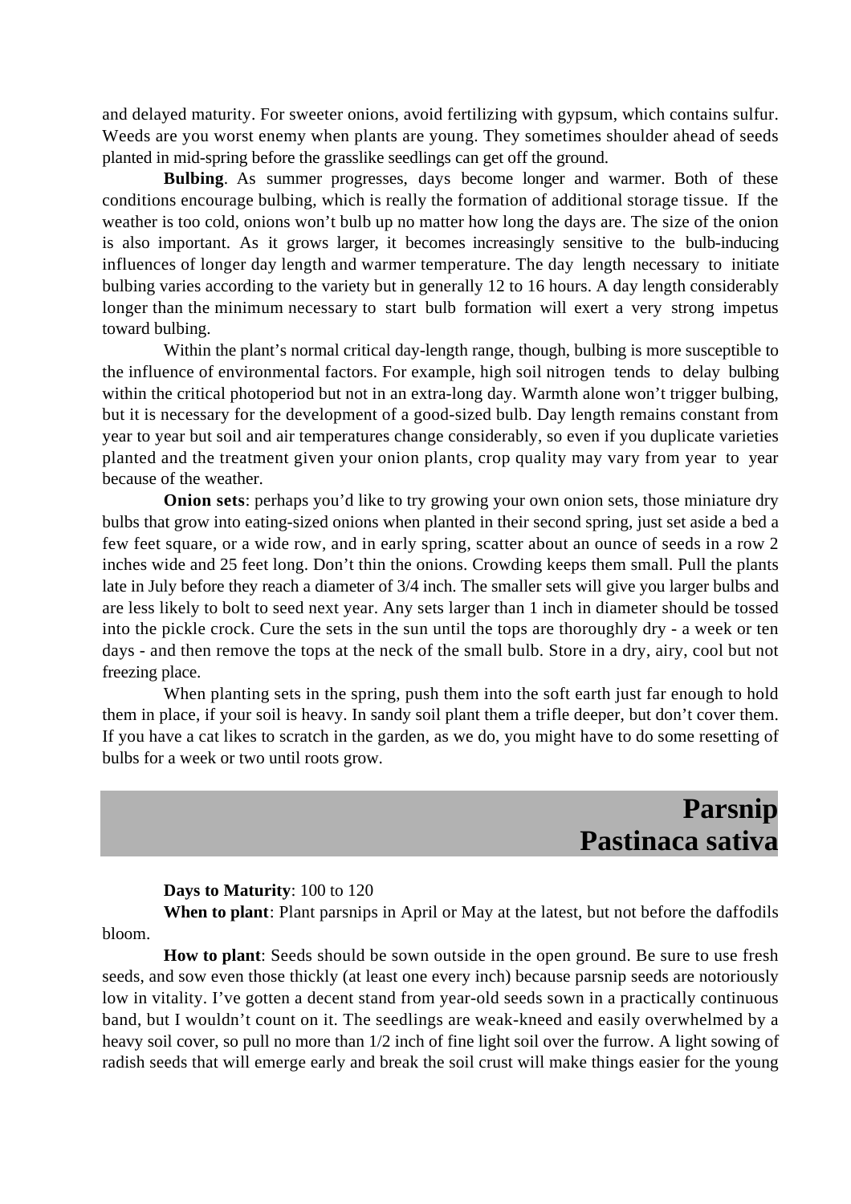and delayed maturity. For sweeter onions, avoid fertilizing with gypsum, which contains sulfur. Weeds are you worst enemy when plants are young. They sometimes shoulder ahead of seeds planted in mid-spring before the grasslike seedlings can get off the ground.

**Bulbing**. As summer progresses, days become longer and warmer. Both of these conditions encourage bulbing, which is really the formation of additional storage tissue. If the weather is too cold, onions won't bulb up no matter how long the days are. The size of the onion is also important. As it grows larger, it becomes increasingly sensitive to the bulb-inducing influences of longer day length and warmer temperature. The day length necessary to initiate bulbing varies according to the variety but in generally 12 to 16 hours. A day length considerably longer than the minimum necessary to start bulb formation will exert a very strong impetus toward bulbing.

Within the plant's normal critical day-length range, though, bulbing is more susceptible to the influence of environmental factors. For example, high soil nitrogen tends to delay bulbing within the critical photoperiod but not in an extra-long day. Warmth alone won't trigger bulbing, but it is necessary for the development of a good-sized bulb. Day length remains constant from year to year but soil and air temperatures change considerably, so even if you duplicate varieties planted and the treatment given your onion plants, crop quality may vary from year to year because of the weather.

**Onion sets**: perhaps you'd like to try growing your own onion sets, those miniature dry bulbs that grow into eating-sized onions when planted in their second spring, just set aside a bed a few feet square, or a wide row, and in early spring, scatter about an ounce of seeds in a row 2 inches wide and 25 feet long. Don't thin the onions. Crowding keeps them small. Pull the plants late in July before they reach a diameter of 3/4 inch. The smaller sets will give you larger bulbs and are less likely to bolt to seed next year. Any sets larger than 1 inch in diameter should be tossed into the pickle crock. Cure the sets in the sun until the tops are thoroughly dry - a week or ten days - and then remove the tops at the neck of the small bulb. Store in a dry, airy, cool but not freezing place.

When planting sets in the spring, push them into the soft earth just far enough to hold them in place, if your soil is heavy. In sandy soil plant them a trifle deeper, but don't cover them. If you have a cat likes to scratch in the garden, as we do, you might have to do some resetting of bulbs for a week or two until roots grow.

## Parsnip
## Pastinaca sativa

**Days to Maturity**: 100 to 120

**When to plant**: Plant parsnips in April or May at the latest, but not before the daffodils bloom.

**How to plant**: Seeds should be sown outside in the open ground. Be sure to use fresh seeds, and sow even those thickly (at least one every inch) because parsnip seeds are notoriously low in vitality. I've gotten a decent stand from year-old seeds sown in a practically continuous band, but I wouldn't count on it. The seedlings are weak-kneed and easily overwhelmed by a heavy soil cover, so pull no more than 1/2 inch of fine light soil over the furrow. A light sowing of radish seeds that will emerge early and break the soil crust will make things easier for the young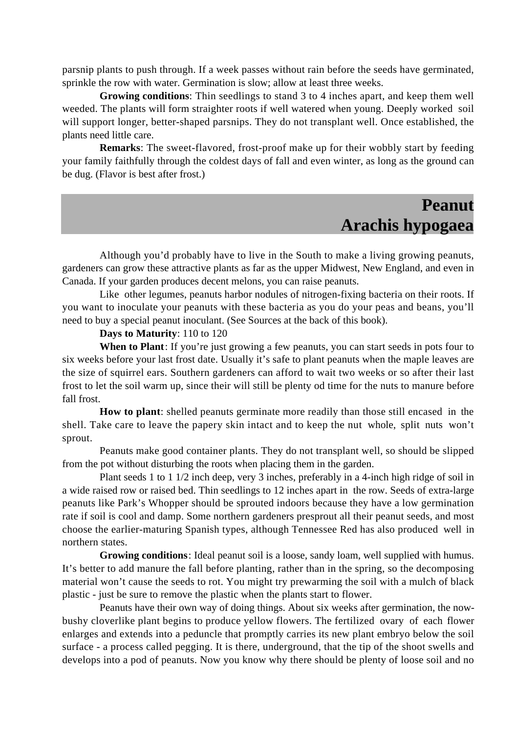parsnip plants to push through. If a week passes without rain before the seeds have germinated, sprinkle the row with water. Germination is slow; allow at least three weeks.

**Growing conditions**: Thin seedlings to stand 3 to 4 inches apart, and keep them well weeded. The plants will form straighter roots if well watered when young. Deeply worked soil will support longer, better-shaped parsnips. They do not transplant well. Once established, the plants need little care.

**Remarks**: The sweet-flavored, frost-proof make up for their wobbly start by feeding your family faithfully through the coldest days of fall and even winter, as long as the ground can be dug. (Flavor is best after frost.)

## Peanut
## Arachis hypogaea

Although you'd probably have to live in the South to make a living growing peanuts, gardeners can grow these attractive plants as far as the upper Midwest, New England, and even in Canada. If your garden produces decent melons, you can raise peanuts.

Like other legumes, peanuts harbor nodules of nitrogen-fixing bacteria on their roots. If you want to inoculate your peanuts with these bacteria as you do your peas and beans, you'll need to buy a special peanut inoculant. (See Sources at the back of this book).

**Days to Maturity**: 110 to 120

**When to Plant**: If you're just growing a few peanuts, you can start seeds in pots four to six weeks before your last frost date. Usually it's safe to plant peanuts when the maple leaves are the size of squirrel ears. Southern gardeners can afford to wait two weeks or so after their last frost to let the soil warm up, since their will still be plenty od time for the nuts to manure before fall frost.

**How to plant**: shelled peanuts germinate more readily than those still encased in the shell. Take care to leave the papery skin intact and to keep the nut whole, split nuts won't sprout.

Peanuts make good container plants. They do not transplant well, so should be slipped from the pot without disturbing the roots when placing them in the garden.

Plant seeds 1 to 1 1/2 inch deep, very 3 inches, preferably in a 4-inch high ridge of soil in a wide raised row or raised bed. Thin seedlings to 12 inches apart in the row. Seeds of extra-large peanuts like Park's Whopper should be sprouted indoors because they have a low germination rate if soil is cool and damp. Some northern gardeners presprout all their peanut seeds, and most choose the earlier-maturing Spanish types, although Tennessee Red has also produced well in northern states.

**Growing conditions**: Ideal peanut soil is a loose, sandy loam, well supplied with humus. It's better to add manure the fall before planting, rather than in the spring, so the decomposing material won't cause the seeds to rot. You might try prewarming the soil with a mulch of black plastic - just be sure to remove the plastic when the plants start to flower.

Peanuts have their own way of doing things. About six weeks after germination, the now-bushy cloverlike plant begins to produce yellow flowers. The fertilized ovary of each flower enlarges and extends into a peduncle that promptly carries its new plant embryo below the soil surface - a process called pegging. It is there, underground, that the tip of the shoot swells and develops into a pod of peanuts. Now you know why there should be plenty of loose soil and no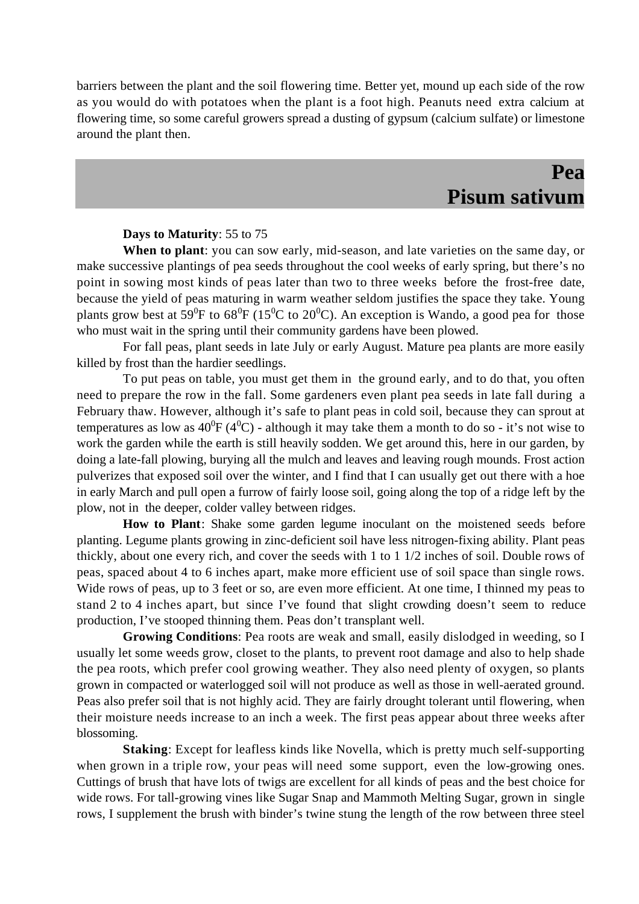barriers between the plant and the soil flowering time. Better yet, mound up each side of the row as you would do with potatoes when the plant is a foot high. Peanuts need extra calcium at flowering time, so some careful growers spread a dusting of gypsum (calcium sulfate) or limestone around the plant then.

## Pea
## Pisum sativum

**Days to Maturity**: 55 to 75

**When to plant**: you can sow early, mid-season, and late varieties on the same day, or make successive plantings of pea seeds throughout the cool weeks of early spring, but there's no point in sowing most kinds of peas later than two to three weeks before the frost-free date, because the yield of peas maturing in warm weather seldom justifies the space they take. Young plants grow best at $59^0$F to $68^0$F ($15^0$C to $20^0$C). An exception is Wando, a good pea for those who must wait in the spring until their community gardens have been plowed.

For fall peas, plant seeds in late July or early August. Mature pea plants are more easily killed by frost than the hardier seedlings.

To put peas on table, you must get them in the ground early, and to do that, you often need to prepare the row in the fall. Some gardeners even plant pea seeds in late fall during a February thaw. However, although it's safe to plant peas in cold soil, because they can sprout at temperatures as low as $40^0$F ($4^0$C) - although it may take them a month to do so - it's not wise to work the garden while the earth is still heavily sodden. We get around this, here in our garden, by doing a late-fall plowing, burying all the mulch and leaves and leaving rough mounds. Frost action pulverizes that exposed soil over the winter, and I find that I can usually get out there with a hoe in early March and pull open a furrow of fairly loose soil, going along the top of a ridge left by the plow, not in the deeper, colder valley between ridges.

**How to Plant**: Shake some garden legume inoculant on the moistened seeds before planting. Legume plants growing in zinc-deficient soil have less nitrogen-fixing ability. Plant peas thickly, about one every rich, and cover the seeds with 1 to 1 1/2 inches of soil. Double rows of peas, spaced about 4 to 6 inches apart, make more efficient use of soil space than single rows. Wide rows of peas, up to 3 feet or so, are even more efficient. At one time, I thinned my peas to stand 2 to 4 inches apart, but since I've found that slight crowding doesn't seem to reduce production, I've stooped thinning them. Peas don't transplant well.

**Growing Conditions**: Pea roots are weak and small, easily dislodged in weeding, so I usually let some weeds grow, closet to the plants, to prevent root damage and also to help shade the pea roots, which prefer cool growing weather. They also need plenty of oxygen, so plants grown in compacted or waterlogged soil will not produce as well as those in well-aerated ground. Peas also prefer soil that is not highly acid. They are fairly drought tolerant until flowering, when their moisture needs increase to an inch a week. The first peas appear about three weeks after blossoming.

**Staking**: Except for leafless kinds like Novella, which is pretty much self-supporting when grown in a triple row, your peas will need some support, even the low-growing ones. Cuttings of brush that have lots of twigs are excellent for all kinds of peas and the best choice for wide rows. For tall-growing vines like Sugar Snap and Mammoth Melting Sugar, grown in single rows, I supplement the brush with binder's twine stung the length of the row between three steel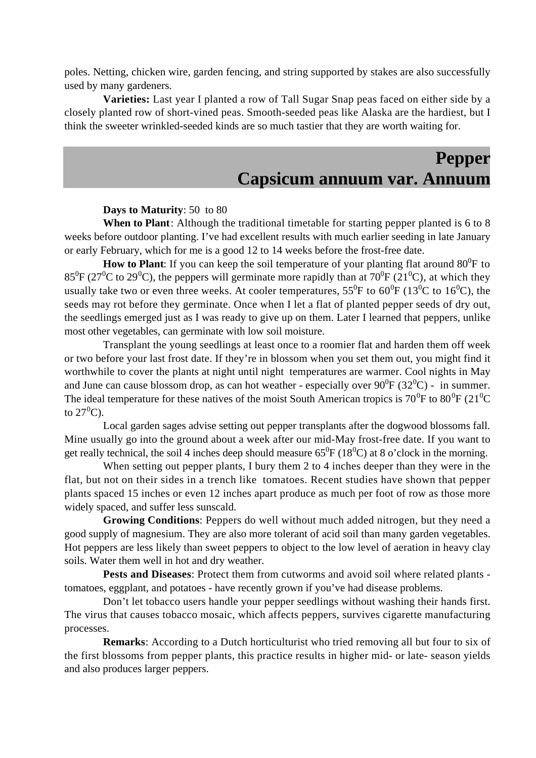poles. Netting, chicken wire, garden fencing, and string supported by stakes are also successfully used by many gardeners.

**Varieties:** Last year I planted a row of Tall Sugar Snap peas faced on either side by a closely planted row of short-vined peas. Smooth-seeded peas like Alaska are the hardiest, but I think the sweeter wrinkled-seeded kinds are so much tastier that they are worth waiting for.

# Pepper
# Capsicum annuum var. Annuum

**Days to Maturity**: 50 to 80

**When to Plant**: Although the traditional timetable for starting pepper planted is 6 to 8 weeks before outdoor planting. I've had excellent results with much earlier seeding in late January or early February, which for me is a good 12 to 14 weeks before the frost-free date.

**How to Plant**: If you can keep the soil temperature of your planting flat around $80^0$F to $85^0$F ($27^0$C to $29^0$C), the peppers will germinate more rapidly than at $70^0$F ($21^0$C), at which they usually take two or even three weeks. At cooler temperatures, $55^0$F to $60^0$F ($13^0$C to $16^0$C), the seeds may rot before they germinate. Once when I let a flat of planted pepper seeds of dry out, the seedlings emerged just as I was ready to give up on them. Later I learned that peppers, unlike most other vegetables, can germinate with low soil moisture.

Transplant the young seedlings at least once to a roomier flat and harden them off week or two before your last frost date. If they're in blossom when you set them out, you might find it worthwhile to cover the plants at night until night temperatures are warmer. Cool nights in May and June can cause blossom drop, as can hot weather - especially over $90^0$F ($32^0$C) - in summer. The ideal temperature for these natives of the moist South American tropics is $70^0$F to $80^0$F ($21^0$C to $27^0$C).

Local garden sages advise setting out pepper transplants after the dogwood blossoms fall. Mine usually go into the ground about a week after our mid-May frost-free date. If you want to get really technical, the soil 4 inches deep should measure $65^0$F ($18^0$C) at 8 o'clock in the morning.

When setting out pepper plants, I bury them 2 to 4 inches deeper than they were in the flat, but not on their sides in a trench like tomatoes. Recent studies have shown that pepper plants spaced 15 inches or even 12 inches apart produce as much per foot of row as those more widely spaced, and suffer less sunscald.

**Growing Conditions**: Peppers do well without much added nitrogen, but they need a good supply of magnesium. They are also more tolerant of acid soil than many garden vegetables. Hot peppers are less likely than sweet peppers to object to the low level of aeration in heavy clay soils. Water them well in hot and dry weather.

**Pests and Diseases**: Protect them from cutworms and avoid soil where related plants - tomatoes, eggplant, and potatoes - have recently grown if you've had disease problems.

Don't let tobacco users handle your pepper seedlings without washing their hands first. The virus that causes tobacco mosaic, which affects peppers, survives cigarette manufacturing processes.

**Remarks**: According to a Dutch horticulturist who tried removing all but four to six of the first blossoms from pepper plants, this practice results in higher mid- or late- season yields and also produces larger peppers.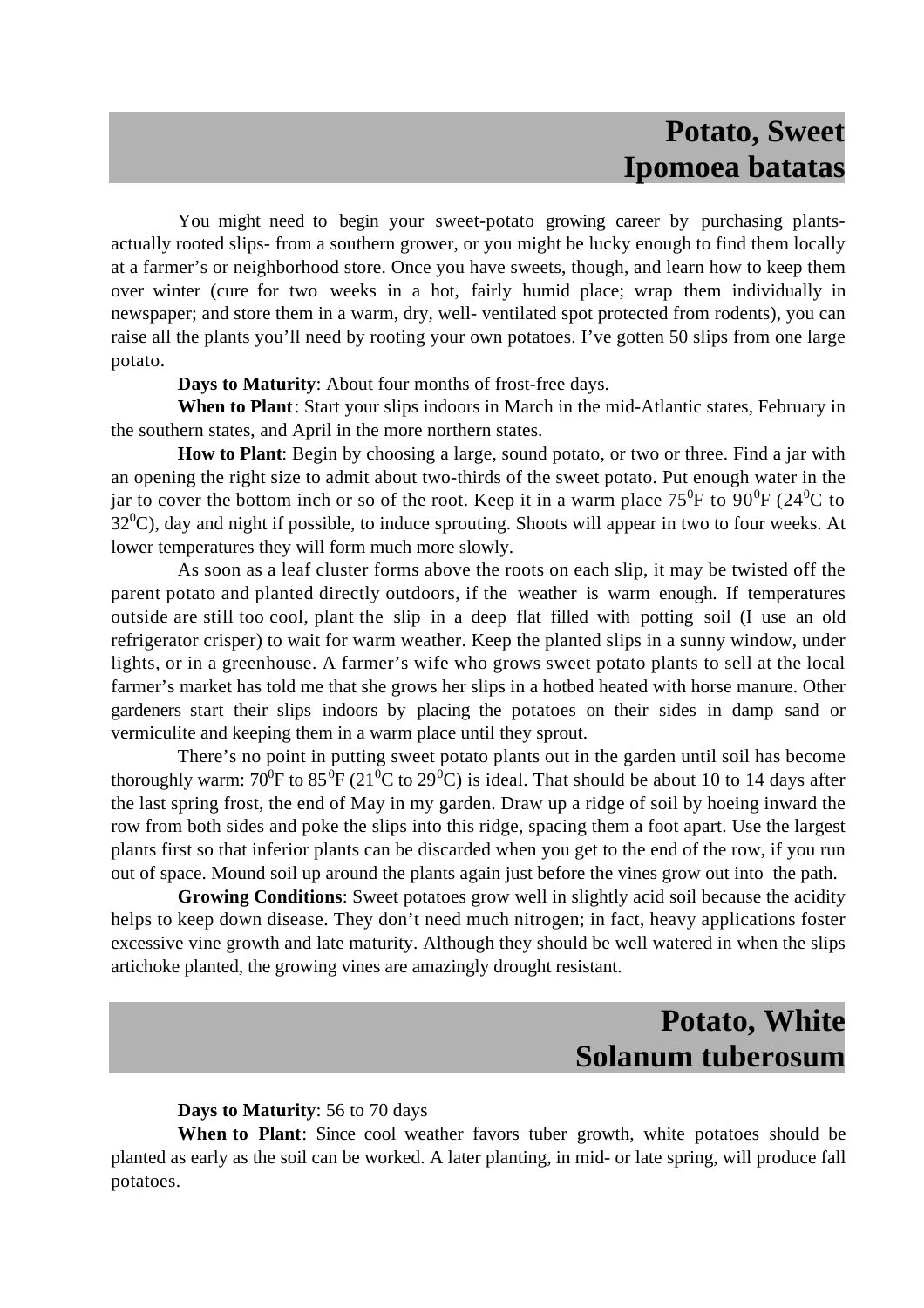## Potato, Sweet
## Ipomoea batatas

You might need to begin your sweet-potato growing career by purchasing plants- actually rooted slips- from a southern grower, or you might be lucky enough to find them locally at a farmer's or neighborhood store. Once you have sweets, though, and learn how to keep them over winter (cure for two weeks in a hot, fairly humid place; wrap them individually in newspaper; and store them in a warm, dry, well- ventilated spot protected from rodents), you can raise all the plants you'll need by rooting your own potatoes. I've gotten 50 slips from one large potato.

**Days to Maturity**: About four months of frost-free days.

**When to Plant**: Start your slips indoors in March in the mid-Atlantic states, February in the southern states, and April in the more northern states.

**How to Plant**: Begin by choosing a large, sound potato, or two or three. Find a jar with an opening the right size to admit about two-thirds of the sweet potato. Put enough water in the jar to cover the bottom inch or so of the root. Keep it in a warm place $75^0$F to $90^0$F ($24^0$C to $32^0$C), day and night if possible, to induce sprouting. Shoots will appear in two to four weeks. At lower temperatures they will form much more slowly.

As soon as a leaf cluster forms above the roots on each slip, it may be twisted off the parent potato and planted directly outdoors, if the weather is warm enough. If temperatures outside are still too cool, plant the slip in a deep flat filled with potting soil (I use an old refrigerator crisper) to wait for warm weather. Keep the planted slips in a sunny window, under lights, or in a greenhouse. A farmer's wife who grows sweet potato plants to sell at the local farmer's market has told me that she grows her slips in a hotbed heated with horse manure. Other gardeners start their slips indoors by placing the potatoes on their sides in damp sand or vermiculite and keeping them in a warm place until they sprout.

There's no point in putting sweet potato plants out in the garden until soil has become thoroughly warm: $70^0$F to $85^0$F ($21^0$C to $29^0$C) is ideal. That should be about 10 to 14 days after the last spring frost, the end of May in my garden. Draw up a ridge of soil by hoeing inward the row from both sides and poke the slips into this ridge, spacing them a foot apart. Use the largest plants first so that inferior plants can be discarded when you get to the end of the row, if you run out of space. Mound soil up around the plants again just before the vines grow out into the path.

**Growing Conditions**: Sweet potatoes grow well in slightly acid soil because the acidity helps to keep down disease. They don't need much nitrogen; in fact, heavy applications foster excessive vine growth and late maturity. Although they should be well watered in when the slips artichoke planted, the growing vines are amazingly drought resistant.

## Potato, White
## Solanum tuberosum

**Days to Maturity**: 56 to 70 days

**When to Plant**: Since cool weather favors tuber growth, white potatoes should be planted as early as the soil can be worked. A later planting, in mid- or late spring, will produce fall potatoes.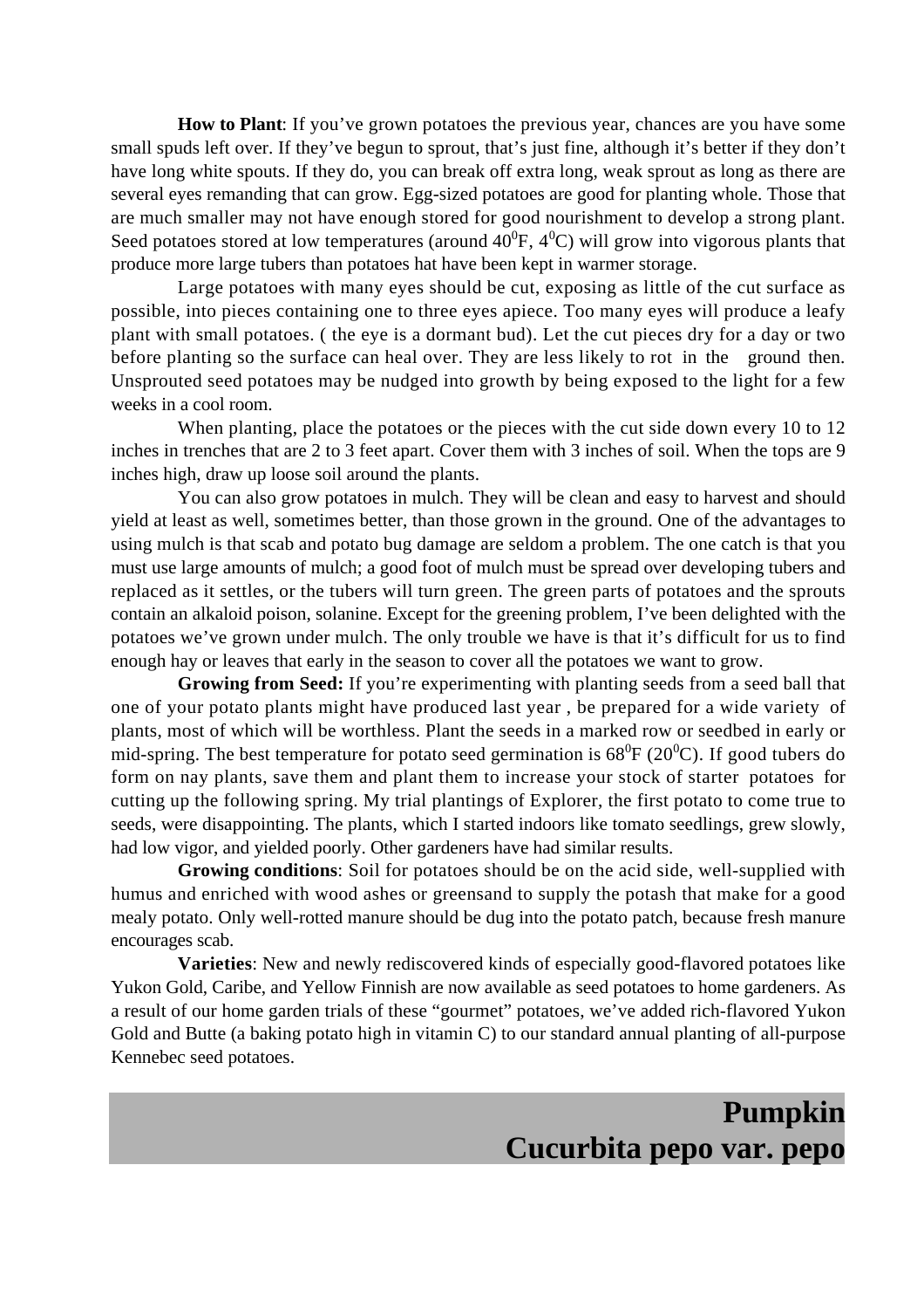**How to Plant**: If you've grown potatoes the previous year, chances are you have some small spuds left over. If they've begun to sprout, that's just fine, although it's better if they don't have long white spouts. If they do, you can break off extra long, weak sprout as long as there are several eyes remanding that can grow. Egg-sized potatoes are good for planting whole. Those that are much smaller may not have enough stored for good nourishment to develop a strong plant. Seed potatoes stored at low temperatures (around $40^0$F, $4^0$C) will grow into vigorous plants that produce more large tubers than potatoes hat have been kept in warmer storage.

Large potatoes with many eyes should be cut, exposing as little of the cut surface as possible, into pieces containing one to three eyes apiece. Too many eyes will produce a leafy plant with small potatoes. ( the eye is a dormant bud). Let the cut pieces dry for a day or two before planting so the surface can heal over. They are less likely to rot in the ground then. Unsprouted seed potatoes may be nudged into growth by being exposed to the light for a few weeks in a cool room.

When planting, place the potatoes or the pieces with the cut side down every 10 to 12 inches in trenches that are 2 to 3 feet apart. Cover them with 3 inches of soil. When the tops are 9 inches high, draw up loose soil around the plants.

You can also grow potatoes in mulch. They will be clean and easy to harvest and should yield at least as well, sometimes better, than those grown in the ground. One of the advantages to using mulch is that scab and potato bug damage are seldom a problem. The one catch is that you must use large amounts of mulch; a good foot of mulch must be spread over developing tubers and replaced as it settles, or the tubers will turn green. The green parts of potatoes and the sprouts contain an alkaloid poison, solanine. Except for the greening problem, I've been delighted with the potatoes we've grown under mulch. The only trouble we have is that it's difficult for us to find enough hay or leaves that early in the season to cover all the potatoes we want to grow.

**Growing from Seed:** If you're experimenting with planting seeds from a seed ball that one of your potato plants might have produced last year , be prepared for a wide variety of plants, most of which will be worthless. Plant the seeds in a marked row or seedbed in early or mid-spring. The best temperature for potato seed germination is $68^0$F ($20^0$C). If good tubers do form on nay plants, save them and plant them to increase your stock of starter potatoes for cutting up the following spring. My trial plantings of Explorer, the first potato to come true to seeds, were disappointing. The plants, which I started indoors like tomato seedlings, grew slowly, had low vigor, and yielded poorly. Other gardeners have had similar results.

**Growing conditions**: Soil for potatoes should be on the acid side, well-supplied with humus and enriched with wood ashes or greensand to supply the potash that make for a good mealy potato. Only well-rotted manure should be dug into the potato patch, because fresh manure encourages scab.

**Varieties**: New and newly rediscovered kinds of especially good-flavored potatoes like Yukon Gold, Caribe, and Yellow Finnish are now available as seed potatoes to home gardeners. As a result of our home garden trials of these "gourmet" potatoes, we've added rich-flavored Yukon Gold and Butte (a baking potato high in vitamin C) to our standard annual planting of all-purpose Kennebec seed potatoes.

# Pumpkin
# Cucurbita pepo var. pepo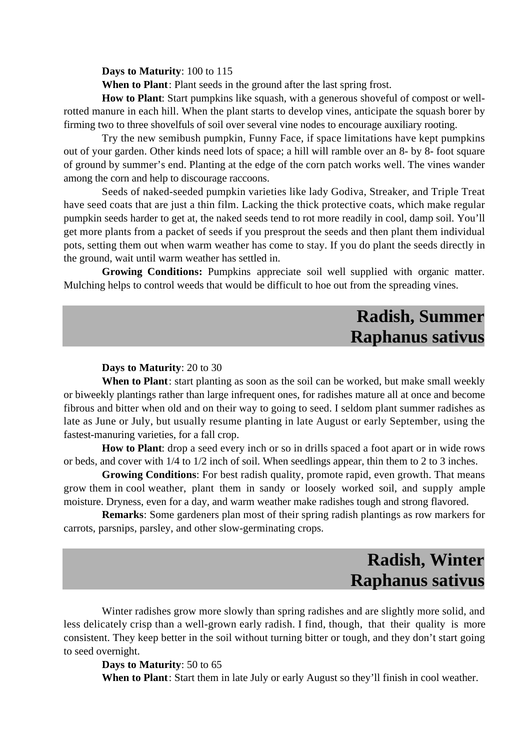**Days to Maturity**: 100 to 115

**When to Plant**: Plant seeds in the ground after the last spring frost.

**How to Plant**: Start pumpkins like squash, with a generous shoveful of compost or well-rotted manure in each hill. When the plant starts to develop vines, anticipate the squash borer by firming two to three shovelfuls of soil over several vine nodes to encourage auxiliary rooting.

Try the new semibush pumpkin, Funny Face, if space limitations have kept pumpkins out of your garden. Other kinds need lots of space; a hill will ramble over an 8- by 8- foot square of ground by summer's end. Planting at the edge of the corn patch works well. The vines wander among the corn and help to discourage raccoons.

Seeds of naked-seeded pumpkin varieties like lady Godiva, Streaker, and Triple Treat have seed coats that are just a thin film. Lacking the thick protective coats, which make regular pumpkin seeds harder to get at, the naked seeds tend to rot more readily in cool, damp soil. You'll get more plants from a packet of seeds if you presprout the seeds and then plant them individual pots, setting them out when warm weather has come to stay. If you do plant the seeds directly in the ground, wait until warm weather has settled in.

**Growing Conditions:** Pumpkins appreciate soil well supplied with organic matter. Mulching helps to control weeds that would be difficult to hoe out from the spreading vines.

## Radish, Summer Raphanus sativus

**Days to Maturity**: 20 to 30

**When to Plant**: start planting as soon as the soil can be worked, but make small weekly or biweekly plantings rather than large infrequent ones, for radishes mature all at once and become fibrous and bitter when old and on their way to going to seed. I seldom plant summer radishes as late as June or July, but usually resume planting in late August or early September, using the fastest-manuring varieties, for a fall crop.

**How to Plant**: drop a seed every inch or so in drills spaced a foot apart or in wide rows or beds, and cover with 1/4 to 1/2 inch of soil. When seedlings appear, thin them to 2 to 3 inches.

**Growing Conditions**: For best radish quality, promote rapid, even growth. That means grow them in cool weather, plant them in sandy or loosely worked soil, and supply ample moisture. Dryness, even for a day, and warm weather make radishes tough and strong flavored.

**Remarks**: Some gardeners plan most of their spring radish plantings as row markers for carrots, parsnips, parsley, and other slow-germinating crops.

## Radish, Winter Raphanus sativus

Winter radishes grow more slowly than spring radishes and are slightly more solid, and less delicately crisp than a well-grown early radish. I find, though, that their quality is more consistent. They keep better in the soil without turning bitter or tough, and they don't start going to seed overnight.

**Days to Maturity**: 50 to 65

**When to Plant**: Start them in late July or early August so they'll finish in cool weather.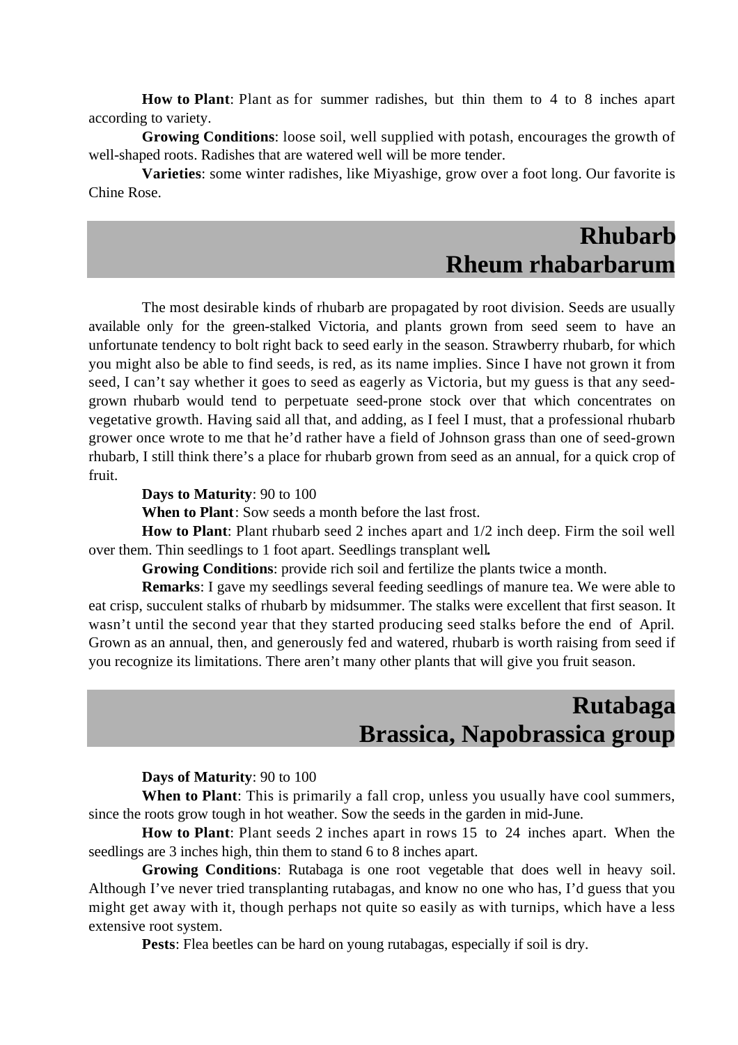**How to Plant**: Plant as for summer radishes, but thin them to 4 to 8 inches apart according to variety.

**Growing Conditions**: loose soil, well supplied with potash, encourages the growth of well-shaped roots. Radishes that are watered well will be more tender.

**Varieties**: some winter radishes, like Miyashige, grow over a foot long. Our favorite is Chine Rose.

## Rhubarb
## Rheum rhabarbarum

The most desirable kinds of rhubarb are propagated by root division. Seeds are usually available only for the green-stalked Victoria, and plants grown from seed seem to have an unfortunate tendency to bolt right back to seed early in the season. Strawberry rhubarb, for which you might also be able to find seeds, is red, as its name implies. Since I have not grown it from seed, I can't say whether it goes to seed as eagerly as Victoria, but my guess is that any seed-grown rhubarb would tend to perpetuate seed-prone stock over that which concentrates on vegetative growth. Having said all that, and adding, as I feel I must, that a professional rhubarb grower once wrote to me that he'd rather have a field of Johnson grass than one of seed-grown rhubarb, I still think there's a place for rhubarb grown from seed as an annual, for a quick crop of fruit.

**Days to Maturity**: 90 to 100

**When to Plant**: Sow seeds a month before the last frost.

**How to Plant**: Plant rhubarb seed 2 inches apart and 1/2 inch deep. Firm the soil well over them. Thin seedlings to 1 foot apart. Seedlings transplant well**.**

**Growing Conditions**: provide rich soil and fertilize the plants twice a month.

**Remarks**: I gave my seedlings several feeding seedlings of manure tea. We were able to eat crisp, succulent stalks of rhubarb by midsummer. The stalks were excellent that first season. It wasn't until the second year that they started producing seed stalks before the end of April. Grown as an annual, then, and generously fed and watered, rhubarb is worth raising from seed if you recognize its limitations. There aren't many other plants that will give you fruit season.

## Rutabaga
## Brassica, Napobrassica group

**Days of Maturity**: 90 to 100

**When to Plant**: This is primarily a fall crop, unless you usually have cool summers, since the roots grow tough in hot weather. Sow the seeds in the garden in mid-June.

**How to Plant**: Plant seeds 2 inches apart in rows 15 to 24 inches apart. When the seedlings are 3 inches high, thin them to stand 6 to 8 inches apart.

**Growing Conditions**: Rutabaga is one root vegetable that does well in heavy soil. Although I've never tried transplanting rutabagas, and know no one who has, I'd guess that you might get away with it, though perhaps not quite so easily as with turnips, which have a less extensive root system.

**Pests**: Flea beetles can be hard on young rutabagas, especially if soil is dry.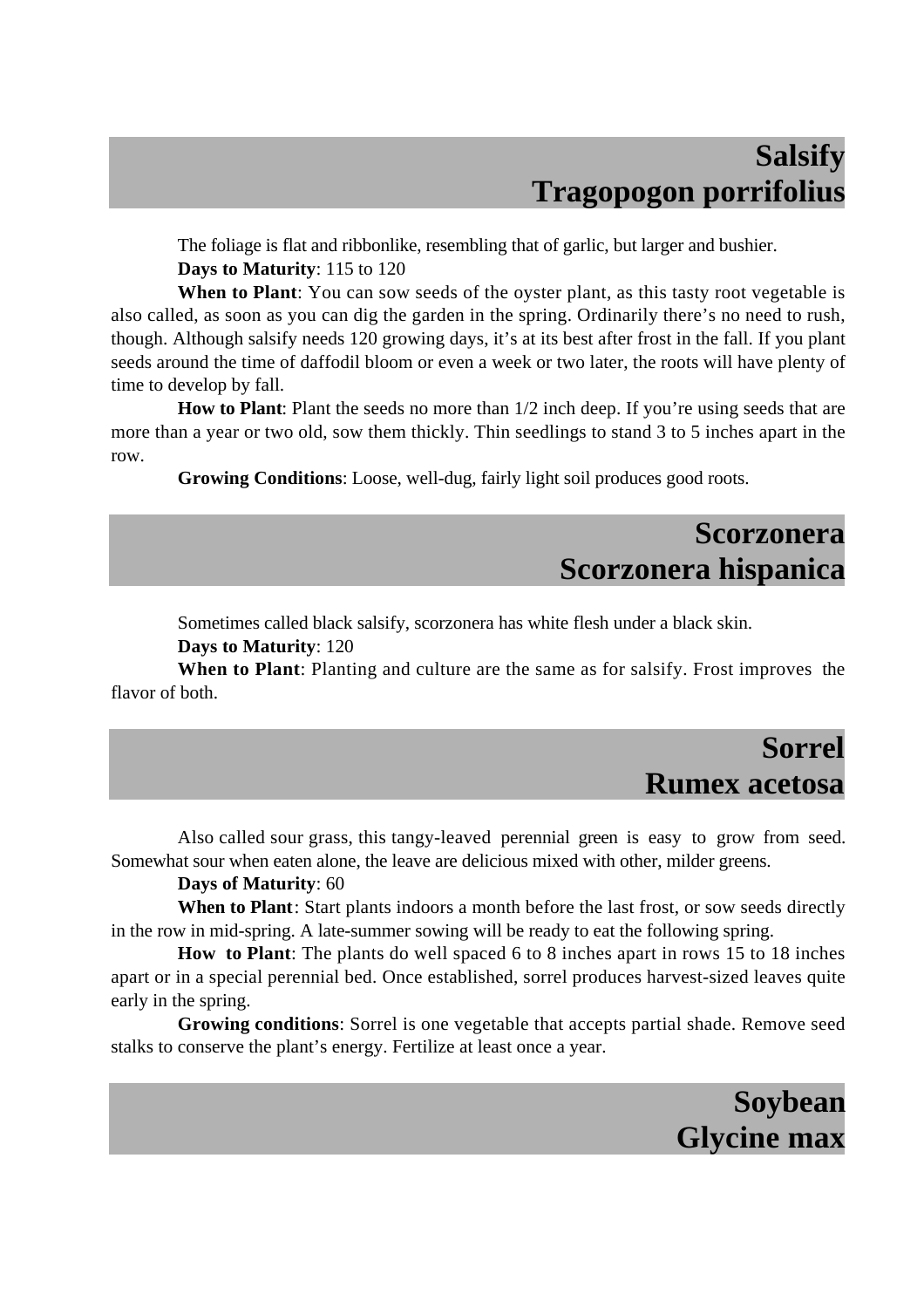## Salsify
## Tragopogon porrifolius

The foliage is flat and ribbonlike, resembling that of garlic, but larger and bushier.

**Days to Maturity**: 115 to 120

**When to Plant**: You can sow seeds of the oyster plant, as this tasty root vegetable is also called, as soon as you can dig the garden in the spring. Ordinarily there's no need to rush, though. Although salsify needs 120 growing days, it's at its best after frost in the fall. If you plant seeds around the time of daffodil bloom or even a week or two later, the roots will have plenty of time to develop by fall.

**How to Plant**: Plant the seeds no more than 1/2 inch deep. If you're using seeds that are more than a year or two old, sow them thickly. Thin seedlings to stand 3 to 5 inches apart in the row.

**Growing Conditions**: Loose, well-dug, fairly light soil produces good roots.

## Scorzonera
## Scorzonera hispanica

Sometimes called black salsify, scorzonera has white flesh under a black skin.

**Days to Maturity**: 120

**When to Plant**: Planting and culture are the same as for salsify. Frost improves the flavor of both.

## Sorrel
## Rumex acetosa

Also called sour grass, this tangy-leaved perennial green is easy to grow from seed. Somewhat sour when eaten alone, the leave are delicious mixed with other, milder greens.

**Days of Maturity**: 60

**When to Plant**: Start plants indoors a month before the last frost, or sow seeds directly in the row in mid-spring. A late-summer sowing will be ready to eat the following spring.

**How to Plant**: The plants do well spaced 6 to 8 inches apart in rows 15 to 18 inches apart or in a special perennial bed. Once established, sorrel produces harvest-sized leaves quite early in the spring.

**Growing conditions**: Sorrel is one vegetable that accepts partial shade. Remove seed stalks to conserve the plant's energy. Fertilize at least once a year.

## Soybean
## Glycine max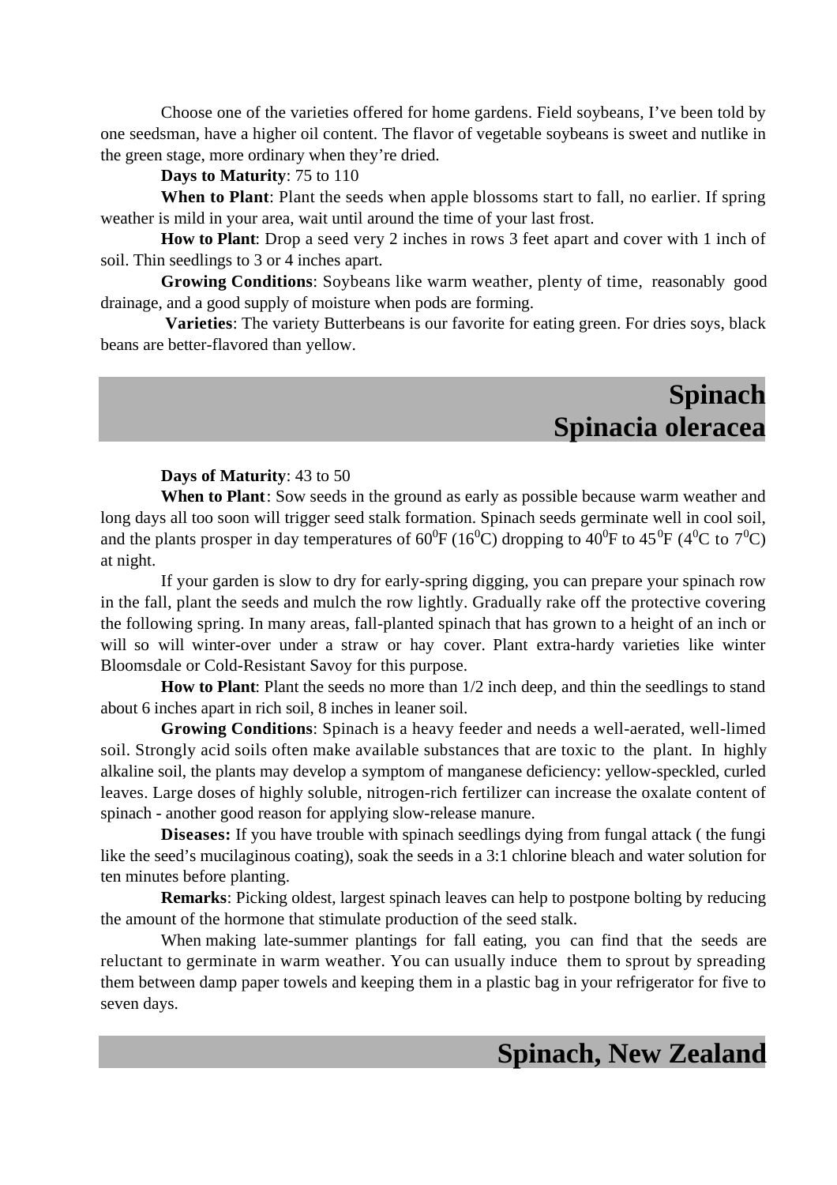Choose one of the varieties offered for home gardens. Field soybeans, I've been told by one seedsman, have a higher oil content. The flavor of vegetable soybeans is sweet and nutlike in the green stage, more ordinary when they're dried.

**Days to Maturity**: 75 to 110

**When to Plant**: Plant the seeds when apple blossoms start to fall, no earlier. If spring weather is mild in your area, wait until around the time of your last frost.

**How to Plant**: Drop a seed very 2 inches in rows 3 feet apart and cover with 1 inch of soil. Thin seedlings to 3 or 4 inches apart.

**Growing Conditions**: Soybeans like warm weather, plenty of time, reasonably good drainage, and a good supply of moisture when pods are forming.

**Varieties**: The variety Butterbeans is our favorite for eating green. For dries soys, black beans are better-flavored than yellow.

## Spinach
## Spinacia oleracea

**Days of Maturity**: 43 to 50

**When to Plant**: Sow seeds in the ground as early as possible because warm weather and long days all too soon will trigger seed stalk formation. Spinach seeds germinate well in cool soil, and the plants prosper in day temperatures of $60^0$F ($16^0$C) dropping to $40^0$F to $45^0$F ($4^0$C to $7^0$C) at night.

If your garden is slow to dry for early-spring digging, you can prepare your spinach row in the fall, plant the seeds and mulch the row lightly. Gradually rake off the protective covering the following spring. In many areas, fall-planted spinach that has grown to a height of an inch or will so will winter-over under a straw or hay cover. Plant extra-hardy varieties like winter Bloomsdale or Cold-Resistant Savoy for this purpose.

**How to Plant**: Plant the seeds no more than 1/2 inch deep, and thin the seedlings to stand about 6 inches apart in rich soil, 8 inches in leaner soil.

**Growing Conditions**: Spinach is a heavy feeder and needs a well-aerated, well-limed soil. Strongly acid soils often make available substances that are toxic to the plant. In highly alkaline soil, the plants may develop a symptom of manganese deficiency: yellow-speckled, curled leaves. Large doses of highly soluble, nitrogen-rich fertilizer can increase the oxalate content of spinach - another good reason for applying slow-release manure.

**Diseases:** If you have trouble with spinach seedlings dying from fungal attack ( the fungi like the seed's mucilaginous coating), soak the seeds in a 3:1 chlorine bleach and water solution for ten minutes before planting.

**Remarks**: Picking oldest, largest spinach leaves can help to postpone bolting by reducing the amount of the hormone that stimulate production of the seed stalk.

When making late-summer plantings for fall eating, you can find that the seeds are reluctant to germinate in warm weather. You can usually induce them to sprout by spreading them between damp paper towels and keeping them in a plastic bag in your refrigerator for five to seven days.

## Spinach, New Zealand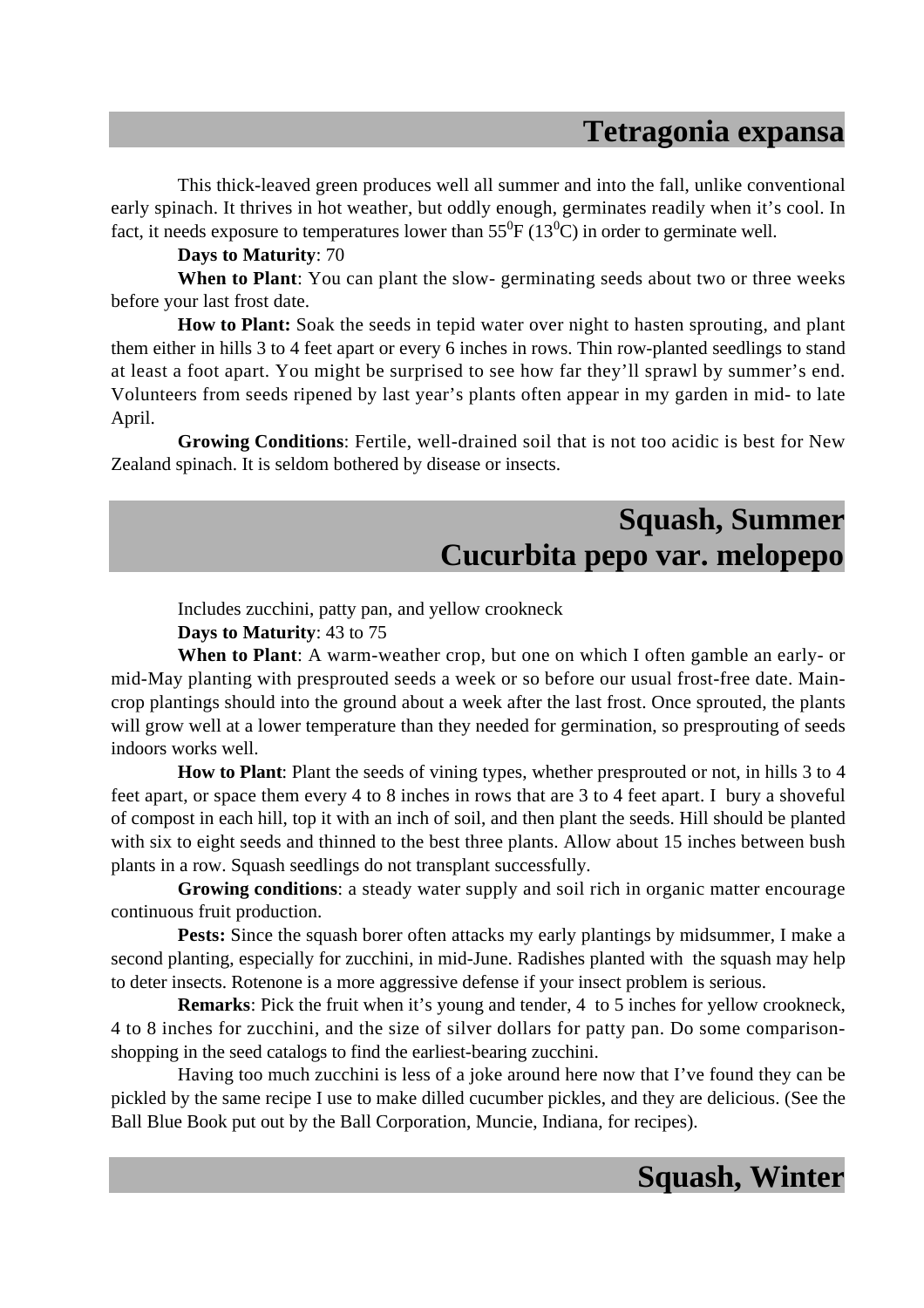## Tetragonia expansa

This thick-leaved green produces well all summer and into the fall, unlike conventional early spinach. It thrives in hot weather, but oddly enough, germinates readily when it's cool. In fact, it needs exposure to temperatures lower than $55^0$F ($13^0$C) in order to germinate well.

**Days to Maturity**: 70

**When to Plant**: You can plant the slow- germinating seeds about two or three weeks before your last frost date.

**How to Plant:** Soak the seeds in tepid water over night to hasten sprouting, and plant them either in hills 3 to 4 feet apart or every 6 inches in rows. Thin row-planted seedlings to stand at least a foot apart. You might be surprised to see how far they'll sprawl by summer's end. Volunteers from seeds ripened by last year's plants often appear in my garden in mid- to late April.

**Growing Conditions**: Fertile, well-drained soil that is not too acidic is best for New Zealand spinach. It is seldom bothered by disease or insects.

## Squash, Summer
## Cucurbita pepo var. melopepo

Includes zucchini, patty pan, and yellow crookneck

**Days to Maturity**: 43 to 75

**When to Plant**: A warm-weather crop, but one on which I often gamble an early- or mid-May planting with presprouted seeds a week or so before our usual frost-free date. Main-crop plantings should into the ground about a week after the last frost. Once sprouted, the plants will grow well at a lower temperature than they needed for germination, so presprouting of seeds indoors works well.

**How to Plant**: Plant the seeds of vining types, whether presprouted or not, in hills 3 to 4 feet apart, or space them every 4 to 8 inches in rows that are 3 to 4 feet apart. I bury a shoveful of compost in each hill, top it with an inch of soil, and then plant the seeds. Hill should be planted with six to eight seeds and thinned to the best three plants. Allow about 15 inches between bush plants in a row. Squash seedlings do not transplant successfully.

**Growing conditions**: a steady water supply and soil rich in organic matter encourage continuous fruit production.

**Pests:** Since the squash borer often attacks my early plantings by midsummer, I make a second planting, especially for zucchini, in mid-June. Radishes planted with the squash may help to deter insects. Rotenone is a more aggressive defense if your insect problem is serious.

**Remarks**: Pick the fruit when it's young and tender, 4 to 5 inches for yellow crookneck, 4 to 8 inches for zucchini, and the size of silver dollars for patty pan. Do some comparison-shopping in the seed catalogs to find the earliest-bearing zucchini.

Having too much zucchini is less of a joke around here now that I've found they can be pickled by the same recipe I use to make dilled cucumber pickles, and they are delicious. (See the Ball Blue Book put out by the Ball Corporation, Muncie, Indiana, for recipes).

## Squash, Winter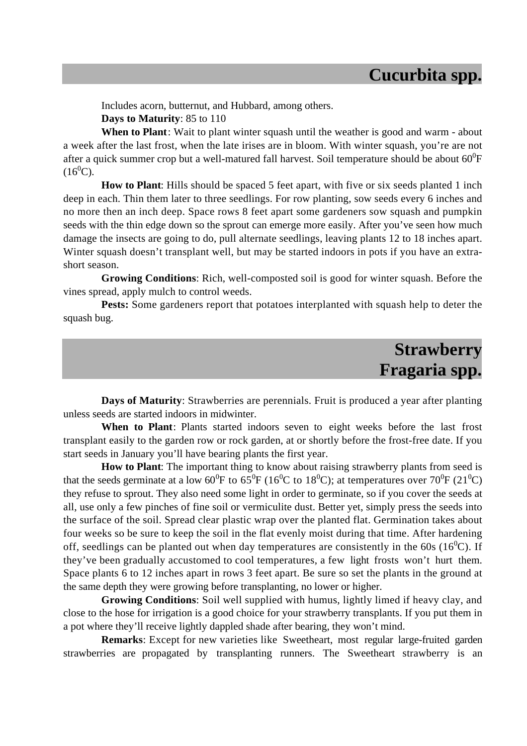## Cucurbita spp.

Includes acorn, butternut, and Hubbard, among others.

**Days to Maturity**: 85 to 110

**When to Plant**: Wait to plant winter squash until the weather is good and warm - about a week after the last frost, when the late irises are in bloom. With winter squash, you're are not after a quick summer crop but a well-matured fall harvest. Soil temperature should be about $60^0$F ($16^0$C).

**How to Plant**: Hills should be spaced 5 feet apart, with five or six seeds planted 1 inch deep in each. Thin them later to three seedlings. For row planting, sow seeds every 6 inches and no more then an inch deep. Space rows 8 feet apart some gardeners sow squash and pumpkin seeds with the thin edge down so the sprout can emerge more easily. After you've seen how much damage the insects are going to do, pull alternate seedlings, leaving plants 12 to 18 inches apart. Winter squash doesn't transplant well, but may be started indoors in pots if you have an extra-short season.

**Growing Conditions**: Rich, well-composted soil is good for winter squash. Before the vines spread, apply mulch to control weeds.

**Pests:** Some gardeners report that potatoes interplanted with squash help to deter the squash bug.

## Strawberry
## Fragaria spp.

**Days of Maturity**: Strawberries are perennials. Fruit is produced a year after planting unless seeds are started indoors in midwinter.

**When to Plant**: Plants started indoors seven to eight weeks before the last frost transplant easily to the garden row or rock garden, at or shortly before the frost-free date. If you start seeds in January you'll have bearing plants the first year.

**How to Plant**: The important thing to know about raising strawberry plants from seed is that the seeds germinate at a low $60^0$F to $65^0$F ($16^0$C to $18^0$C); at temperatures over $70^0$F ($21^0$C) they refuse to sprout. They also need some light in order to germinate, so if you cover the seeds at all, use only a few pinches of fine soil or vermiculite dust. Better yet, simply press the seeds into the surface of the soil. Spread clear plastic wrap over the planted flat. Germination takes about four weeks so be sure to keep the soil in the flat evenly moist during that time. After hardening off, seedlings can be planted out when day temperatures are consistently in the 60s ($16^0$C). If they've been gradually accustomed to cool temperatures, a few light frosts won't hurt them. Space plants 6 to 12 inches apart in rows 3 feet apart. Be sure so set the plants in the ground at the same depth they were growing before transplanting, no lower or higher.

**Growing Conditions**: Soil well supplied with humus, lightly limed if heavy clay, and close to the hose for irrigation is a good choice for your strawberry transplants. If you put them in a pot where they'll receive lightly dappled shade after bearing, they won't mind.

**Remarks**: Except for new varieties like Sweetheart, most regular large-fruited garden strawberries are propagated by transplanting runners. The Sweetheart strawberry is an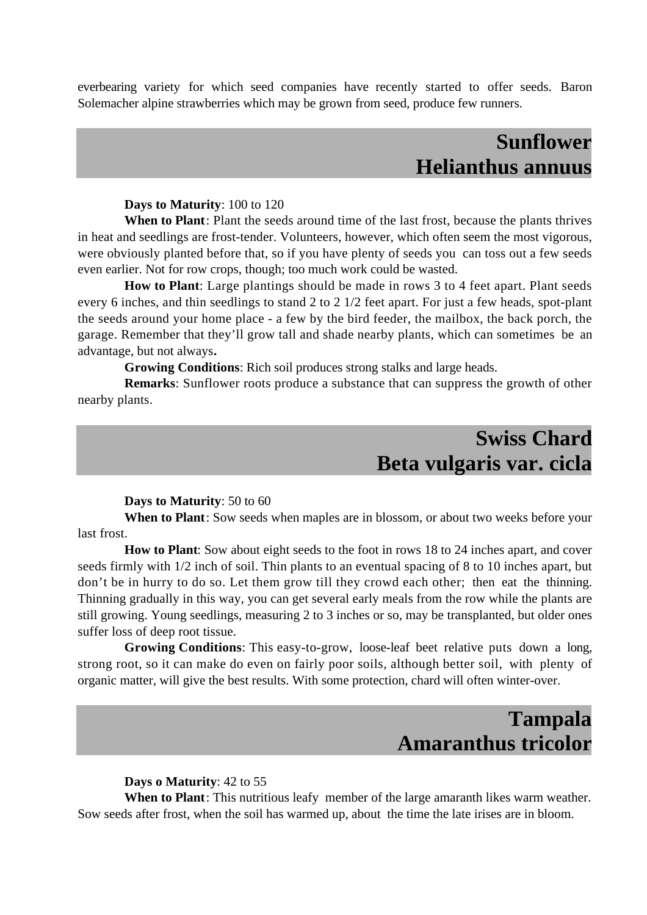everbearing variety for which seed companies have recently started to offer seeds. Baron Solemacher alpine strawberries which may be grown from seed, produce few runners.

## Sunflower
## Helianthus annuus

**Days to Maturity**: 100 to 120

**When to Plant**: Plant the seeds around time of the last frost, because the plants thrives in heat and seedlings are frost-tender. Volunteers, however, which often seem the most vigorous, were obviously planted before that, so if you have plenty of seeds you can toss out a few seeds even earlier. Not for row crops, though; too much work could be wasted.

**How to Plant**: Large plantings should be made in rows 3 to 4 feet apart. Plant seeds every 6 inches, and thin seedlings to stand 2 to 2 1/2 feet apart. For just a few heads, spot-plant the seeds around your home place - a few by the bird feeder, the mailbox, the back porch, the garage. Remember that they'll grow tall and shade nearby plants, which can sometimes be an advantage, but not always**.**

**Growing Conditions**: Rich soil produces strong stalks and large heads.

**Remarks**: Sunflower roots produce a substance that can suppress the growth of other nearby plants.

## Swiss Chard
## Beta vulgaris var. cicla

**Days to Maturity**: 50 to 60

**When to Plant**: Sow seeds when maples are in blossom, or about two weeks before your last frost.

**How to Plant**: Sow about eight seeds to the foot in rows 18 to 24 inches apart, and cover seeds firmly with 1/2 inch of soil. Thin plants to an eventual spacing of 8 to 10 inches apart, but don't be in hurry to do so. Let them grow till they crowd each other; then eat the thinning. Thinning gradually in this way, you can get several early meals from the row while the plants are still growing. Young seedlings, measuring 2 to 3 inches or so, may be transplanted, but older ones suffer loss of deep root tissue.

**Growing Conditions**: This easy-to-grow, loose-leaf beet relative puts down a long, strong root, so it can make do even on fairly poor soils, although better soil, with plenty of organic matter, will give the best results. With some protection, chard will often winter-over.

## Tampala
## Amaranthus tricolor

**Days o Maturity**: 42 to 55

**When to Plant**: This nutritious leafy member of the large amaranth likes warm weather. Sow seeds after frost, when the soil has warmed up, about the time the late irises are in bloom.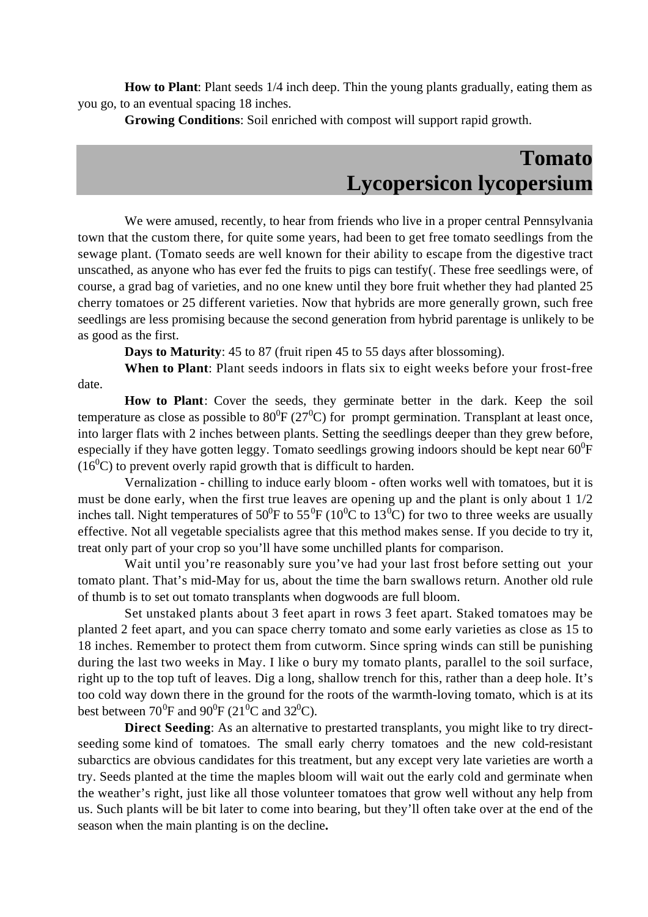**How to Plant**: Plant seeds 1/4 inch deep. Thin the young plants gradually, eating them as you go, to an eventual spacing 18 inches.

**Growing Conditions**: Soil enriched with compost will support rapid growth.

## Tomato
## Lycopersicon lycopersium

We were amused, recently, to hear from friends who live in a proper central Pennsylvania town that the custom there, for quite some years, had been to get free tomato seedlings from the sewage plant. (Tomato seeds are well known for their ability to escape from the digestive tract unscathed, as anyone who has ever fed the fruits to pigs can testify(. These free seedlings were, of course, a grad bag of varieties, and no one knew until they bore fruit whether they had planted 25 cherry tomatoes or 25 different varieties. Now that hybrids are more generally grown, such free seedlings are less promising because the second generation from hybrid parentage is unlikely to be as good as the first.

**Days to Maturity**: 45 to 87 (fruit ripen 45 to 55 days after blossoming).

**When to Plant**: Plant seeds indoors in flats six to eight weeks before your frost-free date.

**How to Plant**: Cover the seeds, they germinate better in the dark. Keep the soil temperature as close as possible to $80^0$F ($27^0$C) for prompt germination. Transplant at least once, into larger flats with 2 inches between plants. Setting the seedlings deeper than they grew before, especially if they have gotten leggy. Tomato seedlings growing indoors should be kept near $60^0$F ($16^0$C) to prevent overly rapid growth that is difficult to harden.

Vernalization - chilling to induce early bloom - often works well with tomatoes, but it is must be done early, when the first true leaves are opening up and the plant is only about 1 1/2 inches tall. Night temperatures of $50^0$F to $55^0$F ($10^0$C to $13^0$C) for two to three weeks are usually effective. Not all vegetable specialists agree that this method makes sense. If you decide to try it, treat only part of your crop so you'll have some unchilled plants for comparison.

Wait until you're reasonably sure you've had your last frost before setting out your tomato plant. That's mid-May for us, about the time the barn swallows return. Another old rule of thumb is to set out tomato transplants when dogwoods are full bloom.

Set unstaked plants about 3 feet apart in rows 3 feet apart. Staked tomatoes may be planted 2 feet apart, and you can space cherry tomato and some early varieties as close as 15 to 18 inches. Remember to protect them from cutworm. Since spring winds can still be punishing during the last two weeks in May. I like o bury my tomato plants, parallel to the soil surface, right up to the top tuft of leaves. Dig a long, shallow trench for this, rather than a deep hole. It's too cold way down there in the ground for the roots of the warmth-loving tomato, which is at its best between $70^0$F and $90^0$F ($21^0$C and $32^0$C).

**Direct Seeding**: As an alternative to prestarted transplants, you might like to try direct-seeding some kind of tomatoes. The small early cherry tomatoes and the new cold-resistant subarctics are obvious candidates for this treatment, but any except very late varieties are worth a try. Seeds planted at the time the maples bloom will wait out the early cold and germinate when the weather's right, just like all those volunteer tomatoes that grow well without any help from us. Such plants will be bit later to come into bearing, but they'll often take over at the end of the season when the main planting is on the decline.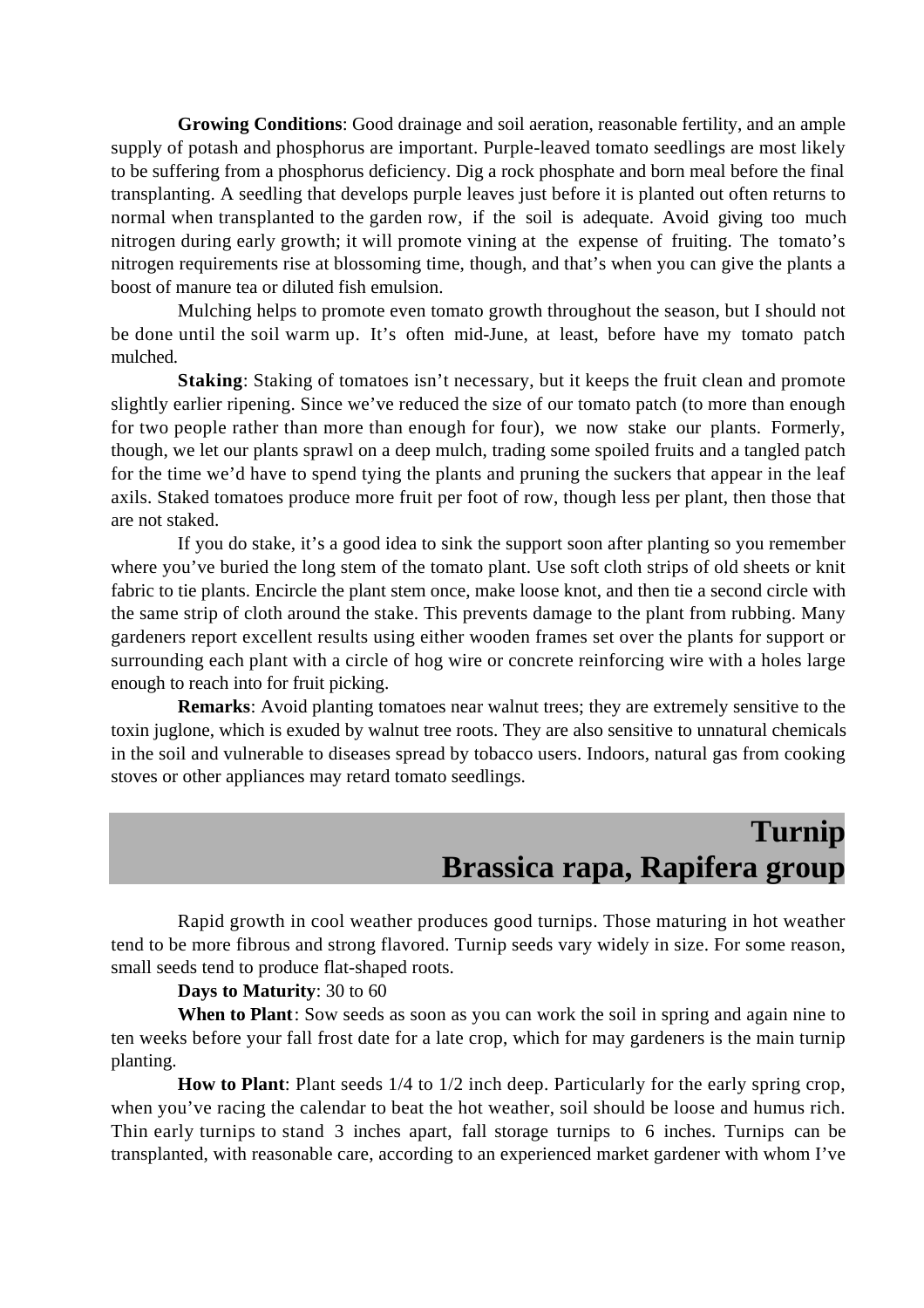**Growing Conditions**: Good drainage and soil aeration, reasonable fertility, and an ample supply of potash and phosphorus are important. Purple-leaved tomato seedlings are most likely to be suffering from a phosphorus deficiency. Dig a rock phosphate and born meal before the final transplanting. A seedling that develops purple leaves just before it is planted out often returns to normal when transplanted to the garden row, if the soil is adequate. Avoid giving too much nitrogen during early growth; it will promote vining at the expense of fruiting. The tomato's nitrogen requirements rise at blossoming time, though, and that's when you can give the plants a boost of manure tea or diluted fish emulsion.

Mulching helps to promote even tomato growth throughout the season, but I should not be done until the soil warm up. It's often mid-June, at least, before have my tomato patch mulched.

**Staking**: Staking of tomatoes isn't necessary, but it keeps the fruit clean and promote slightly earlier ripening. Since we've reduced the size of our tomato patch (to more than enough for two people rather than more than enough for four), we now stake our plants. Formerly, though, we let our plants sprawl on a deep mulch, trading some spoiled fruits and a tangled patch for the time we'd have to spend tying the plants and pruning the suckers that appear in the leaf axils. Staked tomatoes produce more fruit per foot of row, though less per plant, then those that are not staked.

If you do stake, it's a good idea to sink the support soon after planting so you remember where you've buried the long stem of the tomato plant. Use soft cloth strips of old sheets or knit fabric to tie plants. Encircle the plant stem once, make loose knot, and then tie a second circle with the same strip of cloth around the stake. This prevents damage to the plant from rubbing. Many gardeners report excellent results using either wooden frames set over the plants for support or surrounding each plant with a circle of hog wire or concrete reinforcing wire with a holes large enough to reach into for fruit picking.

**Remarks**: Avoid planting tomatoes near walnut trees; they are extremely sensitive to the toxin juglone, which is exuded by walnut tree roots. They are also sensitive to unnatural chemicals in the soil and vulnerable to diseases spread by tobacco users. Indoors, natural gas from cooking stoves or other appliances may retard tomato seedlings.

## Turnip
## Brassica rapa, Rapifera group

Rapid growth in cool weather produces good turnips. Those maturing in hot weather tend to be more fibrous and strong flavored. Turnip seeds vary widely in size. For some reason, small seeds tend to produce flat-shaped roots.

**Days to Maturity**: 30 to 60

**When to Plant**: Sow seeds as soon as you can work the soil in spring and again nine to ten weeks before your fall frost date for a late crop, which for may gardeners is the main turnip planting.

**How to Plant**: Plant seeds 1/4 to 1/2 inch deep. Particularly for the early spring crop, when you've racing the calendar to beat the hot weather, soil should be loose and humus rich. Thin early turnips to stand 3 inches apart, fall storage turnips to 6 inches. Turnips can be transplanted, with reasonable care, according to an experienced market gardener with whom I've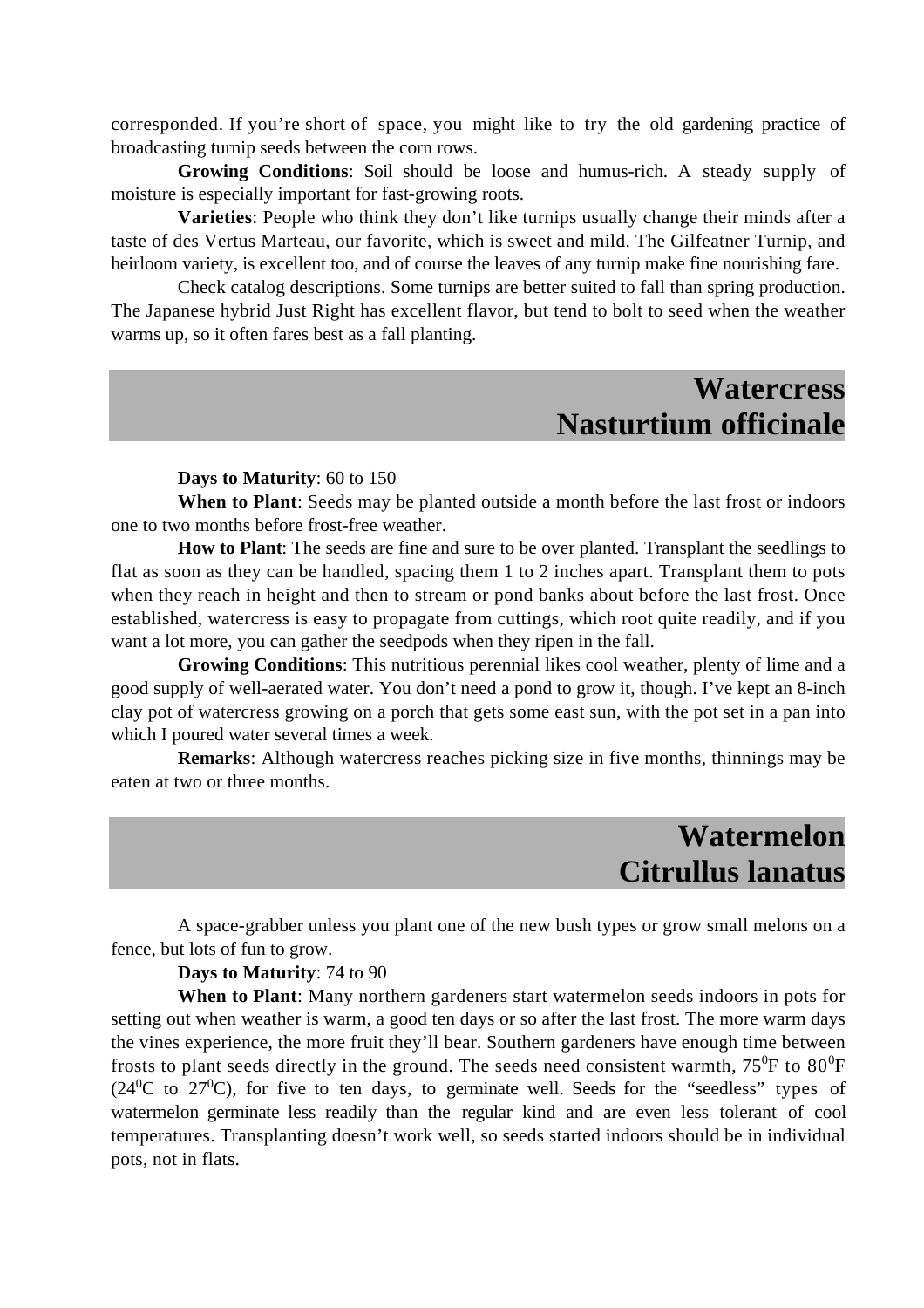corresponded. If you're short of space, you might like to try the old gardening practice of broadcasting turnip seeds between the corn rows.

**Growing Conditions**: Soil should be loose and humus-rich. A steady supply of moisture is especially important for fast-growing roots.

**Varieties**: People who think they don't like turnips usually change their minds after a taste of des Vertus Marteau, our favorite, which is sweet and mild. The Gilfeatner Turnip, and heirloom variety, is excellent too, and of course the leaves of any turnip make fine nourishing fare.

Check catalog descriptions. Some turnips are better suited to fall than spring production. The Japanese hybrid Just Right has excellent flavor, but tend to bolt to seed when the weather warms up, so it often fares best as a fall planting.

## Watercress
## Nasturtium officinale

**Days to Maturity**: 60 to 150

**When to Plant**: Seeds may be planted outside a month before the last frost or indoors one to two months before frost-free weather.

**How to Plant**: The seeds are fine and sure to be over planted. Transplant the seedlings to flat as soon as they can be handled, spacing them 1 to 2 inches apart. Transplant them to pots when they reach in height and then to stream or pond banks about before the last frost. Once established, watercress is easy to propagate from cuttings, which root quite readily, and if you want a lot more, you can gather the seedpods when they ripen in the fall.

**Growing Conditions**: This nutritious perennial likes cool weather, plenty of lime and a good supply of well-aerated water. You don't need a pond to grow it, though. I've kept an 8-inch clay pot of watercress growing on a porch that gets some east sun, with the pot set in a pan into which I poured water several times a week.

**Remarks**: Although watercress reaches picking size in five months, thinnings may be eaten at two or three months.

## Watermelon
## Citrullus lanatus

A space-grabber unless you plant one of the new bush types or grow small melons on a fence, but lots of fun to grow.

**Days to Maturity**: 74 to 90

**When to Plant**: Many northern gardeners start watermelon seeds indoors in pots for setting out when weather is warm, a good ten days or so after the last frost. The more warm days the vines experience, the more fruit they'll bear. Southern gardeners have enough time between frosts to plant seeds directly in the ground. The seeds need consistent warmth, $75^0$F to $80^0$F ($24^0$C to $27^0$C), for five to ten days, to germinate well. Seeds for the "seedless" types of watermelon germinate less readily than the regular kind and are even less tolerant of cool temperatures. Transplanting doesn't work well, so seeds started indoors should be in individual pots, not in flats.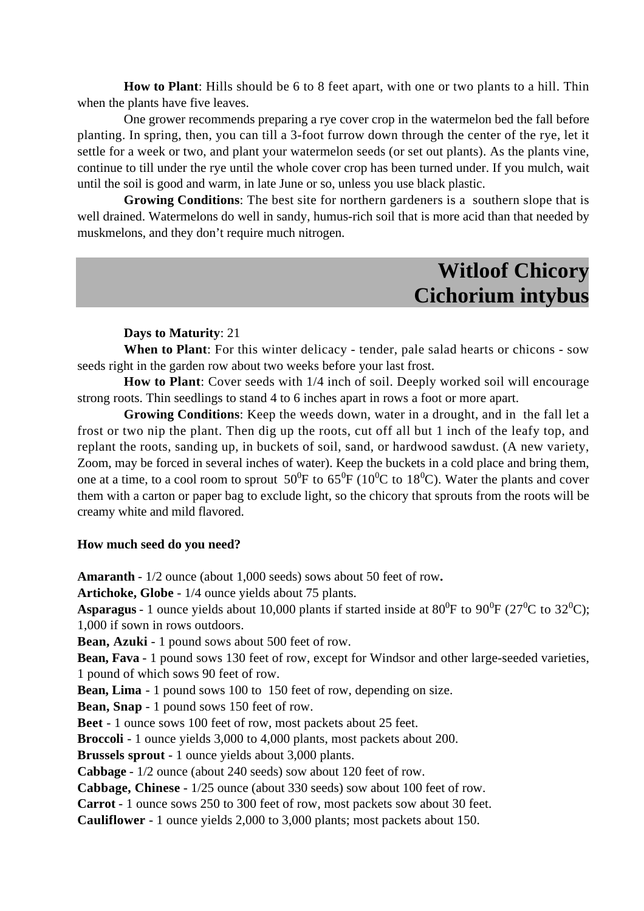**How to Plant**: Hills should be 6 to 8 feet apart, with one or two plants to a hill. Thin when the plants have five leaves.

One grower recommends preparing a rye cover crop in the watermelon bed the fall before planting. In spring, then, you can till a 3-foot furrow down through the center of the rye, let it settle for a week or two, and plant your watermelon seeds (or set out plants). As the plants vine, continue to till under the rye until the whole cover crop has been turned under. If you mulch, wait until the soil is good and warm, in late June or so, unless you use black plastic.

**Growing Conditions**: The best site for northern gardeners is a southern slope that is well drained. Watermelons do well in sandy, humus-rich soil that is more acid than that needed by muskmelons, and they don't require much nitrogen.

## Witloof Chicory
## Cichorium intybus

**Days to Maturity**: 21

**When to Plant**: For this winter delicacy - tender, pale salad hearts or chicons - sow seeds right in the garden row about two weeks before your last frost.

**How to Plant**: Cover seeds with 1/4 inch of soil. Deeply worked soil will encourage strong roots. Thin seedlings to stand 4 to 6 inches apart in rows a foot or more apart.

**Growing Conditions**: Keep the weeds down, water in a drought, and in the fall let a frost or two nip the plant. Then dig up the roots, cut off all but 1 inch of the leafy top, and replant the roots, sanding up, in buckets of soil, sand, or hardwood sawdust. (A new variety, Zoom, may be forced in several inches of water). Keep the buckets in a cold place and bring them, one at a time, to a cool room to sprout $50^0$F to $65^0$F ($10^0$C to $18^0$C). Water the plants and cover them with a carton or paper bag to exclude light, so the chicory that sprouts from the roots will be creamy white and mild flavored.

**How much seed do you need?**

**Amaranth** - 1/2 ounce (about 1,000 seeds) sows about 50 feet of row.

**Artichoke, Globe** - 1/4 ounce yields about 75 plants.

**Asparagus** - 1 ounce yields about 10,000 plants if started inside at $80^0$F to $90^0$F ($27^0$C to $32^0$C); 1,000 if sown in rows outdoors.

**Bean, Azuki** - 1 pound sows about 500 feet of row.

**Bean, Fava** - 1 pound sows 130 feet of row, except for Windsor and other large-seeded varieties, 1 pound of which sows 90 feet of row.

**Bean, Lima** - 1 pound sows 100 to 150 feet of row, depending on size.

**Bean, Snap** - 1 pound sows 150 feet of row.

**Beet** - 1 ounce sows 100 feet of row, most packets about 25 feet.

**Broccoli** - 1 ounce yields 3,000 to 4,000 plants, most packets about 200.

**Brussels sprout** - 1 ounce yields about 3,000 plants.

**Cabbage** - 1/2 ounce (about 240 seeds) sow about 120 feet of row.

**Cabbage, Chinese** - 1/25 ounce (about 330 seeds) sow about 100 feet of row.

**Carrot** - 1 ounce sows 250 to 300 feet of row, most packets sow about 30 feet.

**Cauliflower** - 1 ounce yields 2,000 to 3,000 plants; most packets about 150.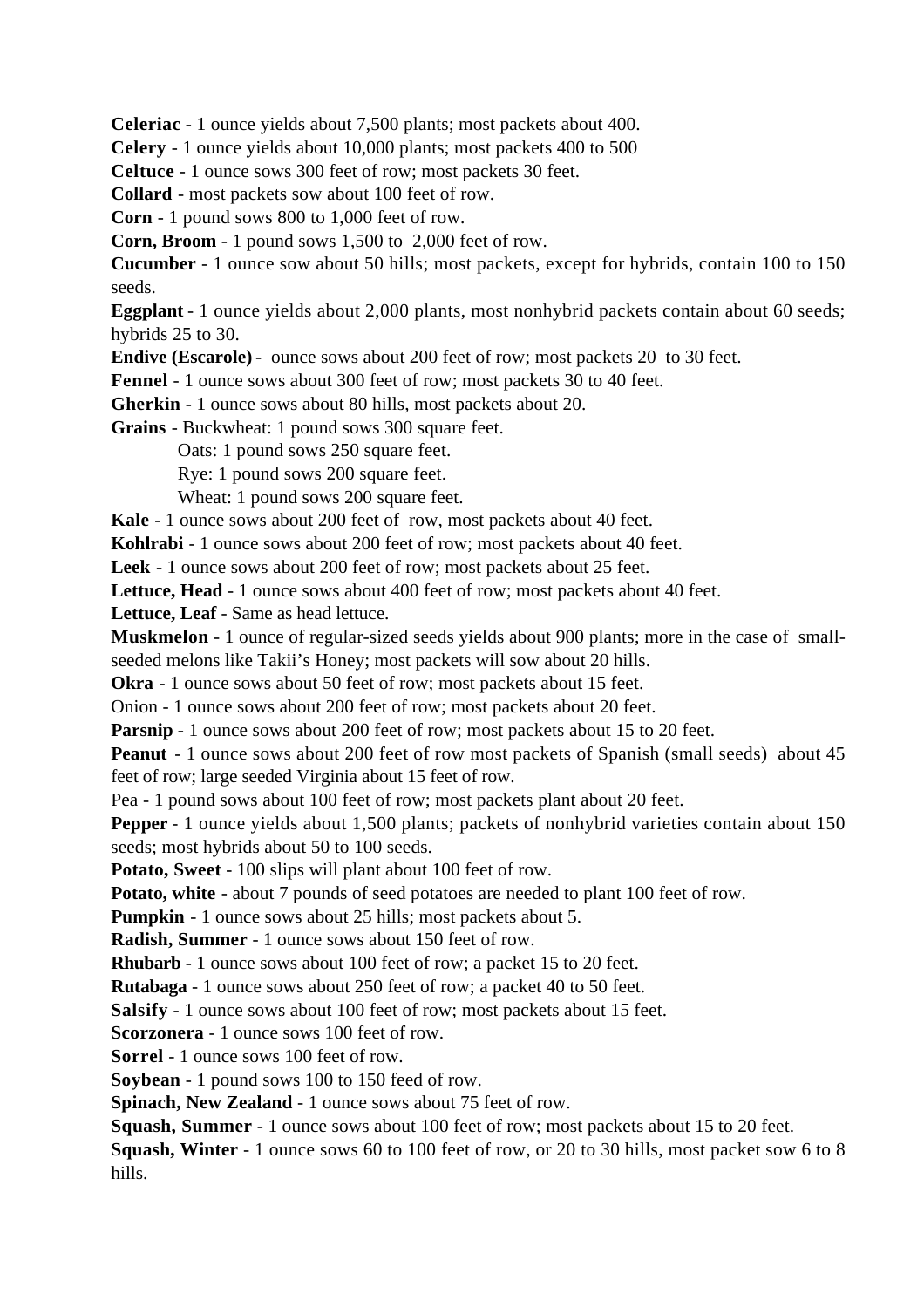**Celeriac** - 1 ounce yields about 7,500 plants; most packets about 400.

**Celery** - 1 ounce yields about 10,000 plants; most packets 400 to 500

**Celtuce** - 1 ounce sows 300 feet of row; most packets 30 feet.

**Collard** - most packets sow about 100 feet of row.

**Corn** - 1 pound sows 800 to 1,000 feet of row.

**Corn, Broom** - 1 pound sows 1,500 to 2,000 feet of row.

**Cucumber** - 1 ounce sow about 50 hills; most packets, except for hybrids, contain 100 to 150 seeds.

**Eggplant** - 1 ounce yields about 2,000 plants, most nonhybrid packets contain about 60 seeds; hybrids 25 to 30.

**Endive (Escarole)** - ounce sows about 200 feet of row; most packets 20 to 30 feet.

**Fennel** - 1 ounce sows about 300 feet of row; most packets 30 to 40 feet.

**Gherkin** - 1 ounce sows about 80 hills, most packets about 20.

**Grains** - Buckwheat: 1 pound sows 300 square feet.

Oats: 1 pound sows 250 square feet.

Rye: 1 pound sows 200 square feet.

Wheat: 1 pound sows 200 square feet.

**Kale** - 1 ounce sows about 200 feet of row, most packets about 40 feet.

**Kohlrabi** - 1 ounce sows about 200 feet of row; most packets about 40 feet.

**Leek** - 1 ounce sows about 200 feet of row; most packets about 25 feet.

**Lettuce, Head** - 1 ounce sows about 400 feet of row; most packets about 40 feet.

**Lettuce, Leaf** - Same as head lettuce.

**Muskmelon** - 1 ounce of regular-sized seeds yields about 900 plants; more in the case of small-seeded melons like Takii's Honey; most packets will sow about 20 hills.

**Okra** - 1 ounce sows about 50 feet of row; most packets about 15 feet.

Onion - 1 ounce sows about 200 feet of row; most packets about 20 feet.

**Parsnip** - 1 ounce sows about 200 feet of row; most packets about 15 to 20 feet.

**Peanut** - 1 ounce sows about 200 feet of row most packets of Spanish (small seeds) about 45 feet of row; large seeded Virginia about 15 feet of row.

Pea - 1 pound sows about 100 feet of row; most packets plant about 20 feet.

**Pepper** - 1 ounce yields about 1,500 plants; packets of nonhybrid varieties contain about 150 seeds; most hybrids about 50 to 100 seeds.

**Potato, Sweet** - 100 slips will plant about 100 feet of row.

**Potato, white** - about 7 pounds of seed potatoes are needed to plant 100 feet of row.

**Pumpkin** - 1 ounce sows about 25 hills; most packets about 5.

**Radish, Summer** - 1 ounce sows about 150 feet of row.

**Rhubarb** - 1 ounce sows about 100 feet of row; a packet 15 to 20 feet.

**Rutabaga** - 1 ounce sows about 250 feet of row; a packet 40 to 50 feet.

**Salsify** - 1 ounce sows about 100 feet of row; most packets about 15 feet.

**Scorzonera** - 1 ounce sows 100 feet of row.

**Sorrel** - 1 ounce sows 100 feet of row.

**Soybean** - 1 pound sows 100 to 150 feed of row.

**Spinach, New Zealand** - 1 ounce sows about 75 feet of row.

**Squash, Summer** - 1 ounce sows about 100 feet of row; most packets about 15 to 20 feet.

**Squash, Winter** - 1 ounce sows 60 to 100 feet of row, or 20 to 30 hills, most packet sow 6 to 8 hills.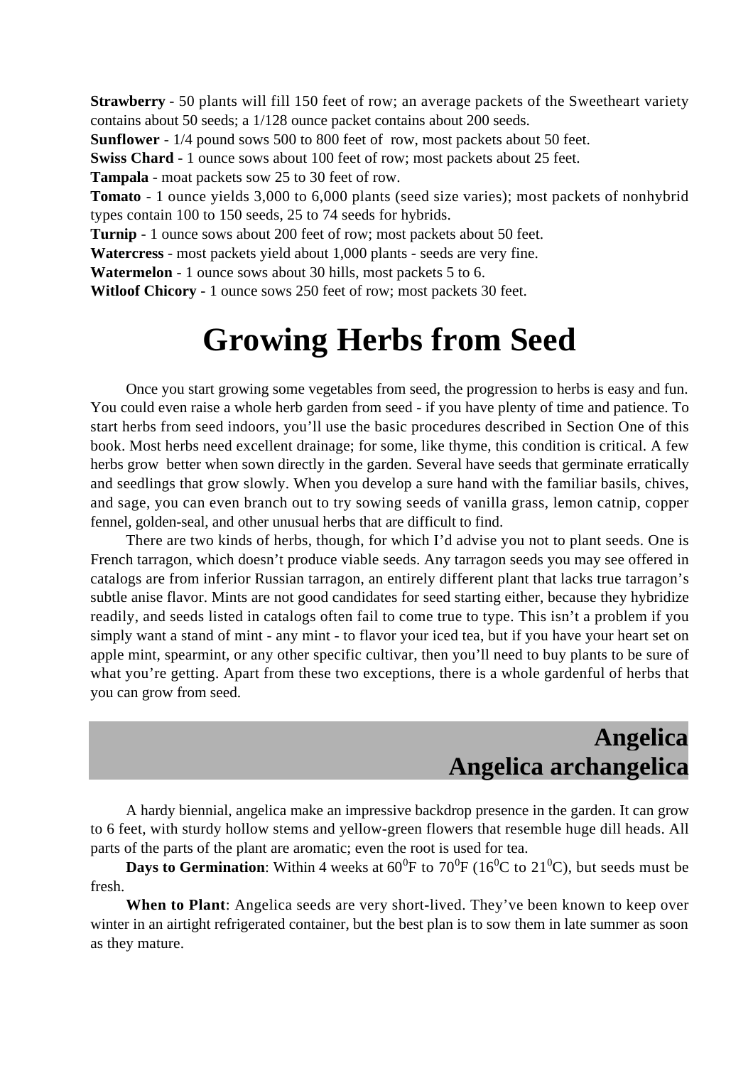**Strawberry** - 50 plants will fill 150 feet of row; an average packets of the Sweetheart variety contains about 50 seeds; a 1/128 ounce packet contains about 200 seeds.

**Sunflower** - 1/4 pound sows 500 to 800 feet of row, most packets about 50 feet.

**Swiss Chard** - 1 ounce sows about 100 feet of row; most packets about 25 feet.

**Tampala** - moat packets sow 25 to 30 feet of row.

**Tomato** - 1 ounce yields 3,000 to 6,000 plants (seed size varies); most packets of nonhybrid types contain 100 to 150 seeds, 25 to 74 seeds for hybrids.

**Turnip** - 1 ounce sows about 200 feet of row; most packets about 50 feet.

**Watercress** - most packets yield about 1,000 plants - seeds are very fine.

**Watermelon** - 1 ounce sows about 30 hills, most packets 5 to 6.

**Witloof Chicory** - 1 ounce sows 250 feet of row; most packets 30 feet.

# Growing Herbs from Seed

Once you start growing some vegetables from seed, the progression to herbs is easy and fun. You could even raise a whole herb garden from seed - if you have plenty of time and patience. To start herbs from seed indoors, you'll use the basic procedures described in Section One of this book. Most herbs need excellent drainage; for some, like thyme, this condition is critical. A few herbs grow better when sown directly in the garden. Several have seeds that germinate erratically and seedlings that grow slowly. When you develop a sure hand with the familiar basils, chives, and sage, you can even branch out to try sowing seeds of vanilla grass, lemon catnip, copper fennel, golden-seal, and other unusual herbs that are difficult to find.

There are two kinds of herbs, though, for which I'd advise you not to plant seeds. One is French tarragon, which doesn't produce viable seeds. Any tarragon seeds you may see offered in catalogs are from inferior Russian tarragon, an entirely different plant that lacks true tarragon's subtle anise flavor. Mints are not good candidates for seed starting either, because they hybridize readily, and seeds listed in catalogs often fail to come true to type. This isn't a problem if you simply want a stand of mint - any mint - to flavor your iced tea, but if you have your heart set on apple mint, spearmint, or any other specific cultivar, then you'll need to buy plants to be sure of what you're getting. Apart from these two exceptions, there is a whole gardenful of herbs that you can grow from seed.

## Angelica
## Angelica archangelica

A hardy biennial, angelica make an impressive backdrop presence in the garden. It can grow to 6 feet, with sturdy hollow stems and yellow-green flowers that resemble huge dill heads. All parts of the parts of the plant are aromatic; even the root is used for tea.

**Days to Germination**: Within 4 weeks at $60^0$F to $70^0$F ($16^0$C to $21^0$C), but seeds must be fresh.

**When to Plant**: Angelica seeds are very short-lived. They've been known to keep over winter in an airtight refrigerated container, but the best plan is to sow them in late summer as soon as they mature.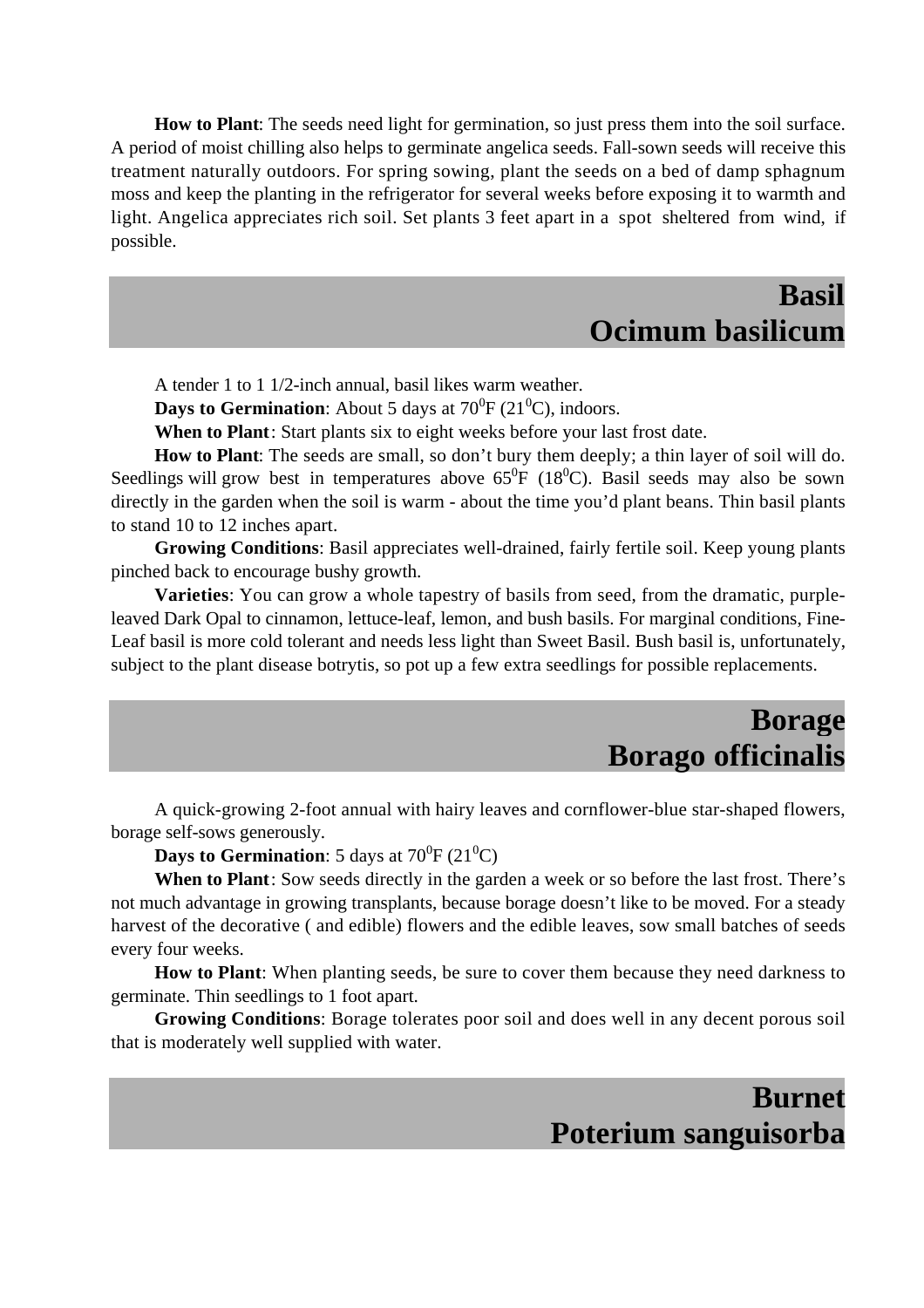**How to Plant**: The seeds need light for germination, so just press them into the soil surface. A period of moist chilling also helps to germinate angelica seeds. Fall-sown seeds will receive this treatment naturally outdoors. For spring sowing, plant the seeds on a bed of damp sphagnum moss and keep the planting in the refrigerator for several weeks before exposing it to warmth and light. Angelica appreciates rich soil. Set plants 3 feet apart in a spot sheltered from wind, if possible.

## Basil
## Ocimum basilicum

A tender 1 to 1 1/2-inch annual, basil likes warm weather.

**Days to Germination**: About 5 days at $70^0$F ($21^0$C), indoors.

**When to Plant**: Start plants six to eight weeks before your last frost date.

**How to Plant**: The seeds are small, so don't bury them deeply; a thin layer of soil will do. Seedlings will grow best in temperatures above $65^0$F ($18^0$C). Basil seeds may also be sown directly in the garden when the soil is warm - about the time you'd plant beans. Thin basil plants to stand 10 to 12 inches apart.

**Growing Conditions**: Basil appreciates well-drained, fairly fertile soil. Keep young plants pinched back to encourage bushy growth.

**Varieties**: You can grow a whole tapestry of basils from seed, from the dramatic, purple-leaved Dark Opal to cinnamon, lettuce-leaf, lemon, and bush basils. For marginal conditions, Fine-Leaf basil is more cold tolerant and needs less light than Sweet Basil. Bush basil is, unfortunately, subject to the plant disease botrytis, so pot up a few extra seedlings for possible replacements.

## Borage
## Borago officinalis

A quick-growing 2-foot annual with hairy leaves and cornflower-blue star-shaped flowers, borage self-sows generously.

**Days to Germination**: 5 days at $70^0$F ($21^0$C)

**When to Plant**: Sow seeds directly in the garden a week or so before the last frost. There's not much advantage in growing transplants, because borage doesn't like to be moved. For a steady harvest of the decorative ( and edible) flowers and the edible leaves, sow small batches of seeds every four weeks.

**How to Plant**: When planting seeds, be sure to cover them because they need darkness to germinate. Thin seedlings to 1 foot apart.

**Growing Conditions**: Borage tolerates poor soil and does well in any decent porous soil that is moderately well supplied with water.

## Burnet
## Poterium sanguisorba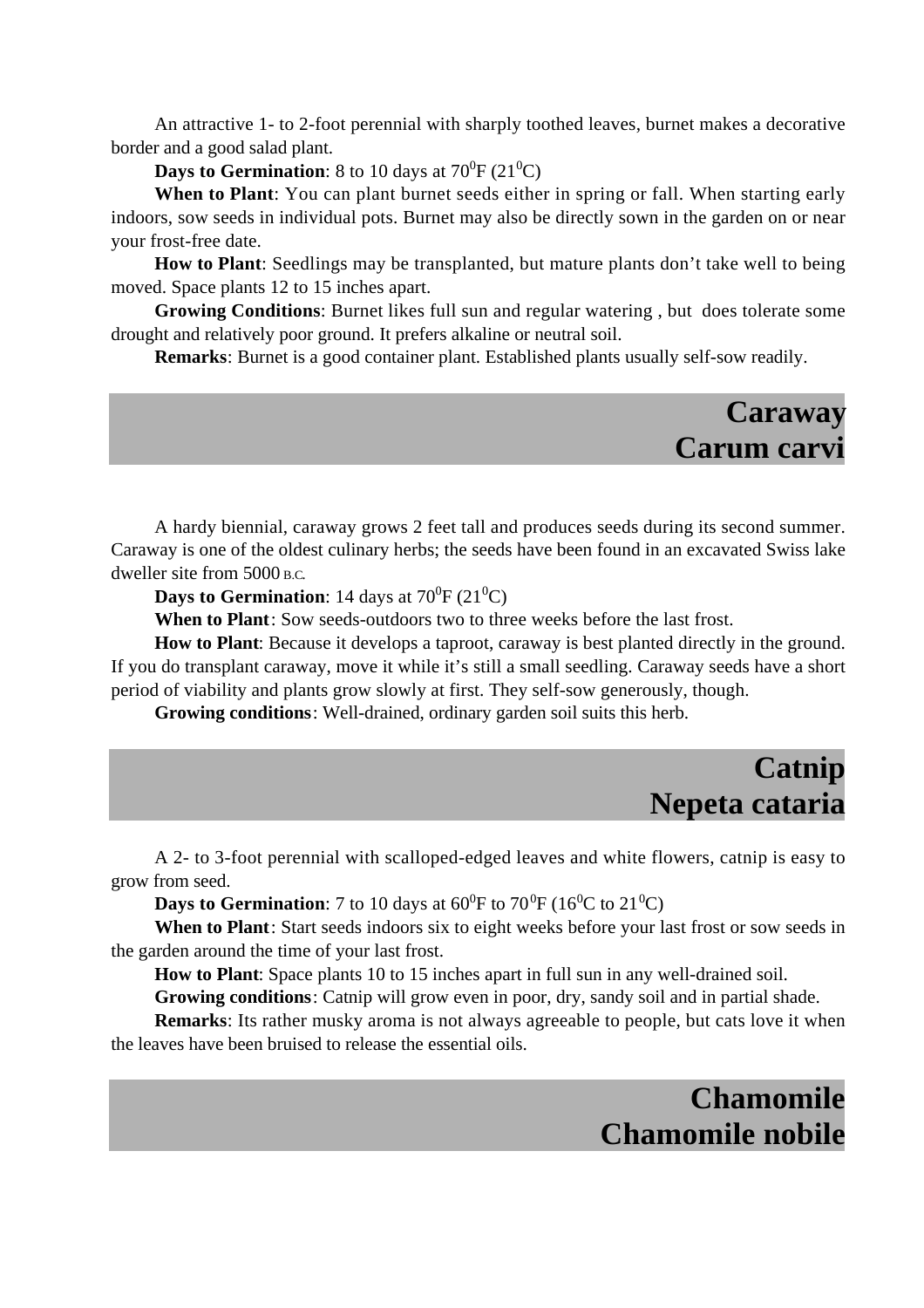An attractive 1- to 2-foot perennial with sharply toothed leaves, burnet makes a decorative border and a good salad plant.

**Days to Germination**: 8 to 10 days at $70^0$F ($21^0$C)

**When to Plant**: You can plant burnet seeds either in spring or fall. When starting early indoors, sow seeds in individual pots. Burnet may also be directly sown in the garden on or near your frost-free date.

**How to Plant**: Seedlings may be transplanted, but mature plants don't take well to being moved. Space plants 12 to 15 inches apart.

**Growing Conditions**: Burnet likes full sun and regular watering , but does tolerate some drought and relatively poor ground. It prefers alkaline or neutral soil.

**Remarks**: Burnet is a good container plant. Established plants usually self-sow readily.

## Caraway
## Carum carvi

A hardy biennial, caraway grows 2 feet tall and produces seeds during its second summer. Caraway is one of the oldest culinary herbs; the seeds have been found in an excavated Swiss lake dweller site from 5000 B.C.

**Days to Germination**: 14 days at $70^0$F ($21^0$C)

**When to Plant**: Sow seeds-outdoors two to three weeks before the last frost.

**How to Plant**: Because it develops a taproot, caraway is best planted directly in the ground. If you do transplant caraway, move it while it's still a small seedling. Caraway seeds have a short period of viability and plants grow slowly at first. They self-sow generously, though.

**Growing conditions**: Well-drained, ordinary garden soil suits this herb.

## Catnip
## Nepeta cataria

A 2- to 3-foot perennial with scalloped-edged leaves and white flowers, catnip is easy to grow from seed.

**Days to Germination**: 7 to 10 days at $60^0$F to $70^0$F ($16^0$C to $21^0$C)

**When to Plant**: Start seeds indoors six to eight weeks before your last frost or sow seeds in the garden around the time of your last frost.

**How to Plant**: Space plants 10 to 15 inches apart in full sun in any well-drained soil.

**Growing conditions**: Catnip will grow even in poor, dry, sandy soil and in partial shade.

**Remarks**: Its rather musky aroma is not always agreeable to people, but cats love it when the leaves have been bruised to release the essential oils.

## Chamomile
## Chamomile nobile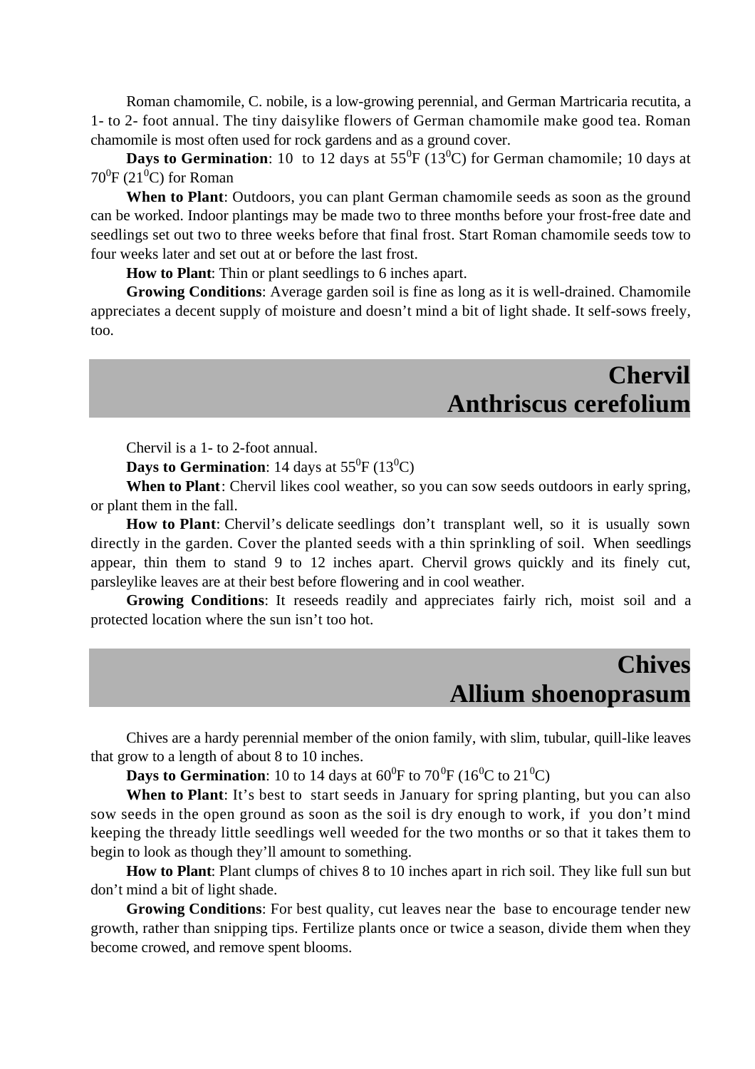Roman chamomile, C. nobile, is a low-growing perennial, and German Martricaria recutita, a 1- to 2- foot annual. The tiny daisylike flowers of German chamomile make good tea. Roman chamomile is most often used for rock gardens and as a ground cover.

**Days to Germination**: 10 to 12 days at $55^0$F ($13^0$C) for German chamomile; 10 days at $70^0$F ($21^0$C) for Roman

**When to Plant**: Outdoors, you can plant German chamomile seeds as soon as the ground can be worked. Indoor plantings may be made two to three months before your frost-free date and seedlings set out two to three weeks before that final frost. Start Roman chamomile seeds tow to four weeks later and set out at or before the last frost.

**How to Plant**: Thin or plant seedlings to 6 inches apart.

**Growing Conditions**: Average garden soil is fine as long as it is well-drained. Chamomile appreciates a decent supply of moisture and doesn't mind a bit of light shade. It self-sows freely, too.

## Chervil
## Anthriscus cerefolium

Chervil is a 1- to 2-foot annual.

**Days to Germination**: 14 days at $55^0$F ($13^0$C)

**When to Plant**: Chervil likes cool weather, so you can sow seeds outdoors in early spring, or plant them in the fall.

**How to Plant**: Chervil's delicate seedlings don't transplant well, so it is usually sown directly in the garden. Cover the planted seeds with a thin sprinkling of soil. When seedlings appear, thin them to stand 9 to 12 inches apart. Chervil grows quickly and its finely cut, parsleylike leaves are at their best before flowering and in cool weather.

**Growing Conditions**: It reseeds readily and appreciates fairly rich, moist soil and a protected location where the sun isn't too hot.

## Chives
## Allium shoenoprasum

Chives are a hardy perennial member of the onion family, with slim, tubular, quill-like leaves that grow to a length of about 8 to 10 inches.

**Days to Germination**: 10 to 14 days at $60^0$F to $70^0$F ($16^0$C to $21^0$C)

**When to Plant**: It's best to start seeds in January for spring planting, but you can also sow seeds in the open ground as soon as the soil is dry enough to work, if you don't mind keeping the thready little seedlings well weeded for the two months or so that it takes them to begin to look as though they'll amount to something.

**How to Plant**: Plant clumps of chives 8 to 10 inches apart in rich soil. They like full sun but don't mind a bit of light shade.

**Growing Conditions**: For best quality, cut leaves near the base to encourage tender new growth, rather than snipping tips. Fertilize plants once or twice a season, divide them when they become crowed, and remove spent blooms.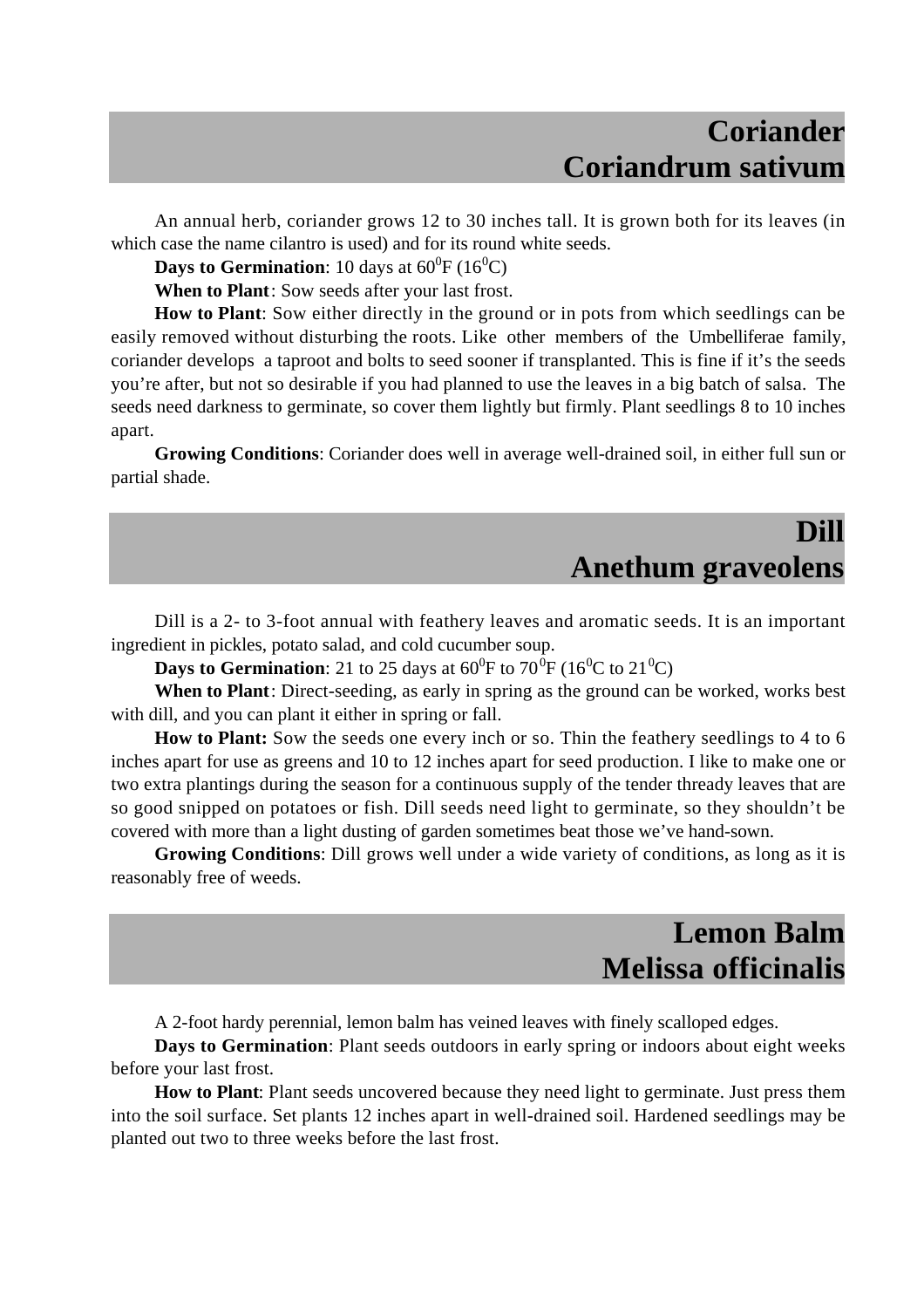## Coriander
## Coriandrum sativum

An annual herb, coriander grows 12 to 30 inches tall. It is grown both for its leaves (in which case the name cilantro is used) and for its round white seeds.

**Days to Germination**: 10 days at $60^0$F ($16^0$C)

**When to Plant**: Sow seeds after your last frost.

**How to Plant**: Sow either directly in the ground or in pots from which seedlings can be easily removed without disturbing the roots. Like other members of the Umbelliferae family, coriander develops a taproot and bolts to seed sooner if transplanted. This is fine if it's the seeds you're after, but not so desirable if you had planned to use the leaves in a big batch of salsa. The seeds need darkness to germinate, so cover them lightly but firmly. Plant seedlings 8 to 10 inches apart.

**Growing Conditions**: Coriander does well in average well-drained soil, in either full sun or partial shade.

## Dill
## Anethum graveolens

Dill is a 2- to 3-foot annual with feathery leaves and aromatic seeds. It is an important ingredient in pickles, potato salad, and cold cucumber soup.

**Days to Germination**: 21 to 25 days at $60^0$F to $70^0$F ($16^0$C to $21^0$C)

**When to Plant**: Direct-seeding, as early in spring as the ground can be worked, works best with dill, and you can plant it either in spring or fall.

**How to Plant:** Sow the seeds one every inch or so. Thin the feathery seedlings to 4 to 6 inches apart for use as greens and 10 to 12 inches apart for seed production. I like to make one or two extra plantings during the season for a continuous supply of the tender thready leaves that are so good snipped on potatoes or fish. Dill seeds need light to germinate, so they shouldn't be covered with more than a light dusting of garden sometimes beat those we've hand-sown.

**Growing Conditions**: Dill grows well under a wide variety of conditions, as long as it is reasonably free of weeds.

## Lemon Balm
## Melissa officinalis

A 2-foot hardy perennial, lemon balm has veined leaves with finely scalloped edges.

**Days to Germination**: Plant seeds outdoors in early spring or indoors about eight weeks before your last frost.

**How to Plant**: Plant seeds uncovered because they need light to germinate. Just press them into the soil surface. Set plants 12 inches apart in well-drained soil. Hardened seedlings may be planted out two to three weeks before the last frost.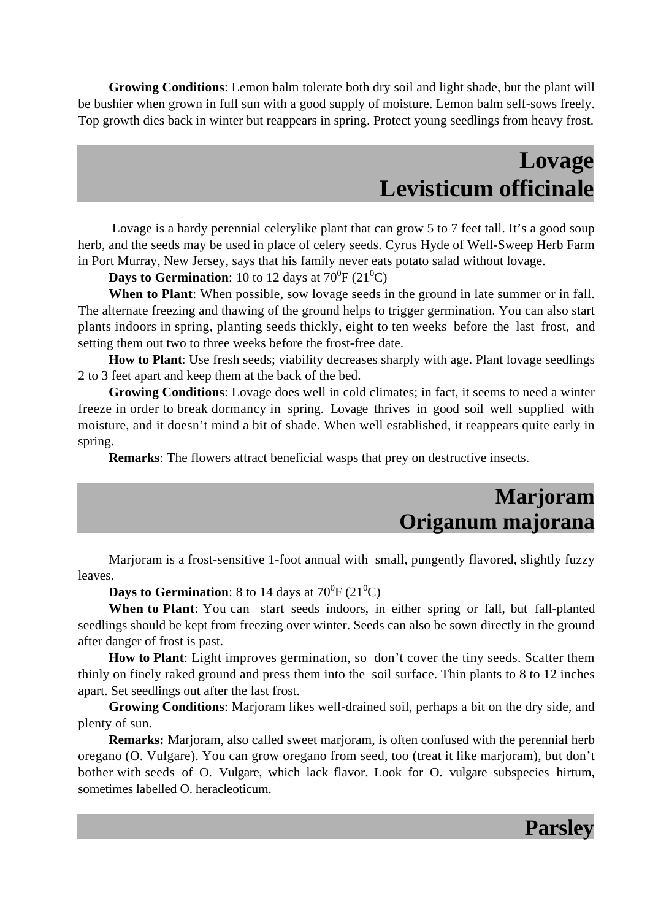**Growing Conditions**: Lemon balm tolerate both dry soil and light shade, but the plant will be bushier when grown in full sun with a good supply of moisture. Lemon balm self-sows freely. Top growth dies back in winter but reappears in spring. Protect young seedlings from heavy frost.

## Lovage
## Levisticum officinale

Lovage is a hardy perennial celerylike plant that can grow 5 to 7 feet tall. It's a good soup herb, and the seeds may be used in place of celery seeds. Cyrus Hyde of Well-Sweep Herb Farm in Port Murray, New Jersey, says that his family never eats potato salad without lovage.

**Days to Germination**: 10 to 12 days at $70^0$F ($21^0$C)

**When to Plant**: When possible, sow lovage seeds in the ground in late summer or in fall. The alternate freezing and thawing of the ground helps to trigger germination. You can also start plants indoors in spring, planting seeds thickly, eight to ten weeks before the last frost, and setting them out two to three weeks before the frost-free date.

**How to Plant**: Use fresh seeds; viability decreases sharply with age. Plant lovage seedlings 2 to 3 feet apart and keep them at the back of the bed.

**Growing Conditions**: Lovage does well in cold climates; in fact, it seems to need a winter freeze in order to break dormancy in spring. Lovage thrives in good soil well supplied with moisture, and it doesn't mind a bit of shade. When well established, it reappears quite early in spring.

**Remarks**: The flowers attract beneficial wasps that prey on destructive insects.

## Marjoram
## Origanum majorana

Marjoram is a frost-sensitive 1-foot annual with small, pungently flavored, slightly fuzzy leaves.

**Days to Germination**: 8 to 14 days at $70^0$F ($21^0$C)

**When to Plant**: You can start seeds indoors, in either spring or fall, but fall-planted seedlings should be kept from freezing over winter. Seeds can also be sown directly in the ground after danger of frost is past.

**How to Plant**: Light improves germination, so don't cover the tiny seeds. Scatter them thinly on finely raked ground and press them into the soil surface. Thin plants to 8 to 12 inches apart. Set seedlings out after the last frost.

**Growing Conditions**: Marjoram likes well-drained soil, perhaps a bit on the dry side, and plenty of sun.

**Remarks:** Marjoram, also called sweet marjoram, is often confused with the perennial herb oregano (O. Vulgare). You can grow oregano from seed, too (treat it like marjoram), but don't bother with seeds of O. Vulgare, which lack flavor. Look for O. vulgare subspecies hirtum, sometimes labelled O. heracleoticum.

## Parsley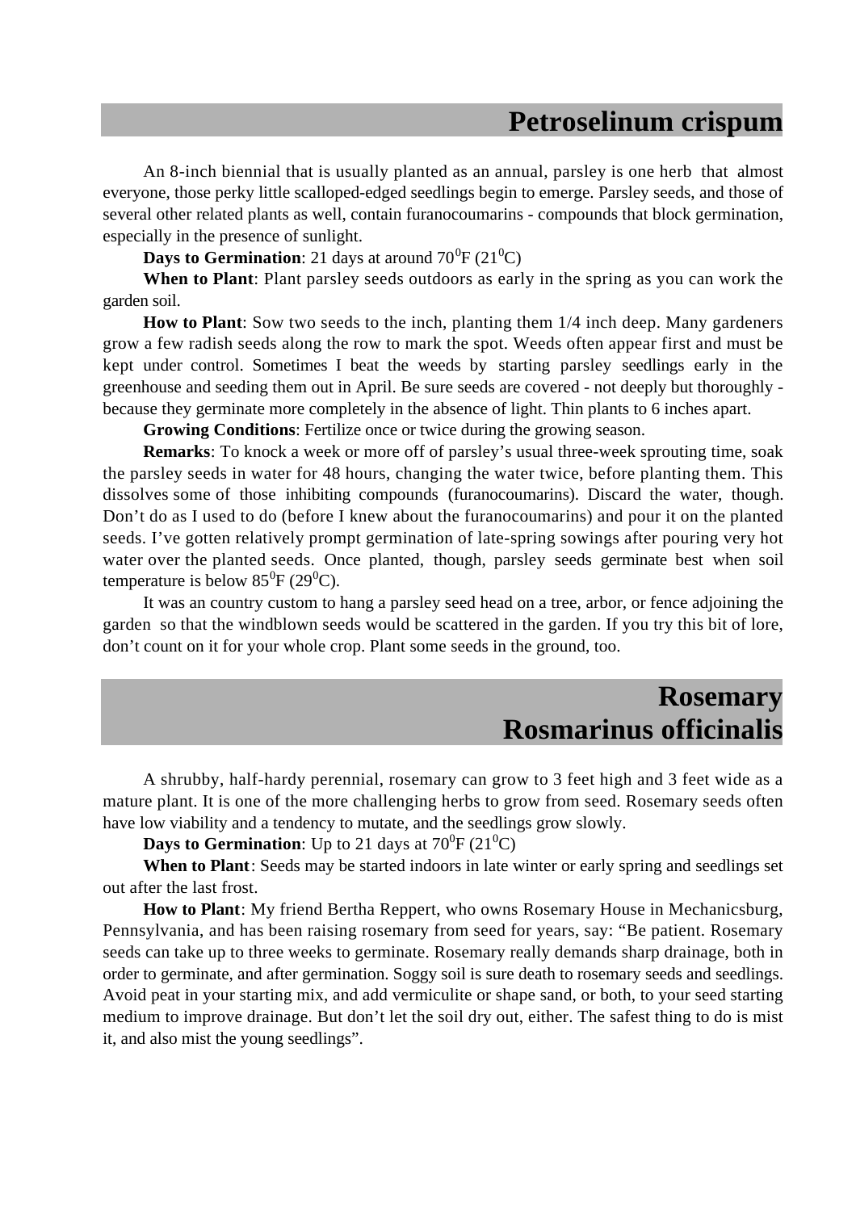## Petroselinum crispum

An 8-inch biennial that is usually planted as an annual, parsley is one herb that almost everyone, those perky little scalloped-edged seedlings begin to emerge. Parsley seeds, and those of several other related plants as well, contain furanocoumarins - compounds that block germination, especially in the presence of sunlight.

**Days to Germination**: 21 days at around $70^0$F ($21^0$C)

**When to Plant**: Plant parsley seeds outdoors as early in the spring as you can work the garden soil.

**How to Plant**: Sow two seeds to the inch, planting them 1/4 inch deep. Many gardeners grow a few radish seeds along the row to mark the spot. Weeds often appear first and must be kept under control. Sometimes I beat the weeds by starting parsley seedlings early in the greenhouse and seeding them out in April. Be sure seeds are covered - not deeply but thoroughly - because they germinate more completely in the absence of light. Thin plants to 6 inches apart.

**Growing Conditions**: Fertilize once or twice during the growing season.

**Remarks**: To knock a week or more off of parsley's usual three-week sprouting time, soak the parsley seeds in water for 48 hours, changing the water twice, before planting them. This dissolves some of those inhibiting compounds (furanocoumarins). Discard the water, though. Don't do as I used to do (before I knew about the furanocoumarins) and pour it on the planted seeds. I've gotten relatively prompt germination of late-spring sowings after pouring very hot water over the planted seeds. Once planted, though, parsley seeds germinate best when soil temperature is below $85^0$F ($29^0$C).

It was an country custom to hang a parsley seed head on a tree, arbor, or fence adjoining the garden so that the windblown seeds would be scattered in the garden. If you try this bit of lore, don't count on it for your whole crop. Plant some seeds in the ground, too.

## Rosemary
## Rosmarinus officinalis

A shrubby, half-hardy perennial, rosemary can grow to 3 feet high and 3 feet wide as a mature plant. It is one of the more challenging herbs to grow from seed. Rosemary seeds often have low viability and a tendency to mutate, and the seedlings grow slowly.

**Days to Germination**: Up to 21 days at $70^0$F ($21^0$C)

**When to Plant**: Seeds may be started indoors in late winter or early spring and seedlings set out after the last frost.

**How to Plant**: My friend Bertha Reppert, who owns Rosemary House in Mechanicsburg, Pennsylvania, and has been raising rosemary from seed for years, say: "Be patient. Rosemary seeds can take up to three weeks to germinate. Rosemary really demands sharp drainage, both in order to germinate, and after germination. Soggy soil is sure death to rosemary seeds and seedlings. Avoid peat in your starting mix, and add vermiculite or shape sand, or both, to your seed starting medium to improve drainage. But don't let the soil dry out, either. The safest thing to do is mist it, and also mist the young seedlings".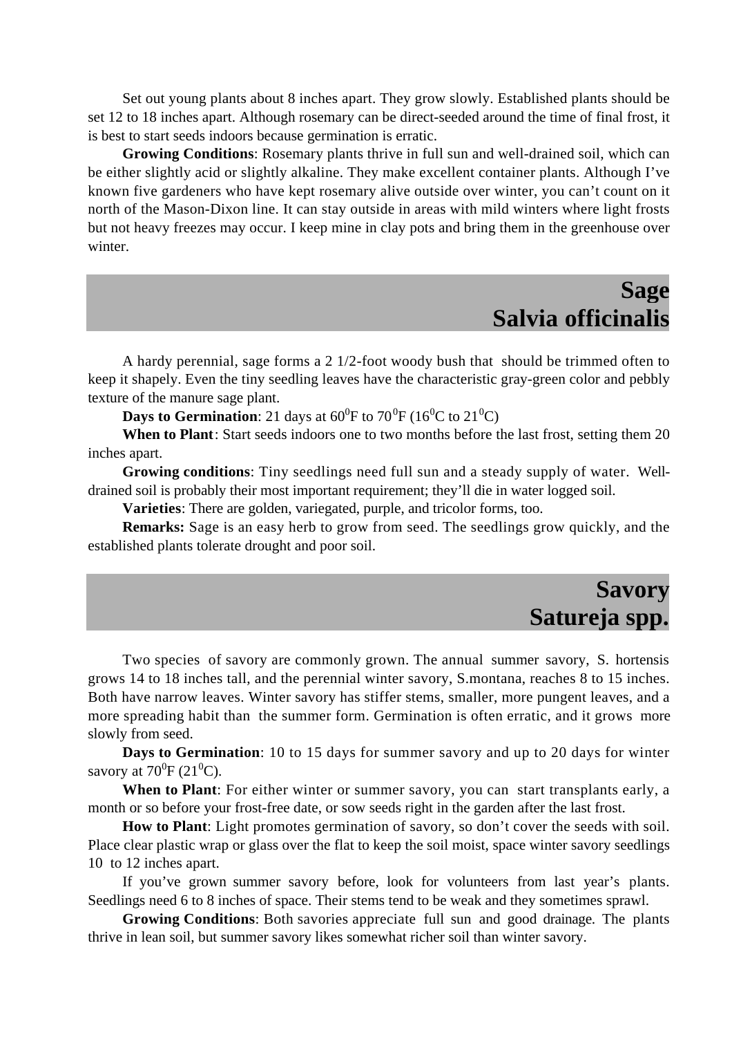Set out young plants about 8 inches apart. They grow slowly. Established plants should be set 12 to 18 inches apart. Although rosemary can be direct-seeded around the time of final frost, it is best to start seeds indoors because germination is erratic.

**Growing Conditions**: Rosemary plants thrive in full sun and well-drained soil, which can be either slightly acid or slightly alkaline. They make excellent container plants. Although I've known five gardeners who have kept rosemary alive outside over winter, you can't count on it north of the Mason-Dixon line. It can stay outside in areas with mild winters where light frosts but not heavy freezes may occur. I keep mine in clay pots and bring them in the greenhouse over winter.

## Sage
## Salvia officinalis

A hardy perennial, sage forms a 2 1/2-foot woody bush that should be trimmed often to keep it shapely. Even the tiny seedling leaves have the characteristic gray-green color and pebbly texture of the manure sage plant.

**Days to Germination**: 21 days at $60^0$F to $70^0$F ($16^0$C to $21^0$C)

**When to Plant**: Start seeds indoors one to two months before the last frost, setting them 20 inches apart.

**Growing conditions**: Tiny seedlings need full sun and a steady supply of water. Well-drained soil is probably their most important requirement; they'll die in water logged soil.

**Varieties**: There are golden, variegated, purple, and tricolor forms, too.

**Remarks:** Sage is an easy herb to grow from seed. The seedlings grow quickly, and the established plants tolerate drought and poor soil.

## Savory
## Satureja spp.

Two species of savory are commonly grown. The annual summer savory, S. hortensis grows 14 to 18 inches tall, and the perennial winter savory, S.montana, reaches 8 to 15 inches. Both have narrow leaves. Winter savory has stiffer stems, smaller, more pungent leaves, and a more spreading habit than the summer form. Germination is often erratic, and it grows more slowly from seed.

**Days to Germination**: 10 to 15 days for summer savory and up to 20 days for winter savory at $70^0$F ($21^0$C).

**When to Plant**: For either winter or summer savory, you can start transplants early, a month or so before your frost-free date, or sow seeds right in the garden after the last frost.

**How to Plant**: Light promotes germination of savory, so don't cover the seeds with soil. Place clear plastic wrap or glass over the flat to keep the soil moist, space winter savory seedlings 10 to 12 inches apart.

If you've grown summer savory before, look for volunteers from last year's plants. Seedlings need 6 to 8 inches of space. Their stems tend to be weak and they sometimes sprawl.

**Growing Conditions**: Both savories appreciate full sun and good drainage. The plants thrive in lean soil, but summer savory likes somewhat richer soil than winter savory.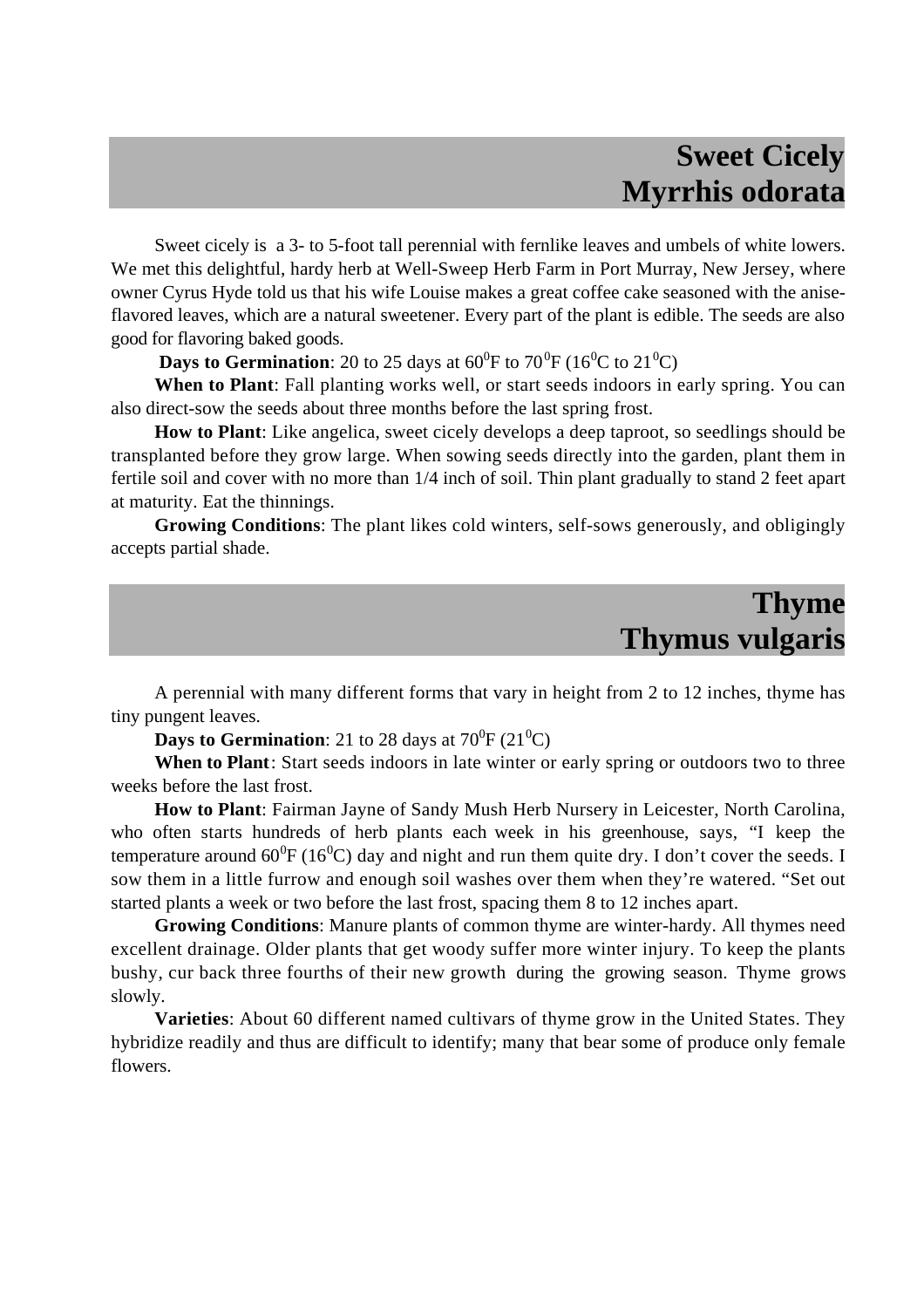## Sweet Cicely
## Myrrhis odorata

Sweet cicely is a 3- to 5-foot tall perennial with fernlike leaves and umbels of white lowers. We met this delightful, hardy herb at Well-Sweep Herb Farm in Port Murray, New Jersey, where owner Cyrus Hyde told us that his wife Louise makes a great coffee cake seasoned with the anise-flavored leaves, which are a natural sweetener. Every part of the plant is edible. The seeds are also good for flavoring baked goods.

**Days to Germination**: 20 to 25 days at $60^0$F to $70^0$F ($16^0$C to $21^0$C)

**When to Plant**: Fall planting works well, or start seeds indoors in early spring. You can also direct-sow the seeds about three months before the last spring frost.

**How to Plant**: Like angelica, sweet cicely develops a deep taproot, so seedlings should be transplanted before they grow large. When sowing seeds directly into the garden, plant them in fertile soil and cover with no more than 1/4 inch of soil. Thin plant gradually to stand 2 feet apart at maturity. Eat the thinnings.

**Growing Conditions**: The plant likes cold winters, self-sows generously, and obligingly accepts partial shade.

## Thyme
## Thymus vulgaris

A perennial with many different forms that vary in height from 2 to 12 inches, thyme has tiny pungent leaves.

**Days to Germination**: 21 to 28 days at $70^0$F ($21^0$C)

**When to Plant**: Start seeds indoors in late winter or early spring or outdoors two to three weeks before the last frost.

**How to Plant**: Fairman Jayne of Sandy Mush Herb Nursery in Leicester, North Carolina, who often starts hundreds of herb plants each week in his greenhouse, says, "I keep the temperature around $60^0$F ($16^0$C) day and night and run them quite dry. I don't cover the seeds. I sow them in a little furrow and enough soil washes over them when they're watered. "Set out started plants a week or two before the last frost, spacing them 8 to 12 inches apart.

**Growing Conditions**: Manure plants of common thyme are winter-hardy. All thymes need excellent drainage. Older plants that get woody suffer more winter injury. To keep the plants bushy, cur back three fourths of their new growth during the growing season. Thyme grows slowly.

**Varieties**: About 60 different named cultivars of thyme grow in the United States. They hybridize readily and thus are difficult to identify; many that bear some of produce only female flowers.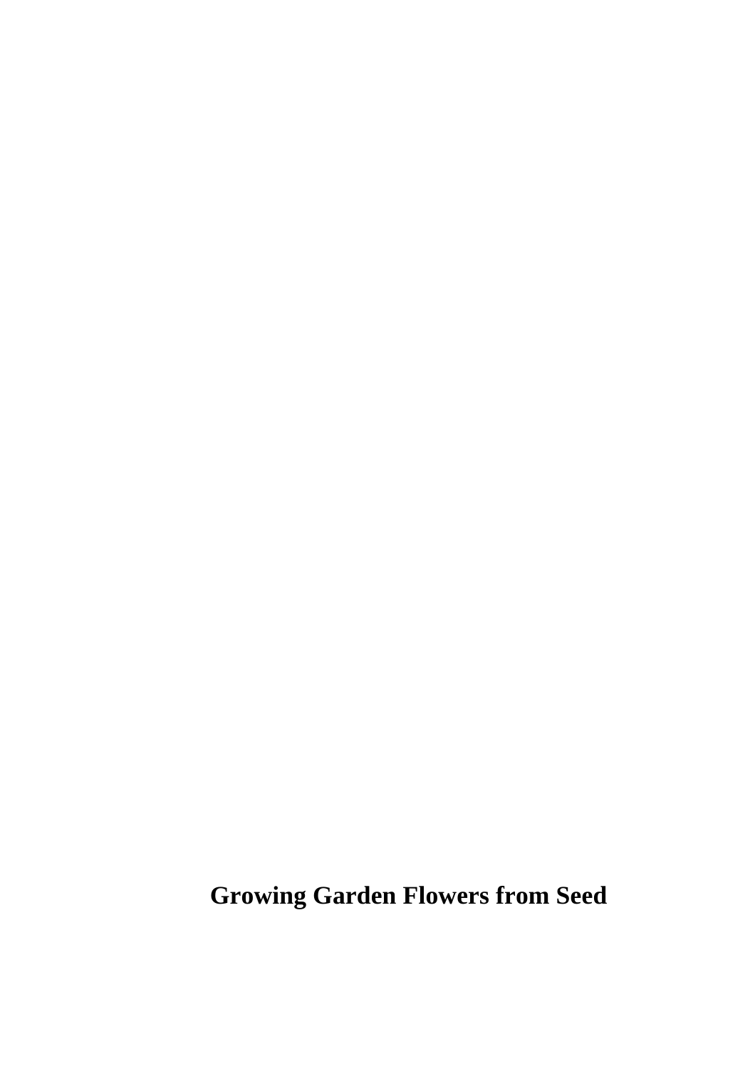**Growing Garden Flowers from Seed**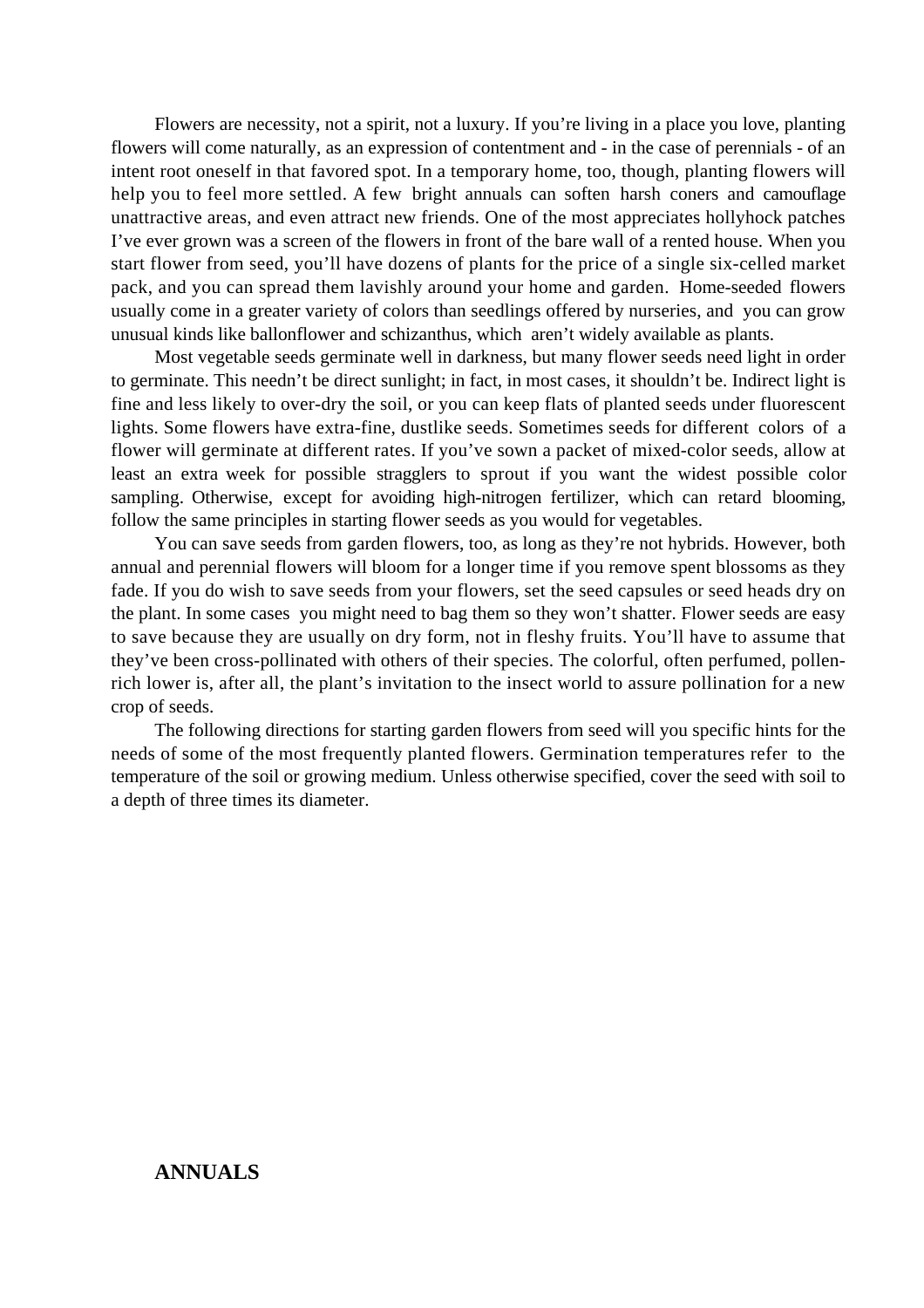Flowers are necessity, not a spirit, not a luxury. If you’re living in a place you love, planting flowers will come naturally, as an expression of contentment and - in the case of perennials - of an intent root oneself in that favored spot. In a temporary home, too, though, planting flowers will help you to feel more settled. A few bright annuals can soften harsh coners and camouflage unattractive areas, and even attract new friends. One of the most appreciates hollyhock patches I’ve ever grown was a screen of the flowers in front of the bare wall of a rented house. When you start flower from seed, you’ll have dozens of plants for the price of a single six-celled market pack, and you can spread them lavishly around your home and garden. Home-seeded flowers usually come in a greater variety of colors than seedlings offered by nurseries, and you can grow unusual kinds like ballonflower and schizanthus, which aren’t widely available as plants.

Most vegetable seeds germinate well in darkness, but many flower seeds need light in order to germinate. This needn’t be direct sunlight; in fact, in most cases, it shouldn’t be. Indirect light is fine and less likely to over-dry the soil, or you can keep flats of planted seeds under fluorescent lights. Some flowers have extra-fine, dustlike seeds. Sometimes seeds for different colors of a flower will germinate at different rates. If you’ve sown a packet of mixed-color seeds, allow at least an extra week for possible stragglers to sprout if you want the widest possible color sampling. Otherwise, except for avoiding high-nitrogen fertilizer, which can retard blooming, follow the same principles in starting flower seeds as you would for vegetables.

You can save seeds from garden flowers, too, as long as they’re not hybrids. However, both annual and perennial flowers will bloom for a longer time if you remove spent blossoms as they fade. If you do wish to save seeds from your flowers, set the seed capsules or seed heads dry on the plant. In some cases you might need to bag them so they won’t shatter. Flower seeds are easy to save because they are usually on dry form, not in fleshy fruits. You’ll have to assume that they’ve been cross-pollinated with others of their species. The colorful, often perfumed, pollen-rich lower is, after all, the plant’s invitation to the insect world to assure pollination for a new crop of seeds.

The following directions for starting garden flowers from seed will you specific hints for the needs of some of the most frequently planted flowers. Germination temperatures refer to the temperature of the soil or growing medium. Unless otherwise specified, cover the seed with soil to a depth of three times its diameter.

## ANNUALS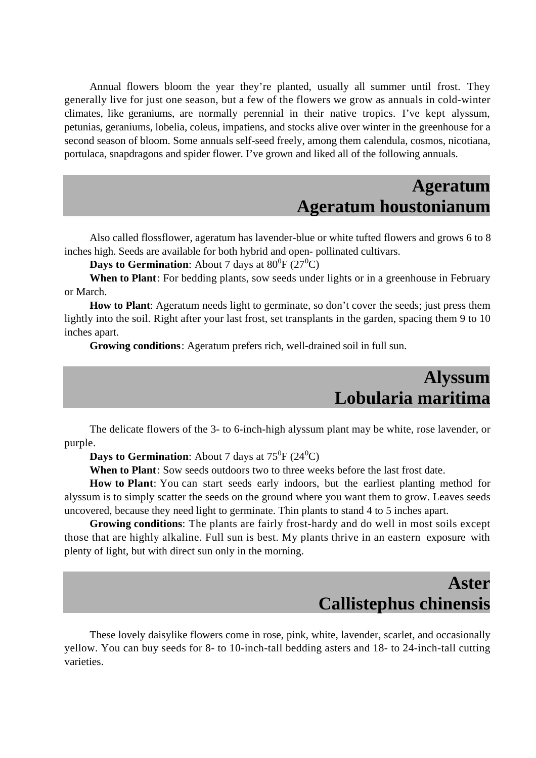Annual flowers bloom the year they're planted, usually all summer until frost. They generally live for just one season, but a few of the flowers we grow as annuals in cold-winter climates, like geraniums, are normally perennial in their native tropics. I've kept alyssum, petunias, geraniums, lobelia, coleus, impatiens, and stocks alive over winter in the greenhouse for a second season of bloom. Some annuals self-seed freely, among them calendula, cosmos, nicotiana, portulaca, snapdragons and spider flower. I've grown and liked all of the following annuals.

## Ageratum
## Ageratum houstonianum

Also called flossflower, ageratum has lavender-blue or white tufted flowers and grows 6 to 8 inches high. Seeds are available for both hybrid and open- pollinated cultivars.

**Days to Germination**: About 7 days at $80^0$F ($27^0$C)

**When to Plant**: For bedding plants, sow seeds under lights or in a greenhouse in February or March.

**How to Plant**: Ageratum needs light to germinate, so don't cover the seeds; just press them lightly into the soil. Right after your last frost, set transplants in the garden, spacing them 9 to 10 inches apart.

**Growing conditions**: Ageratum prefers rich, well-drained soil in full sun.

## Alyssum
## Lobularia maritima

The delicate flowers of the 3- to 6-inch-high alyssum plant may be white, rose lavender, or purple.

**Days to Germination**: About 7 days at $75^0$F ($24^0$C)

**When to Plant**: Sow seeds outdoors two to three weeks before the last frost date.

**How to Plant**: You can start seeds early indoors, but the earliest planting method for alyssum is to simply scatter the seeds on the ground where you want them to grow. Leaves seeds uncovered, because they need light to germinate. Thin plants to stand 4 to 5 inches apart.

**Growing conditions**: The plants are fairly frost-hardy and do well in most soils except those that are highly alkaline. Full sun is best. My plants thrive in an eastern exposure with plenty of light, but with direct sun only in the morning.

## Aster
## Callistephus chinensis

These lovely daisylike flowers come in rose, pink, white, lavender, scarlet, and occasionally yellow. You can buy seeds for 8- to 10-inch-tall bedding asters and 18- to 24-inch-tall cutting varieties.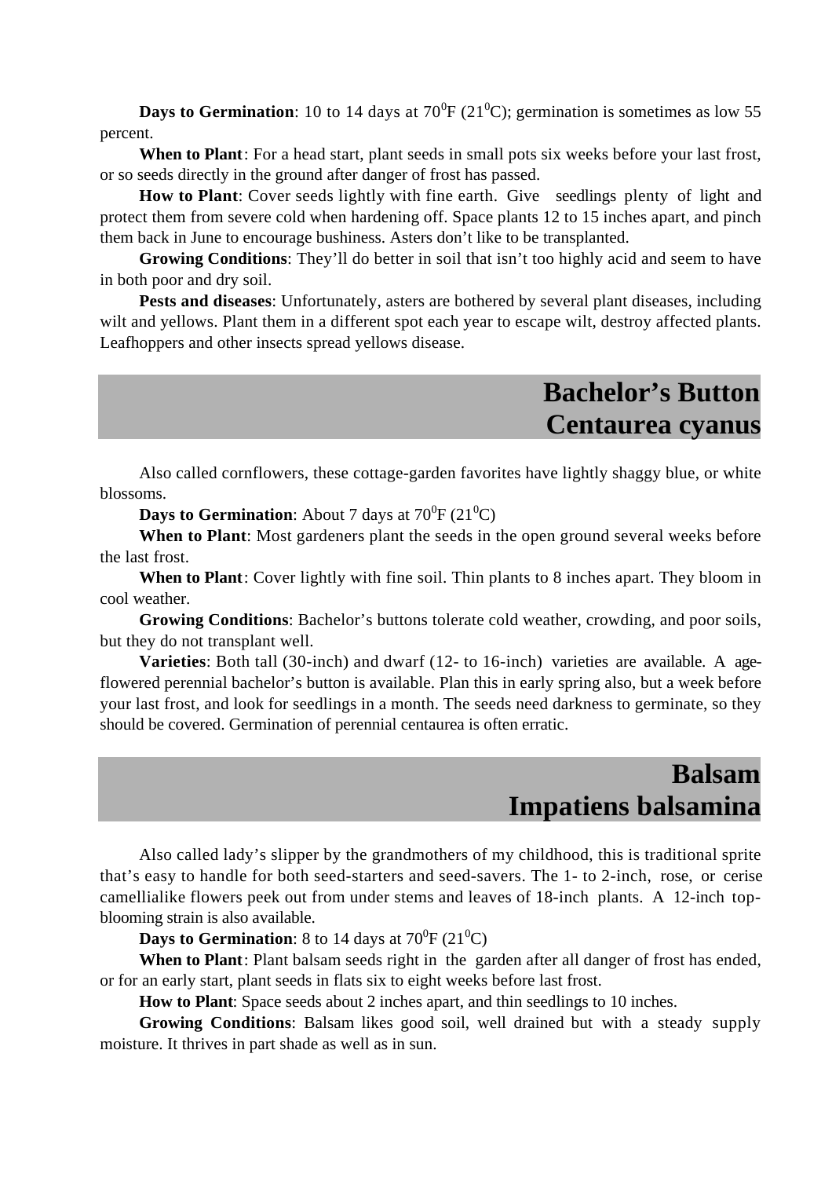**Days to Germination**: 10 to 14 days at $70^0$F ($21^0$C); germination is sometimes as low 55 percent.

**When to Plant**: For a head start, plant seeds in small pots six weeks before your last frost, or so seeds directly in the ground after danger of frost has passed.

**How to Plant**: Cover seeds lightly with fine earth. Give seedlings plenty of light and protect them from severe cold when hardening off. Space plants 12 to 15 inches apart, and pinch them back in June to encourage bushiness. Asters don't like to be transplanted.

**Growing Conditions**: They'll do better in soil that isn't too highly acid and seem to have in both poor and dry soil.

**Pests and diseases**: Unfortunately, asters are bothered by several plant diseases, including wilt and yellows. Plant them in a different spot each year to escape wilt, destroy affected plants. Leafhoppers and other insects spread yellows disease.

## Bachelor's Button
## Centaurea cyanus

Also called cornflowers, these cottage-garden favorites have lightly shaggy blue, or white blossoms.

**Days to Germination**: About 7 days at $70^0$F ($21^0$C)

**When to Plant**: Most gardeners plant the seeds in the open ground several weeks before the last frost.

**When to Plant**: Cover lightly with fine soil. Thin plants to 8 inches apart. They bloom in cool weather.

**Growing Conditions**: Bachelor's buttons tolerate cold weather, crowding, and poor soils, but they do not transplant well.

**Varieties**: Both tall (30-inch) and dwarf (12- to 16-inch) varieties are available. A age-flowered perennial bachelor's button is available. Plan this in early spring also, but a week before your last frost, and look for seedlings in a month. The seeds need darkness to germinate, so they should be covered. Germination of perennial centaurea is often erratic.

## Balsam
## Impatiens balsamina

Also called lady's slipper by the grandmothers of my childhood, this is traditional sprite that's easy to handle for both seed-starters and seed-savers. The 1- to 2-inch, rose, or cerise camellialike flowers peek out from under stems and leaves of 18-inch plants. A 12-inch top-blooming strain is also available.

**Days to Germination**: 8 to 14 days at $70^0$F ($21^0$C)

**When to Plant**: Plant balsam seeds right in the garden after all danger of frost has ended, or for an early start, plant seeds in flats six to eight weeks before last frost.

**How to Plant**: Space seeds about 2 inches apart, and thin seedlings to 10 inches.

**Growing Conditions**: Balsam likes good soil, well drained but with a steady supply moisture. It thrives in part shade as well as in sun.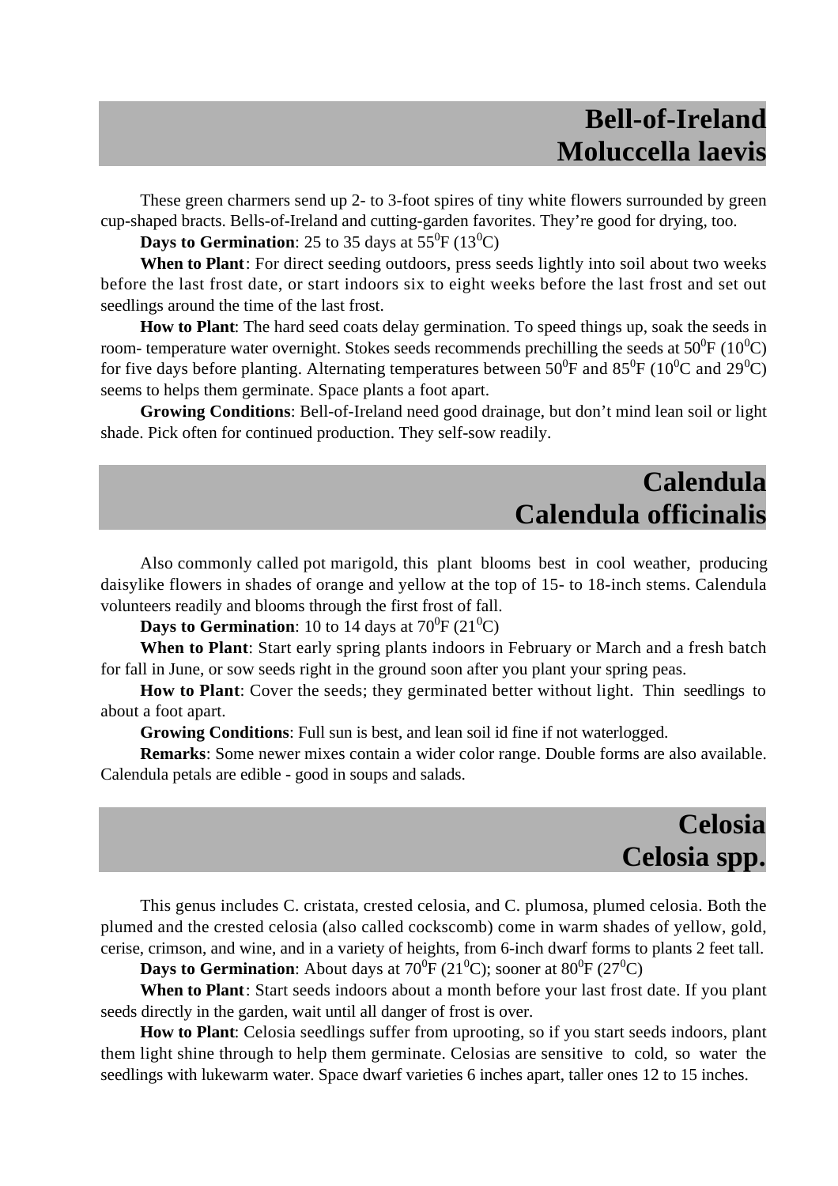## Bell-of-Ireland
## Moluccella laevis

These green charmers send up 2- to 3-foot spires of tiny white flowers surrounded by green cup-shaped bracts. Bells-of-Ireland and cutting-garden favorites. They're good for drying, too.

**Days to Germination**: 25 to 35 days at $55^0$F ($13^0$C)

**When to Plant**: For direct seeding outdoors, press seeds lightly into soil about two weeks before the last frost date, or start indoors six to eight weeks before the last frost and set out seedlings around the time of the last frost.

**How to Plant**: The hard seed coats delay germination. To speed things up, soak the seeds in room- temperature water overnight. Stokes seeds recommends prechilling the seeds at $50^0$F ($10^0$C) for five days before planting. Alternating temperatures between $50^0$F and $85^0$F ($10^0$C and $29^0$C) seems to helps them germinate. Space plants a foot apart.

**Growing Conditions**: Bell-of-Ireland need good drainage, but don't mind lean soil or light shade. Pick often for continued production. They self-sow readily.

## Calendula
## Calendula officinalis

Also commonly called pot marigold, this plant blooms best in cool weather, producing daisylike flowers in shades of orange and yellow at the top of 15- to 18-inch stems. Calendula volunteers readily and blooms through the first frost of fall.

**Days to Germination**: 10 to 14 days at $70^0$F ($21^0$C)

**When to Plant**: Start early spring plants indoors in February or March and a fresh batch for fall in June, or sow seeds right in the ground soon after you plant your spring peas.

**How to Plant**: Cover the seeds; they germinated better without light. Thin seedlings to about a foot apart.

**Growing Conditions**: Full sun is best, and lean soil id fine if not waterlogged.

**Remarks**: Some newer mixes contain a wider color range. Double forms are also available. Calendula petals are edible - good in soups and salads.

## Celosia
## Celosia spp.

This genus includes C. cristata, crested celosia, and C. plumosa, plumed celosia. Both the plumed and the crested celosia (also called cockscomb) come in warm shades of yellow, gold, cerise, crimson, and wine, and in a variety of heights, from 6-inch dwarf forms to plants 2 feet tall.

**Days to Germination**: About days at $70^0$F ($21^0$C); sooner at $80^0$F ($27^0$C)

**When to Plant**: Start seeds indoors about a month before your last frost date. If you plant seeds directly in the garden, wait until all danger of frost is over.

**How to Plant**: Celosia seedlings suffer from uprooting, so if you start seeds indoors, plant them light shine through to help them germinate. Celosias are sensitive to cold, so water the seedlings with lukewarm water. Space dwarf varieties 6 inches apart, taller ones 12 to 15 inches.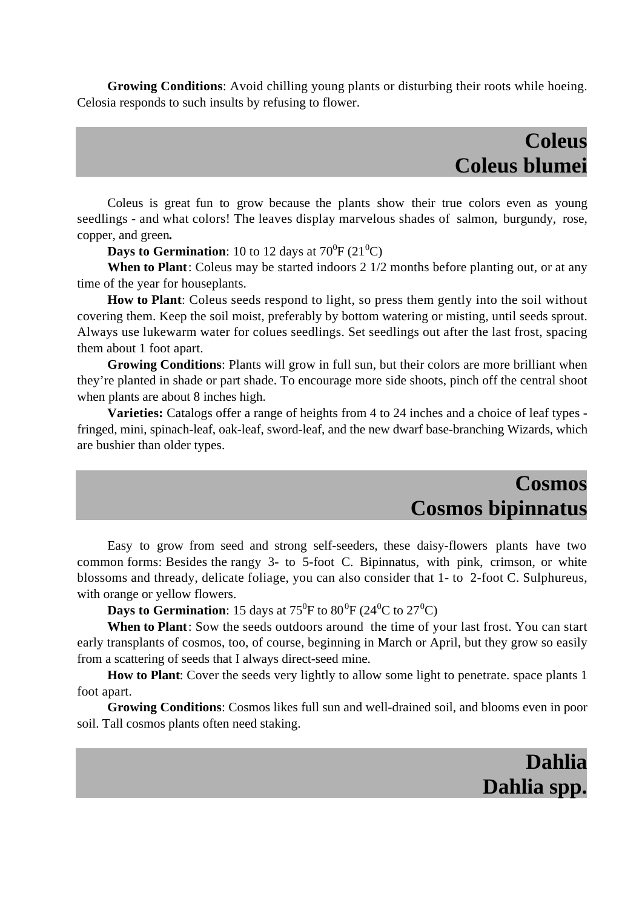**Growing Conditions**: Avoid chilling young plants or disturbing their roots while hoeing. Celosia responds to such insults by refusing to flower.

## Coleus
## Coleus blumei

Coleus is great fun to grow because the plants show their true colors even as young seedlings - and what colors! The leaves display marvelous shades of salmon, burgundy, rose, copper, and green**.**

**Days to Germination**: 10 to 12 days at $70^0$F ($21^0$C)

**When to Plant**: Coleus may be started indoors 2 1/2 months before planting out, or at any time of the year for houseplants.

**How to Plant**: Coleus seeds respond to light, so press them gently into the soil without covering them. Keep the soil moist, preferably by bottom watering or misting, until seeds sprout. Always use lukewarm water for colues seedlings. Set seedlings out after the last frost, spacing them about 1 foot apart.

**Growing Conditions**: Plants will grow in full sun, but their colors are more brilliant when they're planted in shade or part shade. To encourage more side shoots, pinch off the central shoot when plants are about 8 inches high.

**Varieties:** Catalogs offer a range of heights from 4 to 24 inches and a choice of leaf types - fringed, mini, spinach-leaf, oak-leaf, sword-leaf, and the new dwarf base-branching Wizards, which are bushier than older types.

## Cosmos
## Cosmos bipinnatus

Easy to grow from seed and strong self-seeders, these daisy-flowers plants have two common forms: Besides the rangy 3- to 5-foot C. Bipinnatus, with pink, crimson, or white blossoms and thready, delicate foliage, you can also consider that 1- to 2-foot C. Sulphureus, with orange or yellow flowers.

**Days to Germination**: 15 days at $75^0$F to $80^0$F ($24^0$C to $27^0$C)

**When to Plant**: Sow the seeds outdoors around the time of your last frost. You can start early transplants of cosmos, too, of course, beginning in March or April, but they grow so easily from a scattering of seeds that I always direct-seed mine.

**How to Plant**: Cover the seeds very lightly to allow some light to penetrate. space plants 1 foot apart.

**Growing Conditions**: Cosmos likes full sun and well-drained soil, and blooms even in poor soil. Tall cosmos plants often need staking.

## Dahlia
## Dahlia spp.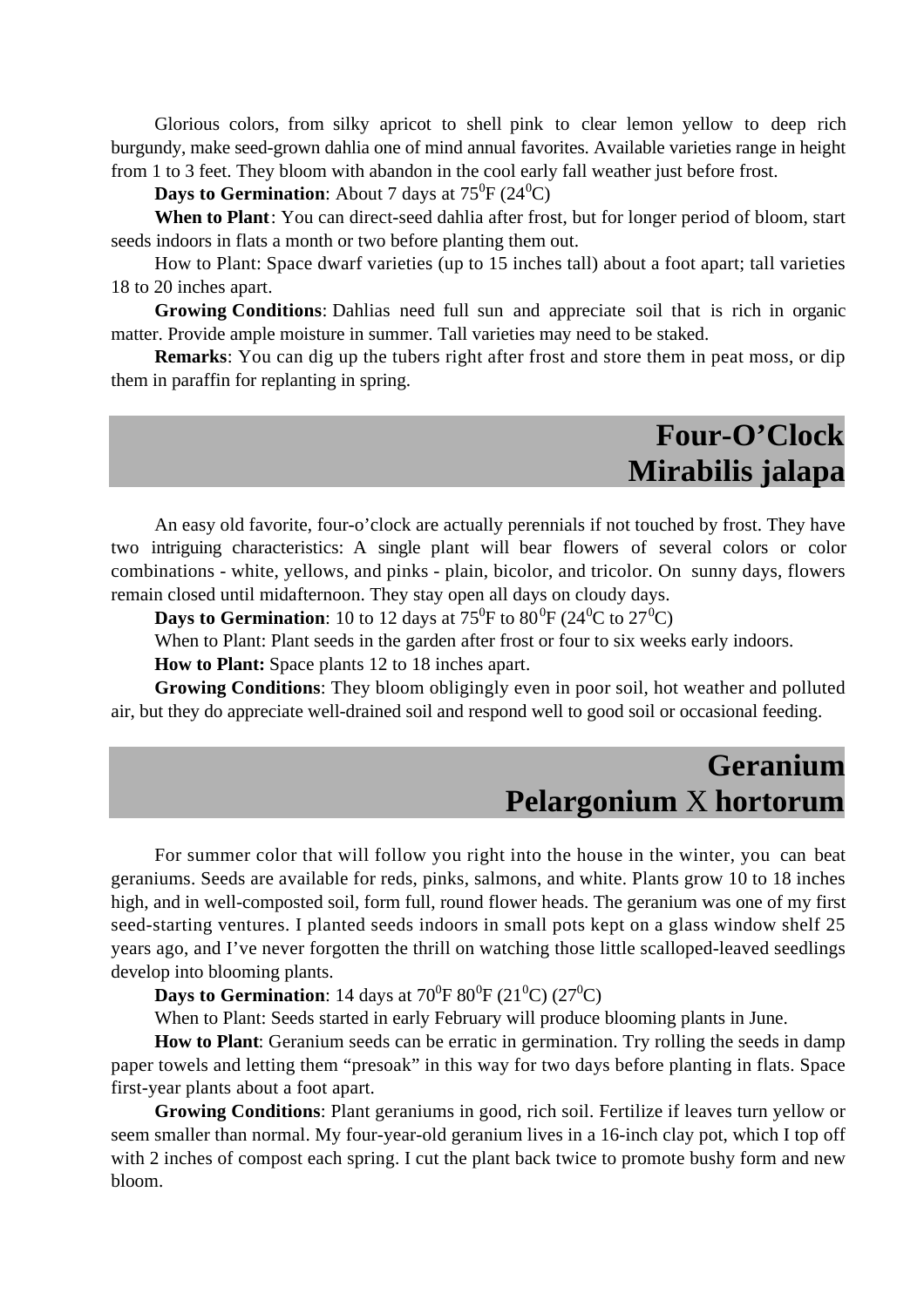Glorious colors, from silky apricot to shell pink to clear lemon yellow to deep rich burgundy, make seed-grown dahlia one of mind annual favorites. Available varieties range in height from 1 to 3 feet. They bloom with abandon in the cool early fall weather just before frost.

**Days to Germination**: About 7 days at $75^0$F ($24^0$C)

**When to Plant**: You can direct-seed dahlia after frost, but for longer period of bloom, start seeds indoors in flats a month or two before planting them out.

How to Plant: Space dwarf varieties (up to 15 inches tall) about a foot apart; tall varieties 18 to 20 inches apart.

**Growing Conditions**: Dahlias need full sun and appreciate soil that is rich in organic matter. Provide ample moisture in summer. Tall varieties may need to be staked.

**Remarks**: You can dig up the tubers right after frost and store them in peat moss, or dip them in paraffin for replanting in spring.

## Four-O'Clock
## Mirabilis jalapa

An easy old favorite, four-o'clock are actually perennials if not touched by frost. They have two intriguing characteristics: A single plant will bear flowers of several colors or color combinations - white, yellows, and pinks - plain, bicolor, and tricolor. On sunny days, flowers remain closed until midafternoon. They stay open all days on cloudy days.

**Days to Germination**: 10 to 12 days at $75^0$F to $80^0$F ($24^0$C to $27^0$C)

When to Plant: Plant seeds in the garden after frost or four to six weeks early indoors.

**How to Plant:** Space plants 12 to 18 inches apart.

**Growing Conditions**: They bloom obligingly even in poor soil, hot weather and polluted air, but they do appreciate well-drained soil and respond well to good soil or occasional feeding.

## Geranium
## Pelargonium X hortorum

For summer color that will follow you right into the house in the winter, you can beat geraniums. Seeds are available for reds, pinks, salmons, and white. Plants grow 10 to 18 inches high, and in well-composted soil, form full, round flower heads. The geranium was one of my first seed-starting ventures. I planted seeds indoors in small pots kept on a glass window shelf 25 years ago, and I've never forgotten the thrill on watching those little scalloped-leaved seedlings develop into blooming plants.

**Days to Germination**: 14 days at $70^0$F $80^0$F ($21^0$C) ($27^0$C)

When to Plant: Seeds started in early February will produce blooming plants in June.

**How to Plant**: Geranium seeds can be erratic in germination. Try rolling the seeds in damp paper towels and letting them "presoak" in this way for two days before planting in flats. Space first-year plants about a foot apart.

**Growing Conditions**: Plant geraniums in good, rich soil. Fertilize if leaves turn yellow or seem smaller than normal. My four-year-old geranium lives in a 16-inch clay pot, which I top off with 2 inches of compost each spring. I cut the plant back twice to promote bushy form and new bloom.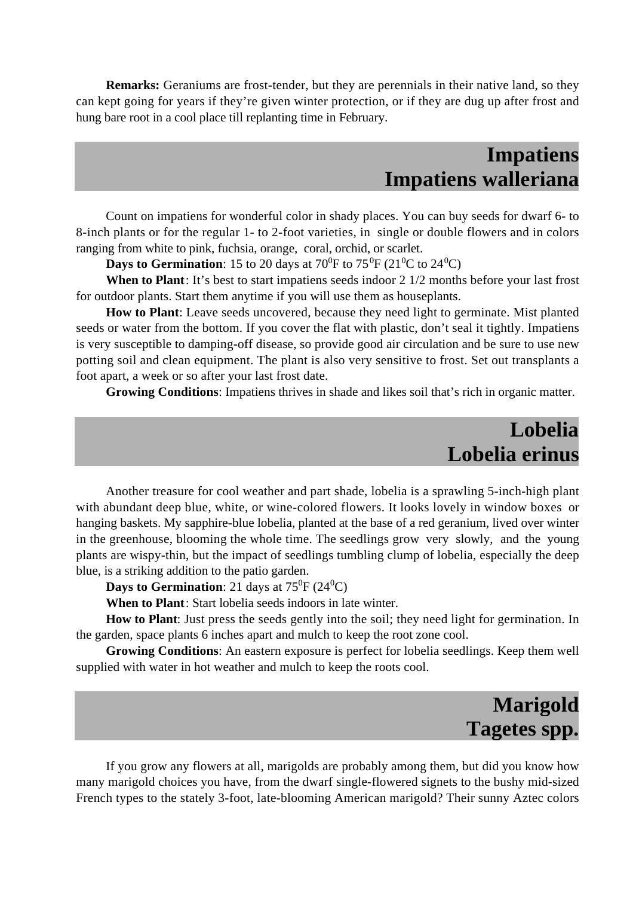**Remarks:** Geraniums are frost-tender, but they are perennials in their native land, so they can kept going for years if they're given winter protection, or if they are dug up after frost and hung bare root in a cool place till replanting time in February.

## Impatiens
## Impatiens walleriana

Count on impatiens for wonderful color in shady places. You can buy seeds for dwarf 6- to 8-inch plants or for the regular 1- to 2-foot varieties, in single or double flowers and in colors ranging from white to pink, fuchsia, orange, coral, orchid, or scarlet.

**Days to Germination**: 15 to 20 days at $70^0$F to $75^0$F ($21^0$C to $24^0$C)

**When to Plant**: It's best to start impatiens seeds indoor 2 1/2 months before your last frost for outdoor plants. Start them anytime if you will use them as houseplants.

**How to Plant**: Leave seeds uncovered, because they need light to germinate. Mist planted seeds or water from the bottom. If you cover the flat with plastic, don't seal it tightly. Impatiens is very susceptible to damping-off disease, so provide good air circulation and be sure to use new potting soil and clean equipment. The plant is also very sensitive to frost. Set out transplants a foot apart, a week or so after your last frost date.

**Growing Conditions**: Impatiens thrives in shade and likes soil that's rich in organic matter.

## Lobelia
## Lobelia erinus

Another treasure for cool weather and part shade, lobelia is a sprawling 5-inch-high plant with abundant deep blue, white, or wine-colored flowers. It looks lovely in window boxes or hanging baskets. My sapphire-blue lobelia, planted at the base of a red geranium, lived over winter in the greenhouse, blooming the whole time. The seedlings grow very slowly, and the young plants are wispy-thin, but the impact of seedlings tumbling clump of lobelia, especially the deep blue, is a striking addition to the patio garden.

**Days to Germination**: 21 days at $75^0$F ($24^0$C)

**When to Plant**: Start lobelia seeds indoors in late winter.

**How to Plant**: Just press the seeds gently into the soil; they need light for germination. In the garden, space plants 6 inches apart and mulch to keep the root zone cool.

**Growing Conditions**: An eastern exposure is perfect for lobelia seedlings. Keep them well supplied with water in hot weather and mulch to keep the roots cool.

## Marigold
## Tagetes spp.

If you grow any flowers at all, marigolds are probably among them, but did you know how many marigold choices you have, from the dwarf single-flowered signets to the bushy mid-sized French types to the stately 3-foot, late-blooming American marigold? Their sunny Aztec colors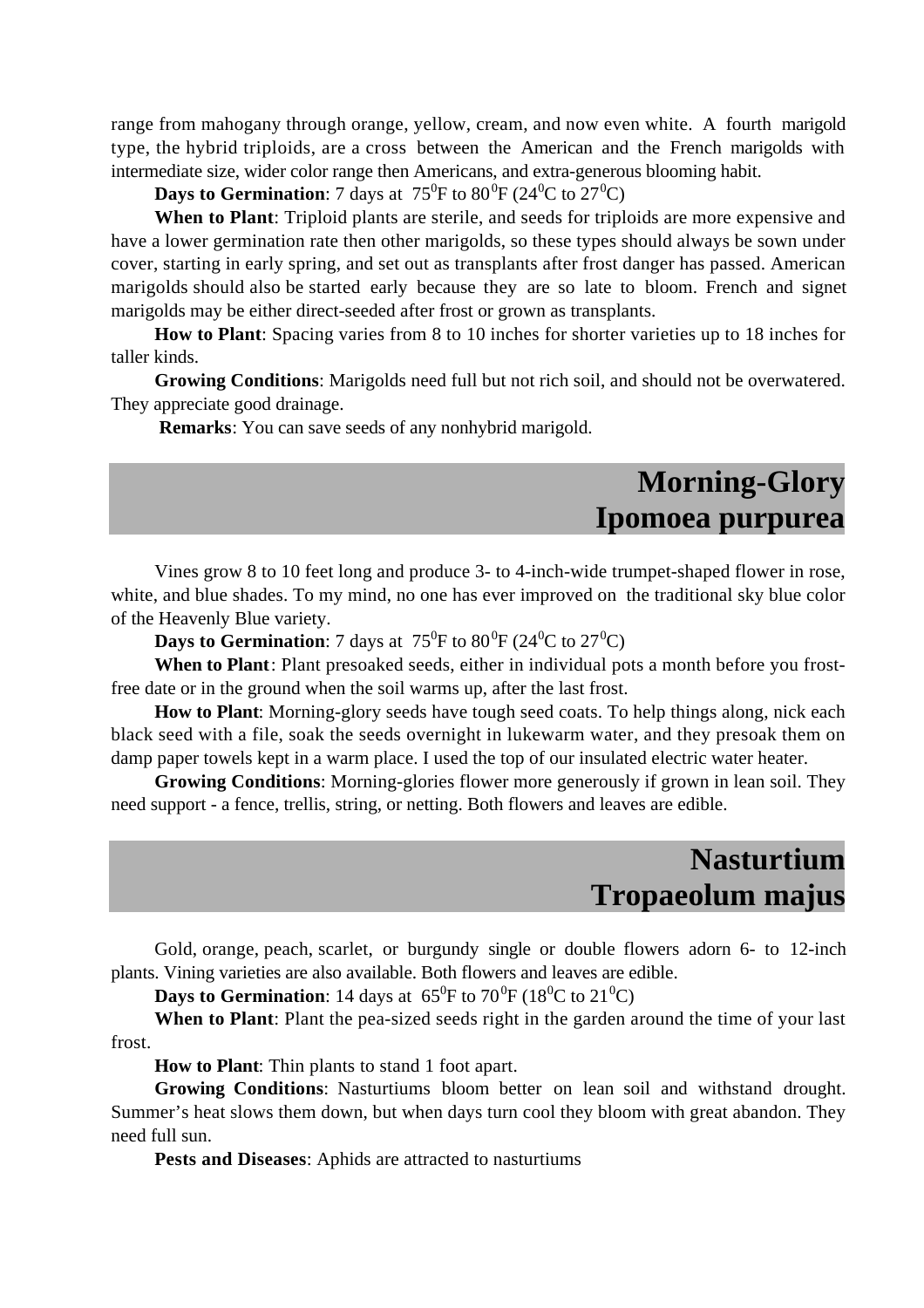range from mahogany through orange, yellow, cream, and now even white. A fourth marigold type, the hybrid triploids, are a cross between the American and the French marigolds with intermediate size, wider color range then Americans, and extra-generous blooming habit.

**Days to Germination**: 7 days at $75^0$F to $80^0$F ($24^0$C to $27^0$C)

**When to Plant**: Triploid plants are sterile, and seeds for triploids are more expensive and have a lower germination rate then other marigolds, so these types should always be sown under cover, starting in early spring, and set out as transplants after frost danger has passed. American marigolds should also be started early because they are so late to bloom. French and signet marigolds may be either direct-seeded after frost or grown as transplants.

**How to Plant**: Spacing varies from 8 to 10 inches for shorter varieties up to 18 inches for taller kinds.

**Growing Conditions**: Marigolds need full but not rich soil, and should not be overwatered. They appreciate good drainage.

**Remarks**: You can save seeds of any nonhybrid marigold.

## Morning-Glory
## Ipomoea purpurea

Vines grow 8 to 10 feet long and produce 3- to 4-inch-wide trumpet-shaped flower in rose, white, and blue shades. To my mind, no one has ever improved on the traditional sky blue color of the Heavenly Blue variety.

**Days to Germination**: 7 days at $75^0$F to $80^0$F ($24^0$C to $27^0$C)

**When to Plant**: Plant presoaked seeds, either in individual pots a month before you frost-free date or in the ground when the soil warms up, after the last frost.

**How to Plant**: Morning-glory seeds have tough seed coats. To help things along, nick each black seed with a file, soak the seeds overnight in lukewarm water, and they presoak them on damp paper towels kept in a warm place. I used the top of our insulated electric water heater.

**Growing Conditions**: Morning-glories flower more generously if grown in lean soil. They need support - a fence, trellis, string, or netting. Both flowers and leaves are edible.

## Nasturtium
## Tropaeolum majus

Gold, orange, peach, scarlet, or burgundy single or double flowers adorn 6- to 12-inch plants. Vining varieties are also available. Both flowers and leaves are edible.

**Days to Germination**: 14 days at $65^0$F to $70^0$F ($18^0$C to $21^0$C)

**When to Plant**: Plant the pea-sized seeds right in the garden around the time of your last frost.

**How to Plant**: Thin plants to stand 1 foot apart.

**Growing Conditions**: Nasturtiums bloom better on lean soil and withstand drought. Summer's heat slows them down, but when days turn cool they bloom with great abandon. They need full sun.

**Pests and Diseases**: Aphids are attracted to nasturtiums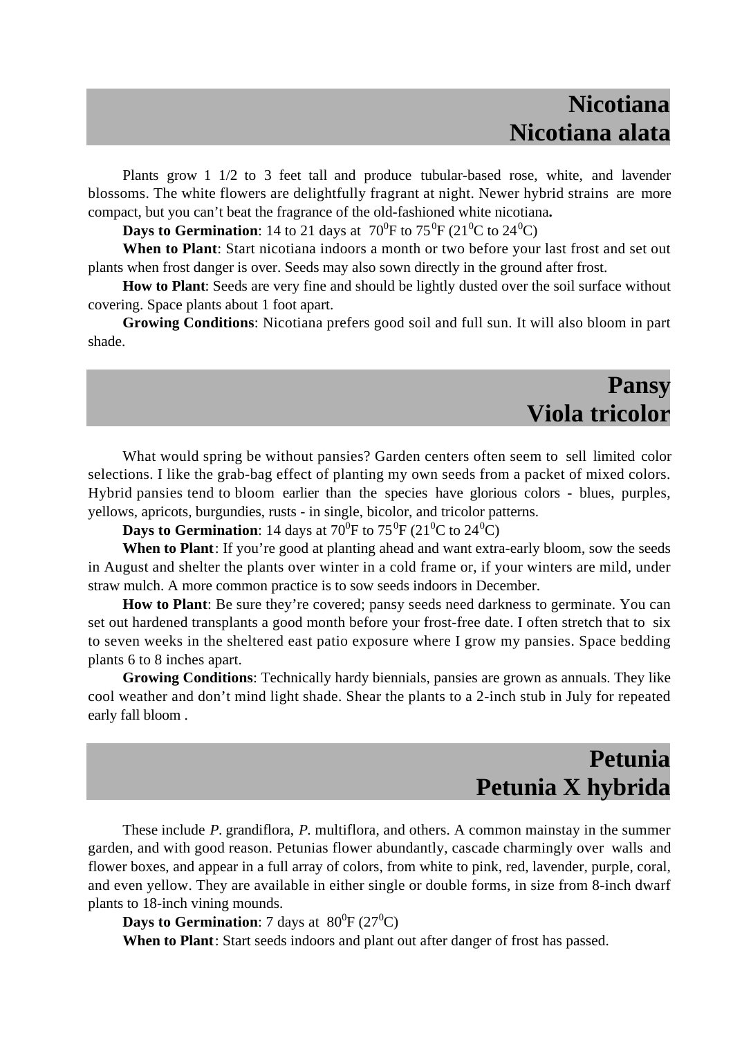## Nicotiana
## Nicotiana alata

Plants grow 1 1/2 to 3 feet tall and produce tubular-based rose, white, and lavender blossoms. The white flowers are delightfully fragrant at night. Newer hybrid strains are more compact, but you can't beat the fragrance of the old-fashioned white nicotiana**.**

**Days to Germination**: 14 to 21 days at $70^0$F to $75^0$F ($21^0$C to $24^0$C)

**When to Plant**: Start nicotiana indoors a month or two before your last frost and set out plants when frost danger is over. Seeds may also sown directly in the ground after frost.

**How to Plant**: Seeds are very fine and should be lightly dusted over the soil surface without covering. Space plants about 1 foot apart.

**Growing Conditions**: Nicotiana prefers good soil and full sun. It will also bloom in part shade.

## Pansy
## Viola tricolor

What would spring be without pansies? Garden centers often seem to sell limited color selections. I like the grab-bag effect of planting my own seeds from a packet of mixed colors. Hybrid pansies tend to bloom earlier than the species have glorious colors - blues, purples, yellows, apricots, burgundies, rusts - in single, bicolor, and tricolor patterns.

**Days to Germination**: 14 days at $70^0$F to $75^0$F ($21^0$C to $24^0$C)

**When to Plant**: If you're good at planting ahead and want extra-early bloom, sow the seeds in August and shelter the plants over winter in a cold frame or, if your winters are mild, under straw mulch. A more common practice is to sow seeds indoors in December.

**How to Plant**: Be sure they're covered; pansy seeds need darkness to germinate. You can set out hardened transplants a good month before your frost-free date. I often stretch that to six to seven weeks in the sheltered east patio exposure where I grow my pansies. Space bedding plants 6 to 8 inches apart.

**Growing Conditions**: Technically hardy biennials, pansies are grown as annuals. They like cool weather and don't mind light shade. Shear the plants to a 2-inch stub in July for repeated early fall bloom .

## Petunia
## Petunia X hybrida

These include *P*. grandiflora, *P.* multiflora, and others. A common mainstay in the summer garden, and with good reason. Petunias flower abundantly, cascade charmingly over walls and flower boxes, and appear in a full array of colors, from white to pink, red, lavender, purple, coral, and even yellow. They are available in either single or double forms, in size from 8-inch dwarf plants to 18-inch vining mounds.

**Days to Germination**: 7 days at $80^0$F ($27^0$C)

**When to Plant**: Start seeds indoors and plant out after danger of frost has passed.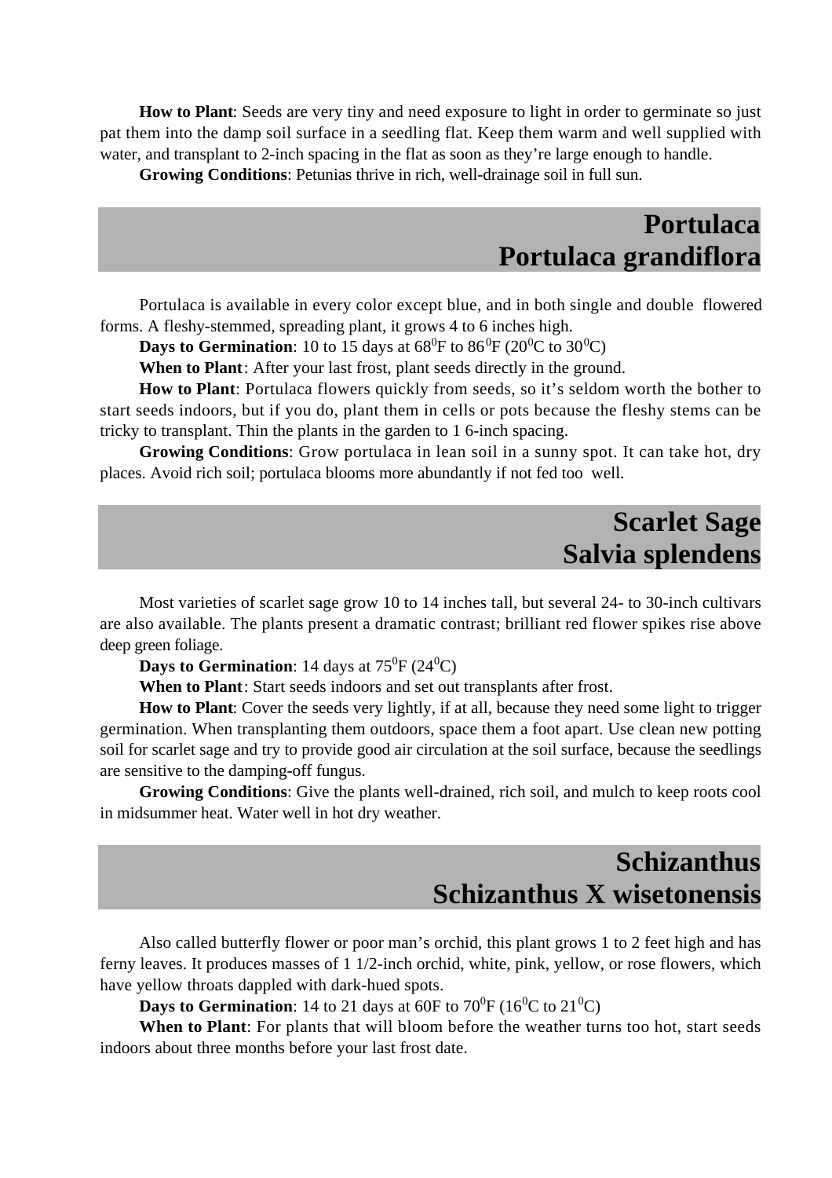**How to Plant**: Seeds are very tiny and need exposure to light in order to germinate so just pat them into the damp soil surface in a seedling flat. Keep them warm and well supplied with water, and transplant to 2-inch spacing in the flat as soon as they're large enough to handle.

**Growing Conditions**: Petunias thrive in rich, well-drainage soil in full sun.

## Portulaca
## Portulaca grandiflora

Portulaca is available in every color except blue, and in both single and double flowered forms. A fleshy-stemmed, spreading plant, it grows 4 to 6 inches high.

**Days to Germination**: 10 to 15 days at $68^0$F to $86^0$F ($20^0$C to $30^0$C)

**When to Plant**: After your last frost, plant seeds directly in the ground.

**How to Plant**: Portulaca flowers quickly from seeds, so it's seldom worth the bother to start seeds indoors, but if you do, plant them in cells or pots because the fleshy stems can be tricky to transplant. Thin the plants in the garden to 1 6-inch spacing.

**Growing Conditions**: Grow portulaca in lean soil in a sunny spot. It can take hot, dry places. Avoid rich soil; portulaca blooms more abundantly if not fed too well.

## Scarlet Sage
## Salvia splendens

Most varieties of scarlet sage grow 10 to 14 inches tall, but several 24- to 30-inch cultivars are also available. The plants present a dramatic contrast; brilliant red flower spikes rise above deep green foliage.

**Days to Germination**: 14 days at $75^0$F ($24^0$C)

**When to Plant**: Start seeds indoors and set out transplants after frost.

**How to Plant**: Cover the seeds very lightly, if at all, because they need some light to trigger germination. When transplanting them outdoors, space them a foot apart. Use clean new potting soil for scarlet sage and try to provide good air circulation at the soil surface, because the seedlings are sensitive to the damping-off fungus.

**Growing Conditions**: Give the plants well-drained, rich soil, and mulch to keep roots cool in midsummer heat. Water well in hot dry weather.

## Schizanthus
## Schizanthus X wisetonensis

Also called butterfly flower or poor man's orchid, this plant grows 1 to 2 feet high and has ferny leaves. It produces masses of 1 1/2-inch orchid, white, pink, yellow, or rose flowers, which have yellow throats dappled with dark-hued spots.

**Days to Germination**: 14 to 21 days at 60F to $70^0$F ($16^0$C to $21^0$C)

**When to Plant**: For plants that will bloom before the weather turns too hot, start seeds indoors about three months before your last frost date.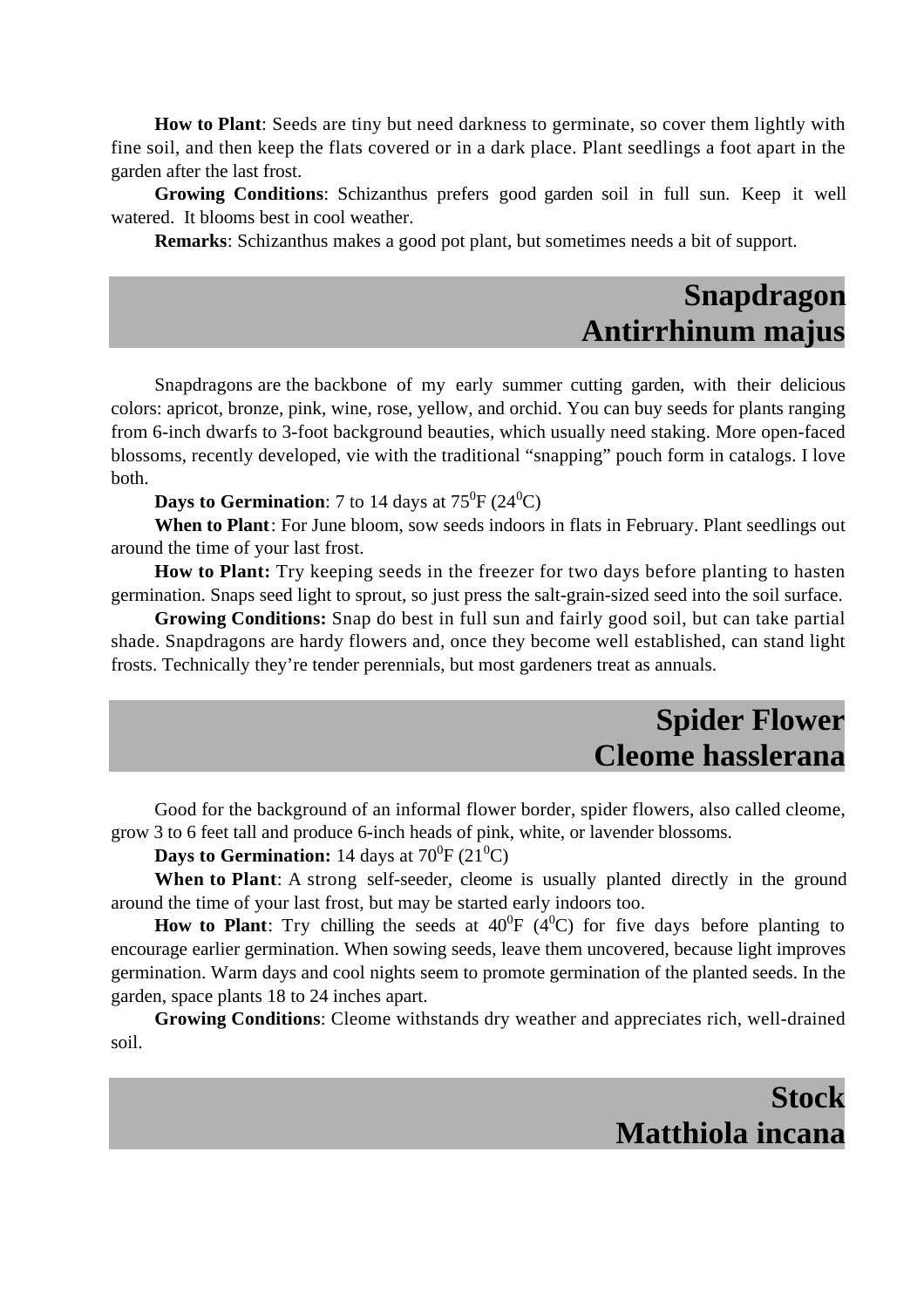**How to Plant**: Seeds are tiny but need darkness to germinate, so cover them lightly with fine soil, and then keep the flats covered or in a dark place. Plant seedlings a foot apart in the garden after the last frost.

**Growing Conditions**: Schizanthus prefers good garden soil in full sun. Keep it well watered. It blooms best in cool weather.

**Remarks**: Schizanthus makes a good pot plant, but sometimes needs a bit of support.

## Snapdragon Antirrhinum majus

Snapdragons are the backbone of my early summer cutting garden, with their delicious colors: apricot, bronze, pink, wine, rose, yellow, and orchid. You can buy seeds for plants ranging from 6-inch dwarfs to 3-foot background beauties, which usually need staking. More open-faced blossoms, recently developed, vie with the traditional "snapping" pouch form in catalogs. I love both.

**Days to Germination**: 7 to 14 days at $75^0$F ($24^0$C)

**When to Plant**: For June bloom, sow seeds indoors in flats in February. Plant seedlings out around the time of your last frost.

**How to Plant:** Try keeping seeds in the freezer for two days before planting to hasten germination. Snaps seed light to sprout, so just press the salt-grain-sized seed into the soil surface.

**Growing Conditions:** Snap do best in full sun and fairly good soil, but can take partial shade. Snapdragons are hardy flowers and, once they become well established, can stand light frosts. Technically they're tender perennials, but most gardeners treat as annuals.

## Spider Flower Cleome hasslerana

Good for the background of an informal flower border, spider flowers, also called cleome, grow 3 to 6 feet tall and produce 6-inch heads of pink, white, or lavender blossoms.

**Days to Germination:** 14 days at $70^0$F ($21^0$C)

**When to Plant**: A strong self-seeder, cleome is usually planted directly in the ground around the time of your last frost, but may be started early indoors too.

**How to Plant**: Try chilling the seeds at $40^0$F ($4^0$C) for five days before planting to encourage earlier germination. When sowing seeds, leave them uncovered, because light improves germination. Warm days and cool nights seem to promote germination of the planted seeds. In the garden, space plants 18 to 24 inches apart.

**Growing Conditions**: Cleome withstands dry weather and appreciates rich, well-drained soil.

## Stock Matthiola incana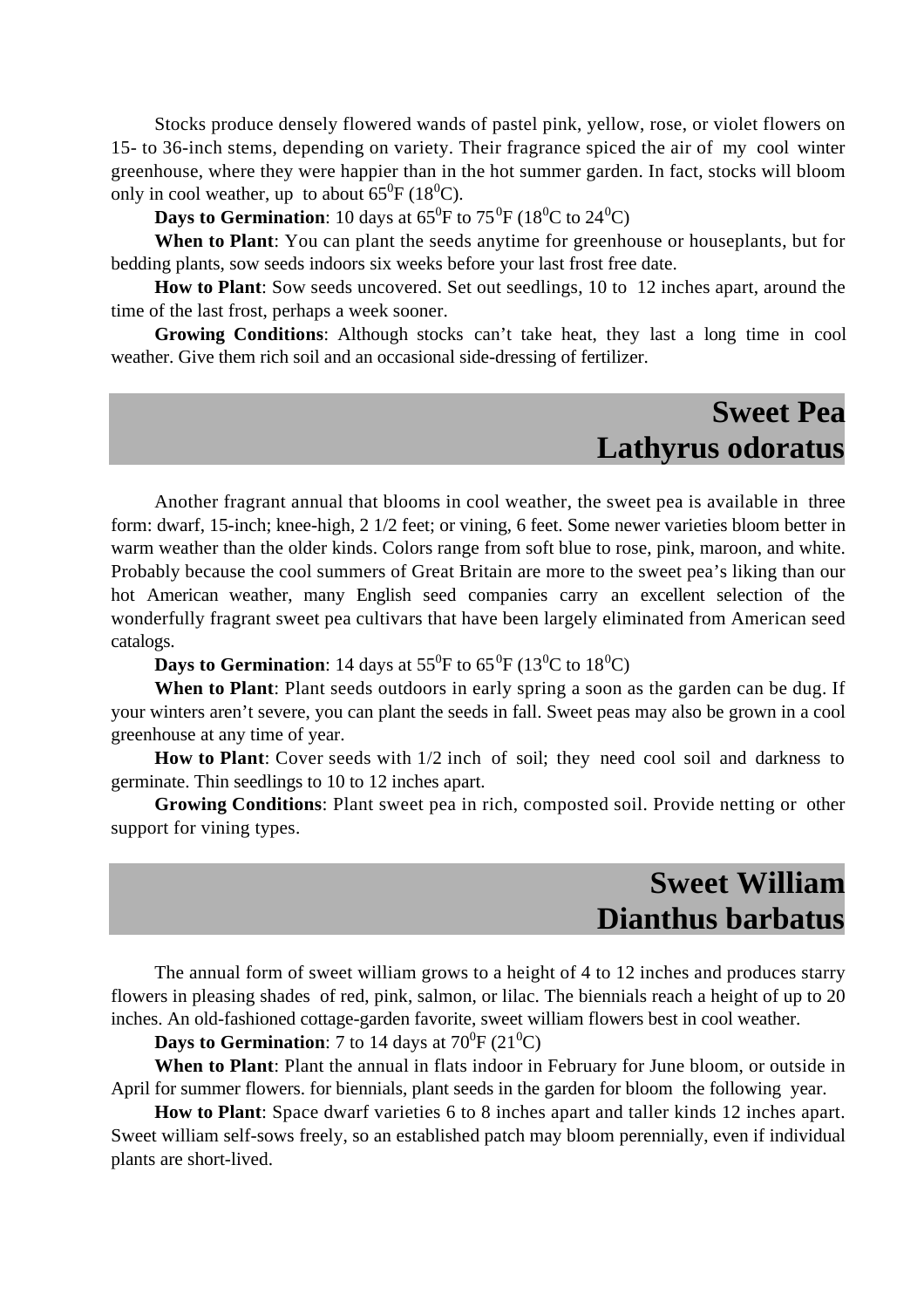Stocks produce densely flowered wands of pastel pink, yellow, rose, or violet flowers on 15- to 36-inch stems, depending on variety. Their fragrance spiced the air of my cool winter greenhouse, where they were happier than in the hot summer garden. In fact, stocks will bloom only in cool weather, up to about $65^0$F ($18^0$C).

**Days to Germination**: 10 days at $65^0$F to $75^0$F ($18^0$C to $24^0$C)

**When to Plant**: You can plant the seeds anytime for greenhouse or houseplants, but for bedding plants, sow seeds indoors six weeks before your last frost free date.

**How to Plant**: Sow seeds uncovered. Set out seedlings, 10 to 12 inches apart, around the time of the last frost, perhaps a week sooner.

**Growing Conditions**: Although stocks can't take heat, they last a long time in cool weather. Give them rich soil and an occasional side-dressing of fertilizer.

## Sweet Pea
## Lathyrus odoratus

Another fragrant annual that blooms in cool weather, the sweet pea is available in three form: dwarf, 15-inch; knee-high, 2 1/2 feet; or vining, 6 feet. Some newer varieties bloom better in warm weather than the older kinds. Colors range from soft blue to rose, pink, maroon, and white. Probably because the cool summers of Great Britain are more to the sweet pea's liking than our hot American weather, many English seed companies carry an excellent selection of the wonderfully fragrant sweet pea cultivars that have been largely eliminated from American seed catalogs.

**Days to Germination**: 14 days at $55^0$F to $65^0$F ($13^0$C to $18^0$C)

**When to Plant**: Plant seeds outdoors in early spring a soon as the garden can be dug. If your winters aren't severe, you can plant the seeds in fall. Sweet peas may also be grown in a cool greenhouse at any time of year.

**How to Plant**: Cover seeds with 1/2 inch of soil; they need cool soil and darkness to germinate. Thin seedlings to 10 to 12 inches apart.

**Growing Conditions**: Plant sweet pea in rich, composted soil. Provide netting or other support for vining types.

## Sweet William
## Dianthus barbatus

The annual form of sweet william grows to a height of 4 to 12 inches and produces starry flowers in pleasing shades of red, pink, salmon, or lilac. The biennials reach a height of up to 20 inches. An old-fashioned cottage-garden favorite, sweet william flowers best in cool weather.

**Days to Germination**: 7 to 14 days at $70^0$F ($21^0$C)

**When to Plant**: Plant the annual in flats indoor in February for June bloom, or outside in April for summer flowers. for biennials, plant seeds in the garden for bloom the following year.

**How to Plant**: Space dwarf varieties 6 to 8 inches apart and taller kinds 12 inches apart. Sweet william self-sows freely, so an established patch may bloom perennially, even if individual plants are short-lived.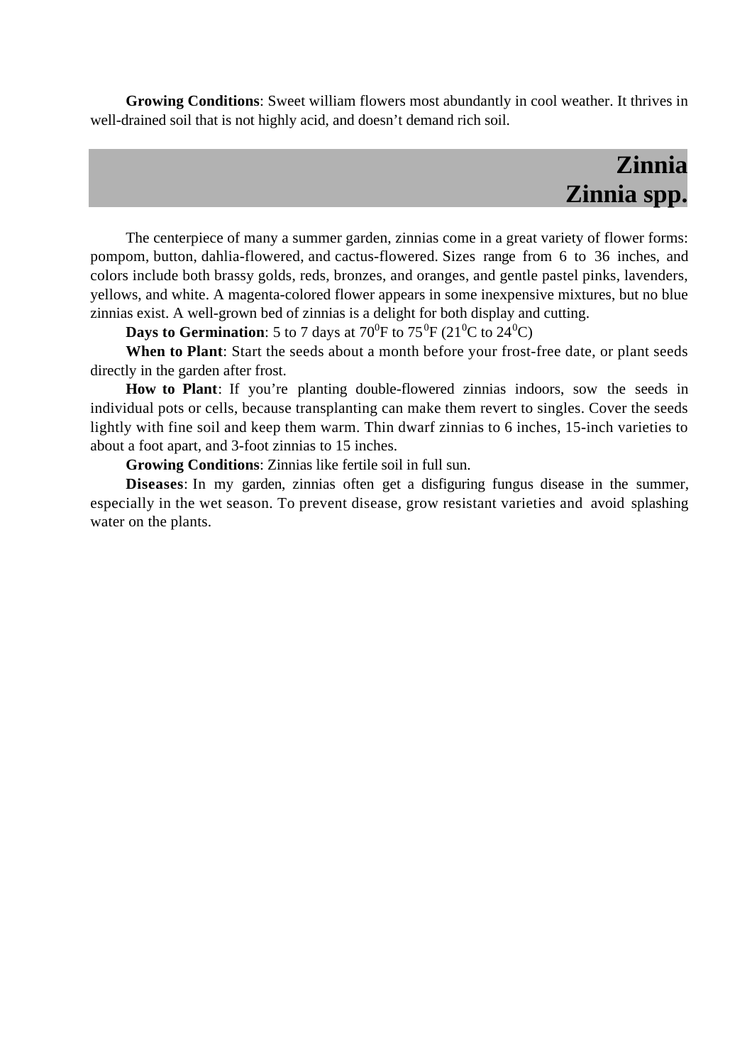**Growing Conditions**: Sweet william flowers most abundantly in cool weather. It thrives in well-drained soil that is not highly acid, and doesn't demand rich soil.

## Zinnia
## Zinnia spp.

The centerpiece of many a summer garden, zinnias come in a great variety of flower forms: pompom, button, dahlia-flowered, and cactus-flowered. Sizes range from 6 to 36 inches, and colors include both brassy golds, reds, bronzes, and oranges, and gentle pastel pinks, lavenders, yellows, and white. A magenta-colored flower appears in some inexpensive mixtures, but no blue zinnias exist. A well-grown bed of zinnias is a delight for both display and cutting.

**Days to Germination**: 5 to 7 days at $70^0$F to $75^0$F ($21^0$C to $24^0$C)

**When to Plant**: Start the seeds about a month before your frost-free date, or plant seeds directly in the garden after frost.

**How to Plant**: If you're planting double-flowered zinnias indoors, sow the seeds in individual pots or cells, because transplanting can make them revert to singles. Cover the seeds lightly with fine soil and keep them warm. Thin dwarf zinnias to 6 inches, 15-inch varieties to about a foot apart, and 3-foot zinnias to 15 inches.

**Growing Conditions**: Zinnias like fertile soil in full sun.

**Diseases**: In my garden, zinnias often get a disfiguring fungus disease in the summer, especially in the wet season. To prevent disease, grow resistant varieties and avoid splashing water on the plants.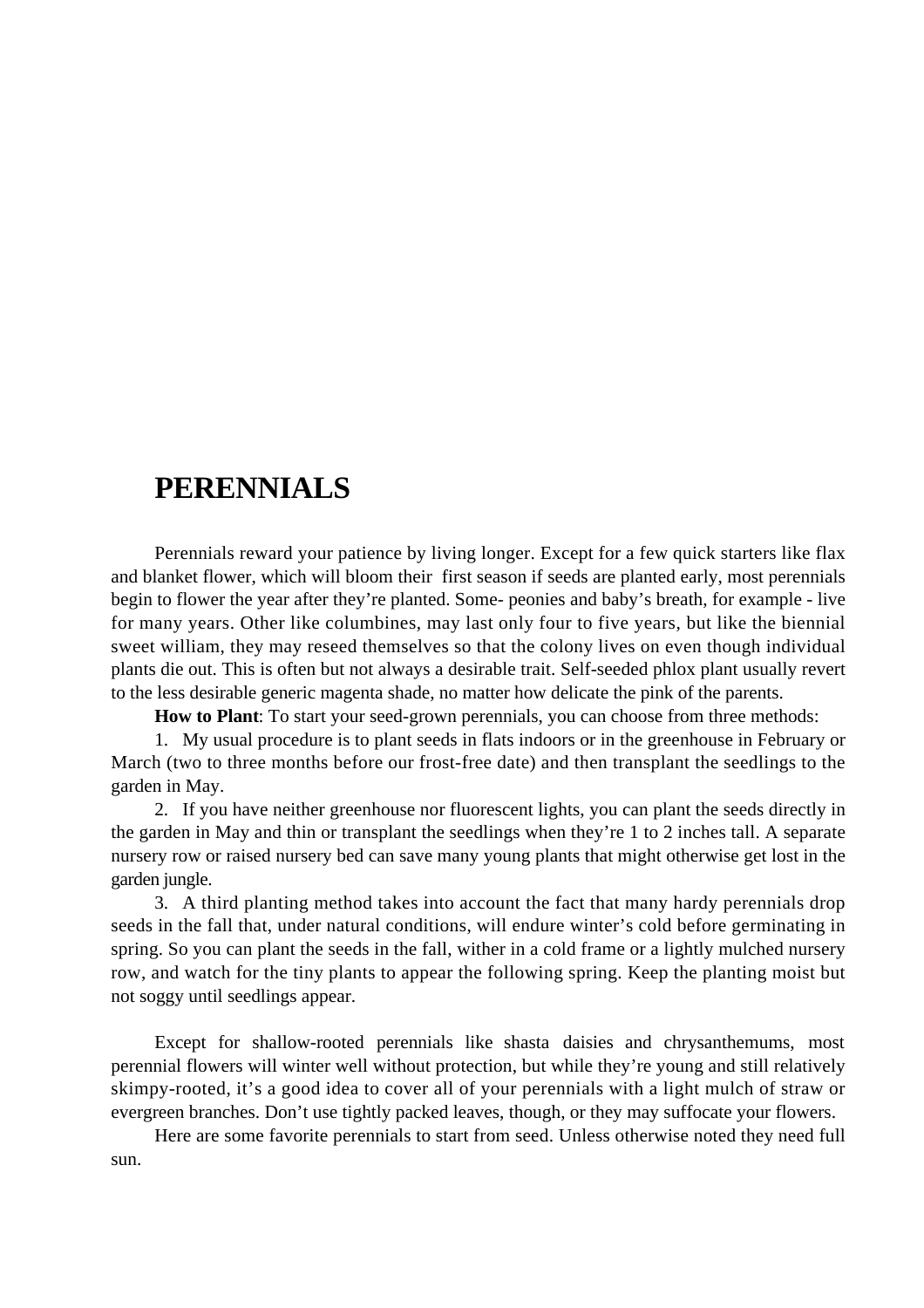# PERENNIALS

Perennials reward your patience by living longer. Except for a few quick starters like flax and blanket flower, which will bloom their  first season if seeds are planted early, most perennials begin to flower the year after they're planted. Some- peonies and baby's breath, for example - live for many years. Other like columbines, may last only four to five years, but like the biennial sweet william, they may reseed themselves so that the colony lives on even though individual plants die out. This is often but not always a desirable trait. Self-seeded phlox plant usually revert to the less desirable generic magenta shade, no matter how delicate the pink of the parents.

**How to Plant**: To start your seed-grown perennials, you can choose from three methods:

1. My usual procedure is to plant seeds in flats indoors or in the greenhouse in February or March (two to three months before our frost-free date) and then transplant the seedlings to the garden in May.
2. If you have neither greenhouse nor fluorescent lights, you can plant the seeds directly in the garden in May and thin or transplant the seedlings when they're 1 to 2 inches tall. A separate nursery row or raised nursery bed can save many young plants that might otherwise get lost in the garden jungle.
3. A third planting method takes into account the fact that many hardy perennials drop seeds in the fall that, under natural conditions, will endure winter's cold before germinating in spring. So you can plant the seeds in the fall, wither in a cold frame or a lightly mulched nursery row, and watch for the tiny plants to appear the following spring. Keep the planting moist but not soggy until seedlings appear.

Except for shallow-rooted perennials like shasta daisies and chrysanthemums, most perennial flowers will winter well without protection, but while they're young and still relatively skimpy-rooted, it's a good idea to cover all of your perennials with a light mulch of straw or evergreen branches. Don't use tightly packed leaves, though, or they may suffocate your flowers.

Here are some favorite perennials to start from seed. Unless otherwise noted they need full sun.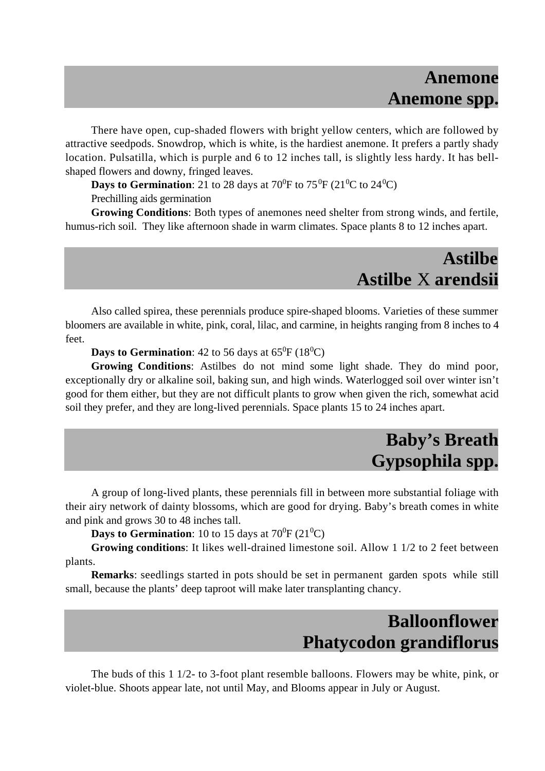## Anemone
## Anemone spp.

There have open, cup-shaded flowers with bright yellow centers, which are followed by attractive seedpods. Snowdrop, which is white, is the hardiest anemone. It prefers a partly shady location. Pulsatilla, which is purple and 6 to 12 inches tall, is slightly less hardy. It has bell-shaped flowers and downy, fringed leaves.

**Days to Germination**: 21 to 28 days at $70^0$F to $75^0$F ($21^0$C to $24^0$C)

Prechilling aids germination

**Growing Conditions**: Both types of anemones need shelter from strong winds, and fertile, humus-rich soil. They like afternoon shade in warm climates. Space plants 8 to 12 inches apart.

## Astilbe
## Astilbe X arendsii

Also called spirea, these perennials produce spire-shaped blooms. Varieties of these summer bloomers are available in white, pink, coral, lilac, and carmine, in heights ranging from 8 inches to 4 feet.

**Days to Germination**: 42 to 56 days at $65^0$F ($18^0$C)

**Growing Conditions**: Astilbes do not mind some light shade. They do mind poor, exceptionally dry or alkaline soil, baking sun, and high winds. Waterlogged soil over winter isn't good for them either, but they are not difficult plants to grow when given the rich, somewhat acid soil they prefer, and they are long-lived perennials. Space plants 15 to 24 inches apart.

## Baby's Breath
## Gypsophila spp.

A group of long-lived plants, these perennials fill in between more substantial foliage with their airy network of dainty blossoms, which are good for drying. Baby's breath comes in white and pink and grows 30 to 48 inches tall.

**Days to Germination**: 10 to 15 days at $70^0$F ($21^0$C)

**Growing conditions**: It likes well-drained limestone soil. Allow 1 1/2 to 2 feet between plants.

**Remarks**: seedlings started in pots should be set in permanent garden spots while still small, because the plants' deep taproot will make later transplanting chancy.

## Balloonflower
## Phatycodon grandiflorus

The buds of this 1 1/2- to 3-foot plant resemble balloons. Flowers may be white, pink, or violet-blue. Shoots appear late, not until May, and Blooms appear in July or August.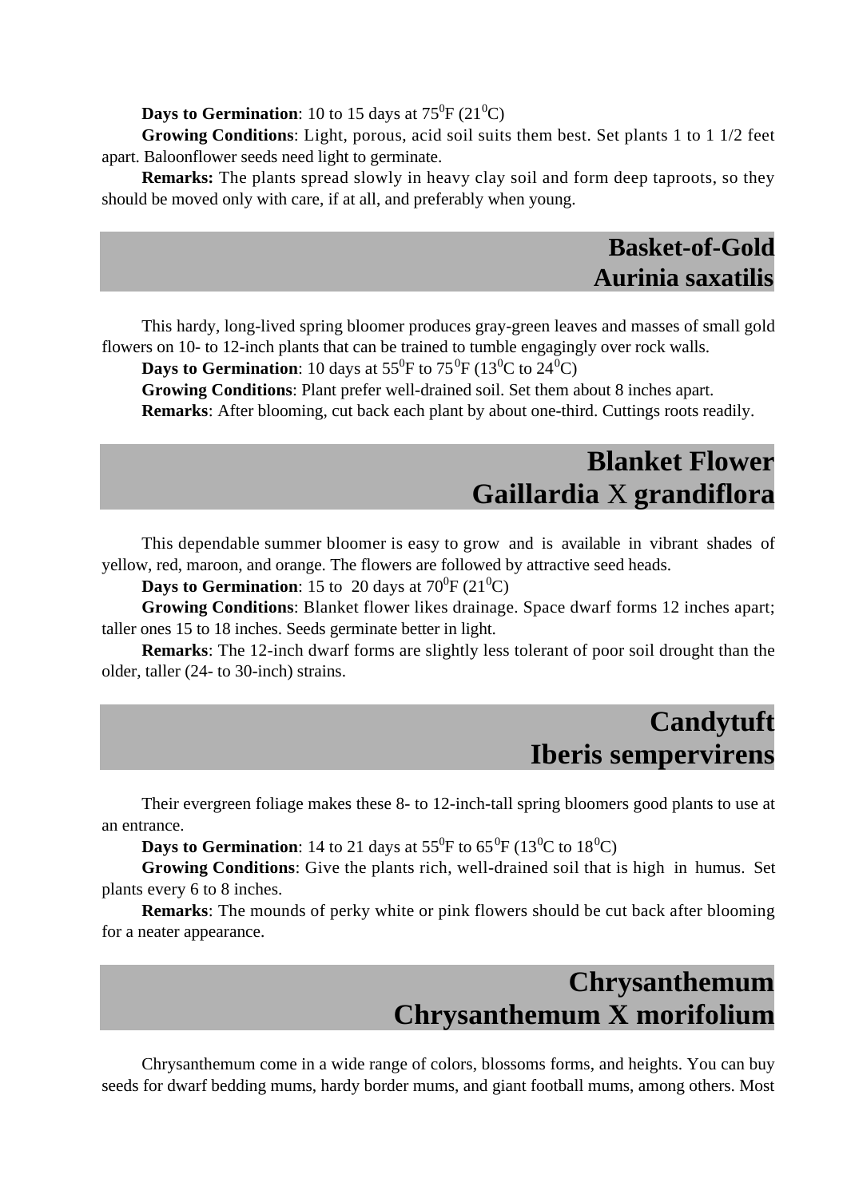**Days to Germination**: 10 to 15 days at $75^0$F ($21^0$C)

**Growing Conditions**: Light, porous, acid soil suits them best. Set plants 1 to 1 1/2 feet apart. Baloonflower seeds need light to germinate.

**Remarks:** The plants spread slowly in heavy clay soil and form deep taproots, so they should be moved only with care, if at all, and preferably when young.

## Basket-of-Gold
## Aurinia saxatilis

This hardy, long-lived spring bloomer produces gray-green leaves and masses of small gold flowers on 10- to 12-inch plants that can be trained to tumble engagingly over rock walls.

**Days to Germination**: 10 days at $55^0$F to $75^0$F ($13^0$C to $24^0$C)

**Growing Conditions**: Plant prefer well-drained soil. Set them about 8 inches apart.

**Remarks**: After blooming, cut back each plant by about one-third. Cuttings roots readily.

## Blanket Flower
## Gaillardia X grandiflora

This dependable summer bloomer is easy to grow and is available in vibrant shades of yellow, red, maroon, and orange. The flowers are followed by attractive seed heads.

**Days to Germination**: 15 to 20 days at $70^0$F ($21^0$C)

**Growing Conditions**: Blanket flower likes drainage. Space dwarf forms 12 inches apart; taller ones 15 to 18 inches. Seeds germinate better in light.

**Remarks**: The 12-inch dwarf forms are slightly less tolerant of poor soil drought than the older, taller (24- to 30-inch) strains.

## Candytuft
## Iberis sempervirens

Their evergreen foliage makes these 8- to 12-inch-tall spring bloomers good plants to use at an entrance.

**Days to Germination**: 14 to 21 days at $55^0$F to $65^0$F ($13^0$C to $18^0$C)

**Growing Conditions**: Give the plants rich, well-drained soil that is high in humus. Set plants every 6 to 8 inches.

**Remarks**: The mounds of perky white or pink flowers should be cut back after blooming for a neater appearance.

## Chrysanthemum
## Chrysanthemum X morifolium

Chrysanthemum come in a wide range of colors, blossoms forms, and heights. You can buy seeds for dwarf bedding mums, hardy border mums, and giant football mums, among others. Most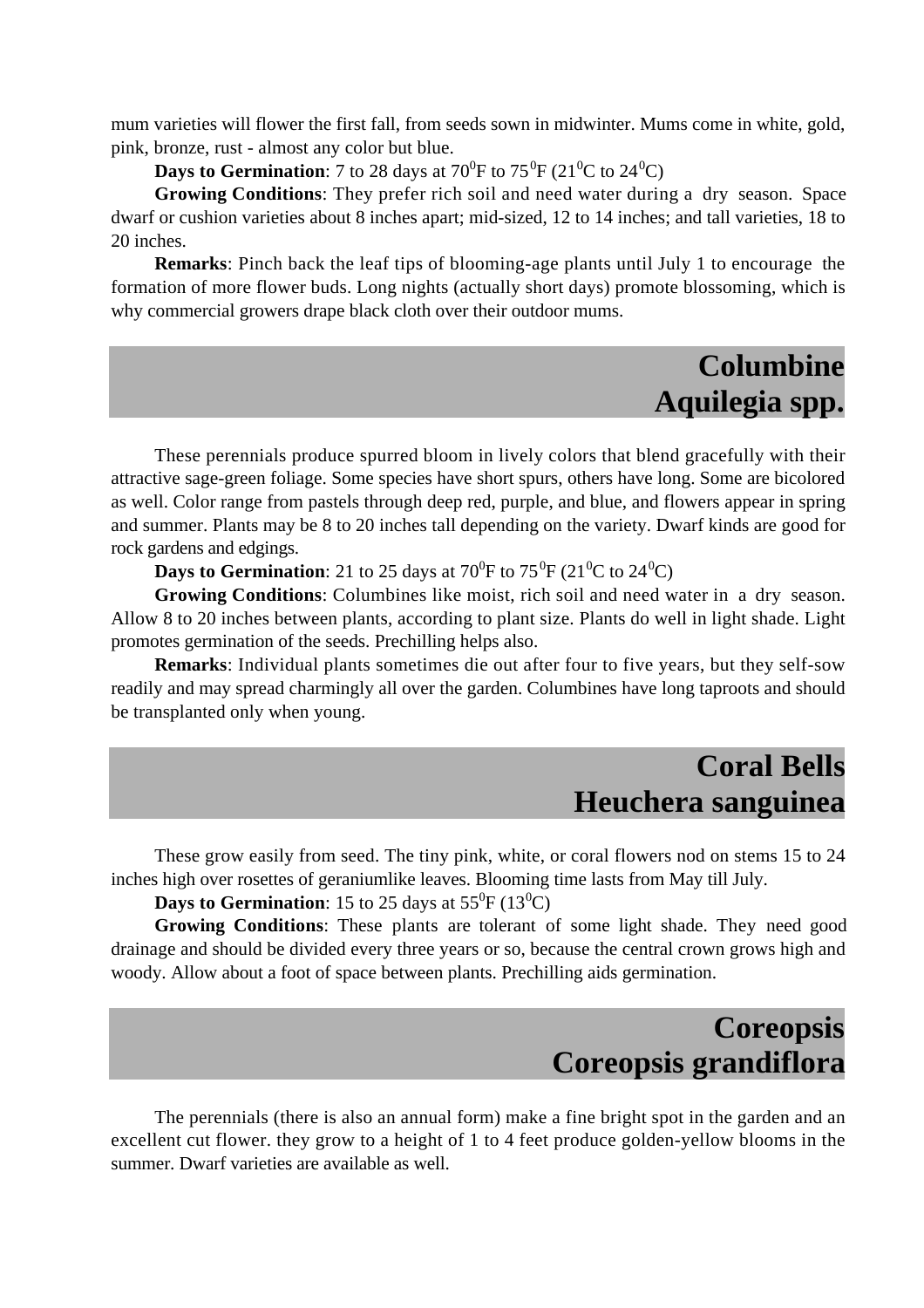mum varieties will flower the first fall, from seeds sown in midwinter. Mums come in white, gold, pink, bronze, rust - almost any color but blue.

**Days to Germination**: 7 to 28 days at $70^0$F to $75^0$F ($21^0$C to $24^0$C)

**Growing Conditions**: They prefer rich soil and need water during a dry season. Space dwarf or cushion varieties about 8 inches apart; mid-sized, 12 to 14 inches; and tall varieties, 18 to 20 inches.

**Remarks**: Pinch back the leaf tips of blooming-age plants until July 1 to encourage the formation of more flower buds. Long nights (actually short days) promote blossoming, which is why commercial growers drape black cloth over their outdoor mums.

## Columbine
## Aquilegia spp.

These perennials produce spurred bloom in lively colors that blend gracefully with their attractive sage-green foliage. Some species have short spurs, others have long. Some are bicolored as well. Color range from pastels through deep red, purple, and blue, and flowers appear in spring and summer. Plants may be 8 to 20 inches tall depending on the variety. Dwarf kinds are good for rock gardens and edgings.

**Days to Germination**: 21 to 25 days at $70^0$F to $75^0$F ($21^0$C to $24^0$C)

**Growing Conditions**: Columbines like moist, rich soil and need water in a dry season. Allow 8 to 20 inches between plants, according to plant size. Plants do well in light shade. Light promotes germination of the seeds. Prechilling helps also.

**Remarks**: Individual plants sometimes die out after four to five years, but they self-sow readily and may spread charmingly all over the garden. Columbines have long taproots and should be transplanted only when young.

## Coral Bells
## Heuchera sanguinea

These grow easily from seed. The tiny pink, white, or coral flowers nod on stems 15 to 24 inches high over rosettes of geraniumlike leaves. Blooming time lasts from May till July.

**Days to Germination**: 15 to 25 days at $55^0$F ($13^0$C)

**Growing Conditions**: These plants are tolerant of some light shade. They need good drainage and should be divided every three years or so, because the central crown grows high and woody. Allow about a foot of space between plants. Prechilling aids germination.

## Coreopsis
## Coreopsis grandiflora

The perennials (there is also an annual form) make a fine bright spot in the garden and an excellent cut flower. they grow to a height of 1 to 4 feet produce golden-yellow blooms in the summer. Dwarf varieties are available as well.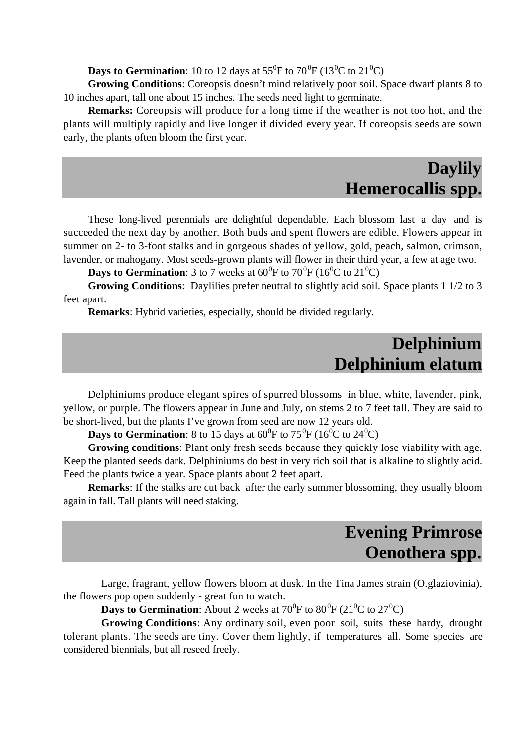**Days to Germination**: 10 to 12 days at $55^0$F to $70^0$F ($13^0$C to $21^0$C)

**Growing Conditions**: Coreopsis doesn't mind relatively poor soil. Space dwarf plants 8 to 10 inches apart, tall one about 15 inches. The seeds need light to germinate.

**Remarks:** Coreopsis will produce for a long time if the weather is not too hot, and the plants will multiply rapidly and live longer if divided every year. If coreopsis seeds are sown early, the plants often bloom the first year.

## Daylily
## Hemerocallis spp.

These long-lived perennials are delightful dependable. Each blossom last a day and is succeeded the next day by another. Both buds and spent flowers are edible. Flowers appear in summer on 2- to 3-foot stalks and in gorgeous shades of yellow, gold, peach, salmon, crimson, lavender, or mahogany. Most seeds-grown plants will flower in their third year, a few at age two.

**Days to Germination**: 3 to 7 weeks at $60^0$F to $70^0$F ($16^0$C to $21^0$C)

**Growing Conditions**: Daylilies prefer neutral to slightly acid soil. Space plants 1 1/2 to 3 feet apart.

**Remarks**: Hybrid varieties, especially, should be divided regularly.

## Delphinium
## Delphinium elatum

Delphiniums produce elegant spires of spurred blossoms in blue, white, lavender, pink, yellow, or purple. The flowers appear in June and July, on stems 2 to 7 feet tall. They are said to be short-lived, but the plants I've grown from seed are now 12 years old.

**Days to Germination**: 8 to 15 days at $60^0$F to $75^0$F ($16^0$C to $24^0$C)

**Growing conditions**: Plant only fresh seeds because they quickly lose viability with age. Keep the planted seeds dark. Delphiniums do best in very rich soil that is alkaline to slightly acid. Feed the plants twice a year. Space plants about 2 feet apart.

**Remarks**: If the stalks are cut back after the early summer blossoming, they usually bloom again in fall. Tall plants will need staking.

## Evening Primrose
## Oenothera spp.

Large, fragrant, yellow flowers bloom at dusk. In the Tina James strain (O.glaziovinia), the flowers pop open suddenly - great fun to watch.

**Days to Germination**: About 2 weeks at $70^0$F to $80^0$F ($21^0$C to $27^0$C)

**Growing Conditions**: Any ordinary soil, even poor soil, suits these hardy, drought tolerant plants. The seeds are tiny. Cover them lightly, if temperatures all. Some species are considered biennials, but all reseed freely.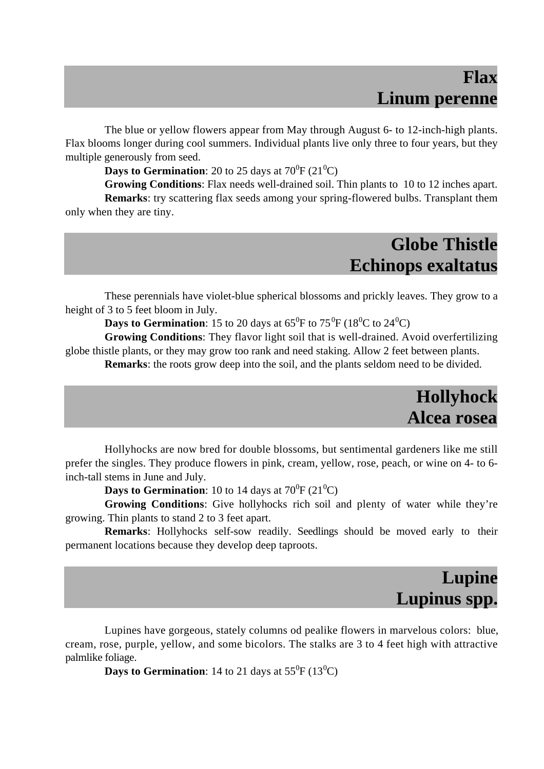## Flax
## Linum perenne

The blue or yellow flowers appear from May through August 6- to 12-inch-high plants. Flax blooms longer during cool summers. Individual plants live only three to four years, but they multiple generously from seed.

**Days to Germination**: 20 to 25 days at $70^0$F ($21^0$C)

**Growing Conditions**: Flax needs well-drained soil. Thin plants to 10 to 12 inches apart.

**Remarks**: try scattering flax seeds among your spring-flowered bulbs. Transplant them only when they are tiny.

## Globe Thistle
## Echinops exaltatus

These perennials have violet-blue spherical blossoms and prickly leaves. They grow to a height of 3 to 5 feet bloom in July.

**Days to Germination**: 15 to 20 days at $65^0$F to $75^0$F ($18^0$C to $24^0$C)

**Growing Conditions**: They flavor light soil that is well-drained. Avoid overfertilizing globe thistle plants, or they may grow too rank and need staking. Allow 2 feet between plants.

**Remarks**: the roots grow deep into the soil, and the plants seldom need to be divided.

## Hollyhock
## Alcea rosea

Hollyhocks are now bred for double blossoms, but sentimental gardeners like me still prefer the singles. They produce flowers in pink, cream, yellow, rose, peach, or wine on 4- to 6-inch-tall stems in June and July.

**Days to Germination**: 10 to 14 days at $70^0$F ($21^0$C)

**Growing Conditions**: Give hollyhocks rich soil and plenty of water while they're growing. Thin plants to stand 2 to 3 feet apart.

**Remarks**: Hollyhocks self-sow readily. Seedlings should be moved early to their permanent locations because they develop deep taproots.

## Lupine
## Lupinus spp.

Lupines have gorgeous, stately columns od pealike flowers in marvelous colors: blue, cream, rose, purple, yellow, and some bicolors. The stalks are 3 to 4 feet high with attractive palmlike foliage.

**Days to Germination**: 14 to 21 days at $55^0$F ($13^0$C)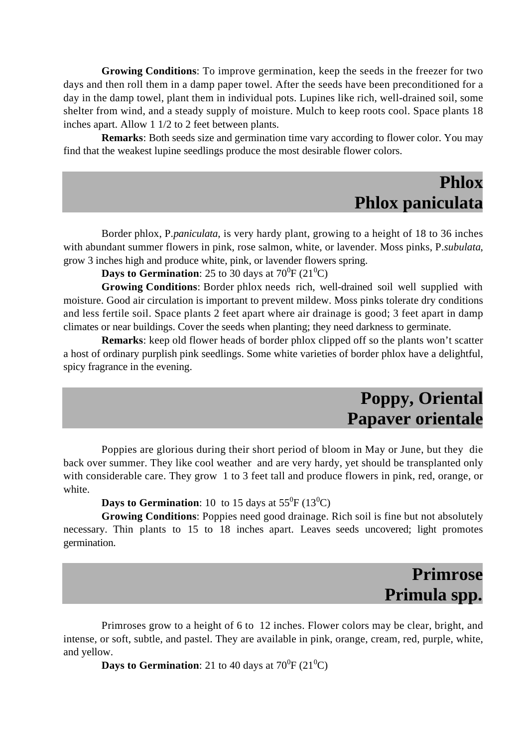**Growing Conditions**: To improve germination, keep the seeds in the freezer for two days and then roll them in a damp paper towel. After the seeds have been preconditioned for a day in the damp towel, plant them in individual pots. Lupines like rich, well-drained soil, some shelter from wind, and a steady supply of moisture. Mulch to keep roots cool. Space plants 18 inches apart. Allow 1 1/2 to 2 feet between plants.

**Remarks**: Both seeds size and germination time vary according to flower color. You may find that the weakest lupine seedlings produce the most desirable flower colors.

## Phlox
## Phlox paniculata

Border phlox, P.*paniculata*, is very hardy plant, growing to a height of 18 to 36 inches with abundant summer flowers in pink, rose salmon, white, or lavender. Moss pinks, P.*subulata*, grow 3 inches high and produce white, pink, or lavender flowers spring.

**Days to Germination**: 25 to 30 days at $70^0$F ($21^0$C)

**Growing Conditions**: Border phlox needs rich, well-drained soil well supplied with moisture. Good air circulation is important to prevent mildew. Moss pinks tolerate dry conditions and less fertile soil. Space plants 2 feet apart where air drainage is good; 3 feet apart in damp climates or near buildings. Cover the seeds when planting; they need darkness to germinate.

**Remarks**: keep old flower heads of border phlox clipped off so the plants won't scatter a host of ordinary purplish pink seedlings. Some white varieties of border phlox have a delightful, spicy fragrance in the evening.

## Poppy, Oriental
## Papaver orientale

Poppies are glorious during their short period of bloom in May or June, but they die back over summer. They like cool weather and are very hardy, yet should be transplanted only with considerable care. They grow 1 to 3 feet tall and produce flowers in pink, red, orange, or white.

**Days to Germination**: 10 to 15 days at $55^0$F ($13^0$C)

**Growing Conditions**: Poppies need good drainage. Rich soil is fine but not absolutely necessary. Thin plants to 15 to 18 inches apart. Leaves seeds uncovered; light promotes germination.

## Primrose
## Primula spp.

Primroses grow to a height of 6 to 12 inches. Flower colors may be clear, bright, and intense, or soft, subtle, and pastel. They are available in pink, orange, cream, red, purple, white, and yellow.

**Days to Germination**: 21 to 40 days at $70^0$F ($21^0$C)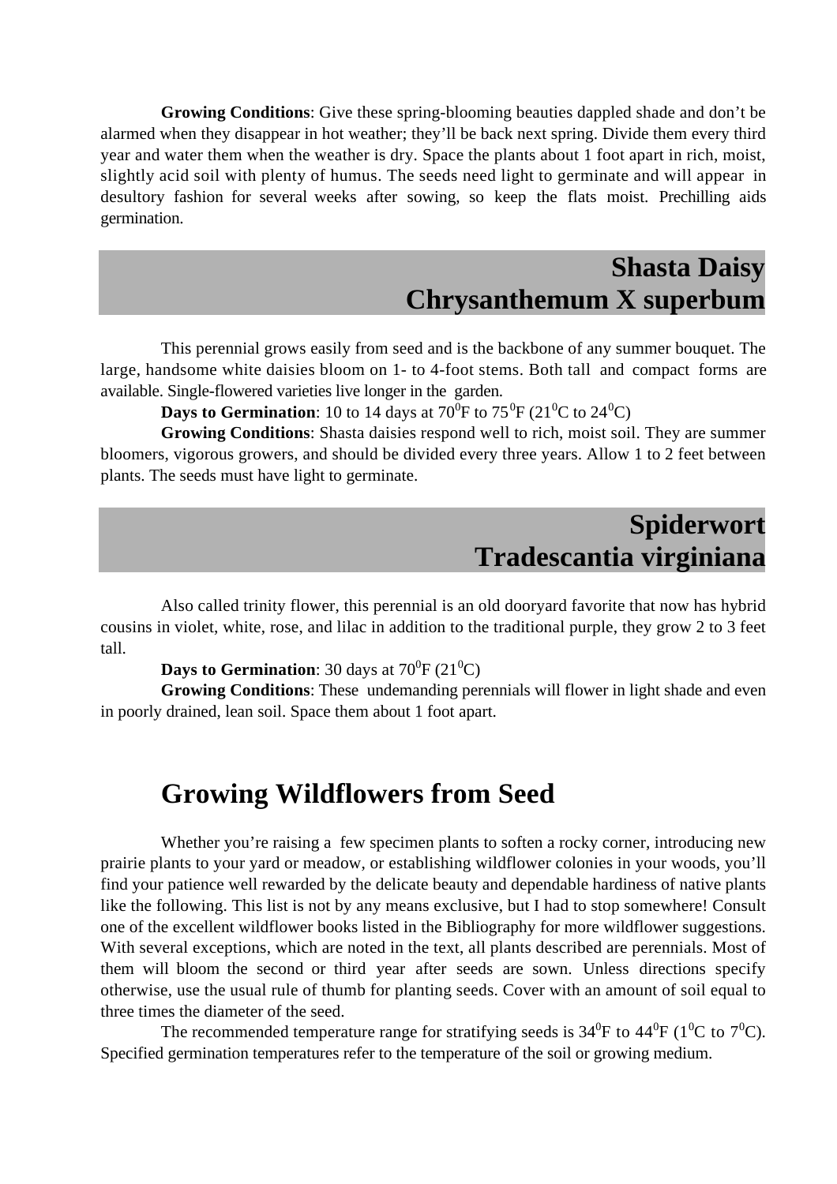**Growing Conditions**: Give these spring-blooming beauties dappled shade and don't be alarmed when they disappear in hot weather; they'll be back next spring. Divide them every third year and water them when the weather is dry. Space the plants about 1 foot apart in rich, moist, slightly acid soil with plenty of humus. The seeds need light to germinate and will appear in desultory fashion for several weeks after sowing, so keep the flats moist. Prechilling aids germination.

## Shasta Daisy
## Chrysanthemum X superbum

This perennial grows easily from seed and is the backbone of any summer bouquet. The large, handsome white daisies bloom on 1- to 4-foot stems. Both tall and compact forms are available. Single-flowered varieties live longer in the garden.

**Days to Germination**: 10 to 14 days at $70^0$F to $75^0$F ($21^0$C to $24^0$C)

**Growing Conditions**: Shasta daisies respond well to rich, moist soil. They are summer bloomers, vigorous growers, and should be divided every three years. Allow 1 to 2 feet between plants. The seeds must have light to germinate.

## Spiderwort
## Tradescantia virginiana

Also called trinity flower, this perennial is an old dooryard favorite that now has hybrid cousins in violet, white, rose, and lilac in addition to the traditional purple, they grow 2 to 3 feet tall.

**Days to Germination**: 30 days at $70^0$F ($21^0$C)

**Growing Conditions**: These undemanding perennials will flower in light shade and even in poorly drained, lean soil. Space them about 1 foot apart.

# Growing Wildflowers from Seed

Whether you're raising a few specimen plants to soften a rocky corner, introducing new prairie plants to your yard or meadow, or establishing wildflower colonies in your woods, you'll find your patience well rewarded by the delicate beauty and dependable hardiness of native plants like the following. This list is not by any means exclusive, but I had to stop somewhere! Consult one of the excellent wildflower books listed in the Bibliography for more wildflower suggestions. With several exceptions, which are noted in the text, all plants described are perennials. Most of them will bloom the second or third year after seeds are sown. Unless directions specify otherwise, use the usual rule of thumb for planting seeds. Cover with an amount of soil equal to three times the diameter of the seed.

The recommended temperature range for stratifying seeds is $34^0$F to $44^0$F ($1^0$C to $7^0$C). Specified germination temperatures refer to the temperature of the soil or growing medium.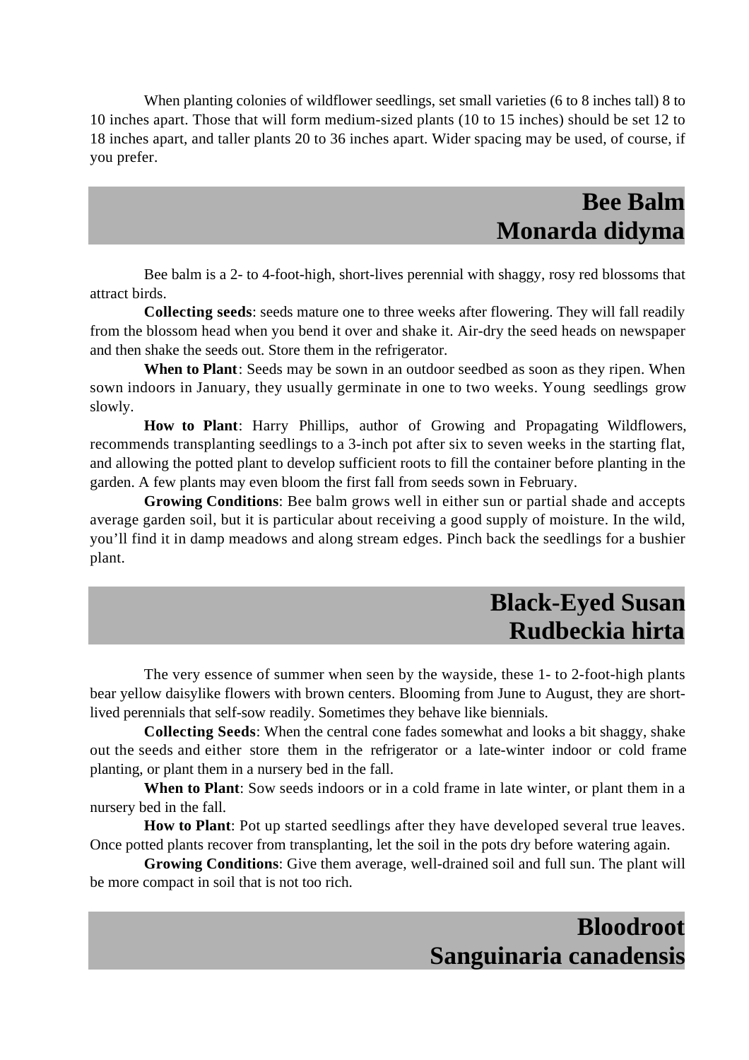When planting colonies of wildflower seedlings, set small varieties (6 to 8 inches tall) 8 to 10 inches apart. Those that will form medium-sized plants (10 to 15 inches) should be set 12 to 18 inches apart, and taller plants 20 to 36 inches apart. Wider spacing may be used, of course, if you prefer.

## Bee Balm
## Monarda didyma

Bee balm is a 2- to 4-foot-high, short-lives perennial with shaggy, rosy red blossoms that attract birds.

**Collecting seeds**: seeds mature one to three weeks after flowering. They will fall readily from the blossom head when you bend it over and shake it. Air-dry the seed heads on newspaper and then shake the seeds out. Store them in the refrigerator.

**When to Plant**: Seeds may be sown in an outdoor seedbed as soon as they ripen. When sown indoors in January, they usually germinate in one to two weeks. Young seedlings grow slowly.

**How to Plant**: Harry Phillips, author of Growing and Propagating Wildflowers, recommends transplanting seedlings to a 3-inch pot after six to seven weeks in the starting flat, and allowing the potted plant to develop sufficient roots to fill the container before planting in the garden. A few plants may even bloom the first fall from seeds sown in February.

**Growing Conditions**: Bee balm grows well in either sun or partial shade and accepts average garden soil, but it is particular about receiving a good supply of moisture. In the wild, you'll find it in damp meadows and along stream edges. Pinch back the seedlings for a bushier plant.

## Black-Eyed Susan
## Rudbeckia hirta

The very essence of summer when seen by the wayside, these 1- to 2-foot-high plants bear yellow daisylike flowers with brown centers. Blooming from June to August, they are short-lived perennials that self-sow readily. Sometimes they behave like biennials.

**Collecting Seeds**: When the central cone fades somewhat and looks a bit shaggy, shake out the seeds and either store them in the refrigerator or a late-winter indoor or cold frame planting, or plant them in a nursery bed in the fall.

**When to Plant**: Sow seeds indoors or in a cold frame in late winter, or plant them in a nursery bed in the fall.

**How to Plant**: Pot up started seedlings after they have developed several true leaves. Once potted plants recover from transplanting, let the soil in the pots dry before watering again.

**Growing Conditions**: Give them average, well-drained soil and full sun. The plant will be more compact in soil that is not too rich.

## Bloodroot
## Sanguinaria canadensis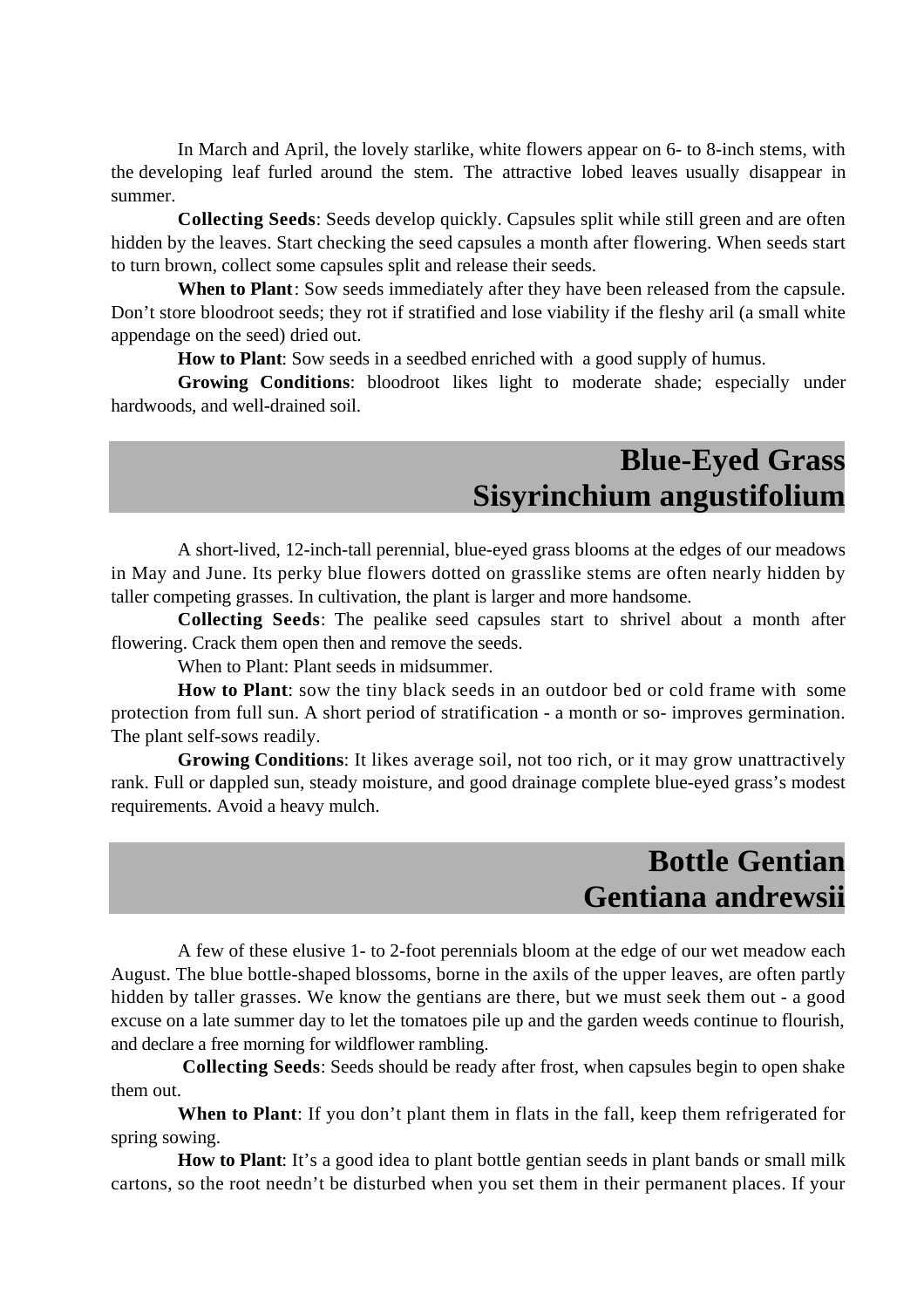In March and April, the lovely starlike, white flowers appear on 6- to 8-inch stems, with the developing leaf furled around the stem. The attractive lobed leaves usually disappear in summer.

**Collecting Seeds**: Seeds develop quickly. Capsules split while still green and are often hidden by the leaves. Start checking the seed capsules a month after flowering. When seeds start to turn brown, collect some capsules split and release their seeds.

**When to Plant**: Sow seeds immediately after they have been released from the capsule. Don't store bloodroot seeds; they rot if stratified and lose viability if the fleshy aril (a small white appendage on the seed) dried out.

**How to Plant**: Sow seeds in a seedbed enriched with a good supply of humus.

**Growing Conditions**: bloodroot likes light to moderate shade; especially under hardwoods, and well-drained soil.

## Blue-Eyed Grass
## Sisyrinchium angustifolium

A short-lived, 12-inch-tall perennial, blue-eyed grass blooms at the edges of our meadows in May and June. Its perky blue flowers dotted on grasslike stems are often nearly hidden by taller competing grasses. In cultivation, the plant is larger and more handsome.

**Collecting Seeds**: The pealike seed capsules start to shrivel about a month after flowering. Crack them open then and remove the seeds.

When to Plant: Plant seeds in midsummer.

**How to Plant**: sow the tiny black seeds in an outdoor bed or cold frame with some protection from full sun. A short period of stratification - a month or so- improves germination. The plant self-sows readily.

**Growing Conditions**: It likes average soil, not too rich, or it may grow unattractively rank. Full or dappled sun, steady moisture, and good drainage complete blue-eyed grass's modest requirements. Avoid a heavy mulch.

## Bottle Gentian
## Gentiana andrewsii

A few of these elusive 1- to 2-foot perennials bloom at the edge of our wet meadow each August. The blue bottle-shaped blossoms, borne in the axils of the upper leaves, are often partly hidden by taller grasses. We know the gentians are there, but we must seek them out - a good excuse on a late summer day to let the tomatoes pile up and the garden weeds continue to flourish, and declare a free morning for wildflower rambling.

**Collecting Seeds**: Seeds should be ready after frost, when capsules begin to open shake them out.

**When to Plant**: If you don't plant them in flats in the fall, keep them refrigerated for spring sowing.

**How to Plant**: It's a good idea to plant bottle gentian seeds in plant bands or small milk cartons, so the root needn't be disturbed when you set them in their permanent places. If your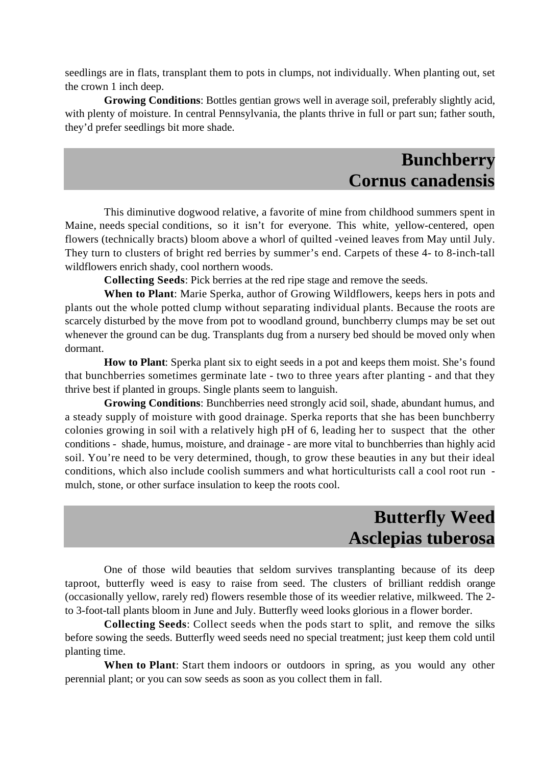seedlings are in flats, transplant them to pots in clumps, not individually. When planting out, set the crown 1 inch deep.

**Growing Conditions**: Bottles gentian grows well in average soil, preferably slightly acid, with plenty of moisture. In central Pennsylvania, the plants thrive in full or part sun; father south, they'd prefer seedlings bit more shade.

## Bunchberry
## Cornus canadensis

This diminutive dogwood relative, a favorite of mine from childhood summers spent in Maine, needs special conditions, so it isn't for everyone. This white, yellow-centered, open flowers (technically bracts) bloom above a whorl of quilted -veined leaves from May until July. They turn to clusters of bright red berries by summer's end. Carpets of these 4- to 8-inch-tall wildflowers enrich shady, cool northern woods.

**Collecting Seeds**: Pick berries at the red ripe stage and remove the seeds.

**When to Plant**: Marie Sperka, author of Growing Wildflowers, keeps hers in pots and plants out the whole potted clump without separating individual plants. Because the roots are scarcely disturbed by the move from pot to woodland ground, bunchberry clumps may be set out whenever the ground can be dug. Transplants dug from a nursery bed should be moved only when dormant.

**How to Plant**: Sperka plant six to eight seeds in a pot and keeps them moist. She's found that bunchberries sometimes germinate late - two to three years after planting - and that they thrive best if planted in groups. Single plants seem to languish.

**Growing Conditions**: Bunchberries need strongly acid soil, shade, abundant humus, and a steady supply of moisture with good drainage. Sperka reports that she has been bunchberry colonies growing in soil with a relatively high pH of 6, leading her to suspect that the other conditions - shade, humus, moisture, and drainage - are more vital to bunchberries than highly acid soil. You're need to be very determined, though, to grow these beauties in any but their ideal conditions, which also include coolish summers and what horticulturists call a cool root run - mulch, stone, or other surface insulation to keep the roots cool.

## Butterfly Weed
## Asclepias tuberosa

One of those wild beauties that seldom survives transplanting because of its deep taproot, butterfly weed is easy to raise from seed. The clusters of brilliant reddish orange (occasionally yellow, rarely red) flowers resemble those of its weedier relative, milkweed. The 2- to 3-foot-tall plants bloom in June and July. Butterfly weed looks glorious in a flower border.

**Collecting Seeds**: Collect seeds when the pods start to split, and remove the silks before sowing the seeds. Butterfly weed seeds need no special treatment; just keep them cold until planting time.

**When to Plant**: Start them indoors or outdoors in spring, as you would any other perennial plant; or you can sow seeds as soon as you collect them in fall.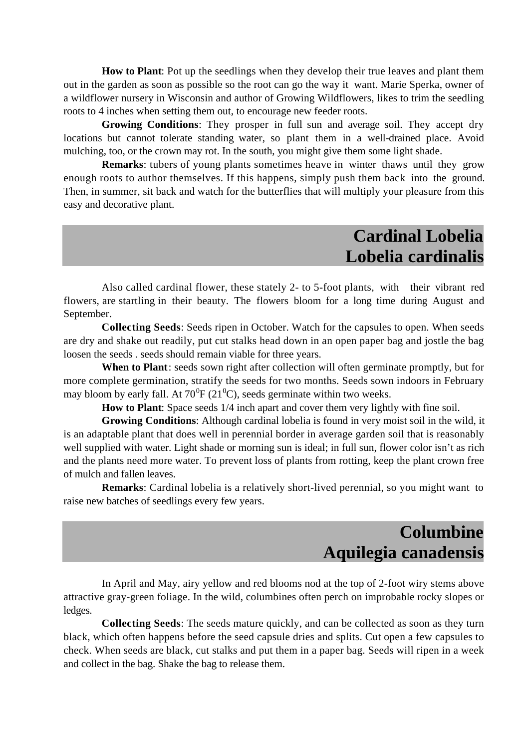**How to Plant**: Pot up the seedlings when they develop their true leaves and plant them out in the garden as soon as possible so the root can go the way it want. Marie Sperka, owner of a wildflower nursery in Wisconsin and author of Growing Wildflowers, likes to trim the seedling roots to 4 inches when setting them out, to encourage new feeder roots.

**Growing Conditions**: They prosper in full sun and average soil. They accept dry locations but cannot tolerate standing water, so plant them in a well-drained place. Avoid mulching, too, or the crown may rot. In the south, you might give them some light shade.

**Remarks**: tubers of young plants sometimes heave in winter thaws until they grow enough roots to author themselves. If this happens, simply push them back into the ground. Then, in summer, sit back and watch for the butterflies that will multiply your pleasure from this easy and decorative plant.

## Cardinal Lobelia
## Lobelia cardinalis

Also called cardinal flower, these stately 2- to 5-foot plants, with their vibrant red flowers, are startling in their beauty. The flowers bloom for a long time during August and September.

**Collecting Seeds**: Seeds ripen in October. Watch for the capsules to open. When seeds are dry and shake out readily, put cut stalks head down in an open paper bag and jostle the bag loosen the seeds . seeds should remain viable for three years.

**When to Plant**: seeds sown right after collection will often germinate promptly, but for more complete germination, stratify the seeds for two months. Seeds sown indoors in February may bloom by early fall. At $70^0$F ($21^0$C), seeds germinate within two weeks.

**How to Plant**: Space seeds 1/4 inch apart and cover them very lightly with fine soil.

**Growing Conditions**: Although cardinal lobelia is found in very moist soil in the wild, it is an adaptable plant that does well in perennial border in average garden soil that is reasonably well supplied with water. Light shade or morning sun is ideal; in full sun, flower color isn't as rich and the plants need more water. To prevent loss of plants from rotting, keep the plant crown free of mulch and fallen leaves.

**Remarks**: Cardinal lobelia is a relatively short-lived perennial, so you might want to raise new batches of seedlings every few years.

## Columbine
## Aquilegia canadensis

In April and May, airy yellow and red blooms nod at the top of 2-foot wiry stems above attractive gray-green foliage. In the wild, columbines often perch on improbable rocky slopes or ledges.

**Collecting Seeds**: The seeds mature quickly, and can be collected as soon as they turn black, which often happens before the seed capsule dries and splits. Cut open a few capsules to check. When seeds are black, cut stalks and put them in a paper bag. Seeds will ripen in a week and collect in the bag. Shake the bag to release them.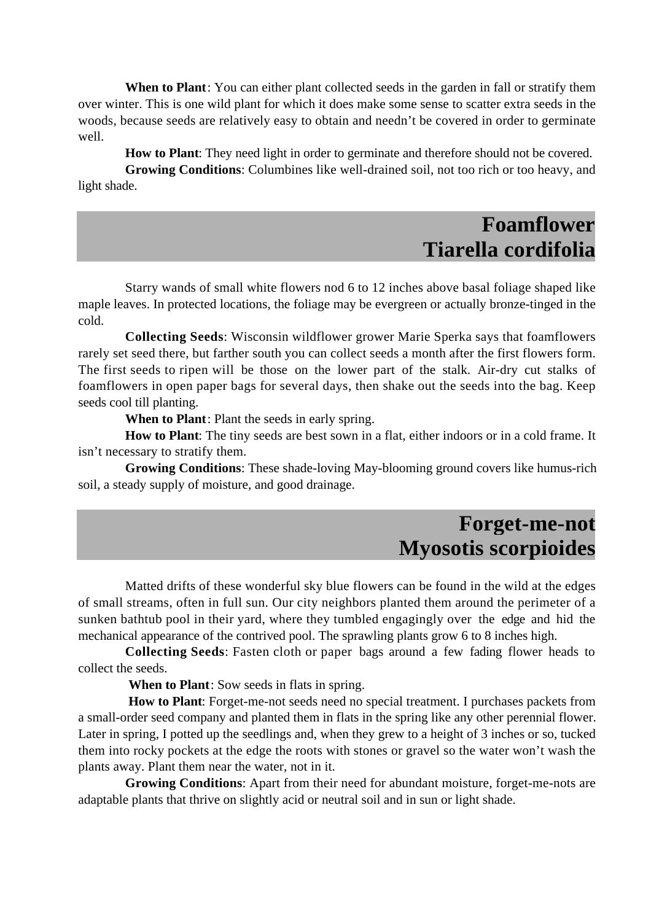**When to Plant**: You can either plant collected seeds in the garden in fall or stratify them over winter. This is one wild plant for which it does make some sense to scatter extra seeds in the woods, because seeds are relatively easy to obtain and needn't be covered in order to germinate well.

**How to Plant**: They need light in order to germinate and therefore should not be covered.

**Growing Conditions**: Columbines like well-drained soil, not too rich or too heavy, and light shade.

## Foamflower
## Tiarella cordifolia

Starry wands of small white flowers nod 6 to 12 inches above basal foliage shaped like maple leaves. In protected locations, the foliage may be evergreen or actually bronze-tinged in the cold.

**Collecting Seeds**: Wisconsin wildflower grower Marie Sperka says that foamflowers rarely set seed there, but farther south you can collect seeds a month after the first flowers form. The first seeds to ripen will be those on the lower part of the stalk. Air-dry cut stalks of foamflowers in open paper bags for several days, then shake out the seeds into the bag. Keep seeds cool till planting.

**When to Plant**: Plant the seeds in early spring.

**How to Plant**: The tiny seeds are best sown in a flat, either indoors or in a cold frame. It isn't necessary to stratify them.

**Growing Conditions**: These shade-loving May-blooming ground covers like humus-rich soil, a steady supply of moisture, and good drainage.

## Forget-me-not
## Myosotis scorpioides

Matted drifts of these wonderful sky blue flowers can be found in the wild at the edges of small streams, often in full sun. Our city neighbors planted them around the perimeter of a sunken bathtub pool in their yard, where they tumbled engagingly over the edge and hid the mechanical appearance of the contrived pool. The sprawling plants grow 6 to 8 inches high.

**Collecting Seeds**: Fasten cloth or paper bags around a few fading flower heads to collect the seeds.

**When to Plant**: Sow seeds in flats in spring.

**How to Plant**: Forget-me-not seeds need no special treatment. I purchases packets from a small-order seed company and planted them in flats in the spring like any other perennial flower. Later in spring, I potted up the seedlings and, when they grew to a height of 3 inches or so, tucked them into rocky pockets at the edge the roots with stones or gravel so the water won't wash the plants away. Plant them near the water, not in it.

**Growing Conditions**: Apart from their need for abundant moisture, forget-me-nots are adaptable plants that thrive on slightly acid or neutral soil and in sun or light shade.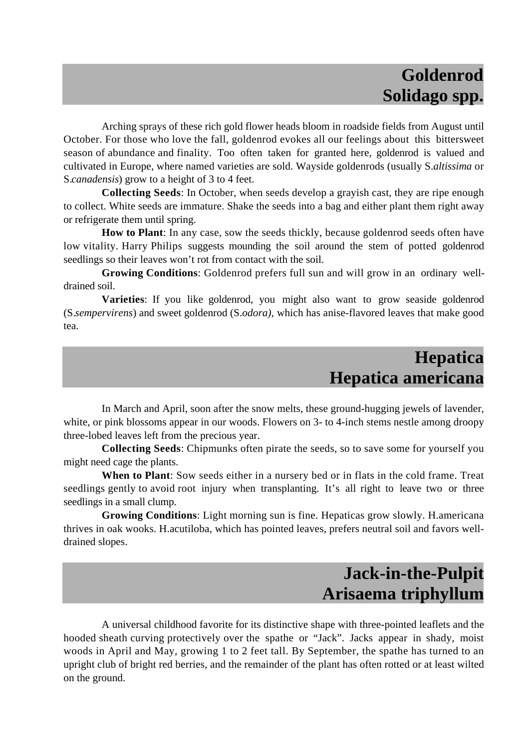## Goldenrod
## Solidago spp.

Arching sprays of these rich gold flower heads bloom in roadside fields from August until October. For those who love the fall, goldenrod evokes all our feelings about this bittersweet season of abundance and finality. Too often taken for granted here, goldenrod is valued and cultivated in Europe, where named varieties are sold. Wayside goldenrods (usually S.*altissima* or S.*canadensis*) grow to a height of 3 to 4 feet.

**Collecting Seeds**: In October, when seeds develop a grayish cast, they are ripe enough to collect. White seeds are immature. Shake the seeds into a bag and either plant them right away or refrigerate them until spring.

**How to Plant**: In any case, sow the seeds thickly, because goldenrod seeds often have low vitality. Harry Philips suggests mounding the soil around the stem of potted goldenrod seedlings so their leaves won't rot from contact with the soil.

**Growing Conditions**: Goldenrod prefers full sun and will grow in an ordinary well-drained soil.

**Varieties**: If you like goldenrod, you might also want to grow seaside goldenrod (S.*sempervirens*) and sweet goldenrod (S.*odora),* which has anise-flavored leaves that make good tea.

## Hepatica
## Hepatica americana

In March and April, soon after the snow melts, these ground-hugging jewels of lavender, white, or pink blossoms appear in our woods. Flowers on 3- to 4-inch stems nestle among droopy three-lobed leaves left from the precious year.

**Collecting Seeds**: Chipmunks often pirate the seeds, so to save some for yourself you might need cage the plants.

**When to Plant**: Sow seeds either in a nursery bed or in flats in the cold frame. Treat seedlings gently to avoid root injury when transplanting. It's all right to leave two or three seedlings in a small clump.

**Growing Conditions**: Light morning sun is fine. Hepaticas grow slowly. H.americana thrives in oak wooks. H.acutiloba, which has pointed leaves, prefers neutral soil and favors well-drained slopes.

## Jack-in-the-Pulpit
## Arisaema triphyllum

A universal childhood favorite for its distinctive shape with three-pointed leaflets and the hooded sheath curving protectively over the spathe or "Jack". Jacks appear in shady, moist woods in April and May, growing 1 to 2 feet tall. By September, the spathe has turned to an upright club of bright red berries, and the remainder of the plant has often rotted or at least wilted on the ground.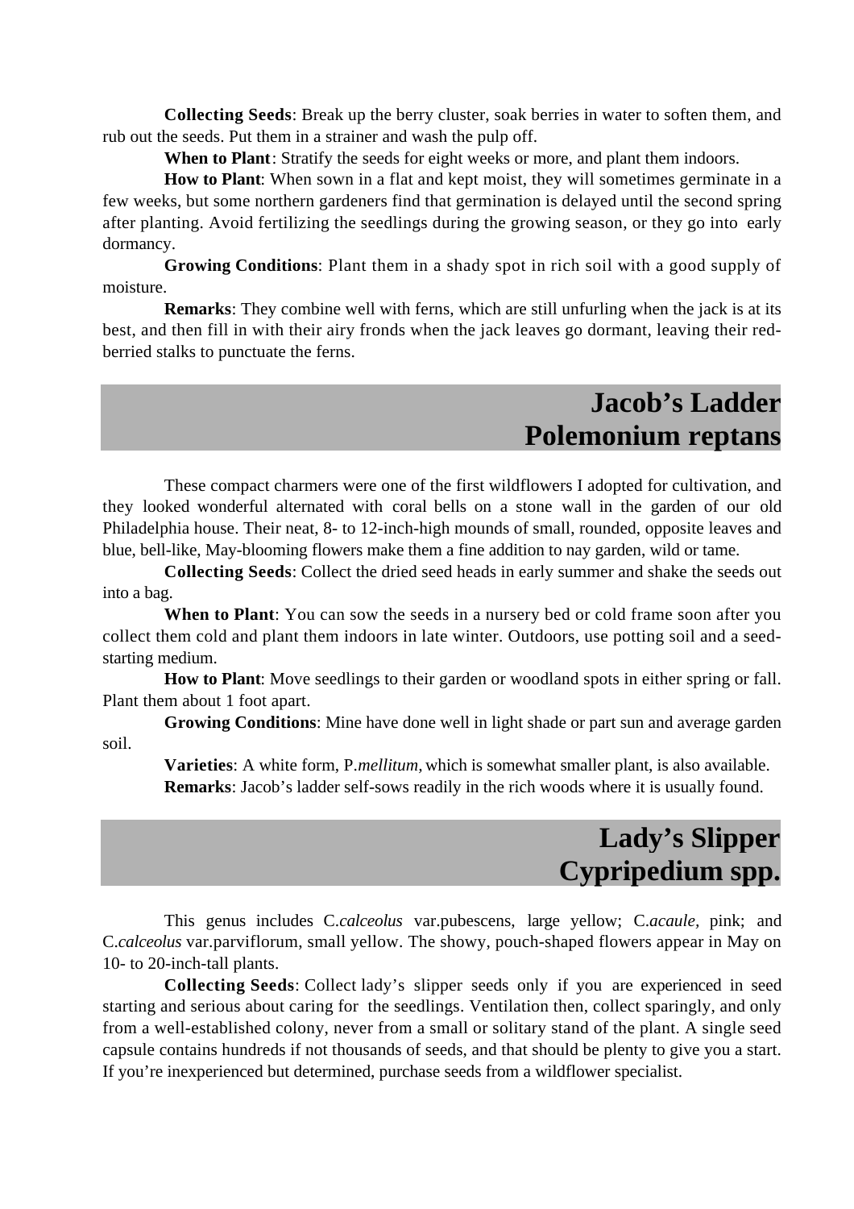**Collecting Seeds**: Break up the berry cluster, soak berries in water to soften them, and rub out the seeds. Put them in a strainer and wash the pulp off.

**When to Plant**: Stratify the seeds for eight weeks or more, and plant them indoors.

**How to Plant**: When sown in a flat and kept moist, they will sometimes germinate in a few weeks, but some northern gardeners find that germination is delayed until the second spring after planting. Avoid fertilizing the seedlings during the growing season, or they go into early dormancy.

**Growing Conditions**: Plant them in a shady spot in rich soil with a good supply of moisture.

**Remarks**: They combine well with ferns, which are still unfurling when the jack is at its best, and then fill in with their airy fronds when the jack leaves go dormant, leaving their red-berried stalks to punctuate the ferns.

## Jacob's Ladder
## Polemonium reptans

These compact charmers were one of the first wildflowers I adopted for cultivation, and they looked wonderful alternated with coral bells on a stone wall in the garden of our old Philadelphia house. Their neat, 8- to 12-inch-high mounds of small, rounded, opposite leaves and blue, bell-like, May-blooming flowers make them a fine addition to nay garden, wild or tame.

**Collecting Seeds**: Collect the dried seed heads in early summer and shake the seeds out into a bag.

**When to Plant**: You can sow the seeds in a nursery bed or cold frame soon after you collect them cold and plant them indoors in late winter. Outdoors, use potting soil and a seed-starting medium.

**How to Plant**: Move seedlings to their garden or woodland spots in either spring or fall. Plant them about 1 foot apart.

**Growing Conditions**: Mine have done well in light shade or part sun and average garden soil.

**Varieties**: A white form, P.*mellitum,* which is somewhat smaller plant, is also available.

**Remarks**: Jacob's ladder self-sows readily in the rich woods where it is usually found.

## Lady's Slipper
## Cypripedium spp.

This genus includes C.*calceolus* var.pubescens, large yellow; C.*acaule*, pink; and C.*calceolus* var.parviflorum, small yellow. The showy, pouch-shaped flowers appear in May on 10- to 20-inch-tall plants.

**Collecting Seeds**: Collect lady's slipper seeds only if you are experienced in seed starting and serious about caring for the seedlings. Ventilation then, collect sparingly, and only from a well-established colony, never from a small or solitary stand of the plant. A single seed capsule contains hundreds if not thousands of seeds, and that should be plenty to give you a start. If you're inexperienced but determined, purchase seeds from a wildflower specialist.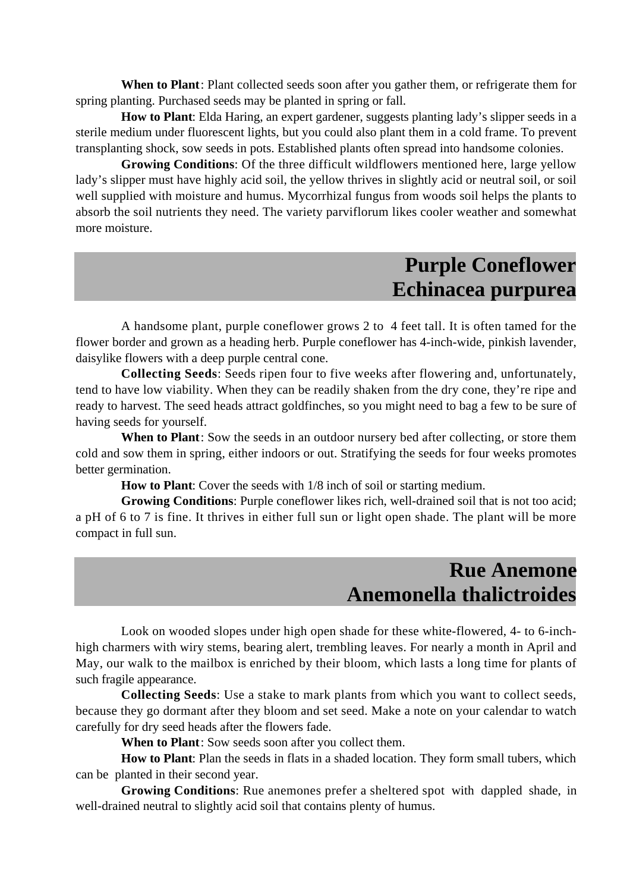**When to Plant**: Plant collected seeds soon after you gather them, or refrigerate them for spring planting. Purchased seeds may be planted in spring or fall.

**How to Plant**: Elda Haring, an expert gardener, suggests planting lady's slipper seeds in a sterile medium under fluorescent lights, but you could also plant them in a cold frame. To prevent transplanting shock, sow seeds in pots. Established plants often spread into handsome colonies.

**Growing Conditions**: Of the three difficult wildflowers mentioned here, large yellow lady's slipper must have highly acid soil, the yellow thrives in slightly acid or neutral soil, or soil well supplied with moisture and humus. Mycorrhizal fungus from woods soil helps the plants to absorb the soil nutrients they need. The variety parviflorum likes cooler weather and somewhat more moisture.

## Purple Coneflower
## Echinacea purpurea

A handsome plant, purple coneflower grows 2 to 4 feet tall. It is often tamed for the flower border and grown as a heading herb. Purple coneflower has 4-inch-wide, pinkish lavender, daisylike flowers with a deep purple central cone.

**Collecting Seeds**: Seeds ripen four to five weeks after flowering and, unfortunately, tend to have low viability. When they can be readily shaken from the dry cone, they're ripe and ready to harvest. The seed heads attract goldfinches, so you might need to bag a few to be sure of having seeds for yourself.

**When to Plant**: Sow the seeds in an outdoor nursery bed after collecting, or store them cold and sow them in spring, either indoors or out. Stratifying the seeds for four weeks promotes better germination.

**How to Plant**: Cover the seeds with 1/8 inch of soil or starting medium.

**Growing Conditions**: Purple coneflower likes rich, well-drained soil that is not too acid; a pH of 6 to 7 is fine. It thrives in either full sun or light open shade. The plant will be more compact in full sun.

## Rue Anemone
## Anemonella thalictroides

Look on wooded slopes under high open shade for these white-flowered, 4- to 6-inch-high charmers with wiry stems, bearing alert, trembling leaves. For nearly a month in April and May, our walk to the mailbox is enriched by their bloom, which lasts a long time for plants of such fragile appearance.

**Collecting Seeds**: Use a stake to mark plants from which you want to collect seeds, because they go dormant after they bloom and set seed. Make a note on your calendar to watch carefully for dry seed heads after the flowers fade.

**When to Plant**: Sow seeds soon after you collect them.

**How to Plant**: Plan the seeds in flats in a shaded location. They form small tubers, which can be planted in their second year.

**Growing Conditions**: Rue anemones prefer a sheltered spot with dappled shade, in well-drained neutral to slightly acid soil that contains plenty of humus.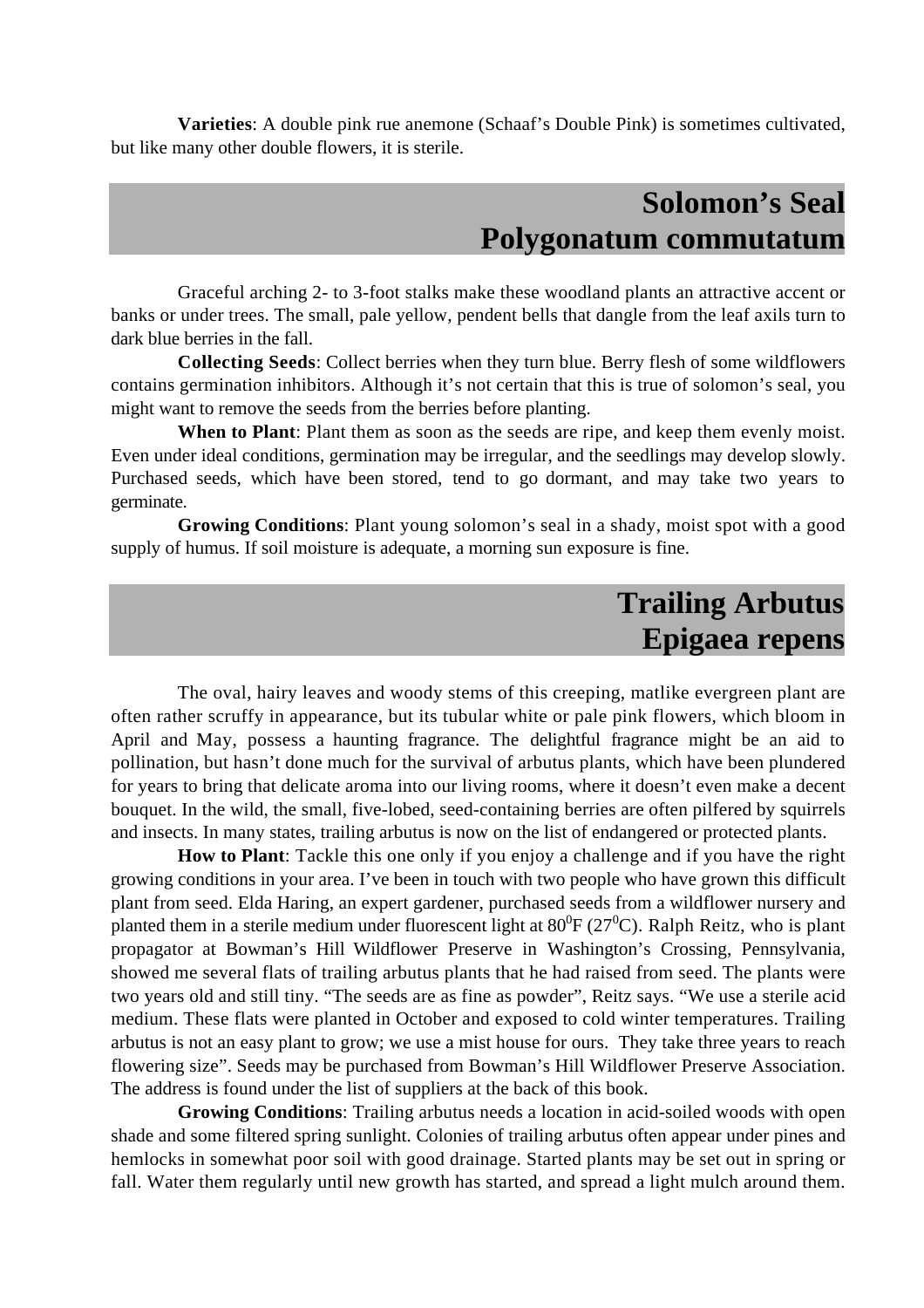**Varieties**: A double pink rue anemone (Schaaf’s Double Pink) is sometimes cultivated, but like many other double flowers, it is sterile.

## Solomon’s Seal
## Polygonatum commutatum

Graceful arching 2- to 3-foot stalks make these woodland plants an attractive accent or banks or under trees. The small, pale yellow, pendent bells that dangle from the leaf axils turn to dark blue berries in the fall.

**Collecting Seeds**: Collect berries when they turn blue. Berry flesh of some wildflowers contains germination inhibitors. Although it’s not certain that this is true of solomon’s seal, you might want to remove the seeds from the berries before planting.

**When to Plant**: Plant them as soon as the seeds are ripe, and keep them evenly moist. Even under ideal conditions, germination may be irregular, and the seedlings may develop slowly. Purchased seeds, which have been stored, tend to go dormant, and may take two years to germinate.

**Growing Conditions**: Plant young solomon’s seal in a shady, moist spot with a good supply of humus. If soil moisture is adequate, a morning sun exposure is fine.

## Trailing Arbutus
## Epigaea repens

The oval, hairy leaves and woody stems of this creeping, matlike evergreen plant are often rather scruffy in appearance, but its tubular white or pale pink flowers, which bloom in April and May, possess a haunting fragrance. The delightful fragrance might be an aid to pollination, but hasn’t done much for the survival of arbutus plants, which have been plundered for years to bring that delicate aroma into our living rooms, where it doesn’t even make a decent bouquet. In the wild, the small, five-lobed, seed-containing berries are often pilfered by squirrels and insects. In many states, trailing arbutus is now on the list of endangered or protected plants.

**How to Plant**: Tackle this one only if you enjoy a challenge and if you have the right growing conditions in your area. I’ve been in touch with two people who have grown this difficult plant from seed. Elda Haring, an expert gardener, purchased seeds from a wildflower nursery and planted them in a sterile medium under fluorescent light at $80^0$F ($27^0$C). Ralph Reitz, who is plant propagator at Bowman’s Hill Wildflower Preserve in Washington’s Crossing, Pennsylvania, showed me several flats of trailing arbutus plants that he had raised from seed. The plants were two years old and still tiny. “The seeds are as fine as powder”, Reitz says. “We use a sterile acid medium. These flats were planted in October and exposed to cold winter temperatures. Trailing arbutus is not an easy plant to grow; we use a mist house for ours. They take three years to reach flowering size”. Seeds may be purchased from Bowman’s Hill Wildflower Preserve Association. The address is found under the list of suppliers at the back of this book.

**Growing Conditions**: Trailing arbutus needs a location in acid-soiled woods with open shade and some filtered spring sunlight. Colonies of trailing arbutus often appear under pines and hemlocks in somewhat poor soil with good drainage. Started plants may be set out in spring or fall. Water them regularly until new growth has started, and spread a light mulch around them.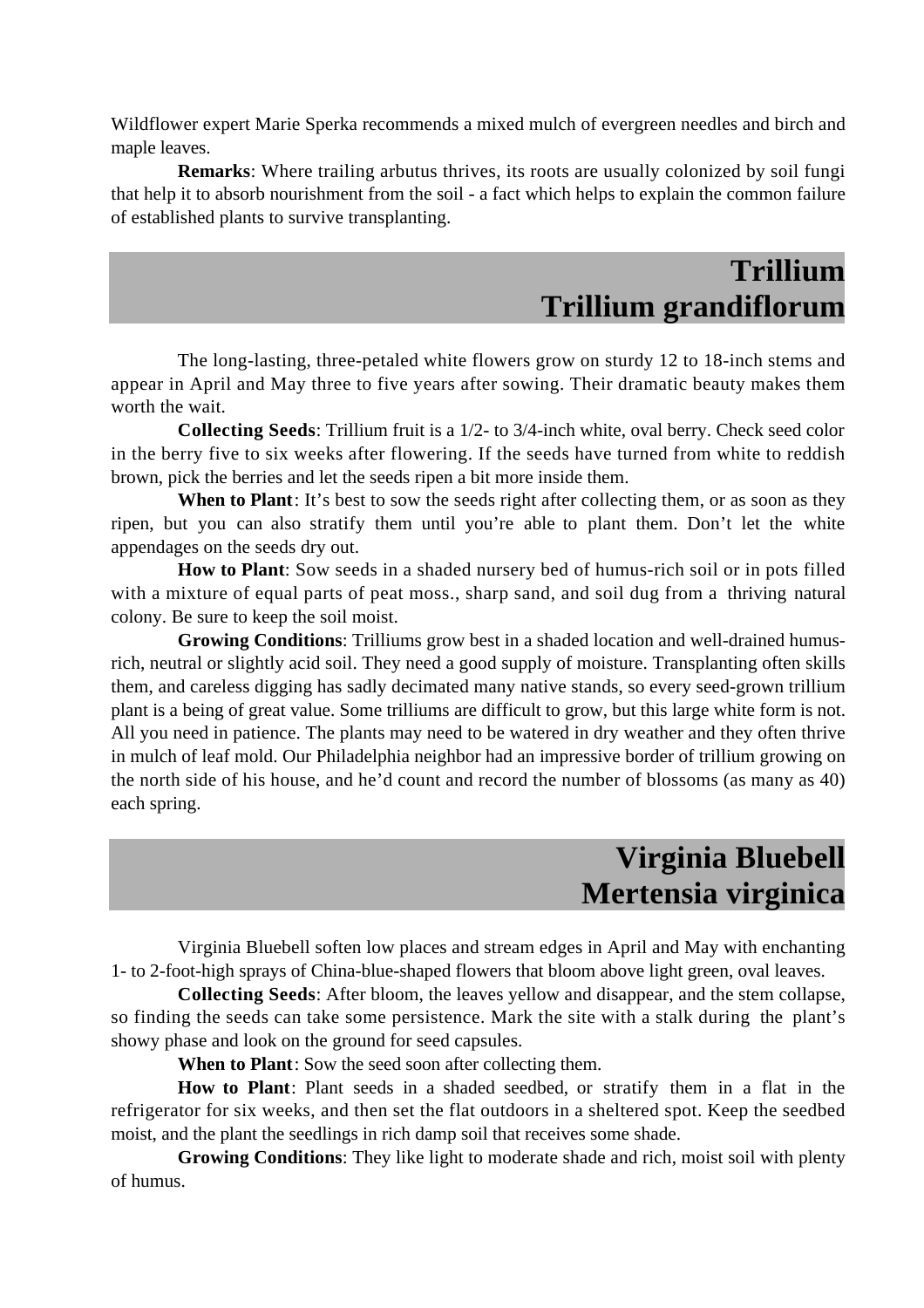Wildflower expert Marie Sperka recommends a mixed mulch of evergreen needles and birch and maple leaves.

**Remarks**: Where trailing arbutus thrives, its roots are usually colonized by soil fungi that help it to absorb nourishment from the soil - a fact which helps to explain the common failure of established plants to survive transplanting.

## Trillium
## Trillium grandiflorum

The long-lasting, three-petaled white flowers grow on sturdy 12 to 18-inch stems and appear in April and May three to five years after sowing. Their dramatic beauty makes them worth the wait.

**Collecting Seeds**: Trillium fruit is a 1/2- to 3/4-inch white, oval berry. Check seed color in the berry five to six weeks after flowering. If the seeds have turned from white to reddish brown, pick the berries and let the seeds ripen a bit more inside them.

**When to Plant**: It's best to sow the seeds right after collecting them, or as soon as they ripen, but you can also stratify them until you're able to plant them. Don't let the white appendages on the seeds dry out.

**How to Plant**: Sow seeds in a shaded nursery bed of humus-rich soil or in pots filled with a mixture of equal parts of peat moss., sharp sand, and soil dug from a thriving natural colony. Be sure to keep the soil moist.

**Growing Conditions**: Trilliums grow best in a shaded location and well-drained humus-rich, neutral or slightly acid soil. They need a good supply of moisture. Transplanting often skills them, and careless digging has sadly decimated many native stands, so every seed-grown trillium plant is a being of great value. Some trilliums are difficult to grow, but this large white form is not. All you need in patience. The plants may need to be watered in dry weather and they often thrive in mulch of leaf mold. Our Philadelphia neighbor had an impressive border of trillium growing on the north side of his house, and he'd count and record the number of blossoms (as many as 40) each spring.

## Virginia Bluebell
## Mertensia virginica

Virginia Bluebell soften low places and stream edges in April and May with enchanting 1- to 2-foot-high sprays of China-blue-shaped flowers that bloom above light green, oval leaves.

**Collecting Seeds**: After bloom, the leaves yellow and disappear, and the stem collapse, so finding the seeds can take some persistence. Mark the site with a stalk during the plant's showy phase and look on the ground for seed capsules.

**When to Plant**: Sow the seed soon after collecting them.

**How to Plant**: Plant seeds in a shaded seedbed, or stratify them in a flat in the refrigerator for six weeks, and then set the flat outdoors in a sheltered spot. Keep the seedbed moist, and the plant the seedlings in rich damp soil that receives some shade.

**Growing Conditions**: They like light to moderate shade and rich, moist soil with plenty of humus.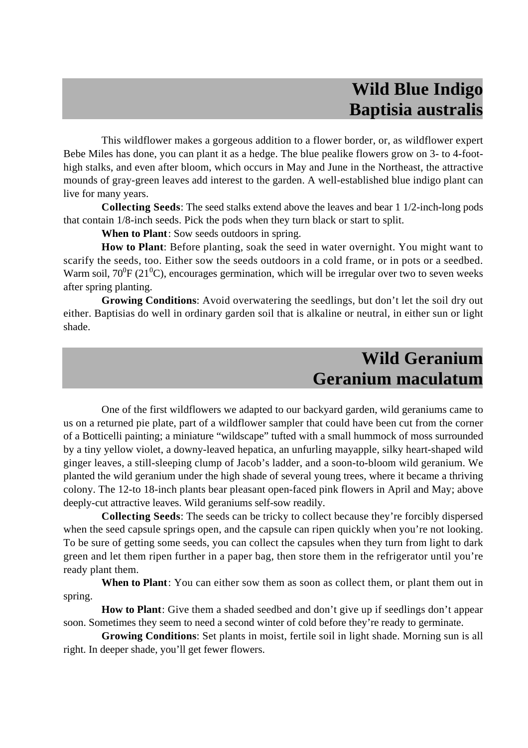## Wild Blue Indigo
## Baptisia australis

This wildflower makes a gorgeous addition to a flower border, or, as wildflower expert Bebe Miles has done, you can plant it as a hedge. The blue pealike flowers grow on 3- to 4-foot-high stalks, and even after bloom, which occurs in May and June in the Northeast, the attractive mounds of gray-green leaves add interest to the garden. A well-established blue indigo plant can live for many years.

**Collecting Seeds**: The seed stalks extend above the leaves and bear 1 1/2-inch-long pods that contain 1/8-inch seeds. Pick the pods when they turn black or start to split.

**When to Plant**: Sow seeds outdoors in spring.

**How to Plant**: Before planting, soak the seed in water overnight. You might want to scarify the seeds, too. Either sow the seeds outdoors in a cold frame, or in pots or a seedbed. Warm soil, $70^0$F ($21^0$C), encourages germination, which will be irregular over two to seven weeks after spring planting.

**Growing Conditions**: Avoid overwatering the seedlings, but don't let the soil dry out either. Baptisias do well in ordinary garden soil that is alkaline or neutral, in either sun or light shade.

## Wild Geranium
## Geranium maculatum

One of the first wildflowers we adapted to our backyard garden, wild geraniums came to us on a returned pie plate, part of a wildflower sampler that could have been cut from the corner of a Botticelli painting; a miniature "wildscape" tufted with a small hummock of moss surrounded by a tiny yellow violet, a downy-leaved hepatica, an unfurling mayapple, silky heart-shaped wild ginger leaves, a still-sleeping clump of Jacob's ladder, and a soon-to-bloom wild geranium. We planted the wild geranium under the high shade of several young trees, where it became a thriving colony. The 12-to 18-inch plants bear pleasant open-faced pink flowers in April and May; above deeply-cut attractive leaves. Wild geraniums self-sow readily.

**Collecting Seeds**: The seeds can be tricky to collect because they're forcibly dispersed when the seed capsule springs open, and the capsule can ripen quickly when you're not looking. To be sure of getting some seeds, you can collect the capsules when they turn from light to dark green and let them ripen further in a paper bag, then store them in the refrigerator until you're ready plant them.

**When to Plant**: You can either sow them as soon as collect them, or plant them out in spring.

**How to Plant**: Give them a shaded seedbed and don't give up if seedlings don't appear soon. Sometimes they seem to need a second winter of cold before they're ready to germinate.

**Growing Conditions**: Set plants in moist, fertile soil in light shade. Morning sun is all right. In deeper shade, you'll get fewer flowers.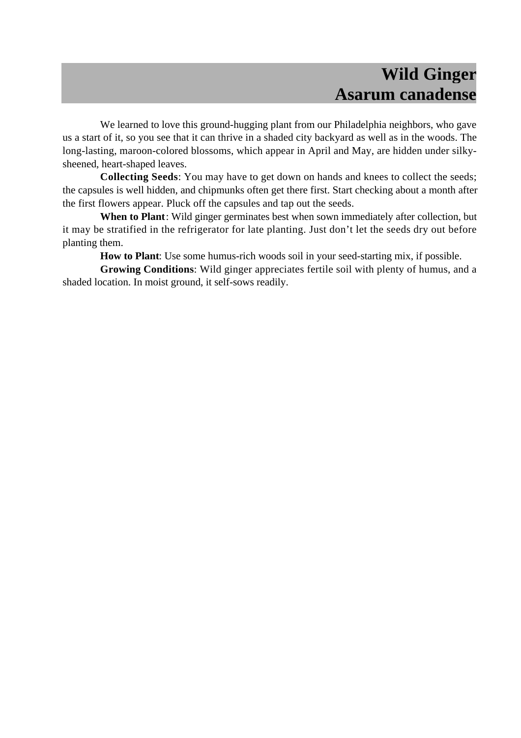# Wild Ginger
# Asarum canadense

We learned to love this ground-hugging plant from our Philadelphia neighbors, who gave us a start of it, so you see that it can thrive in a shaded city backyard as well as in the woods. The long-lasting, maroon-colored blossoms, which appear in April and May, are hidden under silky-sheened, heart-shaped leaves.

**Collecting Seeds**: You may have to get down on hands and knees to collect the seeds; the capsules is well hidden, and chipmunks often get there first. Start checking about a month after the first flowers appear. Pluck off the capsules and tap out the seeds.

**When to Plant**: Wild ginger germinates best when sown immediately after collection, but it may be stratified in the refrigerator for late planting. Just don't let the seeds dry out before planting them.

**How to Plant**: Use some humus-rich woods soil in your seed-starting mix, if possible.

**Growing Conditions**: Wild ginger appreciates fertile soil with plenty of humus, and a shaded location. In moist ground, it self-sows readily.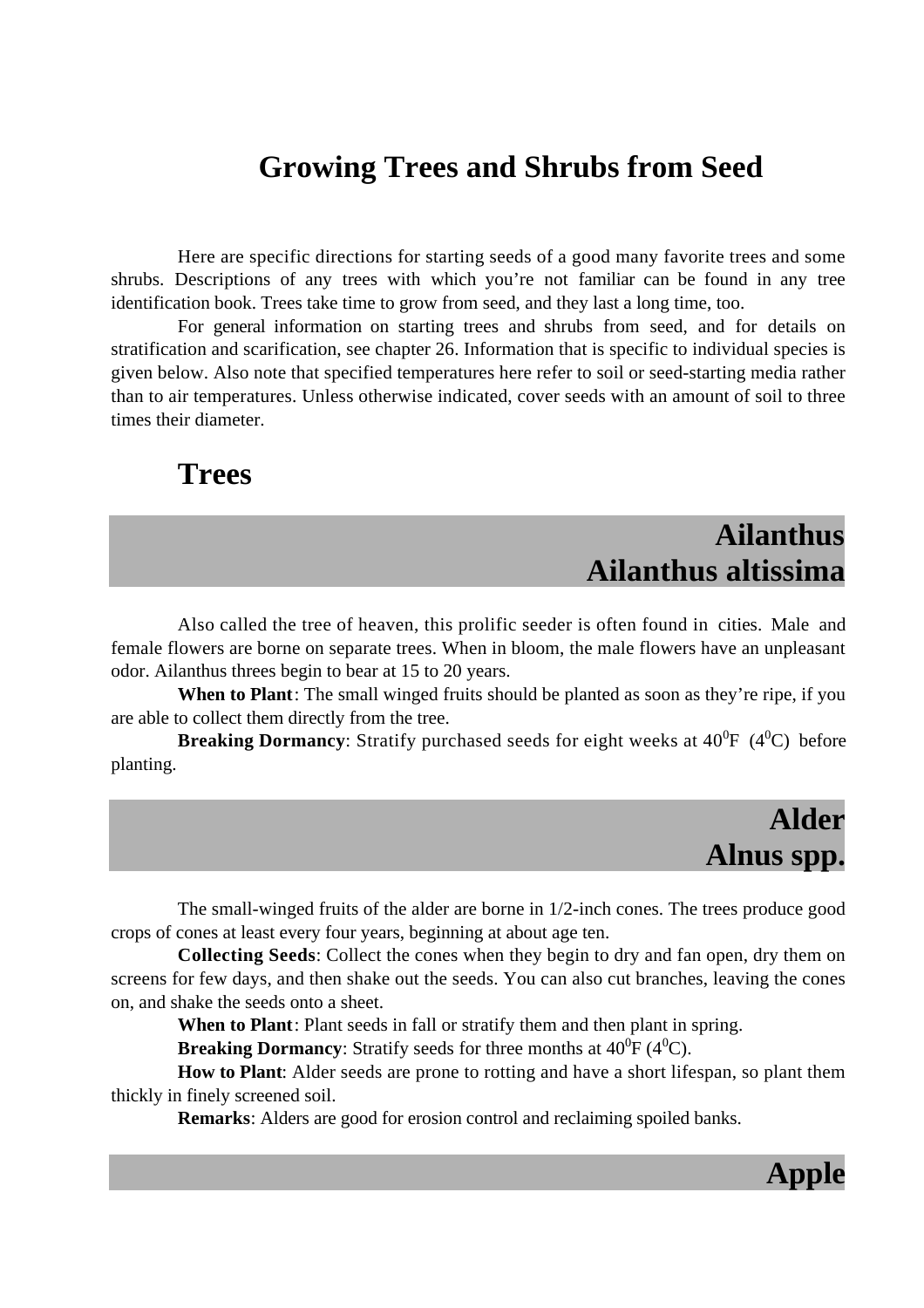# Growing Trees and Shrubs from Seed

Here are specific directions for starting seeds of a good many favorite trees and some shrubs. Descriptions of any trees with which you're not familiar can be found in any tree identification book. Trees take time to grow from seed, and they last a long time, too.

For general information on starting trees and shrubs from seed, and for details on stratification and scarification, see chapter 26. Information that is specific to individual species is given below. Also note that specified temperatures here refer to soil or seed-starting media rather than to air temperatures. Unless otherwise indicated, cover seeds with an amount of soil to three times their diameter.

## Trees

### Ailanthus
### Ailanthus altissima

Also called the tree of heaven, this prolific seeder is often found in cities. Male and female flowers are borne on separate trees. When in bloom, the male flowers have an unpleasant odor. Ailanthus threes begin to bear at 15 to 20 years.

**When to Plant**: The small winged fruits should be planted as soon as they're ripe, if you are able to collect them directly from the tree.

**Breaking Dormancy**: Stratify purchased seeds for eight weeks at $40^0$F ($4^0$C) before planting.

### Alder
### Alnus spp.

The small-winged fruits of the alder are borne in 1/2-inch cones. The trees produce good crops of cones at least every four years, beginning at about age ten.

**Collecting Seeds**: Collect the cones when they begin to dry and fan open, dry them on screens for few days, and then shake out the seeds. You can also cut branches, leaving the cones on, and shake the seeds onto a sheet.

**When to Plant**: Plant seeds in fall or stratify them and then plant in spring.

**Breaking Dormancy**: Stratify seeds for three months at $40^0$F ($4^0$C).

**How to Plant**: Alder seeds are prone to rotting and have a short lifespan, so plant them thickly in finely screened soil.

**Remarks**: Alders are good for erosion control and reclaiming spoiled banks.

### Apple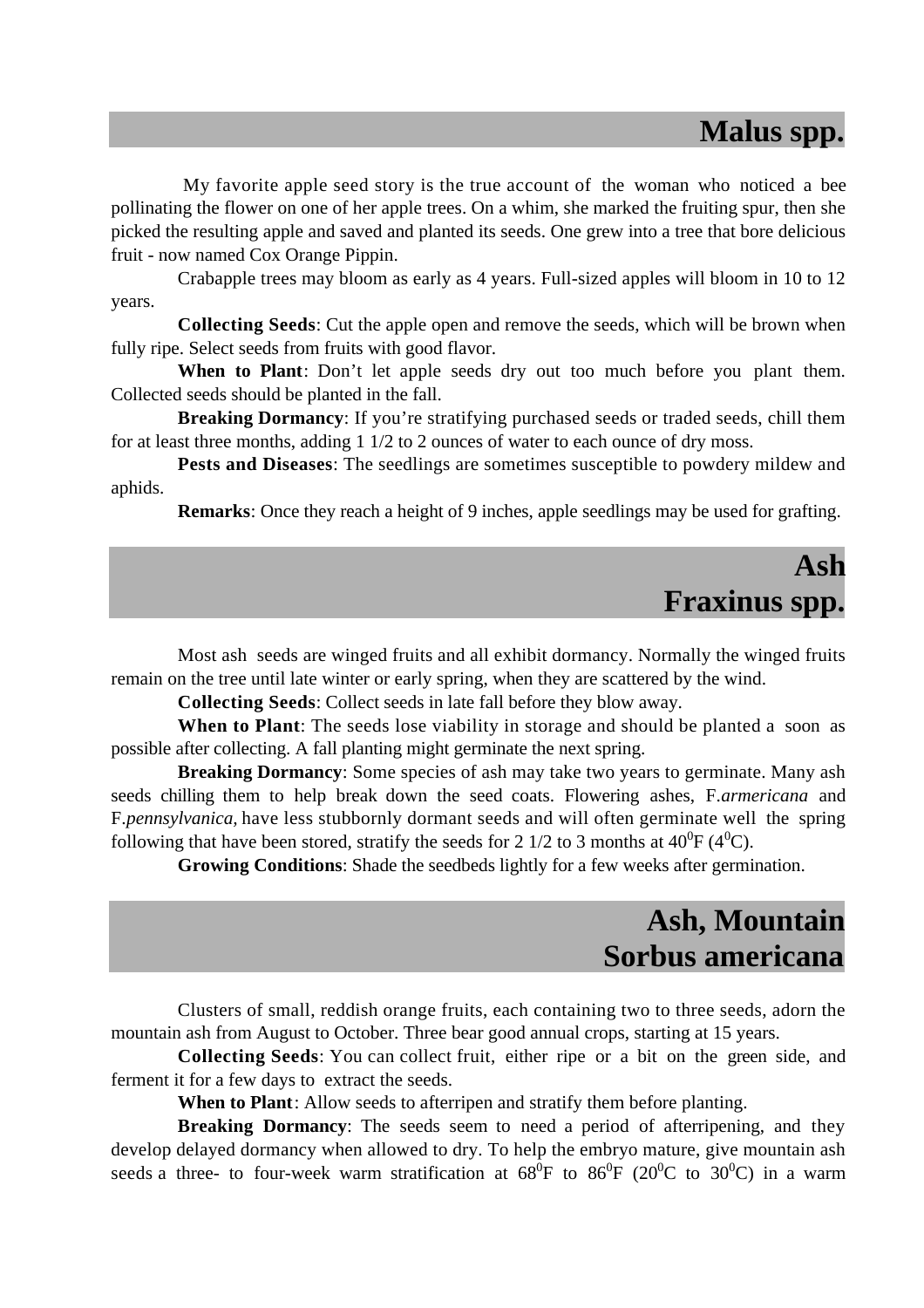## Malus spp.

My favorite apple seed story is the true account of the woman who noticed a bee pollinating the flower on one of her apple trees. On a whim, she marked the fruiting spur, then she picked the resulting apple and saved and planted its seeds. One grew into a tree that bore delicious fruit - now named Cox Orange Pippin.

Crabapple trees may bloom as early as 4 years. Full-sized apples will bloom in 10 to 12 years.

**Collecting Seeds**: Cut the apple open and remove the seeds, which will be brown when fully ripe. Select seeds from fruits with good flavor.

**When to Plant**: Don't let apple seeds dry out too much before you plant them. Collected seeds should be planted in the fall.

**Breaking Dormancy**: If you're stratifying purchased seeds or traded seeds, chill them for at least three months, adding 1 1/2 to 2 ounces of water to each ounce of dry moss.

**Pests and Diseases**: The seedlings are sometimes susceptible to powdery mildew and aphids.

**Remarks**: Once they reach a height of 9 inches, apple seedlings may be used for grafting.

## Ash
## Fraxinus spp.

Most ash seeds are winged fruits and all exhibit dormancy. Normally the winged fruits remain on the tree until late winter or early spring, when they are scattered by the wind.

**Collecting Seeds**: Collect seeds in late fall before they blow away.

**When to Plant**: The seeds lose viability in storage and should be planted a soon as possible after collecting. A fall planting might germinate the next spring.

**Breaking Dormancy**: Some species of ash may take two years to germinate. Many ash seeds chilling them to help break down the seed coats. Flowering ashes, F.*armericana* and F.*pennsylvanica*, have less stubbornly dormant seeds and will often germinate well the spring following that have been stored, stratify the seeds for 2 1/2 to 3 months at $40^0$F ($4^0$C).

**Growing Conditions**: Shade the seedbeds lightly for a few weeks after germination.

## Ash, Mountain
## Sorbus americana

Clusters of small, reddish orange fruits, each containing two to three seeds, adorn the mountain ash from August to October. Three bear good annual crops, starting at 15 years.

**Collecting Seeds**: You can collect fruit, either ripe or a bit on the green side, and ferment it for a few days to extract the seeds.

**When to Plant**: Allow seeds to afterripen and stratify them before planting.

**Breaking Dormancy**: The seeds seem to need a period of afterripening, and they develop delayed dormancy when allowed to dry. To help the embryo mature, give mountain ash seeds a three- to four-week warm stratification at $68^0$F to $86^0$F ($20^0$C to $30^0$C) in a warm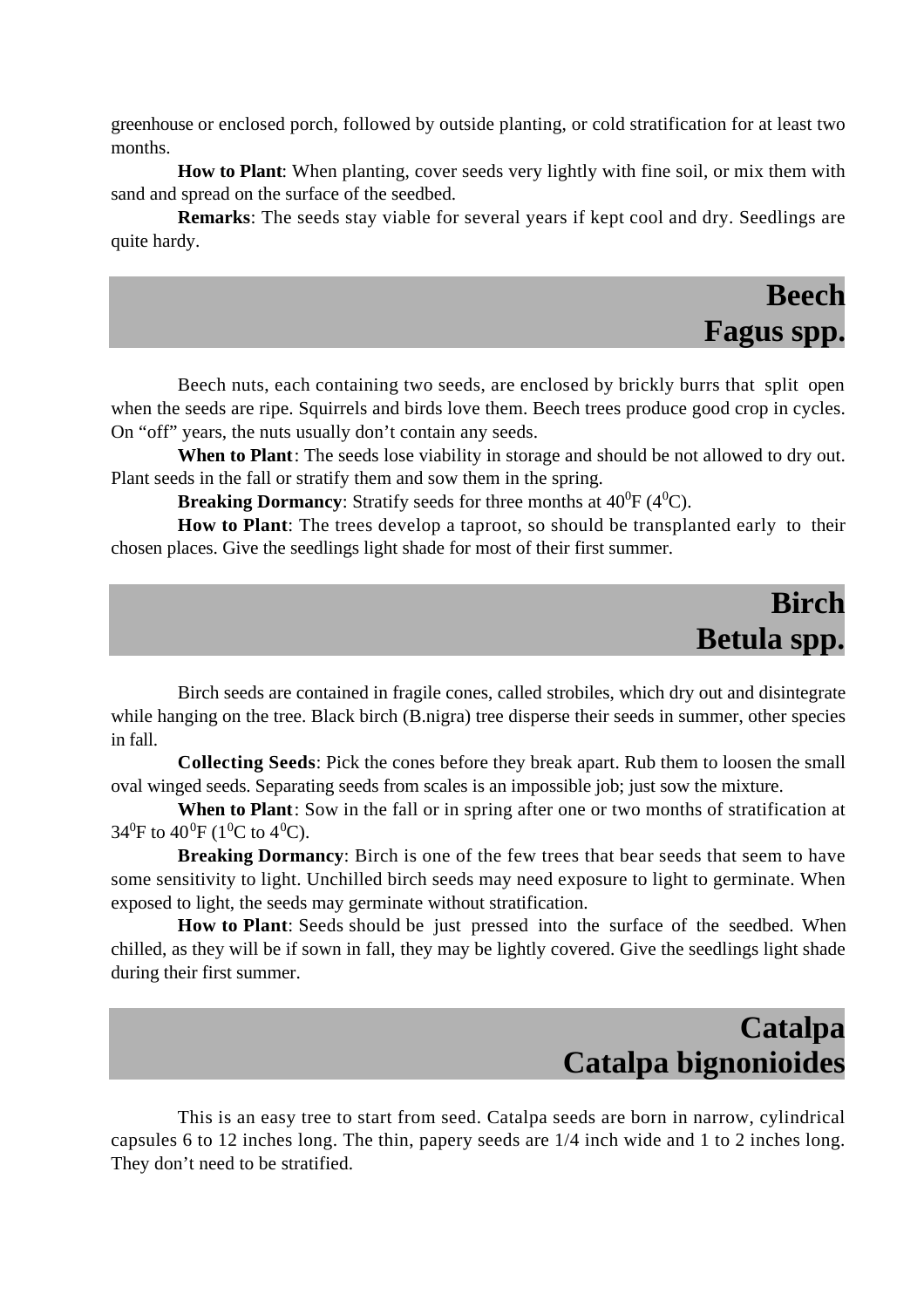greenhouse or enclosed porch, followed by outside planting, or cold stratification for at least two months.

**How to Plant**: When planting, cover seeds very lightly with fine soil, or mix them with sand and spread on the surface of the seedbed.

**Remarks**: The seeds stay viable for several years if kept cool and dry. Seedlings are quite hardy.

## Beech
## Fagus spp.

Beech nuts, each containing two seeds, are enclosed by brickly burrs that split open when the seeds are ripe. Squirrels and birds love them. Beech trees produce good crop in cycles. On "off" years, the nuts usually don't contain any seeds.

**When to Plant**: The seeds lose viability in storage and should be not allowed to dry out. Plant seeds in the fall or stratify them and sow them in the spring.

**Breaking Dormancy**: Stratify seeds for three months at $40^0$F ($4^0$C).

**How to Plant**: The trees develop a taproot, so should be transplanted early to their chosen places. Give the seedlings light shade for most of their first summer.

## Birch
## Betula spp.

Birch seeds are contained in fragile cones, called strobiles, which dry out and disintegrate while hanging on the tree. Black birch (B.nigra) tree disperse their seeds in summer, other species in fall.

**Collecting Seeds**: Pick the cones before they break apart. Rub them to loosen the small oval winged seeds. Separating seeds from scales is an impossible job; just sow the mixture.

**When to Plant**: Sow in the fall or in spring after one or two months of stratification at $34^0$F to $40^0$F ($1^0$C to $4^0$C).

**Breaking Dormancy**: Birch is one of the few trees that bear seeds that seem to have some sensitivity to light. Unchilled birch seeds may need exposure to light to germinate. When exposed to light, the seeds may germinate without stratification.

**How to Plant**: Seeds should be just pressed into the surface of the seedbed. When chilled, as they will be if sown in fall, they may be lightly covered. Give the seedlings light shade during their first summer.

## Catalpa
## Catalpa bignonioides

This is an easy tree to start from seed. Catalpa seeds are born in narrow, cylindrical capsules 6 to 12 inches long. The thin, papery seeds are 1/4 inch wide and 1 to 2 inches long. They don't need to be stratified.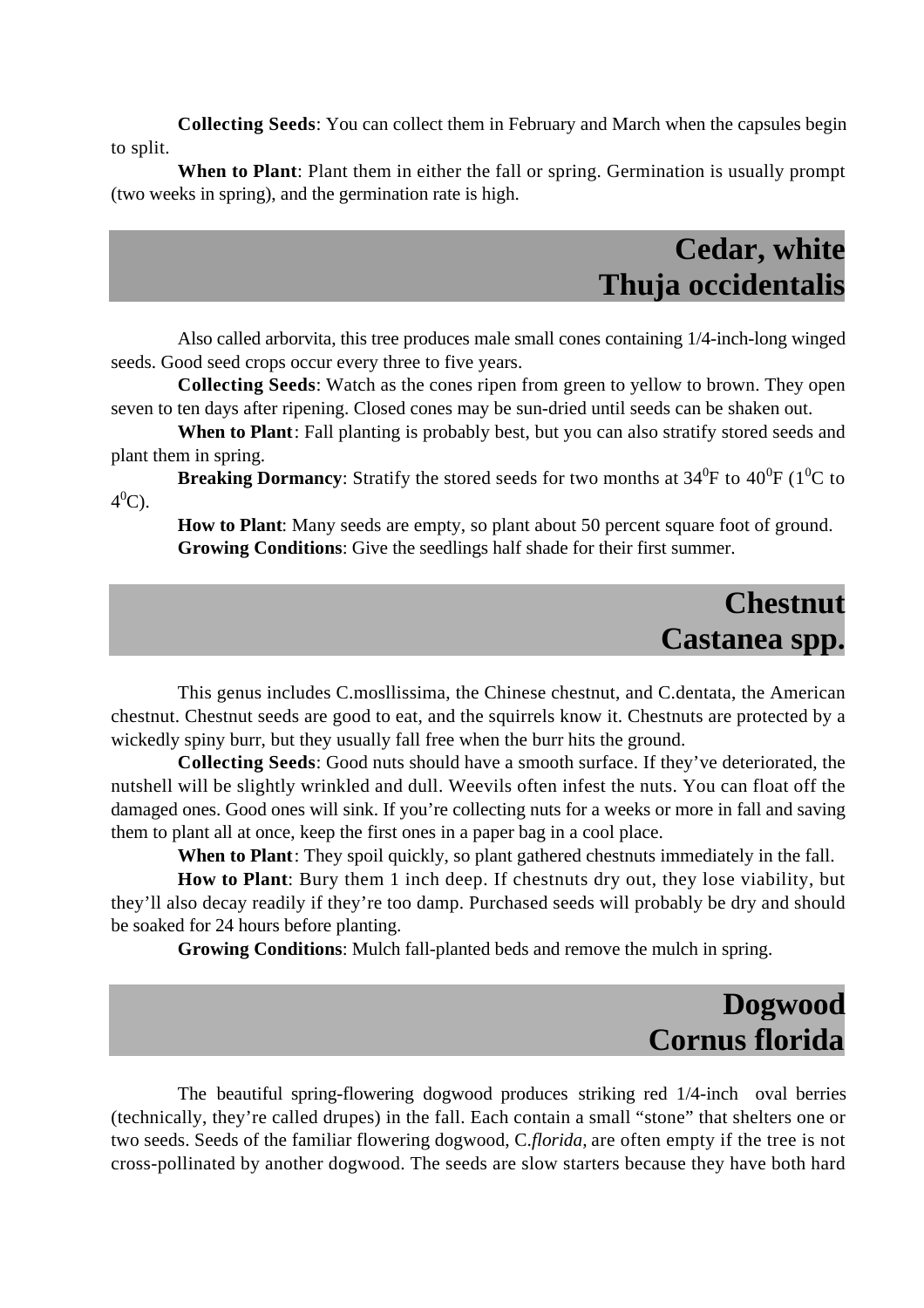**Collecting Seeds**: You can collect them in February and March when the capsules begin to split.

**When to Plant**: Plant them in either the fall or spring. Germination is usually prompt (two weeks in spring), and the germination rate is high.

## Cedar, white
## Thuja occidentalis

Also called arborvita, this tree produces male small cones containing 1/4-inch-long winged seeds. Good seed crops occur every three to five years.

**Collecting Seeds**: Watch as the cones ripen from green to yellow to brown. They open seven to ten days after ripening. Closed cones may be sun-dried until seeds can be shaken out.

**When to Plant**: Fall planting is probably best, but you can also stratify stored seeds and plant them in spring.

**Breaking Dormancy**: Stratify the stored seeds for two months at $34^0$F to $40^0$F ($1^0$C to $4^0$C).

**How to Plant**: Many seeds are empty, so plant about 50 percent square foot of ground.

**Growing Conditions**: Give the seedlings half shade for their first summer.

## Chestnut
## Castanea spp.

This genus includes C.mosllissima, the Chinese chestnut, and C.dentata, the American chestnut. Chestnut seeds are good to eat, and the squirrels know it. Chestnuts are protected by a wickedly spiny burr, but they usually fall free when the burr hits the ground.

**Collecting Seeds**: Good nuts should have a smooth surface. If they've deteriorated, the nutshell will be slightly wrinkled and dull. Weevils often infest the nuts. You can float off the damaged ones. Good ones will sink. If you're collecting nuts for a weeks or more in fall and saving them to plant all at once, keep the first ones in a paper bag in a cool place.

**When to Plant**: They spoil quickly, so plant gathered chestnuts immediately in the fall.

**How to Plant**: Bury them 1 inch deep. If chestnuts dry out, they lose viability, but they'll also decay readily if they're too damp. Purchased seeds will probably be dry and should be soaked for 24 hours before planting.

**Growing Conditions**: Mulch fall-planted beds and remove the mulch in spring.

## Dogwood
## Cornus florida

The beautiful spring-flowering dogwood produces striking red 1/4-inch oval berries (technically, they're called drupes) in the fall. Each contain a small "stone" that shelters one or two seeds. Seeds of the familiar flowering dogwood, C.*florida*, are often empty if the tree is not cross-pollinated by another dogwood. The seeds are slow starters because they have both hard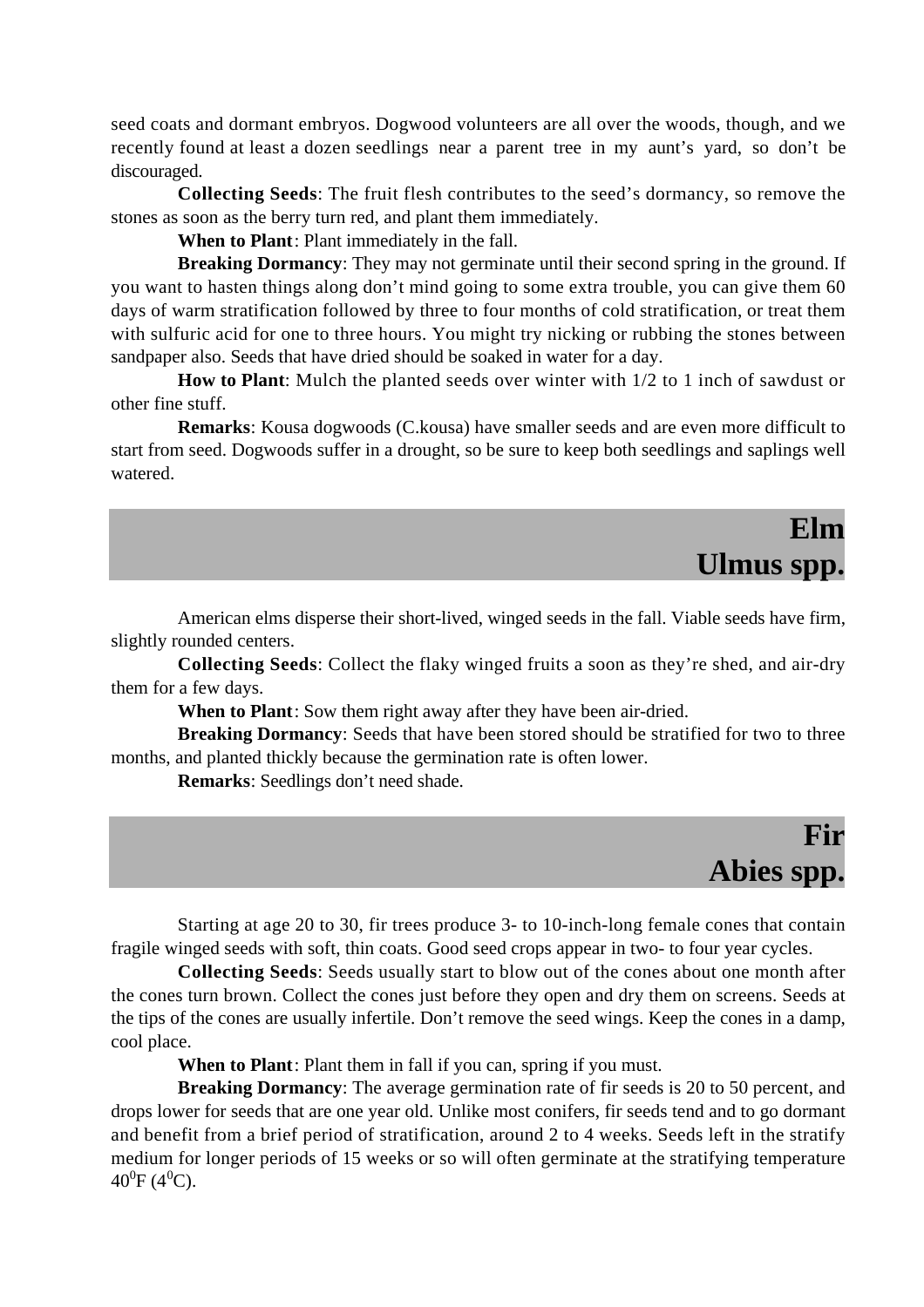seed coats and dormant embryos. Dogwood volunteers are all over the woods, though, and we recently found at least a dozen seedlings near a parent tree in my aunt's yard, so don't be discouraged.

**Collecting Seeds**: The fruit flesh contributes to the seed's dormancy, so remove the stones as soon as the berry turn red, and plant them immediately.

**When to Plant**: Plant immediately in the fall.

**Breaking Dormancy**: They may not germinate until their second spring in the ground. If you want to hasten things along don't mind going to some extra trouble, you can give them 60 days of warm stratification followed by three to four months of cold stratification, or treat them with sulfuric acid for one to three hours. You might try nicking or rubbing the stones between sandpaper also. Seeds that have dried should be soaked in water for a day.

**How to Plant**: Mulch the planted seeds over winter with 1/2 to 1 inch of sawdust or other fine stuff.

**Remarks**: Kousa dogwoods (C.kousa) have smaller seeds and are even more difficult to start from seed. Dogwoods suffer in a drought, so be sure to keep both seedlings and saplings well watered.

## Elm
## Ulmus spp.

American elms disperse their short-lived, winged seeds in the fall. Viable seeds have firm, slightly rounded centers.

**Collecting Seeds**: Collect the flaky winged fruits a soon as they're shed, and air-dry them for a few days.

**When to Plant**: Sow them right away after they have been air-dried.

**Breaking Dormancy**: Seeds that have been stored should be stratified for two to three months, and planted thickly because the germination rate is often lower.

**Remarks**: Seedlings don't need shade.

## Fir
## Abies spp.

Starting at age 20 to 30, fir trees produce 3- to 10-inch-long female cones that contain fragile winged seeds with soft, thin coats. Good seed crops appear in two- to four year cycles.

**Collecting Seeds**: Seeds usually start to blow out of the cones about one month after the cones turn brown. Collect the cones just before they open and dry them on screens. Seeds at the tips of the cones are usually infertile. Don't remove the seed wings. Keep the cones in a damp, cool place.

**When to Plant**: Plant them in fall if you can, spring if you must.

**Breaking Dormancy**: The average germination rate of fir seeds is 20 to 50 percent, and drops lower for seeds that are one year old. Unlike most conifers, fir seeds tend and to go dormant and benefit from a brief period of stratification, around 2 to 4 weeks. Seeds left in the stratify medium for longer periods of 15 weeks or so will often germinate at the stratifying temperature $40^0$F ($4^0$C).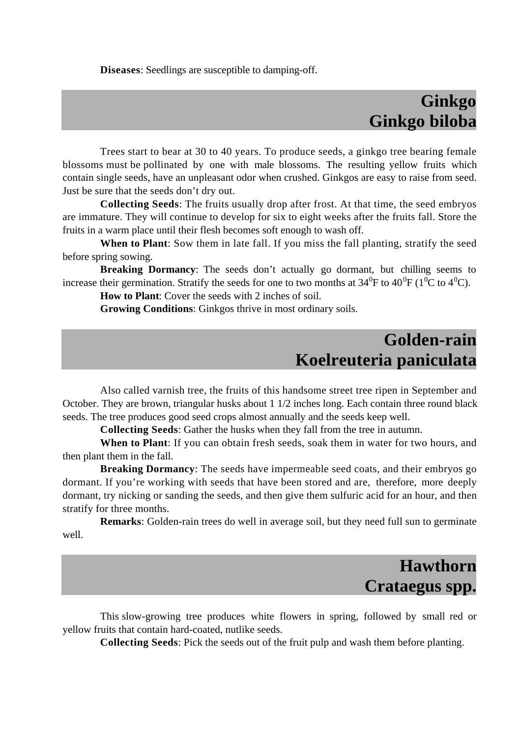**Diseases**: Seedlings are susceptible to damping-off.

## Ginkgo
## Ginkgo biloba

Trees start to bear at 30 to 40 years. To produce seeds, a ginkgo tree bearing female blossoms must be pollinated by one with male blossoms. The resulting yellow fruits which contain single seeds, have an unpleasant odor when crushed. Ginkgos are easy to raise from seed. Just be sure that the seeds don't dry out.

**Collecting Seeds**: The fruits usually drop after frost. At that time, the seed embryos are immature. They will continue to develop for six to eight weeks after the fruits fall. Store the fruits in a warm place until their flesh becomes soft enough to wash off.

**When to Plant**: Sow them in late fall. If you miss the fall planting, stratify the seed before spring sowing.

**Breaking Dormancy**: The seeds don't actually go dormant, but chilling seems to increase their germination. Stratify the seeds for one to two months at $34^0$F to $40^0$F ($1^0$C to $4^0$C).

**How to Plant**: Cover the seeds with 2 inches of soil.

**Growing Conditions**: Ginkgos thrive in most ordinary soils.

## Golden-rain
## Koelreuteria paniculata

Also called varnish tree, the fruits of this handsome street tree ripen in September and October. They are brown, triangular husks about 1 1/2 inches long. Each contain three round black seeds. The tree produces good seed crops almost annually and the seeds keep well.

**Collecting Seeds**: Gather the husks when they fall from the tree in autumn.

**When to Plant**: If you can obtain fresh seeds, soak them in water for two hours, and then plant them in the fall.

**Breaking Dormancy**: The seeds have impermeable seed coats, and their embryos go dormant. If you're working with seeds that have been stored and are, therefore, more deeply dormant, try nicking or sanding the seeds, and then give them sulfuric acid for an hour, and then stratify for three months.

**Remarks**: Golden-rain trees do well in average soil, but they need full sun to germinate well.

## Hawthorn
## Crataegus spp.

This slow-growing tree produces white flowers in spring, followed by small red or yellow fruits that contain hard-coated, nutlike seeds.

**Collecting Seeds**: Pick the seeds out of the fruit pulp and wash them before planting.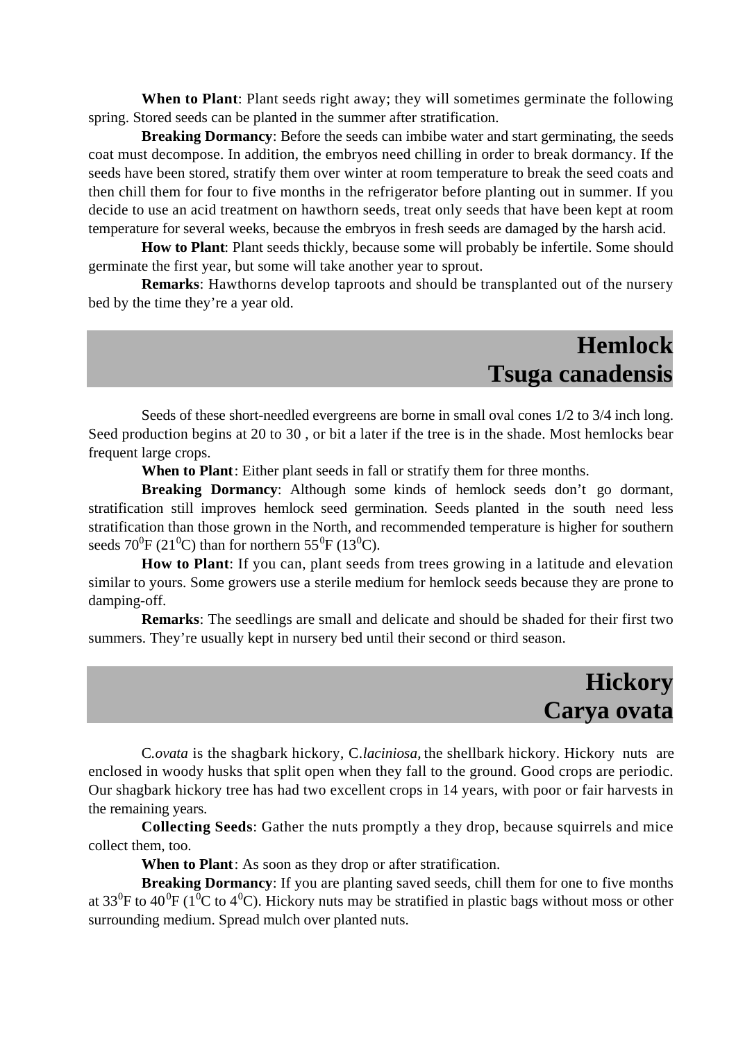**When to Plant**: Plant seeds right away; they will sometimes germinate the following spring. Stored seeds can be planted in the summer after stratification.

**Breaking Dormancy**: Before the seeds can imbibe water and start germinating, the seeds coat must decompose. In addition, the embryos need chilling in order to break dormancy. If the seeds have been stored, stratify them over winter at room temperature to break the seed coats and then chill them for four to five months in the refrigerator before planting out in summer. If you decide to use an acid treatment on hawthorn seeds, treat only seeds that have been kept at room temperature for several weeks, because the embryos in fresh seeds are damaged by the harsh acid.

**How to Plant**: Plant seeds thickly, because some will probably be infertile. Some should germinate the first year, but some will take another year to sprout.

**Remarks**: Hawthorns develop taproots and should be transplanted out of the nursery bed by the time they're a year old.

## Hemlock
## Tsuga canadensis

Seeds of these short-needled evergreens are borne in small oval cones 1/2 to 3/4 inch long. Seed production begins at 20 to 30 , or bit a later if the tree is in the shade. Most hemlocks bear frequent large crops.

**When to Plant**: Either plant seeds in fall or stratify them for three months.

**Breaking Dormancy**: Although some kinds of hemlock seeds don't go dormant, stratification still improves hemlock seed germination. Seeds planted in the south need less stratification than those grown in the North, and recommended temperature is higher for southern seeds $70^0$F ($21^0$C) than for northern $55^0$F ($13^0$C).

**How to Plant**: If you can, plant seeds from trees growing in a latitude and elevation similar to yours. Some growers use a sterile medium for hemlock seeds because they are prone to damping-off.

**Remarks**: The seedlings are small and delicate and should be shaded for their first two summers. They're usually kept in nursery bed until their second or third season.

## Hickory
## Carya ovata

C*.ovata* is the shagbark hickory, C.*laciniosa,* the shellbark hickory. Hickory nuts are enclosed in woody husks that split open when they fall to the ground. Good crops are periodic. Our shagbark hickory tree has had two excellent crops in 14 years, with poor or fair harvests in the remaining years.

**Collecting Seeds**: Gather the nuts promptly a they drop, because squirrels and mice collect them, too.

**When to Plant**: As soon as they drop or after stratification.

**Breaking Dormancy**: If you are planting saved seeds, chill them for one to five months at $33^0$F to $40^0$F ($1^0$C to $4^0$C). Hickory nuts may be stratified in plastic bags without moss or other surrounding medium. Spread mulch over planted nuts.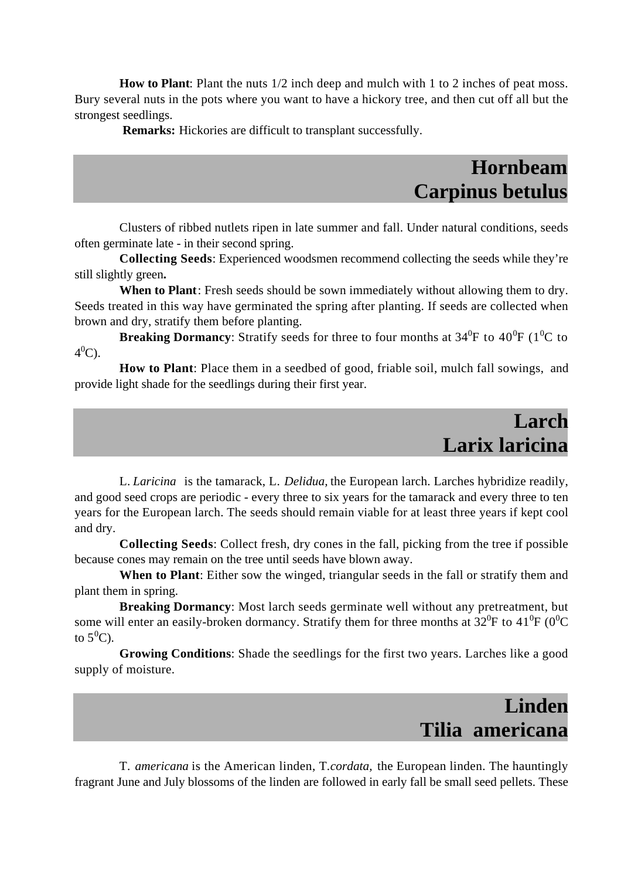**How to Plant**: Plant the nuts 1/2 inch deep and mulch with 1 to 2 inches of peat moss. Bury several nuts in the pots where you want to have a hickory tree, and then cut off all but the strongest seedlings.

**Remarks:** Hickories are difficult to transplant successfully.

## Hornbeam
## Carpinus betulus

Clusters of ribbed nutlets ripen in late summer and fall. Under natural conditions, seeds often germinate late - in their second spring.

**Collecting Seeds**: Experienced woodsmen recommend collecting the seeds while they're still slightly green**.**

**When to Plant**: Fresh seeds should be sown immediately without allowing them to dry. Seeds treated in this way have germinated the spring after planting. If seeds are collected when brown and dry, stratify them before planting.

**Breaking Dormancy**: Stratify seeds for three to four months at $34^0$F to $40^0$F ($1^0$C to $4^0$C).

**How to Plant**: Place them in a seedbed of good, friable soil, mulch fall sowings, and provide light shade for the seedlings during their first year.

## Larch
## Larix laricina

L. *Laricina* is the tamarack, L. *Delidua,* the European larch. Larches hybridize readily, and good seed crops are periodic - every three to six years for the tamarack and every three to ten years for the European larch. The seeds should remain viable for at least three years if kept cool and dry.

**Collecting Seeds**: Collect fresh, dry cones in the fall, picking from the tree if possible because cones may remain on the tree until seeds have blown away.

**When to Plant**: Either sow the winged, triangular seeds in the fall or stratify them and plant them in spring.

**Breaking Dormancy**: Most larch seeds germinate well without any pretreatment, but some will enter an easily-broken dormancy. Stratify them for three months at $32^0$F to $41^0$F ($0^0$C to $5^0$C).

**Growing Conditions**: Shade the seedlings for the first two years. Larches like a good supply of moisture.

## Linden
## Tilia americana

T. *americana* is the American linden, T.*cordata,* the European linden. The hauntingly fragrant June and July blossoms of the linden are followed in early fall be small seed pellets. These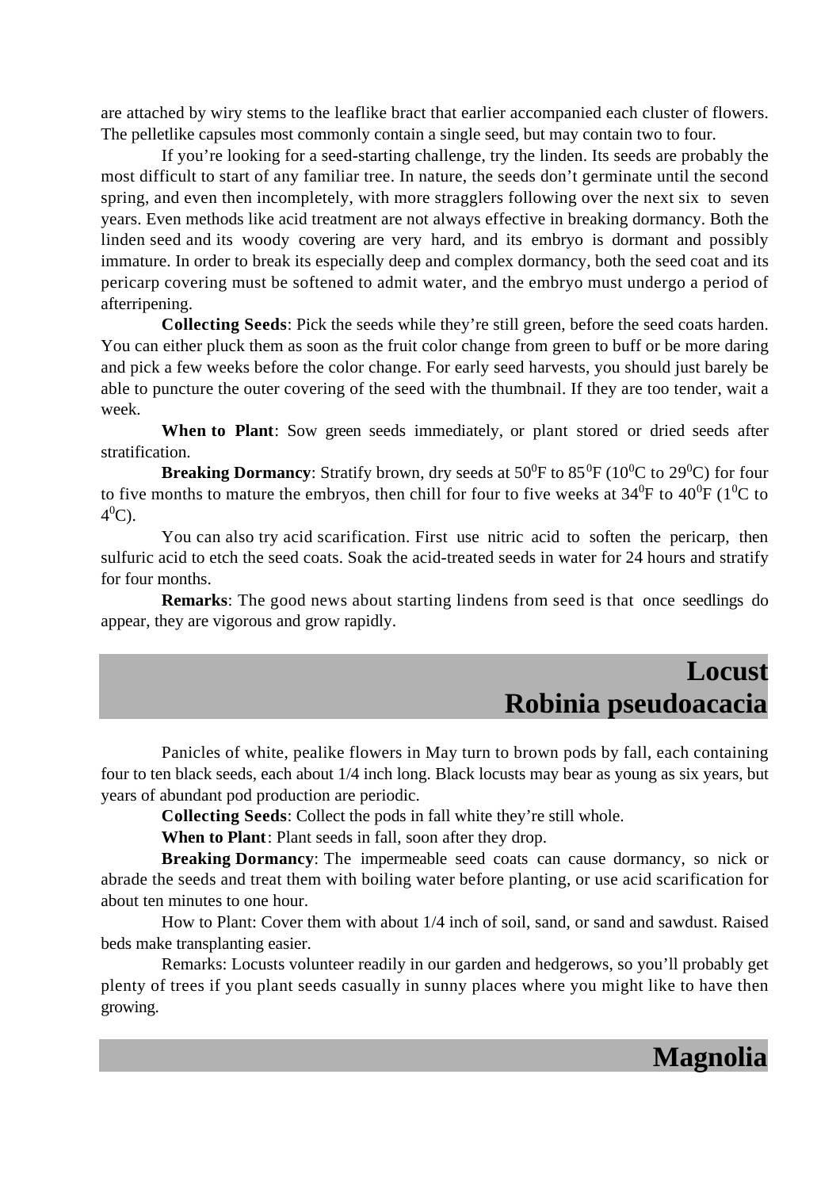are attached by wiry stems to the leaflike bract that earlier accompanied each cluster of flowers. The pelletlike capsules most commonly contain a single seed, but may contain two to four.

If you're looking for a seed-starting challenge, try the linden. Its seeds are probably the most difficult to start of any familiar tree. In nature, the seeds don't germinate until the second spring, and even then incompletely, with more stragglers following over the next six to seven years. Even methods like acid treatment are not always effective in breaking dormancy. Both the linden seed and its woody covering are very hard, and its embryo is dormant and possibly immature. In order to break its especially deep and complex dormancy, both the seed coat and its pericarp covering must be softened to admit water, and the embryo must undergo a period of afterripening.

**Collecting Seeds**: Pick the seeds while they're still green, before the seed coats harden. You can either pluck them as soon as the fruit color change from green to buff or be more daring and pick a few weeks before the color change. For early seed harvests, you should just barely be able to puncture the outer covering of the seed with the thumbnail. If they are too tender, wait a week.

**When to Plant**: Sow green seeds immediately, or plant stored or dried seeds after stratification.

**Breaking Dormancy**: Stratify brown, dry seeds at $50^0$F to $85^0$F ($10^0$C to $29^0$C) for four to five months to mature the embryos, then chill for four to five weeks at $34^0$F to $40^0$F ($1^0$C to $4^0$C).

You can also try acid scarification. First use nitric acid to soften the pericarp, then sulfuric acid to etch the seed coats. Soak the acid-treated seeds in water for 24 hours and stratify for four months.

**Remarks**: The good news about starting lindens from seed is that once seedlings do appear, they are vigorous and grow rapidly.

## Locust
## Robinia pseudoacacia

Panicles of white, pealike flowers in May turn to brown pods by fall, each containing four to ten black seeds, each about 1/4 inch long. Black locusts may bear as young as six years, but years of abundant pod production are periodic.

**Collecting Seeds**: Collect the pods in fall white they're still whole.

**When to Plant**: Plant seeds in fall, soon after they drop.

**Breaking Dormancy**: The impermeable seed coats can cause dormancy, so nick or abrade the seeds and treat them with boiling water before planting, or use acid scarification for about ten minutes to one hour.

How to Plant: Cover them with about 1/4 inch of soil, sand, or sand and sawdust. Raised beds make transplanting easier.

Remarks: Locusts volunteer readily in our garden and hedgerows, so you'll probably get plenty of trees if you plant seeds casually in sunny places where you might like to have then growing.

## Magnolia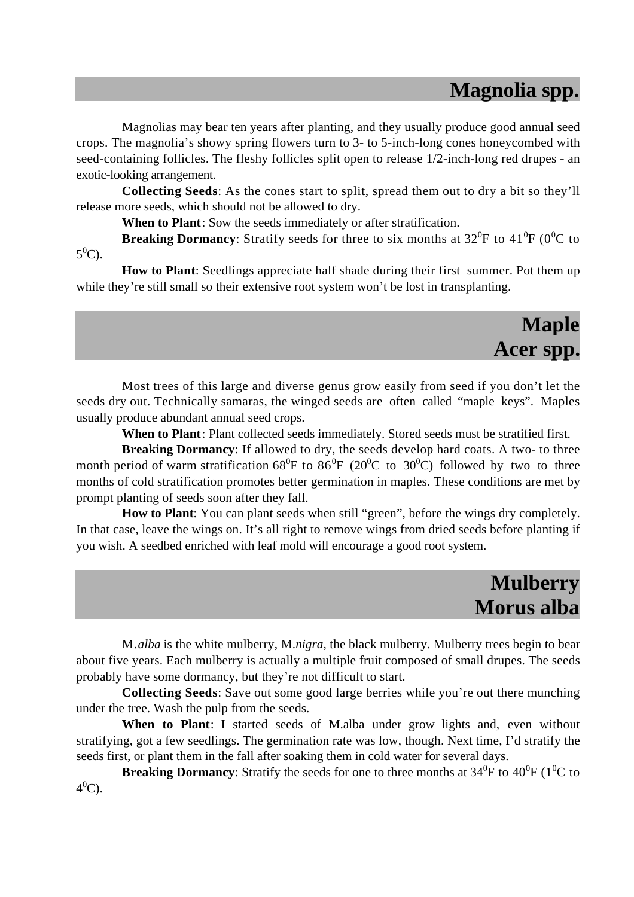## Magnolia spp.

Magnolias may bear ten years after planting, and they usually produce good annual seed crops. The magnolia's showy spring flowers turn to 3- to 5-inch-long cones honeycombed with seed-containing follicles. The fleshy follicles split open to release 1/2-inch-long red drupes - an exotic-looking arrangement.

**Collecting Seeds**: As the cones start to split, spread them out to dry a bit so they'll release more seeds, which should not be allowed to dry.

**When to Plant**: Sow the seeds immediately or after stratification.

**Breaking Dormancy**: Stratify seeds for three to six months at $32^0$F to $41^0$F ($0^0$C to $5^0$C).

**How to Plant**: Seedlings appreciate half shade during their first summer. Pot them up while they're still small so their extensive root system won't be lost in transplanting.

## Maple
## Acer spp.

Most trees of this large and diverse genus grow easily from seed if you don't let the seeds dry out. Technically samaras, the winged seeds are often called "maple keys". Maples usually produce abundant annual seed crops.

**When to Plant**: Plant collected seeds immediately. Stored seeds must be stratified first.

**Breaking Dormancy**: If allowed to dry, the seeds develop hard coats. A two- to three month period of warm stratification $68^0$F to $86^0$F ($20^0$C to $30^0$C) followed by two to three months of cold stratification promotes better germination in maples. These conditions are met by prompt planting of seeds soon after they fall.

**How to Plant**: You can plant seeds when still "green", before the wings dry completely. In that case, leave the wings on. It's all right to remove wings from dried seeds before planting if you wish. A seedbed enriched with leaf mold will encourage a good root system.

## Mulberry
## Morus alba

M.*alba* is the white mulberry, M.*nigra,* the black mulberry. Mulberry trees begin to bear about five years. Each mulberry is actually a multiple fruit composed of small drupes. The seeds probably have some dormancy, but they're not difficult to start.

**Collecting Seeds**: Save out some good large berries while you're out there munching under the tree. Wash the pulp from the seeds.

**When to Plant**: I started seeds of M.alba under grow lights and, even without stratifying, got a few seedlings. The germination rate was low, though. Next time, I'd stratify the seeds first, or plant them in the fall after soaking them in cold water for several days.

**Breaking Dormancy**: Stratify the seeds for one to three months at $34^0$F to $40^0$F ($1^0$C to $4^0$C).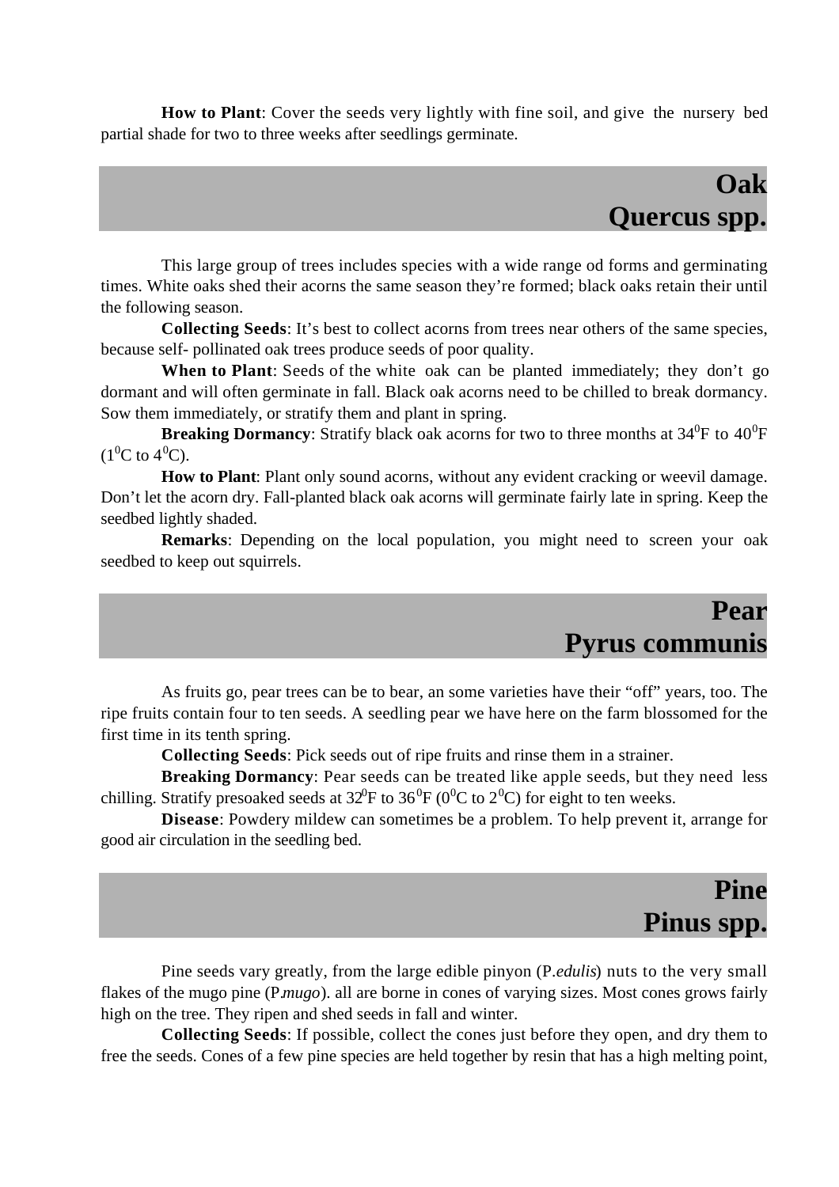**How to Plant**: Cover the seeds very lightly with fine soil, and give the nursery bed partial shade for two to three weeks after seedlings germinate.

## Oak
## Quercus spp.

This large group of trees includes species with a wide range od forms and germinating times. White oaks shed their acorns the same season they're formed; black oaks retain their until the following season.

**Collecting Seeds**: It's best to collect acorns from trees near others of the same species, because self- pollinated oak trees produce seeds of poor quality.

**When to Plant**: Seeds of the white oak can be planted immediately; they don't go dormant and will often germinate in fall. Black oak acorns need to be chilled to break dormancy. Sow them immediately, or stratify them and plant in spring.

**Breaking Dormancy**: Stratify black oak acorns for two to three months at $34^0$F to $40^0$F ($1^0$C to $4^0$C).

**How to Plant**: Plant only sound acorns, without any evident cracking or weevil damage. Don't let the acorn dry. Fall-planted black oak acorns will germinate fairly late in spring. Keep the seedbed lightly shaded.

**Remarks**: Depending on the local population, you might need to screen your oak seedbed to keep out squirrels.

## Pear
## Pyrus communis

As fruits go, pear trees can be to bear, an some varieties have their "off" years, too. The ripe fruits contain four to ten seeds. A seedling pear we have here on the farm blossomed for the first time in its tenth spring.

**Collecting Seeds**: Pick seeds out of ripe fruits and rinse them in a strainer.

**Breaking Dormancy**: Pear seeds can be treated like apple seeds, but they need less chilling. Stratify presoaked seeds at $32^0$F to $36^0$F ($0^0$C to $2^0$C) for eight to ten weeks.

**Disease**: Powdery mildew can sometimes be a problem. To help prevent it, arrange for good air circulation in the seedling bed.

## Pine
## Pinus spp.

Pine seeds vary greatly, from the large edible pinyon (P.*edulis*) nuts to the very small flakes of the mugo pine (P.*mugo*). all are borne in cones of varying sizes. Most cones grows fairly high on the tree. They ripen and shed seeds in fall and winter.

**Collecting Seeds**: If possible, collect the cones just before they open, and dry them to free the seeds. Cones of a few pine species are held together by resin that has a high melting point,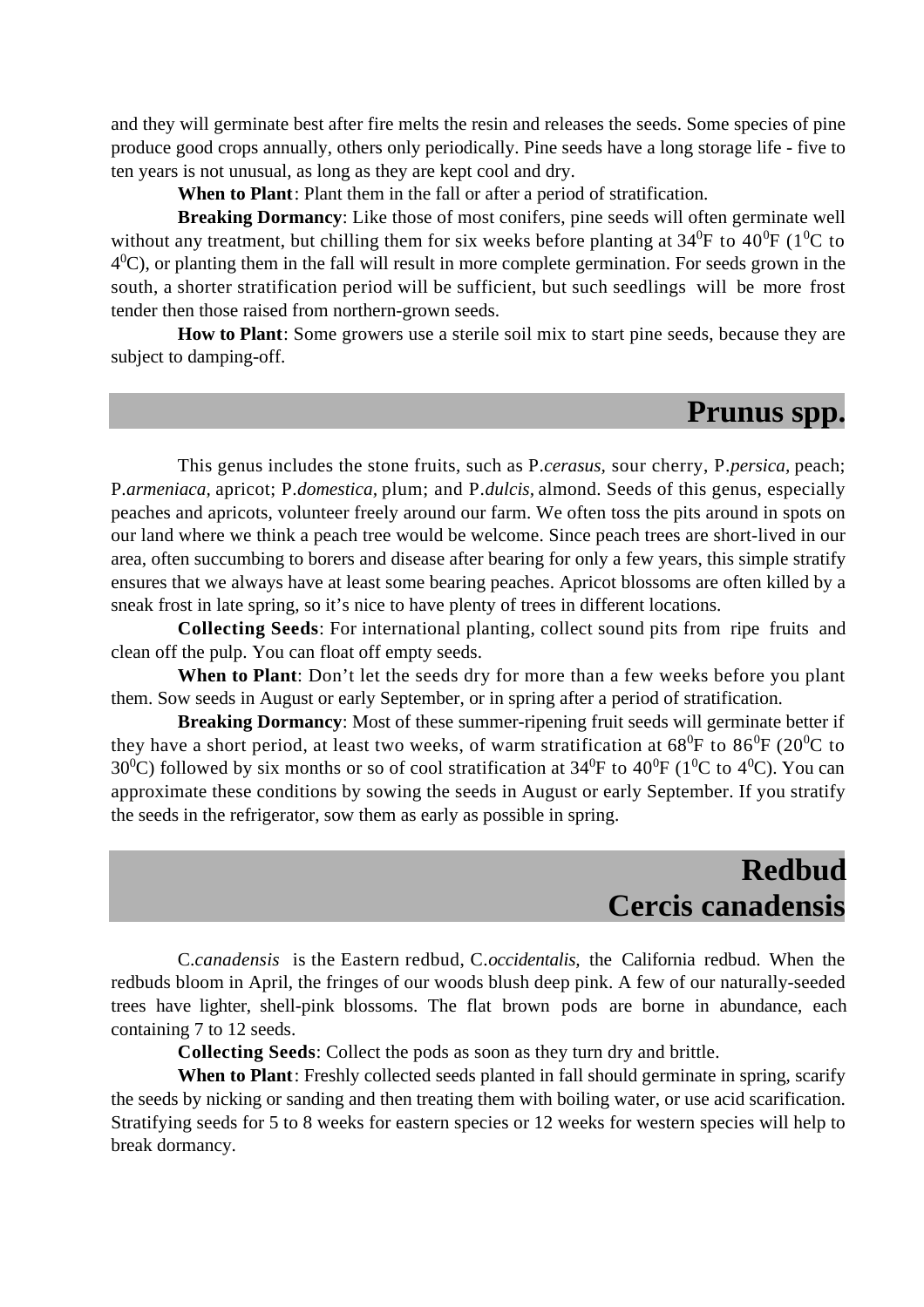and they will germinate best after fire melts the resin and releases the seeds. Some species of pine produce good crops annually, others only periodically. Pine seeds have a long storage life - five to ten years is not unusual, as long as they are kept cool and dry.

**When to Plant**: Plant them in the fall or after a period of stratification.

**Breaking Dormancy**: Like those of most conifers, pine seeds will often germinate well without any treatment, but chilling them for six weeks before planting at $34^0$F to $40^0$F ($1^0$C to $4^0$C), or planting them in the fall will result in more complete germination. For seeds grown in the south, a shorter stratification period will be sufficient, but such seedlings will be more frost tender then those raised from northern-grown seeds.

**How to Plant**: Some growers use a sterile soil mix to start pine seeds, because they are subject to damping-off.

## Prunus spp.

This genus includes the stone fruits, such as P.*cerasus,* sour cherry, P.*persica,* peach; P.*armeniaca,* apricot; P.*domestica,* plum; and P.*dulcis,* almond. Seeds of this genus, especially peaches and apricots, volunteer freely around our farm. We often toss the pits around in spots on our land where we think a peach tree would be welcome. Since peach trees are short-lived in our area, often succumbing to borers and disease after bearing for only a few years, this simple stratify ensures that we always have at least some bearing peaches. Apricot blossoms are often killed by a sneak frost in late spring, so it's nice to have plenty of trees in different locations.

**Collecting Seeds**: For international planting, collect sound pits from ripe fruits and clean off the pulp. You can float off empty seeds.

**When to Plant**: Don't let the seeds dry for more than a few weeks before you plant them. Sow seeds in August or early September, or in spring after a period of stratification.

**Breaking Dormancy**: Most of these summer-ripening fruit seeds will germinate better if they have a short period, at least two weeks, of warm stratification at $68^0$F to $86^0$F ($20^0$C to $30^0$C) followed by six months or so of cool stratification at $34^0$F to $40^0$F ($1^0$C to $4^0$C). You can approximate these conditions by sowing the seeds in August or early September. If you stratify the seeds in the refrigerator, sow them as early as possible in spring.

## Redbud
## Cercis canadensis

C.*canadensis* is the Eastern redbud, C.*occidentalis,* the California redbud. When the redbuds bloom in April, the fringes of our woods blush deep pink. A few of our naturally-seeded trees have lighter, shell-pink blossoms. The flat brown pods are borne in abundance, each containing 7 to 12 seeds.

**Collecting Seeds**: Collect the pods as soon as they turn dry and brittle.

**When to Plant**: Freshly collected seeds planted in fall should germinate in spring, scarify the seeds by nicking or sanding and then treating them with boiling water, or use acid scarification. Stratifying seeds for 5 to 8 weeks for eastern species or 12 weeks for western species will help to break dormancy.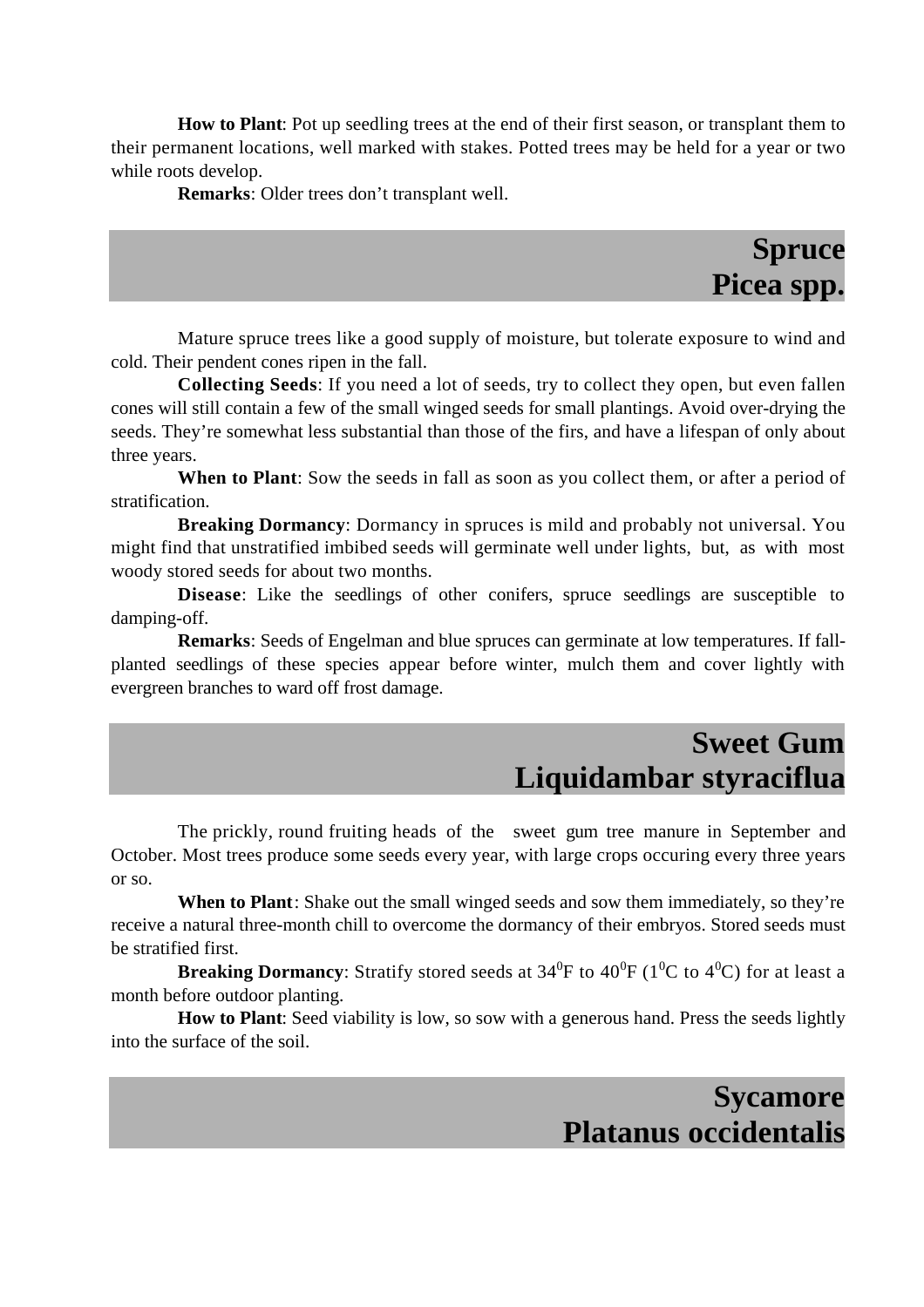**How to Plant**: Pot up seedling trees at the end of their first season, or transplant them to their permanent locations, well marked with stakes. Potted trees may be held for a year or two while roots develop.

**Remarks**: Older trees don't transplant well.

## Spruce
## Picea spp.

Mature spruce trees like a good supply of moisture, but tolerate exposure to wind and cold. Their pendent cones ripen in the fall.

**Collecting Seeds**: If you need a lot of seeds, try to collect they open, but even fallen cones will still contain a few of the small winged seeds for small plantings. Avoid over-drying the seeds. They're somewhat less substantial than those of the firs, and have a lifespan of only about three years.

**When to Plant**: Sow the seeds in fall as soon as you collect them, or after a period of stratification.

**Breaking Dormancy**: Dormancy in spruces is mild and probably not universal. You might find that unstratified imbibed seeds will germinate well under lights, but, as with most woody stored seeds for about two months.

**Disease**: Like the seedlings of other conifers, spruce seedlings are susceptible to damping-off.

**Remarks**: Seeds of Engelman and blue spruces can germinate at low temperatures. If fall-planted seedlings of these species appear before winter, mulch them and cover lightly with evergreen branches to ward off frost damage.

## Sweet Gum
## Liquidambar styraciflua

The prickly, round fruiting heads of the sweet gum tree manure in September and October. Most trees produce some seeds every year, with large crops occuring every three years or so.

**When to Plant**: Shake out the small winged seeds and sow them immediately, so they're receive a natural three-month chill to overcome the dormancy of their embryos. Stored seeds must be stratified first.

**Breaking Dormancy**: Stratify stored seeds at $34^0$F to $40^0$F ($1^0$C to $4^0$C) for at least a month before outdoor planting.

**How to Plant**: Seed viability is low, so sow with a generous hand. Press the seeds lightly into the surface of the soil.

## Sycamore
## Platanus occidentalis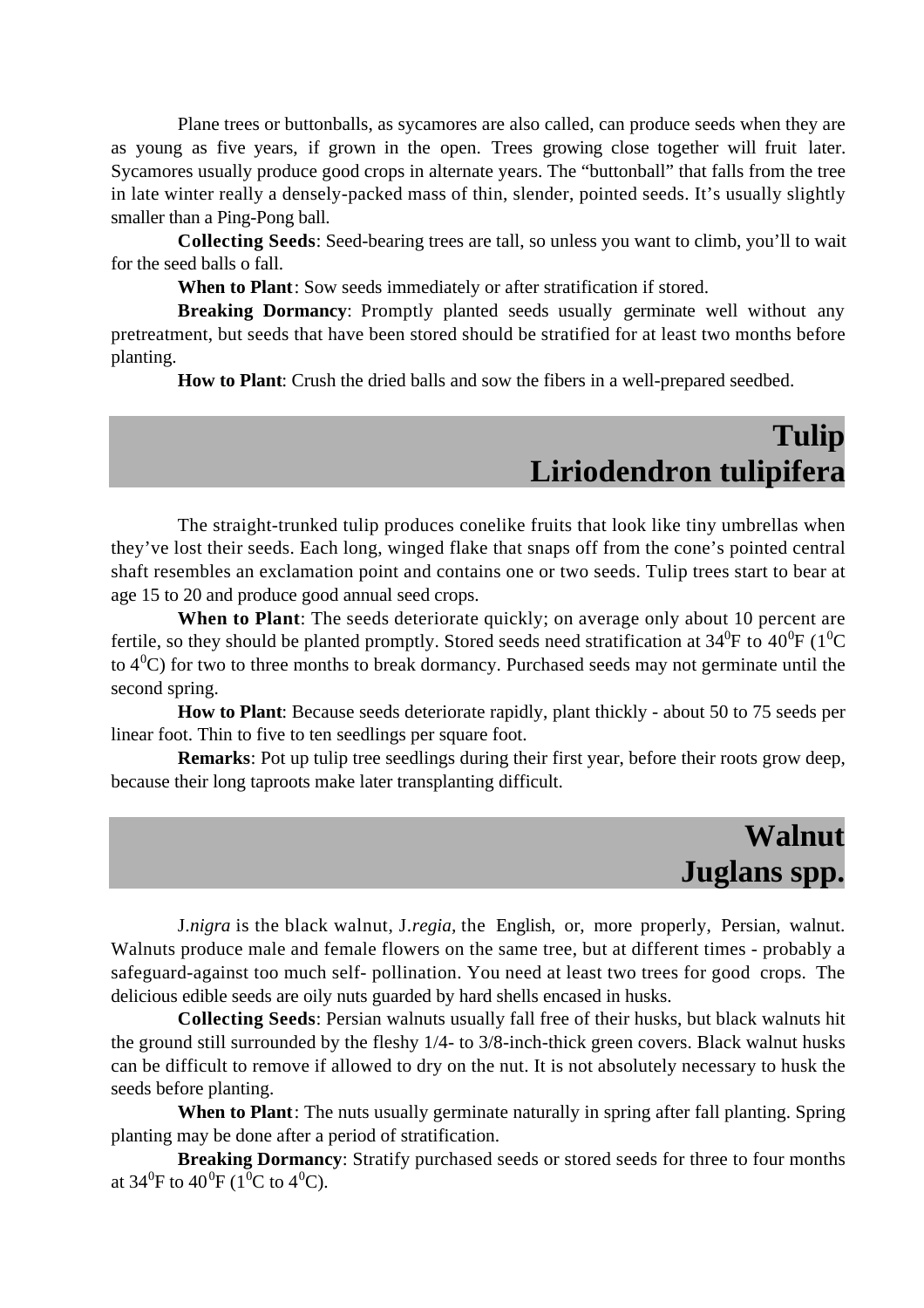Plane trees or buttonballs, as sycamores are also called, can produce seeds when they are as young as five years, if grown in the open. Trees growing close together will fruit later. Sycamores usually produce good crops in alternate years. The "buttonball" that falls from the tree in late winter really a densely-packed mass of thin, slender, pointed seeds. It's usually slightly smaller than a Ping-Pong ball.

**Collecting Seeds**: Seed-bearing trees are tall, so unless you want to climb, you'll to wait for the seed balls o fall.

**When to Plant**: Sow seeds immediately or after stratification if stored.

**Breaking Dormancy**: Promptly planted seeds usually germinate well without any pretreatment, but seeds that have been stored should be stratified for at least two months before planting.

**How to Plant**: Crush the dried balls and sow the fibers in a well-prepared seedbed.

## Tulip
## Liriodendron tulipifera

The straight-trunked tulip produces conelike fruits that look like tiny umbrellas when they've lost their seeds. Each long, winged flake that snaps off from the cone's pointed central shaft resembles an exclamation point and contains one or two seeds. Tulip trees start to bear at age 15 to 20 and produce good annual seed crops.

**When to Plant**: The seeds deteriorate quickly; on average only about 10 percent are fertile, so they should be planted promptly. Stored seeds need stratification at $34^0$F to $40^0$F ($1^0$C to $4^0$C) for two to three months to break dormancy. Purchased seeds may not germinate until the second spring.

**How to Plant**: Because seeds deteriorate rapidly, plant thickly - about 50 to 75 seeds per linear foot. Thin to five to ten seedlings per square foot.

**Remarks**: Pot up tulip tree seedlings during their first year, before their roots grow deep, because their long taproots make later transplanting difficult.

## Walnut
## Juglans spp.

J.*nigra* is the black walnut, J.*regia,* the English, or, more properly, Persian, walnut. Walnuts produce male and female flowers on the same tree, but at different times - probably a safeguard-against too much self- pollination. You need at least two trees for good crops. The delicious edible seeds are oily nuts guarded by hard shells encased in husks.

**Collecting Seeds**: Persian walnuts usually fall free of their husks, but black walnuts hit the ground still surrounded by the fleshy 1/4- to 3/8-inch-thick green covers. Black walnut husks can be difficult to remove if allowed to dry on the nut. It is not absolutely necessary to husk the seeds before planting.

**When to Plant**: The nuts usually germinate naturally in spring after fall planting. Spring planting may be done after a period of stratification.

**Breaking Dormancy**: Stratify purchased seeds or stored seeds for three to four months at $34^0$F to $40^0$F ($1^0$C to $4^0$C).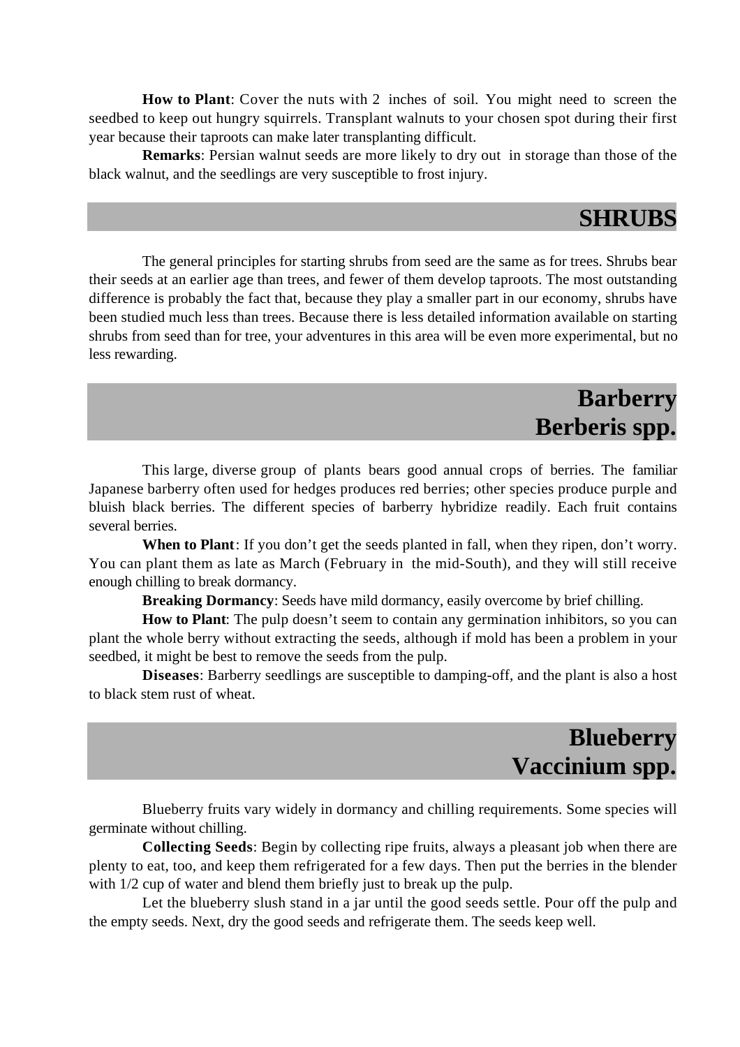**How to Plant**: Cover the nuts with 2 inches of soil. You might need to screen the seedbed to keep out hungry squirrels. Transplant walnuts to your chosen spot during their first year because their taproots can make later transplanting difficult.

**Remarks**: Persian walnut seeds are more likely to dry out in storage than those of the black walnut, and the seedlings are very susceptible to frost injury.

# SHRUBS

The general principles for starting shrubs from seed are the same as for trees. Shrubs bear their seeds at an earlier age than trees, and fewer of them develop taproots. The most outstanding difference is probably the fact that, because they play a smaller part in our economy, shrubs have been studied much less than trees. Because there is less detailed information available on starting shrubs from seed than for tree, your adventures in this area will be even more experimental, but no less rewarding.

## Barberry
## Berberis spp.

This large, diverse group of plants bears good annual crops of berries. The familiar Japanese barberry often used for hedges produces red berries; other species produce purple and bluish black berries. The different species of barberry hybridize readily. Each fruit contains several berries.

**When to Plant**: If you don't get the seeds planted in fall, when they ripen, don't worry. You can plant them as late as March (February in the mid-South), and they will still receive enough chilling to break dormancy.

**Breaking Dormancy**: Seeds have mild dormancy, easily overcome by brief chilling.

**How to Plant**: The pulp doesn't seem to contain any germination inhibitors, so you can plant the whole berry without extracting the seeds, although if mold has been a problem in your seedbed, it might be best to remove the seeds from the pulp.

**Diseases**: Barberry seedlings are susceptible to damping-off, and the plant is also a host to black stem rust of wheat.

## Blueberry
## Vaccinium spp.

Blueberry fruits vary widely in dormancy and chilling requirements. Some species will germinate without chilling.

**Collecting Seeds**: Begin by collecting ripe fruits, always a pleasant job when there are plenty to eat, too, and keep them refrigerated for a few days. Then put the berries in the blender with 1/2 cup of water and blend them briefly just to break up the pulp.

Let the blueberry slush stand in a jar until the good seeds settle. Pour off the pulp and the empty seeds. Next, dry the good seeds and refrigerate them. The seeds keep well.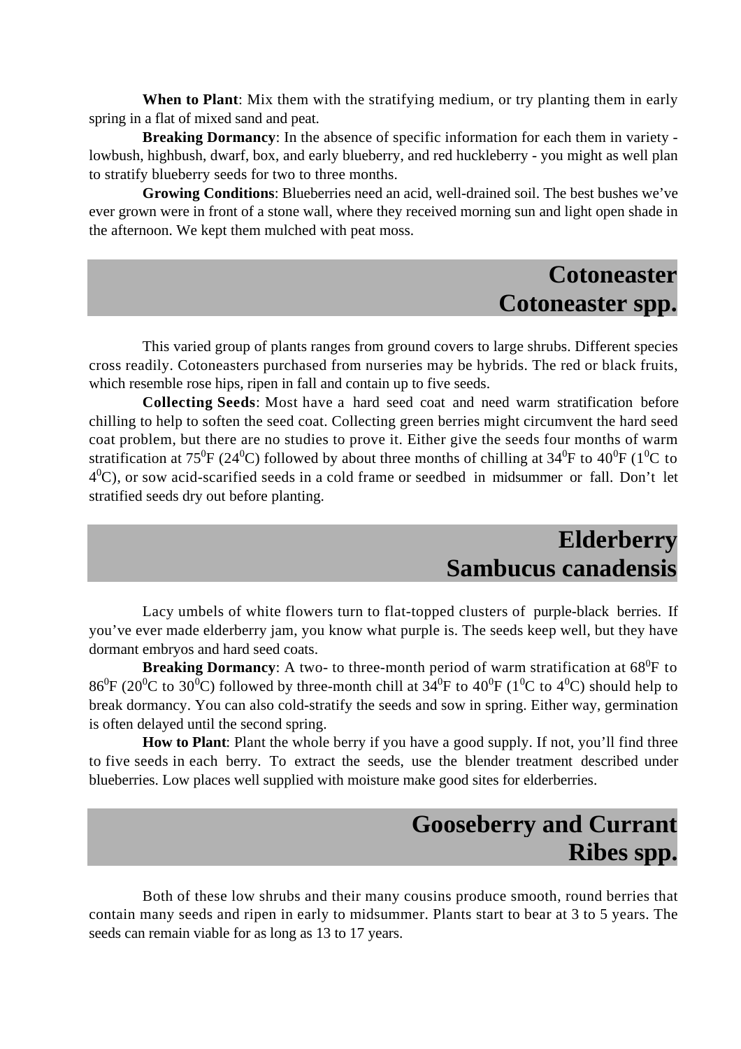**When to Plant**: Mix them with the stratifying medium, or try planting them in early spring in a flat of mixed sand and peat.

**Breaking Dormancy**: In the absence of specific information for each them in variety - lowbush, highbush, dwarf, box, and early blueberry, and red huckleberry - you might as well plan to stratify blueberry seeds for two to three months.

**Growing Conditions**: Blueberries need an acid, well-drained soil. The best bushes we've ever grown were in front of a stone wall, where they received morning sun and light open shade in the afternoon. We kept them mulched with peat moss.

## Cotoneaster
## Cotoneaster spp.

This varied group of plants ranges from ground covers to large shrubs. Different species cross readily. Cotoneasters purchased from nurseries may be hybrids. The red or black fruits, which resemble rose hips, ripen in fall and contain up to five seeds.

**Collecting Seeds**: Most have a hard seed coat and need warm stratification before chilling to help to soften the seed coat. Collecting green berries might circumvent the hard seed coat problem, but there are no studies to prove it. Either give the seeds four months of warm stratification at $75^0$F ($24^0$C) followed by about three months of chilling at $34^0$F to $40^0$F ($1^0$C to $4^0$C), or sow acid-scarified seeds in a cold frame or seedbed in midsummer or fall. Don't let stratified seeds dry out before planting.

## Elderberry
## Sambucus canadensis

Lacy umbels of white flowers turn to flat-topped clusters of purple-black berries. If you've ever made elderberry jam, you know what purple is. The seeds keep well, but they have dormant embryos and hard seed coats.

**Breaking Dormancy**: A two- to three-month period of warm stratification at $68^0$F to $86^0$F ($20^0$C to $30^0$C) followed by three-month chill at $34^0$F to $40^0$F ($1^0$C to $4^0$C) should help to break dormancy. You can also cold-stratify the seeds and sow in spring. Either way, germination is often delayed until the second spring.

**How to Plant**: Plant the whole berry if you have a good supply. If not, you'll find three to five seeds in each berry. To extract the seeds, use the blender treatment described under blueberries. Low places well supplied with moisture make good sites for elderberries.

## Gooseberry and Currant
## Ribes spp.

Both of these low shrubs and their many cousins produce smooth, round berries that contain many seeds and ripen in early to midsummer. Plants start to bear at 3 to 5 years. The seeds can remain viable for as long as 13 to 17 years.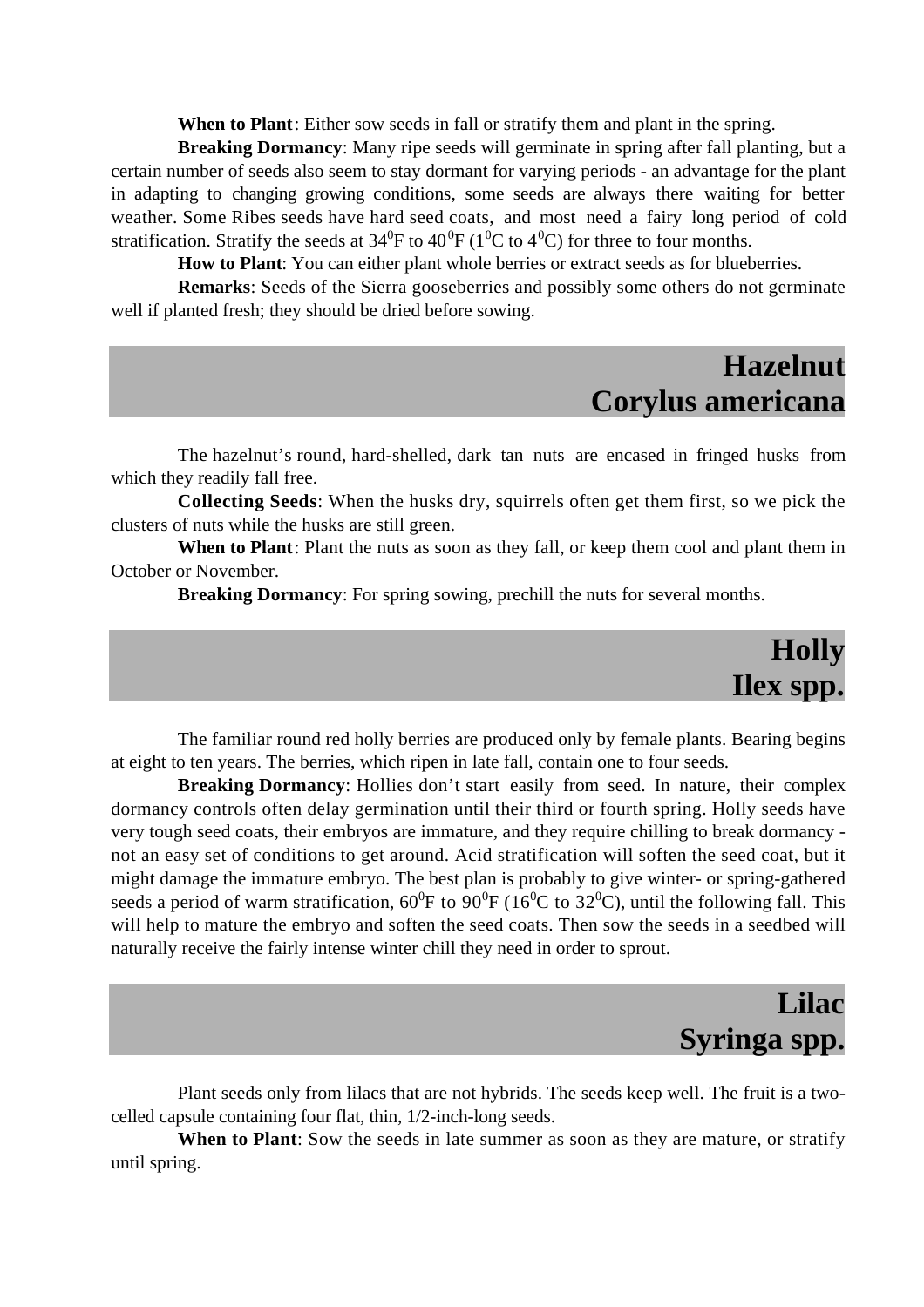**When to Plant**: Either sow seeds in fall or stratify them and plant in the spring.

**Breaking Dormancy**: Many ripe seeds will germinate in spring after fall planting, but a certain number of seeds also seem to stay dormant for varying periods - an advantage for the plant in adapting to changing growing conditions, some seeds are always there waiting for better weather. Some Ribes seeds have hard seed coats, and most need a fairy long period of cold stratification. Stratify the seeds at $34^0$F to $40^0$F ($1^0$C to $4^0$C) for three to four months.

**How to Plant**: You can either plant whole berries or extract seeds as for blueberries.

**Remarks**: Seeds of the Sierra gooseberries and possibly some others do not germinate well if planted fresh; they should be dried before sowing.

## Hazelnut
## Corylus americana

The hazelnut's round, hard-shelled, dark tan nuts are encased in fringed husks from which they readily fall free.

**Collecting Seeds**: When the husks dry, squirrels often get them first, so we pick the clusters of nuts while the husks are still green.

**When to Plant**: Plant the nuts as soon as they fall, or keep them cool and plant them in October or November.

**Breaking Dormancy**: For spring sowing, prechill the nuts for several months.

## Holly
## Ilex spp.

The familiar round red holly berries are produced only by female plants. Bearing begins at eight to ten years. The berries, which ripen in late fall, contain one to four seeds.

**Breaking Dormancy**: Hollies don't start easily from seed. In nature, their complex dormancy controls often delay germination until their third or fourth spring. Holly seeds have very tough seed coats, their embryos are immature, and they require chilling to break dormancy - not an easy set of conditions to get around. Acid stratification will soften the seed coat, but it might damage the immature embryo. The best plan is probably to give winter- or spring-gathered seeds a period of warm stratification, $60^0$F to $90^0$F ($16^0$C to $32^0$C), until the following fall. This will help to mature the embryo and soften the seed coats. Then sow the seeds in a seedbed will naturally receive the fairly intense winter chill they need in order to sprout.

## Lilac
## Syringa spp.

Plant seeds only from lilacs that are not hybrids. The seeds keep well. The fruit is a two-celled capsule containing four flat, thin, 1/2-inch-long seeds.

**When to Plant**: Sow the seeds in late summer as soon as they are mature, or stratify until spring.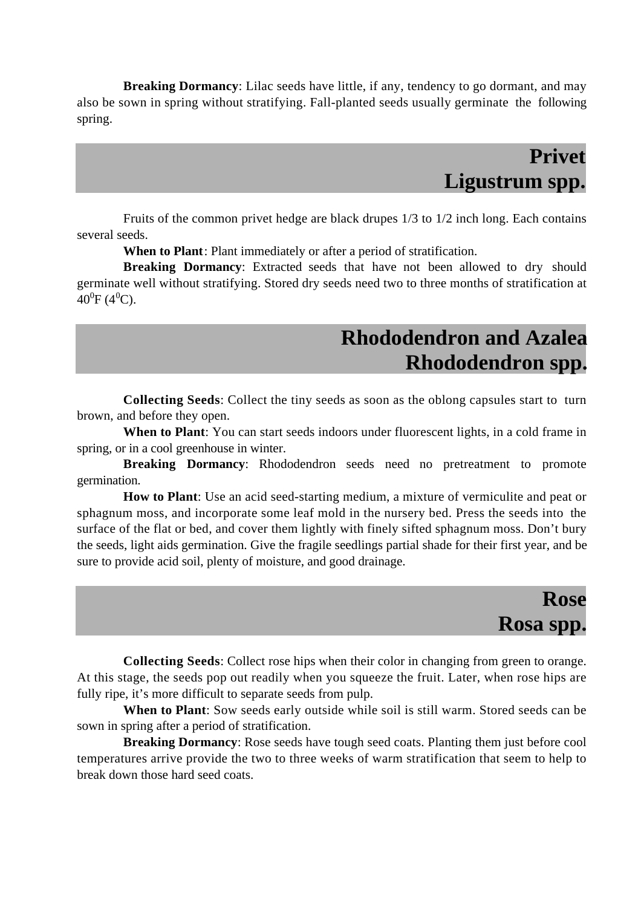**Breaking Dormancy**: Lilac seeds have little, if any, tendency to go dormant, and may also be sown in spring without stratifying. Fall-planted seeds usually germinate the following spring.

## Privet
## Ligustrum spp.

Fruits of the common privet hedge are black drupes 1/3 to 1/2 inch long. Each contains several seeds.

**When to Plant**: Plant immediately or after a period of stratification.

**Breaking Dormancy**: Extracted seeds that have not been allowed to dry should germinate well without stratifying. Stored dry seeds need two to three months of stratification at $40^0$F ($4^0$C).

## Rhododendron and Azalea
## Rhododendron spp.

**Collecting Seeds**: Collect the tiny seeds as soon as the oblong capsules start to turn brown, and before they open.

**When to Plant**: You can start seeds indoors under fluorescent lights, in a cold frame in spring, or in a cool greenhouse in winter.

**Breaking Dormancy**: Rhododendron seeds need no pretreatment to promote germination.

**How to Plant**: Use an acid seed-starting medium, a mixture of vermiculite and peat or sphagnum moss, and incorporate some leaf mold in the nursery bed. Press the seeds into the surface of the flat or bed, and cover them lightly with finely sifted sphagnum moss. Don't bury the seeds, light aids germination. Give the fragile seedlings partial shade for their first year, and be sure to provide acid soil, plenty of moisture, and good drainage.

## Rose
## Rosa spp.

**Collecting Seeds**: Collect rose hips when their color in changing from green to orange. At this stage, the seeds pop out readily when you squeeze the fruit. Later, when rose hips are fully ripe, it's more difficult to separate seeds from pulp.

**When to Plant**: Sow seeds early outside while soil is still warm. Stored seeds can be sown in spring after a period of stratification.

**Breaking Dormancy**: Rose seeds have tough seed coats. Planting them just before cool temperatures arrive provide the two to three weeks of warm stratification that seem to help to break down those hard seed coats.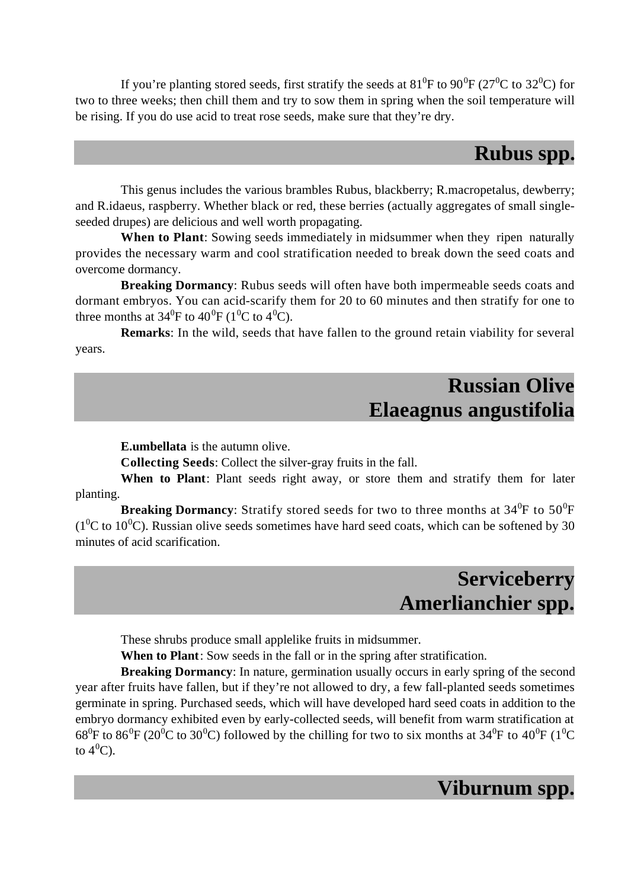If you're planting stored seeds, first stratify the seeds at $81^0$F to $90^0$F ($27^0$C to $32^0$C) for two to three weeks; then chill them and try to sow them in spring when the soil temperature will be rising. If you do use acid to treat rose seeds, make sure that they're dry.

## Rubus spp.

This genus includes the various brambles Rubus, blackberry; R.macropetalus, dewberry; and R.idaeus, raspberry. Whether black or red, these berries (actually aggregates of small single-seeded drupes) are delicious and well worth propagating.

**When to Plant**: Sowing seeds immediately in midsummer when they ripen naturally provides the necessary warm and cool stratification needed to break down the seed coats and overcome dormancy.

**Breaking Dormancy**: Rubus seeds will often have both impermeable seeds coats and dormant embryos. You can acid-scarify them for 20 to 60 minutes and then stratify for one to three months at $34^0$F to $40^0$F ($1^0$C to $4^0$C).

**Remarks**: In the wild, seeds that have fallen to the ground retain viability for several years.

## Russian Olive
## Elaeagnus angustifolia

**E.umbellata** is the autumn olive.

**Collecting Seeds**: Collect the silver-gray fruits in the fall.

**When to Plant**: Plant seeds right away, or store them and stratify them for later planting.

**Breaking Dormancy**: Stratify stored seeds for two to three months at $34^0$F to $50^0$F ($1^0$C to $10^0$C). Russian olive seeds sometimes have hard seed coats, which can be softened by 30 minutes of acid scarification.

## Serviceberry
## Amerlianchier spp.

These shrubs produce small applelike fruits in midsummer.

**When to Plant**: Sow seeds in the fall or in the spring after stratification.

**Breaking Dormancy**: In nature, germination usually occurs in early spring of the second year after fruits have fallen, but if they're not allowed to dry, a few fall-planted seeds sometimes germinate in spring. Purchased seeds, which will have developed hard seed coats in addition to the embryo dormancy exhibited even by early-collected seeds, will benefit from warm stratification at $68^0$F to $86^0$F ($20^0$C to $30^0$C) followed by the chilling for two to six months at $34^0$F to $40^0$F ($1^0$C to $4^0$C).

## Viburnum spp.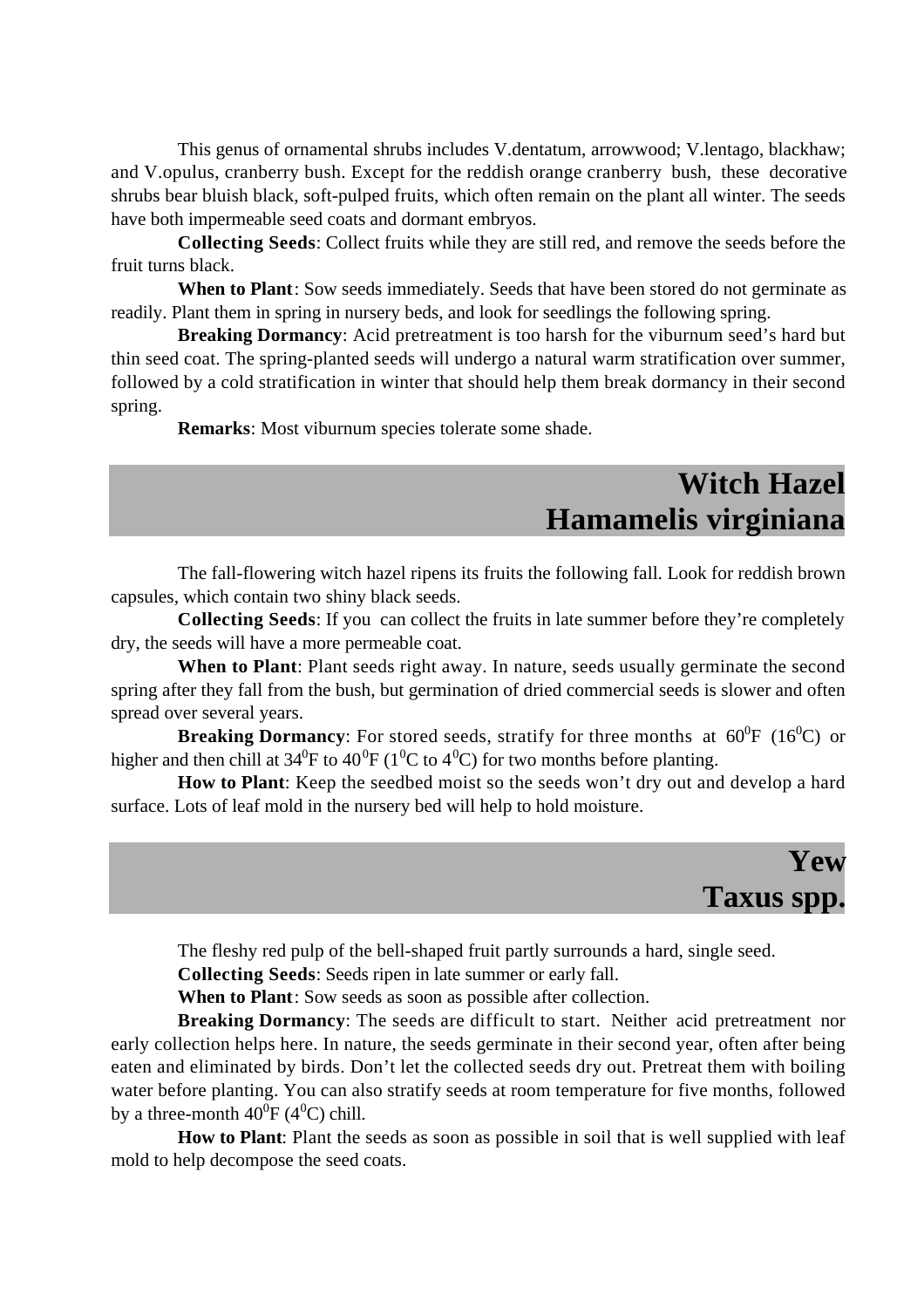This genus of ornamental shrubs includes V.dentatum, arrowwood; V.lentago, blackhaw; and V.opulus, cranberry bush. Except for the reddish orange cranberry bush, these decorative shrubs bear bluish black, soft-pulped fruits, which often remain on the plant all winter. The seeds have both impermeable seed coats and dormant embryos.

**Collecting Seeds**: Collect fruits while they are still red, and remove the seeds before the fruit turns black.

**When to Plant**: Sow seeds immediately. Seeds that have been stored do not germinate as readily. Plant them in spring in nursery beds, and look for seedlings the following spring.

**Breaking Dormancy**: Acid pretreatment is too harsh for the viburnum seed's hard but thin seed coat. The spring-planted seeds will undergo a natural warm stratification over summer, followed by a cold stratification in winter that should help them break dormancy in their second spring.

**Remarks**: Most viburnum species tolerate some shade.

## Witch Hazel
## Hamamelis virginiana

The fall-flowering witch hazel ripens its fruits the following fall. Look for reddish brown capsules, which contain two shiny black seeds.

**Collecting Seeds**: If you can collect the fruits in late summer before they're completely dry, the seeds will have a more permeable coat.

**When to Plant**: Plant seeds right away. In nature, seeds usually germinate the second spring after they fall from the bush, but germination of dried commercial seeds is slower and often spread over several years.

**Breaking Dormancy**: For stored seeds, stratify for three months at $60^0$F ($16^0$C) or higher and then chill at $34^0$F to $40^0$F ($1^0$C to $4^0$C) for two months before planting.

**How to Plant**: Keep the seedbed moist so the seeds won't dry out and develop a hard surface. Lots of leaf mold in the nursery bed will help to hold moisture.

## Yew
## Taxus spp.

The fleshy red pulp of the bell-shaped fruit partly surrounds a hard, single seed.

**Collecting Seeds**: Seeds ripen in late summer or early fall.

**When to Plant**: Sow seeds as soon as possible after collection.

**Breaking Dormancy**: The seeds are difficult to start. Neither acid pretreatment nor early collection helps here. In nature, the seeds germinate in their second year, often after being eaten and eliminated by birds. Don't let the collected seeds dry out. Pretreat them with boiling water before planting. You can also stratify seeds at room temperature for five months, followed by a three-month $40^0$F ($4^0$C) chill.

**How to Plant**: Plant the seeds as soon as possible in soil that is well supplied with leaf mold to help decompose the seed coats.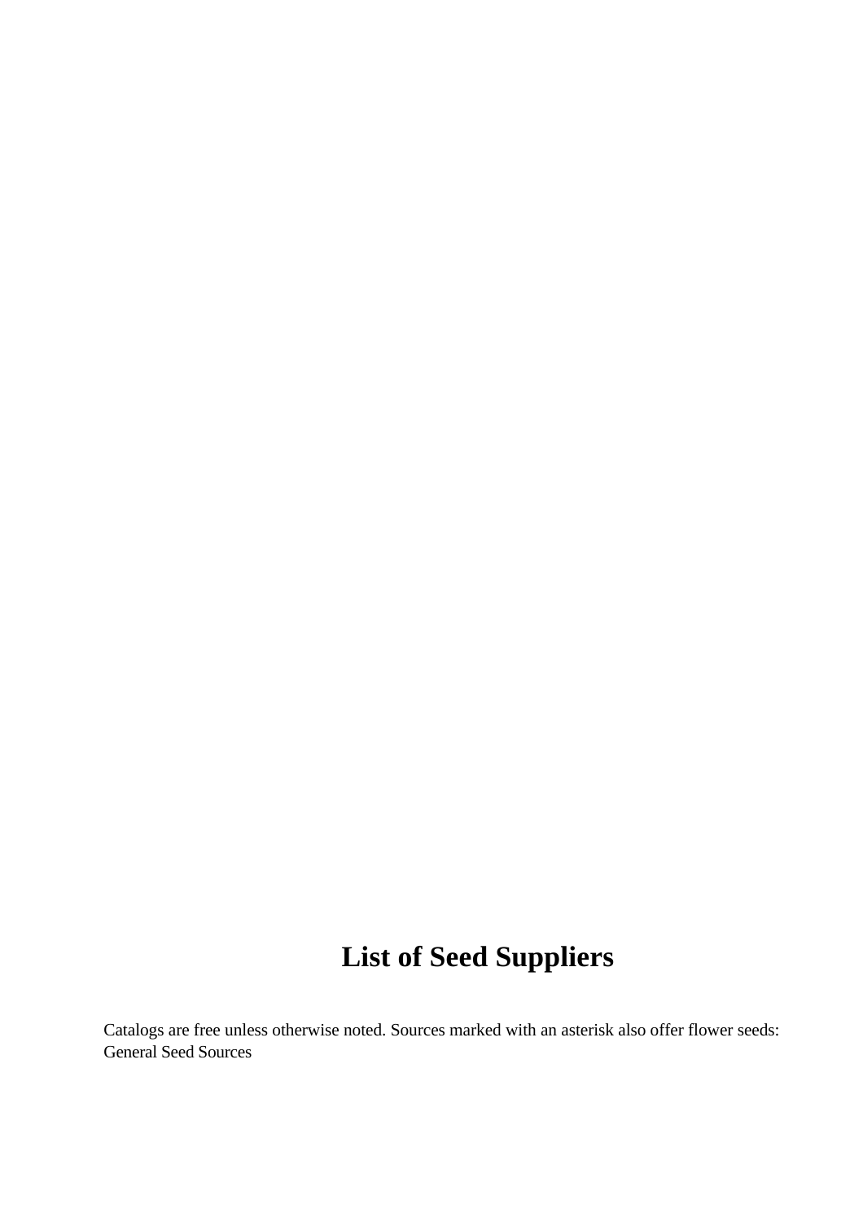# List of Seed Suppliers

Catalogs are free unless otherwise noted. Sources marked with an asterisk also offer flower seeds:
General Seed Sources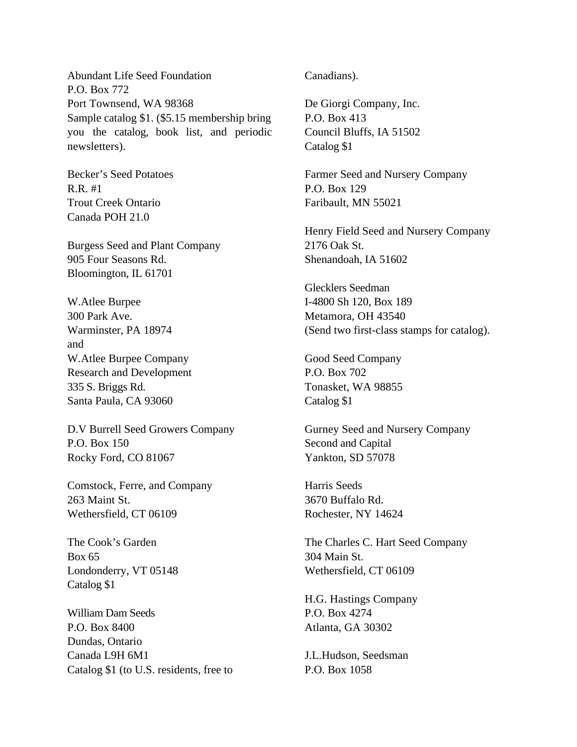Abundant Life Seed Foundation
P.O. Box 772
Port Townsend, WA 98368
Sample catalog $1. ($5.15 membership bring you the catalog, book list, and periodic newsletters).

Becker's Seed Potatoes
R.R. #1
Trout Creek Ontario
Canada POH 21.0

Burgess Seed and Plant Company
905 Four Seasons Rd.
Bloomington, IL 61701

W.Atlee Burpee
300 Park Ave.
Warminster, PA 18974
and
W.Atlee Burpee Company
Research and Development
335 S. Briggs Rd.
Santa Paula, CA 93060

D.V Burrell Seed Growers Company
P.O. Box 150
Rocky Ford, CO 81067

Comstock, Ferre, and Company
263 Maint St.
Wethersfield, CT 06109

The Cook's Garden
Box 65
Londonderry, VT 05148
Catalog $1

William Dam Seeds
P.O. Box 8400
Dundas, Ontario
Canada L9H 6M1
Catalog $1 (to U.S. residents, free to Canadians).

De Giorgi Company, Inc.
P.O. Box 413
Council Bluffs, IA 51502
Catalog $1

Farmer Seed and Nursery Company
P.O. Box 129
Faribault, MN 55021

Henry Field Seed and Nursery Company
2176 Oak St.
Shenandoah, IA 51602

Glecklers Seedman
I-4800 Sh 120, Box 189
Metamora, OH 43540
(Send two first-class stamps for catalog).

Good Seed Company
P.O. Box 702
Tonasket, WA 98855
Catalog $1

Gurney Seed and Nursery Company
Second and Capital
Yankton, SD 57078

Harris Seeds
3670 Buffalo Rd.
Rochester, NY 14624

The Charles C. Hart Seed Company
304 Main St.
Wethersfield, CT 06109

H.G. Hastings Company
P.O. Box 4274
Atlanta, GA 30302

J.L.Hudson, Seedsman
P.O. Box 1058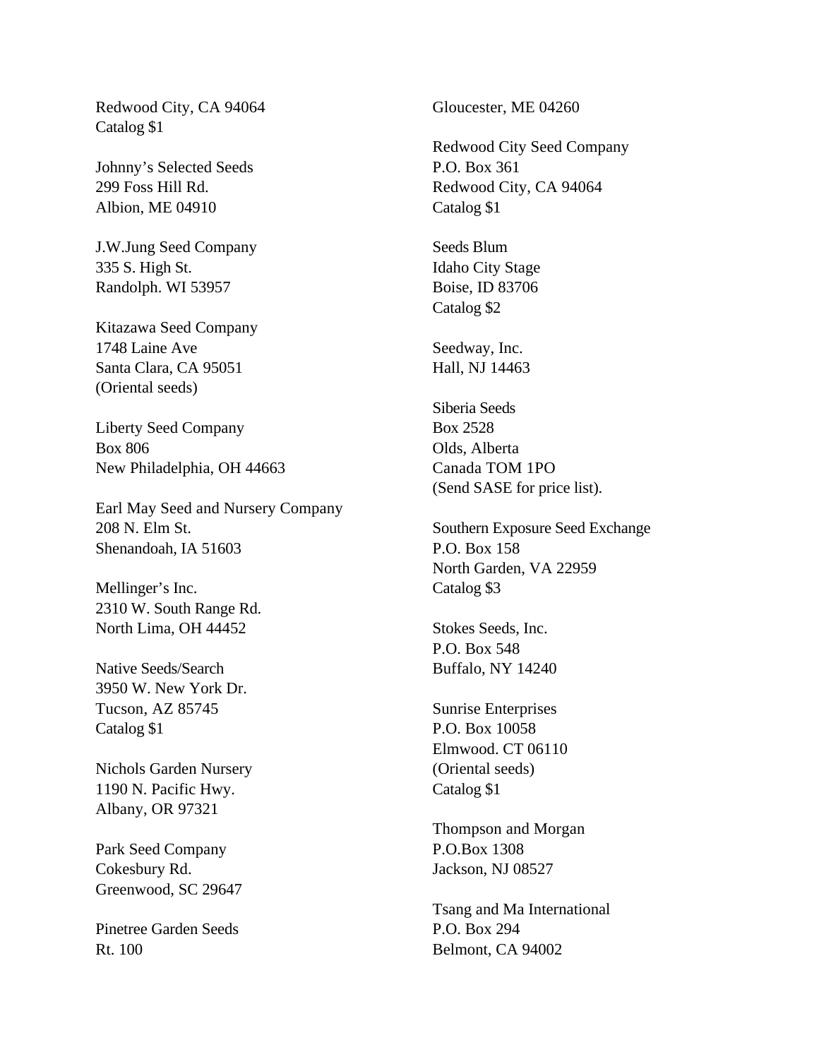Redwood City, CA 94064
Catalog $1

Johnny's Selected Seeds
299 Foss Hill Rd.
Albion, ME 04910

J.W.Jung Seed Company
335 S. High St.
Randolph. WI 53957

Kitazawa Seed Company
1748 Laine Ave
Santa Clara, CA 95051
(Oriental seeds)

Liberty Seed Company
Box 806
New Philadelphia, OH 44663

Earl May Seed and Nursery Company
208 N. Elm St.
Shenandoah, IA 51603

Mellinger's Inc.
2310 W. South Range Rd.
North Lima, OH 44452

Native Seeds/Search
3950 W. New York Dr.
Tucson, AZ 85745
Catalog $1

Nichols Garden Nursery
1190 N. Pacific Hwy.
Albany, OR 97321

Park Seed Company
Cokesbury Rd.
Greenwood, SC 29647

Pinetree Garden Seeds
Rt. 100
Gloucester, ME 04260

Redwood City Seed Company
P.O. Box 361
Redwood City, CA 94064
Catalog $1

Seeds Blum
Idaho City Stage
Boise, ID 83706
Catalog $2

Seedway, Inc.
Hall, NJ 14463

Siberia Seeds
Box 2528
Olds, Alberta
Canada TOM 1PO
(Send SASE for price list).

Southern Exposure Seed Exchange
P.O. Box 158
North Garden, VA 22959
Catalog $3

Stokes Seeds, Inc.
P.O. Box 548
Buffalo, NY 14240

Sunrise Enterprises
P.O. Box 10058
Elmwood. CT 06110
(Oriental seeds)
Catalog $1

Thompson and Morgan
P.O.Box 1308
Jackson, NJ 08527

Tsang and Ma International
P.O. Box 294
Belmont, CA 94002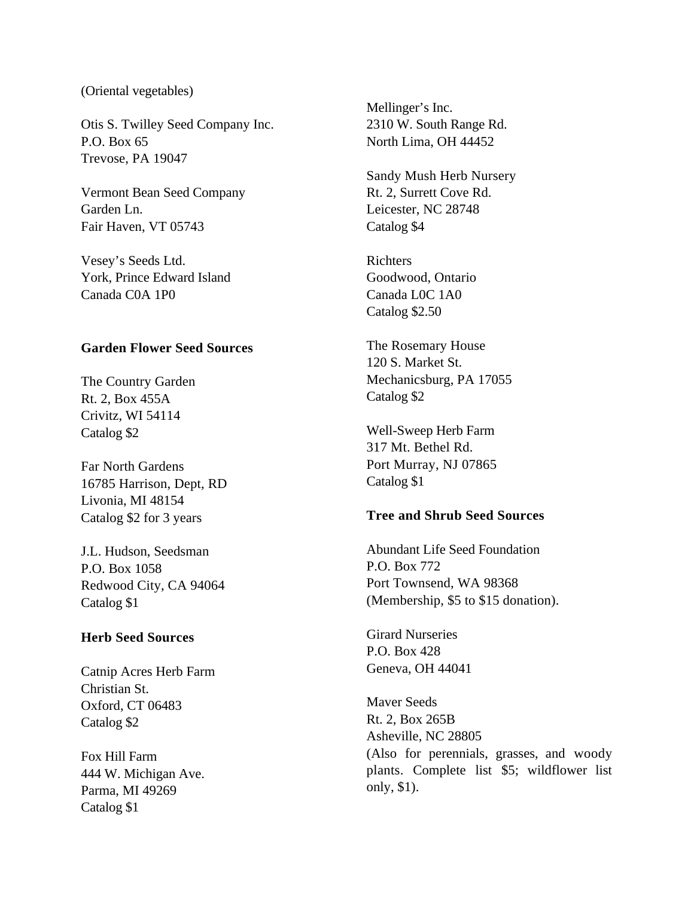(Oriental vegetables)

Otis S. Twilley Seed Company Inc.
P.O. Box 65
Trevose, PA 19047

Vermont Bean Seed Company
Garden Ln.
Fair Haven, VT 05743

Vesey's Seeds Ltd.
York, Prince Edward Island
Canada C0A 1P0

### Garden Flower Seed Sources

The Country Garden
Rt. 2, Box 455A
Crivitz, WI 54114
Catalog $2

Far North Gardens
16785 Harrison, Dept, RD
Livonia, MI 48154
Catalog $2 for 3 years

J.L. Hudson, Seedsman
P.O. Box 1058
Redwood City, CA 94064
Catalog $1

### Herb Seed Sources

Catnip Acres Herb Farm
Christian St.
Oxford, CT 06483
Catalog $2

Fox Hill Farm
444 W. Michigan Ave.
Parma, MI 49269
Catalog $1

Mellinger's Inc.
2310 W. South Range Rd.
North Lima, OH 44452

Sandy Mush Herb Nursery
Rt. 2, Surrett Cove Rd.
Leicester, NC 28748
Catalog $4

Richters
Goodwood, Ontario
Canada L0C 1A0
Catalog $2.50

The Rosemary House
120 S. Market St.
Mechanicsburg, PA 17055
Catalog $2

Well-Sweep Herb Farm
317 Mt. Bethel Rd.
Port Murray, NJ 07865
Catalog $1

### Tree and Shrub Seed Sources

Abundant Life Seed Foundation
P.O. Box 772
Port Townsend, WA 98368
(Membership, $5 to $15 donation).

Girard Nurseries
P.O. Box 428
Geneva, OH 44041

Maver Seeds
Rt. 2, Box 265B
Asheville, NC 28805
(Also for perennials, grasses, and woody plants. Complete list $5; wildflower list only, $1).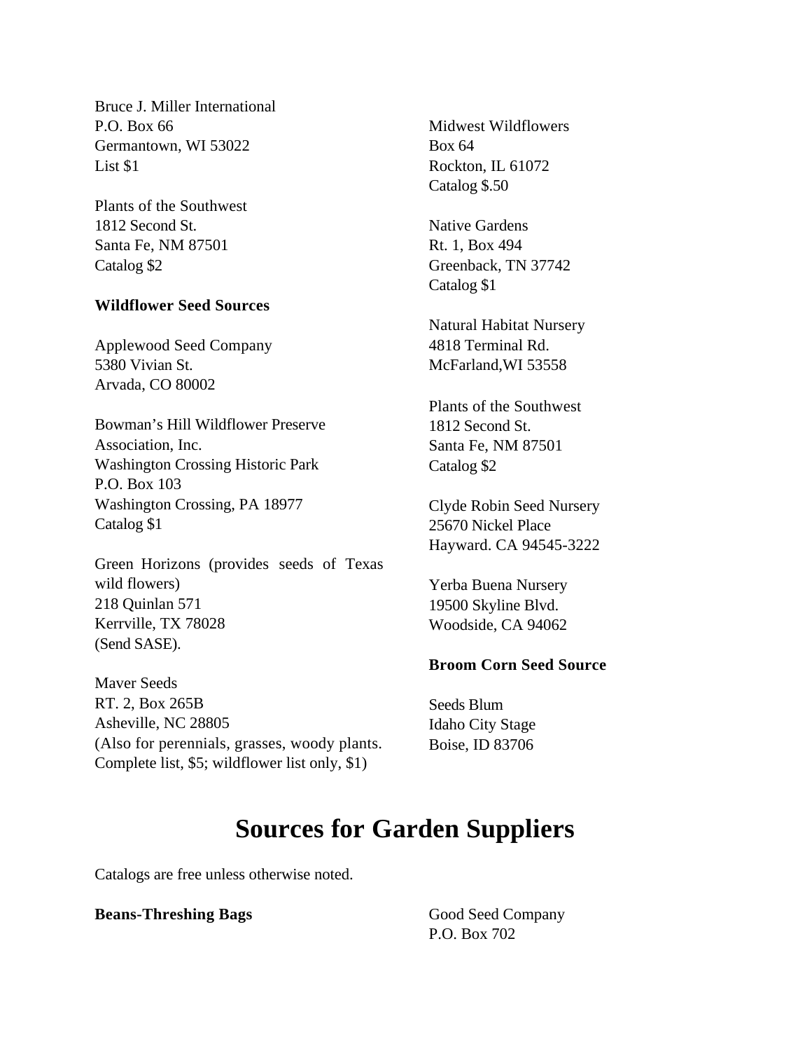Bruce J. Miller International
P.O. Box 66
Germantown, WI 53022
List $1

Plants of the Southwest
1812 Second St.
Santa Fe, NM 87501
Catalog $2

**Wildflower Seed Sources**

Applewood Seed Company
5380 Vivian St.
Arvada, CO 80002

Bowman's Hill Wildflower Preserve Association, Inc.
Washington Crossing Historic Park
P.O. Box 103
Washington Crossing, PA 18977
Catalog $1

Green Horizons (provides seeds of Texas wild flowers)
218 Quinlan 571
Kerrville, TX 78028
(Send SASE).

Maver Seeds
RT. 2, Box 265B
Asheville, NC 28805
(Also for perennials, grasses, woody plants. Complete list, $5; wildflower list only, $1)

Midwest Wildflowers
Box 64
Rockton, IL 61072
Catalog $.50

Native Gardens
Rt. 1, Box 494
Greenback, TN 37742
Catalog $1

Natural Habitat Nursery
4818 Terminal Rd.
McFarland,WI 53558

Plants of the Southwest
1812 Second St.
Santa Fe, NM 87501
Catalog $2

Clyde Robin Seed Nursery
25670 Nickel Place
Hayward. CA 94545-3222

Yerba Buena Nursery
19500 Skyline Blvd.
Woodside, CA 94062

**Broom Corn Seed Source**

Seeds Blum
Idaho City Stage
Boise, ID 83706

# Sources for Garden Suppliers

Catalogs are free unless otherwise noted.

**Beans-Threshing Bags**

Good Seed Company
P.O. Box 702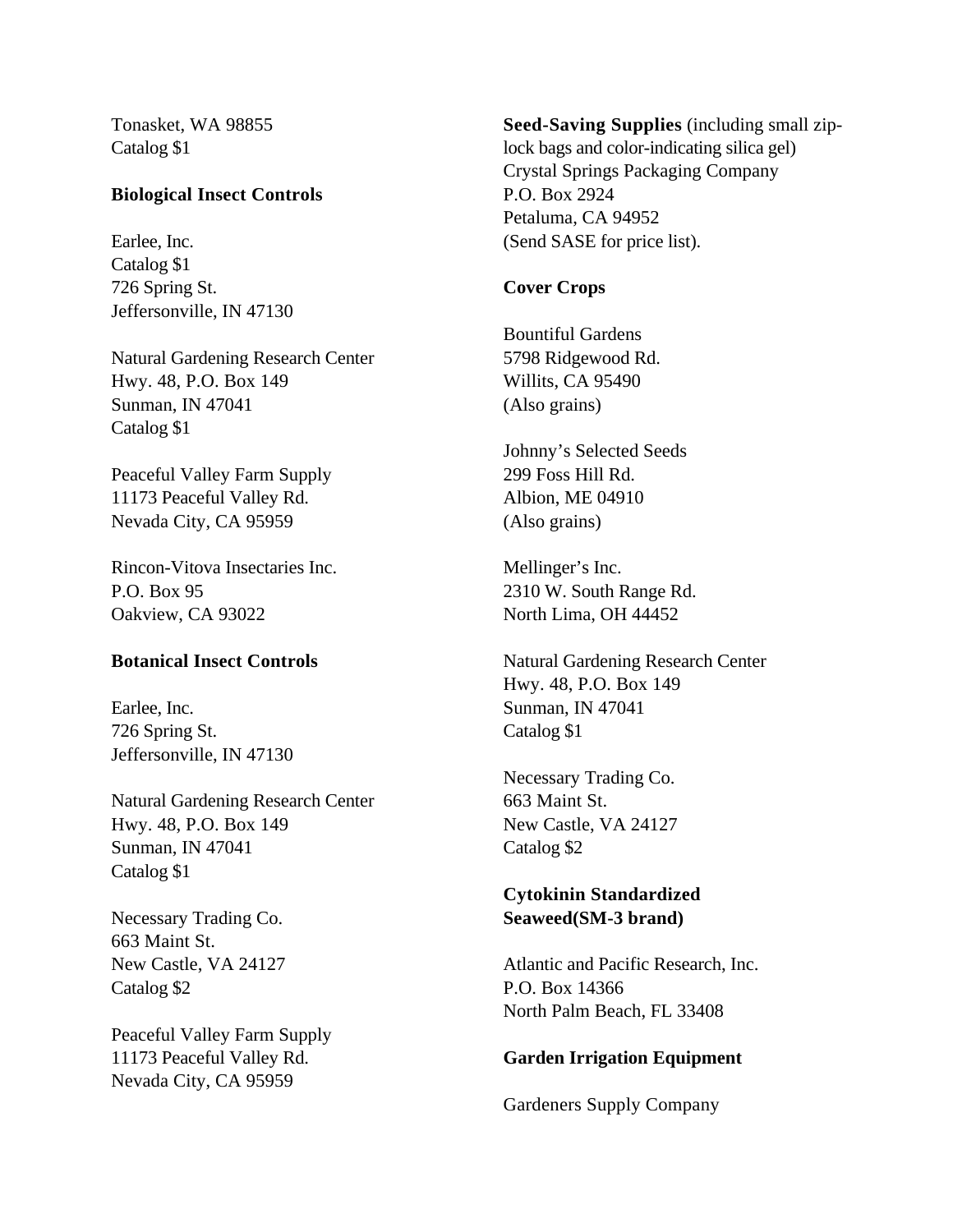Tonasket, WA 98855
Catalog $1

**Biological Insect Controls**

Earlee, Inc.
Catalog $1
726 Spring St.
Jeffersonville, IN 47130

Natural Gardening Research Center
Hwy. 48, P.O. Box 149
Sunman, IN 47041
Catalog $1

Peaceful Valley Farm Supply
11173 Peaceful Valley Rd.
Nevada City, CA 95959

Rincon-Vitova Insectaries Inc.
P.O. Box 95
Oakview, CA 93022

**Botanical Insect Controls**

Earlee, Inc.
726 Spring St.
Jeffersonville, IN 47130

Natural Gardening Research Center
Hwy. 48, P.O. Box 149
Sunman, IN 47041
Catalog $1

Necessary Trading Co.
663 Maint St.
New Castle, VA 24127
Catalog $2

Peaceful Valley Farm Supply
11173 Peaceful Valley Rd.
Nevada City, CA 95959

**Seed-Saving Supplies** (including small zip-lock bags and color-indicating silica gel)
Crystal Springs Packaging Company
P.O. Box 2924
Petaluma, CA 94952
(Send SASE for price list).

**Cover Crops**

Bountiful Gardens
5798 Ridgewood Rd.
Willits, CA 95490
(Also grains)

Johnny's Selected Seeds
299 Foss Hill Rd.
Albion, ME 04910
(Also grains)

Mellinger's Inc.
2310 W. South Range Rd.
North Lima, OH 44452

Natural Gardening Research Center
Hwy. 48, P.O. Box 149
Sunman, IN 47041
Catalog $1

Necessary Trading Co.
663 Maint St.
New Castle, VA 24127
Catalog $2

**Cytokinin Standardized Seaweed(SM-3 brand)**

Atlantic and Pacific Research, Inc.
P.O. Box 14366
North Palm Beach, FL 33408

**Garden Irrigation Equipment**

Gardeners Supply Company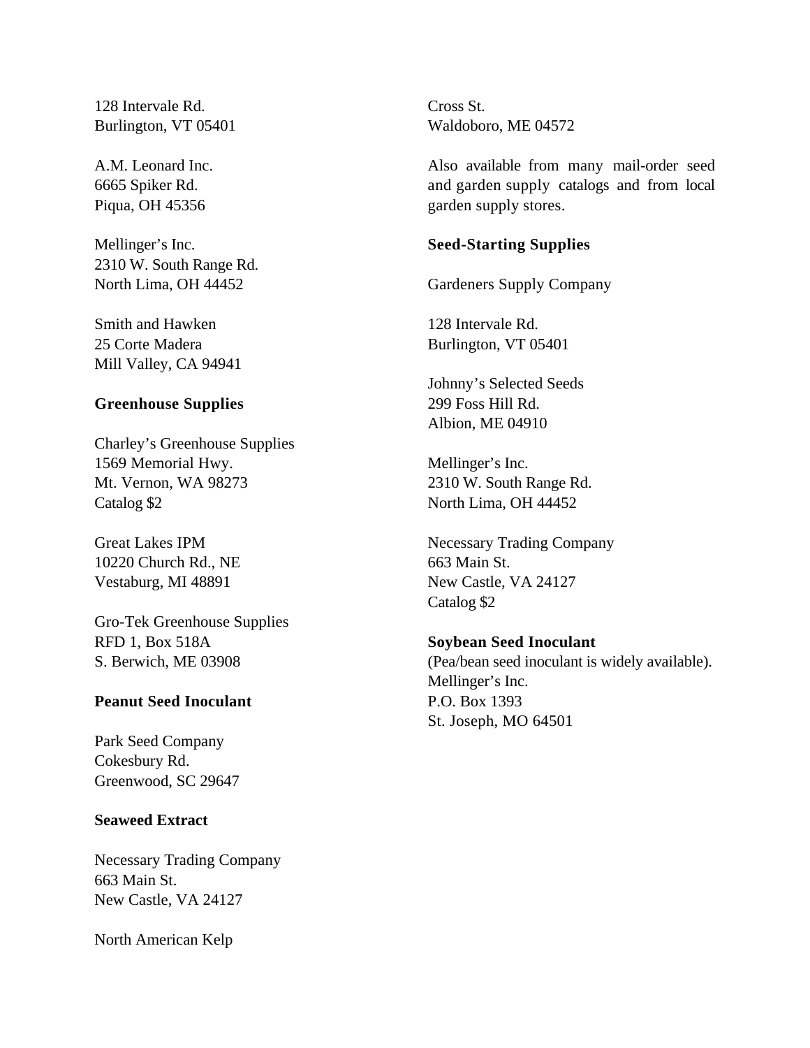128 Intervale Rd.
Burlington, VT 05401

A.M. Leonard Inc.
6665 Spiker Rd.
Piqua, OH 45356

Mellinger's Inc.
2310 W. South Range Rd.
North Lima, OH 44452

Smith and Hawken
25 Corte Madera
Mill Valley, CA 94941

**Greenhouse Supplies**

Charley's Greenhouse Supplies
1569 Memorial Hwy.
Mt. Vernon, WA 98273
Catalog $2

Great Lakes IPM
10220 Church Rd., NE
Vestaburg, MI 48891

Gro-Tek Greenhouse Supplies
RFD 1, Box 518A
S. Berwich, ME 03908

**Peanut Seed Inoculant**

Park Seed Company
Cokesbury Rd.
Greenwood, SC 29647

**Seaweed Extract**

Necessary Trading Company
663 Main St.
New Castle, VA 24127

North American Kelp
Cross St.
Waldoboro, ME 04572

Also available from many mail-order seed and garden supply catalogs and from local garden supply stores.

**Seed-Starting Supplies**

Gardeners Supply Company

128 Intervale Rd.
Burlington, VT 05401

Johnny's Selected Seeds
299 Foss Hill Rd.
Albion, ME 04910

Mellinger's Inc.
2310 W. South Range Rd.
North Lima, OH 44452

Necessary Trading Company
663 Main St.
New Castle, VA 24127
Catalog $2

**Soybean Seed Inoculant**
(Pea/bean seed inoculant is widely available).
Mellinger's Inc.
P.O. Box 1393
St. Joseph, MO 64501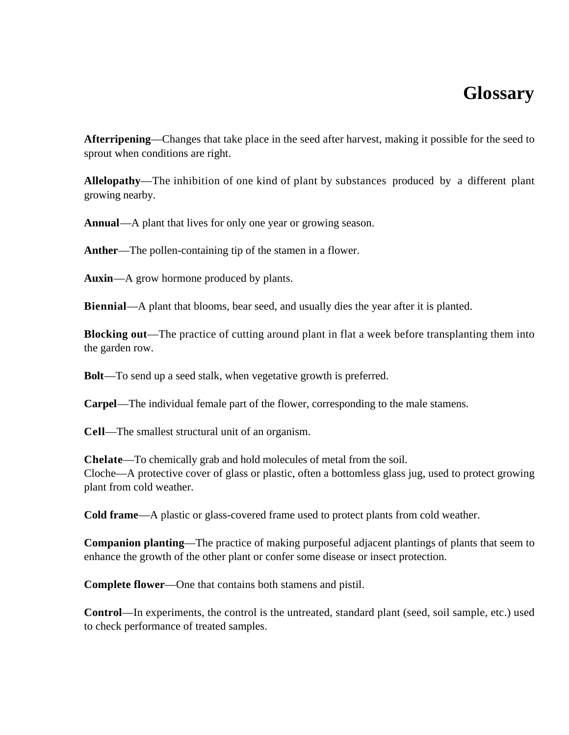# Glossary

**Afterripening**—Changes that take place in the seed after harvest, making it possible for the seed to sprout when conditions are right.

**Allelopathy**—The inhibition of one kind of plant by substances produced by a different plant growing nearby.

**Annual**—A plant that lives for only one year or growing season.

**Anther**—The pollen-containing tip of the stamen in a flower.

**Auxin**—A grow hormone produced by plants.

**Biennial**—A plant that blooms, bear seed, and usually dies the year after it is planted.

**Blocking out**—The practice of cutting around plant in flat a week before transplanting them into the garden row.

**Bolt**—To send up a seed stalk, when vegetative growth is preferred.

**Carpel**—The individual female part of the flower, corresponding to the male stamens.

**Cell**—The smallest structural unit of an organism.

**Chelate**—To chemically grab and hold molecules of metal from the soil.
Cloche—A protective cover of glass or plastic, often a bottomless glass jug, used to protect growing plant from cold weather.

**Cold frame**—A plastic or glass-covered frame used to protect plants from cold weather.

**Companion planting**—The practice of making purposeful adjacent plantings of plants that seem to enhance the growth of the other plant or confer some disease or insect protection.

**Complete flower**—One that contains both stamens and pistil.

**Control**—In experiments, the control is the untreated, standard plant (seed, soil sample, etc.) used to check performance of treated samples.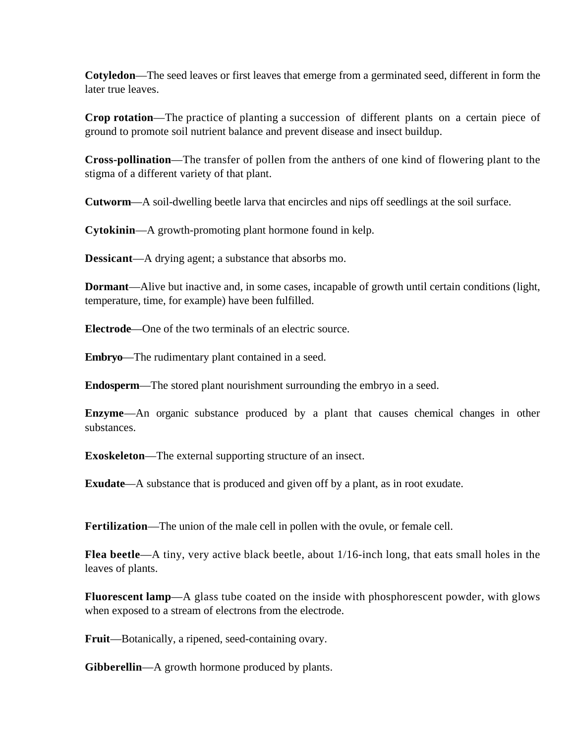**Cotyledon**—The seed leaves or first leaves that emerge from a germinated seed, different in form the later true leaves.

**Crop rotation**—The practice of planting a succession of different plants on a certain piece of ground to promote soil nutrient balance and prevent disease and insect buildup.

**Cross-pollination**—The transfer of pollen from the anthers of one kind of flowering plant to the stigma of a different variety of that plant.

**Cutworm**—A soil-dwelling beetle larva that encircles and nips off seedlings at the soil surface.

**Cytokinin**—A growth-promoting plant hormone found in kelp.

**Dessicant**—A drying agent; a substance that absorbs mo.

**Dormant**—Alive but inactive and, in some cases, incapable of growth until certain conditions (light, temperature, time, for example) have been fulfilled.

**Electrode**—One of the two terminals of an electric source.

**Embryo**—The rudimentary plant contained in a seed.

**Endosperm**—The stored plant nourishment surrounding the embryo in a seed.

**Enzyme**—An organic substance produced by a plant that causes chemical changes in other substances.

**Exoskeleton**—The external supporting structure of an insect.

**Exudate**—A substance that is produced and given off by a plant, as in root exudate.

**Fertilization**—The union of the male cell in pollen with the ovule, or female cell.

**Flea beetle**—A tiny, very active black beetle, about 1/16-inch long, that eats small holes in the leaves of plants.

**Fluorescent lamp**—A glass tube coated on the inside with phosphorescent powder, with glows when exposed to a stream of electrons from the electrode.

**Fruit**—Botanically, a ripened, seed-containing ovary.

**Gibberellin**—A growth hormone produced by plants.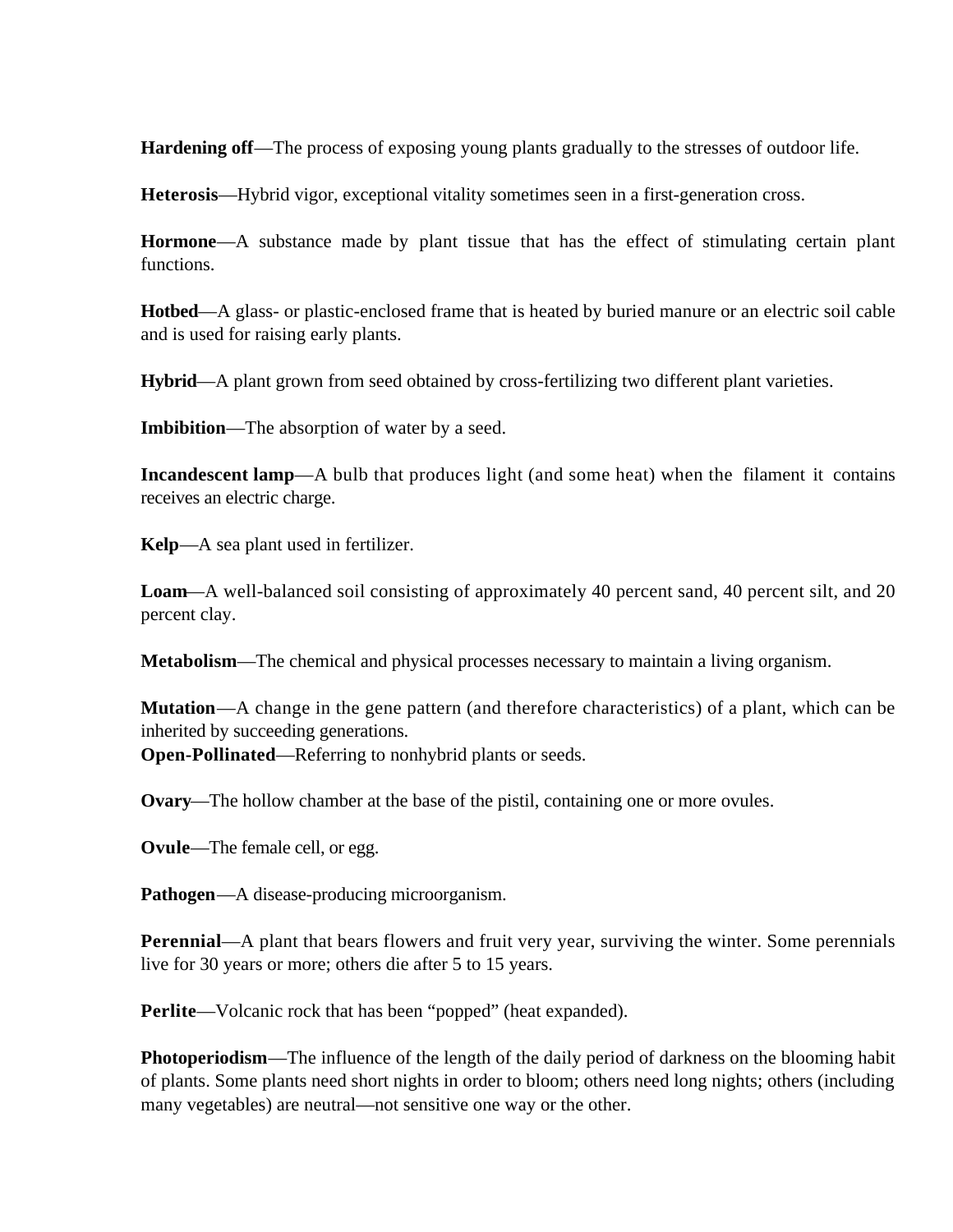**Hardening off**—The process of exposing young plants gradually to the stresses of outdoor life.

**Heterosis**—Hybrid vigor, exceptional vitality sometimes seen in a first-generation cross.

**Hormone**—A substance made by plant tissue that has the effect of stimulating certain plant functions.

**Hotbed**—A glass- or plastic-enclosed frame that is heated by buried manure or an electric soil cable and is used for raising early plants.

**Hybrid**—A plant grown from seed obtained by cross-fertilizing two different plant varieties.

**Imbibition**—The absorption of water by a seed.

**Incandescent lamp**—A bulb that produces light (and some heat) when the filament it contains receives an electric charge.

**Kelp**—A sea plant used in fertilizer.

**Loam**—A well-balanced soil consisting of approximately 40 percent sand, 40 percent silt, and 20 percent clay.

**Metabolism**—The chemical and physical processes necessary to maintain a living organism.

**Mutation**—A change in the gene pattern (and therefore characteristics) of a plant, which can be inherited by succeeding generations.

**Open-Pollinated**—Referring to nonhybrid plants or seeds.

**Ovary**—The hollow chamber at the base of the pistil, containing one or more ovules.

**Ovule**—The female cell, or egg.

**Pathogen**—A disease-producing microorganism.

**Perennial**—A plant that bears flowers and fruit very year, surviving the winter. Some perennials live for 30 years or more; others die after 5 to 15 years.

**Perlite**—Volcanic rock that has been “popped” (heat expanded).

**Photoperiodism**—The influence of the length of the daily period of darkness on the blooming habit of plants. Some plants need short nights in order to bloom; others need long nights; others (including many vegetables) are neutral—not sensitive one way or the other.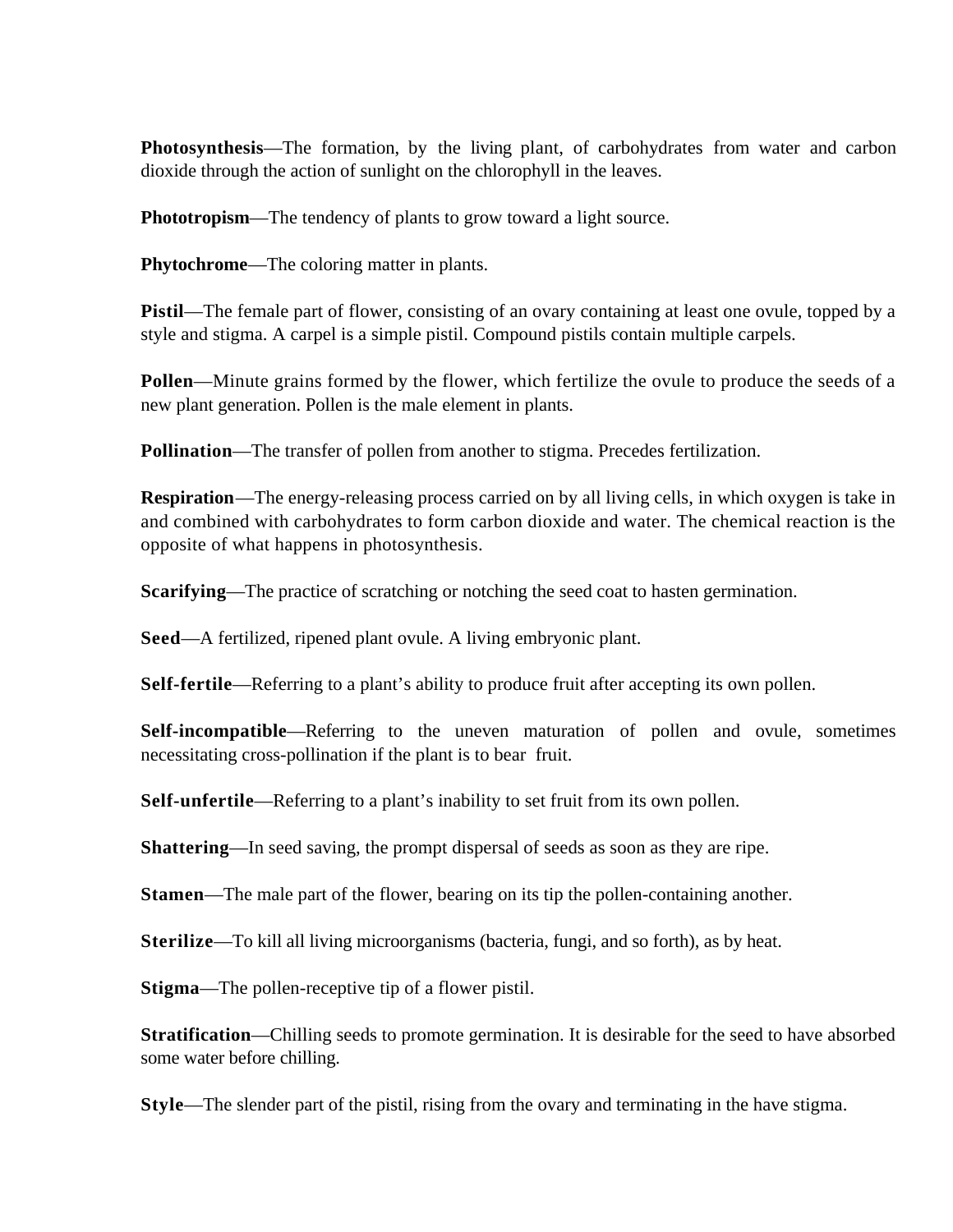**Photosynthesis**—The formation, by the living plant, of carbohydrates from water and carbon dioxide through the action of sunlight on the chlorophyll in the leaves.

**Phototropism**—The tendency of plants to grow toward a light source.

**Phytochrome**—The coloring matter in plants.

**Pistil**—The female part of flower, consisting of an ovary containing at least one ovule, topped by a style and stigma. A carpel is a simple pistil. Compound pistils contain multiple carpels.

**Pollen**—Minute grains formed by the flower, which fertilize the ovule to produce the seeds of a new plant generation. Pollen is the male element in plants.

**Pollination**—The transfer of pollen from another to stigma. Precedes fertilization.

**Respiration**—The energy-releasing process carried on by all living cells, in which oxygen is take in and combined with carbohydrates to form carbon dioxide and water. The chemical reaction is the opposite of what happens in photosynthesis.

**Scarifying**—The practice of scratching or notching the seed coat to hasten germination.

**Seed**—A fertilized, ripened plant ovule. A living embryonic plant.

**Self-fertile**—Referring to a plant's ability to produce fruit after accepting its own pollen.

**Self-incompatible**—Referring to the uneven maturation of pollen and ovule, sometimes necessitating cross-pollination if the plant is to bear fruit.

**Self-unfertile**—Referring to a plant's inability to set fruit from its own pollen.

**Shattering**—In seed saving, the prompt dispersal of seeds as soon as they are ripe.

**Stamen**—The male part of the flower, bearing on its tip the pollen-containing another.

**Sterilize**—To kill all living microorganisms (bacteria, fungi, and so forth), as by heat.

**Stigma**—The pollen-receptive tip of a flower pistil.

**Stratification**—Chilling seeds to promote germination. It is desirable for the seed to have absorbed some water before chilling.

**Style**—The slender part of the pistil, rising from the ovary and terminating in the have stigma.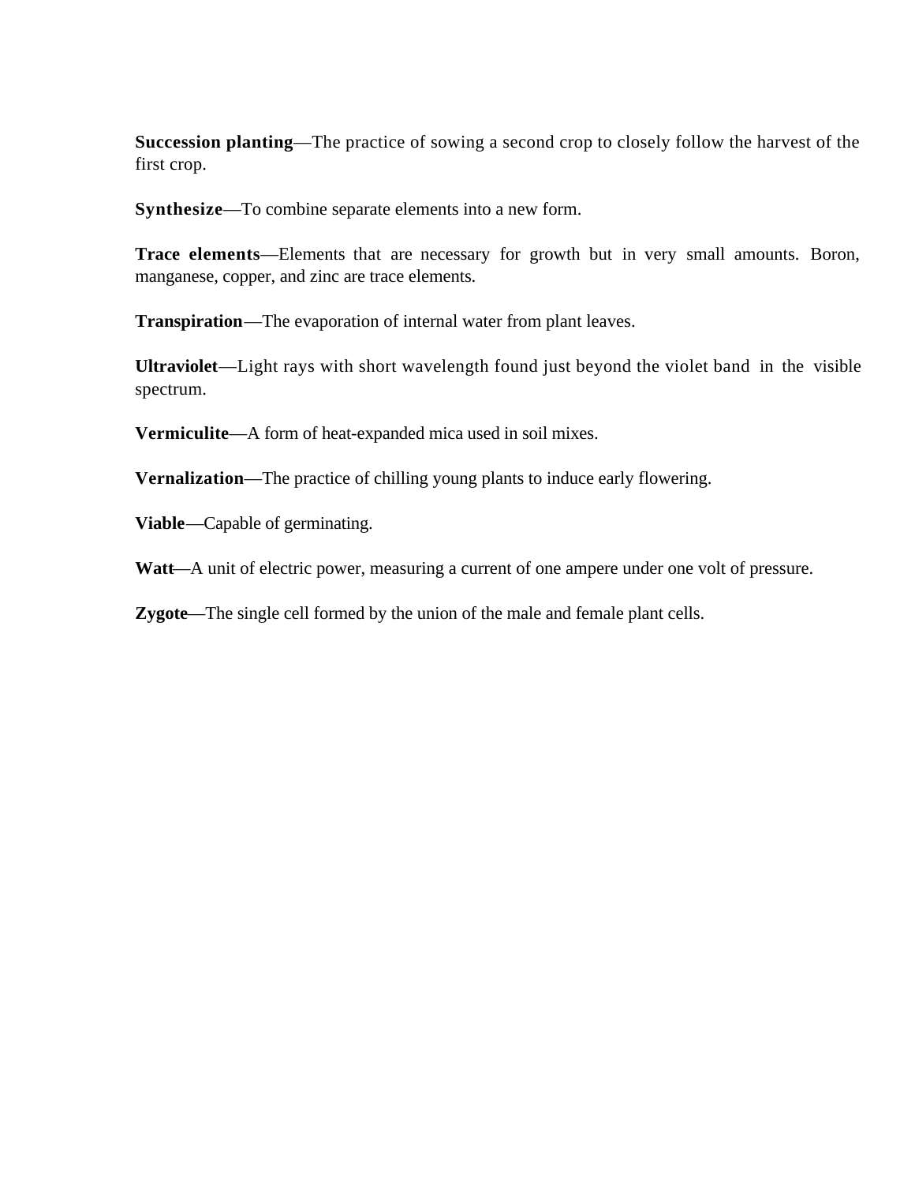**Succession planting**—The practice of sowing a second crop to closely follow the harvest of the first crop.

**Synthesize**—To combine separate elements into a new form.

**Trace elements**—Elements that are necessary for growth but in very small amounts. Boron, manganese, copper, and zinc are trace elements.

**Transpiration**—The evaporation of internal water from plant leaves.

**Ultraviolet**—Light rays with short wavelength found just beyond the violet band in the visible spectrum.

**Vermiculite**—A form of heat-expanded mica used in soil mixes.

**Vernalization**—The practice of chilling young plants to induce early flowering.

**Viable**—Capable of germinating.

**Watt**—A unit of electric power, measuring a current of one ampere under one volt of pressure.

**Zygote**—The single cell formed by the union of the male and female plant cells.